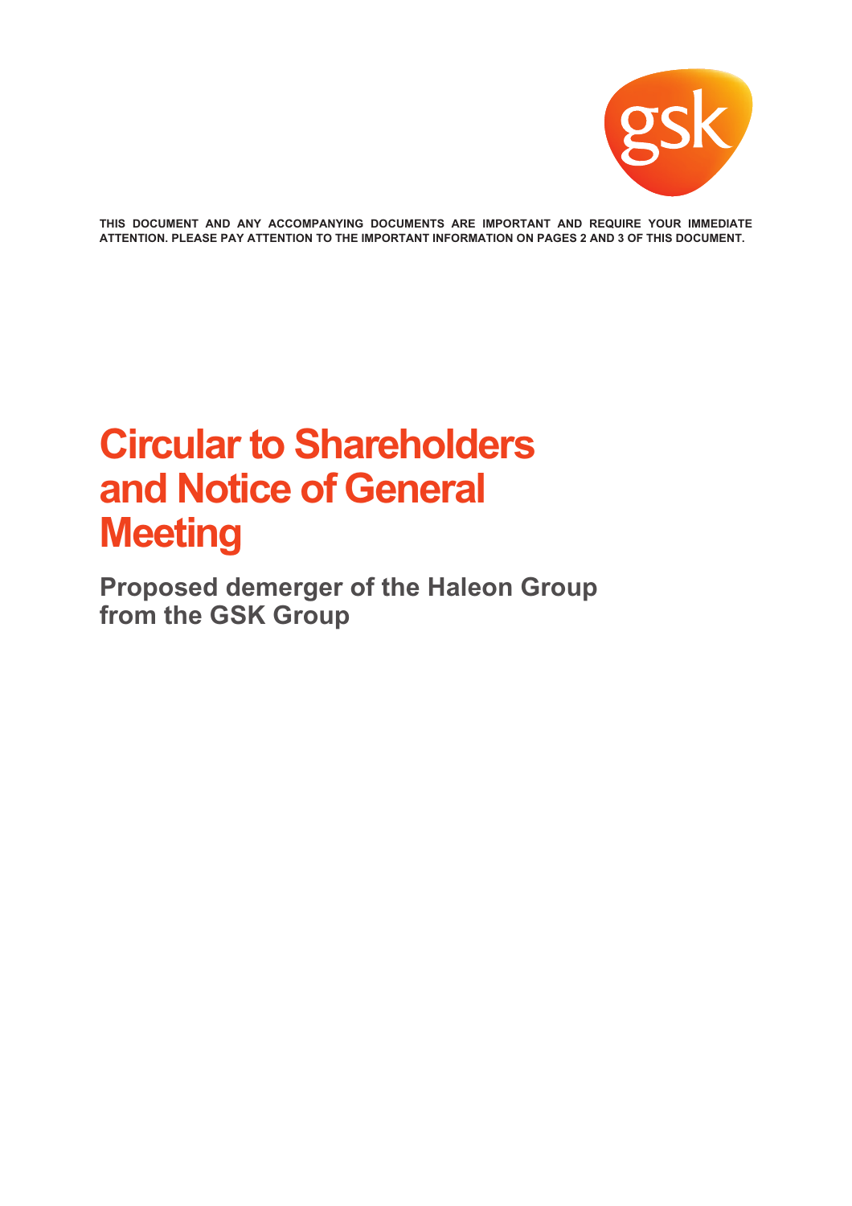**THIS DOCUMENT AND ANY ACCOMPANYING DOCUMENTS ARE IMPORTANT AND REQUIRE YOUR IMMEDIATE ATTENTION. PLEASE PAY ATTENTION TO THE IMPORTANT INFORMATION ON PAGES 2 AND 3 OF THIS DOCUMENT.**

# Circular to Shareholders and Notice of General Meeting

## Proposed demerger of the Haleon Group from the GSK Group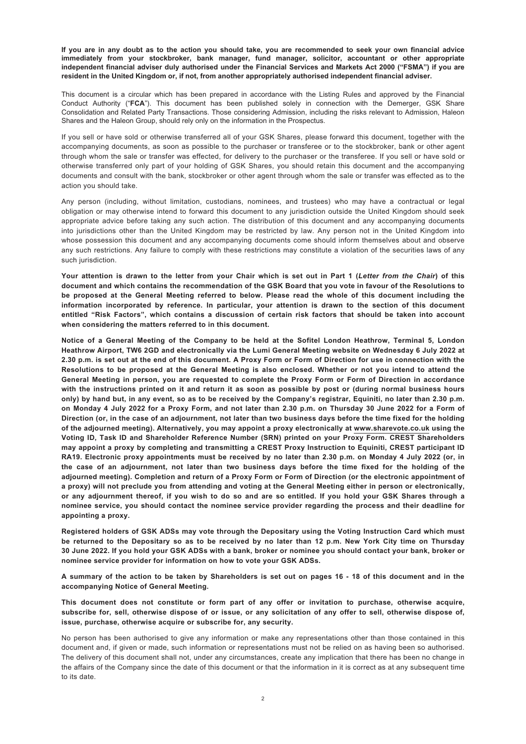**If you are in any doubt as to the action you should take, you are recommended to seek your own financial advice immediately from your stockbroker, bank manager, fund manager, solicitor, accountant or other appropriate independent financial adviser duly authorised under the Financial Services and Markets Act 2000 ("FSMA") if you are resident in the United Kingdom or, if not, from another appropriately authorised independent financial adviser.**

This document is a circular which has been prepared in accordance with the Listing Rules and approved by the Financial Conduct Authority ("**FCA**"). This document has been published solely in connection with the Demerger, GSK Share Consolidation and Related Party Transactions. Those considering Admission, including the risks relevant to Admission, Haleon Shares and the Haleon Group, should rely only on the information in the Prospectus.

If you sell or have sold or otherwise transferred all of your GSK Shares, please forward this document, together with the accompanying documents, as soon as possible to the purchaser or transferee or to the stockbroker, bank or other agent through whom the sale or transfer was effected, for delivery to the purchaser or the transferee. If you sell or have sold or otherwise transferred only part of your holding of GSK Shares, you should retain this document and the accompanying documents and consult with the bank, stockbroker or other agent through whom the sale or transfer was effected as to the action you should take.

Any person (including, without limitation, custodians, nominees, and trustees) who may have a contractual or legal obligation or may otherwise intend to forward this document to any jurisdiction outside the United Kingdom should seek appropriate advice before taking any such action. The distribution of this document and any accompanying documents into jurisdictions other than the United Kingdom may be restricted by law. Any person not in the United Kingdom into whose possession this document and any accompanying documents come should inform themselves about and observe any such restrictions. Any failure to comply with these restrictions may constitute a violation of the securities laws of any such jurisdiction.

**Your attention is drawn to the letter from your Chair which is set out in Part 1 (*Letter from the Chair*) of this document and which contains the recommendation of the GSK Board that you vote in favour of the Resolutions to be proposed at the General Meeting referred to below. Please read the whole of this document including the information incorporated by reference. In particular, your attention is drawn to the section of this document entitled "Risk Factors", which contains a discussion of certain risk factors that should be taken into account when considering the matters referred to in this document.**

**Notice of a General Meeting of the Company to be held at the Sofitel London Heathrow, Terminal 5, London Heathrow Airport, TW6 2GD and electronically via the Lumi General Meeting website on Wednesday 6 July 2022 at 2.30 p.m. is set out at the end of this document. A Proxy Form or Form of Direction for use in connection with the Resolutions to be proposed at the General Meeting is also enclosed. Whether or not you intend to attend the General Meeting in person, you are requested to complete the Proxy Form or Form of Direction in accordance with the instructions printed on it and return it as soon as possible by post or (during normal business hours only) by hand but, in any event, so as to be received by the Company's registrar, Equiniti, no later than 2.30 p.m. on Monday 4 July 2022 for a Proxy Form, and not later than 2.30 p.m. on Thursday 30 June 2022 for a Form of Direction (or, in the case of an adjournment, not later than two business days before the time fixed for the holding of the adjourned meeting). Alternatively, you may appoint a proxy electronically at www.sharevote.co.uk using the Voting ID, Task ID and Shareholder Reference Number (SRN) printed on your Proxy Form. CREST Shareholders may appoint a proxy by completing and transmitting a CREST Proxy Instruction to Equiniti, CREST participant ID RA19. Electronic proxy appointments must be received by no later than 2.30 p.m. on Monday 4 July 2022 (or, in the case of an adjournment, not later than two business days before the time fixed for the holding of the adjourned meeting). Completion and return of a Proxy Form or Form of Direction (or the electronic appointment of a proxy) will not preclude you from attending and voting at the General Meeting either in person or electronically, or any adjournment thereof, if you wish to do so and are so entitled. If you hold your GSK Shares through a nominee service, you should contact the nominee service provider regarding the process and their deadline for appointing a proxy.**

**Registered holders of GSK ADSs may vote through the Depositary using the Voting Instruction Card which must be returned to the Depositary so as to be received by no later than 12 p.m. New York City time on Thursday 30 June 2022. If you hold your GSK ADSs with a bank, broker or nominee you should contact your bank, broker or nominee service provider for information on how to vote your GSK ADSs.**

**A summary of the action to be taken by Shareholders is set out on pages 16 - 18 of this document and in the accompanying Notice of General Meeting.**

**This document does not constitute or form part of any offer or invitation to purchase, otherwise acquire, subscribe for, sell, otherwise dispose of or issue, or any solicitation of any offer to sell, otherwise dispose of, issue, purchase, otherwise acquire or subscribe for, any security.**

No person has been authorised to give any information or make any representations other than those contained in this document and, if given or made, such information or representations must not be relied on as having been so authorised. The delivery of this document shall not, under any circumstances, create any implication that there has been no change in the affairs of the Company since the date of this document or that the information in it is correct as at any subsequent time to its date.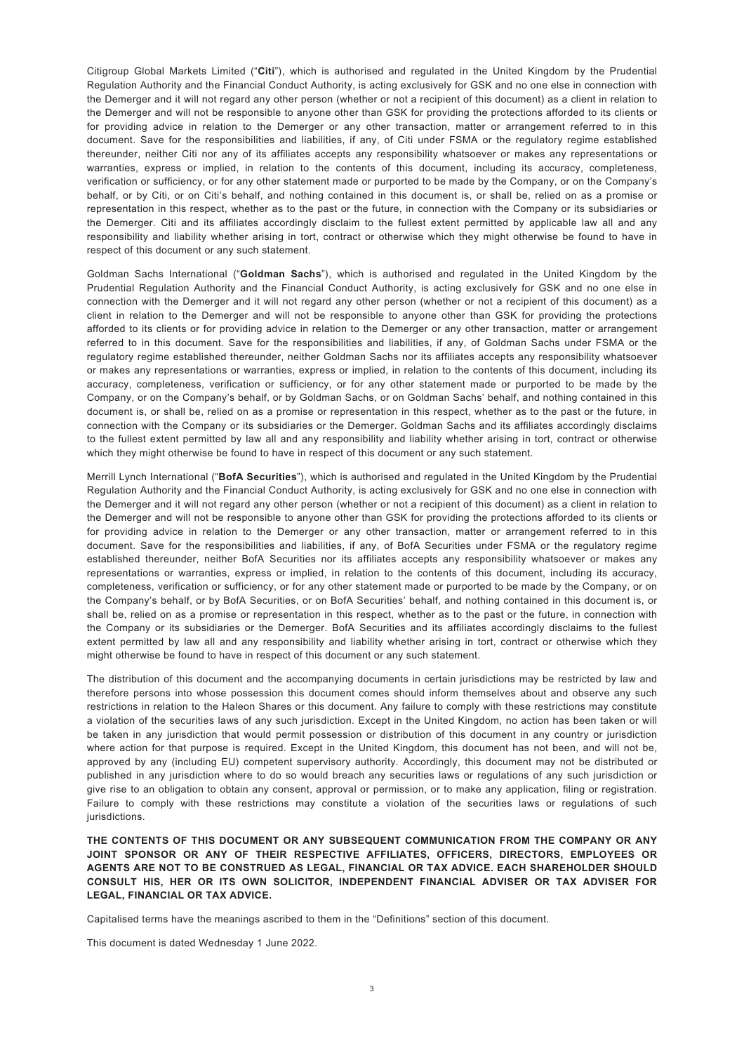Citigroup Global Markets Limited ("**Citi**"), which is authorised and regulated in the United Kingdom by the Prudential Regulation Authority and the Financial Conduct Authority, is acting exclusively for GSK and no one else in connection with the Demerger and it will not regard any other person (whether or not a recipient of this document) as a client in relation to the Demerger and will not be responsible to anyone other than GSK for providing the protections afforded to its clients or for providing advice in relation to the Demerger or any other transaction, matter or arrangement referred to in this document. Save for the responsibilities and liabilities, if any, of Citi under FSMA or the regulatory regime established thereunder, neither Citi nor any of its affiliates accepts any responsibility whatsoever or makes any representations or warranties, express or implied, in relation to the contents of this document, including its accuracy, completeness, verification or sufficiency, or for any other statement made or purported to be made by the Company, or on the Company's behalf, or by Citi, or on Citi's behalf, and nothing contained in this document is, or shall be, relied on as a promise or representation in this respect, whether as to the past or the future, in connection with the Company or its subsidiaries or the Demerger. Citi and its affiliates accordingly disclaim to the fullest extent permitted by applicable law all and any responsibility and liability whether arising in tort, contract or otherwise which they might otherwise be found to have in respect of this document or any such statement.

Goldman Sachs International ("**Goldman Sachs**"), which is authorised and regulated in the United Kingdom by the Prudential Regulation Authority and the Financial Conduct Authority, is acting exclusively for GSK and no one else in connection with the Demerger and it will not regard any other person (whether or not a recipient of this document) as a client in relation to the Demerger and will not be responsible to anyone other than GSK for providing the protections afforded to its clients or for providing advice in relation to the Demerger or any other transaction, matter or arrangement referred to in this document. Save for the responsibilities and liabilities, if any, of Goldman Sachs under FSMA or the regulatory regime established thereunder, neither Goldman Sachs nor its affiliates accepts any responsibility whatsoever or makes any representations or warranties, express or implied, in relation to the contents of this document, including its accuracy, completeness, verification or sufficiency, or for any other statement made or purported to be made by the Company, or on the Company's behalf, or by Goldman Sachs, or on Goldman Sachs' behalf, and nothing contained in this document is, or shall be, relied on as a promise or representation in this respect, whether as to the past or the future, in connection with the Company or its subsidiaries or the Demerger. Goldman Sachs and its affiliates accordingly disclaims to the fullest extent permitted by law all and any responsibility and liability whether arising in tort, contract or otherwise which they might otherwise be found to have in respect of this document or any such statement.

Merrill Lynch International ("**BofA Securities**"), which is authorised and regulated in the United Kingdom by the Prudential Regulation Authority and the Financial Conduct Authority, is acting exclusively for GSK and no one else in connection with the Demerger and it will not regard any other person (whether or not a recipient of this document) as a client in relation to the Demerger and will not be responsible to anyone other than GSK for providing the protections afforded to its clients or for providing advice in relation to the Demerger or any other transaction, matter or arrangement referred to in this document. Save for the responsibilities and liabilities, if any, of BofA Securities under FSMA or the regulatory regime established thereunder, neither BofA Securities nor its affiliates accepts any responsibility whatsoever or makes any representations or warranties, express or implied, in relation to the contents of this document, including its accuracy, completeness, verification or sufficiency, or for any other statement made or purported to be made by the Company, or on the Company's behalf, or by BofA Securities, or on BofA Securities' behalf, and nothing contained in this document is, or shall be, relied on as a promise or representation in this respect, whether as to the past or the future, in connection with the Company or its subsidiaries or the Demerger. BofA Securities and its affiliates accordingly disclaims to the fullest extent permitted by law all and any responsibility and liability whether arising in tort, contract or otherwise which they might otherwise be found to have in respect of this document or any such statement.

The distribution of this document and the accompanying documents in certain jurisdictions may be restricted by law and therefore persons into whose possession this document comes should inform themselves about and observe any such restrictions in relation to the Haleon Shares or this document. Any failure to comply with these restrictions may constitute a violation of the securities laws of any such jurisdiction. Except in the United Kingdom, no action has been taken or will be taken in any jurisdiction that would permit possession or distribution of this document in any country or jurisdiction where action for that purpose is required. Except in the United Kingdom, this document has not been, and will not be, approved by any (including EU) competent supervisory authority. Accordingly, this document may not be distributed or published in any jurisdiction where to do so would breach any securities laws or regulations of any such jurisdiction or give rise to an obligation to obtain any consent, approval or permission, or to make any application, filing or registration. Failure to comply with these restrictions may constitute a violation of the securities laws or regulations of such jurisdictions.

**THE CONTENTS OF THIS DOCUMENT OR ANY SUBSEQUENT COMMUNICATION FROM THE COMPANY OR ANY JOINT SPONSOR OR ANY OF THEIR RESPECTIVE AFFILIATES, OFFICERS, DIRECTORS, EMPLOYEES OR AGENTS ARE NOT TO BE CONSTRUED AS LEGAL, FINANCIAL OR TAX ADVICE. EACH SHAREHOLDER SHOULD CONSULT HIS, HER OR ITS OWN SOLICITOR, INDEPENDENT FINANCIAL ADVISER OR TAX ADVISER FOR LEGAL, FINANCIAL OR TAX ADVICE.**

Capitalised terms have the meanings ascribed to them in the "Definitions" section of this document.

This document is dated Wednesday 1 June 2022.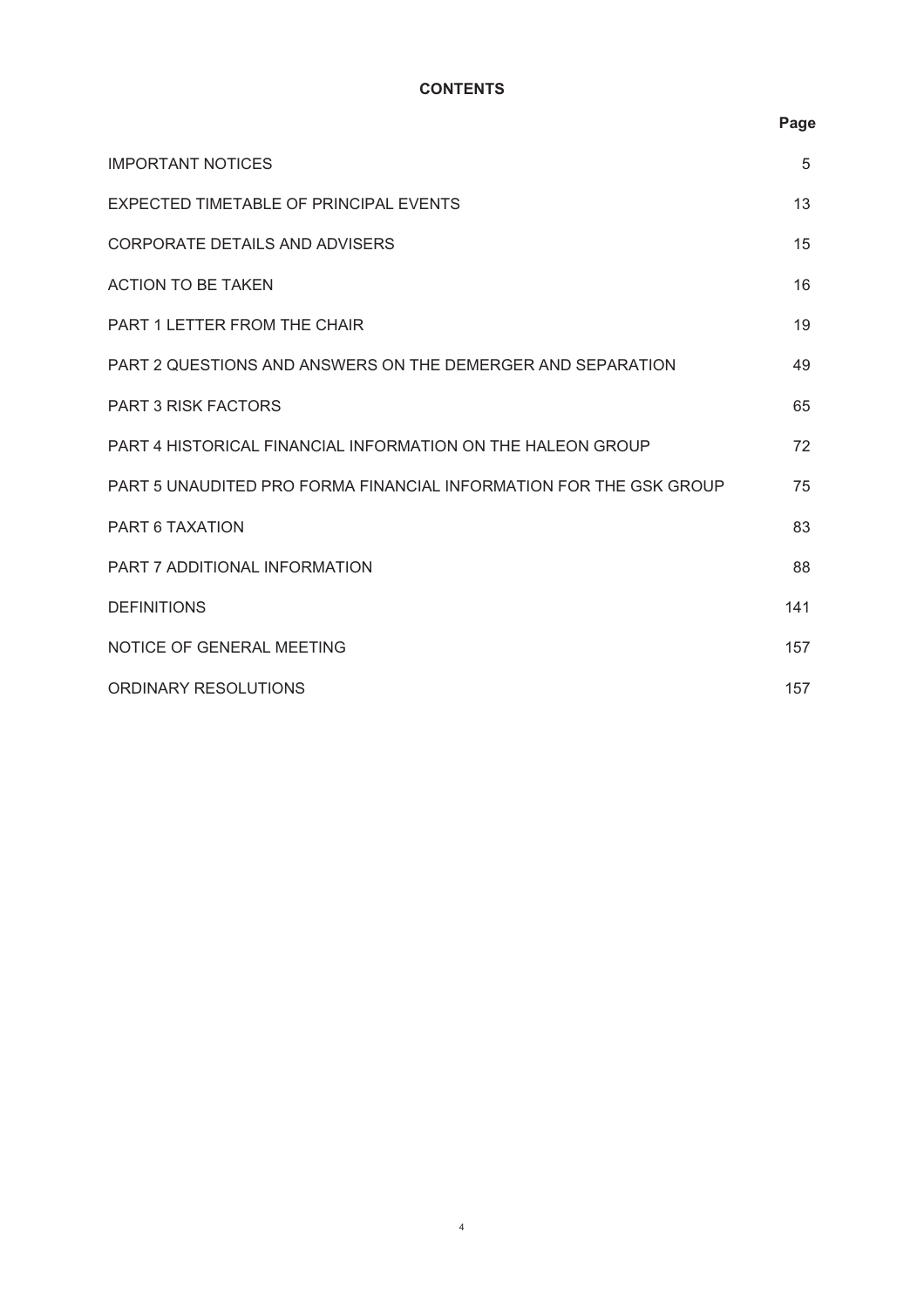# CONTENTS

| | Page |
|---|---|
| IMPORTANT NOTICES | 5 |
| EXPECTED TIMETABLE OF PRINCIPAL EVENTS | 13 |
| CORPORATE DETAILS AND ADVISERS | 15 |
| ACTION TO BE TAKEN | 16 |
| PART 1 LETTER FROM THE CHAIR | 19 |
| PART 2 QUESTIONS AND ANSWERS ON THE DEMERGER AND SEPARATION | 49 |
| PART 3 RISK FACTORS | 65 |
| PART 4 HISTORICAL FINANCIAL INFORMATION ON THE HALEON GROUP | 72 |
| PART 5 UNAUDITED PRO FORMA FINANCIAL INFORMATION FOR THE GSK GROUP | 75 |
| PART 6 TAXATION | 83 |
| PART 7 ADDITIONAL INFORMATION | 88 |
| DEFINITIONS | 141 |
| NOTICE OF GENERAL MEETING | 157 |
| ORDINARY RESOLUTIONS | 157 |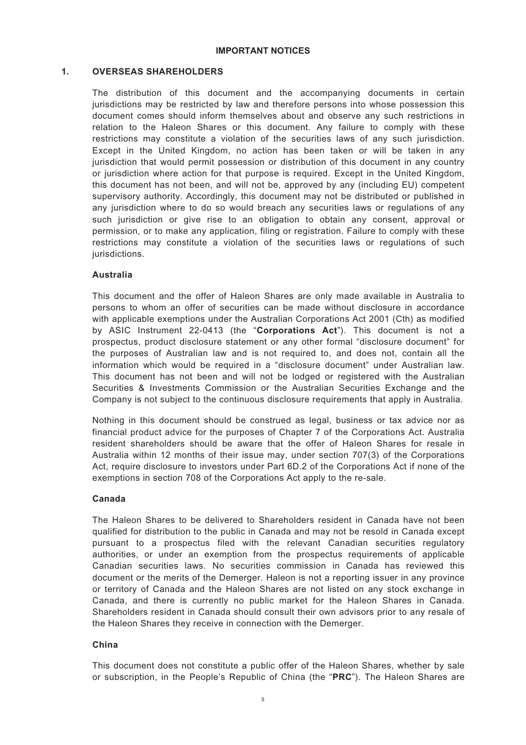# IMPORTANT NOTICES

## 1. OVERSEAS SHAREHOLDERS

The distribution of this document and the accompanying documents in certain jurisdictions may be restricted by law and therefore persons into whose possession this document comes should inform themselves about and observe any such restrictions in relation to the Haleon Shares or this document. Any failure to comply with these restrictions may constitute a violation of the securities laws of any such jurisdiction. Except in the United Kingdom, no action has been taken or will be taken in any jurisdiction that would permit possession or distribution of this document in any country or jurisdiction where action for that purpose is required. Except in the United Kingdom, this document has not been, and will not be, approved by any (including EU) competent supervisory authority. Accordingly, this document may not be distributed or published in any jurisdiction where to do so would breach any securities laws or regulations of any such jurisdiction or give rise to an obligation to obtain any consent, approval or permission, or to make any application, filing or registration. Failure to comply with these restrictions may constitute a violation of the securities laws or regulations of such jurisdictions.

### Australia

This document and the offer of Haleon Shares are only made available in Australia to persons to whom an offer of securities can be made without disclosure in accordance with applicable exemptions under the Australian Corporations Act 2001 (Cth) as modified by ASIC Instrument 22-0413 (the "**Corporations Act**"). This document is not a prospectus, product disclosure statement or any other formal "disclosure document" for the purposes of Australian law and is not required to, and does not, contain all the information which would be required in a "disclosure document" under Australian law. This document has not been and will not be lodged or registered with the Australian Securities & Investments Commission or the Australian Securities Exchange and the Company is not subject to the continuous disclosure requirements that apply in Australia.

Nothing in this document should be construed as legal, business or tax advice nor as financial product advice for the purposes of Chapter 7 of the Corporations Act. Australia resident shareholders should be aware that the offer of Haleon Shares for resale in Australia within 12 months of their issue may, under section 707(3) of the Corporations Act, require disclosure to investors under Part 6D.2 of the Corporations Act if none of the exemptions in section 708 of the Corporations Act apply to the re-sale.

### Canada

The Haleon Shares to be delivered to Shareholders resident in Canada have not been qualified for distribution to the public in Canada and may not be resold in Canada except pursuant to a prospectus filed with the relevant Canadian securities regulatory authorities, or under an exemption from the prospectus requirements of applicable Canadian securities laws. No securities commission in Canada has reviewed this document or the merits of the Demerger. Haleon is not a reporting issuer in any province or territory of Canada and the Haleon Shares are not listed on any stock exchange in Canada, and there is currently no public market for the Haleon Shares in Canada. Shareholders resident in Canada should consult their own advisors prior to any resale of the Haleon Shares they receive in connection with the Demerger.

### China

This document does not constitute a public offer of the Haleon Shares, whether by sale or subscription, in the People's Republic of China (the "**PRC**"). The Haleon Shares are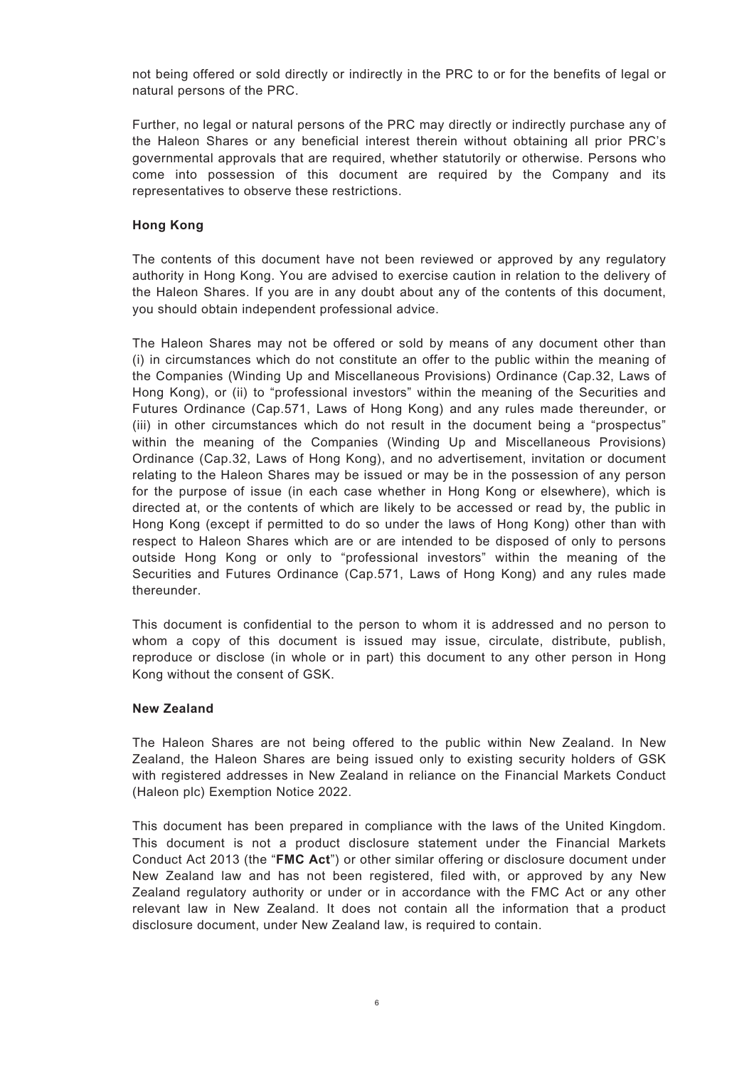not being offered or sold directly or indirectly in the PRC to or for the benefits of legal or natural persons of the PRC.

Further, no legal or natural persons of the PRC may directly or indirectly purchase any of the Haleon Shares or any beneficial interest therein without obtaining all prior PRC's governmental approvals that are required, whether statutorily or otherwise. Persons who come into possession of this document are required by the Company and its representatives to observe these restrictions.

**Hong Kong**

The contents of this document have not been reviewed or approved by any regulatory authority in Hong Kong. You are advised to exercise caution in relation to the delivery of the Haleon Shares. If you are in any doubt about any of the contents of this document, you should obtain independent professional advice.

The Haleon Shares may not be offered or sold by means of any document other than (i) in circumstances which do not constitute an offer to the public within the meaning of the Companies (Winding Up and Miscellaneous Provisions) Ordinance (Cap.32, Laws of Hong Kong), or (ii) to "professional investors" within the meaning of the Securities and Futures Ordinance (Cap.571, Laws of Hong Kong) and any rules made thereunder, or (iii) in other circumstances which do not result in the document being a "prospectus" within the meaning of the Companies (Winding Up and Miscellaneous Provisions) Ordinance (Cap.32, Laws of Hong Kong), and no advertisement, invitation or document relating to the Haleon Shares may be issued or may be in the possession of any person for the purpose of issue (in each case whether in Hong Kong or elsewhere), which is directed at, or the contents of which are likely to be accessed or read by, the public in Hong Kong (except if permitted to do so under the laws of Hong Kong) other than with respect to Haleon Shares which are or are intended to be disposed of only to persons outside Hong Kong or only to "professional investors" within the meaning of the Securities and Futures Ordinance (Cap.571, Laws of Hong Kong) and any rules made thereunder.

This document is confidential to the person to whom it is addressed and no person to whom a copy of this document is issued may issue, circulate, distribute, publish, reproduce or disclose (in whole or in part) this document to any other person in Hong Kong without the consent of GSK.

**New Zealand**

The Haleon Shares are not being offered to the public within New Zealand. In New Zealand, the Haleon Shares are being issued only to existing security holders of GSK with registered addresses in New Zealand in reliance on the Financial Markets Conduct (Haleon plc) Exemption Notice 2022.

This document has been prepared in compliance with the laws of the United Kingdom. This document is not a product disclosure statement under the Financial Markets Conduct Act 2013 (the "**FMC Act**") or other similar offering or disclosure document under New Zealand law and has not been registered, filed with, or approved by any New Zealand regulatory authority or under or in accordance with the FMC Act or any other relevant law in New Zealand. It does not contain all the information that a product disclosure document, under New Zealand law, is required to contain.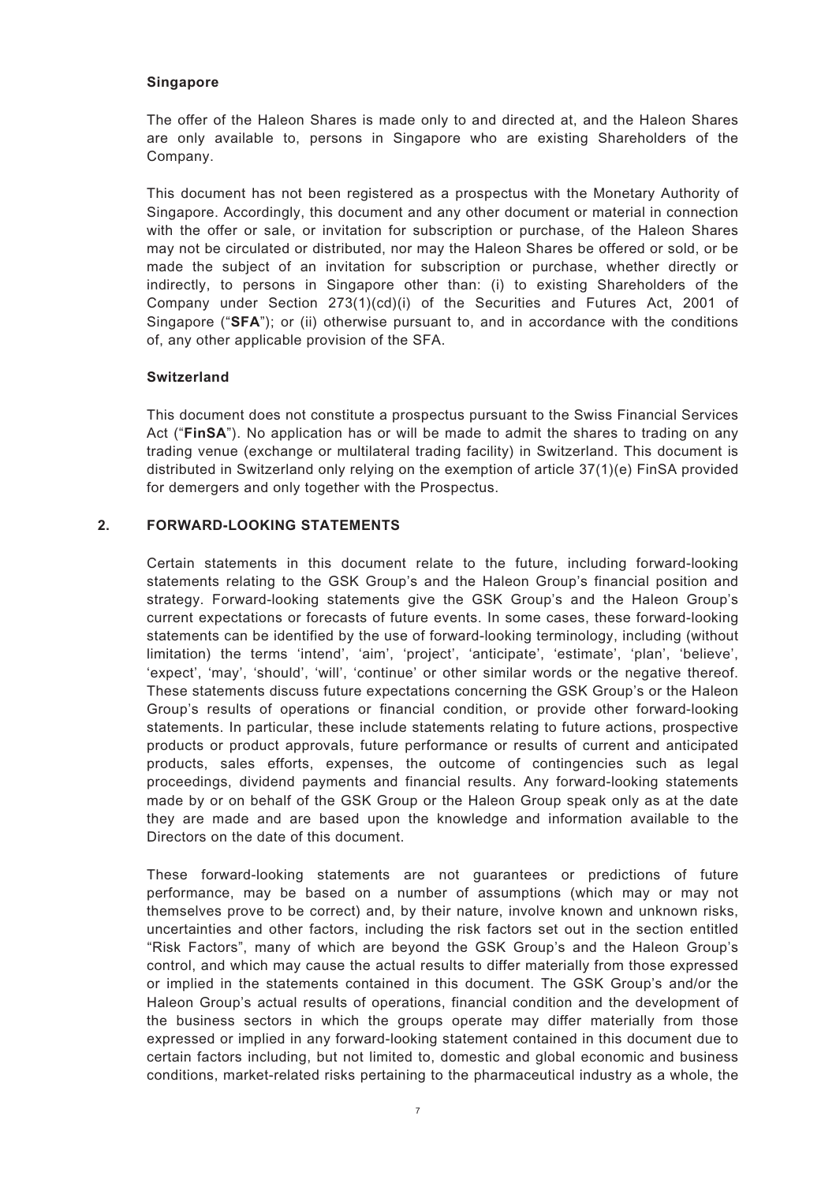**Singapore**

The offer of the Haleon Shares is made only to and directed at, and the Haleon Shares are only available to, persons in Singapore who are existing Shareholders of the Company.

This document has not been registered as a prospectus with the Monetary Authority of Singapore. Accordingly, this document and any other document or material in connection with the offer or sale, or invitation for subscription or purchase, of the Haleon Shares may not be circulated or distributed, nor may the Haleon Shares be offered or sold, or be made the subject of an invitation for subscription or purchase, whether directly or indirectly, to persons in Singapore other than: (i) to existing Shareholders of the Company under Section 273(1)(cd)(i) of the Securities and Futures Act, 2001 of Singapore ("**SFA**"); or (ii) otherwise pursuant to, and in accordance with the conditions of, any other applicable provision of the SFA.

**Switzerland**

This document does not constitute a prospectus pursuant to the Swiss Financial Services Act ("**FinSA**"). No application has or will be made to admit the shares to trading on any trading venue (exchange or multilateral trading facility) in Switzerland. This document is distributed in Switzerland only relying on the exemption of article 37(1)(e) FinSA provided for demergers and only together with the Prospectus.

## 2. FORWARD-LOOKING STATEMENTS

Certain statements in this document relate to the future, including forward-looking statements relating to the GSK Group's and the Haleon Group's financial position and strategy. Forward-looking statements give the GSK Group's and the Haleon Group's current expectations or forecasts of future events. In some cases, these forward-looking statements can be identified by the use of forward-looking terminology, including (without limitation) the terms 'intend', 'aim', 'project', 'anticipate', 'estimate', 'plan', 'believe', 'expect', 'may', 'should', 'will', 'continue' or other similar words or the negative thereof. These statements discuss future expectations concerning the GSK Group's or the Haleon Group's results of operations or financial condition, or provide other forward-looking statements. In particular, these include statements relating to future actions, prospective products or product approvals, future performance or results of current and anticipated products, sales efforts, expenses, the outcome of contingencies such as legal proceedings, dividend payments and financial results. Any forward-looking statements made by or on behalf of the GSK Group or the Haleon Group speak only as at the date they are made and are based upon the knowledge and information available to the Directors on the date of this document.

These forward-looking statements are not guarantees or predictions of future performance, may be based on a number of assumptions (which may or may not themselves prove to be correct) and, by their nature, involve known and unknown risks, uncertainties and other factors, including the risk factors set out in the section entitled "Risk Factors", many of which are beyond the GSK Group's and the Haleon Group's control, and which may cause the actual results to differ materially from those expressed or implied in the statements contained in this document. The GSK Group's and/or the Haleon Group's actual results of operations, financial condition and the development of the business sectors in which the groups operate may differ materially from those expressed or implied in any forward-looking statement contained in this document due to certain factors including, but not limited to, domestic and global economic and business conditions, market-related risks pertaining to the pharmaceutical industry as a whole, the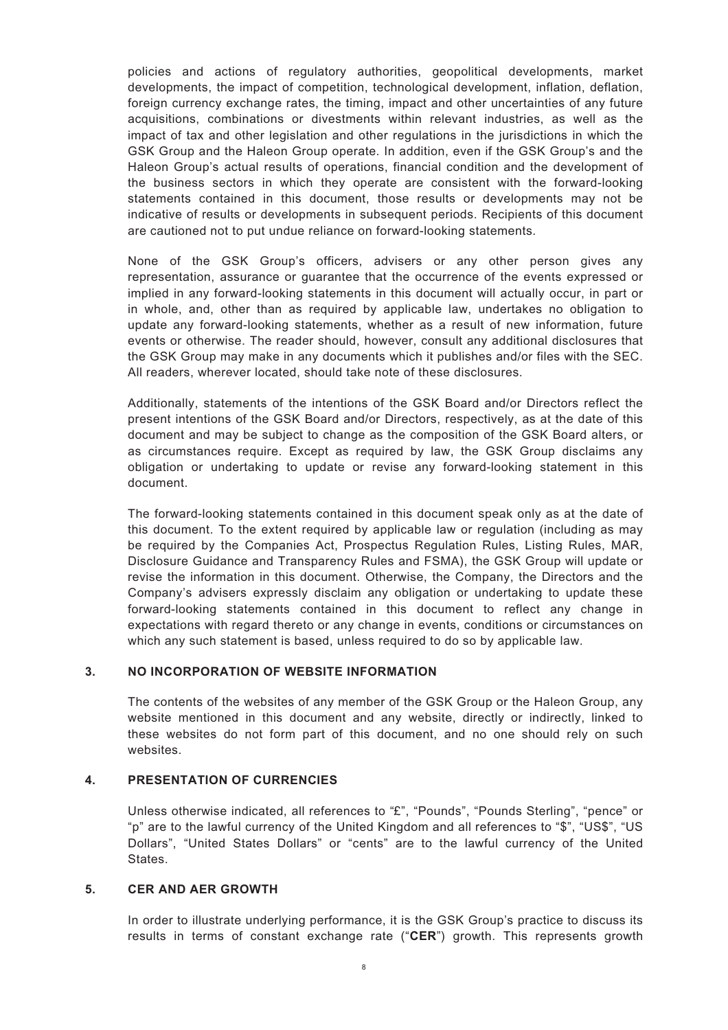policies and actions of regulatory authorities, geopolitical developments, market developments, the impact of competition, technological development, inflation, deflation, foreign currency exchange rates, the timing, impact and other uncertainties of any future acquisitions, combinations or divestments within relevant industries, as well as the impact of tax and other legislation and other regulations in the jurisdictions in which the GSK Group and the Haleon Group operate. In addition, even if the GSK Group's and the Haleon Group's actual results of operations, financial condition and the development of the business sectors in which they operate are consistent with the forward-looking statements contained in this document, those results or developments may not be indicative of results or developments in subsequent periods. Recipients of this document are cautioned not to put undue reliance on forward-looking statements.

None of the GSK Group's officers, advisers or any other person gives any representation, assurance or guarantee that the occurrence of the events expressed or implied in any forward-looking statements in this document will actually occur, in part or in whole, and, other than as required by applicable law, undertakes no obligation to update any forward-looking statements, whether as a result of new information, future events or otherwise. The reader should, however, consult any additional disclosures that the GSK Group may make in any documents which it publishes and/or files with the SEC. All readers, wherever located, should take note of these disclosures.

Additionally, statements of the intentions of the GSK Board and/or Directors reflect the present intentions of the GSK Board and/or Directors, respectively, as at the date of this document and may be subject to change as the composition of the GSK Board alters, or as circumstances require. Except as required by law, the GSK Group disclaims any obligation or undertaking to update or revise any forward-looking statement in this document.

The forward-looking statements contained in this document speak only as at the date of this document. To the extent required by applicable law or regulation (including as may be required by the Companies Act, Prospectus Regulation Rules, Listing Rules, MAR, Disclosure Guidance and Transparency Rules and FSMA), the GSK Group will update or revise the information in this document. Otherwise, the Company, the Directors and the Company's advisers expressly disclaim any obligation or undertaking to update these forward-looking statements contained in this document to reflect any change in expectations with regard thereto or any change in events, conditions or circumstances on which any such statement is based, unless required to do so by applicable law.

## 3. NO INCORPORATION OF WEBSITE INFORMATION

The contents of the websites of any member of the GSK Group or the Haleon Group, any website mentioned in this document and any website, directly or indirectly, linked to these websites do not form part of this document, and no one should rely on such websites.

## 4. PRESENTATION OF CURRENCIES

Unless otherwise indicated, all references to "£", "Pounds", "Pounds Sterling", "pence" or "p" are to the lawful currency of the United Kingdom and all references to "$", "US$", "US Dollars", "United States Dollars" or "cents" are to the lawful currency of the United States.

## 5. CER AND AER GROWTH

In order to illustrate underlying performance, it is the GSK Group's practice to discuss its results in terms of constant exchange rate ("**CER**") growth. This represents growth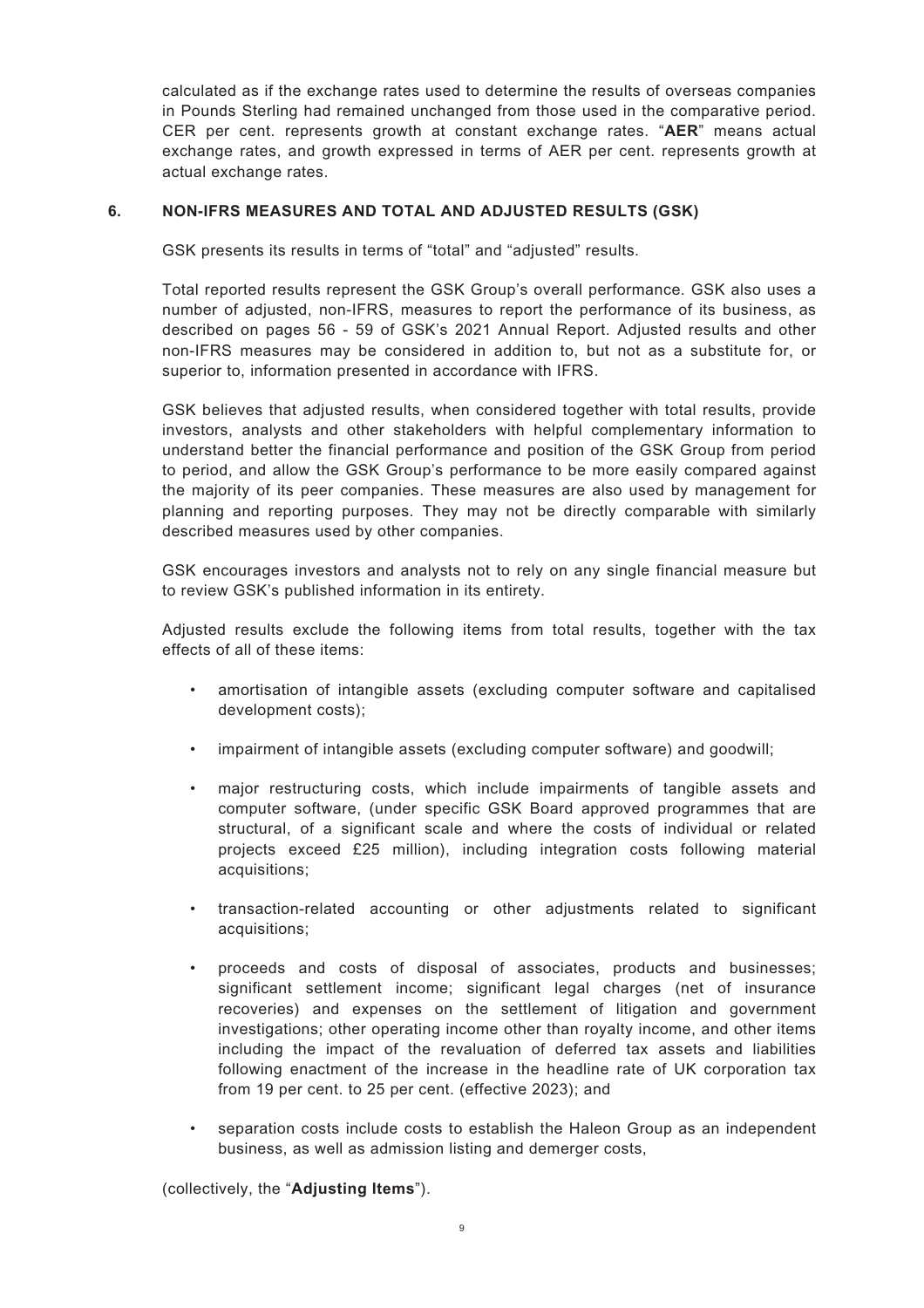calculated as if the exchange rates used to determine the results of overseas companies in Pounds Sterling had remained unchanged from those used in the comparative period. CER per cent. represents growth at constant exchange rates. "**AER**" means actual exchange rates, and growth expressed in terms of AER per cent. represents growth at actual exchange rates.

## 6. NON-IFRS MEASURES AND TOTAL AND ADJUSTED RESULTS (GSK)

GSK presents its results in terms of "total" and "adjusted" results.

Total reported results represent the GSK Group's overall performance. GSK also uses a number of adjusted, non-IFRS, measures to report the performance of its business, as described on pages 56 - 59 of GSK's 2021 Annual Report. Adjusted results and other non-IFRS measures may be considered in addition to, but not as a substitute for, or superior to, information presented in accordance with IFRS.

GSK believes that adjusted results, when considered together with total results, provide investors, analysts and other stakeholders with helpful complementary information to understand better the financial performance and position of the GSK Group from period to period, and allow the GSK Group's performance to be more easily compared against the majority of its peer companies. These measures are also used by management for planning and reporting purposes. They may not be directly comparable with similarly described measures used by other companies.

GSK encourages investors and analysts not to rely on any single financial measure but to review GSK's published information in its entirety.

Adjusted results exclude the following items from total results, together with the tax effects of all of these items:

- amortisation of intangible assets (excluding computer software and capitalised development costs);
- impairment of intangible assets (excluding computer software) and goodwill;
- major restructuring costs, which include impairments of tangible assets and computer software, (under specific GSK Board approved programmes that are structural, of a significant scale and where the costs of individual or related projects exceed £25 million), including integration costs following material acquisitions;
- transaction-related accounting or other adjustments related to significant acquisitions;
- proceeds and costs of disposal of associates, products and businesses; significant settlement income; significant legal charges (net of insurance recoveries) and expenses on the settlement of litigation and government investigations; other operating income other than royalty income, and other items including the impact of the revaluation of deferred tax assets and liabilities following enactment of the increase in the headline rate of UK corporation tax from 19 per cent. to 25 per cent. (effective 2023); and
- separation costs include costs to establish the Haleon Group as an independent business, as well as admission listing and demerger costs,

(collectively, the "**Adjusting Items**").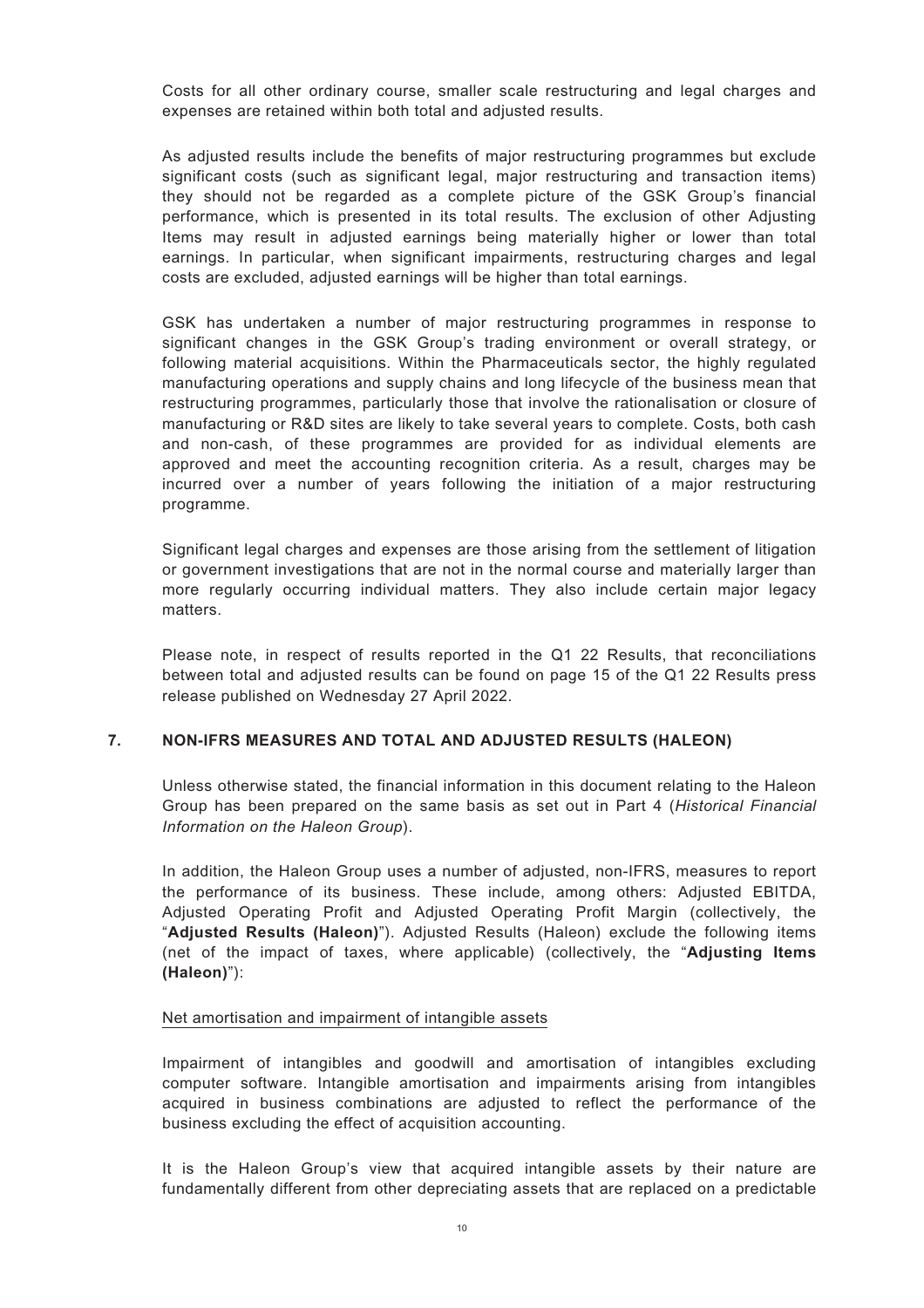Costs for all other ordinary course, smaller scale restructuring and legal charges and expenses are retained within both total and adjusted results.

As adjusted results include the benefits of major restructuring programmes but exclude significant costs (such as significant legal, major restructuring and transaction items) they should not be regarded as a complete picture of the GSK Group's financial performance, which is presented in its total results. The exclusion of other Adjusting Items may result in adjusted earnings being materially higher or lower than total earnings. In particular, when significant impairments, restructuring charges and legal costs are excluded, adjusted earnings will be higher than total earnings.

GSK has undertaken a number of major restructuring programmes in response to significant changes in the GSK Group's trading environment or overall strategy, or following material acquisitions. Within the Pharmaceuticals sector, the highly regulated manufacturing operations and supply chains and long lifecycle of the business mean that restructuring programmes, particularly those that involve the rationalisation or closure of manufacturing or R&D sites are likely to take several years to complete. Costs, both cash and non-cash, of these programmes are provided for as individual elements are approved and meet the accounting recognition criteria. As a result, charges may be incurred over a number of years following the initiation of a major restructuring programme.

Significant legal charges and expenses are those arising from the settlement of litigation or government investigations that are not in the normal course and materially larger than more regularly occurring individual matters. They also include certain major legacy matters.

Please note, in respect of results reported in the Q1 22 Results, that reconciliations between total and adjusted results can be found on page 15 of the Q1 22 Results press release published on Wednesday 27 April 2022.

## 7. NON-IFRS MEASURES AND TOTAL AND ADJUSTED RESULTS (HALEON)

Unless otherwise stated, the financial information in this document relating to the Haleon Group has been prepared on the same basis as set out in Part 4 (*Historical Financial Information on the Haleon Group*).

In addition, the Haleon Group uses a number of adjusted, non-IFRS, measures to report the performance of its business. These include, among others: Adjusted EBITDA, Adjusted Operating Profit and Adjusted Operating Profit Margin (collectively, the "**Adjusted Results (Haleon)**"). Adjusted Results (Haleon) exclude the following items (net of the impact of taxes, where applicable) (collectively, the "**Adjusting Items (Haleon)**"):

Net amortisation and impairment of intangible assets

Impairment of intangibles and goodwill and amortisation of intangibles excluding computer software. Intangible amortisation and impairments arising from intangibles acquired in business combinations are adjusted to reflect the performance of the business excluding the effect of acquisition accounting.

It is the Haleon Group's view that acquired intangible assets by their nature are fundamentally different from other depreciating assets that are replaced on a predictable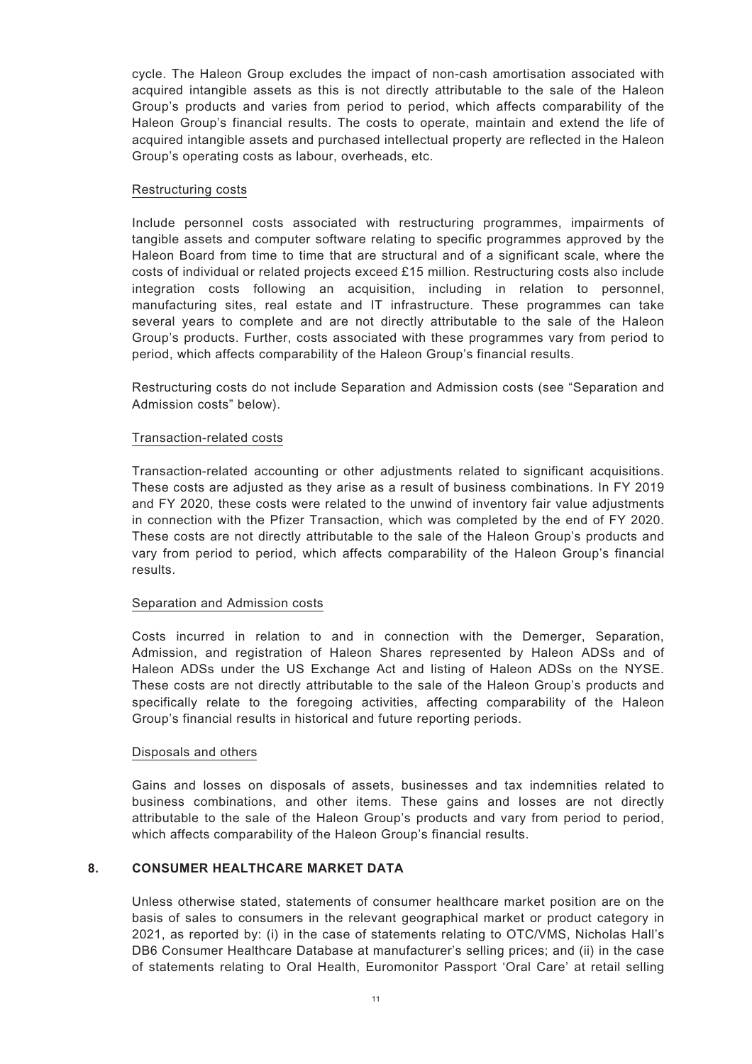cycle. The Haleon Group excludes the impact of non-cash amortisation associated with acquired intangible assets as this is not directly attributable to the sale of the Haleon Group's products and varies from period to period, which affects comparability of the Haleon Group's financial results. The costs to operate, maintain and extend the life of acquired intangible assets and purchased intellectual property are reflected in the Haleon Group's operating costs as labour, overheads, etc.

Restructuring costs

Include personnel costs associated with restructuring programmes, impairments of tangible assets and computer software relating to specific programmes approved by the Haleon Board from time to time that are structural and of a significant scale, where the costs of individual or related projects exceed £15 million. Restructuring costs also include integration costs following an acquisition, including in relation to personnel, manufacturing sites, real estate and IT infrastructure. These programmes can take several years to complete and are not directly attributable to the sale of the Haleon Group's products. Further, costs associated with these programmes vary from period to period, which affects comparability of the Haleon Group's financial results.

Restructuring costs do not include Separation and Admission costs (see "Separation and Admission costs" below).

Transaction-related costs

Transaction-related accounting or other adjustments related to significant acquisitions. These costs are adjusted as they arise as a result of business combinations. In FY 2019 and FY 2020, these costs were related to the unwind of inventory fair value adjustments in connection with the Pfizer Transaction, which was completed by the end of FY 2020. These costs are not directly attributable to the sale of the Haleon Group's products and vary from period to period, which affects comparability of the Haleon Group's financial results.

Separation and Admission costs

Costs incurred in relation to and in connection with the Demerger, Separation, Admission, and registration of Haleon Shares represented by Haleon ADSs and of Haleon ADSs under the US Exchange Act and listing of Haleon ADSs on the NYSE. These costs are not directly attributable to the sale of the Haleon Group's products and specifically relate to the foregoing activities, affecting comparability of the Haleon Group's financial results in historical and future reporting periods.

Disposals and others

Gains and losses on disposals of assets, businesses and tax indemnities related to business combinations, and other items. These gains and losses are not directly attributable to the sale of the Haleon Group's products and vary from period to period, which affects comparability of the Haleon Group's financial results.

## 8. CONSUMER HEALTHCARE MARKET DATA

Unless otherwise stated, statements of consumer healthcare market position are on the basis of sales to consumers in the relevant geographical market or product category in 2021, as reported by: (i) in the case of statements relating to OTC/VMS, Nicholas Hall's DB6 Consumer Healthcare Database at manufacturer's selling prices; and (ii) in the case of statements relating to Oral Health, Euromonitor Passport 'Oral Care' at retail selling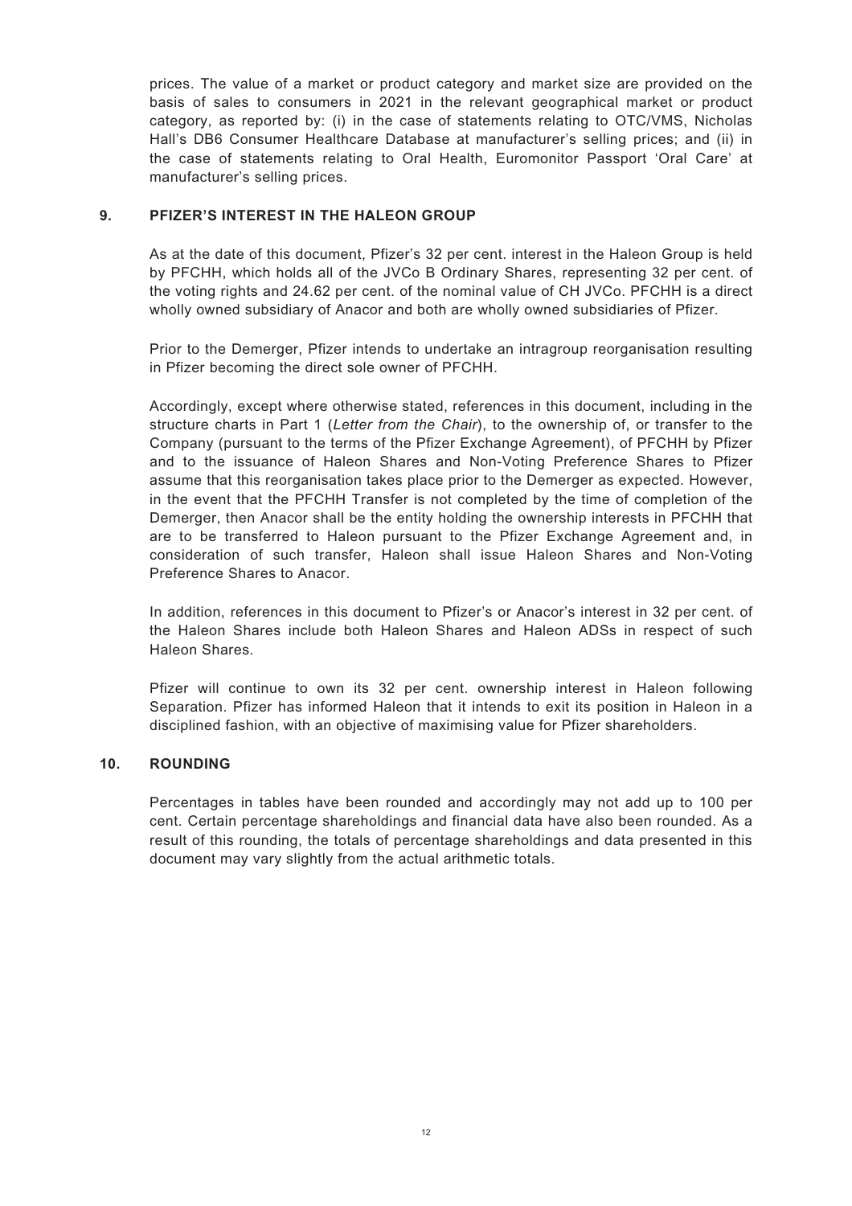prices. The value of a market or product category and market size are provided on the basis of sales to consumers in 2021 in the relevant geographical market or product category, as reported by: (i) in the case of statements relating to OTC/VMS, Nicholas Hall's DB6 Consumer Healthcare Database at manufacturer's selling prices; and (ii) in the case of statements relating to Oral Health, Euromonitor Passport 'Oral Care' at manufacturer's selling prices.

## 9. PFIZER'S INTEREST IN THE HALEON GROUP

As at the date of this document, Pfizer's 32 per cent. interest in the Haleon Group is held by PFCHH, which holds all of the JVCo B Ordinary Shares, representing 32 per cent. of the voting rights and 24.62 per cent. of the nominal value of CH JVCo. PFCHH is a direct wholly owned subsidiary of Anacor and both are wholly owned subsidiaries of Pfizer.

Prior to the Demerger, Pfizer intends to undertake an intragroup reorganisation resulting in Pfizer becoming the direct sole owner of PFCHH.

Accordingly, except where otherwise stated, references in this document, including in the structure charts in Part 1 (*Letter from the Chair*), to the ownership of, or transfer to the Company (pursuant to the terms of the Pfizer Exchange Agreement), of PFCHH by Pfizer and to the issuance of Haleon Shares and Non-Voting Preference Shares to Pfizer assume that this reorganisation takes place prior to the Demerger as expected. However, in the event that the PFCHH Transfer is not completed by the time of completion of the Demerger, then Anacor shall be the entity holding the ownership interests in PFCHH that are to be transferred to Haleon pursuant to the Pfizer Exchange Agreement and, in consideration of such transfer, Haleon shall issue Haleon Shares and Non-Voting Preference Shares to Anacor.

In addition, references in this document to Pfizer's or Anacor's interest in 32 per cent. of the Haleon Shares include both Haleon Shares and Haleon ADSs in respect of such Haleon Shares.

Pfizer will continue to own its 32 per cent. ownership interest in Haleon following Separation. Pfizer has informed Haleon that it intends to exit its position in Haleon in a disciplined fashion, with an objective of maximising value for Pfizer shareholders.

## 10. ROUNDING

Percentages in tables have been rounded and accordingly may not add up to 100 per cent. Certain percentage shareholdings and financial data have also been rounded. As a result of this rounding, the totals of percentage shareholdings and data presented in this document may vary slightly from the actual arithmetic totals.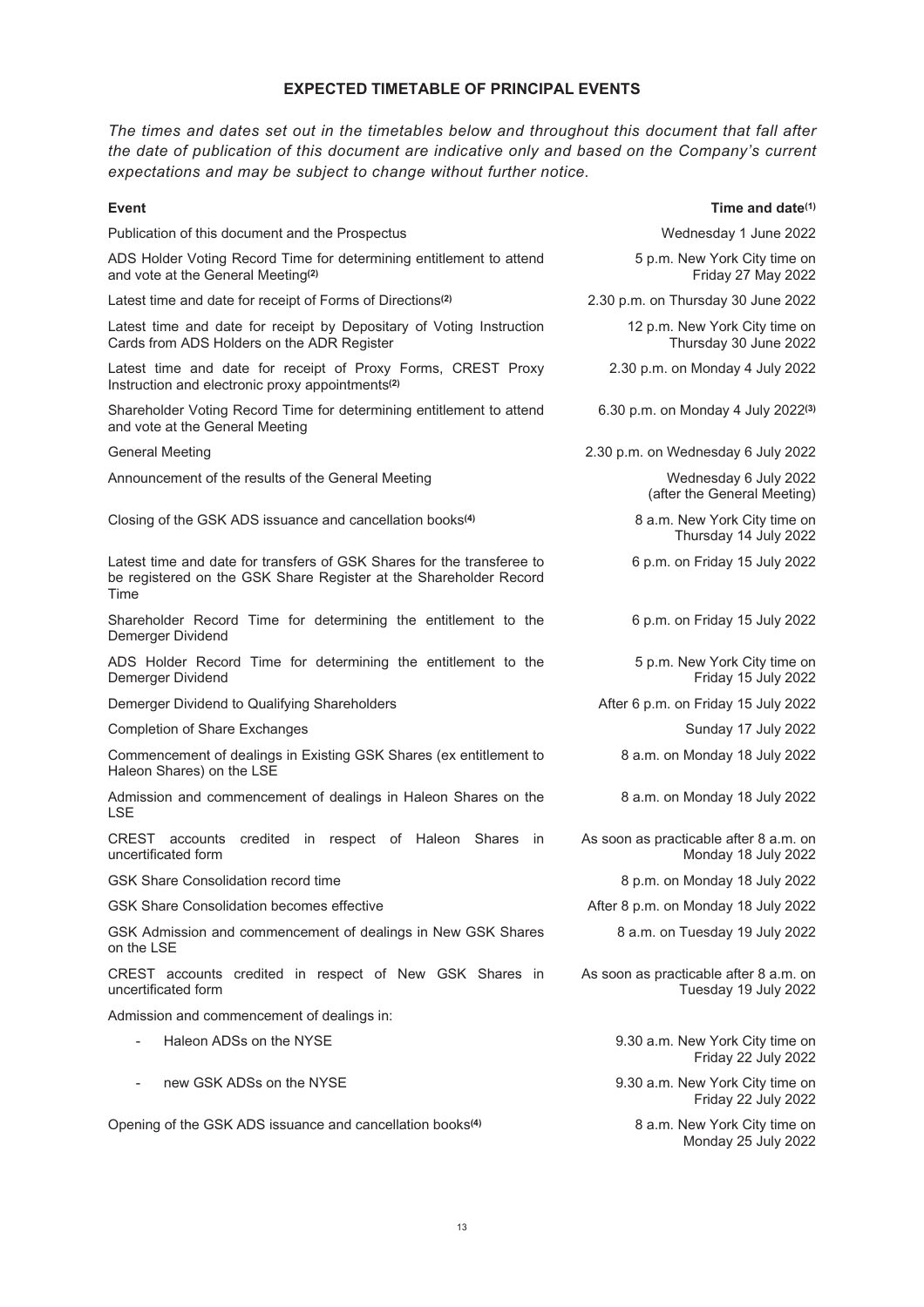## EXPECTED TIMETABLE OF PRINCIPAL EVENTS

*The times and dates set out in the timetables below and throughout this document that fall after the date of publication of this document are indicative only and based on the Company's current expectations and may be subject to change without further notice.*

| Event | Time and date[(1)] |
|---|---|
| Publication of this document and the Prospectus | Wednesday 1 June 2022 |
| ADS Holder Voting Record Time for determining entitlement to attend and vote at the General Meeting[(2)] | 5 p.m. New York City time on Friday 27 May 2022 |
| Latest time and date for receipt of Forms of Directions[(2)] | 2.30 p.m. on Thursday 30 June 2022 |
| Latest time and date for receipt by Depositary of Voting Instruction Cards from ADS Holders on the ADR Register | 12 p.m. New York City time on Thursday 30 June 2022 |
| Latest time and date for receipt of Proxy Forms, CREST Proxy Instruction and electronic proxy appointments[(2)] | 2.30 p.m. on Monday 4 July 2022 |
| Shareholder Voting Record Time for determining entitlement to attend and vote at the General Meeting | 6.30 p.m. on Monday 4 July 2022[(3)] |
| General Meeting | 2.30 p.m. on Wednesday 6 July 2022 |
| Announcement of the results of the General Meeting | Wednesday 6 July 2022 (after the General Meeting) |
| Closing of the GSK ADS issuance and cancellation books[(4)] | 8 a.m. New York City time on Thursday 14 July 2022 |
| Latest time and date for transfers of GSK Shares for the transferee to be registered on the GSK Share Register at the Shareholder Record Time | 6 p.m. on Friday 15 July 2022 |
| Shareholder Record Time for determining the entitlement to the Demerger Dividend | 6 p.m. on Friday 15 July 2022 |
| ADS Holder Record Time for determining the entitlement to the Demerger Dividend | 5 p.m. New York City time on Friday 15 July 2022 |
| Demerger Dividend to Qualifying Shareholders | After 6 p.m. on Friday 15 July 2022 |
| Completion of Share Exchanges | Sunday 17 July 2022 |
| Commencement of dealings in Existing GSK Shares (ex entitlement to Haleon Shares) on the LSE | 8 a.m. on Monday 18 July 2022 |
| Admission and commencement of dealings in Haleon Shares on the LSE | 8 a.m. on Monday 18 July 2022 |
| CREST accounts credited in respect of Haleon Shares in uncertificated form | As soon as practicable after 8 a.m. on Monday 18 July 2022 |
| GSK Share Consolidation record time | 8 p.m. on Monday 18 July 2022 |
| GSK Share Consolidation becomes effective | After 8 p.m. on Monday 18 July 2022 |
| GSK Admission and commencement of dealings in New GSK Shares on the LSE | 8 a.m. on Tuesday 19 July 2022 |
| CREST accounts credited in respect of New GSK Shares in uncertificated form | As soon as practicable after 8 a.m. on Tuesday 19 July 2022 |
| Admission and commencement of dealings in: | |
| - Haleon ADSs on the NYSE | 9.30 a.m. New York City time on Friday 22 July 2022 |
| - new GSK ADSs on the NYSE | 9.30 a.m. New York City time on Friday 22 July 2022 |
| Opening of the GSK ADS issuance and cancellation books[(4)] | 8 a.m. New York City time on Monday 25 July 2022 |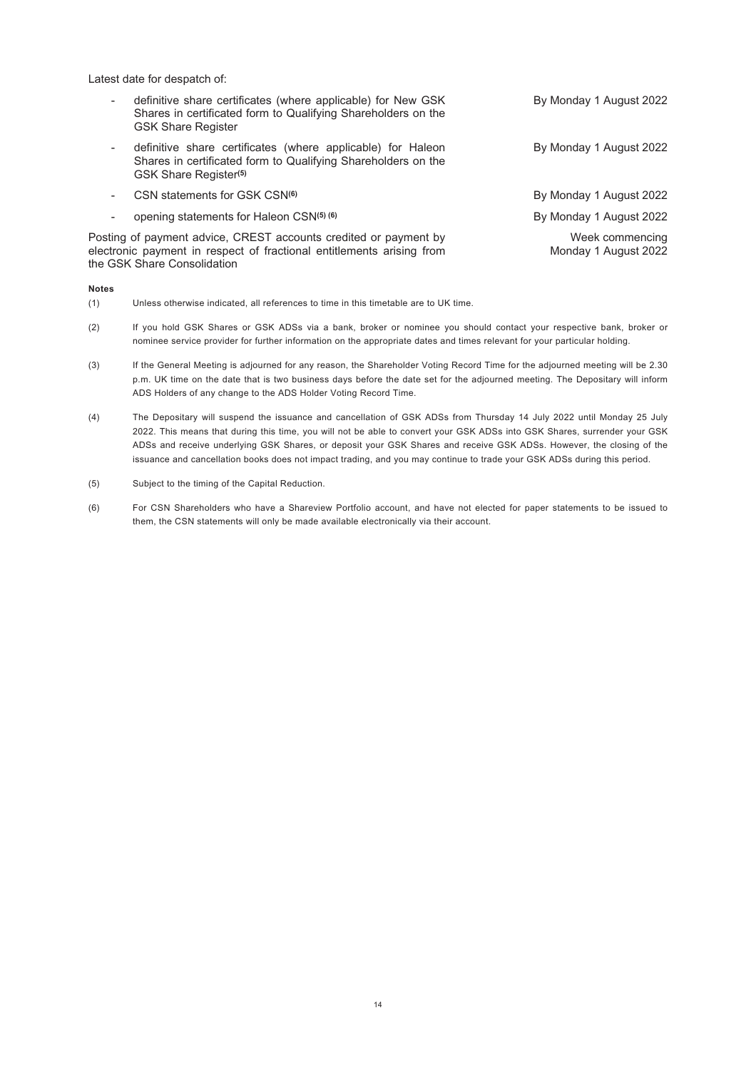| | |
|---|---|
| Latest date for despatch of: | |
| - definitive share certificates (where applicable) for New GSK Shares in certificated form to Qualifying Shareholders on the GSK Share Register | By Monday 1 August 2022 |
| - definitive share certificates (where applicable) for Haleon Shares in certificated form to Qualifying Shareholders on the GSK Share Register[(5)] | By Monday 1 August 2022 |
| - CSN statements for GSK CSN[(6)] | By Monday 1 August 2022 |
| - opening statements for Haleon CSN[(5) (6)] | By Monday 1 August 2022 |
| Posting of payment advice, CREST accounts credited or payment by electronic payment in respect of fractional entitlements arising from the GSK Share Consolidation | Week commencing Monday 1 August 2022 |

**Notes**

(1) Unless otherwise indicated, all references to time in this timetable are to UK time.

(2) If you hold GSK Shares or GSK ADSs via a bank, broker or nominee you should contact your respective bank, broker or nominee service provider for further information on the appropriate dates and times relevant for your particular holding.

(3) If the General Meeting is adjourned for any reason, the Shareholder Voting Record Time for the adjourned meeting will be 2.30 p.m. UK time on the date that is two business days before the date set for the adjourned meeting. The Depositary will inform ADS Holders of any change to the ADS Holder Voting Record Time.

(4) The Depositary will suspend the issuance and cancellation of GSK ADSs from Thursday 14 July 2022 until Monday 25 July 2022. This means that during this time, you will not be able to convert your GSK ADSs into GSK Shares, surrender your GSK ADSs and receive underlying GSK Shares, or deposit your GSK Shares and receive GSK ADSs. However, the closing of the issuance and cancellation books does not impact trading, and you may continue to trade your GSK ADSs during this period.

(5) Subject to the timing of the Capital Reduction.

(6) For CSN Shareholders who have a Shareview Portfolio account, and have not elected for paper statements to be issued to them, the CSN statements will only be made available electronically via their account.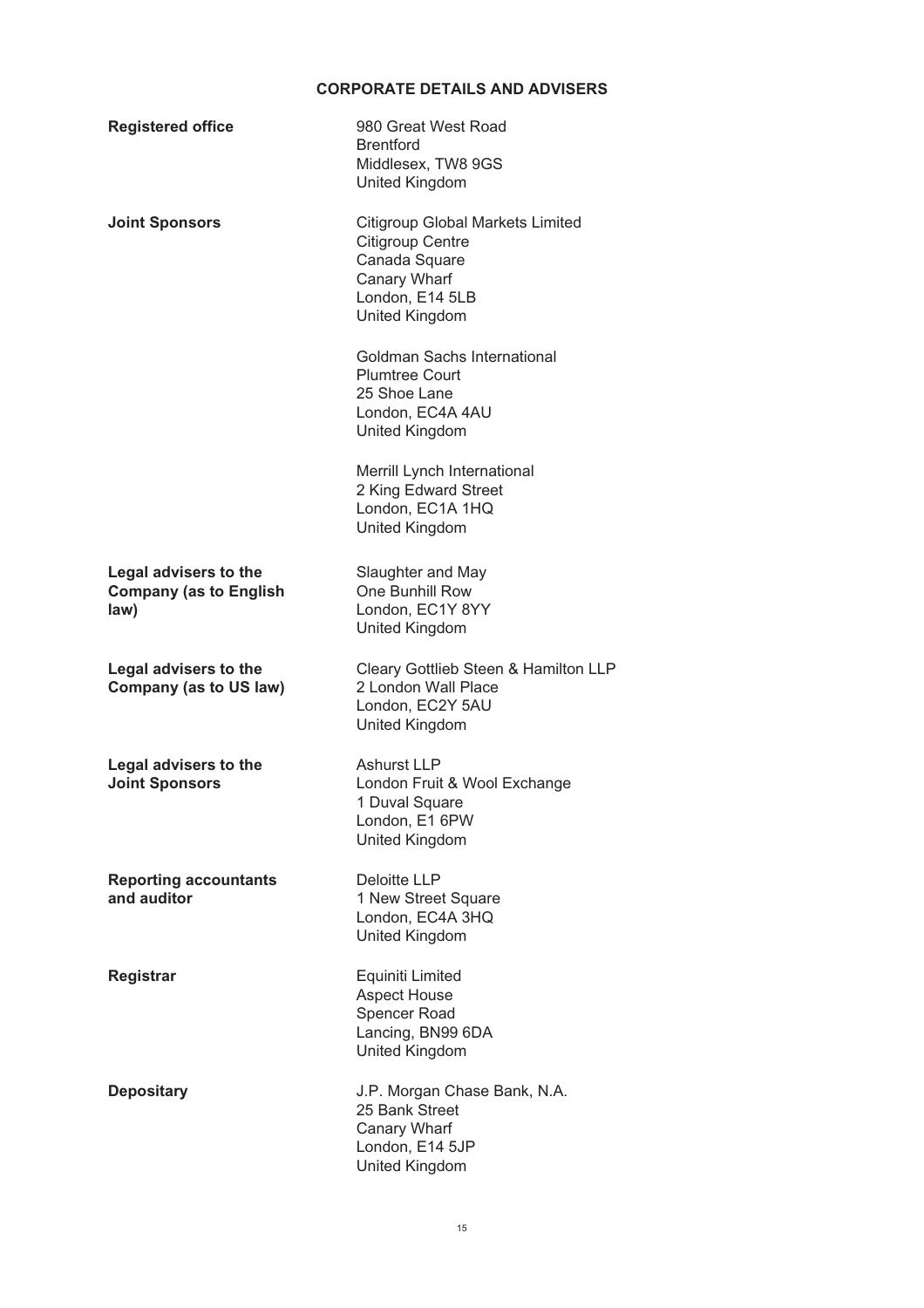## CORPORATE DETAILS AND ADVISERS

| | |
|---|---|
| **Registered office** | 980 Great West Road<br>Brentford<br>Middlesex, TW8 9GS<br>United Kingdom |
| **Joint Sponsors** | Citigroup Global Markets Limited<br>Citigroup Centre<br>Canada Square<br>Canary Wharf<br>London, E14 5LB<br>United Kingdom |
| | Goldman Sachs International<br>Plumtree Court<br>25 Shoe Lane<br>London, EC4A 4AU<br>United Kingdom |
| | Merrill Lynch International<br>2 King Edward Street<br>London, EC1A 1HQ<br>United Kingdom |
| **Legal advisers to the Company (as to English law)** | Slaughter and May<br>One Bunhill Row<br>London, EC1Y 8YY<br>United Kingdom |
| **Legal advisers to the Company (as to US law)** | Cleary Gottlieb Steen & Hamilton LLP<br>2 London Wall Place<br>London, EC2Y 5AU<br>United Kingdom |
| **Legal advisers to the Joint Sponsors** | Ashurst LLP<br>London Fruit & Wool Exchange<br>1 Duval Square<br>London, E1 6PW<br>United Kingdom |
| **Reporting accountants and auditor** | Deloitte LLP<br>1 New Street Square<br>London, EC4A 3HQ<br>United Kingdom |
| **Registrar** | Equiniti Limited<br>Aspect House<br>Spencer Road<br>Lancing, BN99 6DA<br>United Kingdom |
| **Depositary** | J.P. Morgan Chase Bank, N.A.<br>25 Bank Street<br>Canary Wharf<br>London, E14 5JP<br>United Kingdom |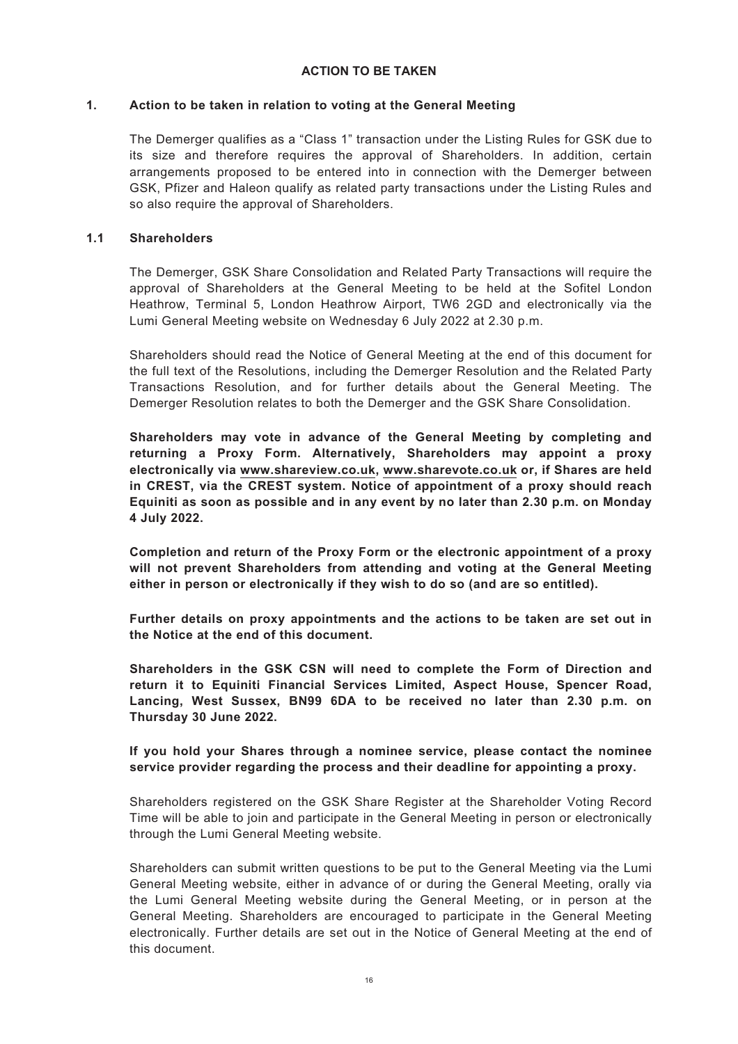# ACTION TO BE TAKEN

## 1. Action to be taken in relation to voting at the General Meeting

The Demerger qualifies as a "Class 1" transaction under the Listing Rules for GSK due to its size and therefore requires the approval of Shareholders. In addition, certain arrangements proposed to be entered into in connection with the Demerger between GSK, Pfizer and Haleon qualify as related party transactions under the Listing Rules and so also require the approval of Shareholders.

### 1.1 Shareholders

The Demerger, GSK Share Consolidation and Related Party Transactions will require the approval of Shareholders at the General Meeting to be held at the Sofitel London Heathrow, Terminal 5, London Heathrow Airport, TW6 2GD and electronically via the Lumi General Meeting website on Wednesday 6 July 2022 at 2.30 p.m.

Shareholders should read the Notice of General Meeting at the end of this document for the full text of the Resolutions, including the Demerger Resolution and the Related Party Transactions Resolution, and for further details about the General Meeting. The Demerger Resolution relates to both the Demerger and the GSK Share Consolidation.

**Shareholders may vote in advance of the General Meeting by completing and returning a Proxy Form. Alternatively, Shareholders may appoint a proxy electronically via www.shareview.co.uk, www.sharevote.co.uk or, if Shares are held in CREST, via the CREST system. Notice of appointment of a proxy should reach Equiniti as soon as possible and in any event by no later than 2.30 p.m. on Monday 4 July 2022.**

**Completion and return of the Proxy Form or the electronic appointment of a proxy will not prevent Shareholders from attending and voting at the General Meeting either in person or electronically if they wish to do so (and are so entitled).**

**Further details on proxy appointments and the actions to be taken are set out in the Notice at the end of this document.**

**Shareholders in the GSK CSN will need to complete the Form of Direction and return it to Equiniti Financial Services Limited, Aspect House, Spencer Road, Lancing, West Sussex, BN99 6DA to be received no later than 2.30 p.m. on Thursday 30 June 2022.**

**If you hold your Shares through a nominee service, please contact the nominee service provider regarding the process and their deadline for appointing a proxy.**

Shareholders registered on the GSK Share Register at the Shareholder Voting Record Time will be able to join and participate in the General Meeting in person or electronically through the Lumi General Meeting website.

Shareholders can submit written questions to be put to the General Meeting via the Lumi General Meeting website, either in advance of or during the General Meeting, orally via the Lumi General Meeting website during the General Meeting, or in person at the General Meeting. Shareholders are encouraged to participate in the General Meeting electronically. Further details are set out in the Notice of General Meeting at the end of this document.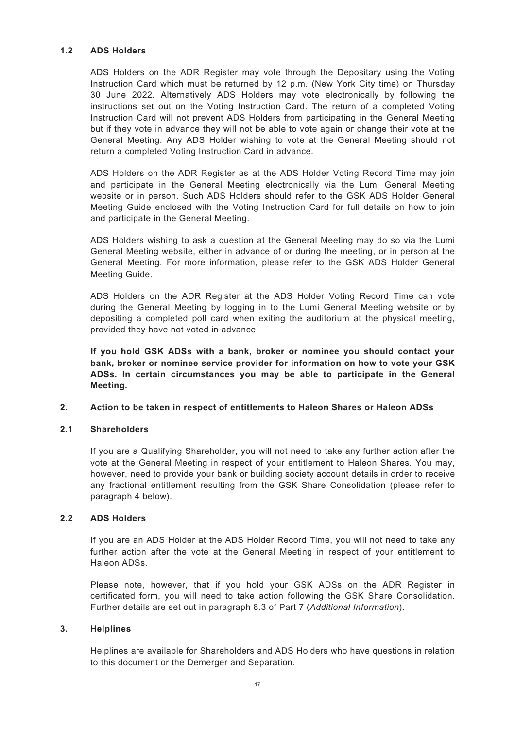### 1.2 ADS Holders

ADS Holders on the ADR Register may vote through the Depositary using the Voting Instruction Card which must be returned by 12 p.m. (New York City time) on Thursday 30 June 2022. Alternatively ADS Holders may vote electronically by following the instructions set out on the Voting Instruction Card. The return of a completed Voting Instruction Card will not prevent ADS Holders from participating in the General Meeting but if they vote in advance they will not be able to vote again or change their vote at the General Meeting. Any ADS Holder wishing to vote at the General Meeting should not return a completed Voting Instruction Card in advance.

ADS Holders on the ADR Register as at the ADS Holder Voting Record Time may join and participate in the General Meeting electronically via the Lumi General Meeting website or in person. Such ADS Holders should refer to the GSK ADS Holder General Meeting Guide enclosed with the Voting Instruction Card for full details on how to join and participate in the General Meeting.

ADS Holders wishing to ask a question at the General Meeting may do so via the Lumi General Meeting website, either in advance of or during the meeting, or in person at the General Meeting. For more information, please refer to the GSK ADS Holder General Meeting Guide.

ADS Holders on the ADR Register at the ADS Holder Voting Record Time can vote during the General Meeting by logging in to the Lumi General Meeting website or by depositing a completed poll card when exiting the auditorium at the physical meeting, provided they have not voted in advance.

**If you hold GSK ADSs with a bank, broker or nominee you should contact your bank, broker or nominee service provider for information on how to vote your GSK ADSs. In certain circumstances you may be able to participate in the General Meeting.**

## 2. Action to be taken in respect of entitlements to Haleon Shares or Haleon ADSs

### 2.1 Shareholders

If you are a Qualifying Shareholder, you will not need to take any further action after the vote at the General Meeting in respect of your entitlement to Haleon Shares. You may, however, need to provide your bank or building society account details in order to receive any fractional entitlement resulting from the GSK Share Consolidation (please refer to paragraph 4 below).

### 2.2 ADS Holders

If you are an ADS Holder at the ADS Holder Record Time, you will not need to take any further action after the vote at the General Meeting in respect of your entitlement to Haleon ADSs.

Please note, however, that if you hold your GSK ADSs on the ADR Register in certificated form, you will need to take action following the GSK Share Consolidation. Further details are set out in paragraph 8.3 of Part 7 (*Additional Information*).

## 3. Helplines

Helplines are available for Shareholders and ADS Holders who have questions in relation to this document or the Demerger and Separation.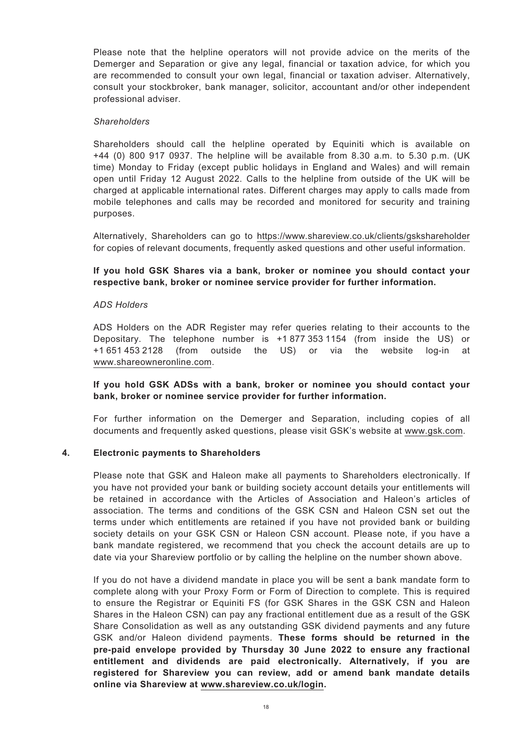Please note that the helpline operators will not provide advice on the merits of the Demerger and Separation or give any legal, financial or taxation advice, for which you are recommended to consult your own legal, financial or taxation adviser. Alternatively, consult your stockbroker, bank manager, solicitor, accountant and/or other independent professional adviser.

*Shareholders*

Shareholders should call the helpline operated by Equiniti which is available on +44 (0) 800 917 0937. The helpline will be available from 8.30 a.m. to 5.30 p.m. (UK time) Monday to Friday (except public holidays in England and Wales) and will remain open until Friday 12 August 2022. Calls to the helpline from outside of the UK will be charged at applicable international rates. Different charges may apply to calls made from mobile telephones and calls may be recorded and monitored for security and training purposes.

Alternatively, Shareholders can go to https://www.shareview.co.uk/clients/gskshareholder for copies of relevant documents, frequently asked questions and other useful information.

**If you hold GSK Shares via a bank, broker or nominee you should contact your respective bank, broker or nominee service provider for further information.**

*ADS Holders*

ADS Holders on the ADR Register may refer queries relating to their accounts to the Depositary. The telephone number is +1 877 353 1154 (from inside the US) or +1 651 453 2128 (from outside the US) or via the website log-in at www.shareowneronline.com.

**If you hold GSK ADSs with a bank, broker or nominee you should contact your bank, broker or nominee service provider for further information.**

For further information on the Demerger and Separation, including copies of all documents and frequently asked questions, please visit GSK's website at www.gsk.com.

## 4. Electronic payments to Shareholders

Please note that GSK and Haleon make all payments to Shareholders electronically. If you have not provided your bank or building society account details your entitlements will be retained in accordance with the Articles of Association and Haleon's articles of association. The terms and conditions of the GSK CSN and Haleon CSN set out the terms under which entitlements are retained if you have not provided bank or building society details on your GSK CSN or Haleon CSN account. Please note, if you have a bank mandate registered, we recommend that you check the account details are up to date via your Shareview portfolio or by calling the helpline on the number shown above.

If you do not have a dividend mandate in place you will be sent a bank mandate form to complete along with your Proxy Form or Form of Direction to complete. This is required to ensure the Registrar or Equiniti FS (for GSK Shares in the GSK CSN and Haleon Shares in the Haleon CSN) can pay any fractional entitlement due as a result of the GSK Share Consolidation as well as any outstanding GSK dividend payments and any future GSK and/or Haleon dividend payments. **These forms should be returned in the pre-paid envelope provided by Thursday 30 June 2022 to ensure any fractional entitlement and dividends are paid electronically. Alternatively, if you are registered for Shareview you can review, add or amend bank mandate details online via Shareview at www.shareview.co.uk/login.**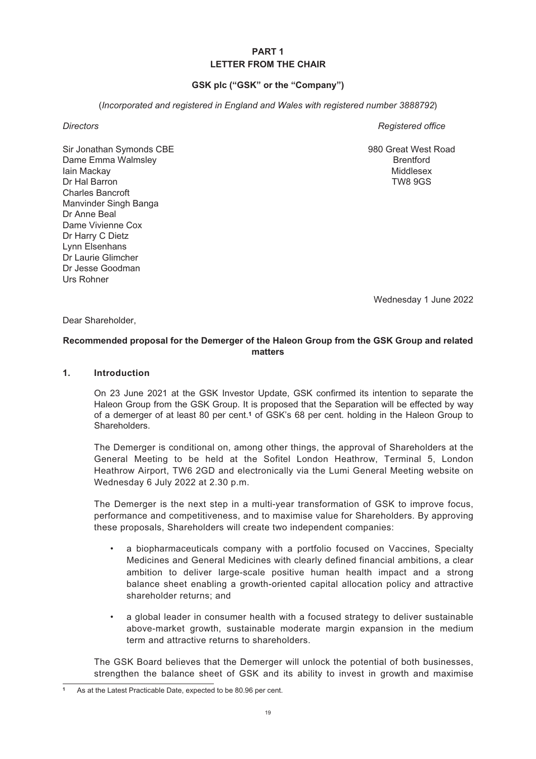# PART 1
# LETTER FROM THE CHAIR

**GSK plc ("GSK" or the "Company")**

(*Incorporated and registered in England and Wales with registered number 3888792*)

| *Directors* | *Registered office* |
|---|---|
| Sir Jonathan Symonds CBE | 980 Great West Road |
| Dame Emma Walmsley | Brentford |
| Iain Mackay | Middlesex |
| Dr Hal Barron | TW8 9GS |
| Charles Bancroft | |
| Manvinder Singh Banga | |
| Dr Anne Beal | |
| Dame Vivienne Cox | |
| Dr Harry C Dietz | |
| Lynn Elsenhans | |
| Dr Laurie Glimcher | |
| Dr Jesse Goodman | |
| Urs Rohner | |

Wednesday 1 June 2022

Dear Shareholder,

**Recommended proposal for the Demerger of the Haleon Group from the GSK Group and related matters**

## 1. Introduction

On 23 June 2021 at the GSK Investor Update, GSK confirmed its intention to separate the Haleon Group from the GSK Group. It is proposed that the Separation will be effected by way of a demerger of at least 80 per cent.[1] of GSK's 68 per cent. holding in the Haleon Group to Shareholders.

The Demerger is conditional on, among other things, the approval of Shareholders at the General Meeting to be held at the Sofitel London Heathrow, Terminal 5, London Heathrow Airport, TW6 2GD and electronically via the Lumi General Meeting website on Wednesday 6 July 2022 at 2.30 p.m.

The Demerger is the next step in a multi-year transformation of GSK to improve focus, performance and competitiveness, and to maximise value for Shareholders. By approving these proposals, Shareholders will create two independent companies:

- a biopharmaceuticals company with a portfolio focused on Vaccines, Specialty Medicines and General Medicines with clearly defined financial ambitions, a clear ambition to deliver large-scale positive human health impact and a strong balance sheet enabling a growth-oriented capital allocation policy and attractive shareholder returns; and
- a global leader in consumer health with a focused strategy to deliver sustainable above-market growth, sustainable moderate margin expansion in the medium term and attractive returns to shareholders.

The GSK Board believes that the Demerger will unlock the potential of both businesses, strengthen the balance sheet of GSK and its ability to invest in growth and maximise

[1] As at the Latest Practicable Date, expected to be 80.96 per cent.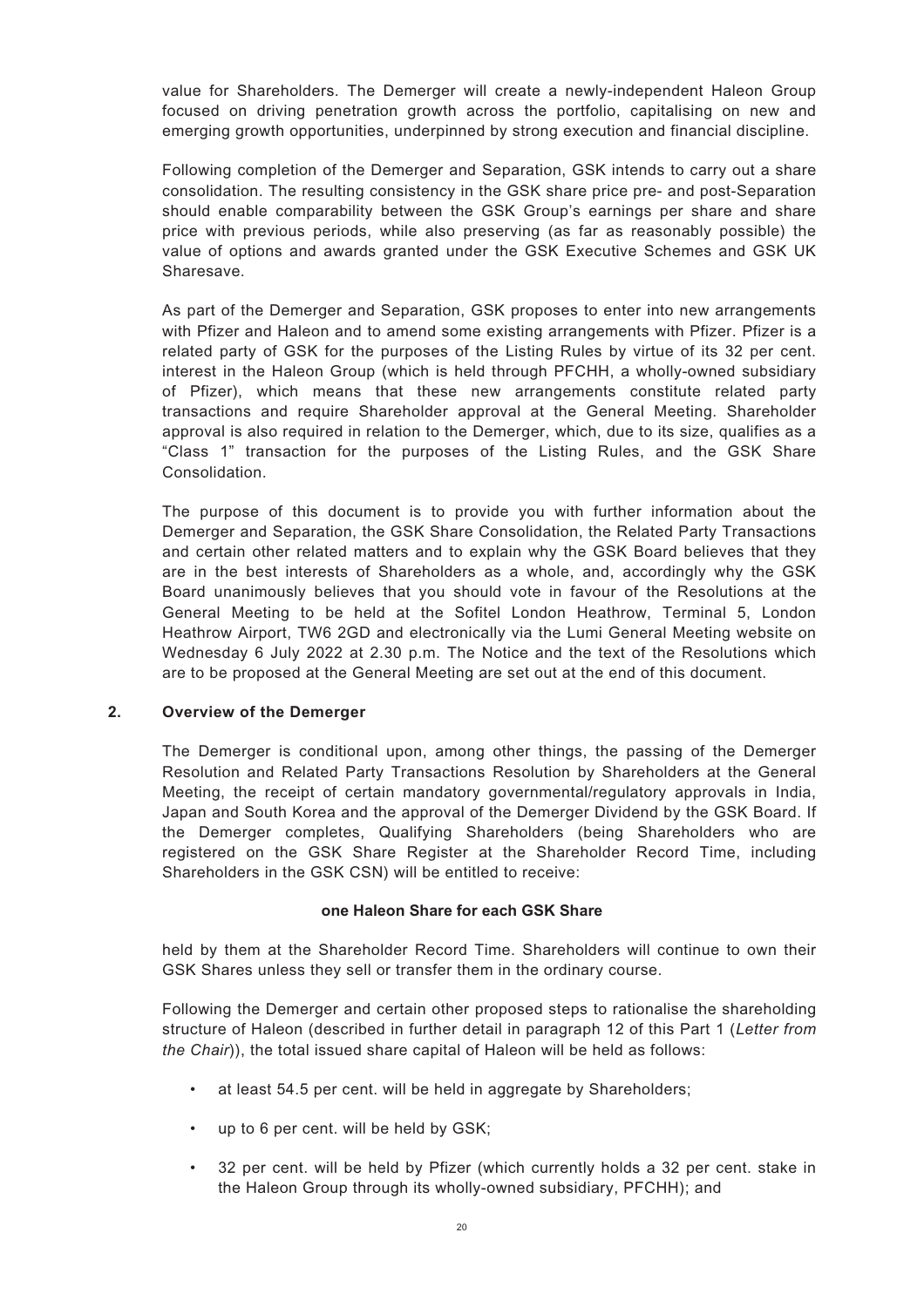value for Shareholders. The Demerger will create a newly-independent Haleon Group focused on driving penetration growth across the portfolio, capitalising on new and emerging growth opportunities, underpinned by strong execution and financial discipline.

Following completion of the Demerger and Separation, GSK intends to carry out a share consolidation. The resulting consistency in the GSK share price pre- and post-Separation should enable comparability between the GSK Group's earnings per share and share price with previous periods, while also preserving (as far as reasonably possible) the value of options and awards granted under the GSK Executive Schemes and GSK UK Sharesave.

As part of the Demerger and Separation, GSK proposes to enter into new arrangements with Pfizer and Haleon and to amend some existing arrangements with Pfizer. Pfizer is a related party of GSK for the purposes of the Listing Rules by virtue of its 32 per cent. interest in the Haleon Group (which is held through PFCHH, a wholly-owned subsidiary of Pfizer), which means that these new arrangements constitute related party transactions and require Shareholder approval at the General Meeting. Shareholder approval is also required in relation to the Demerger, which, due to its size, qualifies as a "Class 1" transaction for the purposes of the Listing Rules, and the GSK Share Consolidation.

The purpose of this document is to provide you with further information about the Demerger and Separation, the GSK Share Consolidation, the Related Party Transactions and certain other related matters and to explain why the GSK Board believes that they are in the best interests of Shareholders as a whole, and, accordingly why the GSK Board unanimously believes that you should vote in favour of the Resolutions at the General Meeting to be held at the Sofitel London Heathrow, Terminal 5, London Heathrow Airport, TW6 2GD and electronically via the Lumi General Meeting website on Wednesday 6 July 2022 at 2.30 p.m. The Notice and the text of the Resolutions which are to be proposed at the General Meeting are set out at the end of this document.

## 2. Overview of the Demerger

The Demerger is conditional upon, among other things, the passing of the Demerger Resolution and Related Party Transactions Resolution by Shareholders at the General Meeting, the receipt of certain mandatory governmental/regulatory approvals in India, Japan and South Korea and the approval of the Demerger Dividend by the GSK Board. If the Demerger completes, Qualifying Shareholders (being Shareholders who are registered on the GSK Share Register at the Shareholder Record Time, including Shareholders in the GSK CSN) will be entitled to receive:

**one Haleon Share for each GSK Share**

held by them at the Shareholder Record Time. Shareholders will continue to own their GSK Shares unless they sell or transfer them in the ordinary course.

Following the Demerger and certain other proposed steps to rationalise the shareholding structure of Haleon (described in further detail in paragraph 12 of this Part 1 (*Letter from the Chair*)), the total issued share capital of Haleon will be held as follows:

- at least 54.5 per cent. will be held in aggregate by Shareholders;
- up to 6 per cent. will be held by GSK;
- 32 per cent. will be held by Pfizer (which currently holds a 32 per cent. stake in the Haleon Group through its wholly-owned subsidiary, PFCHH); and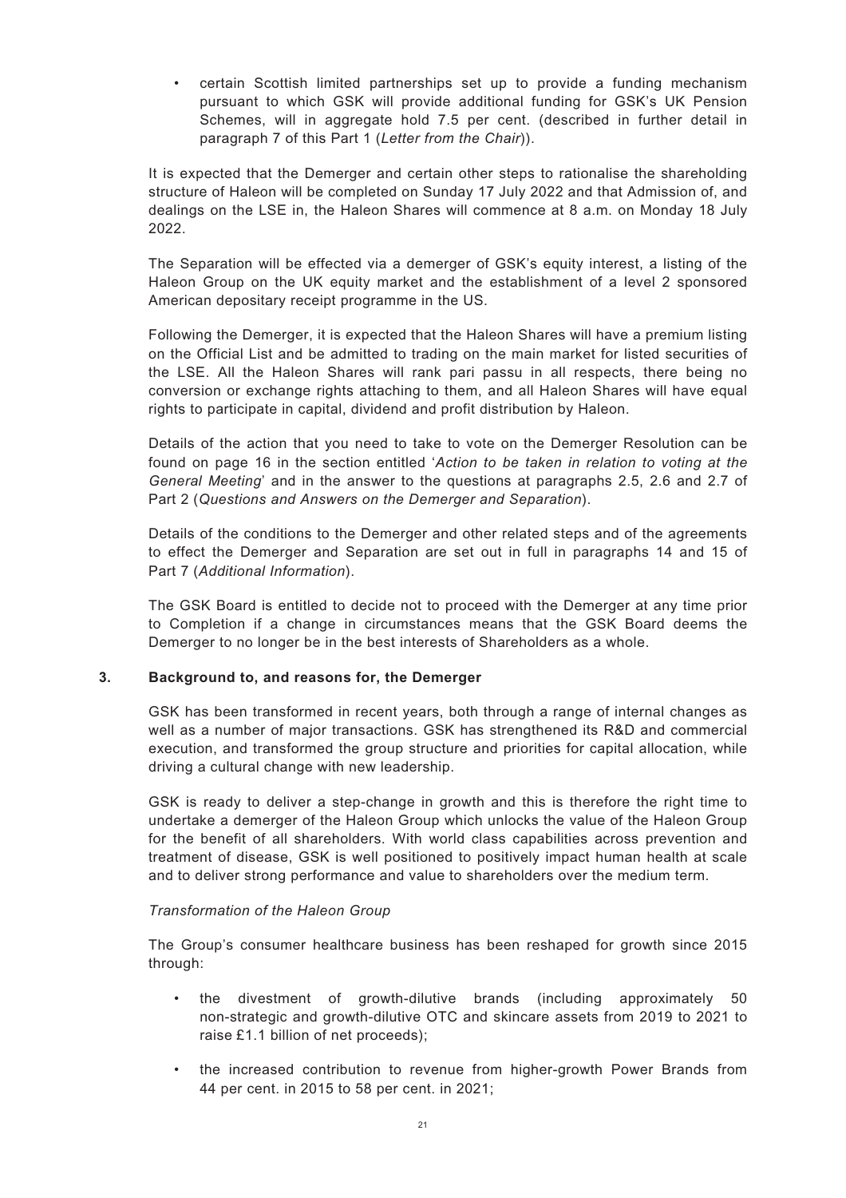- certain Scottish limited partnerships set up to provide a funding mechanism pursuant to which GSK will provide additional funding for GSK's UK Pension Schemes, will in aggregate hold 7.5 per cent. (described in further detail in paragraph 7 of this Part 1 (*Letter from the Chair*)).

It is expected that the Demerger and certain other steps to rationalise the shareholding structure of Haleon will be completed on Sunday 17 July 2022 and that Admission of, and dealings on the LSE in, the Haleon Shares will commence at 8 a.m. on Monday 18 July 2022.

The Separation will be effected via a demerger of GSK's equity interest, a listing of the Haleon Group on the UK equity market and the establishment of a level 2 sponsored American depositary receipt programme in the US.

Following the Demerger, it is expected that the Haleon Shares will have a premium listing on the Official List and be admitted to trading on the main market for listed securities of the LSE. All the Haleon Shares will rank pari passu in all respects, there being no conversion or exchange rights attaching to them, and all Haleon Shares will have equal rights to participate in capital, dividend and profit distribution by Haleon.

Details of the action that you need to take to vote on the Demerger Resolution can be found on page 16 in the section entitled '*Action to be taken in relation to voting at the General Meeting*' and in the answer to the questions at paragraphs 2.5, 2.6 and 2.7 of Part 2 (*Questions and Answers on the Demerger and Separation*).

Details of the conditions to the Demerger and other related steps and of the agreements to effect the Demerger and Separation are set out in full in paragraphs 14 and 15 of Part 7 (*Additional Information*).

The GSK Board is entitled to decide not to proceed with the Demerger at any time prior to Completion if a change in circumstances means that the GSK Board deems the Demerger to no longer be in the best interests of Shareholders as a whole.

## 3. Background to, and reasons for, the Demerger

GSK has been transformed in recent years, both through a range of internal changes as well as a number of major transactions. GSK has strengthened its R&D and commercial execution, and transformed the group structure and priorities for capital allocation, while driving a cultural change with new leadership.

GSK is ready to deliver a step-change in growth and this is therefore the right time to undertake a demerger of the Haleon Group which unlocks the value of the Haleon Group for the benefit of all shareholders. With world class capabilities across prevention and treatment of disease, GSK is well positioned to positively impact human health at scale and to deliver strong performance and value to shareholders over the medium term.

*Transformation of the Haleon Group*

The Group's consumer healthcare business has been reshaped for growth since 2015 through:

- the divestment of growth-dilutive brands (including approximately 50 non-strategic and growth-dilutive OTC and skincare assets from 2019 to 2021 to raise £1.1 billion of net proceeds);
- the increased contribution to revenue from higher-growth Power Brands from 44 per cent. in 2015 to 58 per cent. in 2021;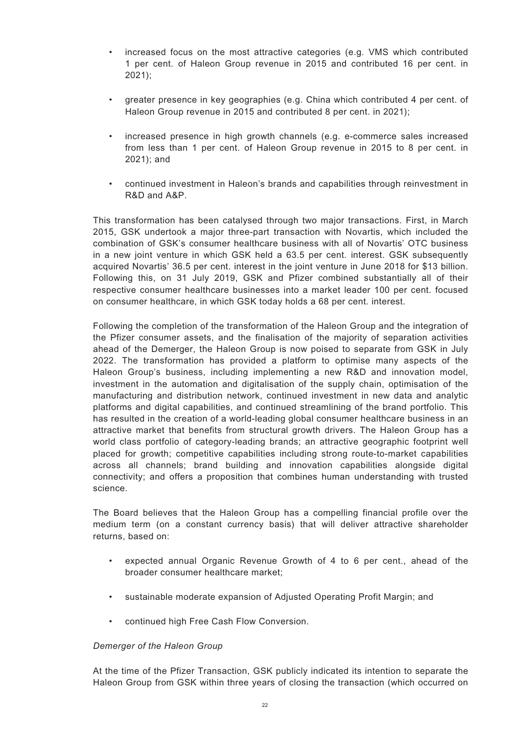- increased focus on the most attractive categories (e.g. VMS which contributed 1 per cent. of Haleon Group revenue in 2015 and contributed 16 per cent. in 2021);

- greater presence in key geographies (e.g. China which contributed 4 per cent. of Haleon Group revenue in 2015 and contributed 8 per cent. in 2021);

- increased presence in high growth channels (e.g. e-commerce sales increased from less than 1 per cent. of Haleon Group revenue in 2015 to 8 per cent. in 2021); and

- continued investment in Haleon's brands and capabilities through reinvestment in R&D and A&P.

This transformation has been catalysed through two major transactions. First, in March 2015, GSK undertook a major three-part transaction with Novartis, which included the combination of GSK's consumer healthcare business with all of Novartis' OTC business in a new joint venture in which GSK held a 63.5 per cent. interest. GSK subsequently acquired Novartis' 36.5 per cent. interest in the joint venture in June 2018 for $13 billion. Following this, on 31 July 2019, GSK and Pfizer combined substantially all of their respective consumer healthcare businesses into a market leader 100 per cent. focused on consumer healthcare, in which GSK today holds a 68 per cent. interest.

Following the completion of the transformation of the Haleon Group and the integration of the Pfizer consumer assets, and the finalisation of the majority of separation activities ahead of the Demerger, the Haleon Group is now poised to separate from GSK in July 2022. The transformation has provided a platform to optimise many aspects of the Haleon Group's business, including implementing a new R&D and innovation model, investment in the automation and digitalisation of the supply chain, optimisation of the manufacturing and distribution network, continued investment in new data and analytic platforms and digital capabilities, and continued streamlining of the brand portfolio. This has resulted in the creation of a world-leading global consumer healthcare business in an attractive market that benefits from structural growth drivers. The Haleon Group has a world class portfolio of category-leading brands; an attractive geographic footprint well placed for growth; competitive capabilities including strong route-to-market capabilities across all channels; brand building and innovation capabilities alongside digital connectivity; and offers a proposition that combines human understanding with trusted science.

The Board believes that the Haleon Group has a compelling financial profile over the medium term (on a constant currency basis) that will deliver attractive shareholder returns, based on:

- expected annual Organic Revenue Growth of 4 to 6 per cent., ahead of the broader consumer healthcare market;

- sustainable moderate expansion of Adjusted Operating Profit Margin; and

- continued high Free Cash Flow Conversion.

*Demerger of the Haleon Group*

At the time of the Pfizer Transaction, GSK publicly indicated its intention to separate the Haleon Group from GSK within three years of closing the transaction (which occurred on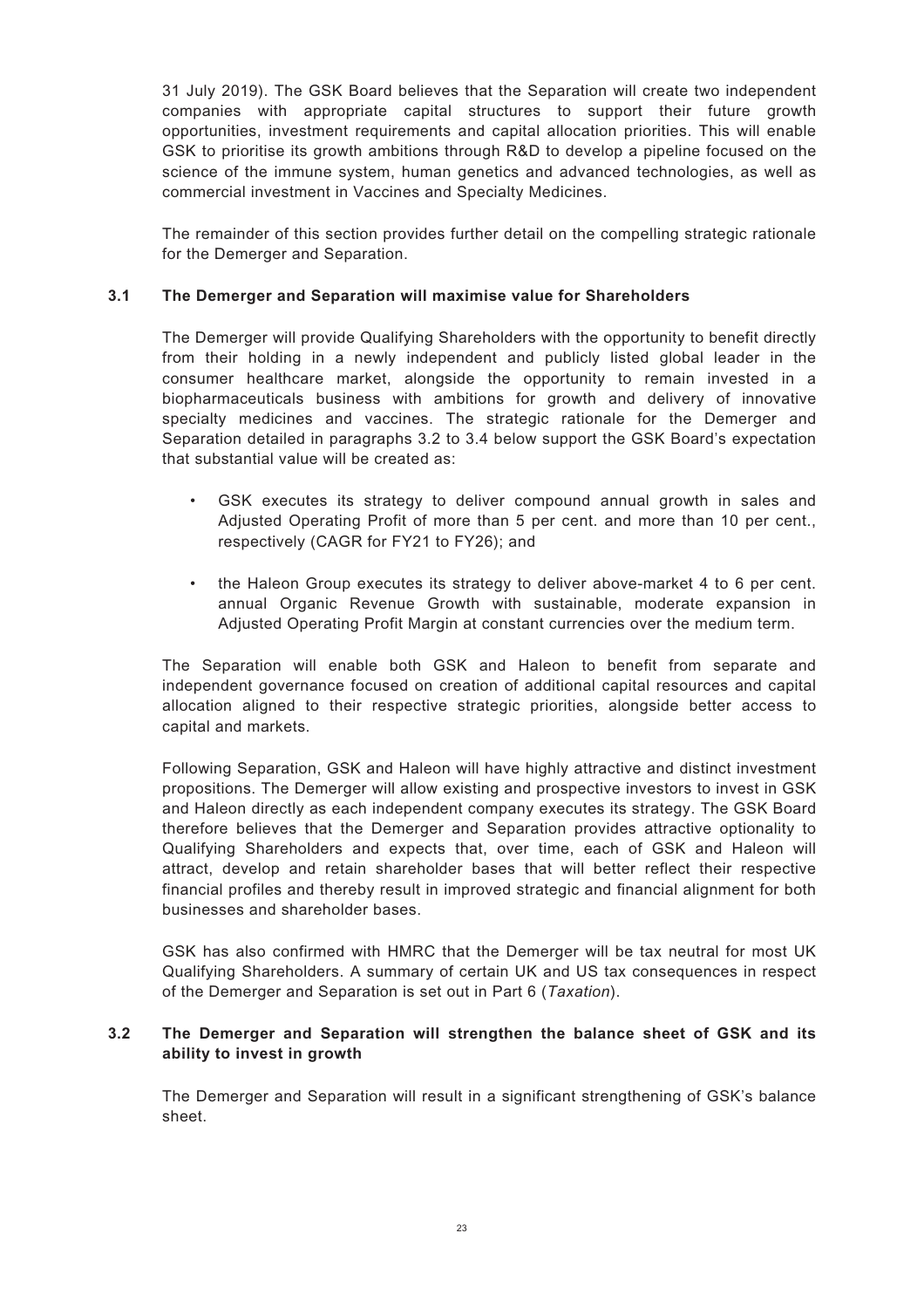31 July 2019). The GSK Board believes that the Separation will create two independent companies with appropriate capital structures to support their future growth opportunities, investment requirements and capital allocation priorities. This will enable GSK to prioritise its growth ambitions through R&D to develop a pipeline focused on the science of the immune system, human genetics and advanced technologies, as well as commercial investment in Vaccines and Specialty Medicines.

The remainder of this section provides further detail on the compelling strategic rationale for the Demerger and Separation.

### 3.1 The Demerger and Separation will maximise value for Shareholders

The Demerger will provide Qualifying Shareholders with the opportunity to benefit directly from their holding in a newly independent and publicly listed global leader in the consumer healthcare market, alongside the opportunity to remain invested in a biopharmaceuticals business with ambitions for growth and delivery of innovative specialty medicines and vaccines. The strategic rationale for the Demerger and Separation detailed in paragraphs 3.2 to 3.4 below support the GSK Board's expectation that substantial value will be created as:

- GSK executes its strategy to deliver compound annual growth in sales and Adjusted Operating Profit of more than 5 per cent. and more than 10 per cent., respectively (CAGR for FY21 to FY26); and
- the Haleon Group executes its strategy to deliver above-market 4 to 6 per cent. annual Organic Revenue Growth with sustainable, moderate expansion in Adjusted Operating Profit Margin at constant currencies over the medium term.

The Separation will enable both GSK and Haleon to benefit from separate and independent governance focused on creation of additional capital resources and capital allocation aligned to their respective strategic priorities, alongside better access to capital and markets.

Following Separation, GSK and Haleon will have highly attractive and distinct investment propositions. The Demerger will allow existing and prospective investors to invest in GSK and Haleon directly as each independent company executes its strategy. The GSK Board therefore believes that the Demerger and Separation provides attractive optionality to Qualifying Shareholders and expects that, over time, each of GSK and Haleon will attract, develop and retain shareholder bases that will better reflect their respective financial profiles and thereby result in improved strategic and financial alignment for both businesses and shareholder bases.

GSK has also confirmed with HMRC that the Demerger will be tax neutral for most UK Qualifying Shareholders. A summary of certain UK and US tax consequences in respect of the Demerger and Separation is set out in Part 6 (*Taxation*).

### 3.2 The Demerger and Separation will strengthen the balance sheet of GSK and its ability to invest in growth

The Demerger and Separation will result in a significant strengthening of GSK's balance sheet.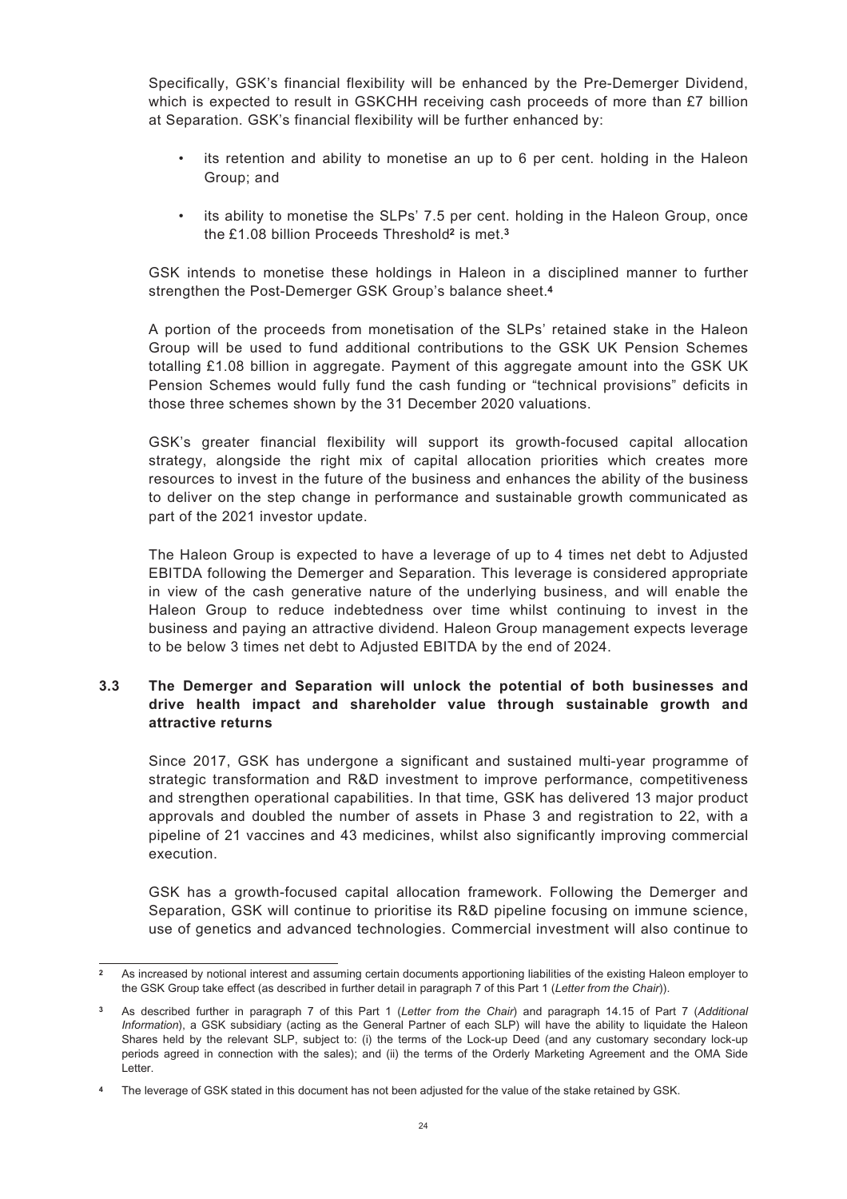Specifically, GSK's financial flexibility will be enhanced by the Pre-Demerger Dividend, which is expected to result in GSKCHH receiving cash proceeds of more than £7 billion at Separation. GSK's financial flexibility will be further enhanced by:

- its retention and ability to monetise an up to 6 per cent. holding in the Haleon Group; and
- its ability to monetise the SLPs' 7.5 per cent. holding in the Haleon Group, once the £1.08 billion Proceeds Threshold[2] is met.[3]

GSK intends to monetise these holdings in Haleon in a disciplined manner to further strengthen the Post-Demerger GSK Group's balance sheet.[4]

A portion of the proceeds from monetisation of the SLPs' retained stake in the Haleon Group will be used to fund additional contributions to the GSK UK Pension Schemes totalling £1.08 billion in aggregate. Payment of this aggregate amount into the GSK UK Pension Schemes would fully fund the cash funding or "technical provisions" deficits in those three schemes shown by the 31 December 2020 valuations.

GSK's greater financial flexibility will support its growth-focused capital allocation strategy, alongside the right mix of capital allocation priorities which creates more resources to invest in the future of the business and enhances the ability of the business to deliver on the step change in performance and sustainable growth communicated as part of the 2021 investor update.

The Haleon Group is expected to have a leverage of up to 4 times net debt to Adjusted EBITDA following the Demerger and Separation. This leverage is considered appropriate in view of the cash generative nature of the underlying business, and will enable the Haleon Group to reduce indebtedness over time whilst continuing to invest in the business and paying an attractive dividend. Haleon Group management expects leverage to be below 3 times net debt to Adjusted EBITDA by the end of 2024.

### 3.3 The Demerger and Separation will unlock the potential of both businesses and drive health impact and shareholder value through sustainable growth and attractive returns

Since 2017, GSK has undergone a significant and sustained multi-year programme of strategic transformation and R&D investment to improve performance, competitiveness and strengthen operational capabilities. In that time, GSK has delivered 13 major product approvals and doubled the number of assets in Phase 3 and registration to 22, with a pipeline of 21 vaccines and 43 medicines, whilst also significantly improving commercial execution.

GSK has a growth-focused capital allocation framework. Following the Demerger and Separation, GSK will continue to prioritise its R&D pipeline focusing on immune science, use of genetics and advanced technologies. Commercial investment will also continue to

---

[2] As increased by notional interest and assuming certain documents apportioning liabilities of the existing Haleon employer to the GSK Group take effect (as described in further detail in paragraph 7 of this Part 1 (*Letter from the Chair*)).

[3] As described further in paragraph 7 of this Part 1 (*Letter from the Chair*) and paragraph 14.15 of Part 7 (*Additional Information*), a GSK subsidiary (acting as the General Partner of each SLP) will have the ability to liquidate the Haleon Shares held by the relevant SLP, subject to: (i) the terms of the Lock-up Deed (and any customary secondary lock-up periods agreed in connection with the sales); and (ii) the terms of the Orderly Marketing Agreement and the OMA Side Letter.

[4] The leverage of GSK stated in this document has not been adjusted for the value of the stake retained by GSK.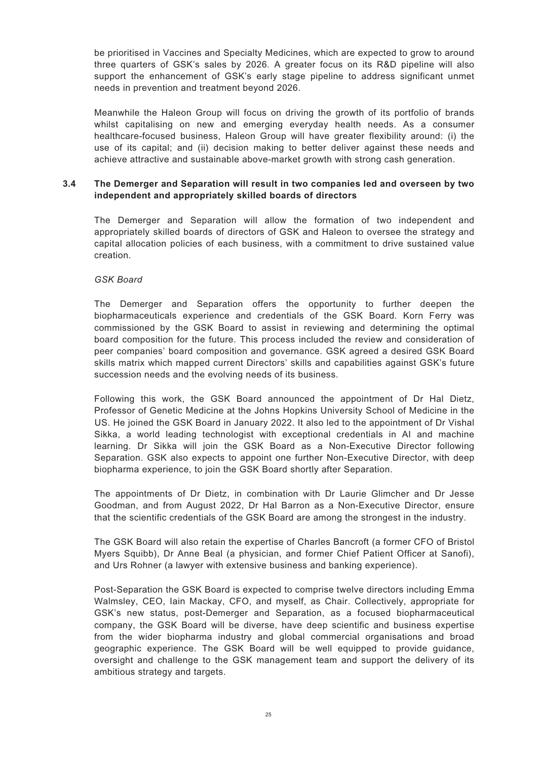be prioritised in Vaccines and Specialty Medicines, which are expected to grow to around three quarters of GSK's sales by 2026. A greater focus on its R&D pipeline will also support the enhancement of GSK's early stage pipeline to address significant unmet needs in prevention and treatment beyond 2026.

Meanwhile the Haleon Group will focus on driving the growth of its portfolio of brands whilst capitalising on new and emerging everyday health needs. As a consumer healthcare-focused business, Haleon Group will have greater flexibility around: (i) the use of its capital; and (ii) decision making to better deliver against these needs and achieve attractive and sustainable above-market growth with strong cash generation.

### 3.4 The Demerger and Separation will result in two companies led and overseen by two independent and appropriately skilled boards of directors

The Demerger and Separation will allow the formation of two independent and appropriately skilled boards of directors of GSK and Haleon to oversee the strategy and capital allocation policies of each business, with a commitment to drive sustained value creation.

*GSK Board*

The Demerger and Separation offers the opportunity to further deepen the biopharmaceuticals experience and credentials of the GSK Board. Korn Ferry was commissioned by the GSK Board to assist in reviewing and determining the optimal board composition for the future. This process included the review and consideration of peer companies' board composition and governance. GSK agreed a desired GSK Board skills matrix which mapped current Directors' skills and capabilities against GSK's future succession needs and the evolving needs of its business.

Following this work, the GSK Board announced the appointment of Dr Hal Dietz, Professor of Genetic Medicine at the Johns Hopkins University School of Medicine in the US. He joined the GSK Board in January 2022. It also led to the appointment of Dr Vishal Sikka, a world leading technologist with exceptional credentials in AI and machine learning. Dr Sikka will join the GSK Board as a Non-Executive Director following Separation. GSK also expects to appoint one further Non-Executive Director, with deep biopharma experience, to join the GSK Board shortly after Separation.

The appointments of Dr Dietz, in combination with Dr Laurie Glimcher and Dr Jesse Goodman, and from August 2022, Dr Hal Barron as a Non-Executive Director, ensure that the scientific credentials of the GSK Board are among the strongest in the industry.

The GSK Board will also retain the expertise of Charles Bancroft (a former CFO of Bristol Myers Squibb), Dr Anne Beal (a physician, and former Chief Patient Officer at Sanofi), and Urs Rohner (a lawyer with extensive business and banking experience).

Post-Separation the GSK Board is expected to comprise twelve directors including Emma Walmsley, CEO, Iain Mackay, CFO, and myself, as Chair. Collectively, appropriate for GSK's new status, post-Demerger and Separation, as a focused biopharmaceutical company, the GSK Board will be diverse, have deep scientific and business expertise from the wider biopharma industry and global commercial organisations and broad geographic experience. The GSK Board will be well equipped to provide guidance, oversight and challenge to the GSK management team and support the delivery of its ambitious strategy and targets.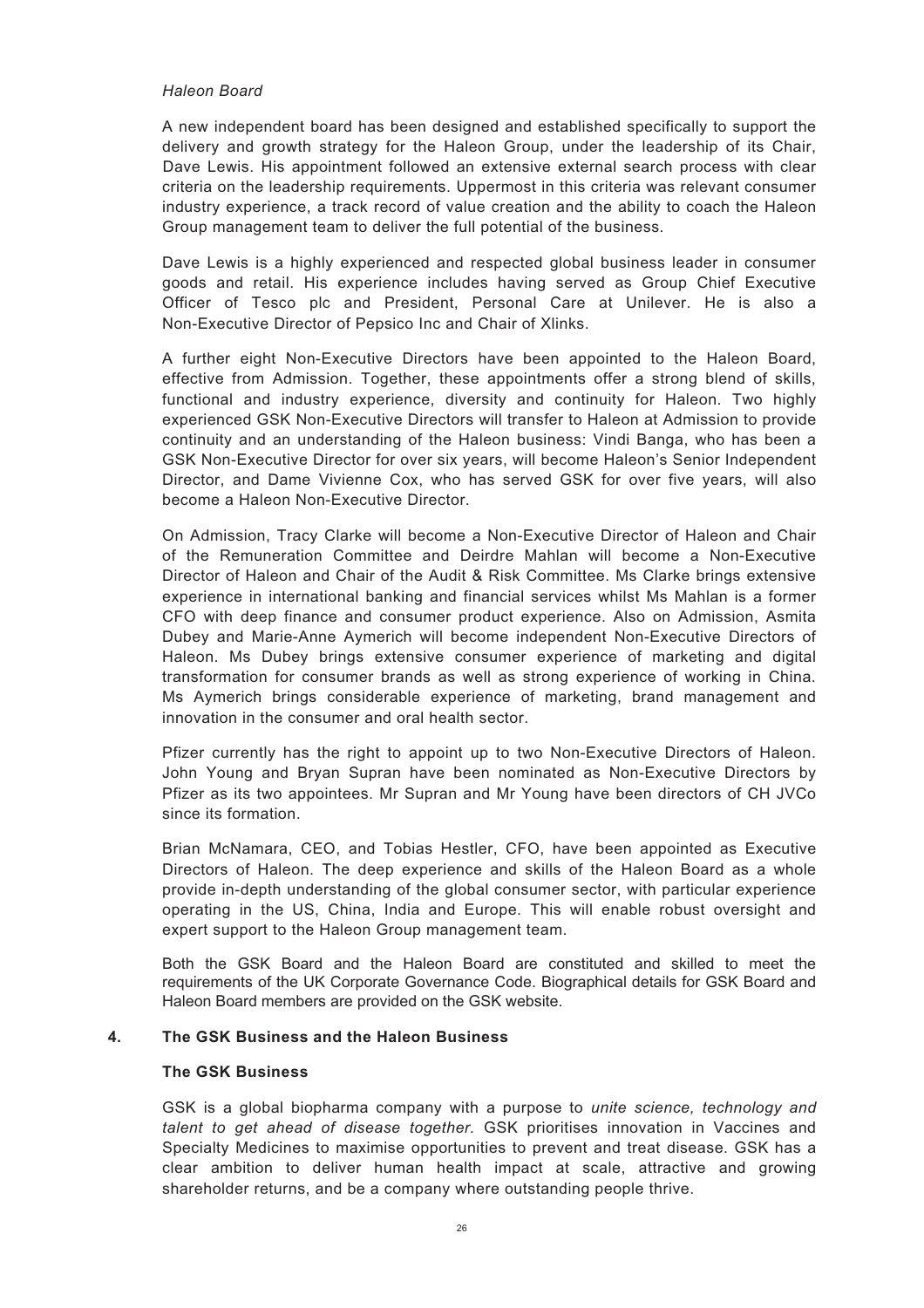*Haleon Board*

A new independent board has been designed and established specifically to support the delivery and growth strategy for the Haleon Group, under the leadership of its Chair, Dave Lewis. His appointment followed an extensive external search process with clear criteria on the leadership requirements. Uppermost in this criteria was relevant consumer industry experience, a track record of value creation and the ability to coach the Haleon Group management team to deliver the full potential of the business.

Dave Lewis is a highly experienced and respected global business leader in consumer goods and retail. His experience includes having served as Group Chief Executive Officer of Tesco plc and President, Personal Care at Unilever. He is also a Non-Executive Director of Pepsico Inc and Chair of Xlinks.

A further eight Non-Executive Directors have been appointed to the Haleon Board, effective from Admission. Together, these appointments offer a strong blend of skills, functional and industry experience, diversity and continuity for Haleon. Two highly experienced GSK Non-Executive Directors will transfer to Haleon at Admission to provide continuity and an understanding of the Haleon business: Vindi Banga, who has been a GSK Non-Executive Director for over six years, will become Haleon's Senior Independent Director, and Dame Vivienne Cox, who has served GSK for over five years, will also become a Haleon Non-Executive Director.

On Admission, Tracy Clarke will become a Non-Executive Director of Haleon and Chair of the Remuneration Committee and Deirdre Mahlan will become a Non-Executive Director of Haleon and Chair of the Audit & Risk Committee. Ms Clarke brings extensive experience in international banking and financial services whilst Ms Mahlan is a former CFO with deep finance and consumer product experience. Also on Admission, Asmita Dubey and Marie-Anne Aymerich will become independent Non-Executive Directors of Haleon. Ms Dubey brings extensive consumer experience of marketing and digital transformation for consumer brands as well as strong experience of working in China. Ms Aymerich brings considerable experience of marketing, brand management and innovation in the consumer and oral health sector.

Pfizer currently has the right to appoint up to two Non-Executive Directors of Haleon. John Young and Bryan Supran have been nominated as Non-Executive Directors by Pfizer as its two appointees. Mr Supran and Mr Young have been directors of CH JVCo since its formation.

Brian McNamara, CEO, and Tobias Hestler, CFO, have been appointed as Executive Directors of Haleon. The deep experience and skills of the Haleon Board as a whole provide in-depth understanding of the global consumer sector, with particular experience operating in the US, China, India and Europe. This will enable robust oversight and expert support to the Haleon Group management team.

Both the GSK Board and the Haleon Board are constituted and skilled to meet the requirements of the UK Corporate Governance Code. Biographical details for GSK Board and Haleon Board members are provided on the GSK website.

## 4. The GSK Business and the Haleon Business

**The GSK Business**

GSK is a global biopharma company with a purpose to *unite science, technology and talent to get ahead of disease together.* GSK prioritises innovation in Vaccines and Specialty Medicines to maximise opportunities to prevent and treat disease. GSK has a clear ambition to deliver human health impact at scale, attractive and growing shareholder returns, and be a company where outstanding people thrive.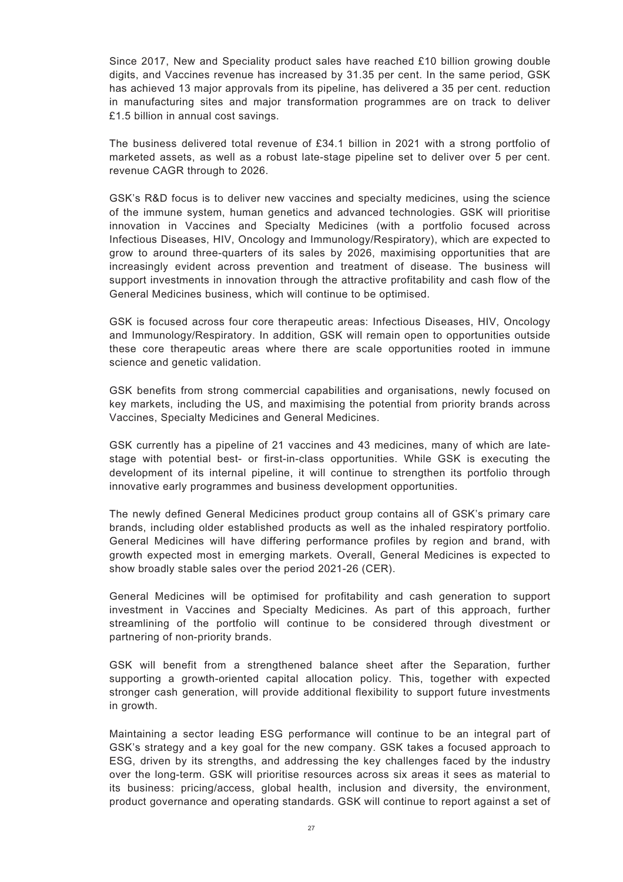Since 2017, New and Speciality product sales have reached £10 billion growing double digits, and Vaccines revenue has increased by 31.35 per cent. In the same period, GSK has achieved 13 major approvals from its pipeline, has delivered a 35 per cent. reduction in manufacturing sites and major transformation programmes are on track to deliver £1.5 billion in annual cost savings.

The business delivered total revenue of £34.1 billion in 2021 with a strong portfolio of marketed assets, as well as a robust late-stage pipeline set to deliver over 5 per cent. revenue CAGR through to 2026.

GSK's R&D focus is to deliver new vaccines and specialty medicines, using the science of the immune system, human genetics and advanced technologies. GSK will prioritise innovation in Vaccines and Specialty Medicines (with a portfolio focused across Infectious Diseases, HIV, Oncology and Immunology/Respiratory), which are expected to grow to around three-quarters of its sales by 2026, maximising opportunities that are increasingly evident across prevention and treatment of disease. The business will support investments in innovation through the attractive profitability and cash flow of the General Medicines business, which will continue to be optimised.

GSK is focused across four core therapeutic areas: Infectious Diseases, HIV, Oncology and Immunology/Respiratory. In addition, GSK will remain open to opportunities outside these core therapeutic areas where there are scale opportunities rooted in immune science and genetic validation.

GSK benefits from strong commercial capabilities and organisations, newly focused on key markets, including the US, and maximising the potential from priority brands across Vaccines, Specialty Medicines and General Medicines.

GSK currently has a pipeline of 21 vaccines and 43 medicines, many of which are late-stage with potential best- or first-in-class opportunities. While GSK is executing the development of its internal pipeline, it will continue to strengthen its portfolio through innovative early programmes and business development opportunities.

The newly defined General Medicines product group contains all of GSK's primary care brands, including older established products as well as the inhaled respiratory portfolio. General Medicines will have differing performance profiles by region and brand, with growth expected most in emerging markets. Overall, General Medicines is expected to show broadly stable sales over the period 2021-26 (CER).

General Medicines will be optimised for profitability and cash generation to support investment in Vaccines and Specialty Medicines. As part of this approach, further streamlining of the portfolio will continue to be considered through divestment or partnering of non-priority brands.

GSK will benefit from a strengthened balance sheet after the Separation, further supporting a growth-oriented capital allocation policy. This, together with expected stronger cash generation, will provide additional flexibility to support future investments in growth.

Maintaining a sector leading ESG performance will continue to be an integral part of GSK's strategy and a key goal for the new company. GSK takes a focused approach to ESG, driven by its strengths, and addressing the key challenges faced by the industry over the long-term. GSK will prioritise resources across six areas it sees as material to its business: pricing/access, global health, inclusion and diversity, the environment, product governance and operating standards. GSK will continue to report against a set of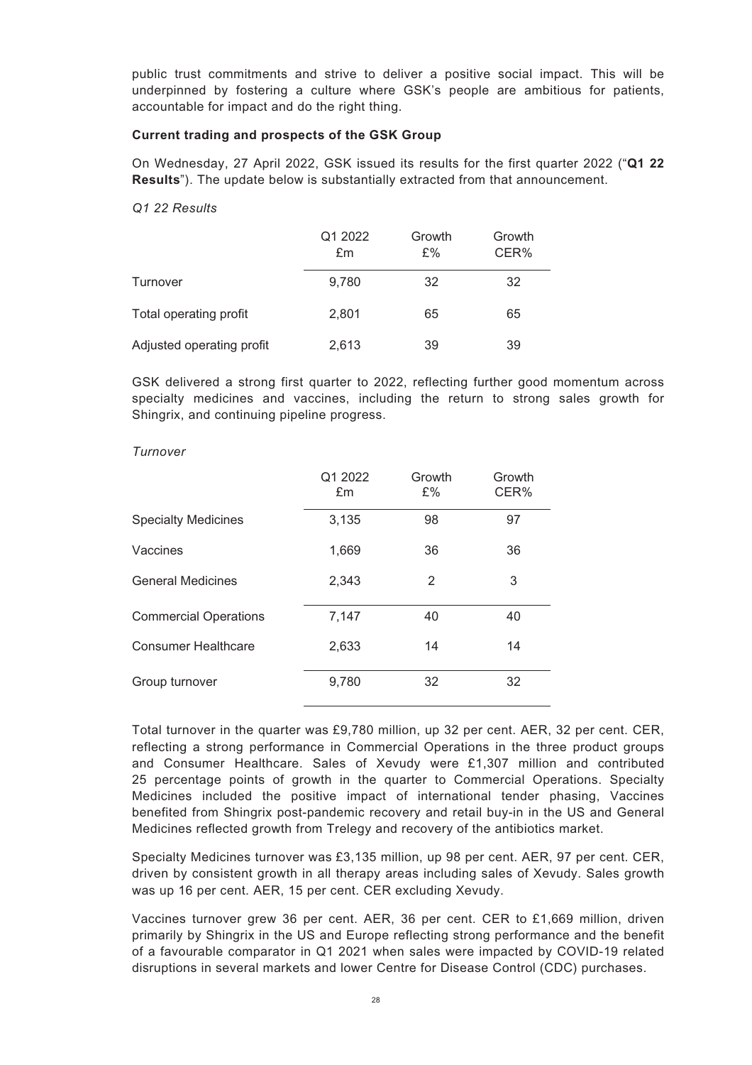public trust commitments and strive to deliver a positive social impact. This will be underpinned by fostering a culture where GSK's people are ambitious for patients, accountable for impact and do the right thing.

**Current trading and prospects of the GSK Group**

On Wednesday, 27 April 2022, GSK issued its results for the first quarter 2022 ("**Q1 22 Results**"). The update below is substantially extracted from that announcement.

*Q1 22 Results*

| | Q1 2022 £m | Growth £% | Growth CER% |
|---|---|---|---|
| Turnover | 9,780 | 32 | 32 |
| Total operating profit | 2,801 | 65 | 65 |
| Adjusted operating profit | 2,613 | 39 | 39 |

GSK delivered a strong first quarter to 2022, reflecting further good momentum across specialty medicines and vaccines, including the return to strong sales growth for Shingrix, and continuing pipeline progress.

*Turnover*

| | Q1 2022 £m | Growth £% | Growth CER% |
|---|---|---|---|
| Specialty Medicines | 3,135 | 98 | 97 |
| Vaccines | 1,669 | 36 | 36 |
| General Medicines | 2,343 | 2 | 3 |
| Commercial Operations | 7,147 | 40 | 40 |
| Consumer Healthcare | 2,633 | 14 | 14 |
| Group turnover | 9,780 | 32 | 32 |

Total turnover in the quarter was £9,780 million, up 32 per cent. AER, 32 per cent. CER, reflecting a strong performance in Commercial Operations in the three product groups and Consumer Healthcare. Sales of Xevudy were £1,307 million and contributed 25 percentage points of growth in the quarter to Commercial Operations. Specialty Medicines included the positive impact of international tender phasing, Vaccines benefited from Shingrix post-pandemic recovery and retail buy-in in the US and General Medicines reflected growth from Trelegy and recovery of the antibiotics market.

Specialty Medicines turnover was £3,135 million, up 98 per cent. AER, 97 per cent. CER, driven by consistent growth in all therapy areas including sales of Xevudy. Sales growth was up 16 per cent. AER, 15 per cent. CER excluding Xevudy.

Vaccines turnover grew 36 per cent. AER, 36 per cent. CER to £1,669 million, driven primarily by Shingrix in the US and Europe reflecting strong performance and the benefit of a favourable comparator in Q1 2021 when sales were impacted by COVID-19 related disruptions in several markets and lower Centre for Disease Control (CDC) purchases.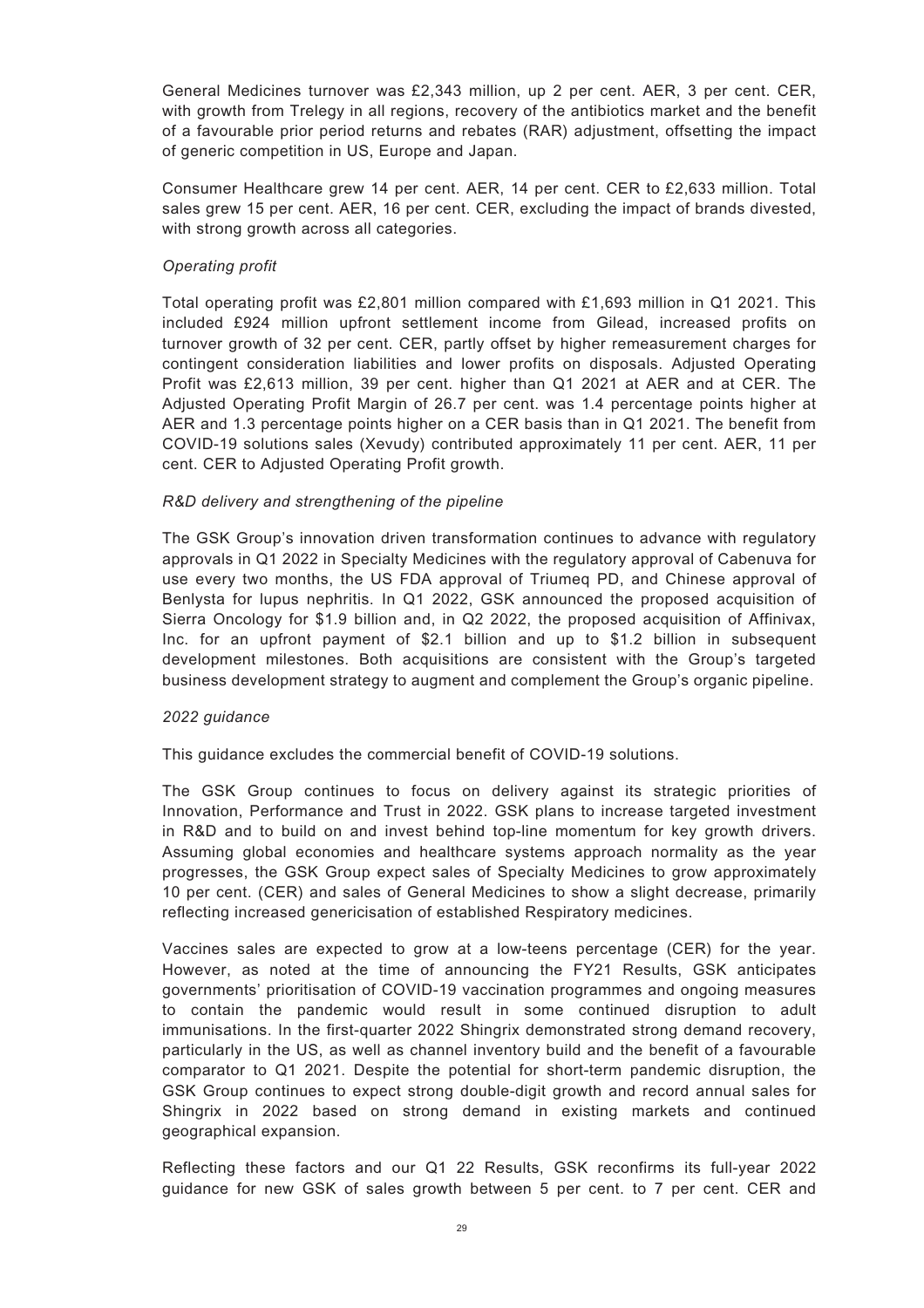General Medicines turnover was £2,343 million, up 2 per cent. AER, 3 per cent. CER, with growth from Trelegy in all regions, recovery of the antibiotics market and the benefit of a favourable prior period returns and rebates (RAR) adjustment, offsetting the impact of generic competition in US, Europe and Japan.

Consumer Healthcare grew 14 per cent. AER, 14 per cent. CER to £2,633 million. Total sales grew 15 per cent. AER, 16 per cent. CER, excluding the impact of brands divested, with strong growth across all categories.

*Operating profit*

Total operating profit was £2,801 million compared with £1,693 million in Q1 2021. This included £924 million upfront settlement income from Gilead, increased profits on turnover growth of 32 per cent. CER, partly offset by higher remeasurement charges for contingent consideration liabilities and lower profits on disposals. Adjusted Operating Profit was £2,613 million, 39 per cent. higher than Q1 2021 at AER and at CER. The Adjusted Operating Profit Margin of 26.7 per cent. was 1.4 percentage points higher at AER and 1.3 percentage points higher on a CER basis than in Q1 2021. The benefit from COVID-19 solutions sales (Xevudy) contributed approximately 11 per cent. AER, 11 per cent. CER to Adjusted Operating Profit growth.

*R&D delivery and strengthening of the pipeline*

The GSK Group's innovation driven transformation continues to advance with regulatory approvals in Q1 2022 in Specialty Medicines with the regulatory approval of Cabenuva for use every two months, the US FDA approval of Triumeq PD, and Chinese approval of Benlysta for lupus nephritis. In Q1 2022, GSK announced the proposed acquisition of Sierra Oncology for $1.9 billion and, in Q2 2022, the proposed acquisition of Affinivax, Inc. for an upfront payment of $2.1 billion and up to $1.2 billion in subsequent development milestones. Both acquisitions are consistent with the Group's targeted business development strategy to augment and complement the Group's organic pipeline.

*2022 guidance*

This guidance excludes the commercial benefit of COVID-19 solutions.

The GSK Group continues to focus on delivery against its strategic priorities of Innovation, Performance and Trust in 2022. GSK plans to increase targeted investment in R&D and to build on and invest behind top-line momentum for key growth drivers. Assuming global economies and healthcare systems approach normality as the year progresses, the GSK Group expect sales of Specialty Medicines to grow approximately 10 per cent. (CER) and sales of General Medicines to show a slight decrease, primarily reflecting increased genericisation of established Respiratory medicines.

Vaccines sales are expected to grow at a low-teens percentage (CER) for the year. However, as noted at the time of announcing the FY21 Results, GSK anticipates governments' prioritisation of COVID-19 vaccination programmes and ongoing measures to contain the pandemic would result in some continued disruption to adult immunisations. In the first-quarter 2022 Shingrix demonstrated strong demand recovery, particularly in the US, as well as channel inventory build and the benefit of a favourable comparator to Q1 2021. Despite the potential for short-term pandemic disruption, the GSK Group continues to expect strong double-digit growth and record annual sales for Shingrix in 2022 based on strong demand in existing markets and continued geographical expansion.

Reflecting these factors and our Q1 22 Results, GSK reconfirms its full-year 2022 guidance for new GSK of sales growth between 5 per cent. to 7 per cent. CER and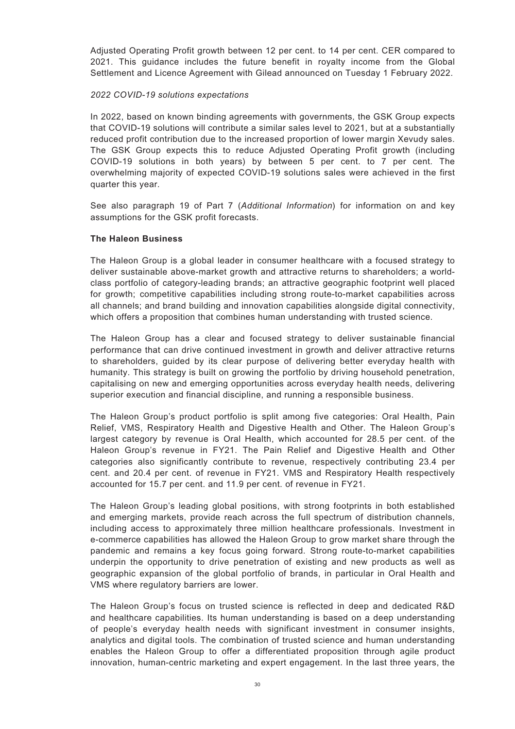Adjusted Operating Profit growth between 12 per cent. to 14 per cent. CER compared to 2021. This guidance includes the future benefit in royalty income from the Global Settlement and Licence Agreement with Gilead announced on Tuesday 1 February 2022.

*2022 COVID-19 solutions expectations*

In 2022, based on known binding agreements with governments, the GSK Group expects that COVID-19 solutions will contribute a similar sales level to 2021, but at a substantially reduced profit contribution due to the increased proportion of lower margin Xevudy sales. The GSK Group expects this to reduce Adjusted Operating Profit growth (including COVID-19 solutions in both years) by between 5 per cent. to 7 per cent. The overwhelming majority of expected COVID-19 solutions sales were achieved in the first quarter this year.

See also paragraph 19 of Part 7 (*Additional Information*) for information on and key assumptions for the GSK profit forecasts.

**The Haleon Business**

The Haleon Group is a global leader in consumer healthcare with a focused strategy to deliver sustainable above-market growth and attractive returns to shareholders; a world-class portfolio of category-leading brands; an attractive geographic footprint well placed for growth; competitive capabilities including strong route-to-market capabilities across all channels; and brand building and innovation capabilities alongside digital connectivity, which offers a proposition that combines human understanding with trusted science.

The Haleon Group has a clear and focused strategy to deliver sustainable financial performance that can drive continued investment in growth and deliver attractive returns to shareholders, guided by its clear purpose of delivering better everyday health with humanity. This strategy is built on growing the portfolio by driving household penetration, capitalising on new and emerging opportunities across everyday health needs, delivering superior execution and financial discipline, and running a responsible business.

The Haleon Group's product portfolio is split among five categories: Oral Health, Pain Relief, VMS, Respiratory Health and Digestive Health and Other. The Haleon Group's largest category by revenue is Oral Health, which accounted for 28.5 per cent. of the Haleon Group's revenue in FY21. The Pain Relief and Digestive Health and Other categories also significantly contribute to revenue, respectively contributing 23.4 per cent. and 20.4 per cent. of revenue in FY21. VMS and Respiratory Health respectively accounted for 15.7 per cent. and 11.9 per cent. of revenue in FY21.

The Haleon Group's leading global positions, with strong footprints in both established and emerging markets, provide reach across the full spectrum of distribution channels, including access to approximately three million healthcare professionals. Investment in e-commerce capabilities has allowed the Haleon Group to grow market share through the pandemic and remains a key focus going forward. Strong route-to-market capabilities underpin the opportunity to drive penetration of existing and new products as well as geographic expansion of the global portfolio of brands, in particular in Oral Health and VMS where regulatory barriers are lower.

The Haleon Group's focus on trusted science is reflected in deep and dedicated R&D and healthcare capabilities. Its human understanding is based on a deep understanding of people's everyday health needs with significant investment in consumer insights, analytics and digital tools. The combination of trusted science and human understanding enables the Haleon Group to offer a differentiated proposition through agile product innovation, human-centric marketing and expert engagement. In the last three years, the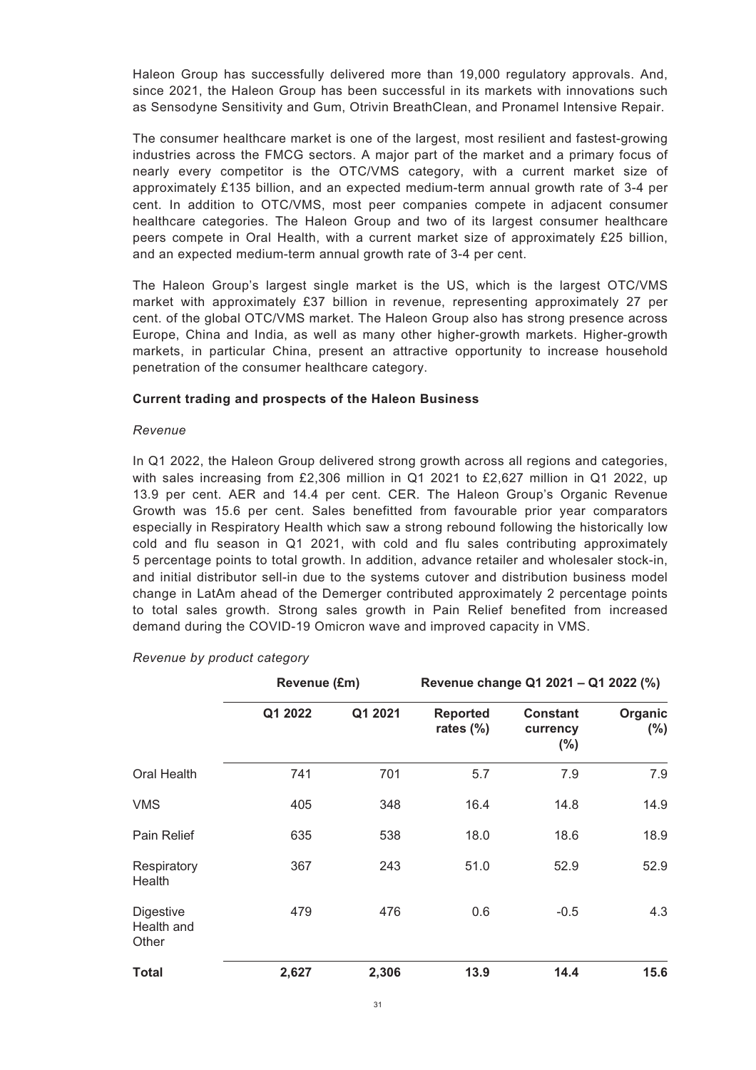Haleon Group has successfully delivered more than 19,000 regulatory approvals. And, since 2021, the Haleon Group has been successful in its markets with innovations such as Sensodyne Sensitivity and Gum, Otrivin BreathClean, and Pronamel Intensive Repair.

The consumer healthcare market is one of the largest, most resilient and fastest-growing industries across the FMCG sectors. A major part of the market and a primary focus of nearly every competitor is the OTC/VMS category, with a current market size of approximately £135 billion, and an expected medium-term annual growth rate of 3-4 per cent. In addition to OTC/VMS, most peer companies compete in adjacent consumer healthcare categories. The Haleon Group and two of its largest consumer healthcare peers compete in Oral Health, with a current market size of approximately £25 billion, and an expected medium-term annual growth rate of 3-4 per cent.

The Haleon Group's largest single market is the US, which is the largest OTC/VMS market with approximately £37 billion in revenue, representing approximately 27 per cent. of the global OTC/VMS market. The Haleon Group also has strong presence across Europe, China and India, as well as many other higher-growth markets. Higher-growth markets, in particular China, present an attractive opportunity to increase household penetration of the consumer healthcare category.

**Current trading and prospects of the Haleon Business**

*Revenue*

In Q1 2022, the Haleon Group delivered strong growth across all regions and categories, with sales increasing from £2,306 million in Q1 2021 to £2,627 million in Q1 2022, up 13.9 per cent. AER and 14.4 per cent. CER. The Haleon Group's Organic Revenue Growth was 15.6 per cent. Sales benefitted from favourable prior year comparators especially in Respiratory Health which saw a strong rebound following the historically low cold and flu season in Q1 2021, with cold and flu sales contributing approximately 5 percentage points to total growth. In addition, advance retailer and wholesaler stock-in, and initial distributor sell-in due to the systems cutover and distribution business model change in LatAm ahead of the Demerger contributed approximately 2 percentage points to total sales growth. Strong sales growth in Pain Relief benefited from increased demand during the COVID-19 Omicron wave and improved capacity in VMS.

*Revenue by product category*

| | Revenue (£m) | | Revenue change Q1 2021 – Q1 2022 (%) | | |
|---|---|---|---|---|---|
| | **Q1 2022** | **Q1 2021** | **Reported rates (%)** | **Constant currency (%)** | **Organic (%)** |
| Oral Health | 741 | 701 | 5.7 | 7.9 | 7.9 |
| VMS | 405 | 348 | 16.4 | 14.8 | 14.9 |
| Pain Relief | 635 | 538 | 18.0 | 18.6 | 18.9 |
| Respiratory Health | 367 | 243 | 51.0 | 52.9 | 52.9 |
| Digestive Health and Other | 479 | 476 | 0.6 | -0.5 | 4.3 |
| **Total** | **2,627** | **2,306** | **13.9** | **14.4** | **15.6** |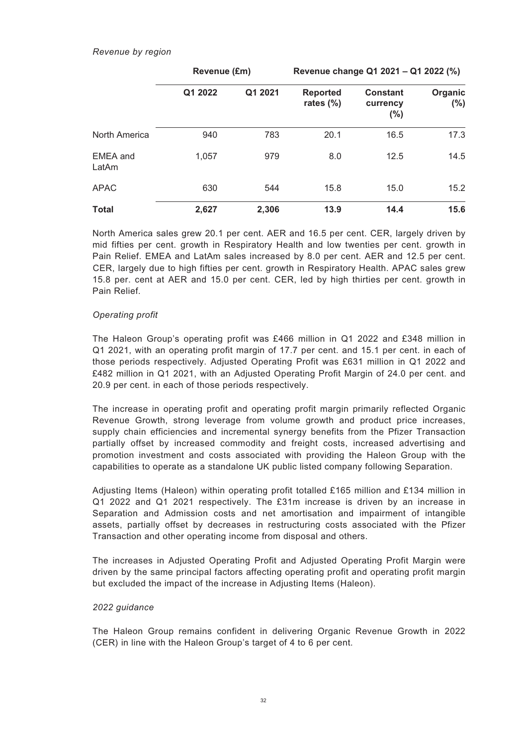*Revenue by region*

| | Revenue (£m) | | Revenue change Q1 2021 – Q1 2022 (%) | | |
|---|---|---|---|---|---|
| | Q1 2022 | Q1 2021 | Reported rates (%) | Constant currency (%) | Organic (%) |
| North America | 940 | 783 | 20.1 | 16.5 | 17.3 |
| EMEA and LatAm | 1,057 | 979 | 8.0 | 12.5 | 14.5 |
| APAC | 630 | 544 | 15.8 | 15.0 | 15.2 |
| **Total** | **2,627** | **2,306** | **13.9** | **14.4** | **15.6** |

North America sales grew 20.1 per cent. AER and 16.5 per cent. CER, largely driven by mid fifties per cent. growth in Respiratory Health and low twenties per cent. growth in Pain Relief. EMEA and LatAm sales increased by 8.0 per cent. AER and 12.5 per cent. CER, largely due to high fifties per cent. growth in Respiratory Health. APAC sales grew 15.8 per. cent at AER and 15.0 per cent. CER, led by high thirties per cent. growth in Pain Relief.

*Operating profit*

The Haleon Group's operating profit was £466 million in Q1 2022 and £348 million in Q1 2021, with an operating profit margin of 17.7 per cent. and 15.1 per cent. in each of those periods respectively. Adjusted Operating Profit was £631 million in Q1 2022 and £482 million in Q1 2021, with an Adjusted Operating Profit Margin of 24.0 per cent. and 20.9 per cent. in each of those periods respectively.

The increase in operating profit and operating profit margin primarily reflected Organic Revenue Growth, strong leverage from volume growth and product price increases, supply chain efficiencies and incremental synergy benefits from the Pfizer Transaction partially offset by increased commodity and freight costs, increased advertising and promotion investment and costs associated with providing the Haleon Group with the capabilities to operate as a standalone UK public listed company following Separation.

Adjusting Items (Haleon) within operating profit totalled £165 million and £134 million in Q1 2022 and Q1 2021 respectively. The £31m increase is driven by an increase in Separation and Admission costs and net amortisation and impairment of intangible assets, partially offset by decreases in restructuring costs associated with the Pfizer Transaction and other operating income from disposal and others.

The increases in Adjusted Operating Profit and Adjusted Operating Profit Margin were driven by the same principal factors affecting operating profit and operating profit margin but excluded the impact of the increase in Adjusting Items (Haleon).

*2022 guidance*

The Haleon Group remains confident in delivering Organic Revenue Growth in 2022 (CER) in line with the Haleon Group's target of 4 to 6 per cent.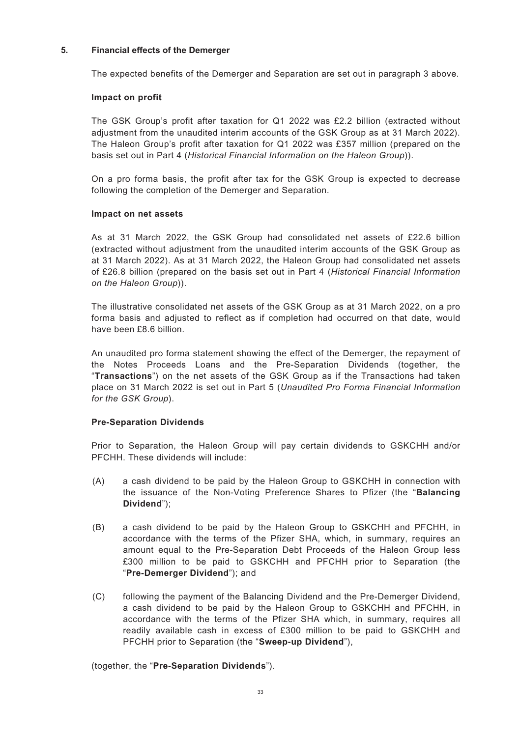## 5. Financial effects of the Demerger

The expected benefits of the Demerger and Separation are set out in paragraph 3 above.

### Impact on profit

The GSK Group's profit after taxation for Q1 2022 was £2.2 billion (extracted without adjustment from the unaudited interim accounts of the GSK Group as at 31 March 2022). The Haleon Group's profit after taxation for Q1 2022 was £357 million (prepared on the basis set out in Part 4 (*Historical Financial Information on the Haleon Group*)).

On a pro forma basis, the profit after tax for the GSK Group is expected to decrease following the completion of the Demerger and Separation.

### Impact on net assets

As at 31 March 2022, the GSK Group had consolidated net assets of £22.6 billion (extracted without adjustment from the unaudited interim accounts of the GSK Group as at 31 March 2022). As at 31 March 2022, the Haleon Group had consolidated net assets of £26.8 billion (prepared on the basis set out in Part 4 (*Historical Financial Information on the Haleon Group*)).

The illustrative consolidated net assets of the GSK Group as at 31 March 2022, on a pro forma basis and adjusted to reflect as if completion had occurred on that date, would have been £8.6 billion.

An unaudited pro forma statement showing the effect of the Demerger, the repayment of the Notes Proceeds Loans and the Pre-Separation Dividends (together, the "**Transactions**") on the net assets of the GSK Group as if the Transactions had taken place on 31 March 2022 is set out in Part 5 (*Unaudited Pro Forma Financial Information for the GSK Group*).

### Pre-Separation Dividends

Prior to Separation, the Haleon Group will pay certain dividends to GSKCHH and/or PFCHH. These dividends will include:

(A) a cash dividend to be paid by the Haleon Group to GSKCHH in connection with the issuance of the Non-Voting Preference Shares to Pfizer (the "**Balancing Dividend**");

(B) a cash dividend to be paid by the Haleon Group to GSKCHH and PFCHH, in accordance with the terms of the Pfizer SHA, which, in summary, requires an amount equal to the Pre-Separation Debt Proceeds of the Haleon Group less £300 million to be paid to GSKCHH and PFCHH prior to Separation (the "**Pre-Demerger Dividend**"); and

(C) following the payment of the Balancing Dividend and the Pre-Demerger Dividend, a cash dividend to be paid by the Haleon Group to GSKCHH and PFCHH, in accordance with the terms of the Pfizer SHA which, in summary, requires all readily available cash in excess of £300 million to be paid to GSKCHH and PFCHH prior to Separation (the "**Sweep-up Dividend**"),

(together, the "**Pre-Separation Dividends**").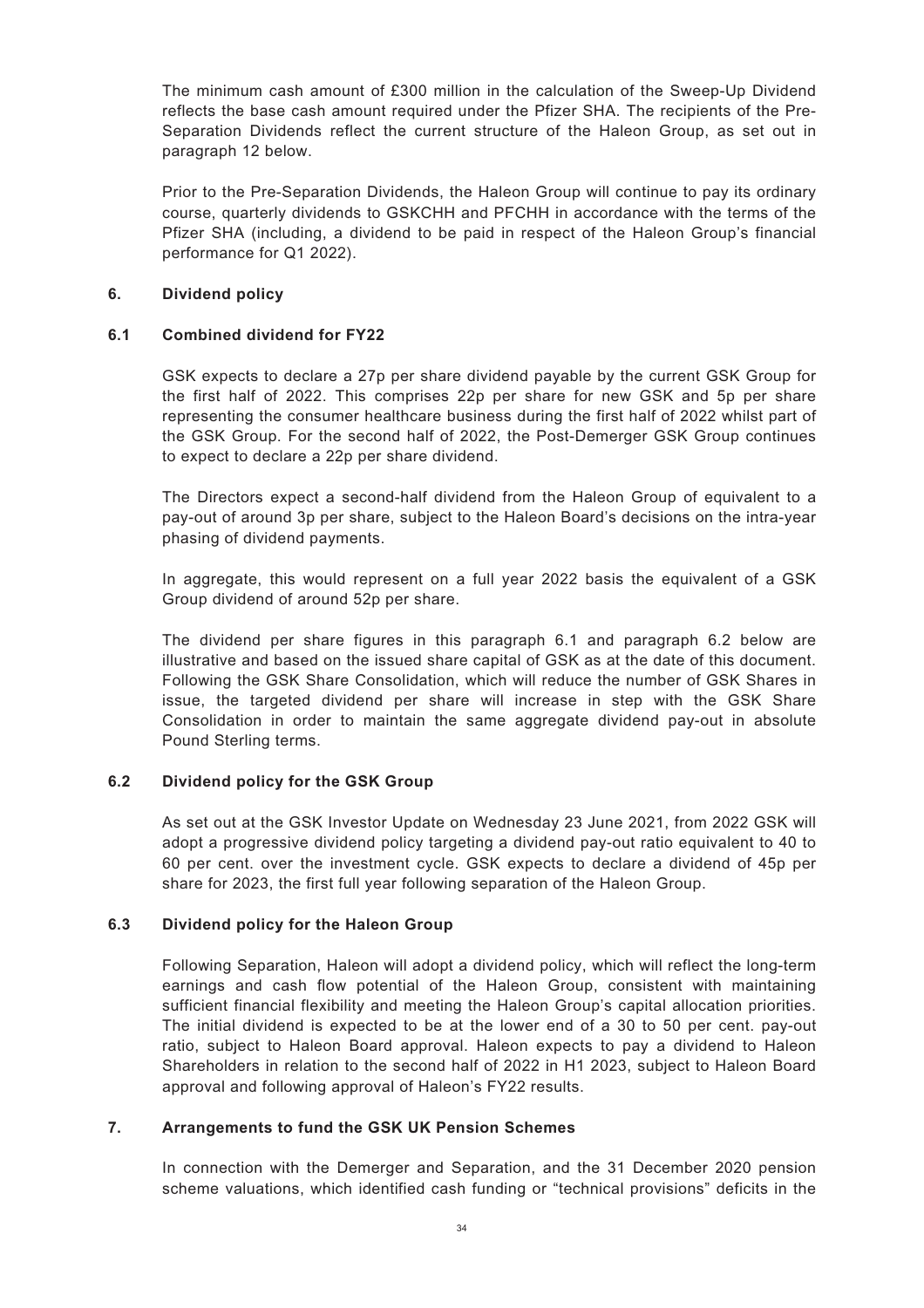The minimum cash amount of £300 million in the calculation of the Sweep-Up Dividend reflects the base cash amount required under the Pfizer SHA. The recipients of the Pre-Separation Dividends reflect the current structure of the Haleon Group, as set out in paragraph 12 below.

Prior to the Pre-Separation Dividends, the Haleon Group will continue to pay its ordinary course, quarterly dividends to GSKCHH and PFCHH in accordance with the terms of the Pfizer SHA (including, a dividend to be paid in respect of the Haleon Group's financial performance for Q1 2022).

## 6. Dividend policy

### 6.1 Combined dividend for FY22

GSK expects to declare a 27p per share dividend payable by the current GSK Group for the first half of 2022. This comprises 22p per share for new GSK and 5p per share representing the consumer healthcare business during the first half of 2022 whilst part of the GSK Group. For the second half of 2022, the Post-Demerger GSK Group continues to expect to declare a 22p per share dividend.

The Directors expect a second-half dividend from the Haleon Group of equivalent to a pay-out of around 3p per share, subject to the Haleon Board's decisions on the intra-year phasing of dividend payments.

In aggregate, this would represent on a full year 2022 basis the equivalent of a GSK Group dividend of around 52p per share.

The dividend per share figures in this paragraph 6.1 and paragraph 6.2 below are illustrative and based on the issued share capital of GSK as at the date of this document. Following the GSK Share Consolidation, which will reduce the number of GSK Shares in issue, the targeted dividend per share will increase in step with the GSK Share Consolidation in order to maintain the same aggregate dividend pay-out in absolute Pound Sterling terms.

### 6.2 Dividend policy for the GSK Group

As set out at the GSK Investor Update on Wednesday 23 June 2021, from 2022 GSK will adopt a progressive dividend policy targeting a dividend pay-out ratio equivalent to 40 to 60 per cent. over the investment cycle. GSK expects to declare a dividend of 45p per share for 2023, the first full year following separation of the Haleon Group.

### 6.3 Dividend policy for the Haleon Group

Following Separation, Haleon will adopt a dividend policy, which will reflect the long-term earnings and cash flow potential of the Haleon Group, consistent with maintaining sufficient financial flexibility and meeting the Haleon Group's capital allocation priorities. The initial dividend is expected to be at the lower end of a 30 to 50 per cent. pay-out ratio, subject to Haleon Board approval. Haleon expects to pay a dividend to Haleon Shareholders in relation to the second half of 2022 in H1 2023, subject to Haleon Board approval and following approval of Haleon's FY22 results.

## 7. Arrangements to fund the GSK UK Pension Schemes

In connection with the Demerger and Separation, and the 31 December 2020 pension scheme valuations, which identified cash funding or "technical provisions" deficits in the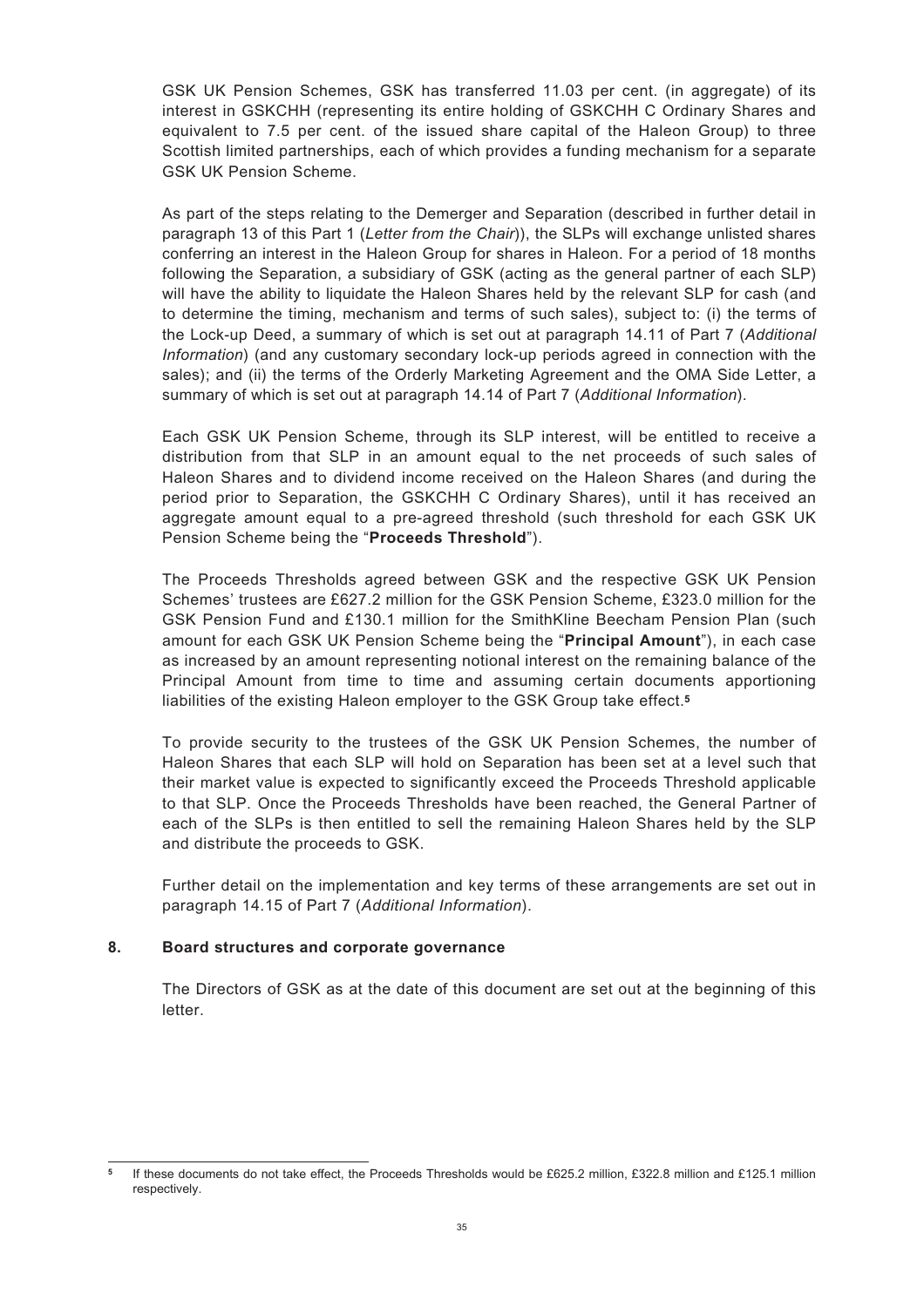GSK UK Pension Schemes, GSK has transferred 11.03 per cent. (in aggregate) of its interest in GSKCHH (representing its entire holding of GSKCHH C Ordinary Shares and equivalent to 7.5 per cent. of the issued share capital of the Haleon Group) to three Scottish limited partnerships, each of which provides a funding mechanism for a separate GSK UK Pension Scheme.

As part of the steps relating to the Demerger and Separation (described in further detail in paragraph 13 of this Part 1 (*Letter from the Chair*)), the SLPs will exchange unlisted shares conferring an interest in the Haleon Group for shares in Haleon. For a period of 18 months following the Separation, a subsidiary of GSK (acting as the general partner of each SLP) will have the ability to liquidate the Haleon Shares held by the relevant SLP for cash (and to determine the timing, mechanism and terms of such sales), subject to: (i) the terms of the Lock-up Deed, a summary of which is set out at paragraph 14.11 of Part 7 (*Additional Information*) (and any customary secondary lock-up periods agreed in connection with the sales); and (ii) the terms of the Orderly Marketing Agreement and the OMA Side Letter, a summary of which is set out at paragraph 14.14 of Part 7 (*Additional Information*).

Each GSK UK Pension Scheme, through its SLP interest, will be entitled to receive a distribution from that SLP in an amount equal to the net proceeds of such sales of Haleon Shares and to dividend income received on the Haleon Shares (and during the period prior to Separation, the GSKCHH C Ordinary Shares), until it has received an aggregate amount equal to a pre-agreed threshold (such threshold for each GSK UK Pension Scheme being the "**Proceeds Threshold**").

The Proceeds Thresholds agreed between GSK and the respective GSK UK Pension Schemes' trustees are £627.2 million for the GSK Pension Scheme, £323.0 million for the GSK Pension Fund and £130.1 million for the SmithKline Beecham Pension Plan (such amount for each GSK UK Pension Scheme being the "**Principal Amount**"), in each case as increased by an amount representing notional interest on the remaining balance of the Principal Amount from time to time and assuming certain documents apportioning liabilities of the existing Haleon employer to the GSK Group take effect.[5]

To provide security to the trustees of the GSK UK Pension Schemes, the number of Haleon Shares that each SLP will hold on Separation has been set at a level such that their market value is expected to significantly exceed the Proceeds Threshold applicable to that SLP. Once the Proceeds Thresholds have been reached, the General Partner of each of the SLPs is then entitled to sell the remaining Haleon Shares held by the SLP and distribute the proceeds to GSK.

Further detail on the implementation and key terms of these arrangements are set out in paragraph 14.15 of Part 7 (*Additional Information*).

## 8. Board structures and corporate governance

The Directors of GSK as at the date of this document are set out at the beginning of this letter.

---

[5] If these documents do not take effect, the Proceeds Thresholds would be £625.2 million, £322.8 million and £125.1 million respectively.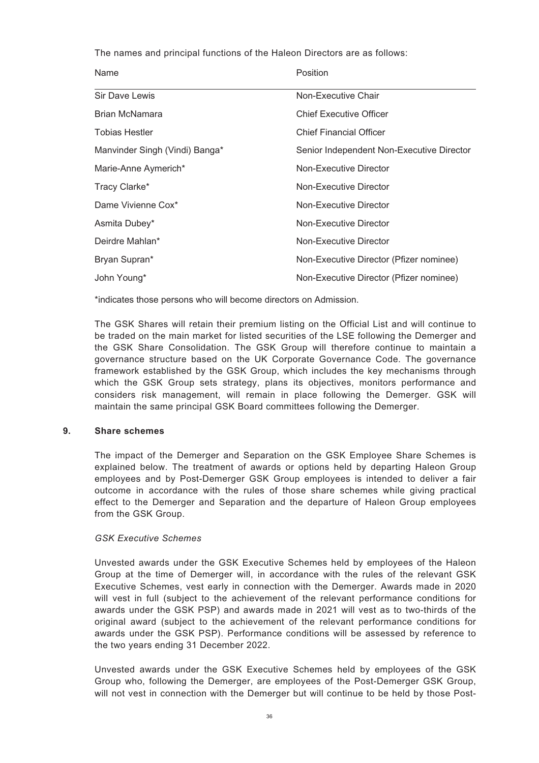The names and principal functions of the Haleon Directors are as follows:

| Name | Position |
| --- | --- |
| Sir Dave Lewis | Non-Executive Chair |
| Brian McNamara | Chief Executive Officer |
| Tobias Hestler | Chief Financial Officer |
| Manvinder Singh (Vindi) Banga* | Senior Independent Non-Executive Director |
| Marie-Anne Aymerich* | Non-Executive Director |
| Tracy Clarke* | Non-Executive Director |
| Dame Vivienne Cox* | Non-Executive Director |
| Asmita Dubey* | Non-Executive Director |
| Deirdre Mahlan* | Non-Executive Director |
| Bryan Supran* | Non-Executive Director (Pfizer nominee) |
| John Young* | Non-Executive Director (Pfizer nominee) |

*indicates those persons who will become directors on Admission.

The GSK Shares will retain their premium listing on the Official List and will continue to be traded on the main market for listed securities of the LSE following the Demerger and the GSK Share Consolidation. The GSK Group will therefore continue to maintain a governance structure based on the UK Corporate Governance Code. The governance framework established by the GSK Group, which includes the key mechanisms through which the GSK Group sets strategy, plans its objectives, monitors performance and considers risk management, will remain in place following the Demerger. GSK will maintain the same principal GSK Board committees following the Demerger.

## 9. Share schemes

The impact of the Demerger and Separation on the GSK Employee Share Schemes is explained below. The treatment of awards or options held by departing Haleon Group employees and by Post-Demerger GSK Group employees is intended to deliver a fair outcome in accordance with the rules of those share schemes while giving practical effect to the Demerger and Separation and the departure of Haleon Group employees from the GSK Group.

*GSK Executive Schemes*

Unvested awards under the GSK Executive Schemes held by employees of the Haleon Group at the time of Demerger will, in accordance with the rules of the relevant GSK Executive Schemes, vest early in connection with the Demerger. Awards made in 2020 will vest in full (subject to the achievement of the relevant performance conditions for awards under the GSK PSP) and awards made in 2021 will vest as to two-thirds of the original award (subject to the achievement of the relevant performance conditions for awards under the GSK PSP). Performance conditions will be assessed by reference to the two years ending 31 December 2022.

Unvested awards under the GSK Executive Schemes held by employees of the GSK Group who, following the Demerger, are employees of the Post-Demerger GSK Group, will not vest in connection with the Demerger but will continue to be held by those Post-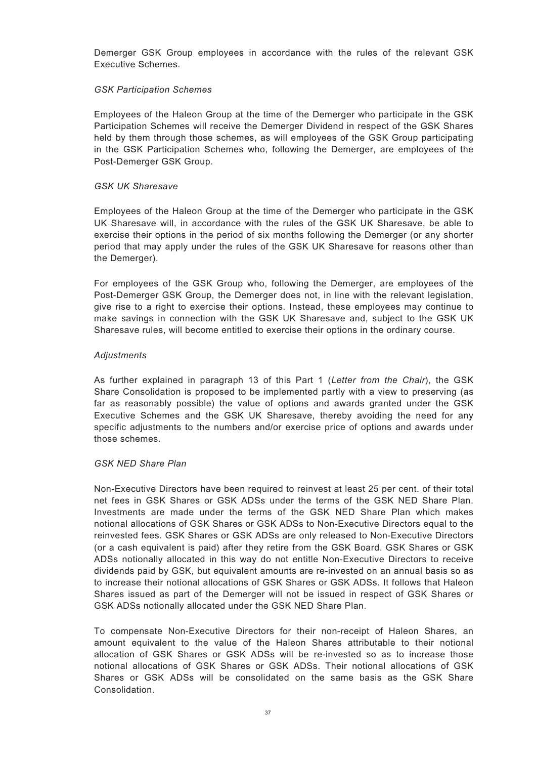Demerger GSK Group employees in accordance with the rules of the relevant GSK Executive Schemes.

*GSK Participation Schemes*

Employees of the Haleon Group at the time of the Demerger who participate in the GSK Participation Schemes will receive the Demerger Dividend in respect of the GSK Shares held by them through those schemes, as will employees of the GSK Group participating in the GSK Participation Schemes who, following the Demerger, are employees of the Post-Demerger GSK Group.

*GSK UK Sharesave*

Employees of the Haleon Group at the time of the Demerger who participate in the GSK UK Sharesave will, in accordance with the rules of the GSK UK Sharesave, be able to exercise their options in the period of six months following the Demerger (or any shorter period that may apply under the rules of the GSK UK Sharesave for reasons other than the Demerger).

For employees of the GSK Group who, following the Demerger, are employees of the Post-Demerger GSK Group, the Demerger does not, in line with the relevant legislation, give rise to a right to exercise their options. Instead, these employees may continue to make savings in connection with the GSK UK Sharesave and, subject to the GSK UK Sharesave rules, will become entitled to exercise their options in the ordinary course.

*Adjustments*

As further explained in paragraph 13 of this Part 1 (*Letter from the Chair*), the GSK Share Consolidation is proposed to be implemented partly with a view to preserving (as far as reasonably possible) the value of options and awards granted under the GSK Executive Schemes and the GSK UK Sharesave, thereby avoiding the need for any specific adjustments to the numbers and/or exercise price of options and awards under those schemes.

*GSK NED Share Plan*

Non-Executive Directors have been required to reinvest at least 25 per cent. of their total net fees in GSK Shares or GSK ADSs under the terms of the GSK NED Share Plan. Investments are made under the terms of the GSK NED Share Plan which makes notional allocations of GSK Shares or GSK ADSs to Non-Executive Directors equal to the reinvested fees. GSK Shares or GSK ADSs are only released to Non-Executive Directors (or a cash equivalent is paid) after they retire from the GSK Board. GSK Shares or GSK ADSs notionally allocated in this way do not entitle Non-Executive Directors to receive dividends paid by GSK, but equivalent amounts are re-invested on an annual basis so as to increase their notional allocations of GSK Shares or GSK ADSs. It follows that Haleon Shares issued as part of the Demerger will not be issued in respect of GSK Shares or GSK ADSs notionally allocated under the GSK NED Share Plan.

To compensate Non-Executive Directors for their non-receipt of Haleon Shares, an amount equivalent to the value of the Haleon Shares attributable to their notional allocation of GSK Shares or GSK ADSs will be re-invested so as to increase those notional allocations of GSK Shares or GSK ADSs. Their notional allocations of GSK Shares or GSK ADSs will be consolidated on the same basis as the GSK Share Consolidation.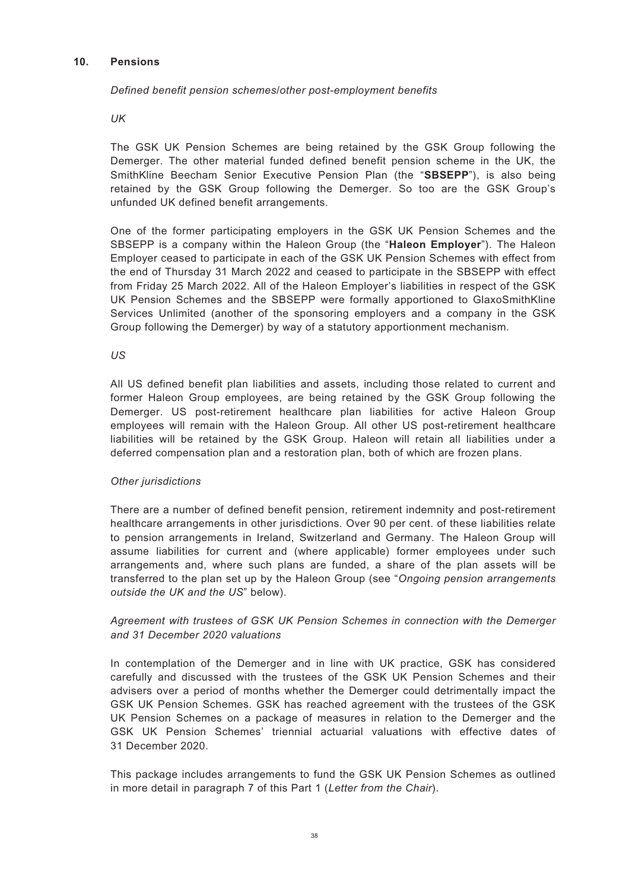## 10. Pensions

*Defined benefit pension schemes/other post-employment benefits*

*UK*

The GSK UK Pension Schemes are being retained by the GSK Group following the Demerger. The other material funded defined benefit pension scheme in the UK, the SmithKline Beecham Senior Executive Pension Plan (the "**SBSEPP**"), is also being retained by the GSK Group following the Demerger. So too are the GSK Group's unfunded UK defined benefit arrangements.

One of the former participating employers in the GSK UK Pension Schemes and the SBSEPP is a company within the Haleon Group (the "**Haleon Employer**"). The Haleon Employer ceased to participate in each of the GSK UK Pension Schemes with effect from the end of Thursday 31 March 2022 and ceased to participate in the SBSEPP with effect from Friday 25 March 2022. All of the Haleon Employer's liabilities in respect of the GSK UK Pension Schemes and the SBSEPP were formally apportioned to GlaxoSmithKline Services Unlimited (another of the sponsoring employers and a company in the GSK Group following the Demerger) by way of a statutory apportionment mechanism.

*US*

All US defined benefit plan liabilities and assets, including those related to current and former Haleon Group employees, are being retained by the GSK Group following the Demerger. US post-retirement healthcare plan liabilities for active Haleon Group employees will remain with the Haleon Group. All other US post-retirement healthcare liabilities will be retained by the GSK Group. Haleon will retain all liabilities under a deferred compensation plan and a restoration plan, both of which are frozen plans.

*Other jurisdictions*

There are a number of defined benefit pension, retirement indemnity and post-retirement healthcare arrangements in other jurisdictions. Over 90 per cent. of these liabilities relate to pension arrangements in Ireland, Switzerland and Germany. The Haleon Group will assume liabilities for current and (where applicable) former employees under such arrangements and, where such plans are funded, a share of the plan assets will be transferred to the plan set up by the Haleon Group (see "*Ongoing pension arrangements outside the UK and the US*" below).

*Agreement with trustees of GSK UK Pension Schemes in connection with the Demerger and 31 December 2020 valuations*

In contemplation of the Demerger and in line with UK practice, GSK has considered carefully and discussed with the trustees of the GSK UK Pension Schemes and their advisers over a period of months whether the Demerger could detrimentally impact the GSK UK Pension Schemes. GSK has reached agreement with the trustees of the GSK UK Pension Schemes on a package of measures in relation to the Demerger and the GSK UK Pension Schemes' triennial actuarial valuations with effective dates of 31 December 2020.

This package includes arrangements to fund the GSK UK Pension Schemes as outlined in more detail in paragraph 7 of this Part 1 (*Letter from the Chair*).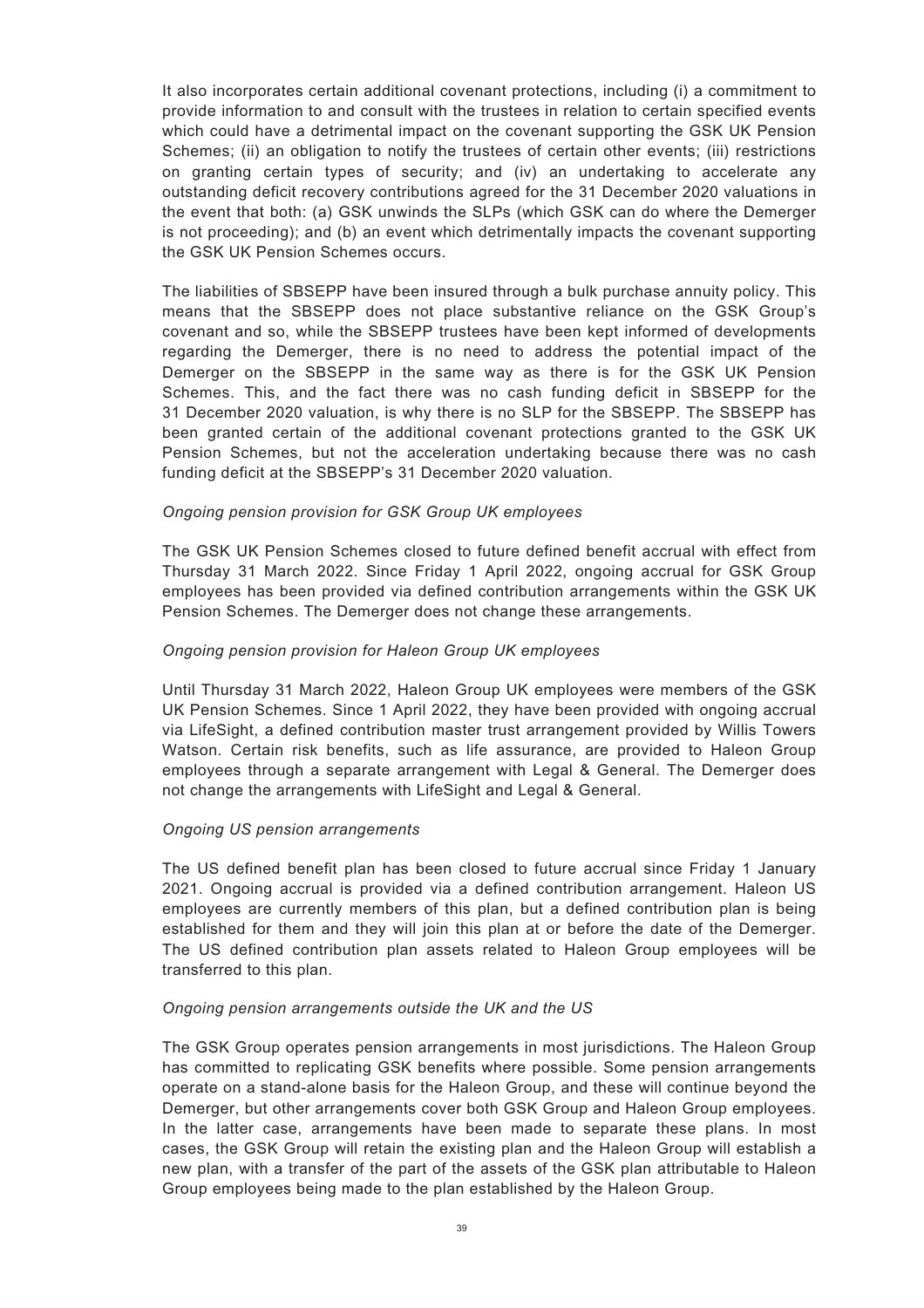It also incorporates certain additional covenant protections, including (i) a commitment to provide information to and consult with the trustees in relation to certain specified events which could have a detrimental impact on the covenant supporting the GSK UK Pension Schemes; (ii) an obligation to notify the trustees of certain other events; (iii) restrictions on granting certain types of security; and (iv) an undertaking to accelerate any outstanding deficit recovery contributions agreed for the 31 December 2020 valuations in the event that both: (a) GSK unwinds the SLPs (which GSK can do where the Demerger is not proceeding); and (b) an event which detrimentally impacts the covenant supporting the GSK UK Pension Schemes occurs.

The liabilities of SBSEPP have been insured through a bulk purchase annuity policy. This means that the SBSEPP does not place substantive reliance on the GSK Group's covenant and so, while the SBSEPP trustees have been kept informed of developments regarding the Demerger, there is no need to address the potential impact of the Demerger on the SBSEPP in the same way as there is for the GSK UK Pension Schemes. This, and the fact there was no cash funding deficit in SBSEPP for the 31 December 2020 valuation, is why there is no SLP for the SBSEPP. The SBSEPP has been granted certain of the additional covenant protections granted to the GSK UK Pension Schemes, but not the acceleration undertaking because there was no cash funding deficit at the SBSEPP's 31 December 2020 valuation.

*Ongoing pension provision for GSK Group UK employees*

The GSK UK Pension Schemes closed to future defined benefit accrual with effect from Thursday 31 March 2022. Since Friday 1 April 2022, ongoing accrual for GSK Group employees has been provided via defined contribution arrangements within the GSK UK Pension Schemes. The Demerger does not change these arrangements.

*Ongoing pension provision for Haleon Group UK employees*

Until Thursday 31 March 2022, Haleon Group UK employees were members of the GSK UK Pension Schemes. Since 1 April 2022, they have been provided with ongoing accrual via LifeSight, a defined contribution master trust arrangement provided by Willis Towers Watson. Certain risk benefits, such as life assurance, are provided to Haleon Group employees through a separate arrangement with Legal & General. The Demerger does not change the arrangements with LifeSight and Legal & General.

*Ongoing US pension arrangements*

The US defined benefit plan has been closed to future accrual since Friday 1 January 2021. Ongoing accrual is provided via a defined contribution arrangement. Haleon US employees are currently members of this plan, but a defined contribution plan is being established for them and they will join this plan at or before the date of the Demerger. The US defined contribution plan assets related to Haleon Group employees will be transferred to this plan.

*Ongoing pension arrangements outside the UK and the US*

The GSK Group operates pension arrangements in most jurisdictions. The Haleon Group has committed to replicating GSK benefits where possible. Some pension arrangements operate on a stand-alone basis for the Haleon Group, and these will continue beyond the Demerger, but other arrangements cover both GSK Group and Haleon Group employees. In the latter case, arrangements have been made to separate these plans. In most cases, the GSK Group will retain the existing plan and the Haleon Group will establish a new plan, with a transfer of the part of the assets of the GSK plan attributable to Haleon Group employees being made to the plan established by the Haleon Group.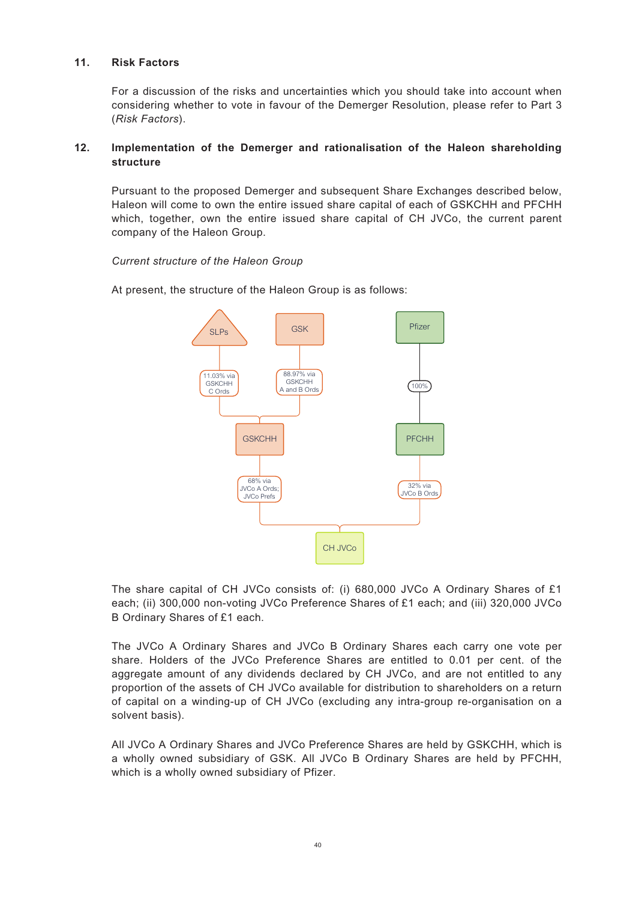## 11. Risk Factors

For a discussion of the risks and uncertainties which you should take into account when considering whether to vote in favour of the Demerger Resolution, please refer to Part 3 (*Risk Factors*).

## 12. Implementation of the Demerger and rationalisation of the Haleon shareholding structure

Pursuant to the proposed Demerger and subsequent Share Exchanges described below, Haleon will come to own the entire issued share capital of each of GSKCHH and PFCHH which, together, own the entire issued share capital of CH JVCo, the current parent company of the Haleon Group.

*Current structure of the Haleon Group*

At present, the structure of the Haleon Group is as follows:

SLPs — 11.03% via GSKCHH C Ords → GSKCHH

GSK — 88.97% via GSKCHH A and B Ords → GSKCHH

Pfizer — 100% → PFCHH

GSKCHH — 68% via JVCo A Ords; JVCo Prefs → CH JVCo

PFCHH — 32% via JVCo B Ords → CH JVCo

The share capital of CH JVCo consists of: (i) 680,000 JVCo A Ordinary Shares of £1 each; (ii) 300,000 non-voting JVCo Preference Shares of £1 each; and (iii) 320,000 JVCo B Ordinary Shares of £1 each.

The JVCo A Ordinary Shares and JVCo B Ordinary Shares each carry one vote per share. Holders of the JVCo Preference Shares are entitled to 0.01 per cent. of the aggregate amount of any dividends declared by CH JVCo, and are not entitled to any proportion of the assets of CH JVCo available for distribution to shareholders on a return of capital on a winding-up of CH JVCo (excluding any intra-group re-organisation on a solvent basis).

All JVCo A Ordinary Shares and JVCo Preference Shares are held by GSKCHH, which is a wholly owned subsidiary of GSK. All JVCo B Ordinary Shares are held by PFCHH, which is a wholly owned subsidiary of Pfizer.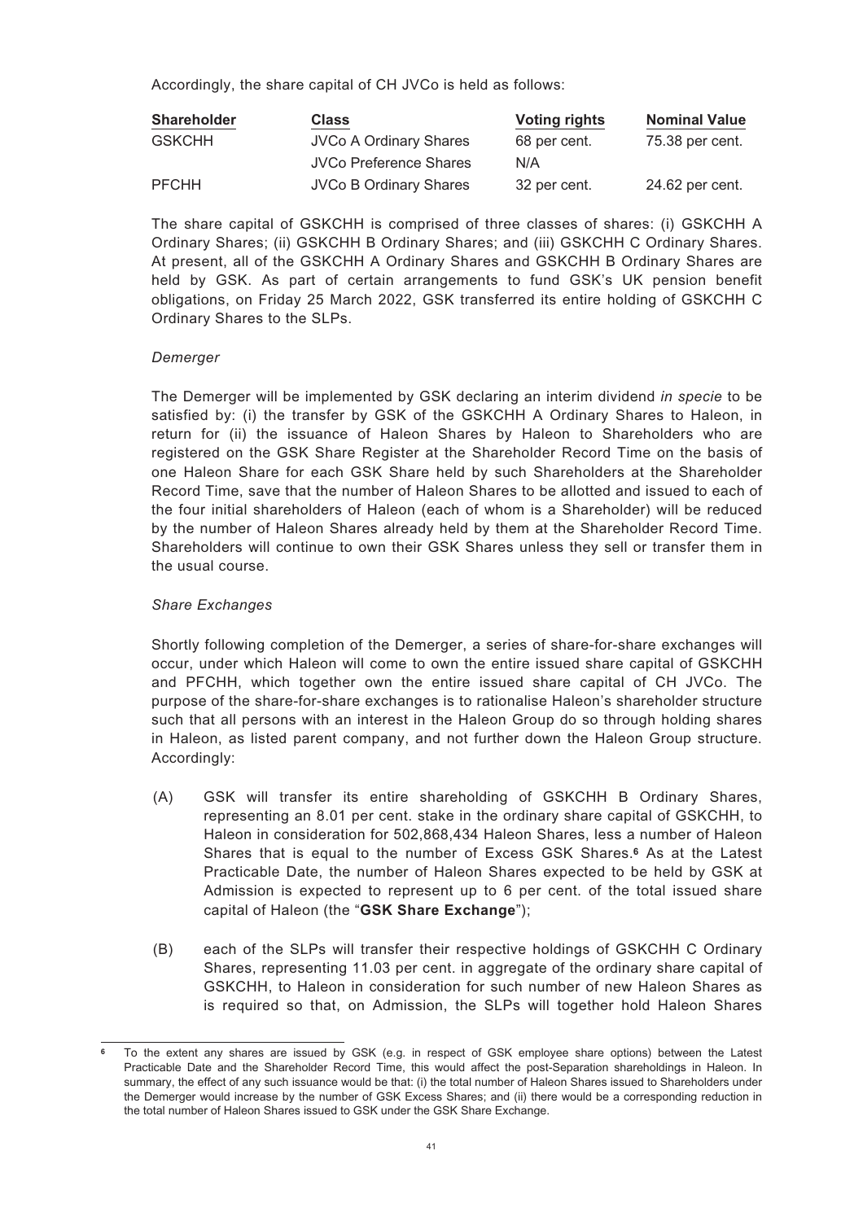Accordingly, the share capital of CH JVCo is held as follows:

| Shareholder | Class | Voting rights | Nominal Value |
| --- | --- | --- | --- |
| GSKCHH | JVCo A Ordinary Shares | 68 per cent. | 75.38 per cent. |
| | JVCo Preference Shares | N/A | |
| PFCHH | JVCo B Ordinary Shares | 32 per cent. | 24.62 per cent. |

The share capital of GSKCHH is comprised of three classes of shares: (i) GSKCHH A Ordinary Shares; (ii) GSKCHH B Ordinary Shares; and (iii) GSKCHH C Ordinary Shares. At present, all of the GSKCHH A Ordinary Shares and GSKCHH B Ordinary Shares are held by GSK. As part of certain arrangements to fund GSK's UK pension benefit obligations, on Friday 25 March 2022, GSK transferred its entire holding of GSKCHH C Ordinary Shares to the SLPs.

*Demerger*

The Demerger will be implemented by GSK declaring an interim dividend *in specie* to be satisfied by: (i) the transfer by GSK of the GSKCHH A Ordinary Shares to Haleon, in return for (ii) the issuance of Haleon Shares by Haleon to Shareholders who are registered on the GSK Share Register at the Shareholder Record Time on the basis of one Haleon Share for each GSK Share held by such Shareholders at the Shareholder Record Time, save that the number of Haleon Shares to be allotted and issued to each of the four initial shareholders of Haleon (each of whom is a Shareholder) will be reduced by the number of Haleon Shares already held by them at the Shareholder Record Time. Shareholders will continue to own their GSK Shares unless they sell or transfer them in the usual course.

*Share Exchanges*

Shortly following completion of the Demerger, a series of share-for-share exchanges will occur, under which Haleon will come to own the entire issued share capital of GSKCHH and PFCHH, which together own the entire issued share capital of CH JVCo. The purpose of the share-for-share exchanges is to rationalise Haleon's shareholder structure such that all persons with an interest in the Haleon Group do so through holding shares in Haleon, as listed parent company, and not further down the Haleon Group structure. Accordingly:

(A) GSK will transfer its entire shareholding of GSKCHH B Ordinary Shares, representing an 8.01 per cent. stake in the ordinary share capital of GSKCHH, to Haleon in consideration for 502,868,434 Haleon Shares, less a number of Haleon Shares that is equal to the number of Excess GSK Shares.[6] As at the Latest Practicable Date, the number of Haleon Shares expected to be held by GSK at Admission is expected to represent up to 6 per cent. of the total issued share capital of Haleon (the "**GSK Share Exchange**");

(B) each of the SLPs will transfer their respective holdings of GSKCHH C Ordinary Shares, representing 11.03 per cent. in aggregate of the ordinary share capital of GSKCHH, to Haleon in consideration for such number of new Haleon Shares as is required so that, on Admission, the SLPs will together hold Haleon Shares

[6] To the extent any shares are issued by GSK (e.g. in respect of GSK employee share options) between the Latest Practicable Date and the Shareholder Record Time, this would affect the post-Separation shareholdings in Haleon. In summary, the effect of any such issuance would be that: (i) the total number of Haleon Shares issued to Shareholders under the Demerger would increase by the number of GSK Excess Shares; and (ii) there would be a corresponding reduction in the total number of Haleon Shares issued to GSK under the GSK Share Exchange.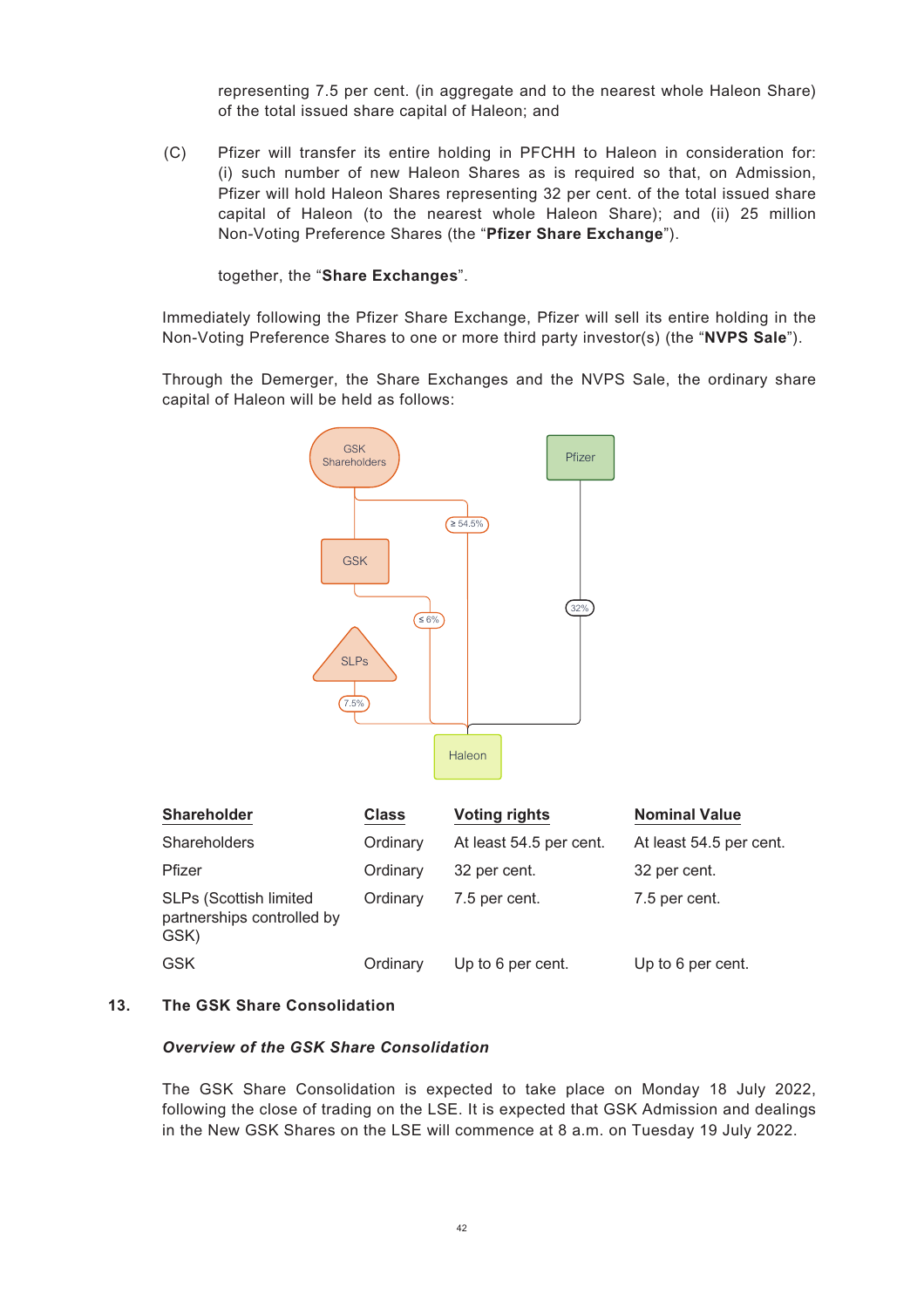representing 7.5 per cent. (in aggregate and to the nearest whole Haleon Share) of the total issued share capital of Haleon; and

(C) Pfizer will transfer its entire holding in PFCHH to Haleon in consideration for: (i) such number of new Haleon Shares as is required so that, on Admission, Pfizer will hold Haleon Shares representing 32 per cent. of the total issued share capital of Haleon (to the nearest whole Haleon Share); and (ii) 25 million Non-Voting Preference Shares (the "**Pfizer Share Exchange**").

together, the "**Share Exchanges**".

Immediately following the Pfizer Share Exchange, Pfizer will sell its entire holding in the Non-Voting Preference Shares to one or more third party investor(s) (the "**NVPS Sale**").

Through the Demerger, the Share Exchanges and the NVPS Sale, the ordinary share capital of Haleon will be held as follows:

| Shareholder | Class | Voting rights | Nominal Value |
|---|---|---|---|
| Shareholders | Ordinary | At least 54.5 per cent. | At least 54.5 per cent. |
| Pfizer | Ordinary | 32 per cent. | 32 per cent. |
| SLPs (Scottish limited partnerships controlled by GSK) | Ordinary | 7.5 per cent. | 7.5 per cent. |
| GSK | Ordinary | Up to 6 per cent. | Up to 6 per cent. |

## 13. The GSK Share Consolidation

***Overview of the GSK Share Consolidation***

The GSK Share Consolidation is expected to take place on Monday 18 July 2022, following the close of trading on the LSE. It is expected that GSK Admission and dealings in the New GSK Shares on the LSE will commence at 8 a.m. on Tuesday 19 July 2022.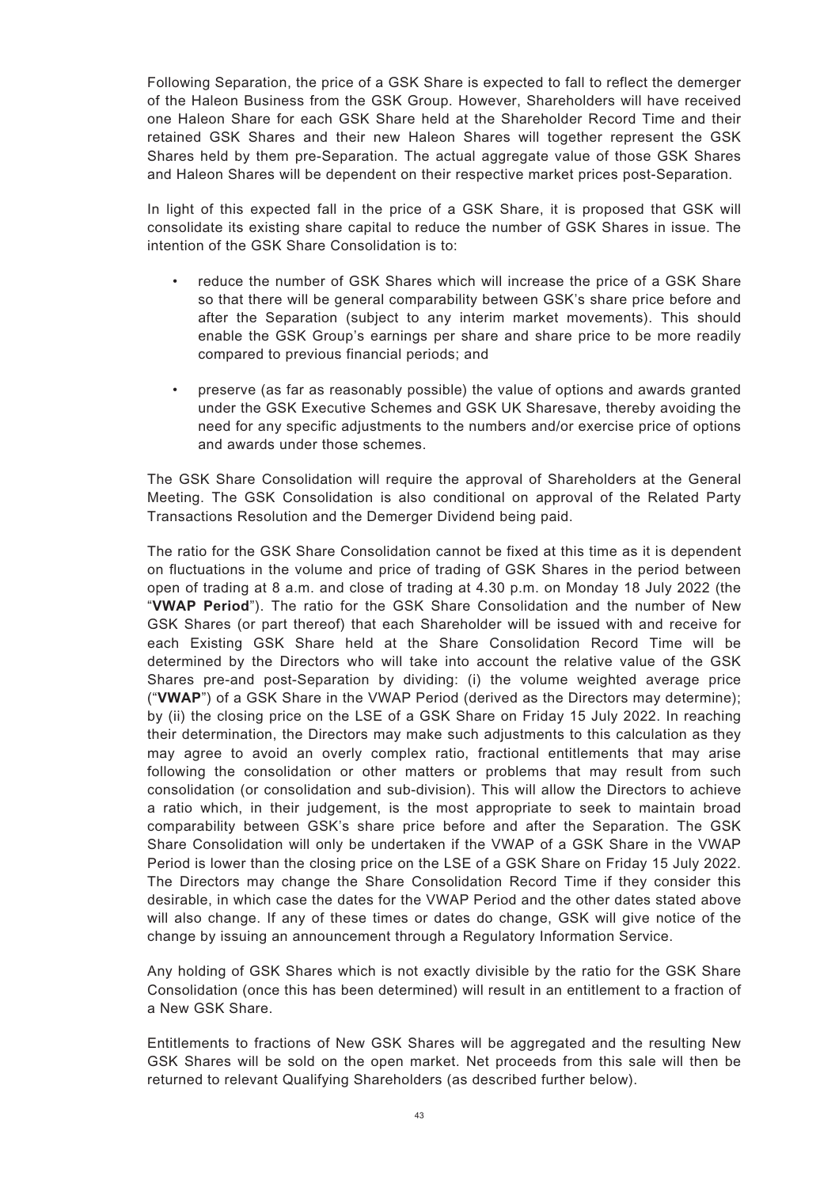Following Separation, the price of a GSK Share is expected to fall to reflect the demerger of the Haleon Business from the GSK Group. However, Shareholders will have received one Haleon Share for each GSK Share held at the Shareholder Record Time and their retained GSK Shares and their new Haleon Shares will together represent the GSK Shares held by them pre-Separation. The actual aggregate value of those GSK Shares and Haleon Shares will be dependent on their respective market prices post-Separation.

In light of this expected fall in the price of a GSK Share, it is proposed that GSK will consolidate its existing share capital to reduce the number of GSK Shares in issue. The intention of the GSK Share Consolidation is to:

- reduce the number of GSK Shares which will increase the price of a GSK Share so that there will be general comparability between GSK's share price before and after the Separation (subject to any interim market movements). This should enable the GSK Group's earnings per share and share price to be more readily compared to previous financial periods; and
- preserve (as far as reasonably possible) the value of options and awards granted under the GSK Executive Schemes and GSK UK Sharesave, thereby avoiding the need for any specific adjustments to the numbers and/or exercise price of options and awards under those schemes.

The GSK Share Consolidation will require the approval of Shareholders at the General Meeting. The GSK Consolidation is also conditional on approval of the Related Party Transactions Resolution and the Demerger Dividend being paid.

The ratio for the GSK Share Consolidation cannot be fixed at this time as it is dependent on fluctuations in the volume and price of trading of GSK Shares in the period between open of trading at 8 a.m. and close of trading at 4.30 p.m. on Monday 18 July 2022 (the "**VWAP Period**"). The ratio for the GSK Share Consolidation and the number of New GSK Shares (or part thereof) that each Shareholder will be issued with and receive for each Existing GSK Share held at the Share Consolidation Record Time will be determined by the Directors who will take into account the relative value of the GSK Shares pre-and post-Separation by dividing: (i) the volume weighted average price ("**VWAP**") of a GSK Share in the VWAP Period (derived as the Directors may determine); by (ii) the closing price on the LSE of a GSK Share on Friday 15 July 2022. In reaching their determination, the Directors may make such adjustments to this calculation as they may agree to avoid an overly complex ratio, fractional entitlements that may arise following the consolidation or other matters or problems that may result from such consolidation (or consolidation and sub-division). This will allow the Directors to achieve a ratio which, in their judgement, is the most appropriate to seek to maintain broad comparability between GSK's share price before and after the Separation. The GSK Share Consolidation will only be undertaken if the VWAP of a GSK Share in the VWAP Period is lower than the closing price on the LSE of a GSK Share on Friday 15 July 2022. The Directors may change the Share Consolidation Record Time if they consider this desirable, in which case the dates for the VWAP Period and the other dates stated above will also change. If any of these times or dates do change, GSK will give notice of the change by issuing an announcement through a Regulatory Information Service.

Any holding of GSK Shares which is not exactly divisible by the ratio for the GSK Share Consolidation (once this has been determined) will result in an entitlement to a fraction of a New GSK Share.

Entitlements to fractions of New GSK Shares will be aggregated and the resulting New GSK Shares will be sold on the open market. Net proceeds from this sale will then be returned to relevant Qualifying Shareholders (as described further below).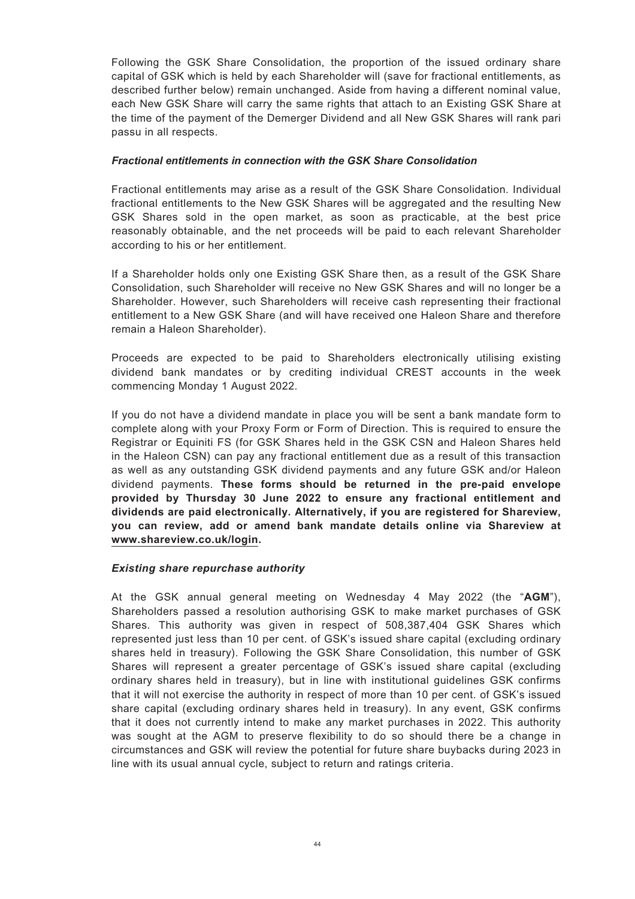Following the GSK Share Consolidation, the proportion of the issued ordinary share capital of GSK which is held by each Shareholder will (save for fractional entitlements, as described further below) remain unchanged. Aside from having a different nominal value, each New GSK Share will carry the same rights that attach to an Existing GSK Share at the time of the payment of the Demerger Dividend and all New GSK Shares will rank pari passu in all respects.

***Fractional entitlements in connection with the GSK Share Consolidation***

Fractional entitlements may arise as a result of the GSK Share Consolidation. Individual fractional entitlements to the New GSK Shares will be aggregated and the resulting New GSK Shares sold in the open market, as soon as practicable, at the best price reasonably obtainable, and the net proceeds will be paid to each relevant Shareholder according to his or her entitlement.

If a Shareholder holds only one Existing GSK Share then, as a result of the GSK Share Consolidation, such Shareholder will receive no New GSK Shares and will no longer be a Shareholder. However, such Shareholders will receive cash representing their fractional entitlement to a New GSK Share (and will have received one Haleon Share and therefore remain a Haleon Shareholder).

Proceeds are expected to be paid to Shareholders electronically utilising existing dividend bank mandates or by crediting individual CREST accounts in the week commencing Monday 1 August 2022.

If you do not have a dividend mandate in place you will be sent a bank mandate form to complete along with your Proxy Form or Form of Direction. This is required to ensure the Registrar or Equiniti FS (for GSK Shares held in the GSK CSN and Haleon Shares held in the Haleon CSN) can pay any fractional entitlement due as a result of this transaction as well as any outstanding GSK dividend payments and any future GSK and/or Haleon dividend payments. **These forms should be returned in the pre-paid envelope provided by Thursday 30 June 2022 to ensure any fractional entitlement and dividends are paid electronically. Alternatively, if you are registered for Shareview, you can review, add or amend bank mandate details online via Shareview at www.shareview.co.uk/login.**

***Existing share repurchase authority***

At the GSK annual general meeting on Wednesday 4 May 2022 (the "**AGM**"), Shareholders passed a resolution authorising GSK to make market purchases of GSK Shares. This authority was given in respect of 508,387,404 GSK Shares which represented just less than 10 per cent. of GSK's issued share capital (excluding ordinary shares held in treasury). Following the GSK Share Consolidation, this number of GSK Shares will represent a greater percentage of GSK's issued share capital (excluding ordinary shares held in treasury), but in line with institutional guidelines GSK confirms that it will not exercise the authority in respect of more than 10 per cent. of GSK's issued share capital (excluding ordinary shares held in treasury). In any event, GSK confirms that it does not currently intend to make any market purchases in 2022. This authority was sought at the AGM to preserve flexibility to do so should there be a change in circumstances and GSK will review the potential for future share buybacks during 2023 in line with its usual annual cycle, subject to return and ratings criteria.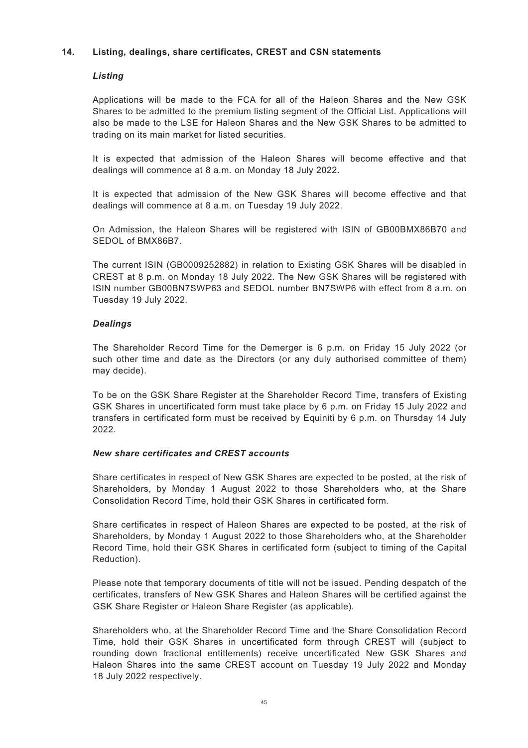## 14. Listing, dealings, share certificates, CREST and CSN statements

### *Listing*

Applications will be made to the FCA for all of the Haleon Shares and the New GSK Shares to be admitted to the premium listing segment of the Official List. Applications will also be made to the LSE for Haleon Shares and the New GSK Shares to be admitted to trading on its main market for listed securities.

It is expected that admission of the Haleon Shares will become effective and that dealings will commence at 8 a.m. on Monday 18 July 2022.

It is expected that admission of the New GSK Shares will become effective and that dealings will commence at 8 a.m. on Tuesday 19 July 2022.

On Admission, the Haleon Shares will be registered with ISIN of GB00BMX86B70 and SEDOL of BMX86B7.

The current ISIN (GB0009252882) in relation to Existing GSK Shares will be disabled in CREST at 8 p.m. on Monday 18 July 2022. The New GSK Shares will be registered with ISIN number GB00BN7SWP63 and SEDOL number BN7SWP6 with effect from 8 a.m. on Tuesday 19 July 2022.

### *Dealings*

The Shareholder Record Time for the Demerger is 6 p.m. on Friday 15 July 2022 (or such other time and date as the Directors (or any duly authorised committee of them) may decide).

To be on the GSK Share Register at the Shareholder Record Time, transfers of Existing GSK Shares in uncertificated form must take place by 6 p.m. on Friday 15 July 2022 and transfers in certificated form must be received by Equiniti by 6 p.m. on Thursday 14 July 2022.

### *New share certificates and CREST accounts*

Share certificates in respect of New GSK Shares are expected to be posted, at the risk of Shareholders, by Monday 1 August 2022 to those Shareholders who, at the Share Consolidation Record Time, hold their GSK Shares in certificated form.

Share certificates in respect of Haleon Shares are expected to be posted, at the risk of Shareholders, by Monday 1 August 2022 to those Shareholders who, at the Shareholder Record Time, hold their GSK Shares in certificated form (subject to timing of the Capital Reduction).

Please note that temporary documents of title will not be issued. Pending despatch of the certificates, transfers of New GSK Shares and Haleon Shares will be certified against the GSK Share Register or Haleon Share Register (as applicable).

Shareholders who, at the Shareholder Record Time and the Share Consolidation Record Time, hold their GSK Shares in uncertificated form through CREST will (subject to rounding down fractional entitlements) receive uncertificated New GSK Shares and Haleon Shares into the same CREST account on Tuesday 19 July 2022 and Monday 18 July 2022 respectively.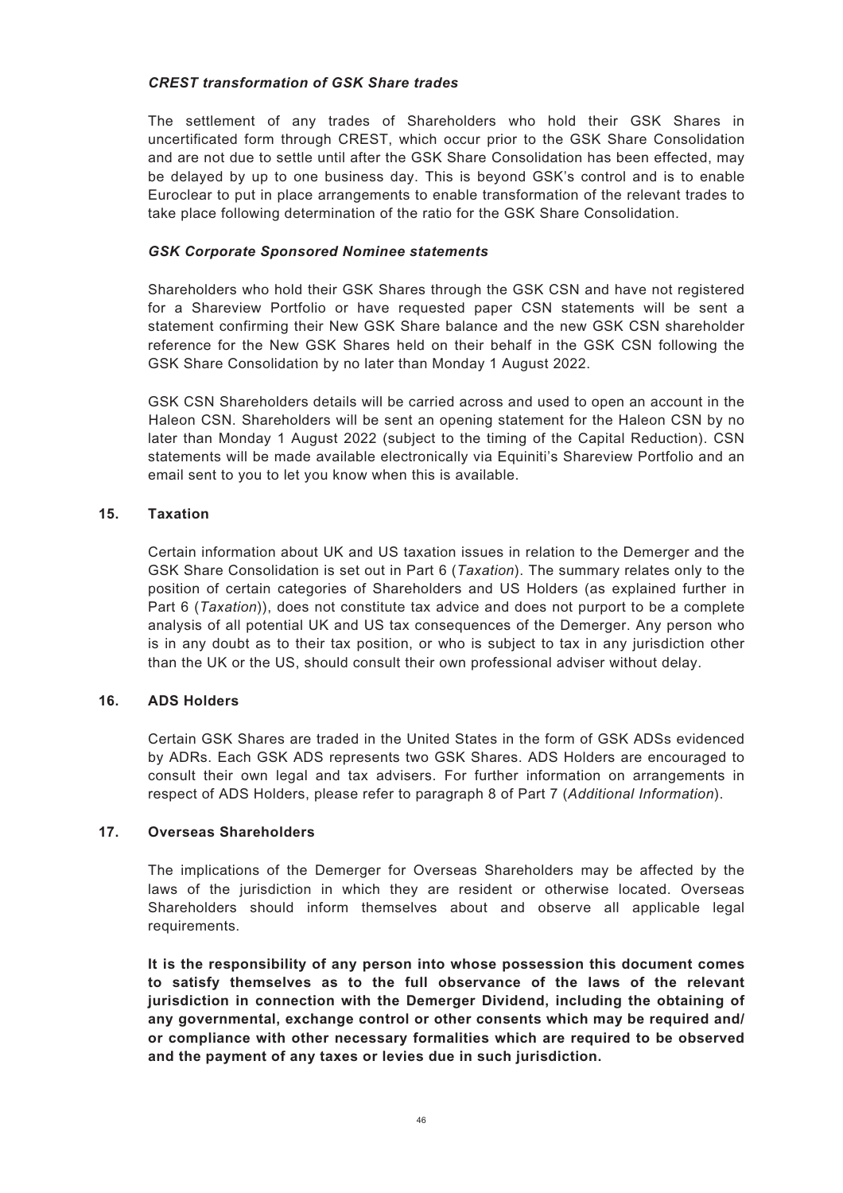***CREST transformation of GSK Share trades***

The settlement of any trades of Shareholders who hold their GSK Shares in uncertificated form through CREST, which occur prior to the GSK Share Consolidation and are not due to settle until after the GSK Share Consolidation has been effected, may be delayed by up to one business day. This is beyond GSK's control and is to enable Euroclear to put in place arrangements to enable transformation of the relevant trades to take place following determination of the ratio for the GSK Share Consolidation.

***GSK Corporate Sponsored Nominee statements***

Shareholders who hold their GSK Shares through the GSK CSN and have not registered for a Shareview Portfolio or have requested paper CSN statements will be sent a statement confirming their New GSK Share balance and the new GSK CSN shareholder reference for the New GSK Shares held on their behalf in the GSK CSN following the GSK Share Consolidation by no later than Monday 1 August 2022.

GSK CSN Shareholders details will be carried across and used to open an account in the Haleon CSN. Shareholders will be sent an opening statement for the Haleon CSN by no later than Monday 1 August 2022 (subject to the timing of the Capital Reduction). CSN statements will be made available electronically via Equiniti's Shareview Portfolio and an email sent to you to let you know when this is available.

## 15. Taxation

Certain information about UK and US taxation issues in relation to the Demerger and the GSK Share Consolidation is set out in Part 6 (*Taxation*). The summary relates only to the position of certain categories of Shareholders and US Holders (as explained further in Part 6 (*Taxation*)), does not constitute tax advice and does not purport to be a complete analysis of all potential UK and US tax consequences of the Demerger. Any person who is in any doubt as to their tax position, or who is subject to tax in any jurisdiction other than the UK or the US, should consult their own professional adviser without delay.

## 16. ADS Holders

Certain GSK Shares are traded in the United States in the form of GSK ADSs evidenced by ADRs. Each GSK ADS represents two GSK Shares. ADS Holders are encouraged to consult their own legal and tax advisers. For further information on arrangements in respect of ADS Holders, please refer to paragraph 8 of Part 7 (*Additional Information*).

## 17. Overseas Shareholders

The implications of the Demerger for Overseas Shareholders may be affected by the laws of the jurisdiction in which they are resident or otherwise located. Overseas Shareholders should inform themselves about and observe all applicable legal requirements.

**It is the responsibility of any person into whose possession this document comes to satisfy themselves as to the full observance of the laws of the relevant jurisdiction in connection with the Demerger Dividend, including the obtaining of any governmental, exchange control or other consents which may be required and/or compliance with other necessary formalities which are required to be observed and the payment of any taxes or levies due in such jurisdiction.**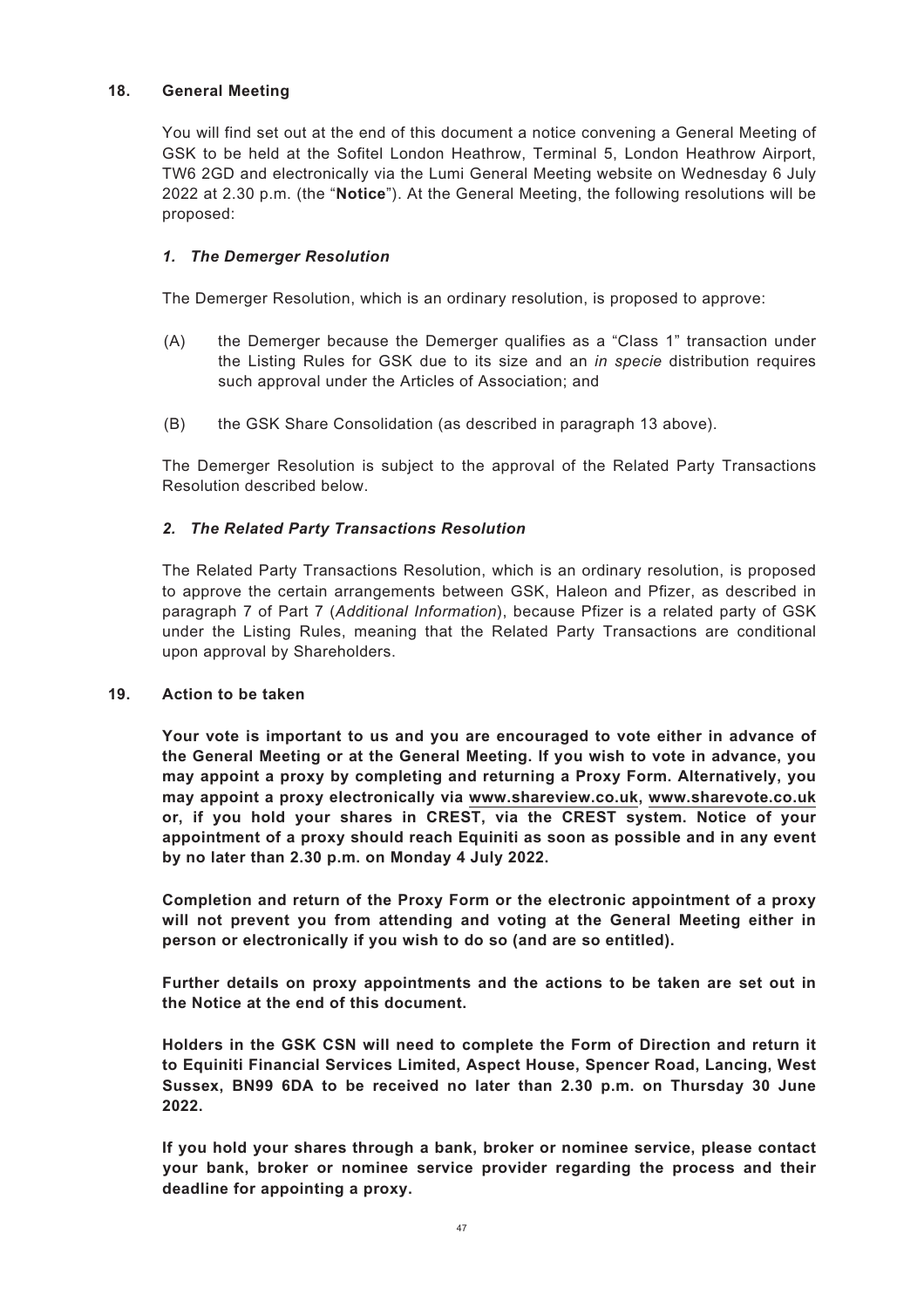## 18. General Meeting

You will find set out at the end of this document a notice convening a General Meeting of GSK to be held at the Sofitel London Heathrow, Terminal 5, London Heathrow Airport, TW6 2GD and electronically via the Lumi General Meeting website on Wednesday 6 July 2022 at 2.30 p.m. (the "**Notice**"). At the General Meeting, the following resolutions will be proposed:

### *1. The Demerger Resolution*

The Demerger Resolution, which is an ordinary resolution, is proposed to approve:

(A) the Demerger because the Demerger qualifies as a "Class 1" transaction under the Listing Rules for GSK due to its size and an *in specie* distribution requires such approval under the Articles of Association; and

(B) the GSK Share Consolidation (as described in paragraph 13 above).

The Demerger Resolution is subject to the approval of the Related Party Transactions Resolution described below.

### *2. The Related Party Transactions Resolution*

The Related Party Transactions Resolution, which is an ordinary resolution, is proposed to approve the certain arrangements between GSK, Haleon and Pfizer, as described in paragraph 7 of Part 7 (*Additional Information*), because Pfizer is a related party of GSK under the Listing Rules, meaning that the Related Party Transactions are conditional upon approval by Shareholders.

## 19. Action to be taken

**Your vote is important to us and you are encouraged to vote either in advance of the General Meeting or at the General Meeting. If you wish to vote in advance, you may appoint a proxy by completing and returning a Proxy Form. Alternatively, you may appoint a proxy electronically via www.shareview.co.uk, www.sharevote.co.uk or, if you hold your shares in CREST, via the CREST system. Notice of your appointment of a proxy should reach Equiniti as soon as possible and in any event by no later than 2.30 p.m. on Monday 4 July 2022.**

**Completion and return of the Proxy Form or the electronic appointment of a proxy will not prevent you from attending and voting at the General Meeting either in person or electronically if you wish to do so (and are so entitled).**

**Further details on proxy appointments and the actions to be taken are set out in the Notice at the end of this document.**

**Holders in the GSK CSN will need to complete the Form of Direction and return it to Equiniti Financial Services Limited, Aspect House, Spencer Road, Lancing, West Sussex, BN99 6DA to be received no later than 2.30 p.m. on Thursday 30 June 2022.**

**If you hold your shares through a bank, broker or nominee service, please contact your bank, broker or nominee service provider regarding the process and their deadline for appointing a proxy.**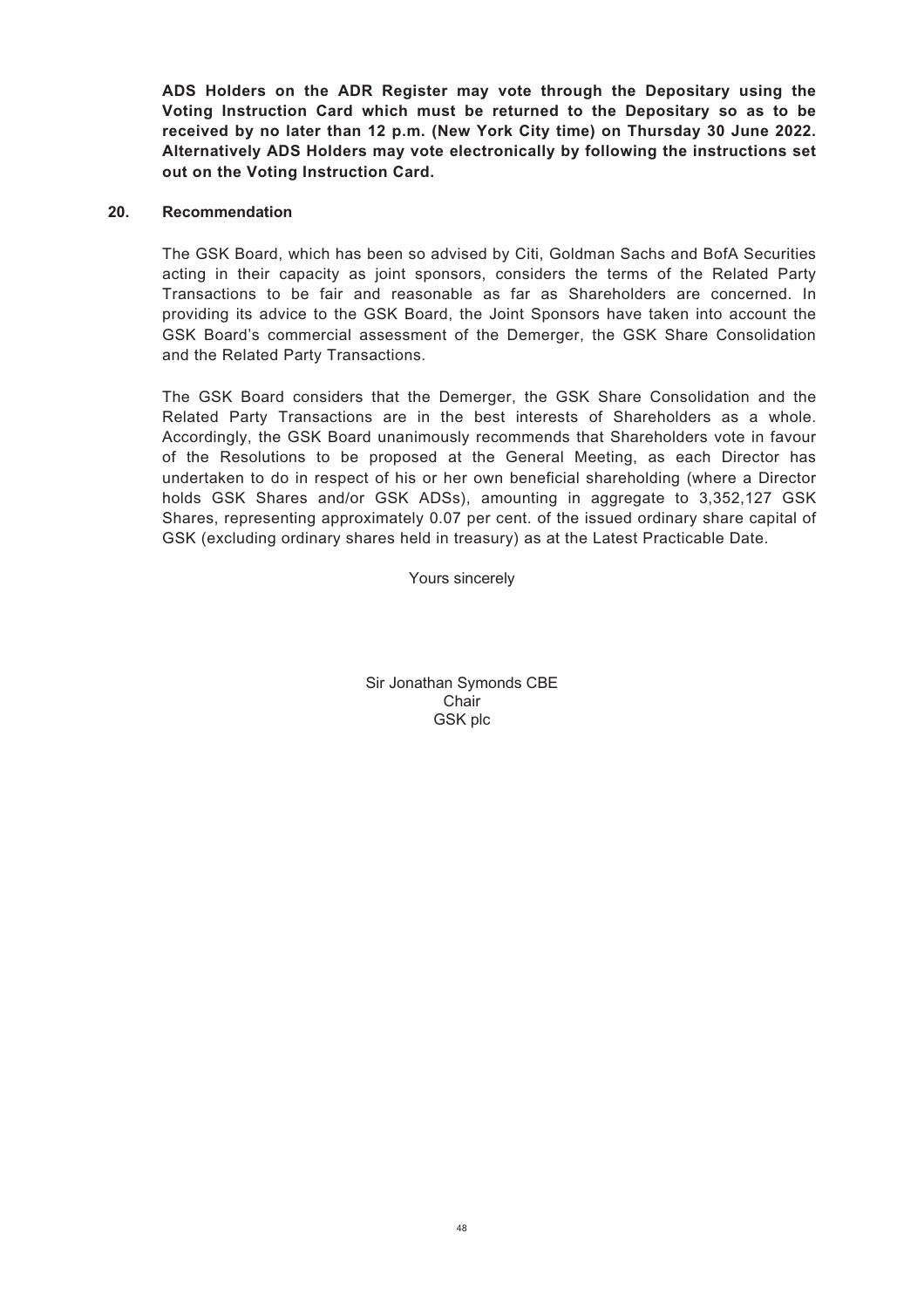**ADS Holders on the ADR Register may vote through the Depositary using the Voting Instruction Card which must be returned to the Depositary so as to be received by no later than 12 p.m. (New York City time) on Thursday 30 June 2022. Alternatively ADS Holders may vote electronically by following the instructions set out on the Voting Instruction Card.**

## 20. Recommendation

The GSK Board, which has been so advised by Citi, Goldman Sachs and BofA Securities acting in their capacity as joint sponsors, considers the terms of the Related Party Transactions to be fair and reasonable as far as Shareholders are concerned. In providing its advice to the GSK Board, the Joint Sponsors have taken into account the GSK Board's commercial assessment of the Demerger, the GSK Share Consolidation and the Related Party Transactions.

The GSK Board considers that the Demerger, the GSK Share Consolidation and the Related Party Transactions are in the best interests of Shareholders as a whole. Accordingly, the GSK Board unanimously recommends that Shareholders vote in favour of the Resolutions to be proposed at the General Meeting, as each Director has undertaken to do in respect of his or her own beneficial shareholding (where a Director holds GSK Shares and/or GSK ADSs), amounting in aggregate to 3,352,127 GSK Shares, representing approximately 0.07 per cent. of the issued ordinary share capital of GSK (excluding ordinary shares held in treasury) as at the Latest Practicable Date.

Yours sincerely

Sir Jonathan Symonds CBE
Chair
GSK plc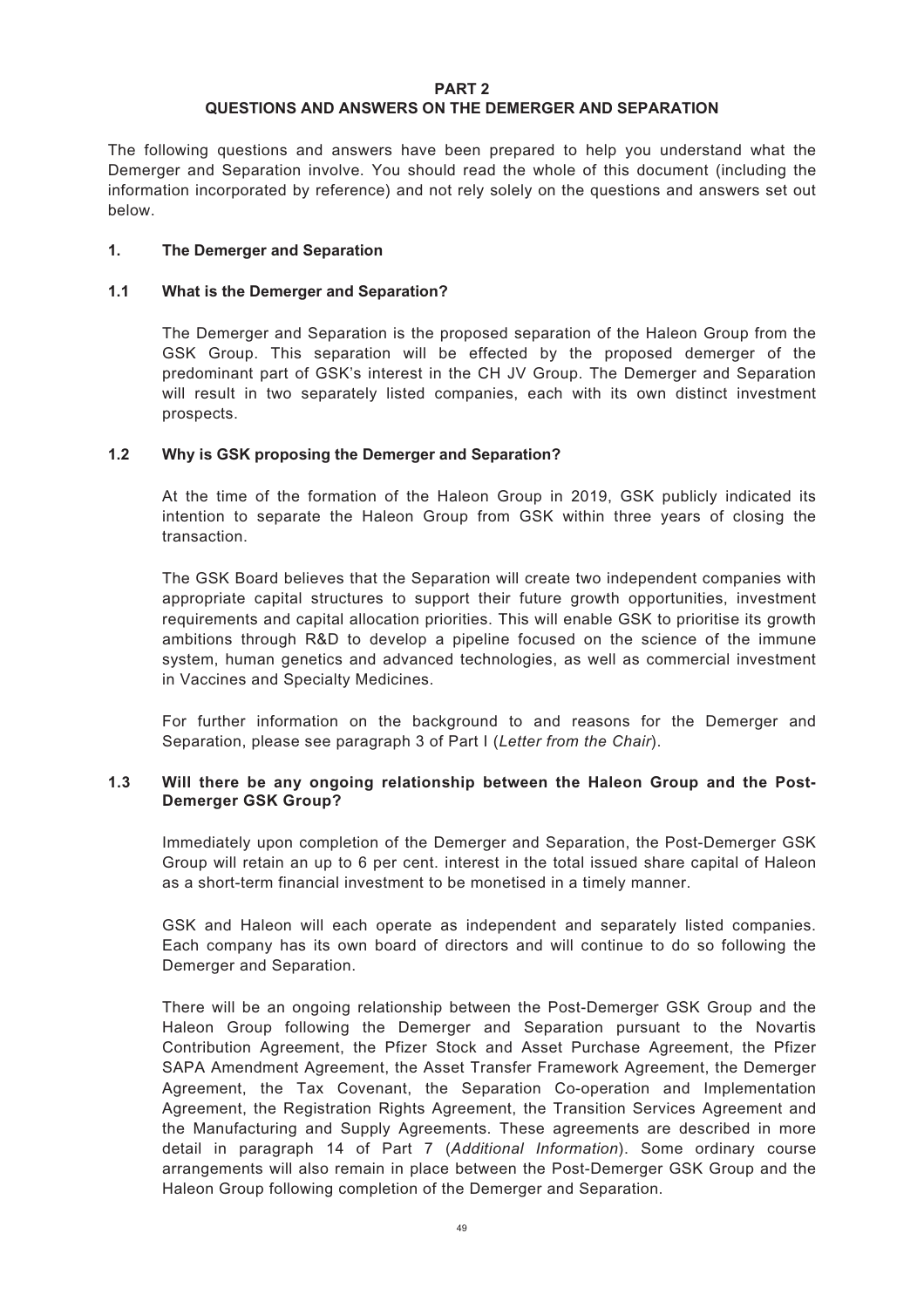# PART 2
# QUESTIONS AND ANSWERS ON THE DEMERGER AND SEPARATION

The following questions and answers have been prepared to help you understand what the Demerger and Separation involve. You should read the whole of this document (including the information incorporated by reference) and not rely solely on the questions and answers set out below.

## 1. The Demerger and Separation

### 1.1 What is the Demerger and Separation?

The Demerger and Separation is the proposed separation of the Haleon Group from the GSK Group. This separation will be effected by the proposed demerger of the predominant part of GSK's interest in the CH JV Group. The Demerger and Separation will result in two separately listed companies, each with its own distinct investment prospects.

### 1.2 Why is GSK proposing the Demerger and Separation?

At the time of the formation of the Haleon Group in 2019, GSK publicly indicated its intention to separate the Haleon Group from GSK within three years of closing the transaction.

The GSK Board believes that the Separation will create two independent companies with appropriate capital structures to support their future growth opportunities, investment requirements and capital allocation priorities. This will enable GSK to prioritise its growth ambitions through R&D to develop a pipeline focused on the science of the immune system, human genetics and advanced technologies, as well as commercial investment in Vaccines and Specialty Medicines.

For further information on the background to and reasons for the Demerger and Separation, please see paragraph 3 of Part I (*Letter from the Chair*).

### 1.3 Will there be any ongoing relationship between the Haleon Group and the Post-Demerger GSK Group?

Immediately upon completion of the Demerger and Separation, the Post-Demerger GSK Group will retain an up to 6 per cent. interest in the total issued share capital of Haleon as a short-term financial investment to be monetised in a timely manner.

GSK and Haleon will each operate as independent and separately listed companies. Each company has its own board of directors and will continue to do so following the Demerger and Separation.

There will be an ongoing relationship between the Post-Demerger GSK Group and the Haleon Group following the Demerger and Separation pursuant to the Novartis Contribution Agreement, the Pfizer Stock and Asset Purchase Agreement, the Pfizer SAPA Amendment Agreement, the Asset Transfer Framework Agreement, the Demerger Agreement, the Tax Covenant, the Separation Co-operation and Implementation Agreement, the Registration Rights Agreement, the Transition Services Agreement and the Manufacturing and Supply Agreements. These agreements are described in more detail in paragraph 14 of Part 7 (*Additional Information*). Some ordinary course arrangements will also remain in place between the Post-Demerger GSK Group and the Haleon Group following completion of the Demerger and Separation.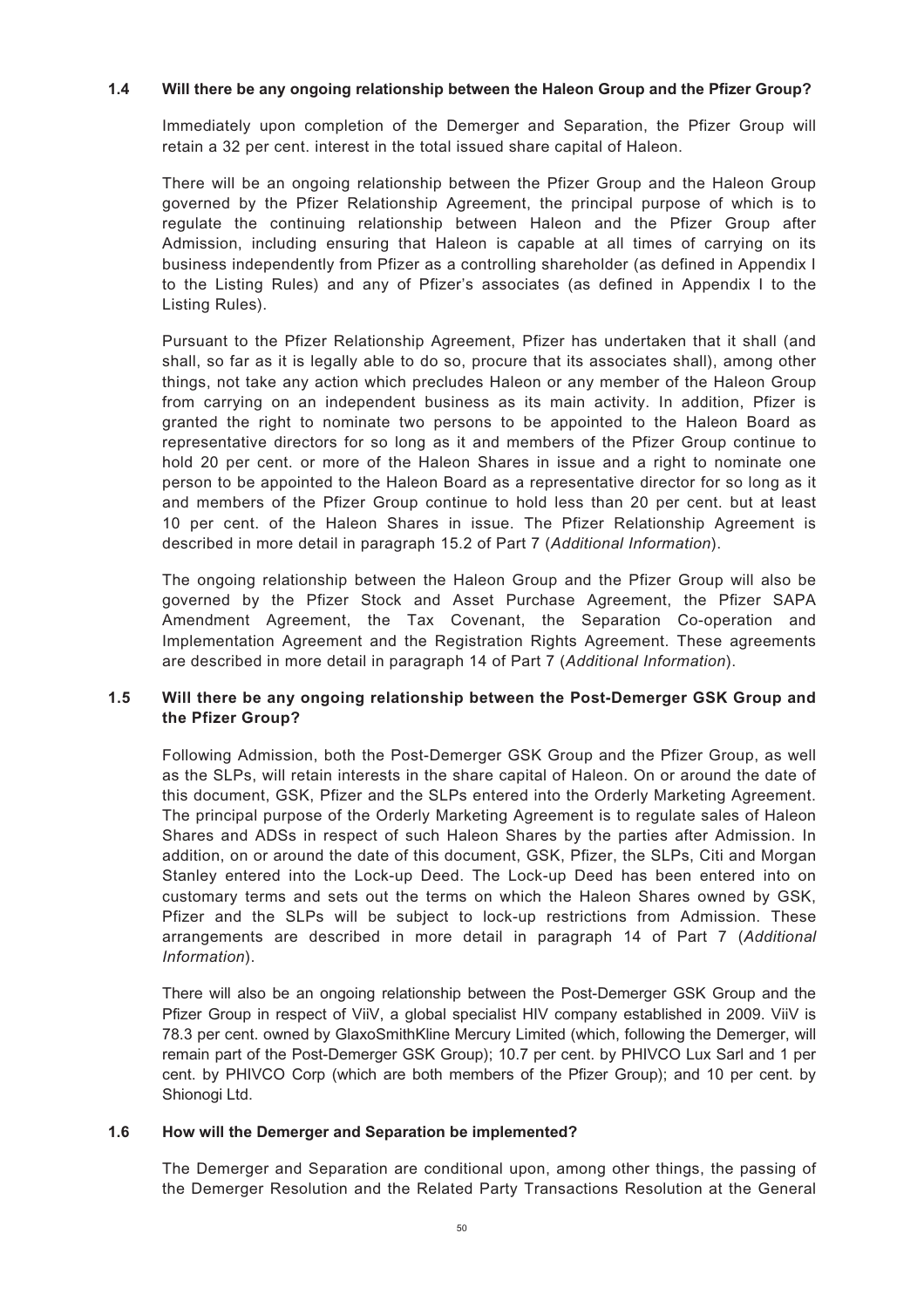### 1.4 Will there be any ongoing relationship between the Haleon Group and the Pfizer Group?

Immediately upon completion of the Demerger and Separation, the Pfizer Group will retain a 32 per cent. interest in the total issued share capital of Haleon.

There will be an ongoing relationship between the Pfizer Group and the Haleon Group governed by the Pfizer Relationship Agreement, the principal purpose of which is to regulate the continuing relationship between Haleon and the Pfizer Group after Admission, including ensuring that Haleon is capable at all times of carrying on its business independently from Pfizer as a controlling shareholder (as defined in Appendix I to the Listing Rules) and any of Pfizer's associates (as defined in Appendix I to the Listing Rules).

Pursuant to the Pfizer Relationship Agreement, Pfizer has undertaken that it shall (and shall, so far as it is legally able to do so, procure that its associates shall), among other things, not take any action which precludes Haleon or any member of the Haleon Group from carrying on an independent business as its main activity. In addition, Pfizer is granted the right to nominate two persons to be appointed to the Haleon Board as representative directors for so long as it and members of the Pfizer Group continue to hold 20 per cent. or more of the Haleon Shares in issue and a right to nominate one person to be appointed to the Haleon Board as a representative director for so long as it and members of the Pfizer Group continue to hold less than 20 per cent. but at least 10 per cent. of the Haleon Shares in issue. The Pfizer Relationship Agreement is described in more detail in paragraph 15.2 of Part 7 (*Additional Information*).

The ongoing relationship between the Haleon Group and the Pfizer Group will also be governed by the Pfizer Stock and Asset Purchase Agreement, the Pfizer SAPA Amendment Agreement, the Tax Covenant, the Separation Co-operation and Implementation Agreement and the Registration Rights Agreement. These agreements are described in more detail in paragraph 14 of Part 7 (*Additional Information*).

### 1.5 Will there be any ongoing relationship between the Post-Demerger GSK Group and the Pfizer Group?

Following Admission, both the Post-Demerger GSK Group and the Pfizer Group, as well as the SLPs, will retain interests in the share capital of Haleon. On or around the date of this document, GSK, Pfizer and the SLPs entered into the Orderly Marketing Agreement. The principal purpose of the Orderly Marketing Agreement is to regulate sales of Haleon Shares and ADSs in respect of such Haleon Shares by the parties after Admission. In addition, on or around the date of this document, GSK, Pfizer, the SLPs, Citi and Morgan Stanley entered into the Lock-up Deed. The Lock-up Deed has been entered into on customary terms and sets out the terms on which the Haleon Shares owned by GSK, Pfizer and the SLPs will be subject to lock-up restrictions from Admission. These arrangements are described in more detail in paragraph 14 of Part 7 (*Additional Information*).

There will also be an ongoing relationship between the Post-Demerger GSK Group and the Pfizer Group in respect of ViiV, a global specialist HIV company established in 2009. ViiV is 78.3 per cent. owned by GlaxoSmithKline Mercury Limited (which, following the Demerger, will remain part of the Post-Demerger GSK Group); 10.7 per cent. by PHIVCO Lux Sarl and 1 per cent. by PHIVCO Corp (which are both members of the Pfizer Group); and 10 per cent. by Shionogi Ltd.

### 1.6 How will the Demerger and Separation be implemented?

The Demerger and Separation are conditional upon, among other things, the passing of the Demerger Resolution and the Related Party Transactions Resolution at the General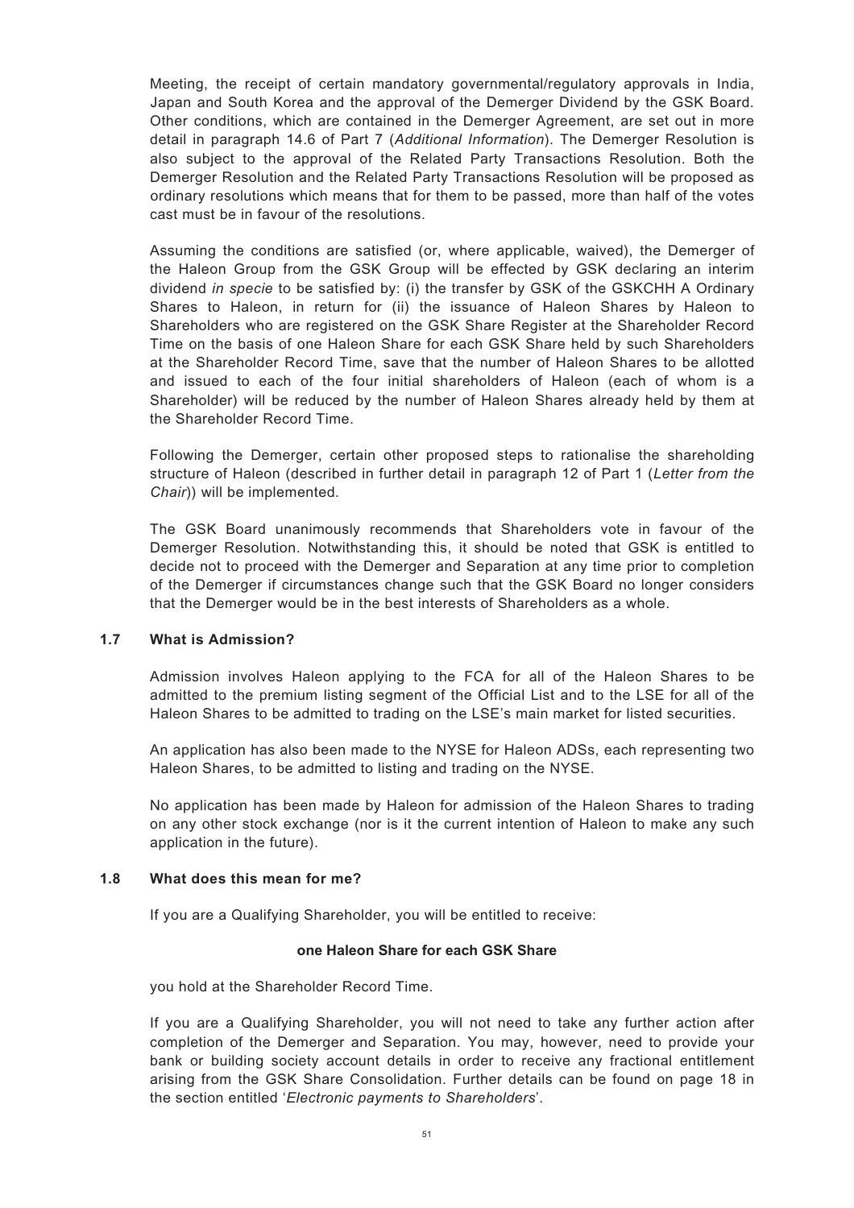Meeting, the receipt of certain mandatory governmental/regulatory approvals in India, Japan and South Korea and the approval of the Demerger Dividend by the GSK Board. Other conditions, which are contained in the Demerger Agreement, are set out in more detail in paragraph 14.6 of Part 7 (*Additional Information*). The Demerger Resolution is also subject to the approval of the Related Party Transactions Resolution. Both the Demerger Resolution and the Related Party Transactions Resolution will be proposed as ordinary resolutions which means that for them to be passed, more than half of the votes cast must be in favour of the resolutions.

Assuming the conditions are satisfied (or, where applicable, waived), the Demerger of the Haleon Group from the GSK Group will be effected by GSK declaring an interim dividend *in specie* to be satisfied by: (i) the transfer by GSK of the GSKCHH A Ordinary Shares to Haleon, in return for (ii) the issuance of Haleon Shares by Haleon to Shareholders who are registered on the GSK Share Register at the Shareholder Record Time on the basis of one Haleon Share for each GSK Share held by such Shareholders at the Shareholder Record Time, save that the number of Haleon Shares to be allotted and issued to each of the four initial shareholders of Haleon (each of whom is a Shareholder) will be reduced by the number of Haleon Shares already held by them at the Shareholder Record Time.

Following the Demerger, certain other proposed steps to rationalise the shareholding structure of Haleon (described in further detail in paragraph 12 of Part 1 (*Letter from the Chair*)) will be implemented.

The GSK Board unanimously recommends that Shareholders vote in favour of the Demerger Resolution. Notwithstanding this, it should be noted that GSK is entitled to decide not to proceed with the Demerger and Separation at any time prior to completion of the Demerger if circumstances change such that the GSK Board no longer considers that the Demerger would be in the best interests of Shareholders as a whole.

### 1.7 What is Admission?

Admission involves Haleon applying to the FCA for all of the Haleon Shares to be admitted to the premium listing segment of the Official List and to the LSE for all of the Haleon Shares to be admitted to trading on the LSE's main market for listed securities.

An application has also been made to the NYSE for Haleon ADSs, each representing two Haleon Shares, to be admitted to listing and trading on the NYSE.

No application has been made by Haleon for admission of the Haleon Shares to trading on any other stock exchange (nor is it the current intention of Haleon to make any such application in the future).

### 1.8 What does this mean for me?

If you are a Qualifying Shareholder, you will be entitled to receive:

**one Haleon Share for each GSK Share**

you hold at the Shareholder Record Time.

If you are a Qualifying Shareholder, you will not need to take any further action after completion of the Demerger and Separation. You may, however, need to provide your bank or building society account details in order to receive any fractional entitlement arising from the GSK Share Consolidation. Further details can be found on page 18 in the section entitled '*Electronic payments to Shareholders*'.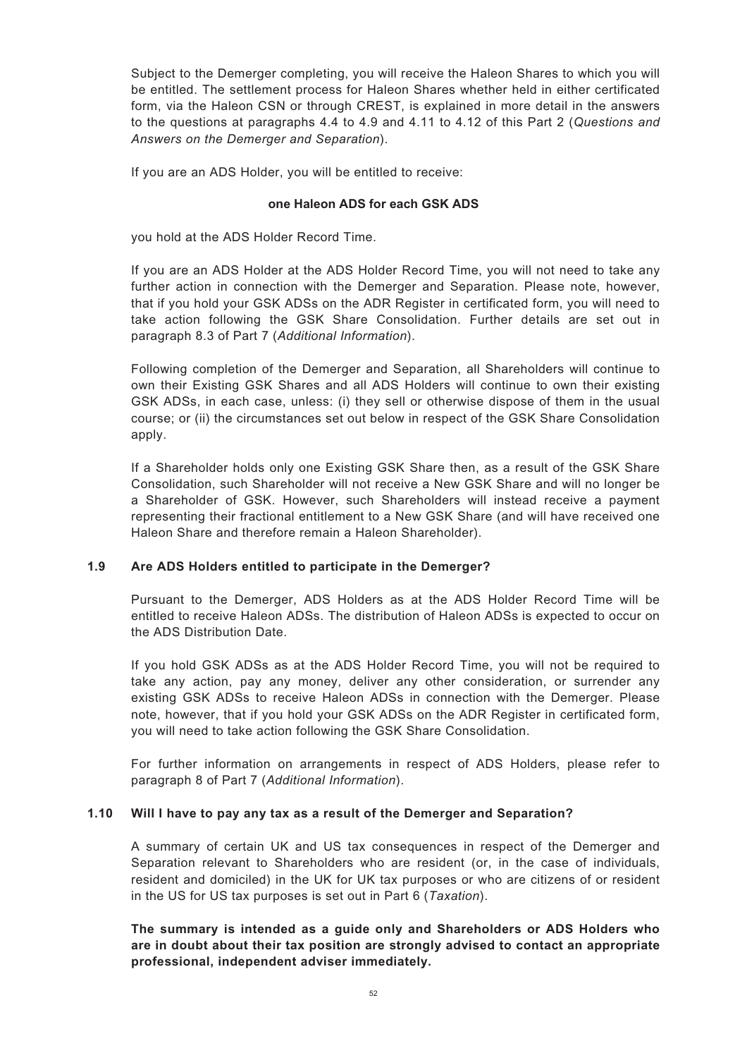Subject to the Demerger completing, you will receive the Haleon Shares to which you will be entitled. The settlement process for Haleon Shares whether held in either certificated form, via the Haleon CSN or through CREST, is explained in more detail in the answers to the questions at paragraphs 4.4 to 4.9 and 4.11 to 4.12 of this Part 2 (*Questions and Answers on the Demerger and Separation*).

If you are an ADS Holder, you will be entitled to receive:

**one Haleon ADS for each GSK ADS**

you hold at the ADS Holder Record Time.

If you are an ADS Holder at the ADS Holder Record Time, you will not need to take any further action in connection with the Demerger and Separation. Please note, however, that if you hold your GSK ADSs on the ADR Register in certificated form, you will need to take action following the GSK Share Consolidation. Further details are set out in paragraph 8.3 of Part 7 (*Additional Information*).

Following completion of the Demerger and Separation, all Shareholders will continue to own their Existing GSK Shares and all ADS Holders will continue to own their existing GSK ADSs, in each case, unless: (i) they sell or otherwise dispose of them in the usual course; or (ii) the circumstances set out below in respect of the GSK Share Consolidation apply.

If a Shareholder holds only one Existing GSK Share then, as a result of the GSK Share Consolidation, such Shareholder will not receive a New GSK Share and will no longer be a Shareholder of GSK. However, such Shareholders will instead receive a payment representing their fractional entitlement to a New GSK Share (and will have received one Haleon Share and therefore remain a Haleon Shareholder).

### 1.9 Are ADS Holders entitled to participate in the Demerger?

Pursuant to the Demerger, ADS Holders as at the ADS Holder Record Time will be entitled to receive Haleon ADSs. The distribution of Haleon ADSs is expected to occur on the ADS Distribution Date.

If you hold GSK ADSs as at the ADS Holder Record Time, you will not be required to take any action, pay any money, deliver any other consideration, or surrender any existing GSK ADSs to receive Haleon ADSs in connection with the Demerger. Please note, however, that if you hold your GSK ADSs on the ADR Register in certificated form, you will need to take action following the GSK Share Consolidation.

For further information on arrangements in respect of ADS Holders, please refer to paragraph 8 of Part 7 (*Additional Information*).

### 1.10 Will I have to pay any tax as a result of the Demerger and Separation?

A summary of certain UK and US tax consequences in respect of the Demerger and Separation relevant to Shareholders who are resident (or, in the case of individuals, resident and domiciled) in the UK for UK tax purposes or who are citizens of or resident in the US for US tax purposes is set out in Part 6 (*Taxation*).

**The summary is intended as a guide only and Shareholders or ADS Holders who are in doubt about their tax position are strongly advised to contact an appropriate professional, independent adviser immediately.**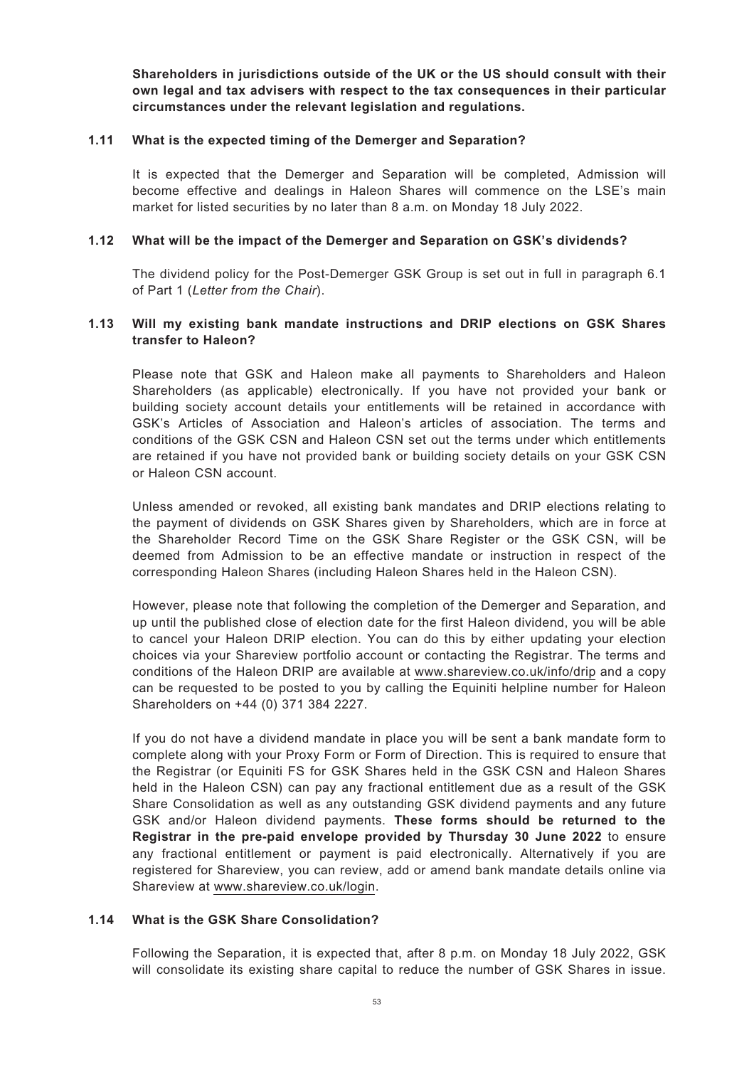**Shareholders in jurisdictions outside of the UK or the US should consult with their own legal and tax advisers with respect to the tax consequences in their particular circumstances under the relevant legislation and regulations.**

### 1.11 What is the expected timing of the Demerger and Separation?

It is expected that the Demerger and Separation will be completed, Admission will become effective and dealings in Haleon Shares will commence on the LSE's main market for listed securities by no later than 8 a.m. on Monday 18 July 2022.

### 1.12 What will be the impact of the Demerger and Separation on GSK's dividends?

The dividend policy for the Post-Demerger GSK Group is set out in full in paragraph 6.1 of Part 1 (*Letter from the Chair*).

### 1.13 Will my existing bank mandate instructions and DRIP elections on GSK Shares transfer to Haleon?

Please note that GSK and Haleon make all payments to Shareholders and Haleon Shareholders (as applicable) electronically. If you have not provided your bank or building society account details your entitlements will be retained in accordance with GSK's Articles of Association and Haleon's articles of association. The terms and conditions of the GSK CSN and Haleon CSN set out the terms under which entitlements are retained if you have not provided bank or building society details on your GSK CSN or Haleon CSN account.

Unless amended or revoked, all existing bank mandates and DRIP elections relating to the payment of dividends on GSK Shares given by Shareholders, which are in force at the Shareholder Record Time on the GSK Share Register or the GSK CSN, will be deemed from Admission to be an effective mandate or instruction in respect of the corresponding Haleon Shares (including Haleon Shares held in the Haleon CSN).

However, please note that following the completion of the Demerger and Separation, and up until the published close of election date for the first Haleon dividend, you will be able to cancel your Haleon DRIP election. You can do this by either updating your election choices via your Shareview portfolio account or contacting the Registrar. The terms and conditions of the Haleon DRIP are available at www.shareview.co.uk/info/drip and a copy can be requested to be posted to you by calling the Equiniti helpline number for Haleon Shareholders on +44 (0) 371 384 2227.

If you do not have a dividend mandate in place you will be sent a bank mandate form to complete along with your Proxy Form or Form of Direction. This is required to ensure that the Registrar (or Equiniti FS for GSK Shares held in the GSK CSN and Haleon Shares held in the Haleon CSN) can pay any fractional entitlement due as a result of the GSK Share Consolidation as well as any outstanding GSK dividend payments and any future GSK and/or Haleon dividend payments. **These forms should be returned to the Registrar in the pre-paid envelope provided by Thursday 30 June 2022** to ensure any fractional entitlement or payment is paid electronically. Alternatively if you are registered for Shareview, you can review, add or amend bank mandate details online via Shareview at www.shareview.co.uk/login.

### 1.14 What is the GSK Share Consolidation?

Following the Separation, it is expected that, after 8 p.m. on Monday 18 July 2022, GSK will consolidate its existing share capital to reduce the number of GSK Shares in issue.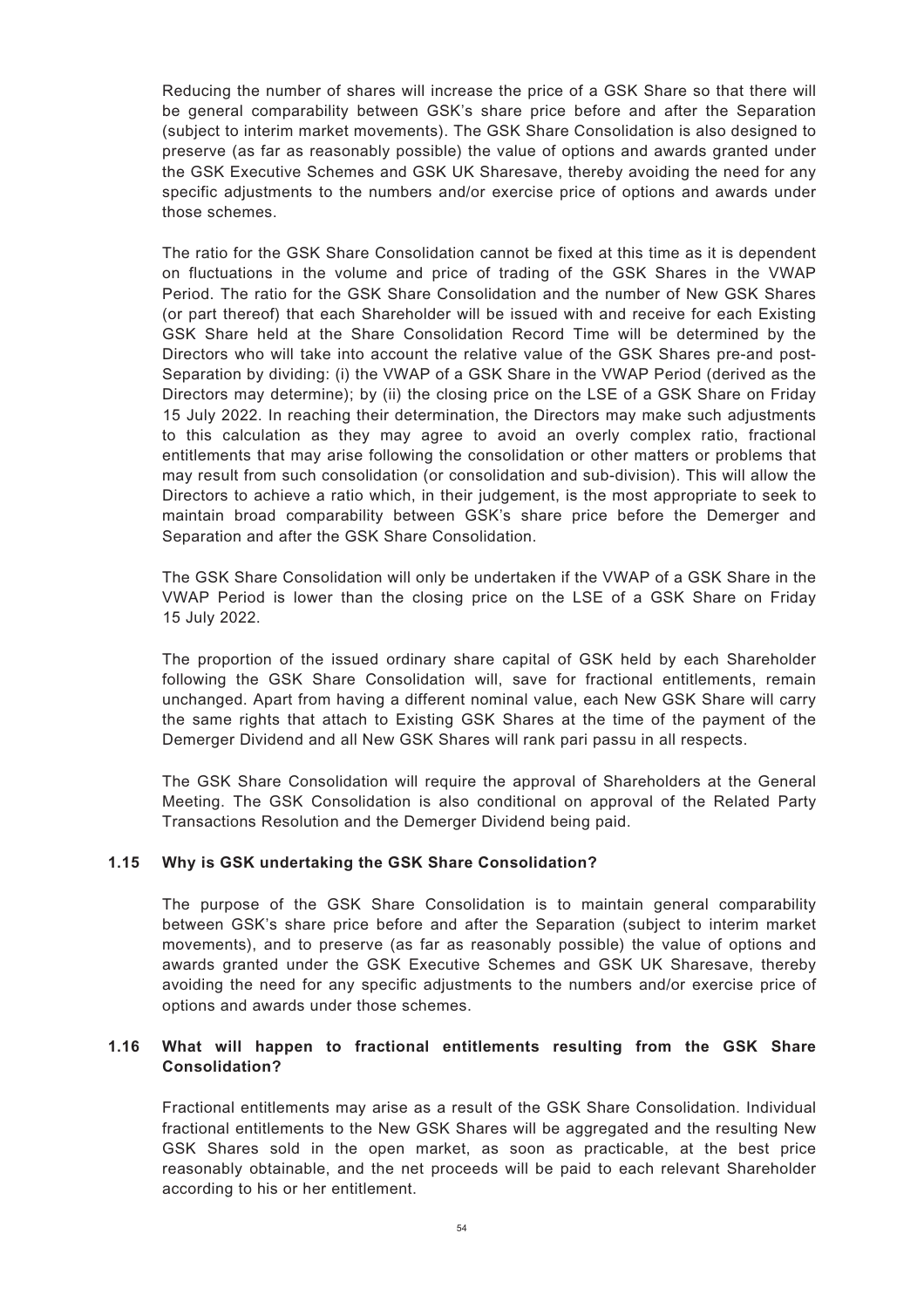Reducing the number of shares will increase the price of a GSK Share so that there will be general comparability between GSK's share price before and after the Separation (subject to interim market movements). The GSK Share Consolidation is also designed to preserve (as far as reasonably possible) the value of options and awards granted under the GSK Executive Schemes and GSK UK Sharesave, thereby avoiding the need for any specific adjustments to the numbers and/or exercise price of options and awards under those schemes.

The ratio for the GSK Share Consolidation cannot be fixed at this time as it is dependent on fluctuations in the volume and price of trading of the GSK Shares in the VWAP Period. The ratio for the GSK Share Consolidation and the number of New GSK Shares (or part thereof) that each Shareholder will be issued with and receive for each Existing GSK Share held at the Share Consolidation Record Time will be determined by the Directors who will take into account the relative value of the GSK Shares pre-and post-Separation by dividing: (i) the VWAP of a GSK Share in the VWAP Period (derived as the Directors may determine); by (ii) the closing price on the LSE of a GSK Share on Friday 15 July 2022. In reaching their determination, the Directors may make such adjustments to this calculation as they may agree to avoid an overly complex ratio, fractional entitlements that may arise following the consolidation or other matters or problems that may result from such consolidation (or consolidation and sub-division). This will allow the Directors to achieve a ratio which, in their judgement, is the most appropriate to seek to maintain broad comparability between GSK's share price before the Demerger and Separation and after the GSK Share Consolidation.

The GSK Share Consolidation will only be undertaken if the VWAP of a GSK Share in the VWAP Period is lower than the closing price on the LSE of a GSK Share on Friday 15 July 2022.

The proportion of the issued ordinary share capital of GSK held by each Shareholder following the GSK Share Consolidation will, save for fractional entitlements, remain unchanged. Apart from having a different nominal value, each New GSK Share will carry the same rights that attach to Existing GSK Shares at the time of the payment of the Demerger Dividend and all New GSK Shares will rank pari passu in all respects.

The GSK Share Consolidation will require the approval of Shareholders at the General Meeting. The GSK Consolidation is also conditional on approval of the Related Party Transactions Resolution and the Demerger Dividend being paid.

### 1.15 Why is GSK undertaking the GSK Share Consolidation?

The purpose of the GSK Share Consolidation is to maintain general comparability between GSK's share price before and after the Separation (subject to interim market movements), and to preserve (as far as reasonably possible) the value of options and awards granted under the GSK Executive Schemes and GSK UK Sharesave, thereby avoiding the need for any specific adjustments to the numbers and/or exercise price of options and awards under those schemes.

### 1.16 What will happen to fractional entitlements resulting from the GSK Share Consolidation?

Fractional entitlements may arise as a result of the GSK Share Consolidation. Individual fractional entitlements to the New GSK Shares will be aggregated and the resulting New GSK Shares sold in the open market, as soon as practicable, at the best price reasonably obtainable, and the net proceeds will be paid to each relevant Shareholder according to his or her entitlement.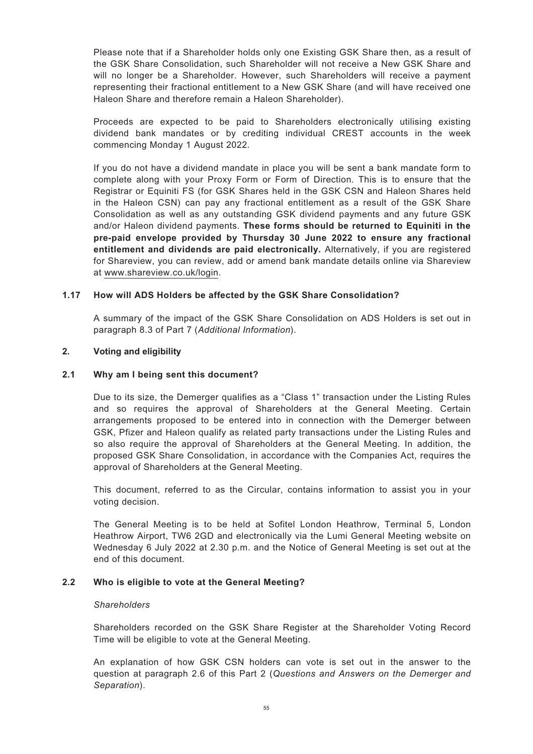Please note that if a Shareholder holds only one Existing GSK Share then, as a result of the GSK Share Consolidation, such Shareholder will not receive a New GSK Share and will no longer be a Shareholder. However, such Shareholders will receive a payment representing their fractional entitlement to a New GSK Share (and will have received one Haleon Share and therefore remain a Haleon Shareholder).

Proceeds are expected to be paid to Shareholders electronically utilising existing dividend bank mandates or by crediting individual CREST accounts in the week commencing Monday 1 August 2022.

If you do not have a dividend mandate in place you will be sent a bank mandate form to complete along with your Proxy Form or Form of Direction. This is to ensure that the Registrar or Equiniti FS (for GSK Shares held in the GSK CSN and Haleon Shares held in the Haleon CSN) can pay any fractional entitlement as a result of the GSK Share Consolidation as well as any outstanding GSK dividend payments and any future GSK and/or Haleon dividend payments. **These forms should be returned to Equiniti in the pre-paid envelope provided by Thursday 30 June 2022 to ensure any fractional entitlement and dividends are paid electronically.** Alternatively, if you are registered for Shareview, you can review, add or amend bank mandate details online via Shareview at www.shareview.co.uk/login.

### 1.17 How will ADS Holders be affected by the GSK Share Consolidation?

A summary of the impact of the GSK Share Consolidation on ADS Holders is set out in paragraph 8.3 of Part 7 (*Additional Information*).

## 2. Voting and eligibility

### 2.1 Why am I being sent this document?

Due to its size, the Demerger qualifies as a "Class 1" transaction under the Listing Rules and so requires the approval of Shareholders at the General Meeting. Certain arrangements proposed to be entered into in connection with the Demerger between GSK, Pfizer and Haleon qualify as related party transactions under the Listing Rules and so also require the approval of Shareholders at the General Meeting. In addition, the proposed GSK Share Consolidation, in accordance with the Companies Act, requires the approval of Shareholders at the General Meeting.

This document, referred to as the Circular, contains information to assist you in your voting decision.

The General Meeting is to be held at Sofitel London Heathrow, Terminal 5, London Heathrow Airport, TW6 2GD and electronically via the Lumi General Meeting website on Wednesday 6 July 2022 at 2.30 p.m. and the Notice of General Meeting is set out at the end of this document.

### 2.2 Who is eligible to vote at the General Meeting?

*Shareholders*

Shareholders recorded on the GSK Share Register at the Shareholder Voting Record Time will be eligible to vote at the General Meeting.

An explanation of how GSK CSN holders can vote is set out in the answer to the question at paragraph 2.6 of this Part 2 (*Questions and Answers on the Demerger and Separation*).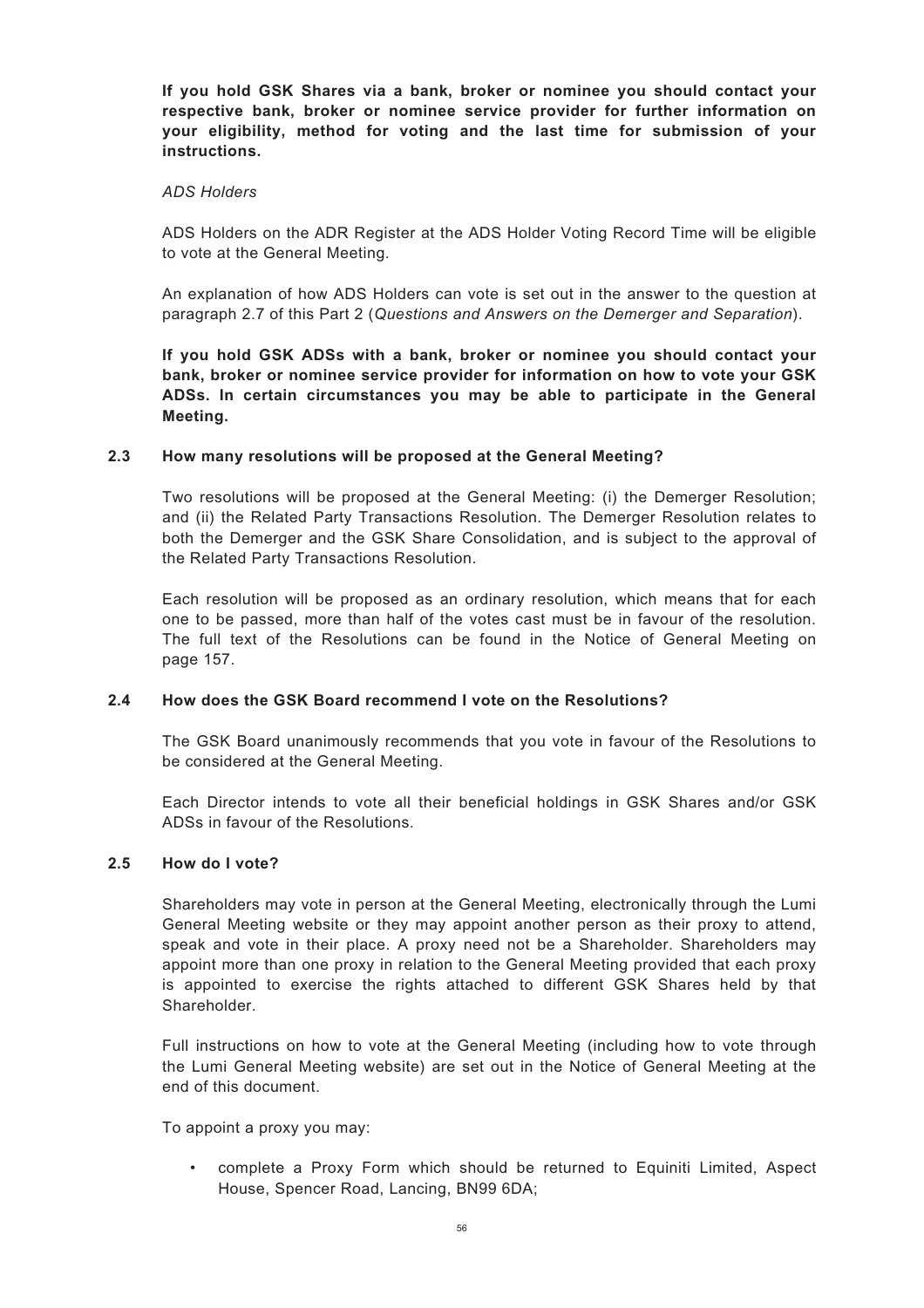**If you hold GSK Shares via a bank, broker or nominee you should contact your respective bank, broker or nominee service provider for further information on your eligibility, method for voting and the last time for submission of your instructions.**

*ADS Holders*

ADS Holders on the ADR Register at the ADS Holder Voting Record Time will be eligible to vote at the General Meeting.

An explanation of how ADS Holders can vote is set out in the answer to the question at paragraph 2.7 of this Part 2 (*Questions and Answers on the Demerger and Separation*).

**If you hold GSK ADSs with a bank, broker or nominee you should contact your bank, broker or nominee service provider for information on how to vote your GSK ADSs. In certain circumstances you may be able to participate in the General Meeting.**

### 2.3 How many resolutions will be proposed at the General Meeting?

Two resolutions will be proposed at the General Meeting: (i) the Demerger Resolution; and (ii) the Related Party Transactions Resolution. The Demerger Resolution relates to both the Demerger and the GSK Share Consolidation, and is subject to the approval of the Related Party Transactions Resolution.

Each resolution will be proposed as an ordinary resolution, which means that for each one to be passed, more than half of the votes cast must be in favour of the resolution. The full text of the Resolutions can be found in the Notice of General Meeting on page 157.

### 2.4 How does the GSK Board recommend I vote on the Resolutions?

The GSK Board unanimously recommends that you vote in favour of the Resolutions to be considered at the General Meeting.

Each Director intends to vote all their beneficial holdings in GSK Shares and/or GSK ADSs in favour of the Resolutions.

### 2.5 How do I vote?

Shareholders may vote in person at the General Meeting, electronically through the Lumi General Meeting website or they may appoint another person as their proxy to attend, speak and vote in their place. A proxy need not be a Shareholder. Shareholders may appoint more than one proxy in relation to the General Meeting provided that each proxy is appointed to exercise the rights attached to different GSK Shares held by that Shareholder.

Full instructions on how to vote at the General Meeting (including how to vote through the Lumi General Meeting website) are set out in the Notice of General Meeting at the end of this document.

To appoint a proxy you may:

- complete a Proxy Form which should be returned to Equiniti Limited, Aspect House, Spencer Road, Lancing, BN99 6DA;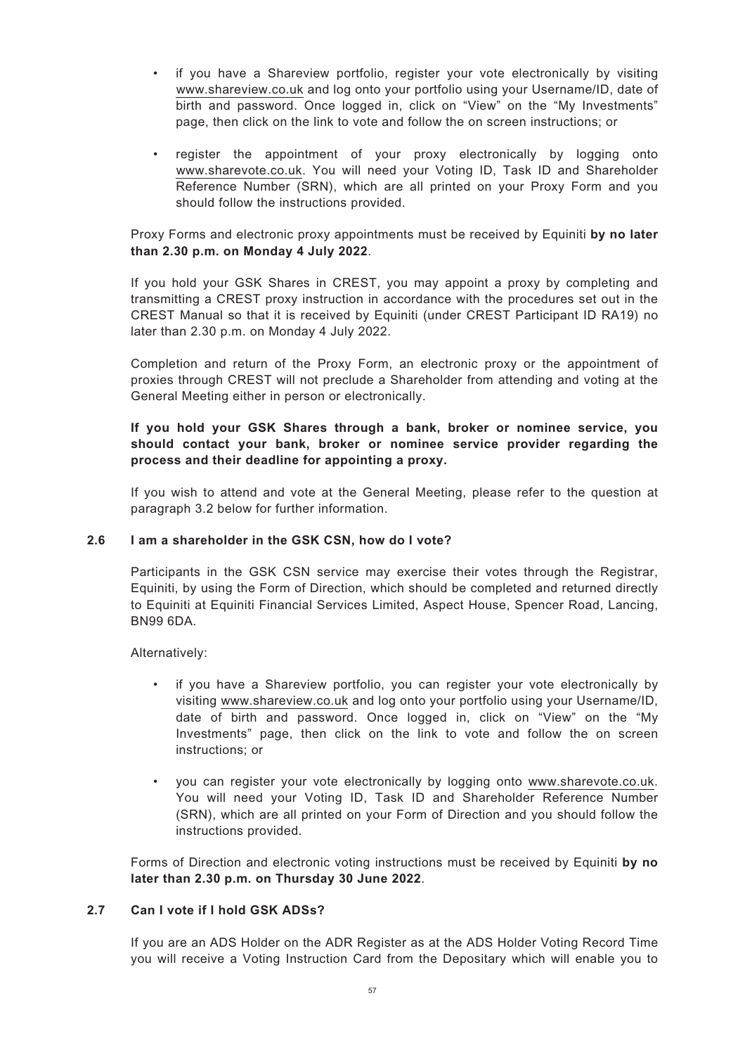- if you have a Shareview portfolio, register your vote electronically by visiting www.shareview.co.uk and log onto your portfolio using your Username/ID, date of birth and password. Once logged in, click on "View" on the "My Investments" page, then click on the link to vote and follow the on screen instructions; or
- register the appointment of your proxy electronically by logging onto www.sharevote.co.uk. You will need your Voting ID, Task ID and Shareholder Reference Number (SRN), which are all printed on your Proxy Form and you should follow the instructions provided.

Proxy Forms and electronic proxy appointments must be received by Equiniti **by no later than 2.30 p.m. on Monday 4 July 2022**.

If you hold your GSK Shares in CREST, you may appoint a proxy by completing and transmitting a CREST proxy instruction in accordance with the procedures set out in the CREST Manual so that it is received by Equiniti (under CREST Participant ID RA19) no later than 2.30 p.m. on Monday 4 July 2022.

Completion and return of the Proxy Form, an electronic proxy or the appointment of proxies through CREST will not preclude a Shareholder from attending and voting at the General Meeting either in person or electronically.

**If you hold your GSK Shares through a bank, broker or nominee service, you should contact your bank, broker or nominee service provider regarding the process and their deadline for appointing a proxy.**

If you wish to attend and vote at the General Meeting, please refer to the question at paragraph 3.2 below for further information.

### 2.6 I am a shareholder in the GSK CSN, how do I vote?

Participants in the GSK CSN service may exercise their votes through the Registrar, Equiniti, by using the Form of Direction, which should be completed and returned directly to Equiniti at Equiniti Financial Services Limited, Aspect House, Spencer Road, Lancing, BN99 6DA.

Alternatively:

- if you have a Shareview portfolio, you can register your vote electronically by visiting www.shareview.co.uk and log onto your portfolio using your Username/ID, date of birth and password. Once logged in, click on "View" on the "My Investments" page, then click on the link to vote and follow the on screen instructions; or
- you can register your vote electronically by logging onto www.sharevote.co.uk. You will need your Voting ID, Task ID and Shareholder Reference Number (SRN), which are all printed on your Form of Direction and you should follow the instructions provided.

Forms of Direction and electronic voting instructions must be received by Equiniti **by no later than 2.30 p.m. on Thursday 30 June 2022**.

### 2.7 Can I vote if I hold GSK ADSs?

If you are an ADS Holder on the ADR Register as at the ADS Holder Voting Record Time you will receive a Voting Instruction Card from the Depositary which will enable you to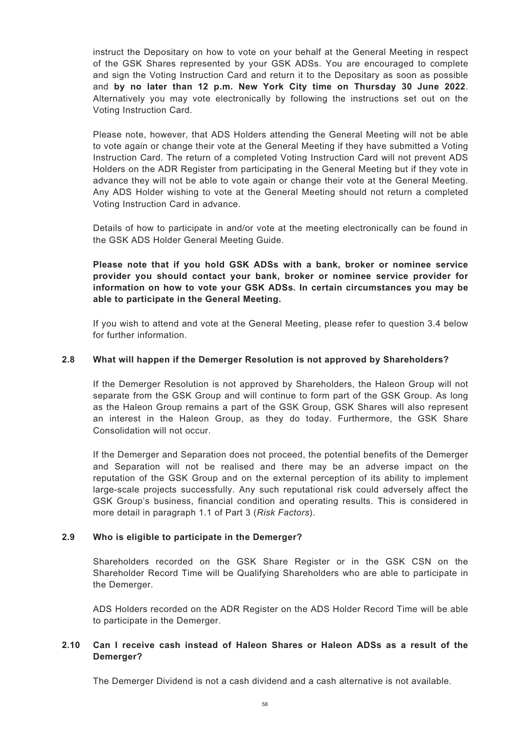instruct the Depositary on how to vote on your behalf at the General Meeting in respect of the GSK Shares represented by your GSK ADSs. You are encouraged to complete and sign the Voting Instruction Card and return it to the Depositary as soon as possible and **by no later than 12 p.m. New York City time on Thursday 30 June 2022**. Alternatively you may vote electronically by following the instructions set out on the Voting Instruction Card.

Please note, however, that ADS Holders attending the General Meeting will not be able to vote again or change their vote at the General Meeting if they have submitted a Voting Instruction Card. The return of a completed Voting Instruction Card will not prevent ADS Holders on the ADR Register from participating in the General Meeting but if they vote in advance they will not be able to vote again or change their vote at the General Meeting. Any ADS Holder wishing to vote at the General Meeting should not return a completed Voting Instruction Card in advance.

Details of how to participate in and/or vote at the meeting electronically can be found in the GSK ADS Holder General Meeting Guide.

**Please note that if you hold GSK ADSs with a bank, broker or nominee service provider you should contact your bank, broker or nominee service provider for information on how to vote your GSK ADSs. In certain circumstances you may be able to participate in the General Meeting.**

If you wish to attend and vote at the General Meeting, please refer to question 3.4 below for further information.

### 2.8 What will happen if the Demerger Resolution is not approved by Shareholders?

If the Demerger Resolution is not approved by Shareholders, the Haleon Group will not separate from the GSK Group and will continue to form part of the GSK Group. As long as the Haleon Group remains a part of the GSK Group, GSK Shares will also represent an interest in the Haleon Group, as they do today. Furthermore, the GSK Share Consolidation will not occur.

If the Demerger and Separation does not proceed, the potential benefits of the Demerger and Separation will not be realised and there may be an adverse impact on the reputation of the GSK Group and on the external perception of its ability to implement large-scale projects successfully. Any such reputational risk could adversely affect the GSK Group's business, financial condition and operating results. This is considered in more detail in paragraph 1.1 of Part 3 (*Risk Factors*).

### 2.9 Who is eligible to participate in the Demerger?

Shareholders recorded on the GSK Share Register or in the GSK CSN on the Shareholder Record Time will be Qualifying Shareholders who are able to participate in the Demerger.

ADS Holders recorded on the ADR Register on the ADS Holder Record Time will be able to participate in the Demerger.

### 2.10 Can I receive cash instead of Haleon Shares or Haleon ADSs as a result of the Demerger?

The Demerger Dividend is not a cash dividend and a cash alternative is not available.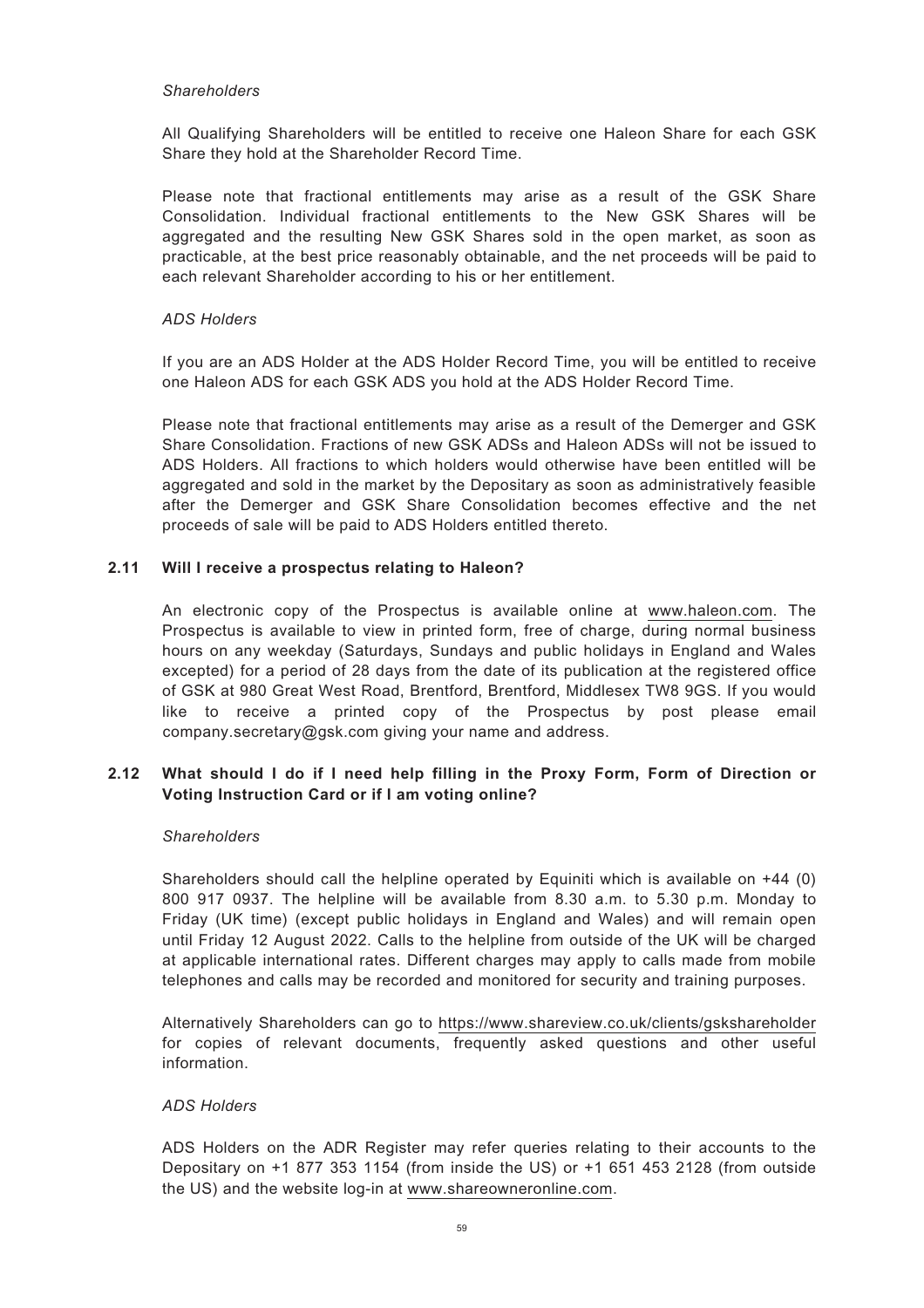*Shareholders*

All Qualifying Shareholders will be entitled to receive one Haleon Share for each GSK Share they hold at the Shareholder Record Time.

Please note that fractional entitlements may arise as a result of the GSK Share Consolidation. Individual fractional entitlements to the New GSK Shares will be aggregated and the resulting New GSK Shares sold in the open market, as soon as practicable, at the best price reasonably obtainable, and the net proceeds will be paid to each relevant Shareholder according to his or her entitlement.

*ADS Holders*

If you are an ADS Holder at the ADS Holder Record Time, you will be entitled to receive one Haleon ADS for each GSK ADS you hold at the ADS Holder Record Time.

Please note that fractional entitlements may arise as a result of the Demerger and GSK Share Consolidation. Fractions of new GSK ADSs and Haleon ADSs will not be issued to ADS Holders. All fractions to which holders would otherwise have been entitled will be aggregated and sold in the market by the Depositary as soon as administratively feasible after the Demerger and GSK Share Consolidation becomes effective and the net proceeds of sale will be paid to ADS Holders entitled thereto.

### 2.11 Will I receive a prospectus relating to Haleon?

An electronic copy of the Prospectus is available online at www.haleon.com. The Prospectus is available to view in printed form, free of charge, during normal business hours on any weekday (Saturdays, Sundays and public holidays in England and Wales excepted) for a period of 28 days from the date of its publication at the registered office of GSK at 980 Great West Road, Brentford, Brentford, Middlesex TW8 9GS. If you would like to receive a printed copy of the Prospectus by post please email company.secretary@gsk.com giving your name and address.

### 2.12 What should I do if I need help filling in the Proxy Form, Form of Direction or Voting Instruction Card or if I am voting online?

*Shareholders*

Shareholders should call the helpline operated by Equiniti which is available on +44 (0) 800 917 0937. The helpline will be available from 8.30 a.m. to 5.30 p.m. Monday to Friday (UK time) (except public holidays in England and Wales) and will remain open until Friday 12 August 2022. Calls to the helpline from outside of the UK will be charged at applicable international rates. Different charges may apply to calls made from mobile telephones and calls may be recorded and monitored for security and training purposes.

Alternatively Shareholders can go to https://www.shareview.co.uk/clients/gskshareholder for copies of relevant documents, frequently asked questions and other useful information.

*ADS Holders*

ADS Holders on the ADR Register may refer queries relating to their accounts to the Depositary on +1 877 353 1154 (from inside the US) or +1 651 453 2128 (from outside the US) and the website log-in at www.shareowneronline.com.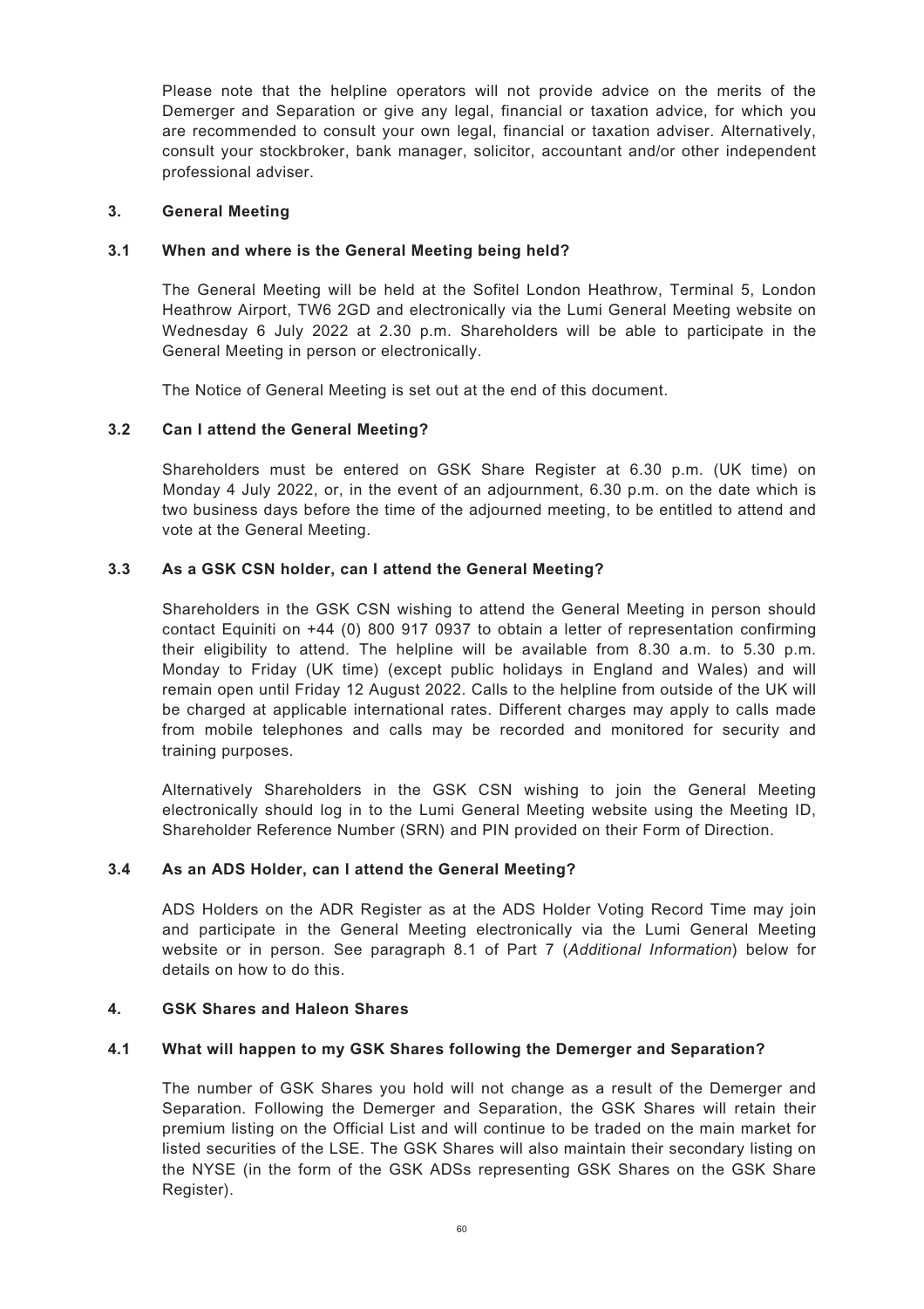Please note that the helpline operators will not provide advice on the merits of the Demerger and Separation or give any legal, financial or taxation advice, for which you are recommended to consult your own legal, financial or taxation adviser. Alternatively, consult your stockbroker, bank manager, solicitor, accountant and/or other independent professional adviser.

## 3. General Meeting

### 3.1 When and where is the General Meeting being held?

The General Meeting will be held at the Sofitel London Heathrow, Terminal 5, London Heathrow Airport, TW6 2GD and electronically via the Lumi General Meeting website on Wednesday 6 July 2022 at 2.30 p.m. Shareholders will be able to participate in the General Meeting in person or electronically.

The Notice of General Meeting is set out at the end of this document.

### 3.2 Can I attend the General Meeting?

Shareholders must be entered on GSK Share Register at 6.30 p.m. (UK time) on Monday 4 July 2022, or, in the event of an adjournment, 6.30 p.m. on the date which is two business days before the time of the adjourned meeting, to be entitled to attend and vote at the General Meeting.

### 3.3 As a GSK CSN holder, can I attend the General Meeting?

Shareholders in the GSK CSN wishing to attend the General Meeting in person should contact Equiniti on +44 (0) 800 917 0937 to obtain a letter of representation confirming their eligibility to attend. The helpline will be available from 8.30 a.m. to 5.30 p.m. Monday to Friday (UK time) (except public holidays in England and Wales) and will remain open until Friday 12 August 2022. Calls to the helpline from outside of the UK will be charged at applicable international rates. Different charges may apply to calls made from mobile telephones and calls may be recorded and monitored for security and training purposes.

Alternatively Shareholders in the GSK CSN wishing to join the General Meeting electronically should log in to the Lumi General Meeting website using the Meeting ID, Shareholder Reference Number (SRN) and PIN provided on their Form of Direction.

### 3.4 As an ADS Holder, can I attend the General Meeting?

ADS Holders on the ADR Register as at the ADS Holder Voting Record Time may join and participate in the General Meeting electronically via the Lumi General Meeting website or in person. See paragraph 8.1 of Part 7 (*Additional Information*) below for details on how to do this.

## 4. GSK Shares and Haleon Shares

### 4.1 What will happen to my GSK Shares following the Demerger and Separation?

The number of GSK Shares you hold will not change as a result of the Demerger and Separation. Following the Demerger and Separation, the GSK Shares will retain their premium listing on the Official List and will continue to be traded on the main market for listed securities of the LSE. The GSK Shares will also maintain their secondary listing on the NYSE (in the form of the GSK ADSs representing GSK Shares on the GSK Share Register).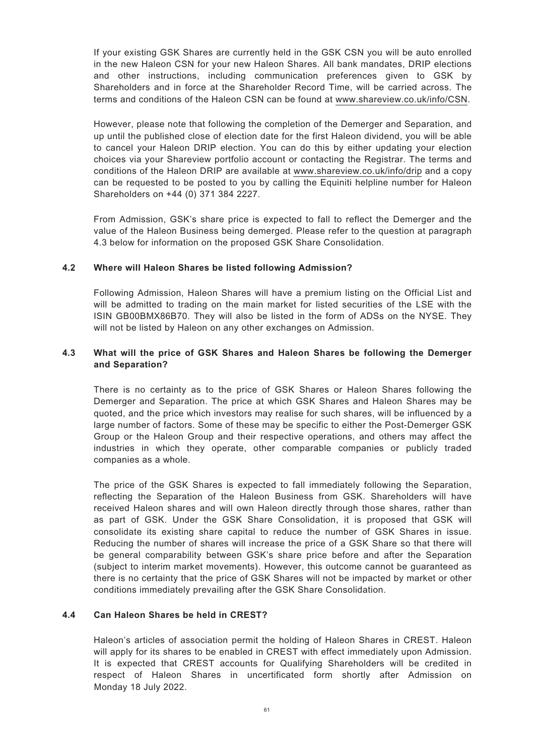If your existing GSK Shares are currently held in the GSK CSN you will be auto enrolled in the new Haleon CSN for your new Haleon Shares. All bank mandates, DRIP elections and other instructions, including communication preferences given to GSK by Shareholders and in force at the Shareholder Record Time, will be carried across. The terms and conditions of the Haleon CSN can be found at www.shareview.co.uk/info/CSN.

However, please note that following the completion of the Demerger and Separation, and up until the published close of election date for the first Haleon dividend, you will be able to cancel your Haleon DRIP election. You can do this by either updating your election choices via your Shareview portfolio account or contacting the Registrar. The terms and conditions of the Haleon DRIP are available at www.shareview.co.uk/info/drip and a copy can be requested to be posted to you by calling the Equiniti helpline number for Haleon Shareholders on +44 (0) 371 384 2227.

From Admission, GSK's share price is expected to fall to reflect the Demerger and the value of the Haleon Business being demerged. Please refer to the question at paragraph 4.3 below for information on the proposed GSK Share Consolidation.

### 4.2 Where will Haleon Shares be listed following Admission?

Following Admission, Haleon Shares will have a premium listing on the Official List and will be admitted to trading on the main market for listed securities of the LSE with the ISIN GB00BMX86B70. They will also be listed in the form of ADSs on the NYSE. They will not be listed by Haleon on any other exchanges on Admission.

### 4.3 What will the price of GSK Shares and Haleon Shares be following the Demerger and Separation?

There is no certainty as to the price of GSK Shares or Haleon Shares following the Demerger and Separation. The price at which GSK Shares and Haleon Shares may be quoted, and the price which investors may realise for such shares, will be influenced by a large number of factors. Some of these may be specific to either the Post-Demerger GSK Group or the Haleon Group and their respective operations, and others may affect the industries in which they operate, other comparable companies or publicly traded companies as a whole.

The price of the GSK Shares is expected to fall immediately following the Separation, reflecting the Separation of the Haleon Business from GSK. Shareholders will have received Haleon shares and will own Haleon directly through those shares, rather than as part of GSK. Under the GSK Share Consolidation, it is proposed that GSK will consolidate its existing share capital to reduce the number of GSK Shares in issue. Reducing the number of shares will increase the price of a GSK Share so that there will be general comparability between GSK's share price before and after the Separation (subject to interim market movements). However, this outcome cannot be guaranteed as there is no certainty that the price of GSK Shares will not be impacted by market or other conditions immediately prevailing after the GSK Share Consolidation.

### 4.4 Can Haleon Shares be held in CREST?

Haleon's articles of association permit the holding of Haleon Shares in CREST. Haleon will apply for its shares to be enabled in CREST with effect immediately upon Admission. It is expected that CREST accounts for Qualifying Shareholders will be credited in respect of Haleon Shares in uncertificated form shortly after Admission on Monday 18 July 2022.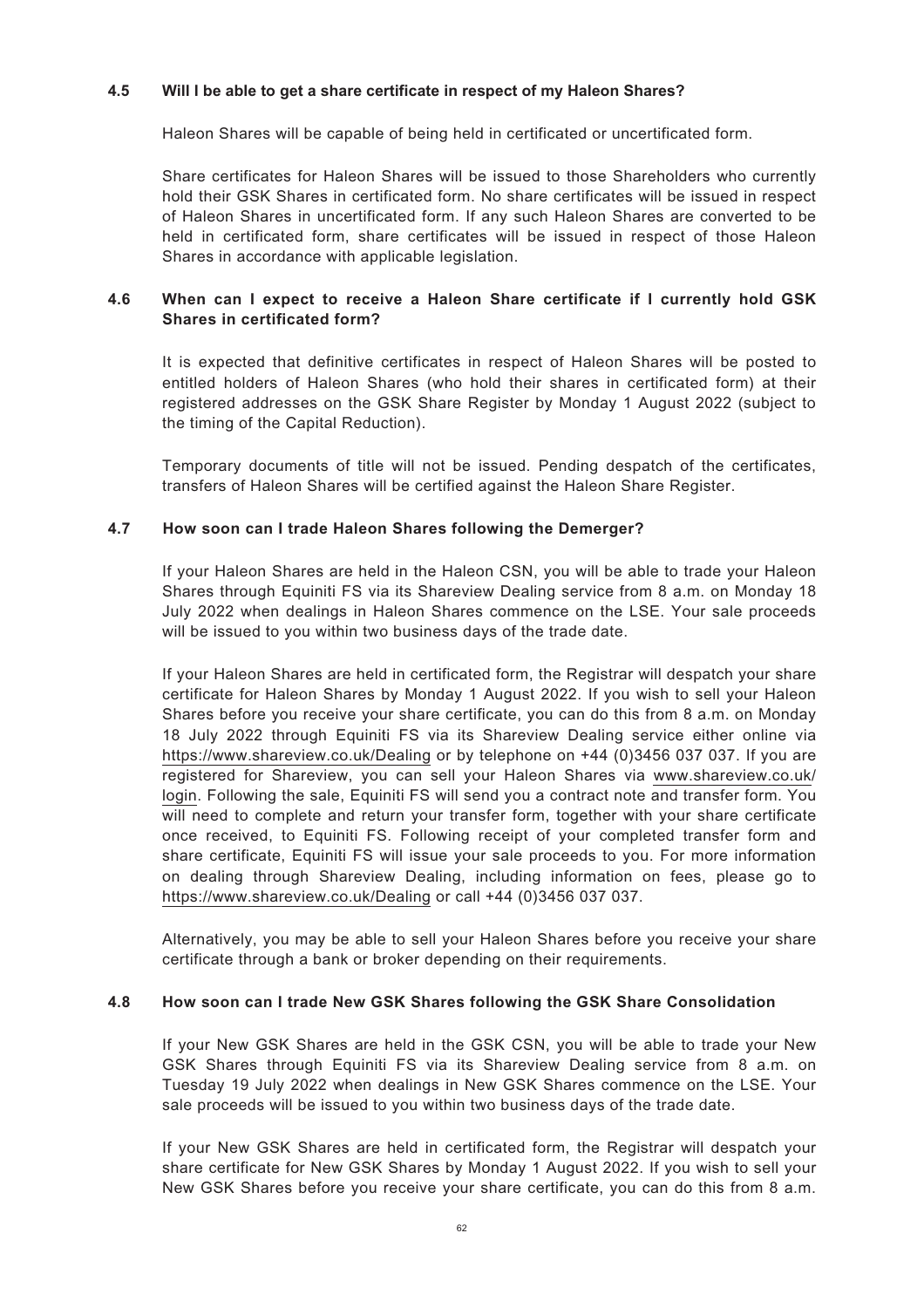### 4.5 Will I be able to get a share certificate in respect of my Haleon Shares?

Haleon Shares will be capable of being held in certificated or uncertificated form.

Share certificates for Haleon Shares will be issued to those Shareholders who currently hold their GSK Shares in certificated form. No share certificates will be issued in respect of Haleon Shares in uncertificated form. If any such Haleon Shares are converted to be held in certificated form, share certificates will be issued in respect of those Haleon Shares in accordance with applicable legislation.

### 4.6 When can I expect to receive a Haleon Share certificate if I currently hold GSK Shares in certificated form?

It is expected that definitive certificates in respect of Haleon Shares will be posted to entitled holders of Haleon Shares (who hold their shares in certificated form) at their registered addresses on the GSK Share Register by Monday 1 August 2022 (subject to the timing of the Capital Reduction).

Temporary documents of title will not be issued. Pending despatch of the certificates, transfers of Haleon Shares will be certified against the Haleon Share Register.

### 4.7 How soon can I trade Haleon Shares following the Demerger?

If your Haleon Shares are held in the Haleon CSN, you will be able to trade your Haleon Shares through Equiniti FS via its Shareview Dealing service from 8 a.m. on Monday 18 July 2022 when dealings in Haleon Shares commence on the LSE. Your sale proceeds will be issued to you within two business days of the trade date.

If your Haleon Shares are held in certificated form, the Registrar will despatch your share certificate for Haleon Shares by Monday 1 August 2022. If you wish to sell your Haleon Shares before you receive your share certificate, you can do this from 8 a.m. on Monday 18 July 2022 through Equiniti FS via its Shareview Dealing service either online via https://www.shareview.co.uk/Dealing or by telephone on +44 (0)3456 037 037. If you are registered for Shareview, you can sell your Haleon Shares via www.shareview.co.uk/login. Following the sale, Equiniti FS will send you a contract note and transfer form. You will need to complete and return your transfer form, together with your share certificate once received, to Equiniti FS. Following receipt of your completed transfer form and share certificate, Equiniti FS will issue your sale proceeds to you. For more information on dealing through Shareview Dealing, including information on fees, please go to https://www.shareview.co.uk/Dealing or call +44 (0)3456 037 037.

Alternatively, you may be able to sell your Haleon Shares before you receive your share certificate through a bank or broker depending on their requirements.

### 4.8 How soon can I trade New GSK Shares following the GSK Share Consolidation

If your New GSK Shares are held in the GSK CSN, you will be able to trade your New GSK Shares through Equiniti FS via its Shareview Dealing service from 8 a.m. on Tuesday 19 July 2022 when dealings in New GSK Shares commence on the LSE. Your sale proceeds will be issued to you within two business days of the trade date.

If your New GSK Shares are held in certificated form, the Registrar will despatch your share certificate for New GSK Shares by Monday 1 August 2022. If you wish to sell your New GSK Shares before you receive your share certificate, you can do this from 8 a.m.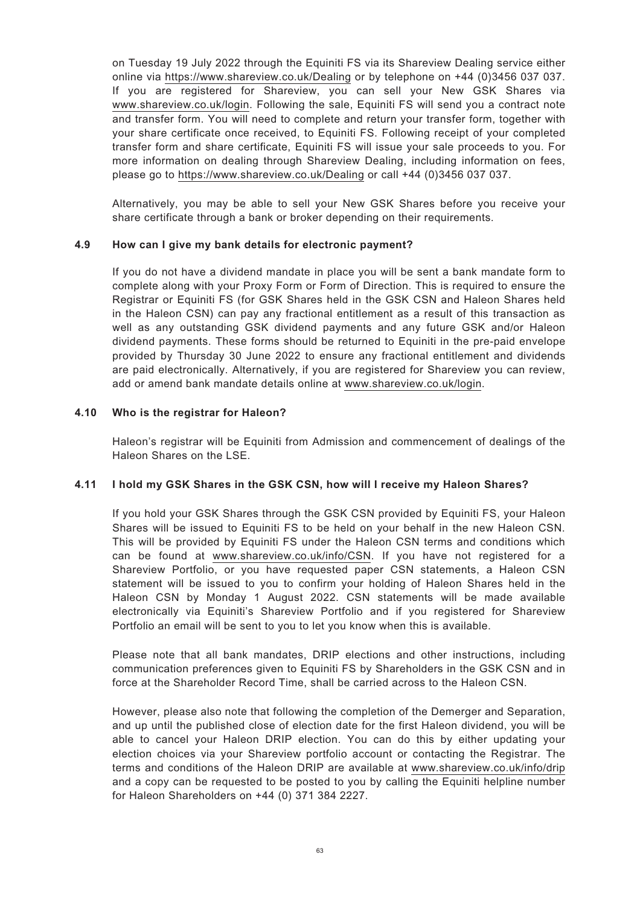on Tuesday 19 July 2022 through the Equiniti FS via its Shareview Dealing service either online via https://www.shareview.co.uk/Dealing or by telephone on +44 (0)3456 037 037. If you are registered for Shareview, you can sell your New GSK Shares via www.shareview.co.uk/login. Following the sale, Equiniti FS will send you a contract note and transfer form. You will need to complete and return your transfer form, together with your share certificate once received, to Equiniti FS. Following receipt of your completed transfer form and share certificate, Equiniti FS will issue your sale proceeds to you. For more information on dealing through Shareview Dealing, including information on fees, please go to https://www.shareview.co.uk/Dealing or call +44 (0)3456 037 037.

Alternatively, you may be able to sell your New GSK Shares before you receive your share certificate through a bank or broker depending on their requirements.

### 4.9 How can I give my bank details for electronic payment?

If you do not have a dividend mandate in place you will be sent a bank mandate form to complete along with your Proxy Form or Form of Direction. This is required to ensure the Registrar or Equiniti FS (for GSK Shares held in the GSK CSN and Haleon Shares held in the Haleon CSN) can pay any fractional entitlement as a result of this transaction as well as any outstanding GSK dividend payments and any future GSK and/or Haleon dividend payments. These forms should be returned to Equiniti in the pre-paid envelope provided by Thursday 30 June 2022 to ensure any fractional entitlement and dividends are paid electronically. Alternatively, if you are registered for Shareview you can review, add or amend bank mandate details online at www.shareview.co.uk/login.

### 4.10 Who is the registrar for Haleon?

Haleon's registrar will be Equiniti from Admission and commencement of dealings of the Haleon Shares on the LSE.

### 4.11 I hold my GSK Shares in the GSK CSN, how will I receive my Haleon Shares?

If you hold your GSK Shares through the GSK CSN provided by Equiniti FS, your Haleon Shares will be issued to Equiniti FS to be held on your behalf in the new Haleon CSN. This will be provided by Equiniti FS under the Haleon CSN terms and conditions which can be found at www.shareview.co.uk/info/CSN. If you have not registered for a Shareview Portfolio, or you have requested paper CSN statements, a Haleon CSN statement will be issued to you to confirm your holding of Haleon Shares held in the Haleon CSN by Monday 1 August 2022. CSN statements will be made available electronically via Equiniti's Shareview Portfolio and if you registered for Shareview Portfolio an email will be sent to you to let you know when this is available.

Please note that all bank mandates, DRIP elections and other instructions, including communication preferences given to Equiniti FS by Shareholders in the GSK CSN and in force at the Shareholder Record Time, shall be carried across to the Haleon CSN.

However, please also note that following the completion of the Demerger and Separation, and up until the published close of election date for the first Haleon dividend, you will be able to cancel your Haleon DRIP election. You can do this by either updating your election choices via your Shareview portfolio account or contacting the Registrar. The terms and conditions of the Haleon DRIP are available at www.shareview.co.uk/info/drip and a copy can be requested to be posted to you by calling the Equiniti helpline number for Haleon Shareholders on +44 (0) 371 384 2227.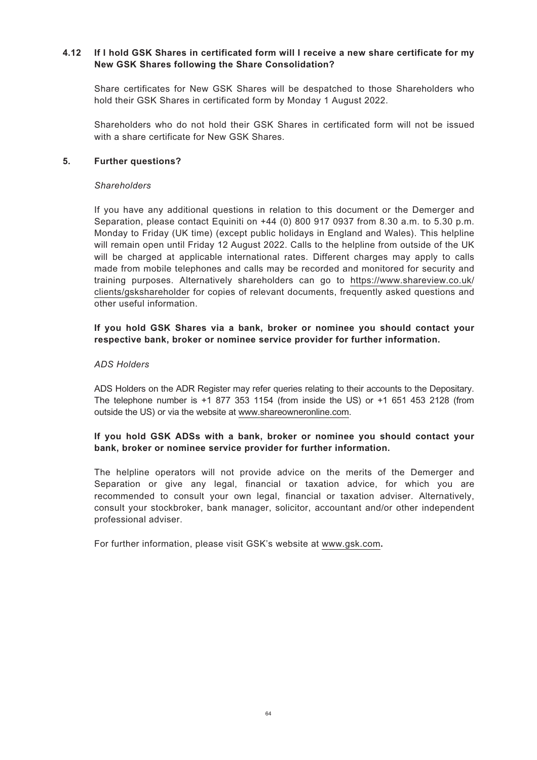### 4.12 If I hold GSK Shares in certificated form will I receive a new share certificate for my New GSK Shares following the Share Consolidation?

Share certificates for New GSK Shares will be despatched to those Shareholders who hold their GSK Shares in certificated form by Monday 1 August 2022.

Shareholders who do not hold their GSK Shares in certificated form will not be issued with a share certificate for New GSK Shares.

## 5. Further questions?

*Shareholders*

If you have any additional questions in relation to this document or the Demerger and Separation, please contact Equiniti on +44 (0) 800 917 0937 from 8.30 a.m. to 5.30 p.m. Monday to Friday (UK time) (except public holidays in England and Wales). This helpline will remain open until Friday 12 August 2022. Calls to the helpline from outside of the UK will be charged at applicable international rates. Different charges may apply to calls made from mobile telephones and calls may be recorded and monitored for security and training purposes. Alternatively shareholders can go to https://www.shareview.co.uk/clients/gskshareholder for copies of relevant documents, frequently asked questions and other useful information.

**If you hold GSK Shares via a bank, broker or nominee you should contact your respective bank, broker or nominee service provider for further information.**

*ADS Holders*

ADS Holders on the ADR Register may refer queries relating to their accounts to the Depositary. The telephone number is +1 877 353 1154 (from inside the US) or +1 651 453 2128 (from outside the US) or via the website at www.shareowneronline.com.

**If you hold GSK ADSs with a bank, broker or nominee you should contact your bank, broker or nominee service provider for further information.**

The helpline operators will not provide advice on the merits of the Demerger and Separation or give any legal, financial or taxation advice, for which you are recommended to consult your own legal, financial or taxation adviser. Alternatively, consult your stockbroker, bank manager, solicitor, accountant and/or other independent professional adviser.

For further information, please visit GSK's website at www.gsk.com.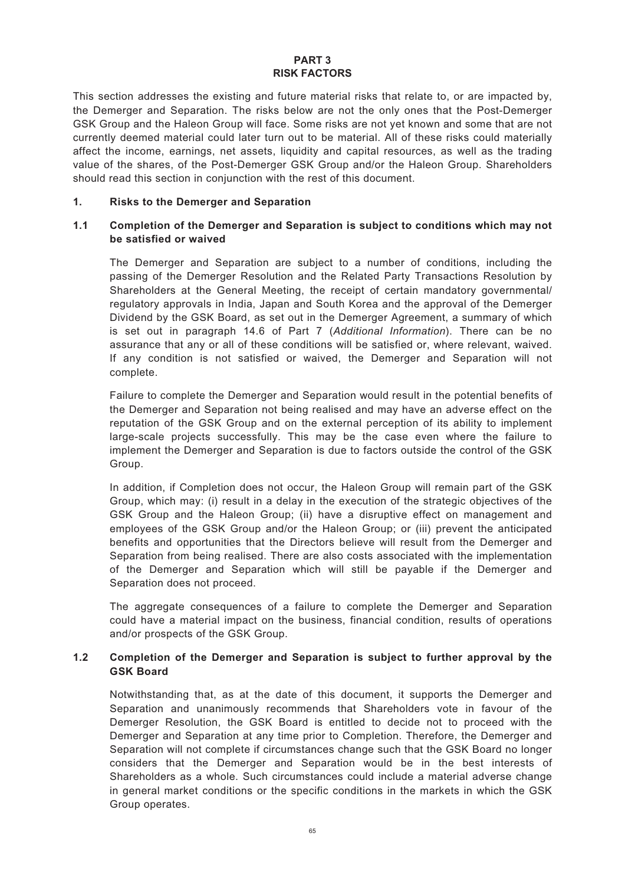# PART 3
# RISK FACTORS

This section addresses the existing and future material risks that relate to, or are impacted by, the Demerger and Separation. The risks below are not the only ones that the Post-Demerger GSK Group and the Haleon Group will face. Some risks are not yet known and some that are not currently deemed material could later turn out to be material. All of these risks could materially affect the income, earnings, net assets, liquidity and capital resources, as well as the trading value of the shares, of the Post-Demerger GSK Group and/or the Haleon Group. Shareholders should read this section in conjunction with the rest of this document.

## 1. Risks to the Demerger and Separation

### 1.1 Completion of the Demerger and Separation is subject to conditions which may not be satisfied or waived

The Demerger and Separation are subject to a number of conditions, including the passing of the Demerger Resolution and the Related Party Transactions Resolution by Shareholders at the General Meeting, the receipt of certain mandatory governmental/ regulatory approvals in India, Japan and South Korea and the approval of the Demerger Dividend by the GSK Board, as set out in the Demerger Agreement, a summary of which is set out in paragraph 14.6 of Part 7 (*Additional Information*). There can be no assurance that any or all of these conditions will be satisfied or, where relevant, waived. If any condition is not satisfied or waived, the Demerger and Separation will not complete.

Failure to complete the Demerger and Separation would result in the potential benefits of the Demerger and Separation not being realised and may have an adverse effect on the reputation of the GSK Group and on the external perception of its ability to implement large-scale projects successfully. This may be the case even where the failure to implement the Demerger and Separation is due to factors outside the control of the GSK Group.

In addition, if Completion does not occur, the Haleon Group will remain part of the GSK Group, which may: (i) result in a delay in the execution of the strategic objectives of the GSK Group and the Haleon Group; (ii) have a disruptive effect on management and employees of the GSK Group and/or the Haleon Group; or (iii) prevent the anticipated benefits and opportunities that the Directors believe will result from the Demerger and Separation from being realised. There are also costs associated with the implementation of the Demerger and Separation which will still be payable if the Demerger and Separation does not proceed.

The aggregate consequences of a failure to complete the Demerger and Separation could have a material impact on the business, financial condition, results of operations and/or prospects of the GSK Group.

### 1.2 Completion of the Demerger and Separation is subject to further approval by the GSK Board

Notwithstanding that, as at the date of this document, it supports the Demerger and Separation and unanimously recommends that Shareholders vote in favour of the Demerger Resolution, the GSK Board is entitled to decide not to proceed with the Demerger and Separation at any time prior to Completion. Therefore, the Demerger and Separation will not complete if circumstances change such that the GSK Board no longer considers that the Demerger and Separation would be in the best interests of Shareholders as a whole. Such circumstances could include a material adverse change in general market conditions or the specific conditions in the markets in which the GSK Group operates.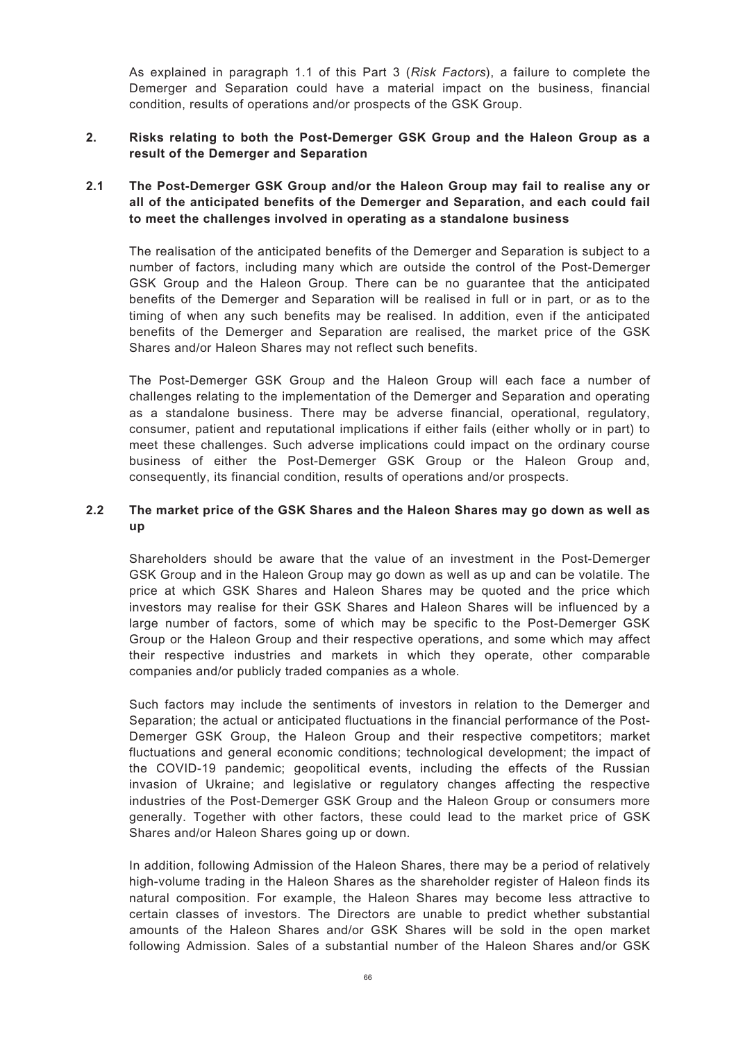As explained in paragraph 1.1 of this Part 3 (*Risk Factors*), a failure to complete the Demerger and Separation could have a material impact on the business, financial condition, results of operations and/or prospects of the GSK Group.

## 2. Risks relating to both the Post-Demerger GSK Group and the Haleon Group as a result of the Demerger and Separation

### 2.1 The Post-Demerger GSK Group and/or the Haleon Group may fail to realise any or all of the anticipated benefits of the Demerger and Separation, and each could fail to meet the challenges involved in operating as a standalone business

The realisation of the anticipated benefits of the Demerger and Separation is subject to a number of factors, including many which are outside the control of the Post-Demerger GSK Group and the Haleon Group. There can be no guarantee that the anticipated benefits of the Demerger and Separation will be realised in full or in part, or as to the timing of when any such benefits may be realised. In addition, even if the anticipated benefits of the Demerger and Separation are realised, the market price of the GSK Shares and/or Haleon Shares may not reflect such benefits.

The Post-Demerger GSK Group and the Haleon Group will each face a number of challenges relating to the implementation of the Demerger and Separation and operating as a standalone business. There may be adverse financial, operational, regulatory, consumer, patient and reputational implications if either fails (either wholly or in part) to meet these challenges. Such adverse implications could impact on the ordinary course business of either the Post-Demerger GSK Group or the Haleon Group and, consequently, its financial condition, results of operations and/or prospects.

### 2.2 The market price of the GSK Shares and the Haleon Shares may go down as well as up

Shareholders should be aware that the value of an investment in the Post-Demerger GSK Group and in the Haleon Group may go down as well as up and can be volatile. The price at which GSK Shares and Haleon Shares may be quoted and the price which investors may realise for their GSK Shares and Haleon Shares will be influenced by a large number of factors, some of which may be specific to the Post-Demerger GSK Group or the Haleon Group and their respective operations, and some which may affect their respective industries and markets in which they operate, other comparable companies and/or publicly traded companies as a whole.

Such factors may include the sentiments of investors in relation to the Demerger and Separation; the actual or anticipated fluctuations in the financial performance of the Post-Demerger GSK Group, the Haleon Group and their respective competitors; market fluctuations and general economic conditions; technological development; the impact of the COVID-19 pandemic; geopolitical events, including the effects of the Russian invasion of Ukraine; and legislative or regulatory changes affecting the respective industries of the Post-Demerger GSK Group and the Haleon Group or consumers more generally. Together with other factors, these could lead to the market price of GSK Shares and/or Haleon Shares going up or down.

In addition, following Admission of the Haleon Shares, there may be a period of relatively high-volume trading in the Haleon Shares as the shareholder register of Haleon finds its natural composition. For example, the Haleon Shares may become less attractive to certain classes of investors. The Directors are unable to predict whether substantial amounts of the Haleon Shares and/or GSK Shares will be sold in the open market following Admission. Sales of a substantial number of the Haleon Shares and/or GSK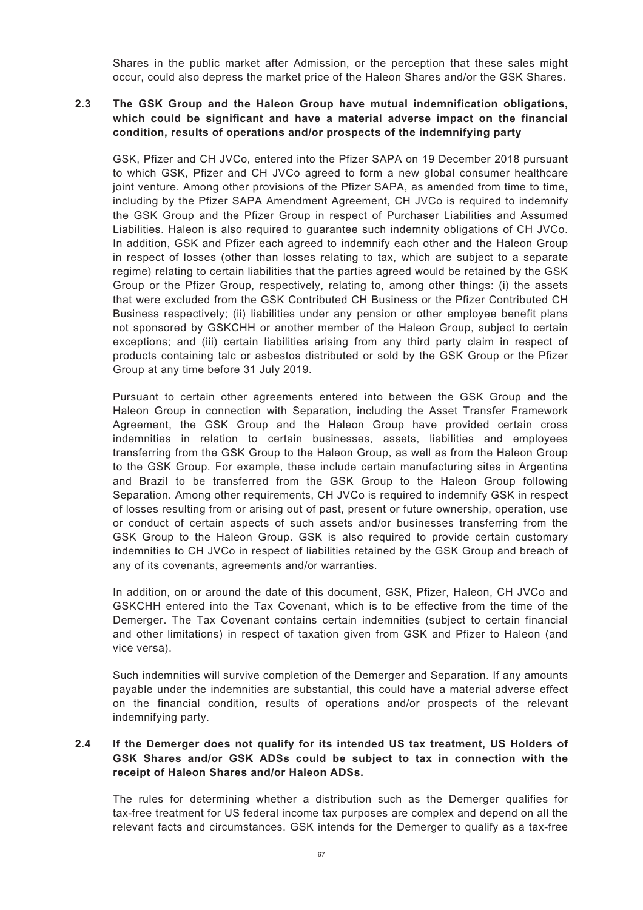Shares in the public market after Admission, or the perception that these sales might occur, could also depress the market price of the Haleon Shares and/or the GSK Shares.

### 2.3 The GSK Group and the Haleon Group have mutual indemnification obligations, which could be significant and have a material adverse impact on the financial condition, results of operations and/or prospects of the indemnifying party

GSK, Pfizer and CH JVCo, entered into the Pfizer SAPA on 19 December 2018 pursuant to which GSK, Pfizer and CH JVCo agreed to form a new global consumer healthcare joint venture. Among other provisions of the Pfizer SAPA, as amended from time to time, including by the Pfizer SAPA Amendment Agreement, CH JVCo is required to indemnify the GSK Group and the Pfizer Group in respect of Purchaser Liabilities and Assumed Liabilities. Haleon is also required to guarantee such indemnity obligations of CH JVCo. In addition, GSK and Pfizer each agreed to indemnify each other and the Haleon Group in respect of losses (other than losses relating to tax, which are subject to a separate regime) relating to certain liabilities that the parties agreed would be retained by the GSK Group or the Pfizer Group, respectively, relating to, among other things: (i) the assets that were excluded from the GSK Contributed CH Business or the Pfizer Contributed CH Business respectively; (ii) liabilities under any pension or other employee benefit plans not sponsored by GSKCHH or another member of the Haleon Group, subject to certain exceptions; and (iii) certain liabilities arising from any third party claim in respect of products containing talc or asbestos distributed or sold by the GSK Group or the Pfizer Group at any time before 31 July 2019.

Pursuant to certain other agreements entered into between the GSK Group and the Haleon Group in connection with Separation, including the Asset Transfer Framework Agreement, the GSK Group and the Haleon Group have provided certain cross indemnities in relation to certain businesses, assets, liabilities and employees transferring from the GSK Group to the Haleon Group, as well as from the Haleon Group to the GSK Group. For example, these include certain manufacturing sites in Argentina and Brazil to be transferred from the GSK Group to the Haleon Group following Separation. Among other requirements, CH JVCo is required to indemnify GSK in respect of losses resulting from or arising out of past, present or future ownership, operation, use or conduct of certain aspects of such assets and/or businesses transferring from the GSK Group to the Haleon Group. GSK is also required to provide certain customary indemnities to CH JVCo in respect of liabilities retained by the GSK Group and breach of any of its covenants, agreements and/or warranties.

In addition, on or around the date of this document, GSK, Pfizer, Haleon, CH JVCo and GSKCHH entered into the Tax Covenant, which is to be effective from the time of the Demerger. The Tax Covenant contains certain indemnities (subject to certain financial and other limitations) in respect of taxation given from GSK and Pfizer to Haleon (and vice versa).

Such indemnities will survive completion of the Demerger and Separation. If any amounts payable under the indemnities are substantial, this could have a material adverse effect on the financial condition, results of operations and/or prospects of the relevant indemnifying party.

### 2.4 If the Demerger does not qualify for its intended US tax treatment, US Holders of GSK Shares and/or GSK ADSs could be subject to tax in connection with the receipt of Haleon Shares and/or Haleon ADSs.

The rules for determining whether a distribution such as the Demerger qualifies for tax-free treatment for US federal income tax purposes are complex and depend on all the relevant facts and circumstances. GSK intends for the Demerger to qualify as a tax-free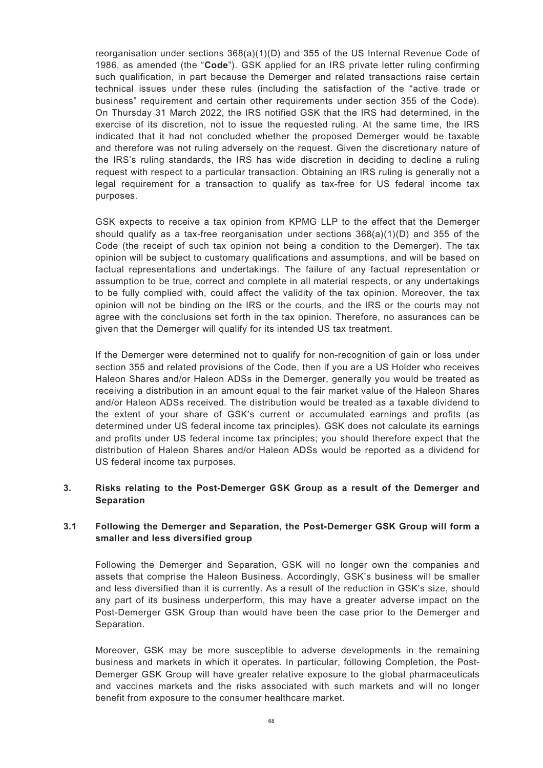reorganisation under sections 368(a)(1)(D) and 355 of the US Internal Revenue Code of 1986, as amended (the "**Code**"). GSK applied for an IRS private letter ruling confirming such qualification, in part because the Demerger and related transactions raise certain technical issues under these rules (including the satisfaction of the "active trade or business" requirement and certain other requirements under section 355 of the Code). On Thursday 31 March 2022, the IRS notified GSK that the IRS had determined, in the exercise of its discretion, not to issue the requested ruling. At the same time, the IRS indicated that it had not concluded whether the proposed Demerger would be taxable and therefore was not ruling adversely on the request. Given the discretionary nature of the IRS's ruling standards, the IRS has wide discretion in deciding to decline a ruling request with respect to a particular transaction. Obtaining an IRS ruling is generally not a legal requirement for a transaction to qualify as tax-free for US federal income tax purposes.

GSK expects to receive a tax opinion from KPMG LLP to the effect that the Demerger should qualify as a tax-free reorganisation under sections 368(a)(1)(D) and 355 of the Code (the receipt of such tax opinion not being a condition to the Demerger). The tax opinion will be subject to customary qualifications and assumptions, and will be based on factual representations and undertakings. The failure of any factual representation or assumption to be true, correct and complete in all material respects, or any undertakings to be fully complied with, could affect the validity of the tax opinion. Moreover, the tax opinion will not be binding on the IRS or the courts, and the IRS or the courts may not agree with the conclusions set forth in the tax opinion. Therefore, no assurances can be given that the Demerger will qualify for its intended US tax treatment.

If the Demerger were determined not to qualify for non-recognition of gain or loss under section 355 and related provisions of the Code, then if you are a US Holder who receives Haleon Shares and/or Haleon ADSs in the Demerger, generally you would be treated as receiving a distribution in an amount equal to the fair market value of the Haleon Shares and/or Haleon ADSs received. The distribution would be treated as a taxable dividend to the extent of your share of GSK's current or accumulated earnings and profits (as determined under US federal income tax principles). GSK does not calculate its earnings and profits under US federal income tax principles; you should therefore expect that the distribution of Haleon Shares and/or Haleon ADSs would be reported as a dividend for US federal income tax purposes.

## 3. Risks relating to the Post-Demerger GSK Group as a result of the Demerger and Separation

### 3.1 Following the Demerger and Separation, the Post-Demerger GSK Group will form a smaller and less diversified group

Following the Demerger and Separation, GSK will no longer own the companies and assets that comprise the Haleon Business. Accordingly, GSK's business will be smaller and less diversified than it is currently. As a result of the reduction in GSK's size, should any part of its business underperform, this may have a greater adverse impact on the Post-Demerger GSK Group than would have been the case prior to the Demerger and Separation.

Moreover, GSK may be more susceptible to adverse developments in the remaining business and markets in which it operates. In particular, following Completion, the Post-Demerger GSK Group will have greater relative exposure to the global pharmaceuticals and vaccines markets and the risks associated with such markets and will no longer benefit from exposure to the consumer healthcare market.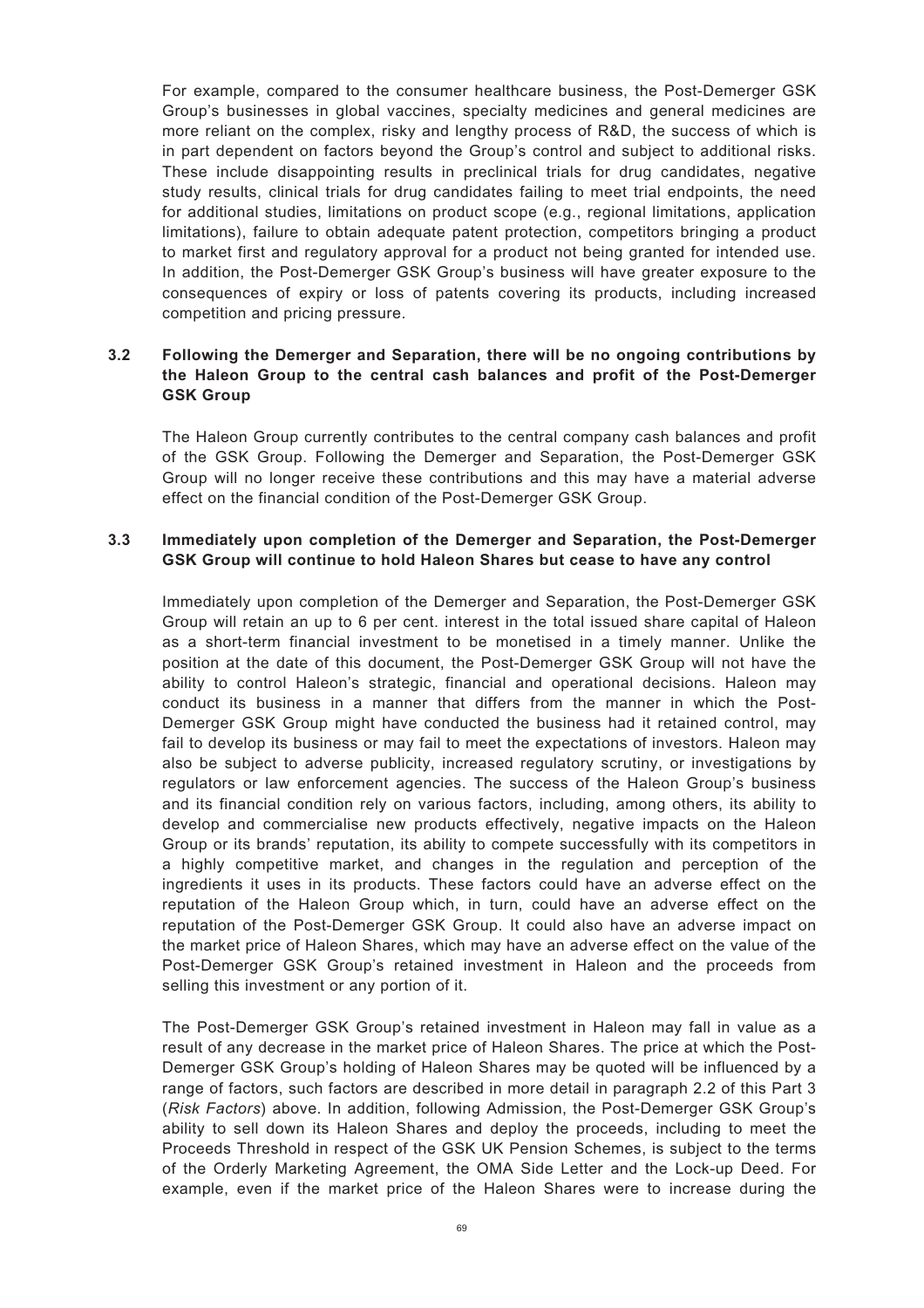For example, compared to the consumer healthcare business, the Post-Demerger GSK Group's businesses in global vaccines, specialty medicines and general medicines are more reliant on the complex, risky and lengthy process of R&D, the success of which is in part dependent on factors beyond the Group's control and subject to additional risks. These include disappointing results in preclinical trials for drug candidates, negative study results, clinical trials for drug candidates failing to meet trial endpoints, the need for additional studies, limitations on product scope (e.g., regional limitations, application limitations), failure to obtain adequate patent protection, competitors bringing a product to market first and regulatory approval for a product not being granted for intended use. In addition, the Post-Demerger GSK Group's business will have greater exposure to the consequences of expiry or loss of patents covering its products, including increased competition and pricing pressure.

### 3.2 Following the Demerger and Separation, there will be no ongoing contributions by the Haleon Group to the central cash balances and profit of the Post-Demerger GSK Group

The Haleon Group currently contributes to the central company cash balances and profit of the GSK Group. Following the Demerger and Separation, the Post-Demerger GSK Group will no longer receive these contributions and this may have a material adverse effect on the financial condition of the Post-Demerger GSK Group.

### 3.3 Immediately upon completion of the Demerger and Separation, the Post-Demerger GSK Group will continue to hold Haleon Shares but cease to have any control

Immediately upon completion of the Demerger and Separation, the Post-Demerger GSK Group will retain an up to 6 per cent. interest in the total issued share capital of Haleon as a short-term financial investment to be monetised in a timely manner. Unlike the position at the date of this document, the Post-Demerger GSK Group will not have the ability to control Haleon's strategic, financial and operational decisions. Haleon may conduct its business in a manner that differs from the manner in which the Post-Demerger GSK Group might have conducted the business had it retained control, may fail to develop its business or may fail to meet the expectations of investors. Haleon may also be subject to adverse publicity, increased regulatory scrutiny, or investigations by regulators or law enforcement agencies. The success of the Haleon Group's business and its financial condition rely on various factors, including, among others, its ability to develop and commercialise new products effectively, negative impacts on the Haleon Group or its brands' reputation, its ability to compete successfully with its competitors in a highly competitive market, and changes in the regulation and perception of the ingredients it uses in its products. These factors could have an adverse effect on the reputation of the Haleon Group which, in turn, could have an adverse effect on the reputation of the Post-Demerger GSK Group. It could also have an adverse impact on the market price of Haleon Shares, which may have an adverse effect on the value of the Post-Demerger GSK Group's retained investment in Haleon and the proceeds from selling this investment or any portion of it.

The Post-Demerger GSK Group's retained investment in Haleon may fall in value as a result of any decrease in the market price of Haleon Shares. The price at which the Post-Demerger GSK Group's holding of Haleon Shares may be quoted will be influenced by a range of factors, such factors are described in more detail in paragraph 2.2 of this Part 3 (*Risk Factors*) above. In addition, following Admission, the Post-Demerger GSK Group's ability to sell down its Haleon Shares and deploy the proceeds, including to meet the Proceeds Threshold in respect of the GSK UK Pension Schemes, is subject to the terms of the Orderly Marketing Agreement, the OMA Side Letter and the Lock-up Deed. For example, even if the market price of the Haleon Shares were to increase during the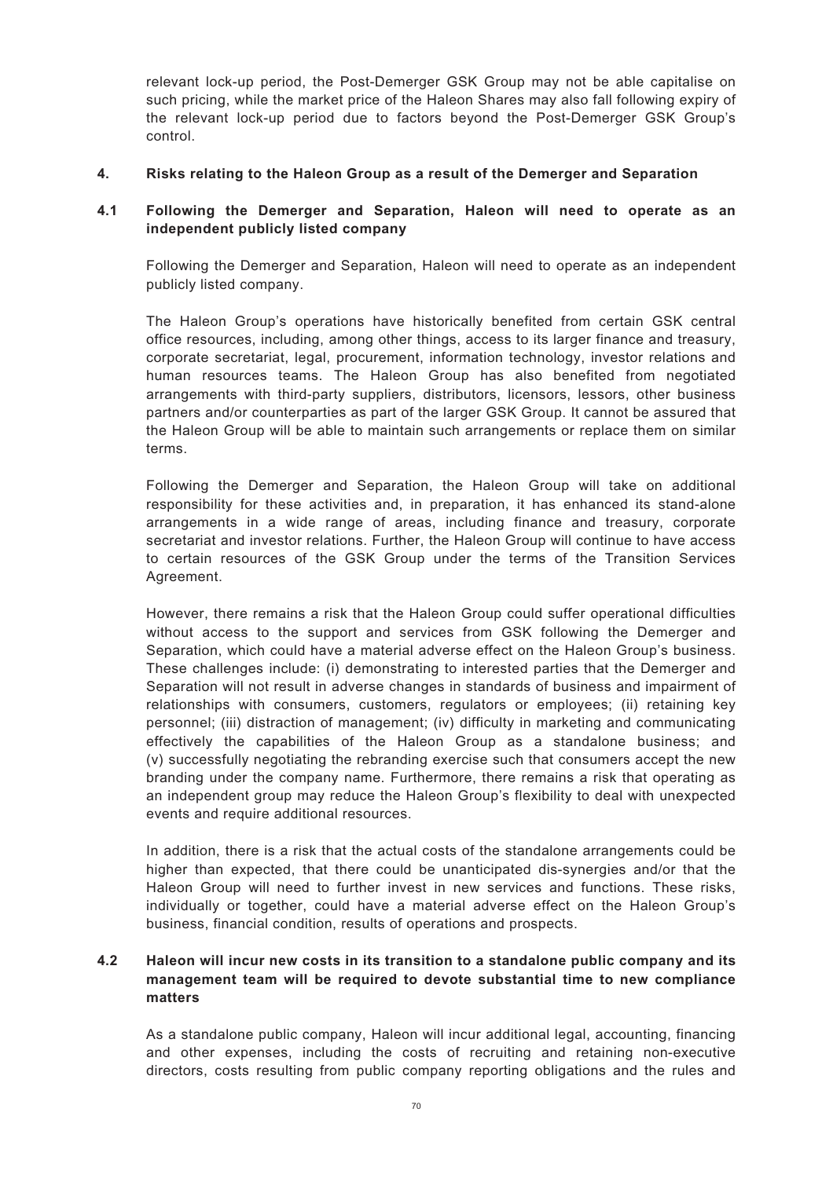relevant lock-up period, the Post-Demerger GSK Group may not be able capitalise on such pricing, while the market price of the Haleon Shares may also fall following expiry of the relevant lock-up period due to factors beyond the Post-Demerger GSK Group's control.

## 4. Risks relating to the Haleon Group as a result of the Demerger and Separation

### 4.1 Following the Demerger and Separation, Haleon will need to operate as an independent publicly listed company

Following the Demerger and Separation, Haleon will need to operate as an independent publicly listed company.

The Haleon Group's operations have historically benefited from certain GSK central office resources, including, among other things, access to its larger finance and treasury, corporate secretariat, legal, procurement, information technology, investor relations and human resources teams. The Haleon Group has also benefited from negotiated arrangements with third-party suppliers, distributors, licensors, lessors, other business partners and/or counterparties as part of the larger GSK Group. It cannot be assured that the Haleon Group will be able to maintain such arrangements or replace them on similar terms.

Following the Demerger and Separation, the Haleon Group will take on additional responsibility for these activities and, in preparation, it has enhanced its stand-alone arrangements in a wide range of areas, including finance and treasury, corporate secretariat and investor relations. Further, the Haleon Group will continue to have access to certain resources of the GSK Group under the terms of the Transition Services Agreement.

However, there remains a risk that the Haleon Group could suffer operational difficulties without access to the support and services from GSK following the Demerger and Separation, which could have a material adverse effect on the Haleon Group's business. These challenges include: (i) demonstrating to interested parties that the Demerger and Separation will not result in adverse changes in standards of business and impairment of relationships with consumers, customers, regulators or employees; (ii) retaining key personnel; (iii) distraction of management; (iv) difficulty in marketing and communicating effectively the capabilities of the Haleon Group as a standalone business; and (v) successfully negotiating the rebranding exercise such that consumers accept the new branding under the company name. Furthermore, there remains a risk that operating as an independent group may reduce the Haleon Group's flexibility to deal with unexpected events and require additional resources.

In addition, there is a risk that the actual costs of the standalone arrangements could be higher than expected, that there could be unanticipated dis-synergies and/or that the Haleon Group will need to further invest in new services and functions. These risks, individually or together, could have a material adverse effect on the Haleon Group's business, financial condition, results of operations and prospects.

### 4.2 Haleon will incur new costs in its transition to a standalone public company and its management team will be required to devote substantial time to new compliance matters

As a standalone public company, Haleon will incur additional legal, accounting, financing and other expenses, including the costs of recruiting and retaining non-executive directors, costs resulting from public company reporting obligations and the rules and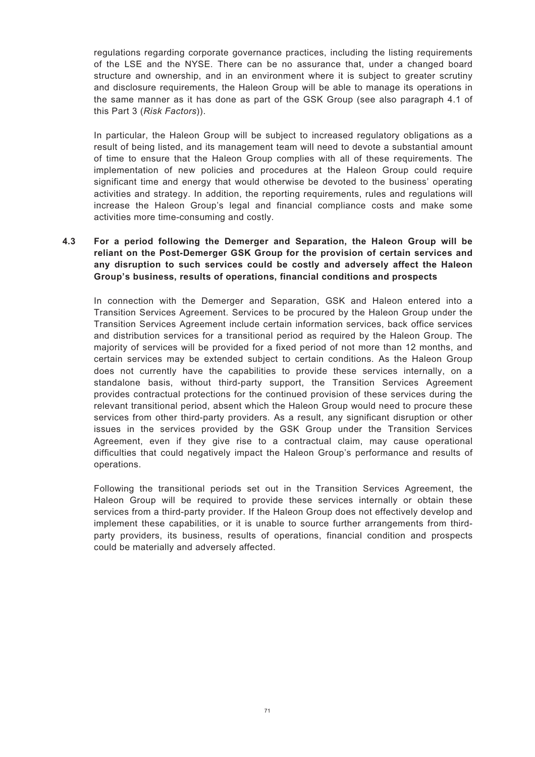regulations regarding corporate governance practices, including the listing requirements of the LSE and the NYSE. There can be no assurance that, under a changed board structure and ownership, and in an environment where it is subject to greater scrutiny and disclosure requirements, the Haleon Group will be able to manage its operations in the same manner as it has done as part of the GSK Group (see also paragraph 4.1 of this Part 3 (*Risk Factors*)).

In particular, the Haleon Group will be subject to increased regulatory obligations as a result of being listed, and its management team will need to devote a substantial amount of time to ensure that the Haleon Group complies with all of these requirements. The implementation of new policies and procedures at the Haleon Group could require significant time and energy that would otherwise be devoted to the business' operating activities and strategy. In addition, the reporting requirements, rules and regulations will increase the Haleon Group's legal and financial compliance costs and make some activities more time-consuming and costly.

### 4.3 For a period following the Demerger and Separation, the Haleon Group will be reliant on the Post-Demerger GSK Group for the provision of certain services and any disruption to such services could be costly and adversely affect the Haleon Group's business, results of operations, financial conditions and prospects

In connection with the Demerger and Separation, GSK and Haleon entered into a Transition Services Agreement. Services to be procured by the Haleon Group under the Transition Services Agreement include certain information services, back office services and distribution services for a transitional period as required by the Haleon Group. The majority of services will be provided for a fixed period of not more than 12 months, and certain services may be extended subject to certain conditions. As the Haleon Group does not currently have the capabilities to provide these services internally, on a standalone basis, without third-party support, the Transition Services Agreement provides contractual protections for the continued provision of these services during the relevant transitional period, absent which the Haleon Group would need to procure these services from other third-party providers. As a result, any significant disruption or other issues in the services provided by the GSK Group under the Transition Services Agreement, even if they give rise to a contractual claim, may cause operational difficulties that could negatively impact the Haleon Group's performance and results of operations.

Following the transitional periods set out in the Transition Services Agreement, the Haleon Group will be required to provide these services internally or obtain these services from a third-party provider. If the Haleon Group does not effectively develop and implement these capabilities, or it is unable to source further arrangements from third-party providers, its business, results of operations, financial condition and prospects could be materially and adversely affected.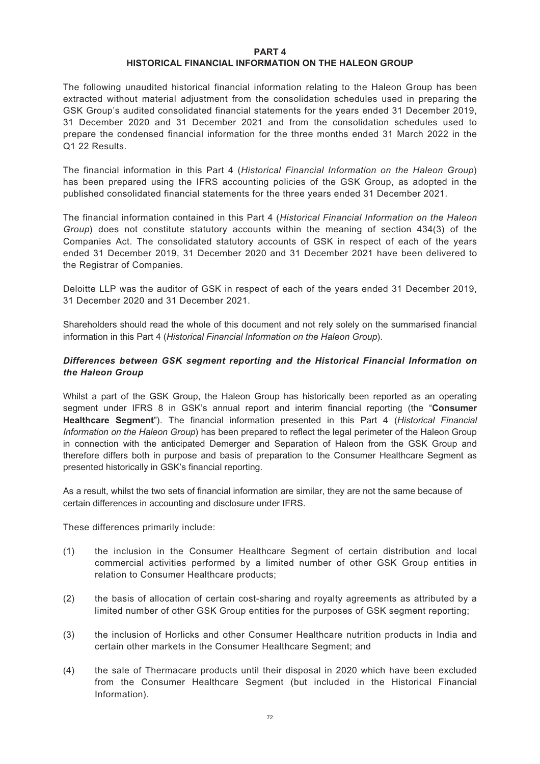# PART 4
# HISTORICAL FINANCIAL INFORMATION ON THE HALEON GROUP

The following unaudited historical financial information relating to the Haleon Group has been extracted without material adjustment from the consolidation schedules used in preparing the GSK Group's audited consolidated financial statements for the years ended 31 December 2019, 31 December 2020 and 31 December 2021 and from the consolidation schedules used to prepare the condensed financial information for the three months ended 31 March 2022 in the Q1 22 Results.

The financial information in this Part 4 (*Historical Financial Information on the Haleon Group*) has been prepared using the IFRS accounting policies of the GSK Group, as adopted in the published consolidated financial statements for the three years ended 31 December 2021.

The financial information contained in this Part 4 (*Historical Financial Information on the Haleon Group*) does not constitute statutory accounts within the meaning of section 434(3) of the Companies Act. The consolidated statutory accounts of GSK in respect of each of the years ended 31 December 2019, 31 December 2020 and 31 December 2021 have been delivered to the Registrar of Companies.

Deloitte LLP was the auditor of GSK in respect of each of the years ended 31 December 2019, 31 December 2020 and 31 December 2021.

Shareholders should read the whole of this document and not rely solely on the summarised financial information in this Part 4 (*Historical Financial Information on the Haleon Group*).

### *Differences between GSK segment reporting and the Historical Financial Information on the Haleon Group*

Whilst a part of the GSK Group, the Haleon Group has historically been reported as an operating segment under IFRS 8 in GSK's annual report and interim financial reporting (the "**Consumer Healthcare Segment**"). The financial information presented in this Part 4 (*Historical Financial Information on the Haleon Group*) has been prepared to reflect the legal perimeter of the Haleon Group in connection with the anticipated Demerger and Separation of Haleon from the GSK Group and therefore differs both in purpose and basis of preparation to the Consumer Healthcare Segment as presented historically in GSK's financial reporting.

As a result, whilst the two sets of financial information are similar, they are not the same because of certain differences in accounting and disclosure under IFRS.

These differences primarily include:

(1) the inclusion in the Consumer Healthcare Segment of certain distribution and local commercial activities performed by a limited number of other GSK Group entities in relation to Consumer Healthcare products;

(2) the basis of allocation of certain cost-sharing and royalty agreements as attributed by a limited number of other GSK Group entities for the purposes of GSK segment reporting;

(3) the inclusion of Horlicks and other Consumer Healthcare nutrition products in India and certain other markets in the Consumer Healthcare Segment; and

(4) the sale of Thermacare products until their disposal in 2020 which have been excluded from the Consumer Healthcare Segment (but included in the Historical Financial Information).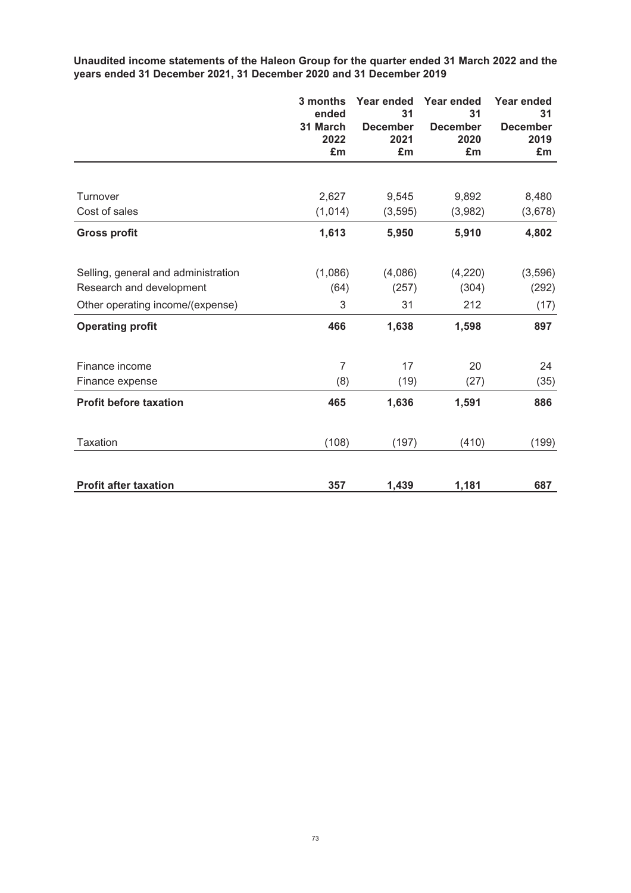**Unaudited income statements of the Haleon Group for the quarter ended 31 March 2022 and the years ended 31 December 2021, 31 December 2020 and 31 December 2019**

| | 3 months ended 31 March 2022 £m | Year ended 31 December 2021 £m | Year ended 31 December 2020 £m | Year ended 31 December 2019 £m |
|---|---|---|---|---|
| Turnover | 2,627 | 9,545 | 9,892 | 8,480 |
| Cost of sales | (1,014) | (3,595) | (3,982) | (3,678) |
| **Gross profit** | **1,613** | **5,950** | **5,910** | **4,802** |
| Selling, general and administration | (1,086) | (4,086) | (4,220) | (3,596) |
| Research and development | (64) | (257) | (304) | (292) |
| Other operating income/(expense) | 3 | 31 | 212 | (17) |
| **Operating profit** | **466** | **1,638** | **1,598** | **897** |
| Finance income | 7 | 17 | 20 | 24 |
| Finance expense | (8) | (19) | (27) | (35) |
| **Profit before taxation** | **465** | **1,636** | **1,591** | **886** |
| Taxation | (108) | (197) | (410) | (199) |
| **Profit after taxation** | **357** | **1,439** | **1,181** | **687** |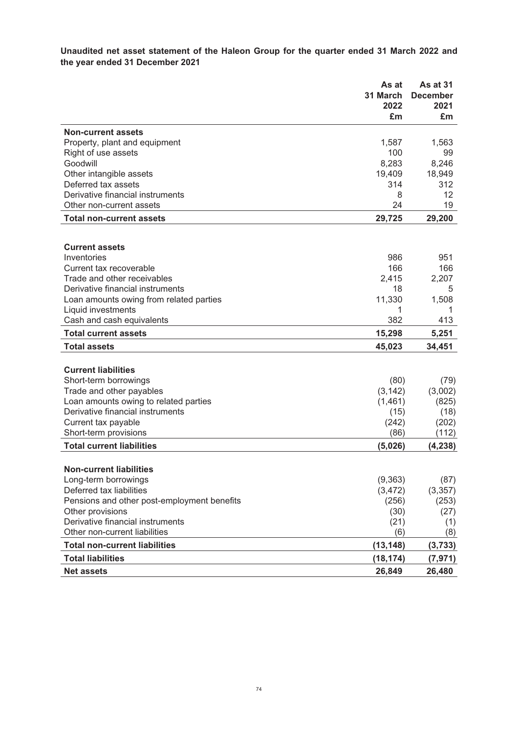**Unaudited net asset statement of the Haleon Group for the quarter ended 31 March 2022 and the year ended 31 December 2021**

| | As at 31 March 2022 £m | As at 31 December 2021 £m |
|---|---|---|
| **Non-current assets** | | |
| Property, plant and equipment | 1,587 | 1,563 |
| Right of use assets | 100 | 99 |
| Goodwill | 8,283 | 8,246 |
| Other intangible assets | 19,409 | 18,949 |
| Deferred tax assets | 314 | 312 |
| Derivative financial instruments | 8 | 12 |
| Other non-current assets | 24 | 19 |
| **Total non-current assets** | **29,725** | **29,200** |
| **Current assets** | | |
| Inventories | 986 | 951 |
| Current tax recoverable | 166 | 166 |
| Trade and other receivables | 2,415 | 2,207 |
| Derivative financial instruments | 18 | 5 |
| Loan amounts owing from related parties | 11,330 | 1,508 |
| Liquid investments | 1 | 1 |
| Cash and cash equivalents | 382 | 413 |
| **Total current assets** | **15,298** | **5,251** |
| **Total assets** | **45,023** | **34,451** |
| **Current liabilities** | | |
| Short-term borrowings | (80) | (79) |
| Trade and other payables | (3,142) | (3,002) |
| Loan amounts owing to related parties | (1,461) | (825) |
| Derivative financial instruments | (15) | (18) |
| Current tax payable | (242) | (202) |
| Short-term provisions | (86) | (112) |
| **Total current liabilities** | **(5,026)** | **(4,238)** |
| **Non-current liabilities** | | |
| Long-term borrowings | (9,363) | (87) |
| Deferred tax liabilities | (3,472) | (3,357) |
| Pensions and other post-employment benefits | (256) | (253) |
| Other provisions | (30) | (27) |
| Derivative financial instruments | (21) | (1) |
| Other non-current liabilities | (6) | (8) |
| **Total non-current liabilities** | **(13,148)** | **(3,733)** |
| **Total liabilities** | **(18,174)** | **(7,971)** |
| **Net assets** | **26,849** | **26,480** |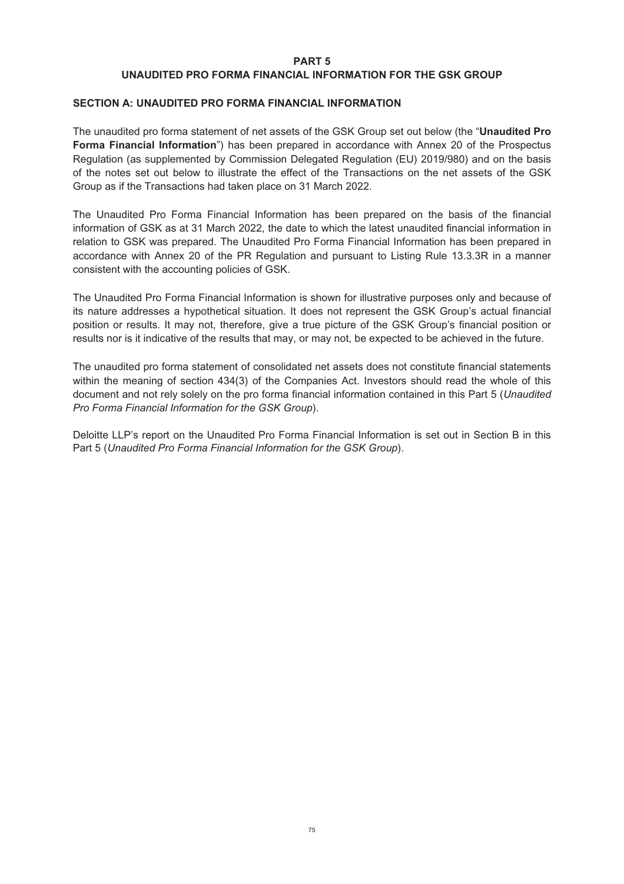# PART 5

## UNAUDITED PRO FORMA FINANCIAL INFORMATION FOR THE GSK GROUP

### SECTION A: UNAUDITED PRO FORMA FINANCIAL INFORMATION

The unaudited pro forma statement of net assets of the GSK Group set out below (the "**Unaudited Pro Forma Financial Information**") has been prepared in accordance with Annex 20 of the Prospectus Regulation (as supplemented by Commission Delegated Regulation (EU) 2019/980) and on the basis of the notes set out below to illustrate the effect of the Transactions on the net assets of the GSK Group as if the Transactions had taken place on 31 March 2022.

The Unaudited Pro Forma Financial Information has been prepared on the basis of the financial information of GSK as at 31 March 2022, the date to which the latest unaudited financial information in relation to GSK was prepared. The Unaudited Pro Forma Financial Information has been prepared in accordance with Annex 20 of the PR Regulation and pursuant to Listing Rule 13.3.3R in a manner consistent with the accounting policies of GSK.

The Unaudited Pro Forma Financial Information is shown for illustrative purposes only and because of its nature addresses a hypothetical situation. It does not represent the GSK Group's actual financial position or results. It may not, therefore, give a true picture of the GSK Group's financial position or results nor is it indicative of the results that may, or may not, be expected to be achieved in the future.

The unaudited pro forma statement of consolidated net assets does not constitute financial statements within the meaning of section 434(3) of the Companies Act. Investors should read the whole of this document and not rely solely on the pro forma financial information contained in this Part 5 (*Unaudited Pro Forma Financial Information for the GSK Group*).

Deloitte LLP's report on the Unaudited Pro Forma Financial Information is set out in Section B in this Part 5 (*Unaudited Pro Forma Financial Information for the GSK Group*).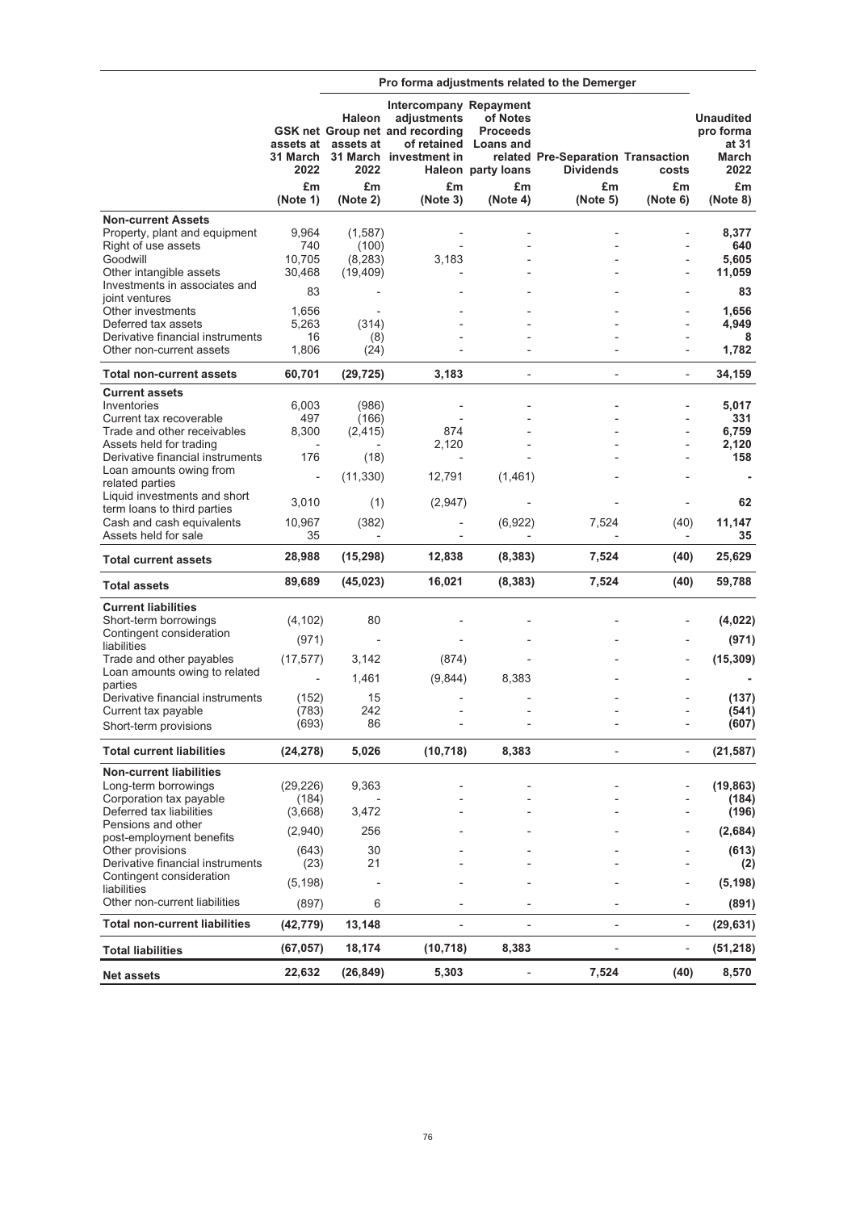| | | Pro forma adjustments related to the Demerger | | | | | |
|---|---|---|---|---|---|---|---|
| | GSK net assets at 31 March 2022 | Haleon Group net assets at 31 March 2022 | Intercompany adjustments and recording of retained investment in Haleon | Repayment of Notes Proceeds Loans and related party loans | Pre-Separation Dividends | Transaction costs | Unaudited pro forma at 31 March 2022 |
| | £m (Note 1) | £m (Note 2) | £m (Note 3) | £m (Note 4) | £m (Note 5) | £m (Note 6) | £m (Note 8) |
| **Non-current Assets** | | | | | | | |
| Property, plant and equipment | 9,964 | (1,587) | - | - | - | - | **8,377** |
| Right of use assets | 740 | (100) | - | - | - | - | **640** |
| Goodwill | 10,705 | (8,283) | 3,183 | - | - | - | **5,605** |
| Other intangible assets | 30,468 | (19,409) | - | - | - | - | **11,059** |
| Investments in associates and joint ventures | 83 | - | - | - | - | - | **83** |
| Other investments | 1,656 | - | - | - | - | - | **1,656** |
| Deferred tax assets | 5,263 | (314) | - | - | - | - | **4,949** |
| Derivative financial instruments | 16 | (8) | - | - | - | - | **8** |
| Other non-current assets | 1,806 | (24) | - | - | - | - | **1,782** |
| **Total non-current assets** | **60,701** | **(29,725)** | **3,183** | **-** | **-** | **-** | **34,159** |
| **Current assets** | | | | | | | |
| Inventories | 6,003 | (986) | - | - | - | - | **5,017** |
| Current tax recoverable | 497 | (166) | - | - | - | - | **331** |
| Trade and other receivables | 8,300 | (2,415) | 874 | - | - | - | **6,759** |
| Assets held for trading | - | - | 2,120 | - | - | - | **2,120** |
| Derivative financial instruments | 176 | (18) | - | - | - | - | **158** |
| Loan amounts owing from related parties | - | (11,330) | 12,791 | (1,461) | - | - | **-** |
| Liquid investments and short term loans to third parties | 3,010 | (1) | (2,947) | - | - | - | **62** |
| Cash and cash equivalents | 10,967 | (382) | - | (6,922) | 7,524 | (40) | **11,147** |
| Assets held for sale | 35 | - | - | - | - | - | **35** |
| **Total current assets** | **28,988** | **(15,298)** | **12,838** | **(8,383)** | **7,524** | **(40)** | **25,629** |
| **Total assets** | **89,689** | **(45,023)** | **16,021** | **(8,383)** | **7,524** | **(40)** | **59,788** |
| **Current liabilities** | | | | | | | |
| Short-term borrowings | (4,102) | 80 | - | - | - | - | **(4,022)** |
| Contingent consideration liabilities | (971) | - | - | - | - | - | **(971)** |
| Trade and other payables | (17,577) | 3,142 | (874) | - | - | - | **(15,309)** |
| Loan amounts owing to related parties | - | 1,461 | (9,844) | 8,383 | - | - | **-** |
| Derivative financial instruments | (152) | 15 | - | - | - | - | **(137)** |
| Current tax payable | (783) | 242 | - | - | - | - | **(541)** |
| Short-term provisions | (693) | 86 | - | - | - | - | **(607)** |
| **Total current liabilities** | **(24,278)** | **5,026** | **(10,718)** | **8,383** | **-** | **-** | **(21,587)** |
| **Non-current liabilities** | | | | | | | |
| Long-term borrowings | (29,226) | 9,363 | - | - | - | - | **(19,863)** |
| Corporation tax payable | (184) | - | - | - | - | - | **(184)** |
| Deferred tax liabilities | (3,668) | 3,472 | - | - | - | - | **(196)** |
| Pensions and other post-employment benefits | (2,940) | 256 | - | - | - | - | **(2,684)** |
| Other provisions | (643) | 30 | - | - | - | - | **(613)** |
| Derivative financial instruments | (23) | 21 | - | - | - | - | **(2)** |
| Contingent consideration liabilities | (5,198) | - | - | - | - | - | **(5,198)** |
| Other non-current liabilities | (897) | 6 | - | - | - | - | **(891)** |
| **Total non-current liabilities** | **(42,779)** | **13,148** | **-** | **-** | **-** | **-** | **(29,631)** |
| **Total liabilities** | **(67,057)** | **18,174** | **(10,718)** | **8,383** | **-** | **-** | **(51,218)** |
| **Net assets** | **22,632** | **(26,849)** | **5,303** | **-** | **7,524** | **(40)** | **8,570** |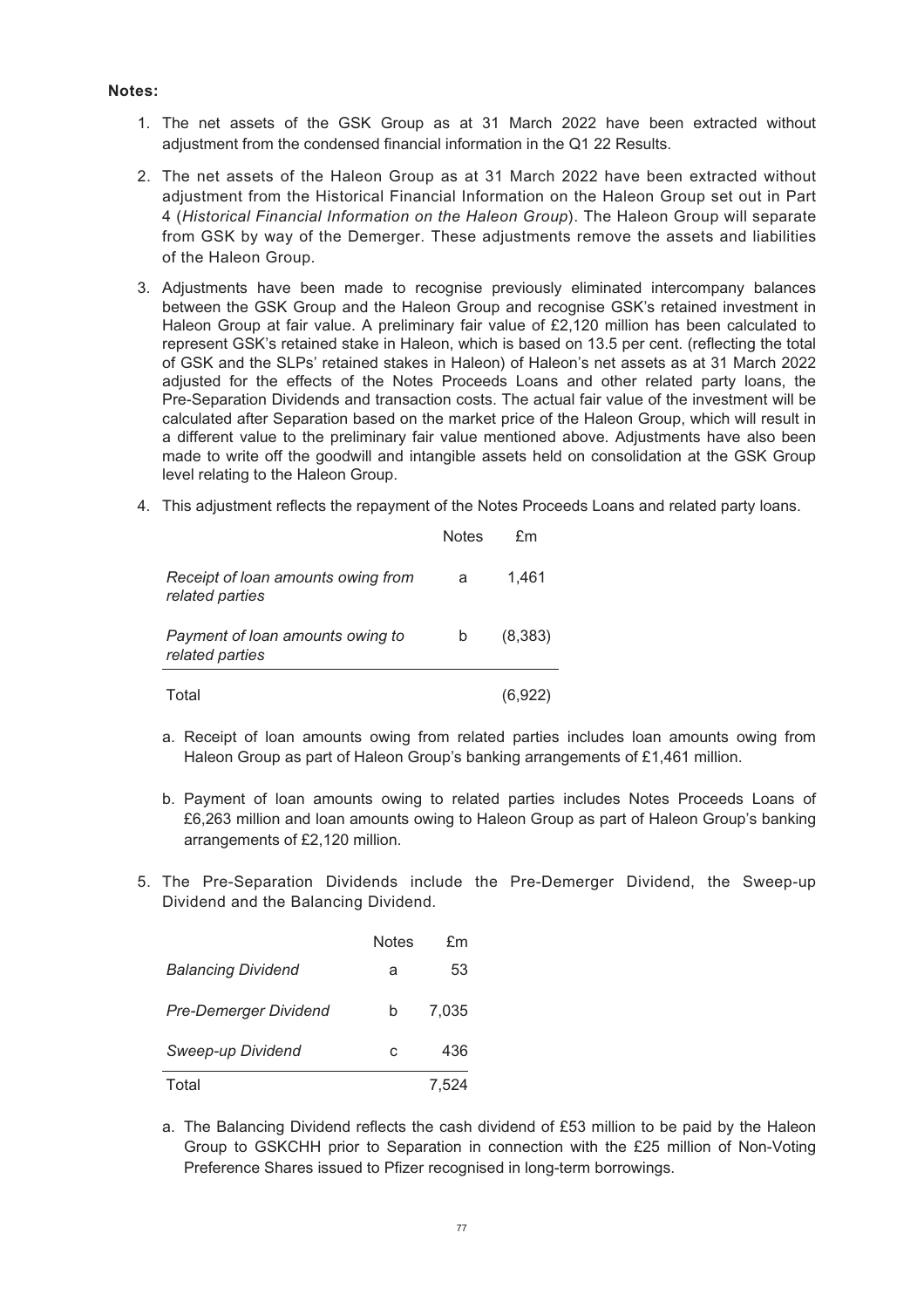**Notes:**

1. The net assets of the GSK Group as at 31 March 2022 have been extracted without adjustment from the condensed financial information in the Q1 22 Results.

2. The net assets of the Haleon Group as at 31 March 2022 have been extracted without adjustment from the Historical Financial Information on the Haleon Group set out in Part 4 (*Historical Financial Information on the Haleon Group*). The Haleon Group will separate from GSK by way of the Demerger. These adjustments remove the assets and liabilities of the Haleon Group.

3. Adjustments have been made to recognise previously eliminated intercompany balances between the GSK Group and the Haleon Group and recognise GSK's retained investment in Haleon Group at fair value. A preliminary fair value of £2,120 million has been calculated to represent GSK's retained stake in Haleon, which is based on 13.5 per cent. (reflecting the total of GSK and the SLPs' retained stakes in Haleon) of Haleon's net assets as at 31 March 2022 adjusted for the effects of the Notes Proceeds Loans and other related party loans, the Pre-Separation Dividends and transaction costs. The actual fair value of the investment will be calculated after Separation based on the market price of the Haleon Group, which will result in a different value to the preliminary fair value mentioned above. Adjustments have also been made to write off the goodwill and intangible assets held on consolidation at the GSK Group level relating to the Haleon Group.

4. This adjustment reflects the repayment of the Notes Proceeds Loans and related party loans.

| | Notes | £m |
|---|---|---|
| *Receipt of loan amounts owing from related parties* | a | 1,461 |
| *Payment of loan amounts owing to related parties* | b | (8,383) |
| Total | | (6,922) |

   a. Receipt of loan amounts owing from related parties includes loan amounts owing from Haleon Group as part of Haleon Group's banking arrangements of £1,461 million.

   b. Payment of loan amounts owing to related parties includes Notes Proceeds Loans of £6,263 million and loan amounts owing to Haleon Group as part of Haleon Group's banking arrangements of £2,120 million.

5. The Pre-Separation Dividends include the Pre-Demerger Dividend, the Sweep-up Dividend and the Balancing Dividend.

| | Notes | £m |
|---|---|---|
| *Balancing Dividend* | a | 53 |
| *Pre-Demerger Dividend* | b | 7,035 |
| *Sweep-up Dividend* | c | 436 |
| Total | | 7,524 |

   a. The Balancing Dividend reflects the cash dividend of £53 million to be paid by the Haleon Group to GSKCHH prior to Separation in connection with the £25 million of Non-Voting Preference Shares issued to Pfizer recognised in long-term borrowings.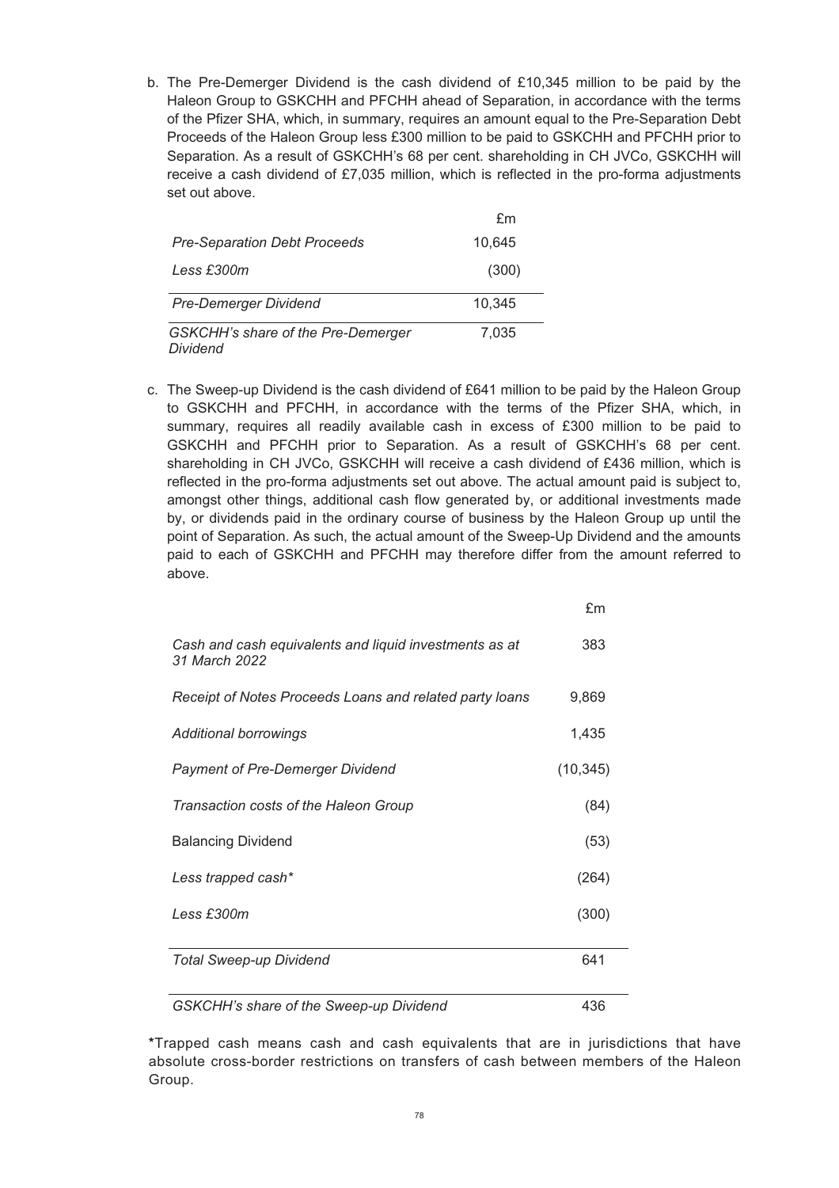b. The Pre-Demerger Dividend is the cash dividend of £10,345 million to be paid by the Haleon Group to GSKCHH and PFCHH ahead of Separation, in accordance with the terms of the Pfizer SHA, which, in summary, requires an amount equal to the Pre-Separation Debt Proceeds of the Haleon Group less £300 million to be paid to GSKCHH and PFCHH prior to Separation. As a result of GSKCHH's 68 per cent. shareholding in CH JVCo, GSKCHH will receive a cash dividend of £7,035 million, which is reflected in the pro-forma adjustments set out above.

| | £m |
|---|---|
| *Pre-Separation Debt Proceeds* | 10,645 |
| *Less £300m* | (300) |
| *Pre-Demerger Dividend* | 10,345 |
| *GSKCHH's share of the Pre-Demerger Dividend* | 7,035 |

c. The Sweep-up Dividend is the cash dividend of £641 million to be paid by the Haleon Group to GSKCHH and PFCHH, in accordance with the terms of the Pfizer SHA, which, in summary, requires all readily available cash in excess of £300 million to be paid to GSKCHH and PFCHH prior to Separation. As a result of GSKCHH's 68 per cent. shareholding in CH JVCo, GSKCHH will receive a cash dividend of £436 million, which is reflected in the pro-forma adjustments set out above. The actual amount paid is subject to, amongst other things, additional cash flow generated by, or additional investments made by, or dividends paid in the ordinary course of business by the Haleon Group up until the point of Separation. As such, the actual amount of the Sweep-Up Dividend and the amounts paid to each of GSKCHH and PFCHH may therefore differ from the amount referred to above.

| | £m |
|---|---|
| *Cash and cash equivalents and liquid investments as at 31 March 2022* | 383 |
| *Receipt of Notes Proceeds Loans and related party loans* | 9,869 |
| *Additional borrowings* | 1,435 |
| *Payment of Pre-Demerger Dividend* | (10,345) |
| *Transaction costs of the Haleon Group* | (84) |
| Balancing Dividend | (53) |
| *Less trapped cash\** | (264) |
| *Less £300m* | (300) |
| *Total Sweep-up Dividend* | 641 |
| *GSKCHH's share of the Sweep-up Dividend* | 436 |

**\***Trapped cash means cash and cash equivalents that are in jurisdictions that have absolute cross-border restrictions on transfers of cash between members of the Haleon Group.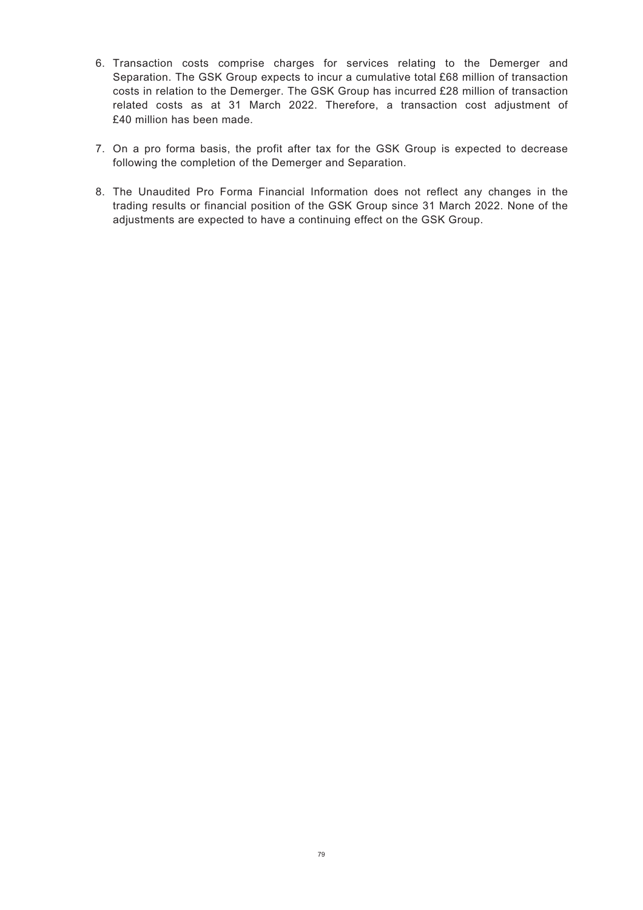6. Transaction costs comprise charges for services relating to the Demerger and Separation. The GSK Group expects to incur a cumulative total £68 million of transaction costs in relation to the Demerger. The GSK Group has incurred £28 million of transaction related costs as at 31 March 2022. Therefore, a transaction cost adjustment of £40 million has been made.

7. On a pro forma basis, the profit after tax for the GSK Group is expected to decrease following the completion of the Demerger and Separation.

8. The Unaudited Pro Forma Financial Information does not reflect any changes in the trading results or financial position of the GSK Group since 31 March 2022. None of the adjustments are expected to have a continuing effect on the GSK Group.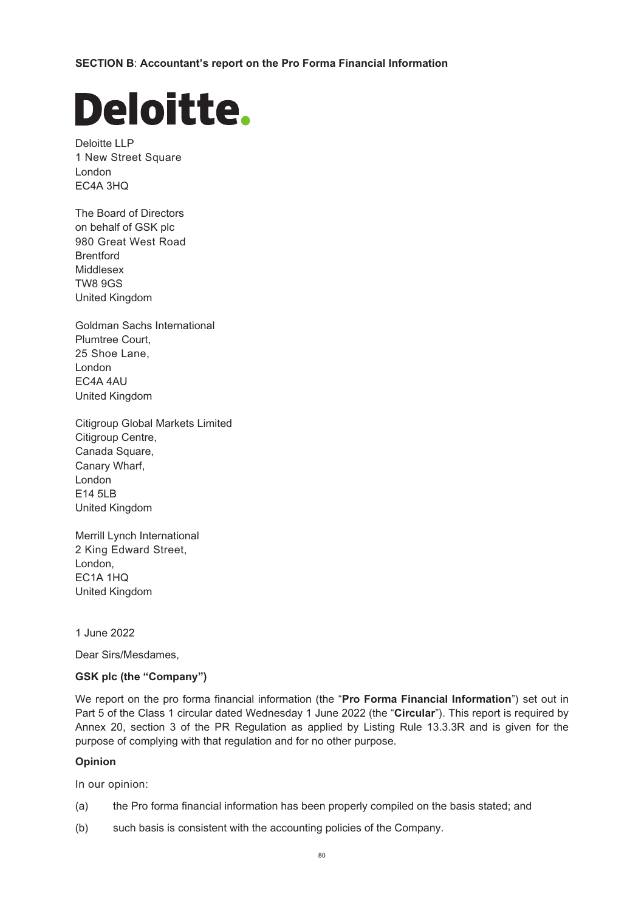**SECTION B**: **Accountant's report on the Pro Forma Financial Information**

Deloitte.

Deloitte LLP
1 New Street Square
London
EC4A 3HQ

The Board of Directors
on behalf of GSK plc
980 Great West Road
Brentford
Middlesex
TW8 9GS
United Kingdom

Goldman Sachs International
Plumtree Court,
25 Shoe Lane,
London
EC4A 4AU
United Kingdom

Citigroup Global Markets Limited
Citigroup Centre,
Canada Square,
Canary Wharf,
London
E14 5LB
United Kingdom

Merrill Lynch International
2 King Edward Street,
London,
EC1A 1HQ
United Kingdom

1 June 2022

Dear Sirs/Mesdames,

**GSK plc (the "Company")**

We report on the pro forma financial information (the "**Pro Forma Financial Information**") set out in Part 5 of the Class 1 circular dated Wednesday 1 June 2022 (the "**Circular**"). This report is required by Annex 20, section 3 of the PR Regulation as applied by Listing Rule 13.3.3R and is given for the purpose of complying with that regulation and for no other purpose.

**Opinion**

In our opinion:

(a) the Pro forma financial information has been properly compiled on the basis stated; and

(b) such basis is consistent with the accounting policies of the Company.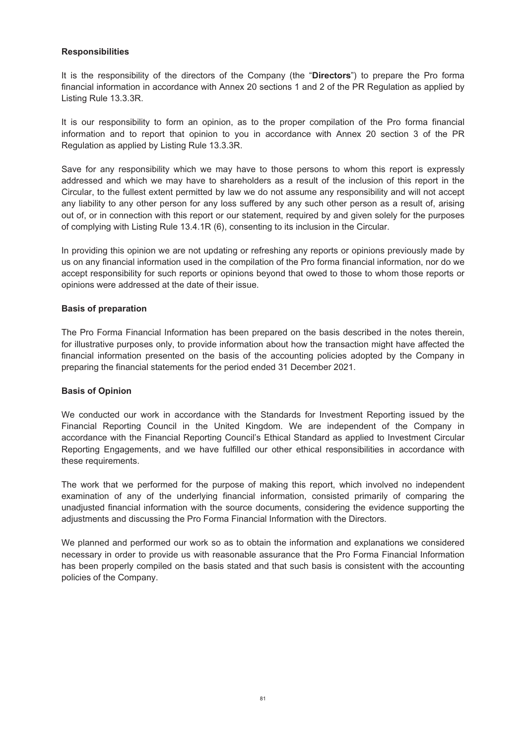**Responsibilities**

It is the responsibility of the directors of the Company (the "**Directors**") to prepare the Pro forma financial information in accordance with Annex 20 sections 1 and 2 of the PR Regulation as applied by Listing Rule 13.3.3R.

It is our responsibility to form an opinion, as to the proper compilation of the Pro forma financial information and to report that opinion to you in accordance with Annex 20 section 3 of the PR Regulation as applied by Listing Rule 13.3.3R.

Save for any responsibility which we may have to those persons to whom this report is expressly addressed and which we may have to shareholders as a result of the inclusion of this report in the Circular, to the fullest extent permitted by law we do not assume any responsibility and will not accept any liability to any other person for any loss suffered by any such other person as a result of, arising out of, or in connection with this report or our statement, required by and given solely for the purposes of complying with Listing Rule 13.4.1R (6), consenting to its inclusion in the Circular.

In providing this opinion we are not updating or refreshing any reports or opinions previously made by us on any financial information used in the compilation of the Pro forma financial information, nor do we accept responsibility for such reports or opinions beyond that owed to those to whom those reports or opinions were addressed at the date of their issue.

**Basis of preparation**

The Pro Forma Financial Information has been prepared on the basis described in the notes therein, for illustrative purposes only, to provide information about how the transaction might have affected the financial information presented on the basis of the accounting policies adopted by the Company in preparing the financial statements for the period ended 31 December 2021.

**Basis of Opinion**

We conducted our work in accordance with the Standards for Investment Reporting issued by the Financial Reporting Council in the United Kingdom. We are independent of the Company in accordance with the Financial Reporting Council's Ethical Standard as applied to Investment Circular Reporting Engagements, and we have fulfilled our other ethical responsibilities in accordance with these requirements.

The work that we performed for the purpose of making this report, which involved no independent examination of any of the underlying financial information, consisted primarily of comparing the unadjusted financial information with the source documents, considering the evidence supporting the adjustments and discussing the Pro Forma Financial Information with the Directors.

We planned and performed our work so as to obtain the information and explanations we considered necessary in order to provide us with reasonable assurance that the Pro Forma Financial Information has been properly compiled on the basis stated and that such basis is consistent with the accounting policies of the Company.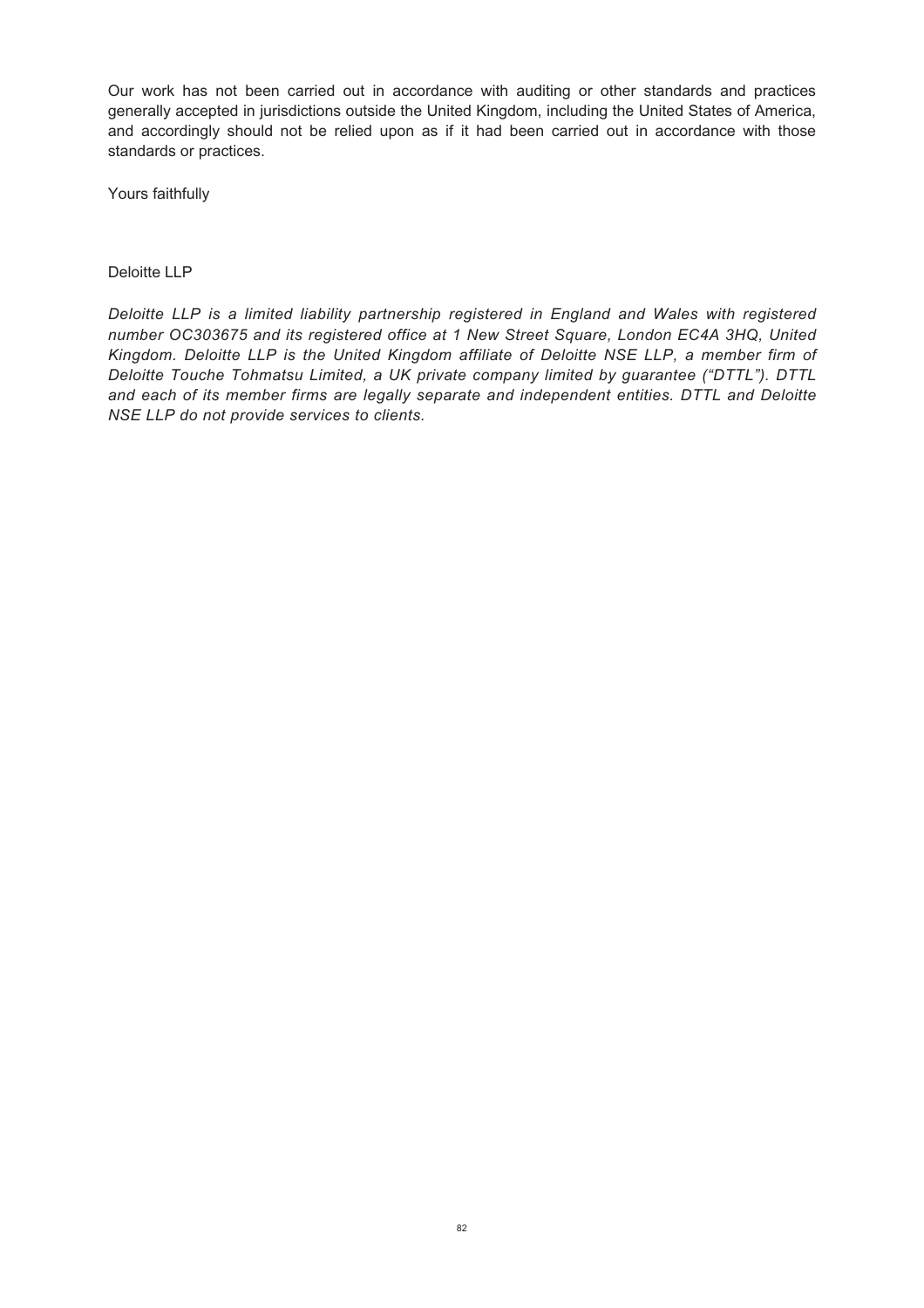Our work has not been carried out in accordance with auditing or other standards and practices generally accepted in jurisdictions outside the United Kingdom, including the United States of America, and accordingly should not be relied upon as if it had been carried out in accordance with those standards or practices.

Yours faithfully

Deloitte LLP

*Deloitte LLP is a limited liability partnership registered in England and Wales with registered number OC303675 and its registered office at 1 New Street Square, London EC4A 3HQ, United Kingdom. Deloitte LLP is the United Kingdom affiliate of Deloitte NSE LLP, a member firm of Deloitte Touche Tohmatsu Limited, a UK private company limited by guarantee ("DTTL"). DTTL and each of its member firms are legally separate and independent entities. DTTL and Deloitte NSE LLP do not provide services to clients.*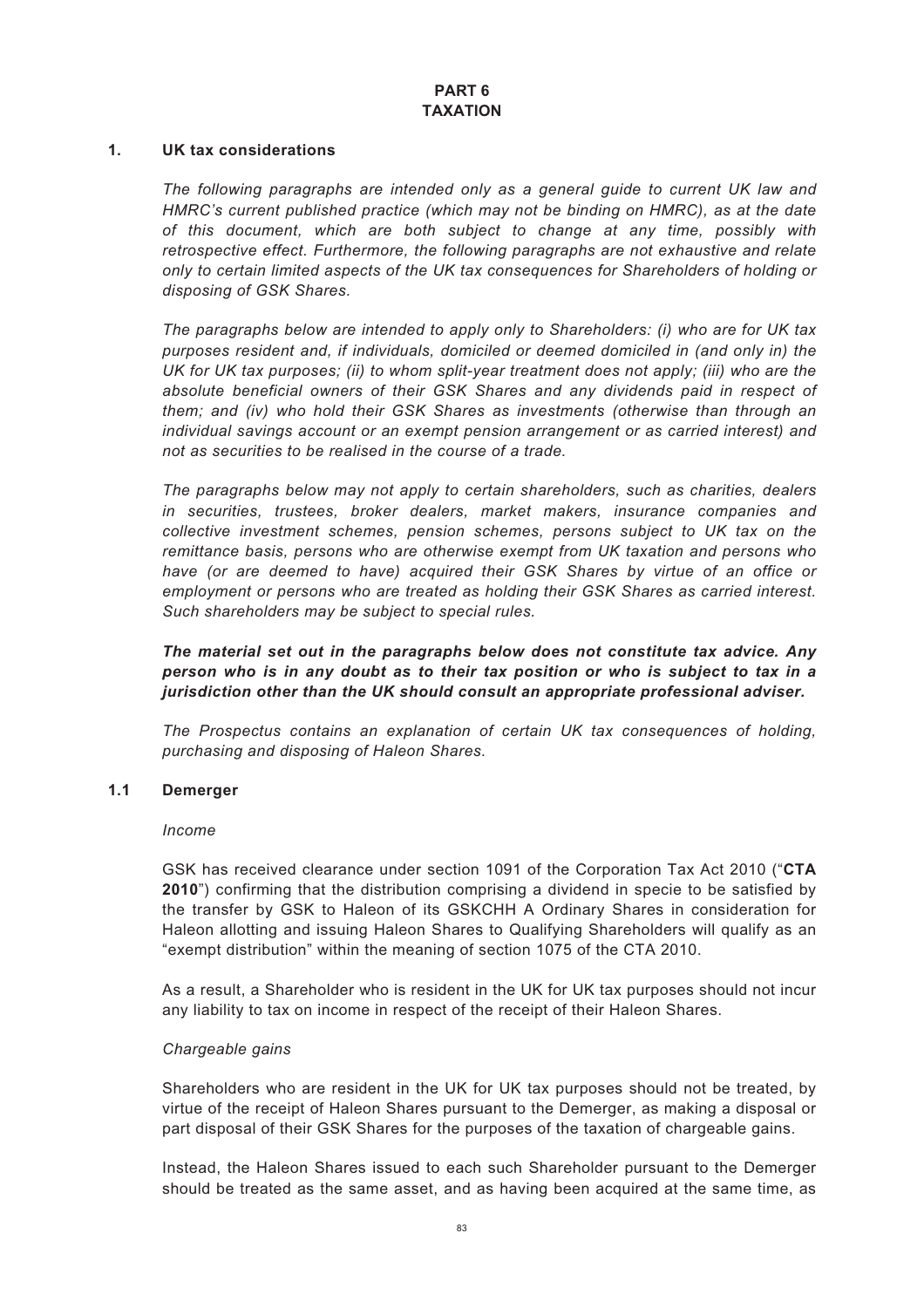# PART 6
# TAXATION

## 1. UK tax considerations

*The following paragraphs are intended only as a general guide to current UK law and HMRC's current published practice (which may not be binding on HMRC), as at the date of this document, which are both subject to change at any time, possibly with retrospective effect. Furthermore, the following paragraphs are not exhaustive and relate only to certain limited aspects of the UK tax consequences for Shareholders of holding or disposing of GSK Shares.*

*The paragraphs below are intended to apply only to Shareholders: (i) who are for UK tax purposes resident and, if individuals, domiciled or deemed domiciled in (and only in) the UK for UK tax purposes; (ii) to whom split-year treatment does not apply; (iii) who are the absolute beneficial owners of their GSK Shares and any dividends paid in respect of them; and (iv) who hold their GSK Shares as investments (otherwise than through an individual savings account or an exempt pension arrangement or as carried interest) and not as securities to be realised in the course of a trade.*

*The paragraphs below may not apply to certain shareholders, such as charities, dealers in securities, trustees, broker dealers, market makers, insurance companies and collective investment schemes, pension schemes, persons subject to UK tax on the remittance basis, persons who are otherwise exempt from UK taxation and persons who have (or are deemed to have) acquired their GSK Shares by virtue of an office or employment or persons who are treated as holding their GSK Shares as carried interest. Such shareholders may be subject to special rules.*

***The material set out in the paragraphs below does not constitute tax advice. Any person who is in any doubt as to their tax position or who is subject to tax in a jurisdiction other than the UK should consult an appropriate professional adviser.***

*The Prospectus contains an explanation of certain UK tax consequences of holding, purchasing and disposing of Haleon Shares.*

### 1.1 Demerger

*Income*

GSK has received clearance under section 1091 of the Corporation Tax Act 2010 ("**CTA 2010**") confirming that the distribution comprising a dividend in specie to be satisfied by the transfer by GSK to Haleon of its GSKCHH A Ordinary Shares in consideration for Haleon allotting and issuing Haleon Shares to Qualifying Shareholders will qualify as an "exempt distribution" within the meaning of section 1075 of the CTA 2010.

As a result, a Shareholder who is resident in the UK for UK tax purposes should not incur any liability to tax on income in respect of the receipt of their Haleon Shares.

*Chargeable gains*

Shareholders who are resident in the UK for UK tax purposes should not be treated, by virtue of the receipt of Haleon Shares pursuant to the Demerger, as making a disposal or part disposal of their GSK Shares for the purposes of the taxation of chargeable gains.

Instead, the Haleon Shares issued to each such Shareholder pursuant to the Demerger should be treated as the same asset, and as having been acquired at the same time, as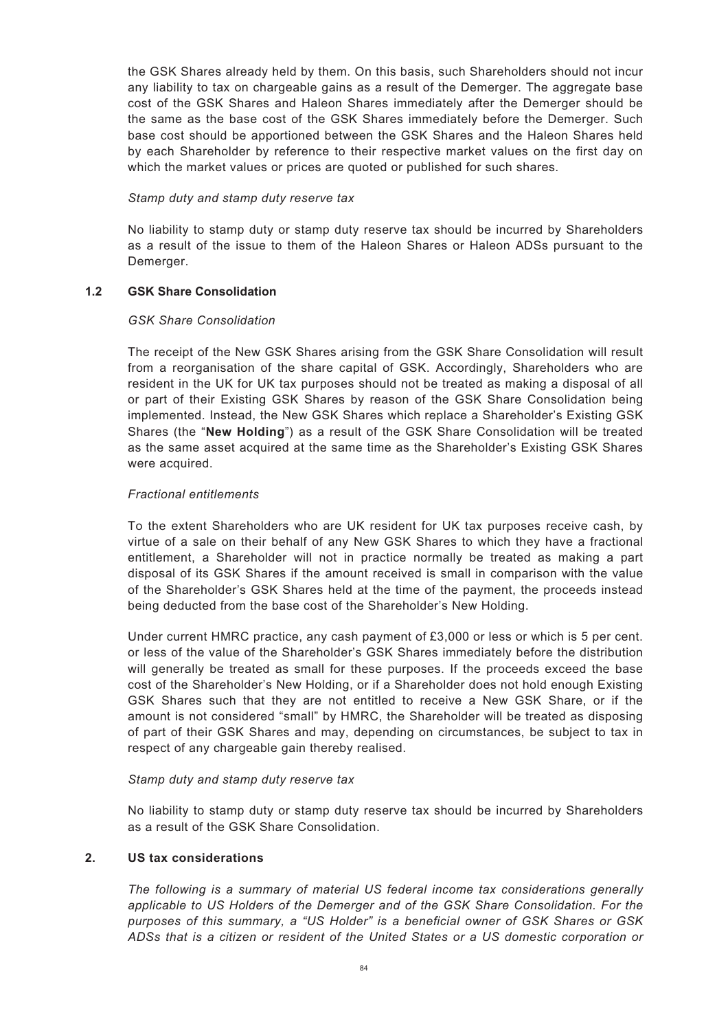the GSK Shares already held by them. On this basis, such Shareholders should not incur any liability to tax on chargeable gains as a result of the Demerger. The aggregate base cost of the GSK Shares and Haleon Shares immediately after the Demerger should be the same as the base cost of the GSK Shares immediately before the Demerger. Such base cost should be apportioned between the GSK Shares and the Haleon Shares held by each Shareholder by reference to their respective market values on the first day on which the market values or prices are quoted or published for such shares.

*Stamp duty and stamp duty reserve tax*

No liability to stamp duty or stamp duty reserve tax should be incurred by Shareholders as a result of the issue to them of the Haleon Shares or Haleon ADSs pursuant to the Demerger.

### 1.2 GSK Share Consolidation

*GSK Share Consolidation*

The receipt of the New GSK Shares arising from the GSK Share Consolidation will result from a reorganisation of the share capital of GSK. Accordingly, Shareholders who are resident in the UK for UK tax purposes should not be treated as making a disposal of all or part of their Existing GSK Shares by reason of the GSK Share Consolidation being implemented. Instead, the New GSK Shares which replace a Shareholder's Existing GSK Shares (the "**New Holding**") as a result of the GSK Share Consolidation will be treated as the same asset acquired at the same time as the Shareholder's Existing GSK Shares were acquired.

*Fractional entitlements*

To the extent Shareholders who are UK resident for UK tax purposes receive cash, by virtue of a sale on their behalf of any New GSK Shares to which they have a fractional entitlement, a Shareholder will not in practice normally be treated as making a part disposal of its GSK Shares if the amount received is small in comparison with the value of the Shareholder's GSK Shares held at the time of the payment, the proceeds instead being deducted from the base cost of the Shareholder's New Holding.

Under current HMRC practice, any cash payment of £3,000 or less or which is 5 per cent. or less of the value of the Shareholder's GSK Shares immediately before the distribution will generally be treated as small for these purposes. If the proceeds exceed the base cost of the Shareholder's New Holding, or if a Shareholder does not hold enough Existing GSK Shares such that they are not entitled to receive a New GSK Share, or if the amount is not considered "small" by HMRC, the Shareholder will be treated as disposing of part of their GSK Shares and may, depending on circumstances, be subject to tax in respect of any chargeable gain thereby realised.

*Stamp duty and stamp duty reserve tax*

No liability to stamp duty or stamp duty reserve tax should be incurred by Shareholders as a result of the GSK Share Consolidation.

## 2. US tax considerations

*The following is a summary of material US federal income tax considerations generally applicable to US Holders of the Demerger and of the GSK Share Consolidation. For the purposes of this summary, a "US Holder" is a beneficial owner of GSK Shares or GSK ADSs that is a citizen or resident of the United States or a US domestic corporation or*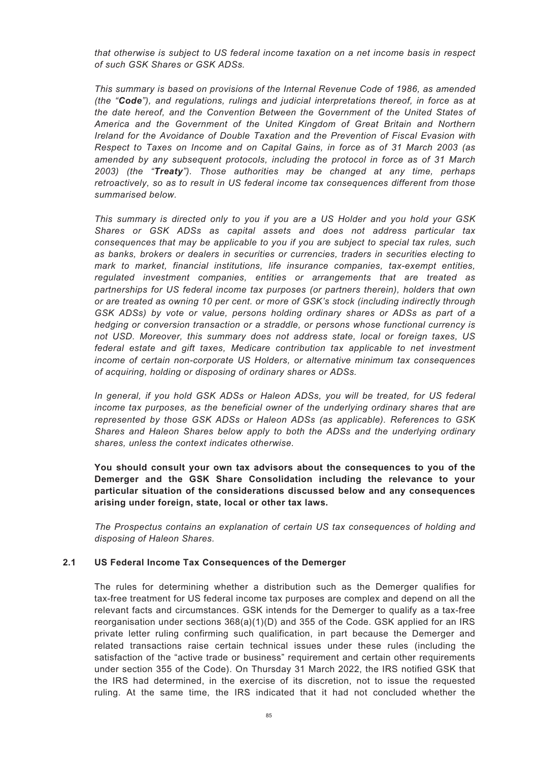*that otherwise is subject to US federal income taxation on a net income basis in respect of such GSK Shares or GSK ADSs.*

*This summary is based on provisions of the Internal Revenue Code of 1986, as amended (the "**Code**"), and regulations, rulings and judicial interpretations thereof, in force as at the date hereof, and the Convention Between the Government of the United States of America and the Government of the United Kingdom of Great Britain and Northern Ireland for the Avoidance of Double Taxation and the Prevention of Fiscal Evasion with Respect to Taxes on Income and on Capital Gains, in force as of 31 March 2003 (as amended by any subsequent protocols, including the protocol in force as of 31 March 2003) (the "**Treaty**"). Those authorities may be changed at any time, perhaps retroactively, so as to result in US federal income tax consequences different from those summarised below.*

*This summary is directed only to you if you are a US Holder and you hold your GSK Shares or GSK ADSs as capital assets and does not address particular tax consequences that may be applicable to you if you are subject to special tax rules, such as banks, brokers or dealers in securities or currencies, traders in securities electing to mark to market, financial institutions, life insurance companies, tax-exempt entities, regulated investment companies, entities or arrangements that are treated as partnerships for US federal income tax purposes (or partners therein), holders that own or are treated as owning 10 per cent. or more of GSK's stock (including indirectly through GSK ADSs) by vote or value, persons holding ordinary shares or ADSs as part of a hedging or conversion transaction or a straddle, or persons whose functional currency is not USD. Moreover, this summary does not address state, local or foreign taxes, US federal estate and gift taxes, Medicare contribution tax applicable to net investment income of certain non-corporate US Holders, or alternative minimum tax consequences of acquiring, holding or disposing of ordinary shares or ADSs.*

*In general, if you hold GSK ADSs or Haleon ADSs, you will be treated, for US federal income tax purposes, as the beneficial owner of the underlying ordinary shares that are represented by those GSK ADSs or Haleon ADSs (as applicable). References to GSK Shares and Haleon Shares below apply to both the ADSs and the underlying ordinary shares, unless the context indicates otherwise.*

**You should consult your own tax advisors about the consequences to you of the Demerger and the GSK Share Consolidation including the relevance to your particular situation of the considerations discussed below and any consequences arising under foreign, state, local or other tax laws.**

*The Prospectus contains an explanation of certain US tax consequences of holding and disposing of Haleon Shares.*

## 2.1 US Federal Income Tax Consequences of the Demerger

The rules for determining whether a distribution such as the Demerger qualifies for tax-free treatment for US federal income tax purposes are complex and depend on all the relevant facts and circumstances. GSK intends for the Demerger to qualify as a tax-free reorganisation under sections 368(a)(1)(D) and 355 of the Code. GSK applied for an IRS private letter ruling confirming such qualification, in part because the Demerger and related transactions raise certain technical issues under these rules (including the satisfaction of the "active trade or business" requirement and certain other requirements under section 355 of the Code). On Thursday 31 March 2022, the IRS notified GSK that the IRS had determined, in the exercise of its discretion, not to issue the requested ruling. At the same time, the IRS indicated that it had not concluded whether the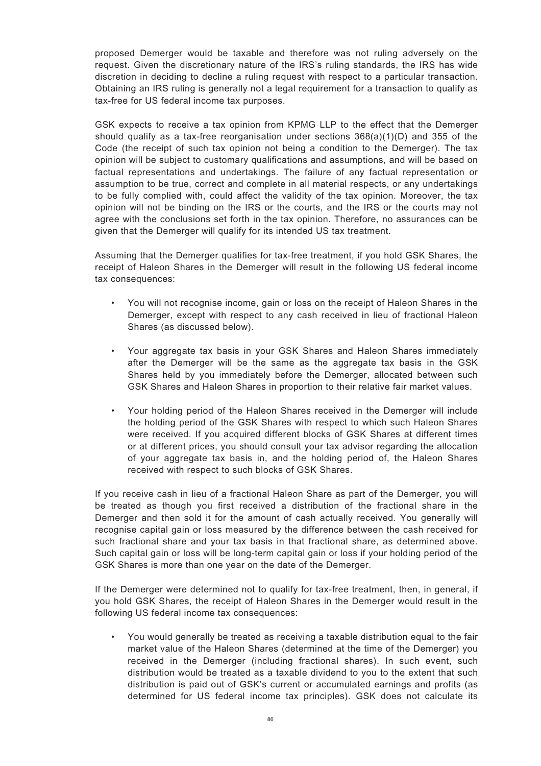proposed Demerger would be taxable and therefore was not ruling adversely on the request. Given the discretionary nature of the IRS's ruling standards, the IRS has wide discretion in deciding to decline a ruling request with respect to a particular transaction. Obtaining an IRS ruling is generally not a legal requirement for a transaction to qualify as tax-free for US federal income tax purposes.

GSK expects to receive a tax opinion from KPMG LLP to the effect that the Demerger should qualify as a tax-free reorganisation under sections 368(a)(1)(D) and 355 of the Code (the receipt of such tax opinion not being a condition to the Demerger). The tax opinion will be subject to customary qualifications and assumptions, and will be based on factual representations and undertakings. The failure of any factual representation or assumption to be true, correct and complete in all material respects, or any undertakings to be fully complied with, could affect the validity of the tax opinion. Moreover, the tax opinion will not be binding on the IRS or the courts, and the IRS or the courts may not agree with the conclusions set forth in the tax opinion. Therefore, no assurances can be given that the Demerger will qualify for its intended US tax treatment.

Assuming that the Demerger qualifies for tax-free treatment, if you hold GSK Shares, the receipt of Haleon Shares in the Demerger will result in the following US federal income tax consequences:

- You will not recognise income, gain or loss on the receipt of Haleon Shares in the Demerger, except with respect to any cash received in lieu of fractional Haleon Shares (as discussed below).
- Your aggregate tax basis in your GSK Shares and Haleon Shares immediately after the Demerger will be the same as the aggregate tax basis in the GSK Shares held by you immediately before the Demerger, allocated between such GSK Shares and Haleon Shares in proportion to their relative fair market values.
- Your holding period of the Haleon Shares received in the Demerger will include the holding period of the GSK Shares with respect to which such Haleon Shares were received. If you acquired different blocks of GSK Shares at different times or at different prices, you should consult your tax advisor regarding the allocation of your aggregate tax basis in, and the holding period of, the Haleon Shares received with respect to such blocks of GSK Shares.

If you receive cash in lieu of a fractional Haleon Share as part of the Demerger, you will be treated as though you first received a distribution of the fractional share in the Demerger and then sold it for the amount of cash actually received. You generally will recognise capital gain or loss measured by the difference between the cash received for such fractional share and your tax basis in that fractional share, as determined above. Such capital gain or loss will be long-term capital gain or loss if your holding period of the GSK Shares is more than one year on the date of the Demerger.

If the Demerger were determined not to qualify for tax-free treatment, then, in general, if you hold GSK Shares, the receipt of Haleon Shares in the Demerger would result in the following US federal income tax consequences:

- You would generally be treated as receiving a taxable distribution equal to the fair market value of the Haleon Shares (determined at the time of the Demerger) you received in the Demerger (including fractional shares). In such event, such distribution would be treated as a taxable dividend to you to the extent that such distribution is paid out of GSK's current or accumulated earnings and profits (as determined for US federal income tax principles). GSK does not calculate its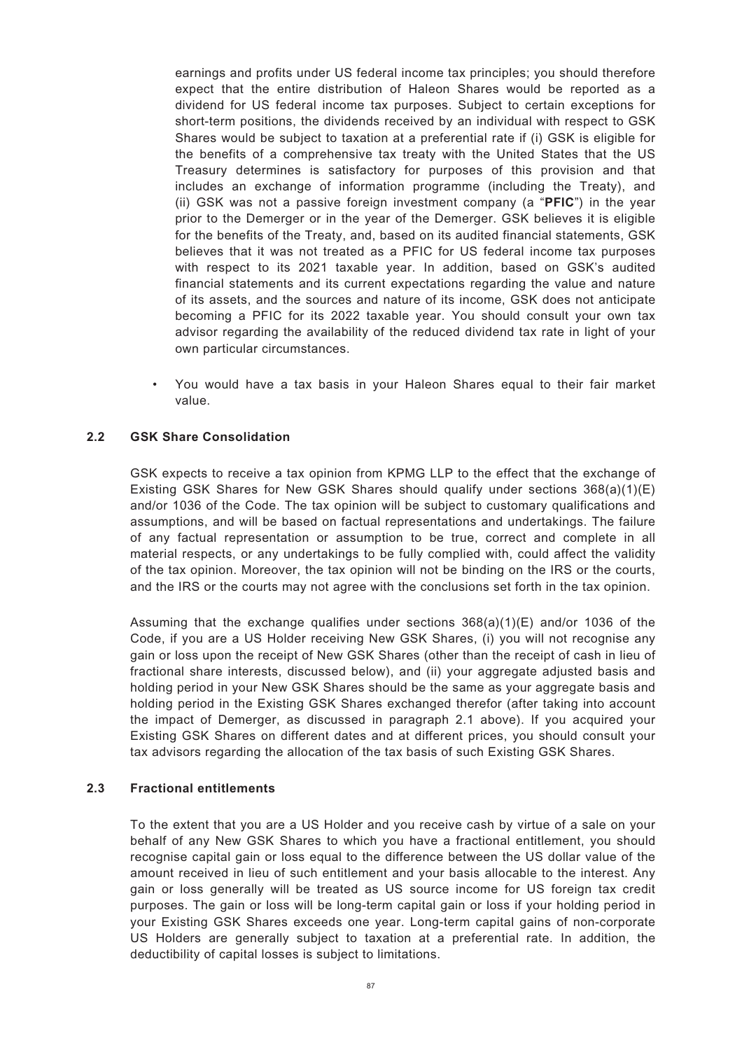earnings and profits under US federal income tax principles; you should therefore expect that the entire distribution of Haleon Shares would be reported as a dividend for US federal income tax purposes. Subject to certain exceptions for short-term positions, the dividends received by an individual with respect to GSK Shares would be subject to taxation at a preferential rate if (i) GSK is eligible for the benefits of a comprehensive tax treaty with the United States that the US Treasury determines is satisfactory for purposes of this provision and that includes an exchange of information programme (including the Treaty), and (ii) GSK was not a passive foreign investment company (a "**PFIC**") in the year prior to the Demerger or in the year of the Demerger. GSK believes it is eligible for the benefits of the Treaty, and, based on its audited financial statements, GSK believes that it was not treated as a PFIC for US federal income tax purposes with respect to its 2021 taxable year. In addition, based on GSK's audited financial statements and its current expectations regarding the value and nature of its assets, and the sources and nature of its income, GSK does not anticipate becoming a PFIC for its 2022 taxable year. You should consult your own tax advisor regarding the availability of the reduced dividend tax rate in light of your own particular circumstances.

- You would have a tax basis in your Haleon Shares equal to their fair market value.

### 2.2 GSK Share Consolidation

GSK expects to receive a tax opinion from KPMG LLP to the effect that the exchange of Existing GSK Shares for New GSK Shares should qualify under sections 368(a)(1)(E) and/or 1036 of the Code. The tax opinion will be subject to customary qualifications and assumptions, and will be based on factual representations and undertakings. The failure of any factual representation or assumption to be true, correct and complete in all material respects, or any undertakings to be fully complied with, could affect the validity of the tax opinion. Moreover, the tax opinion will not be binding on the IRS or the courts, and the IRS or the courts may not agree with the conclusions set forth in the tax opinion.

Assuming that the exchange qualifies under sections 368(a)(1)(E) and/or 1036 of the Code, if you are a US Holder receiving New GSK Shares, (i) you will not recognise any gain or loss upon the receipt of New GSK Shares (other than the receipt of cash in lieu of fractional share interests, discussed below), and (ii) your aggregate adjusted basis and holding period in your New GSK Shares should be the same as your aggregate basis and holding period in the Existing GSK Shares exchanged therefor (after taking into account the impact of Demerger, as discussed in paragraph 2.1 above). If you acquired your Existing GSK Shares on different dates and at different prices, you should consult your tax advisors regarding the allocation of the tax basis of such Existing GSK Shares.

### 2.3 Fractional entitlements

To the extent that you are a US Holder and you receive cash by virtue of a sale on your behalf of any New GSK Shares to which you have a fractional entitlement, you should recognise capital gain or loss equal to the difference between the US dollar value of the amount received in lieu of such entitlement and your basis allocable to the interest. Any gain or loss generally will be treated as US source income for US foreign tax credit purposes. The gain or loss will be long-term capital gain or loss if your holding period in your Existing GSK Shares exceeds one year. Long-term capital gains of non-corporate US Holders are generally subject to taxation at a preferential rate. In addition, the deductibility of capital losses is subject to limitations.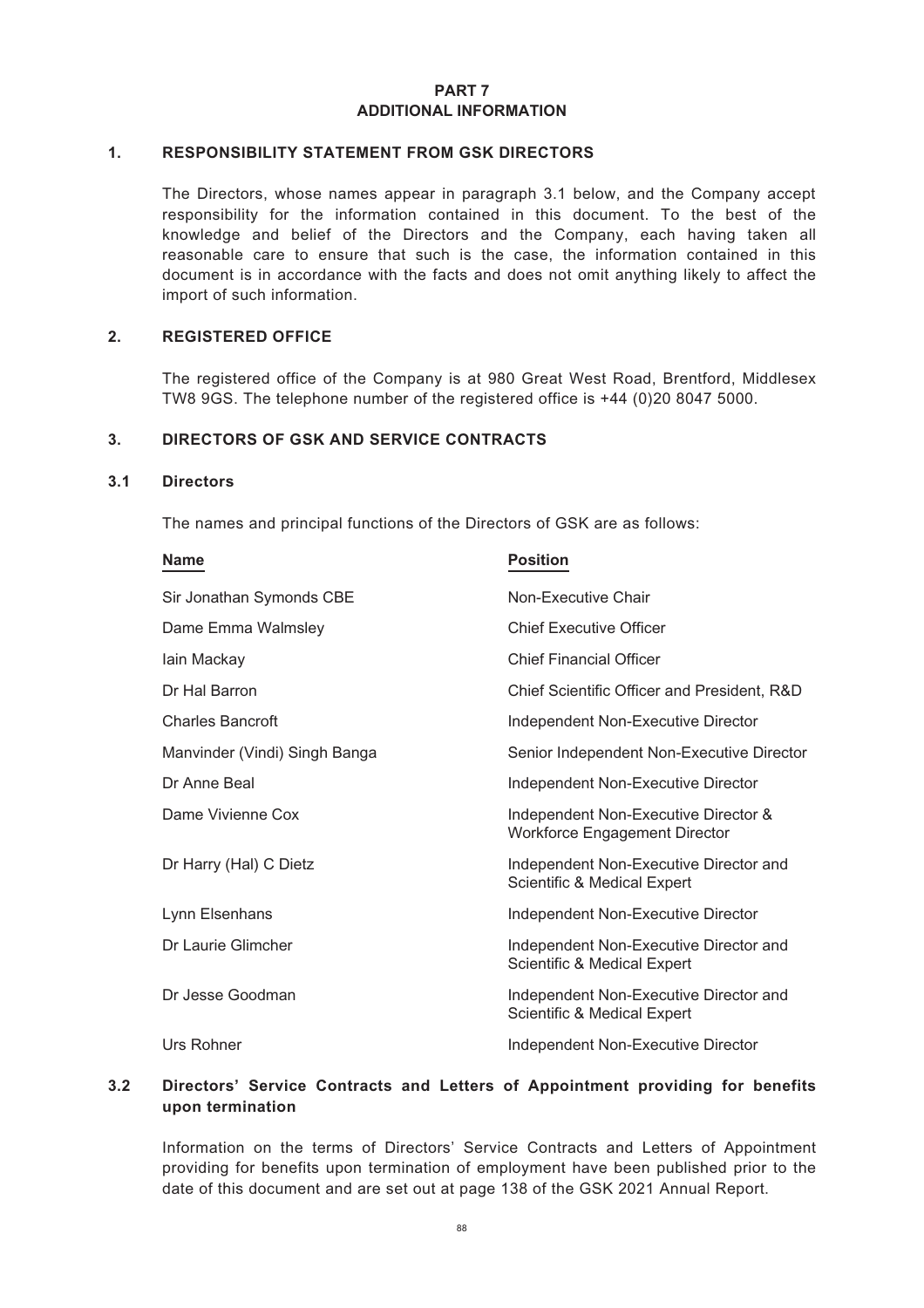# PART 7
# ADDITIONAL INFORMATION

## 1. RESPONSIBILITY STATEMENT FROM GSK DIRECTORS

The Directors, whose names appear in paragraph 3.1 below, and the Company accept responsibility for the information contained in this document. To the best of the knowledge and belief of the Directors and the Company, each having taken all reasonable care to ensure that such is the case, the information contained in this document is in accordance with the facts and does not omit anything likely to affect the import of such information.

## 2. REGISTERED OFFICE

The registered office of the Company is at 980 Great West Road, Brentford, Middlesex TW8 9GS. The telephone number of the registered office is +44 (0)20 8047 5000.

## 3. DIRECTORS OF GSK AND SERVICE CONTRACTS

### 3.1 Directors

The names and principal functions of the Directors of GSK are as follows:

| Name | Position |
|---|---|
| Sir Jonathan Symonds CBE | Non-Executive Chair |
| Dame Emma Walmsley | Chief Executive Officer |
| Iain Mackay | Chief Financial Officer |
| Dr Hal Barron | Chief Scientific Officer and President, R&D |
| Charles Bancroft | Independent Non-Executive Director |
| Manvinder (Vindi) Singh Banga | Senior Independent Non-Executive Director |
| Dr Anne Beal | Independent Non-Executive Director |
| Dame Vivienne Cox | Independent Non-Executive Director & Workforce Engagement Director |
| Dr Harry (Hal) C Dietz | Independent Non-Executive Director and Scientific & Medical Expert |
| Lynn Elsenhans | Independent Non-Executive Director |
| Dr Laurie Glimcher | Independent Non-Executive Director and Scientific & Medical Expert |
| Dr Jesse Goodman | Independent Non-Executive Director and Scientific & Medical Expert |
| Urs Rohner | Independent Non-Executive Director |

### 3.2 Directors' Service Contracts and Letters of Appointment providing for benefits upon termination

Information on the terms of Directors' Service Contracts and Letters of Appointment providing for benefits upon termination of employment have been published prior to the date of this document and are set out at page 138 of the GSK 2021 Annual Report.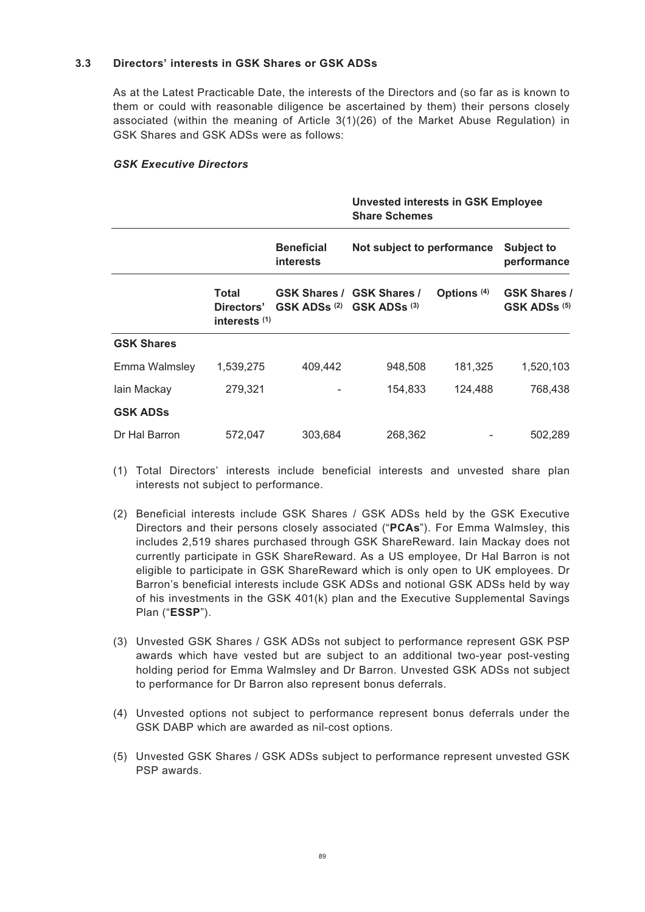### 3.3 Directors' interests in GSK Shares or GSK ADSs

As at the Latest Practicable Date, the interests of the Directors and (so far as is known to them or could with reasonable diligence be ascertained by them) their persons closely associated (within the meaning of Article 3(1)(26) of the Market Abuse Regulation) in GSK Shares and GSK ADSs were as follows:

***GSK Executive Directors***

| | | | Unvested interests in GSK Employee Share Schemes | | |
|---|---|---|---|---|---|
| | | Beneficial interests | Not subject to performance | | Subject to performance |
| | Total Directors' interests (1) | GSK Shares / GSK ADSs (2) | GSK Shares / GSK ADSs (3) | Options (4) | GSK Shares / GSK ADSs (5) |
| **GSK Shares** | | | | | |
| Emma Walmsley | 1,539,275 | 409,442 | 948,508 | 181,325 | 1,520,103 |
| Iain Mackay | 279,321 | - | 154,833 | 124,488 | 768,438 |
| **GSK ADSs** | | | | | |
| Dr Hal Barron | 572,047 | 303,684 | 268,362 | - | 502,289 |

(1) Total Directors' interests include beneficial interests and unvested share plan interests not subject to performance.

(2) Beneficial interests include GSK Shares / GSK ADSs held by the GSK Executive Directors and their persons closely associated ("**PCAs**"). For Emma Walmsley, this includes 2,519 shares purchased through GSK ShareReward. Iain Mackay does not currently participate in GSK ShareReward. As a US employee, Dr Hal Barron is not eligible to participate in GSK ShareReward which is only open to UK employees. Dr Barron's beneficial interests include GSK ADSs and notional GSK ADSs held by way of his investments in the GSK 401(k) plan and the Executive Supplemental Savings Plan ("**ESSP**").

(3) Unvested GSK Shares / GSK ADSs not subject to performance represent GSK PSP awards which have vested but are subject to an additional two-year post-vesting holding period for Emma Walmsley and Dr Barron. Unvested GSK ADSs not subject to performance for Dr Barron also represent bonus deferrals.

(4) Unvested options not subject to performance represent bonus deferrals under the GSK DABP which are awarded as nil-cost options.

(5) Unvested GSK Shares / GSK ADSs subject to performance represent unvested GSK PSP awards.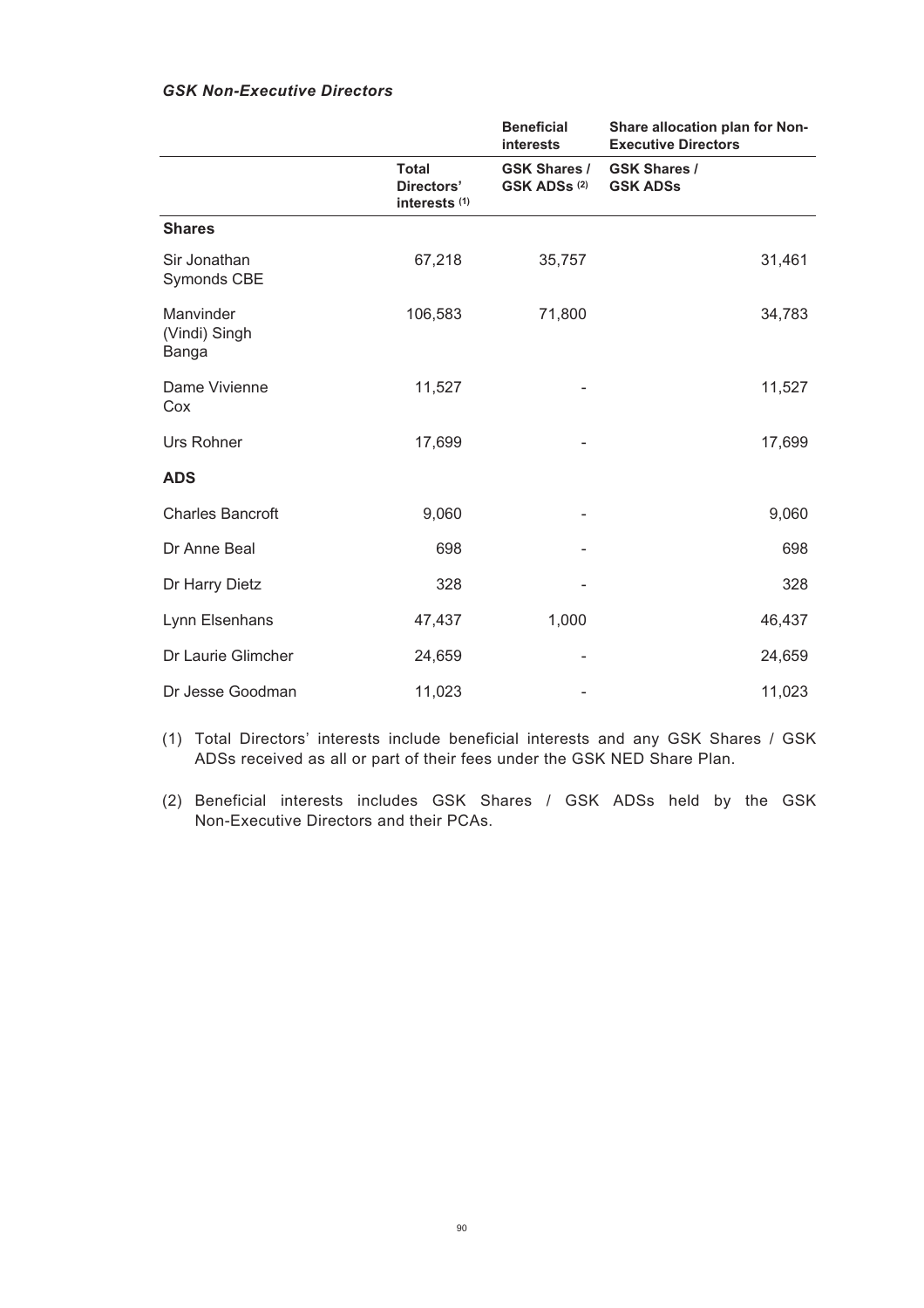### *GSK Non-Executive Directors*

| | | Beneficial interests | Share allocation plan for Non-Executive Directors |
|---|---|---|---|
| | **Total Directors' interests (1)** | **GSK Shares / GSK ADSs (2)** | **GSK Shares / GSK ADSs** |
| **Shares** | | | |
| Sir Jonathan Symonds CBE | 67,218 | 35,757 | 31,461 |
| Manvinder (Vindi) Singh Banga | 106,583 | 71,800 | 34,783 |
| Dame Vivienne Cox | 11,527 | - | 11,527 |
| Urs Rohner | 17,699 | - | 17,699 |
| **ADS** | | | |
| Charles Bancroft | 9,060 | - | 9,060 |
| Dr Anne Beal | 698 | - | 698 |
| Dr Harry Dietz | 328 | - | 328 |
| Lynn Elsenhans | 47,437 | 1,000 | 46,437 |
| Dr Laurie Glimcher | 24,659 | - | 24,659 |
| Dr Jesse Goodman | 11,023 | - | 11,023 |

(1) Total Directors' interests include beneficial interests and any GSK Shares / GSK ADSs received as all or part of their fees under the GSK NED Share Plan.

(2) Beneficial interests includes GSK Shares / GSK ADSs held by the GSK Non-Executive Directors and their PCAs.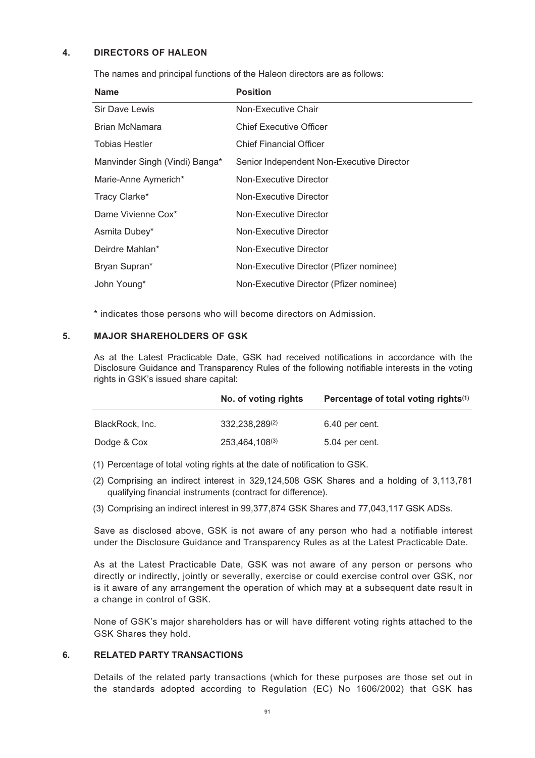## 4. DIRECTORS OF HALEON

The names and principal functions of the Haleon directors are as follows:

| Name | Position |
|---|---|
| Sir Dave Lewis | Non-Executive Chair |
| Brian McNamara | Chief Executive Officer |
| Tobias Hestler | Chief Financial Officer |
| Manvinder Singh (Vindi) Banga* | Senior Independent Non-Executive Director |
| Marie-Anne Aymerich* | Non-Executive Director |
| Tracy Clarke* | Non-Executive Director |
| Dame Vivienne Cox* | Non-Executive Director |
| Asmita Dubey* | Non-Executive Director |
| Deirdre Mahlan* | Non-Executive Director |
| Bryan Supran* | Non-Executive Director (Pfizer nominee) |
| John Young* | Non-Executive Director (Pfizer nominee) |

* indicates those persons who will become directors on Admission.

## 5. MAJOR SHAREHOLDERS OF GSK

As at the Latest Practicable Date, GSK had received notifications in accordance with the Disclosure Guidance and Transparency Rules of the following notifiable interests in the voting rights in GSK's issued share capital:

| | No. of voting rights | Percentage of total voting rights(1) |
|---|---|---|
| BlackRock, Inc. | 332,238,289(2) | 6.40 per cent. |
| Dodge & Cox | 253,464,108(3) | 5.04 per cent. |

(1) Percentage of total voting rights at the date of notification to GSK.

(2) Comprising an indirect interest in 329,124,508 GSK Shares and a holding of 3,113,781 qualifying financial instruments (contract for difference).

(3) Comprising an indirect interest in 99,377,874 GSK Shares and 77,043,117 GSK ADSs.

Save as disclosed above, GSK is not aware of any person who had a notifiable interest under the Disclosure Guidance and Transparency Rules as at the Latest Practicable Date.

As at the Latest Practicable Date, GSK was not aware of any person or persons who directly or indirectly, jointly or severally, exercise or could exercise control over GSK, nor is it aware of any arrangement the operation of which may at a subsequent date result in a change in control of GSK.

None of GSK's major shareholders has or will have different voting rights attached to the GSK Shares they hold.

## 6. RELATED PARTY TRANSACTIONS

Details of the related party transactions (which for these purposes are those set out in the standards adopted according to Regulation (EC) No 1606/2002) that GSK has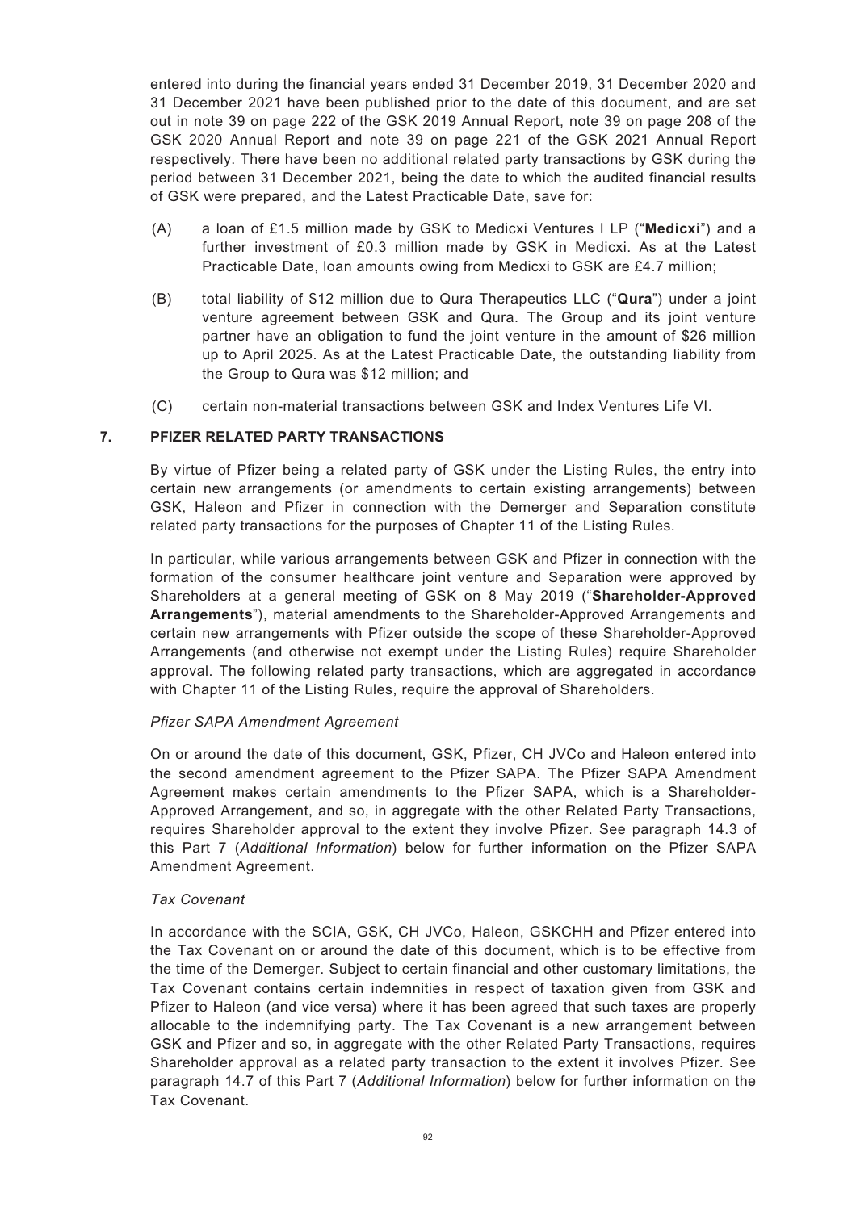entered into during the financial years ended 31 December 2019, 31 December 2020 and 31 December 2021 have been published prior to the date of this document, and are set out in note 39 on page 222 of the GSK 2019 Annual Report, note 39 on page 208 of the GSK 2020 Annual Report and note 39 on page 221 of the GSK 2021 Annual Report respectively. There have been no additional related party transactions by GSK during the period between 31 December 2021, being the date to which the audited financial results of GSK were prepared, and the Latest Practicable Date, save for:

(A) a loan of £1.5 million made by GSK to Medicxi Ventures I LP ("**Medicxi**") and a further investment of £0.3 million made by GSK in Medicxi. As at the Latest Practicable Date, loan amounts owing from Medicxi to GSK are £4.7 million;

(B) total liability of $12 million due to Qura Therapeutics LLC ("**Qura**") under a joint venture agreement between GSK and Qura. The Group and its joint venture partner have an obligation to fund the joint venture in the amount of $26 million up to April 2025. As at the Latest Practicable Date, the outstanding liability from the Group to Qura was $12 million; and

(C) certain non-material transactions between GSK and Index Ventures Life VI.

## 7. PFIZER RELATED PARTY TRANSACTIONS

By virtue of Pfizer being a related party of GSK under the Listing Rules, the entry into certain new arrangements (or amendments to certain existing arrangements) between GSK, Haleon and Pfizer in connection with the Demerger and Separation constitute related party transactions for the purposes of Chapter 11 of the Listing Rules.

In particular, while various arrangements between GSK and Pfizer in connection with the formation of the consumer healthcare joint venture and Separation were approved by Shareholders at a general meeting of GSK on 8 May 2019 ("**Shareholder-Approved Arrangements**"), material amendments to the Shareholder-Approved Arrangements and certain new arrangements with Pfizer outside the scope of these Shareholder-Approved Arrangements (and otherwise not exempt under the Listing Rules) require Shareholder approval. The following related party transactions, which are aggregated in accordance with Chapter 11 of the Listing Rules, require the approval of Shareholders.

*Pfizer SAPA Amendment Agreement*

On or around the date of this document, GSK, Pfizer, CH JVCo and Haleon entered into the second amendment agreement to the Pfizer SAPA. The Pfizer SAPA Amendment Agreement makes certain amendments to the Pfizer SAPA, which is a Shareholder-Approved Arrangement, and so, in aggregate with the other Related Party Transactions, requires Shareholder approval to the extent they involve Pfizer. See paragraph 14.3 of this Part 7 (*Additional Information*) below for further information on the Pfizer SAPA Amendment Agreement.

*Tax Covenant*

In accordance with the SCIA, GSK, CH JVCo, Haleon, GSKCHH and Pfizer entered into the Tax Covenant on or around the date of this document, which is to be effective from the time of the Demerger. Subject to certain financial and other customary limitations, the Tax Covenant contains certain indemnities in respect of taxation given from GSK and Pfizer to Haleon (and vice versa) where it has been agreed that such taxes are properly allocable to the indemnifying party. The Tax Covenant is a new arrangement between GSK and Pfizer and so, in aggregate with the other Related Party Transactions, requires Shareholder approval as a related party transaction to the extent it involves Pfizer. See paragraph 14.7 of this Part 7 (*Additional Information*) below for further information on the Tax Covenant.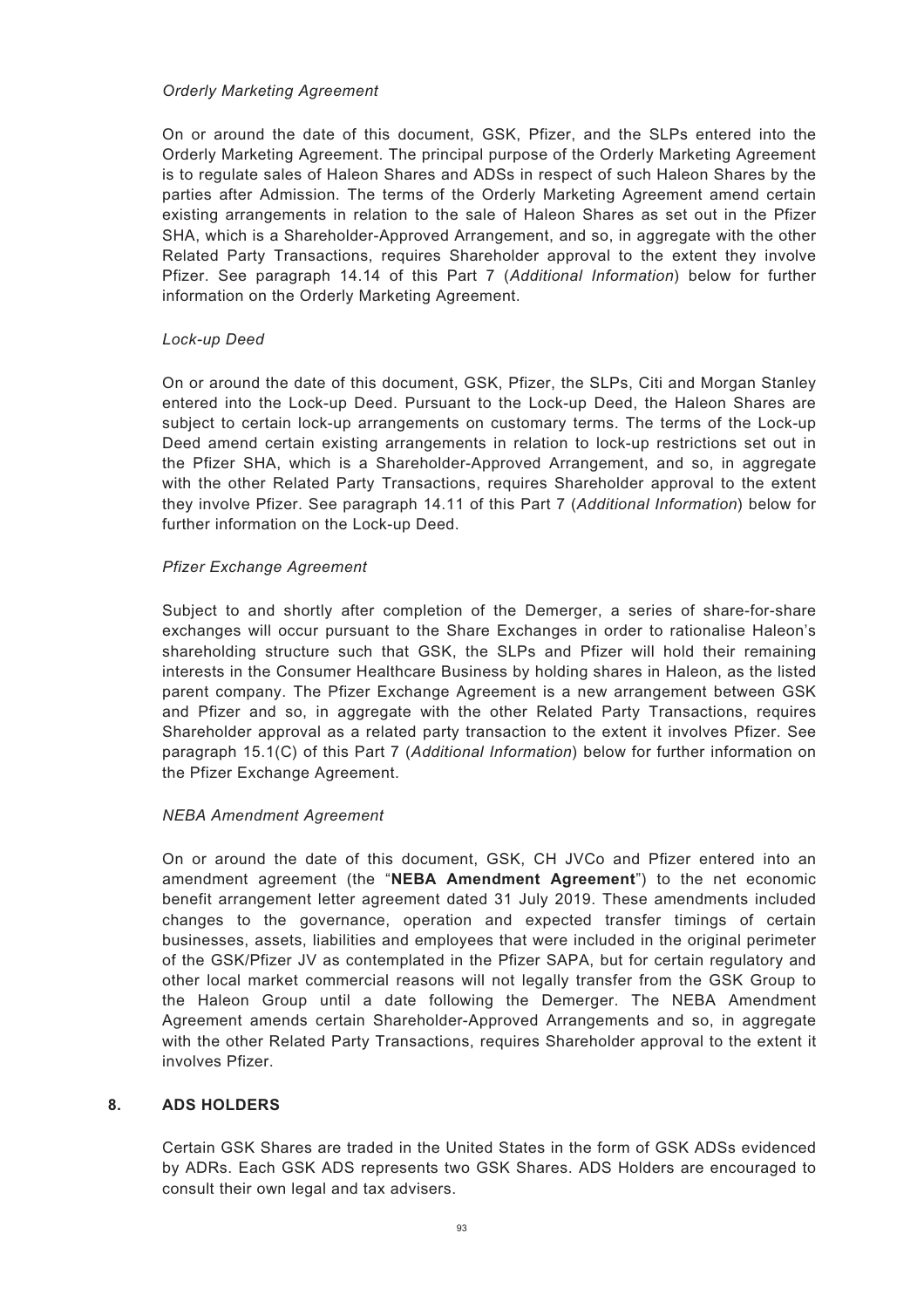*Orderly Marketing Agreement*

On or around the date of this document, GSK, Pfizer, and the SLPs entered into the Orderly Marketing Agreement. The principal purpose of the Orderly Marketing Agreement is to regulate sales of Haleon Shares and ADSs in respect of such Haleon Shares by the parties after Admission. The terms of the Orderly Marketing Agreement amend certain existing arrangements in relation to the sale of Haleon Shares as set out in the Pfizer SHA, which is a Shareholder-Approved Arrangement, and so, in aggregate with the other Related Party Transactions, requires Shareholder approval to the extent they involve Pfizer. See paragraph 14.14 of this Part 7 (*Additional Information*) below for further information on the Orderly Marketing Agreement.

*Lock-up Deed*

On or around the date of this document, GSK, Pfizer, the SLPs, Citi and Morgan Stanley entered into the Lock-up Deed. Pursuant to the Lock-up Deed, the Haleon Shares are subject to certain lock-up arrangements on customary terms. The terms of the Lock-up Deed amend certain existing arrangements in relation to lock-up restrictions set out in the Pfizer SHA, which is a Shareholder-Approved Arrangement, and so, in aggregate with the other Related Party Transactions, requires Shareholder approval to the extent they involve Pfizer. See paragraph 14.11 of this Part 7 (*Additional Information*) below for further information on the Lock-up Deed.

*Pfizer Exchange Agreement*

Subject to and shortly after completion of the Demerger, a series of share-for-share exchanges will occur pursuant to the Share Exchanges in order to rationalise Haleon's shareholding structure such that GSK, the SLPs and Pfizer will hold their remaining interests in the Consumer Healthcare Business by holding shares in Haleon, as the listed parent company. The Pfizer Exchange Agreement is a new arrangement between GSK and Pfizer and so, in aggregate with the other Related Party Transactions, requires Shareholder approval as a related party transaction to the extent it involves Pfizer. See paragraph 15.1(C) of this Part 7 (*Additional Information*) below for further information on the Pfizer Exchange Agreement.

*NEBA Amendment Agreement*

On or around the date of this document, GSK, CH JVCo and Pfizer entered into an amendment agreement (the "**NEBA Amendment Agreement**") to the net economic benefit arrangement letter agreement dated 31 July 2019. These amendments included changes to the governance, operation and expected transfer timings of certain businesses, assets, liabilities and employees that were included in the original perimeter of the GSK/Pfizer JV as contemplated in the Pfizer SAPA, but for certain regulatory and other local market commercial reasons will not legally transfer from the GSK Group to the Haleon Group until a date following the Demerger. The NEBA Amendment Agreement amends certain Shareholder-Approved Arrangements and so, in aggregate with the other Related Party Transactions, requires Shareholder approval to the extent it involves Pfizer.

## 8. ADS HOLDERS

Certain GSK Shares are traded in the United States in the form of GSK ADSs evidenced by ADRs. Each GSK ADS represents two GSK Shares. ADS Holders are encouraged to consult their own legal and tax advisers.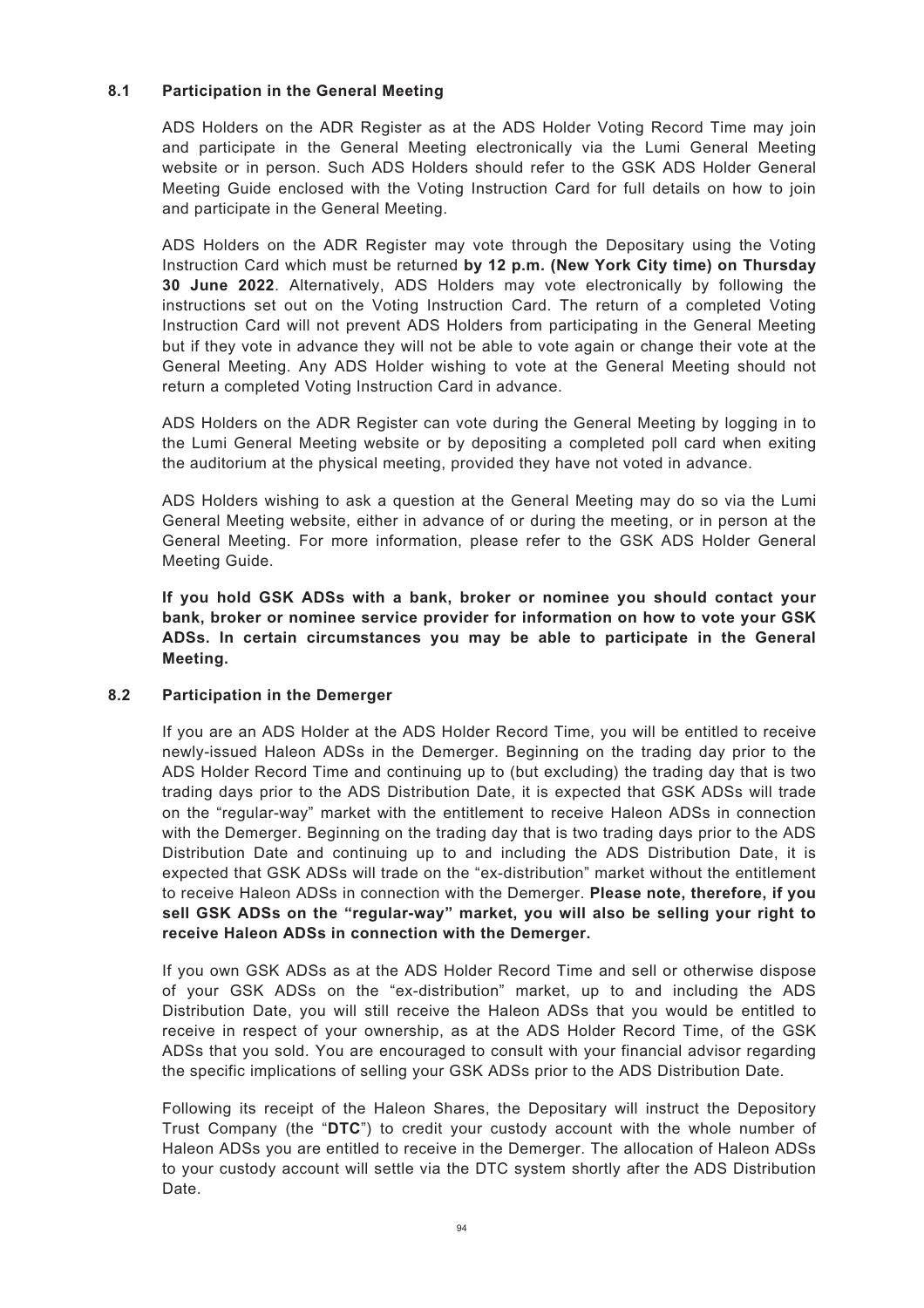### 8.1 Participation in the General Meeting

ADS Holders on the ADR Register as at the ADS Holder Voting Record Time may join and participate in the General Meeting electronically via the Lumi General Meeting website or in person. Such ADS Holders should refer to the GSK ADS Holder General Meeting Guide enclosed with the Voting Instruction Card for full details on how to join and participate in the General Meeting.

ADS Holders on the ADR Register may vote through the Depositary using the Voting Instruction Card which must be returned **by 12 p.m. (New York City time) on Thursday 30 June 2022**. Alternatively, ADS Holders may vote electronically by following the instructions set out on the Voting Instruction Card. The return of a completed Voting Instruction Card will not prevent ADS Holders from participating in the General Meeting but if they vote in advance they will not be able to vote again or change their vote at the General Meeting. Any ADS Holder wishing to vote at the General Meeting should not return a completed Voting Instruction Card in advance.

ADS Holders on the ADR Register can vote during the General Meeting by logging in to the Lumi General Meeting website or by depositing a completed poll card when exiting the auditorium at the physical meeting, provided they have not voted in advance.

ADS Holders wishing to ask a question at the General Meeting may do so via the Lumi General Meeting website, either in advance of or during the meeting, or in person at the General Meeting. For more information, please refer to the GSK ADS Holder General Meeting Guide.

**If you hold GSK ADSs with a bank, broker or nominee you should contact your bank, broker or nominee service provider for information on how to vote your GSK ADSs. In certain circumstances you may be able to participate in the General Meeting.**

### 8.2 Participation in the Demerger

If you are an ADS Holder at the ADS Holder Record Time, you will be entitled to receive newly-issued Haleon ADSs in the Demerger. Beginning on the trading day prior to the ADS Holder Record Time and continuing up to (but excluding) the trading day that is two trading days prior to the ADS Distribution Date, it is expected that GSK ADSs will trade on the "regular-way" market with the entitlement to receive Haleon ADSs in connection with the Demerger. Beginning on the trading day that is two trading days prior to the ADS Distribution Date and continuing up to and including the ADS Distribution Date, it is expected that GSK ADSs will trade on the "ex-distribution" market without the entitlement to receive Haleon ADSs in connection with the Demerger. **Please note, therefore, if you sell GSK ADSs on the "regular-way" market, you will also be selling your right to receive Haleon ADSs in connection with the Demerger.**

If you own GSK ADSs as at the ADS Holder Record Time and sell or otherwise dispose of your GSK ADSs on the "ex-distribution" market, up to and including the ADS Distribution Date, you will still receive the Haleon ADSs that you would be entitled to receive in respect of your ownership, as at the ADS Holder Record Time, of the GSK ADSs that you sold. You are encouraged to consult with your financial advisor regarding the specific implications of selling your GSK ADSs prior to the ADS Distribution Date.

Following its receipt of the Haleon Shares, the Depositary will instruct the Depository Trust Company (the "**DTC**") to credit your custody account with the whole number of Haleon ADSs you are entitled to receive in the Demerger. The allocation of Haleon ADSs to your custody account will settle via the DTC system shortly after the ADS Distribution Date.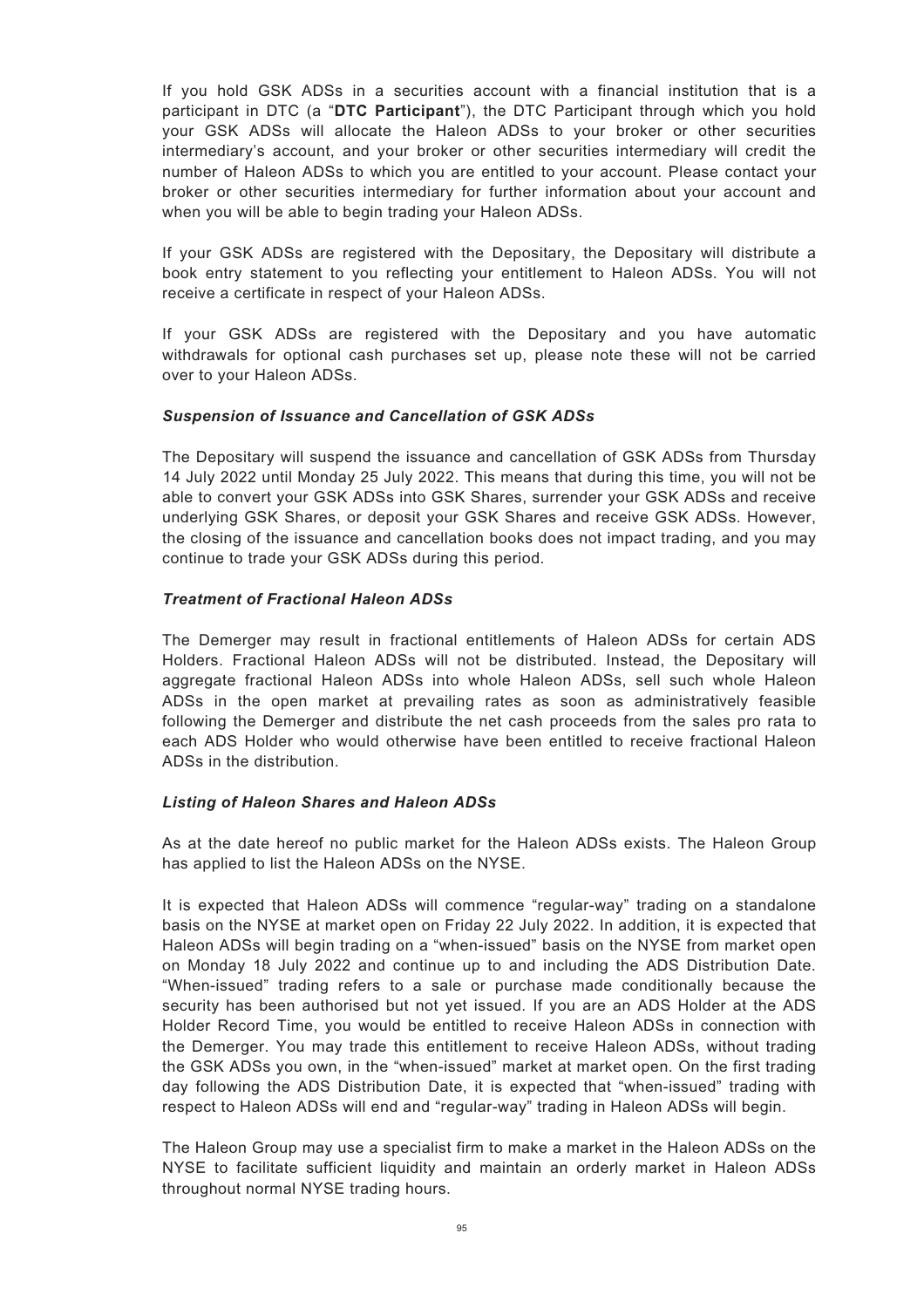If you hold GSK ADSs in a securities account with a financial institution that is a participant in DTC (a "**DTC Participant**"), the DTC Participant through which you hold your GSK ADSs will allocate the Haleon ADSs to your broker or other securities intermediary's account, and your broker or other securities intermediary will credit the number of Haleon ADSs to which you are entitled to your account. Please contact your broker or other securities intermediary for further information about your account and when you will be able to begin trading your Haleon ADSs.

If your GSK ADSs are registered with the Depositary, the Depositary will distribute a book entry statement to you reflecting your entitlement to Haleon ADSs. You will not receive a certificate in respect of your Haleon ADSs.

If your GSK ADSs are registered with the Depositary and you have automatic withdrawals for optional cash purchases set up, please note these will not be carried over to your Haleon ADSs.

***Suspension of Issuance and Cancellation of GSK ADSs***

The Depositary will suspend the issuance and cancellation of GSK ADSs from Thursday 14 July 2022 until Monday 25 July 2022. This means that during this time, you will not be able to convert your GSK ADSs into GSK Shares, surrender your GSK ADSs and receive underlying GSK Shares, or deposit your GSK Shares and receive GSK ADSs. However, the closing of the issuance and cancellation books does not impact trading, and you may continue to trade your GSK ADSs during this period.

***Treatment of Fractional Haleon ADSs***

The Demerger may result in fractional entitlements of Haleon ADSs for certain ADS Holders. Fractional Haleon ADSs will not be distributed. Instead, the Depositary will aggregate fractional Haleon ADSs into whole Haleon ADSs, sell such whole Haleon ADSs in the open market at prevailing rates as soon as administratively feasible following the Demerger and distribute the net cash proceeds from the sales pro rata to each ADS Holder who would otherwise have been entitled to receive fractional Haleon ADSs in the distribution.

***Listing of Haleon Shares and Haleon ADSs***

As at the date hereof no public market for the Haleon ADSs exists. The Haleon Group has applied to list the Haleon ADSs on the NYSE.

It is expected that Haleon ADSs will commence "regular-way" trading on a standalone basis on the NYSE at market open on Friday 22 July 2022. In addition, it is expected that Haleon ADSs will begin trading on a "when-issued" basis on the NYSE from market open on Monday 18 July 2022 and continue up to and including the ADS Distribution Date. "When-issued" trading refers to a sale or purchase made conditionally because the security has been authorised but not yet issued. If you are an ADS Holder at the ADS Holder Record Time, you would be entitled to receive Haleon ADSs in connection with the Demerger. You may trade this entitlement to receive Haleon ADSs, without trading the GSK ADSs you own, in the "when-issued" market at market open. On the first trading day following the ADS Distribution Date, it is expected that "when-issued" trading with respect to Haleon ADSs will end and "regular-way" trading in Haleon ADSs will begin.

The Haleon Group may use a specialist firm to make a market in the Haleon ADSs on the NYSE to facilitate sufficient liquidity and maintain an orderly market in Haleon ADSs throughout normal NYSE trading hours.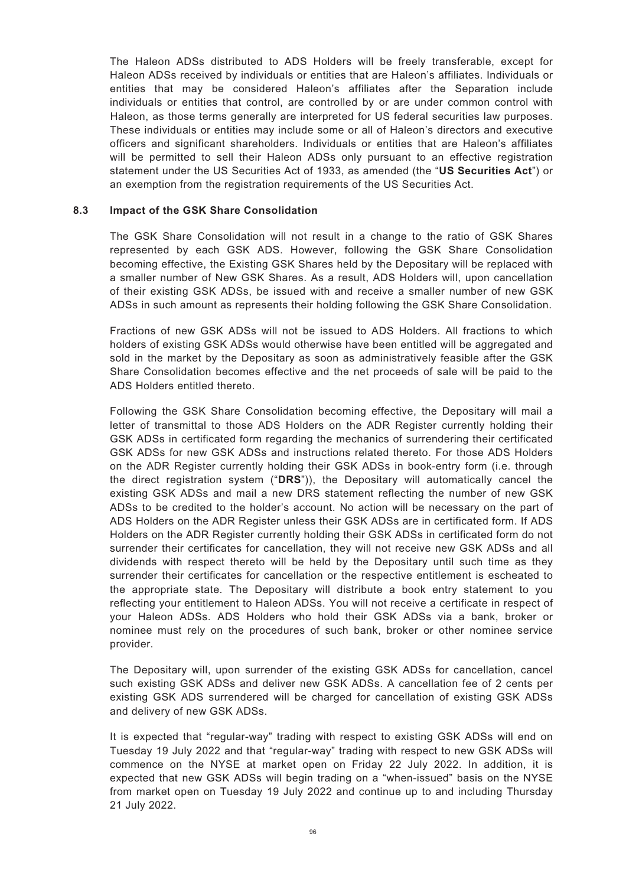The Haleon ADSs distributed to ADS Holders will be freely transferable, except for Haleon ADSs received by individuals or entities that are Haleon's affiliates. Individuals or entities that may be considered Haleon's affiliates after the Separation include individuals or entities that control, are controlled by or are under common control with Haleon, as those terms generally are interpreted for US federal securities law purposes. These individuals or entities may include some or all of Haleon's directors and executive officers and significant shareholders. Individuals or entities that are Haleon's affiliates will be permitted to sell their Haleon ADSs only pursuant to an effective registration statement under the US Securities Act of 1933, as amended (the "**US Securities Act**") or an exemption from the registration requirements of the US Securities Act.

### 8.3 Impact of the GSK Share Consolidation

The GSK Share Consolidation will not result in a change to the ratio of GSK Shares represented by each GSK ADS. However, following the GSK Share Consolidation becoming effective, the Existing GSK Shares held by the Depositary will be replaced with a smaller number of New GSK Shares. As a result, ADS Holders will, upon cancellation of their existing GSK ADSs, be issued with and receive a smaller number of new GSK ADSs in such amount as represents their holding following the GSK Share Consolidation.

Fractions of new GSK ADSs will not be issued to ADS Holders. All fractions to which holders of existing GSK ADSs would otherwise have been entitled will be aggregated and sold in the market by the Depositary as soon as administratively feasible after the GSK Share Consolidation becomes effective and the net proceeds of sale will be paid to the ADS Holders entitled thereto.

Following the GSK Share Consolidation becoming effective, the Depositary will mail a letter of transmittal to those ADS Holders on the ADR Register currently holding their GSK ADSs in certificated form regarding the mechanics of surrendering their certificated GSK ADSs for new GSK ADSs and instructions related thereto. For those ADS Holders on the ADR Register currently holding their GSK ADSs in book-entry form (i.e. through the direct registration system ("**DRS**")), the Depositary will automatically cancel the existing GSK ADSs and mail a new DRS statement reflecting the number of new GSK ADSs to be credited to the holder's account. No action will be necessary on the part of ADS Holders on the ADR Register unless their GSK ADSs are in certificated form. If ADS Holders on the ADR Register currently holding their GSK ADSs in certificated form do not surrender their certificates for cancellation, they will not receive new GSK ADSs and all dividends with respect thereto will be held by the Depositary until such time as they surrender their certificates for cancellation or the respective entitlement is escheated to the appropriate state. The Depositary will distribute a book entry statement to you reflecting your entitlement to Haleon ADSs. You will not receive a certificate in respect of your Haleon ADSs. ADS Holders who hold their GSK ADSs via a bank, broker or nominee must rely on the procedures of such bank, broker or other nominee service provider.

The Depositary will, upon surrender of the existing GSK ADSs for cancellation, cancel such existing GSK ADSs and deliver new GSK ADSs. A cancellation fee of 2 cents per existing GSK ADS surrendered will be charged for cancellation of existing GSK ADSs and delivery of new GSK ADSs.

It is expected that "regular-way" trading with respect to existing GSK ADSs will end on Tuesday 19 July 2022 and that "regular-way" trading with respect to new GSK ADSs will commence on the NYSE at market open on Friday 22 July 2022. In addition, it is expected that new GSK ADSs will begin trading on a "when-issued" basis on the NYSE from market open on Tuesday 19 July 2022 and continue up to and including Thursday 21 July 2022.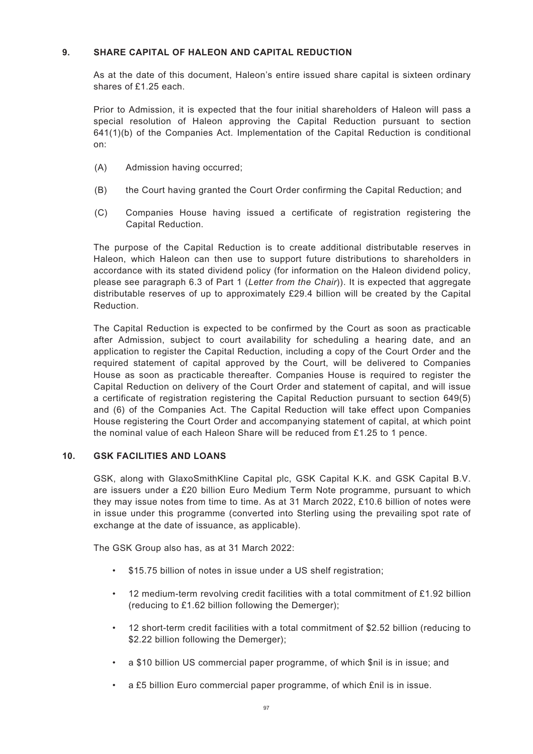## 9. SHARE CAPITAL OF HALEON AND CAPITAL REDUCTION

As at the date of this document, Haleon's entire issued share capital is sixteen ordinary shares of £1.25 each.

Prior to Admission, it is expected that the four initial shareholders of Haleon will pass a special resolution of Haleon approving the Capital Reduction pursuant to section 641(1)(b) of the Companies Act. Implementation of the Capital Reduction is conditional on:

(A) Admission having occurred;

(B) the Court having granted the Court Order confirming the Capital Reduction; and

(C) Companies House having issued a certificate of registration registering the Capital Reduction.

The purpose of the Capital Reduction is to create additional distributable reserves in Haleon, which Haleon can then use to support future distributions to shareholders in accordance with its stated dividend policy (for information on the Haleon dividend policy, please see paragraph 6.3 of Part 1 (*Letter from the Chair*)). It is expected that aggregate distributable reserves of up to approximately £29.4 billion will be created by the Capital Reduction.

The Capital Reduction is expected to be confirmed by the Court as soon as practicable after Admission, subject to court availability for scheduling a hearing date, and an application to register the Capital Reduction, including a copy of the Court Order and the required statement of capital approved by the Court, will be delivered to Companies House as soon as practicable thereafter. Companies House is required to register the Capital Reduction on delivery of the Court Order and statement of capital, and will issue a certificate of registration registering the Capital Reduction pursuant to section 649(5) and (6) of the Companies Act. The Capital Reduction will take effect upon Companies House registering the Court Order and accompanying statement of capital, at which point the nominal value of each Haleon Share will be reduced from £1.25 to 1 pence.

## 10. GSK FACILITIES AND LOANS

GSK, along with GlaxoSmithKline Capital plc, GSK Capital K.K. and GSK Capital B.V. are issuers under a £20 billion Euro Medium Term Note programme, pursuant to which they may issue notes from time to time. As at 31 March 2022, £10.6 billion of notes were in issue under this programme (converted into Sterling using the prevailing spot rate of exchange at the date of issuance, as applicable).

The GSK Group also has, as at 31 March 2022:

- $15.75 billion of notes in issue under a US shelf registration;
- 12 medium-term revolving credit facilities with a total commitment of £1.92 billion (reducing to £1.62 billion following the Demerger);
- 12 short-term credit facilities with a total commitment of $2.52 billion (reducing to $2.22 billion following the Demerger);
- a $10 billion US commercial paper programme, of which $nil is in issue; and
- a £5 billion Euro commercial paper programme, of which £nil is in issue.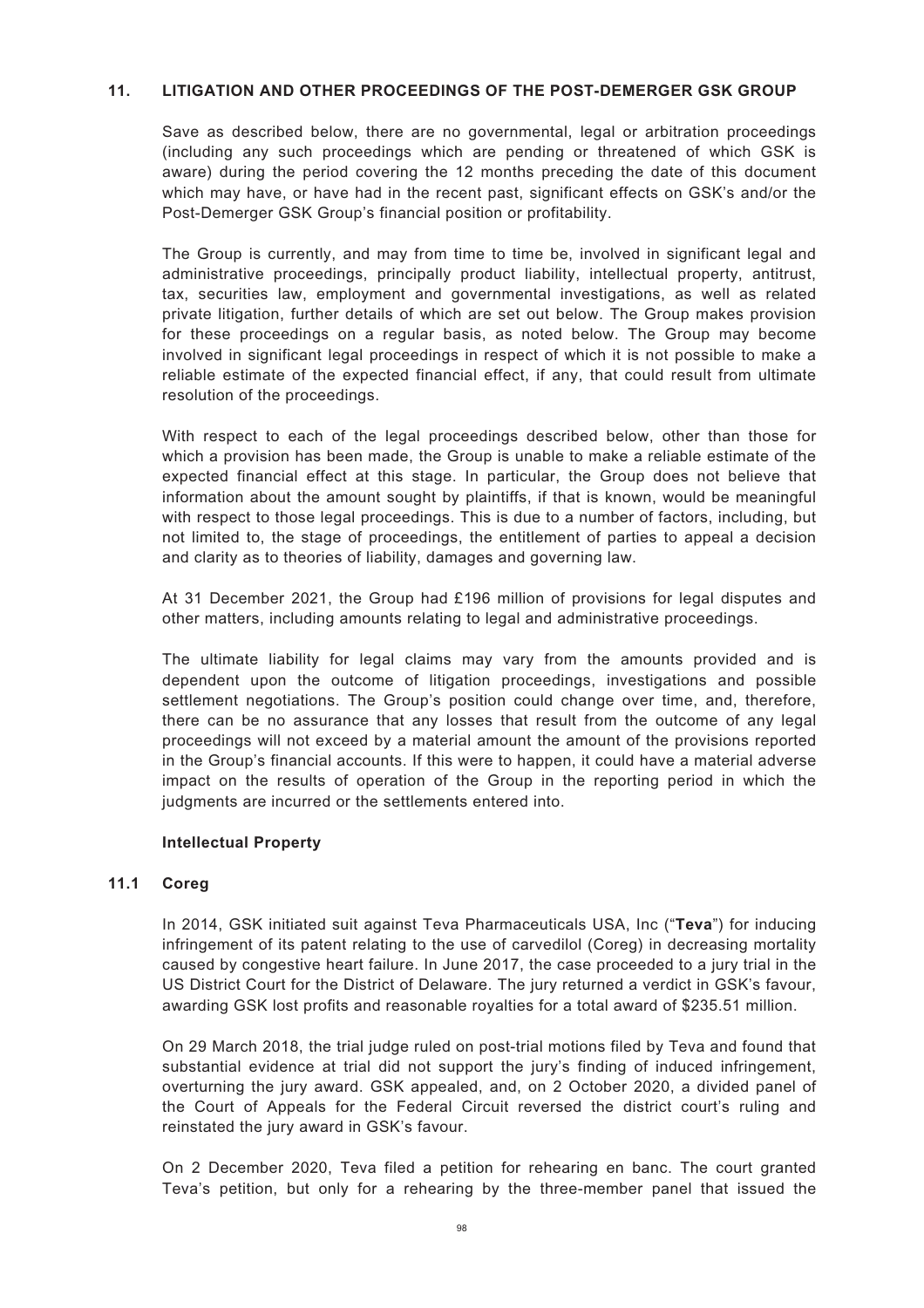## 11. LITIGATION AND OTHER PROCEEDINGS OF THE POST-DEMERGER GSK GROUP

Save as described below, there are no governmental, legal or arbitration proceedings (including any such proceedings which are pending or threatened of which GSK is aware) during the period covering the 12 months preceding the date of this document which may have, or have had in the recent past, significant effects on GSK's and/or the Post-Demerger GSK Group's financial position or profitability.

The Group is currently, and may from time to time be, involved in significant legal and administrative proceedings, principally product liability, intellectual property, antitrust, tax, securities law, employment and governmental investigations, as well as related private litigation, further details of which are set out below. The Group makes provision for these proceedings on a regular basis, as noted below. The Group may become involved in significant legal proceedings in respect of which it is not possible to make a reliable estimate of the expected financial effect, if any, that could result from ultimate resolution of the proceedings.

With respect to each of the legal proceedings described below, other than those for which a provision has been made, the Group is unable to make a reliable estimate of the expected financial effect at this stage. In particular, the Group does not believe that information about the amount sought by plaintiffs, if that is known, would be meaningful with respect to those legal proceedings. This is due to a number of factors, including, but not limited to, the stage of proceedings, the entitlement of parties to appeal a decision and clarity as to theories of liability, damages and governing law.

At 31 December 2021, the Group had £196 million of provisions for legal disputes and other matters, including amounts relating to legal and administrative proceedings.

The ultimate liability for legal claims may vary from the amounts provided and is dependent upon the outcome of litigation proceedings, investigations and possible settlement negotiations. The Group's position could change over time, and, therefore, there can be no assurance that any losses that result from the outcome of any legal proceedings will not exceed by a material amount the amount of the provisions reported in the Group's financial accounts. If this were to happen, it could have a material adverse impact on the results of operation of the Group in the reporting period in which the judgments are incurred or the settlements entered into.

**Intellectual Property**

### 11.1 Coreg

In 2014, GSK initiated suit against Teva Pharmaceuticals USA, Inc ("**Teva**") for inducing infringement of its patent relating to the use of carvedilol (Coreg) in decreasing mortality caused by congestive heart failure. In June 2017, the case proceeded to a jury trial in the US District Court for the District of Delaware. The jury returned a verdict in GSK's favour, awarding GSK lost profits and reasonable royalties for a total award of $235.51 million.

On 29 March 2018, the trial judge ruled on post-trial motions filed by Teva and found that substantial evidence at trial did not support the jury's finding of induced infringement, overturning the jury award. GSK appealed, and, on 2 October 2020, a divided panel of the Court of Appeals for the Federal Circuit reversed the district court's ruling and reinstated the jury award in GSK's favour.

On 2 December 2020, Teva filed a petition for rehearing en banc. The court granted Teva's petition, but only for a rehearing by the three-member panel that issued the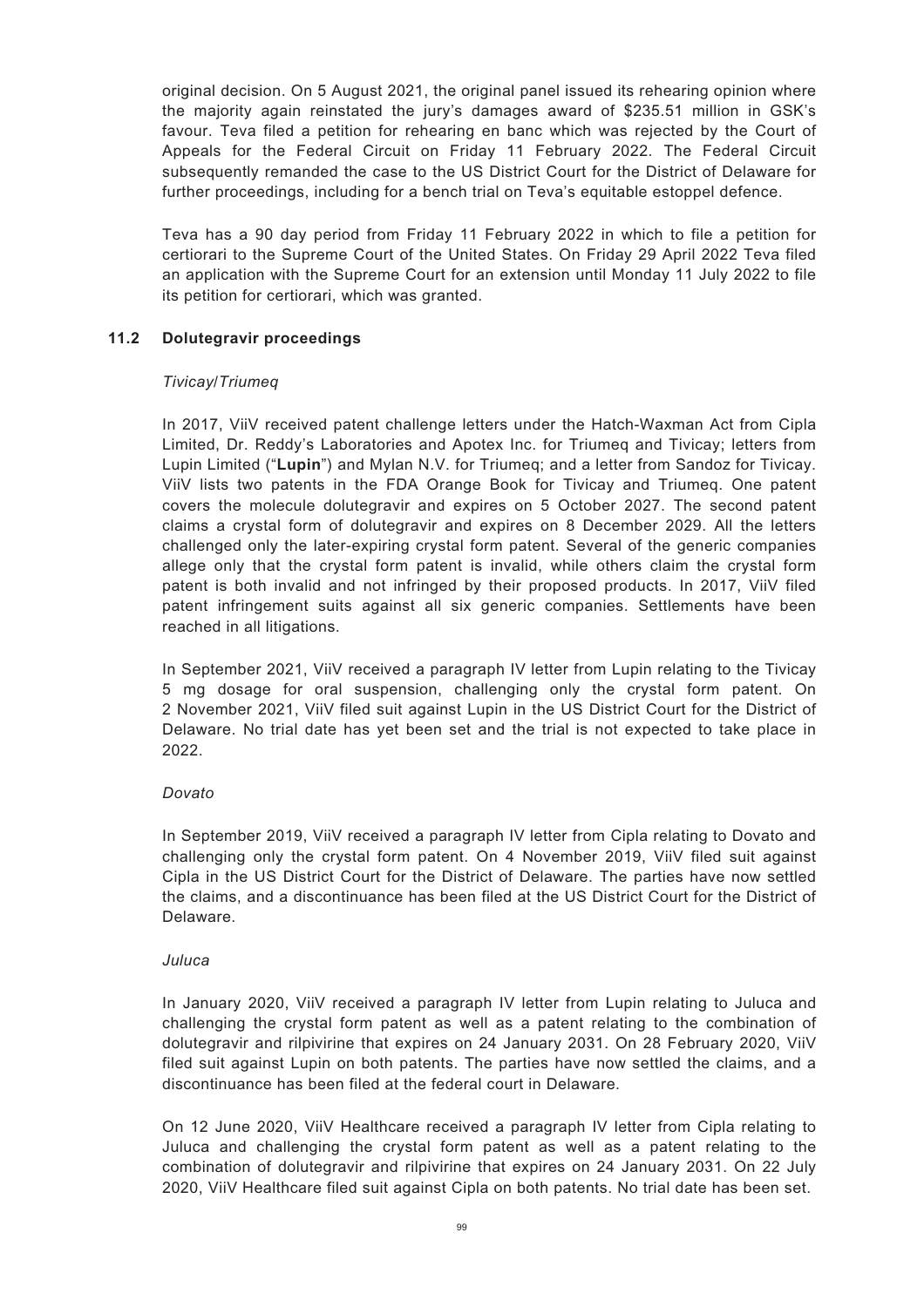original decision. On 5 August 2021, the original panel issued its rehearing opinion where the majority again reinstated the jury's damages award of $235.51 million in GSK's favour. Teva filed a petition for rehearing en banc which was rejected by the Court of Appeals for the Federal Circuit on Friday 11 February 2022. The Federal Circuit subsequently remanded the case to the US District Court for the District of Delaware for further proceedings, including for a bench trial on Teva's equitable estoppel defence.

Teva has a 90 day period from Friday 11 February 2022 in which to file a petition for certiorari to the Supreme Court of the United States. On Friday 29 April 2022 Teva filed an application with the Supreme Court for an extension until Monday 11 July 2022 to file its petition for certiorari, which was granted.

### 11.2 Dolutegravir proceedings

*Tivicay/Triumeq*

In 2017, ViiV received patent challenge letters under the Hatch-Waxman Act from Cipla Limited, Dr. Reddy's Laboratories and Apotex Inc. for Triumeq and Tivicay; letters from Lupin Limited ("**Lupin**") and Mylan N.V. for Triumeq; and a letter from Sandoz for Tivicay. ViiV lists two patents in the FDA Orange Book for Tivicay and Triumeq. One patent covers the molecule dolutegravir and expires on 5 October 2027. The second patent claims a crystal form of dolutegravir and expires on 8 December 2029. All the letters challenged only the later-expiring crystal form patent. Several of the generic companies allege only that the crystal form patent is invalid, while others claim the crystal form patent is both invalid and not infringed by their proposed products. In 2017, ViiV filed patent infringement suits against all six generic companies. Settlements have been reached in all litigations.

In September 2021, ViiV received a paragraph IV letter from Lupin relating to the Tivicay 5 mg dosage for oral suspension, challenging only the crystal form patent. On 2 November 2021, ViiV filed suit against Lupin in the US District Court for the District of Delaware. No trial date has yet been set and the trial is not expected to take place in 2022.

*Dovato*

In September 2019, ViiV received a paragraph IV letter from Cipla relating to Dovato and challenging only the crystal form patent. On 4 November 2019, ViiV filed suit against Cipla in the US District Court for the District of Delaware. The parties have now settled the claims, and a discontinuance has been filed at the US District Court for the District of Delaware.

*Juluca*

In January 2020, ViiV received a paragraph IV letter from Lupin relating to Juluca and challenging the crystal form patent as well as a patent relating to the combination of dolutegravir and rilpivirine that expires on 24 January 2031. On 28 February 2020, ViiV filed suit against Lupin on both patents. The parties have now settled the claims, and a discontinuance has been filed at the federal court in Delaware.

On 12 June 2020, ViiV Healthcare received a paragraph IV letter from Cipla relating to Juluca and challenging the crystal form patent as well as a patent relating to the combination of dolutegravir and rilpivirine that expires on 24 January 2031. On 22 July 2020, ViiV Healthcare filed suit against Cipla on both patents. No trial date has been set.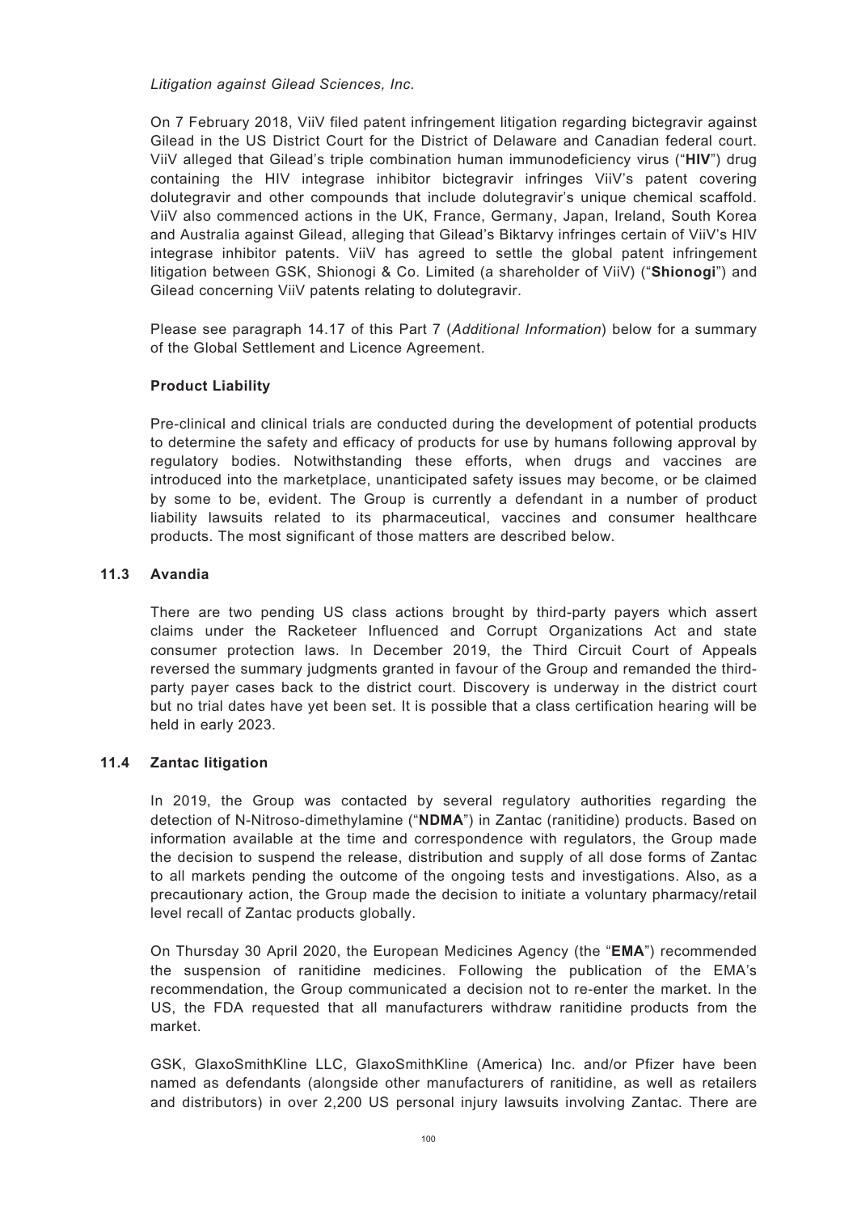*Litigation against Gilead Sciences, Inc.*

On 7 February 2018, ViiV filed patent infringement litigation regarding bictegravir against Gilead in the US District Court for the District of Delaware and Canadian federal court. ViiV alleged that Gilead's triple combination human immunodeficiency virus ("**HIV**") drug containing the HIV integrase inhibitor bictegravir infringes ViiV's patent covering dolutegravir and other compounds that include dolutegravir's unique chemical scaffold. ViiV also commenced actions in the UK, France, Germany, Japan, Ireland, South Korea and Australia against Gilead, alleging that Gilead's Biktarvy infringes certain of ViiV's HIV integrase inhibitor patents. ViiV has agreed to settle the global patent infringement litigation between GSK, Shionogi & Co. Limited (a shareholder of ViiV) ("**Shionogi**") and Gilead concerning ViiV patents relating to dolutegravir.

Please see paragraph 14.17 of this Part 7 (*Additional Information*) below for a summary of the Global Settlement and Licence Agreement.

**Product Liability**

Pre-clinical and clinical trials are conducted during the development of potential products to determine the safety and efficacy of products for use by humans following approval by regulatory bodies. Notwithstanding these efforts, when drugs and vaccines are introduced into the marketplace, unanticipated safety issues may become, or be claimed by some to be, evident. The Group is currently a defendant in a number of product liability lawsuits related to its pharmaceutical, vaccines and consumer healthcare products. The most significant of those matters are described below.

### 11.3 Avandia

There are two pending US class actions brought by third-party payers which assert claims under the Racketeer Influenced and Corrupt Organizations Act and state consumer protection laws. In December 2019, the Third Circuit Court of Appeals reversed the summary judgments granted in favour of the Group and remanded the third-party payer cases back to the district court. Discovery is underway in the district court but no trial dates have yet been set. It is possible that a class certification hearing will be held in early 2023.

### 11.4 Zantac litigation

In 2019, the Group was contacted by several regulatory authorities regarding the detection of N-Nitroso-dimethylamine ("**NDMA**") in Zantac (ranitidine) products. Based on information available at the time and correspondence with regulators, the Group made the decision to suspend the release, distribution and supply of all dose forms of Zantac to all markets pending the outcome of the ongoing tests and investigations. Also, as a precautionary action, the Group made the decision to initiate a voluntary pharmacy/retail level recall of Zantac products globally.

On Thursday 30 April 2020, the European Medicines Agency (the "**EMA**") recommended the suspension of ranitidine medicines. Following the publication of the EMA's recommendation, the Group communicated a decision not to re-enter the market. In the US, the FDA requested that all manufacturers withdraw ranitidine products from the market.

GSK, GlaxoSmithKline LLC, GlaxoSmithKline (America) Inc. and/or Pfizer have been named as defendants (alongside other manufacturers of ranitidine, as well as retailers and distributors) in over 2,200 US personal injury lawsuits involving Zantac. There are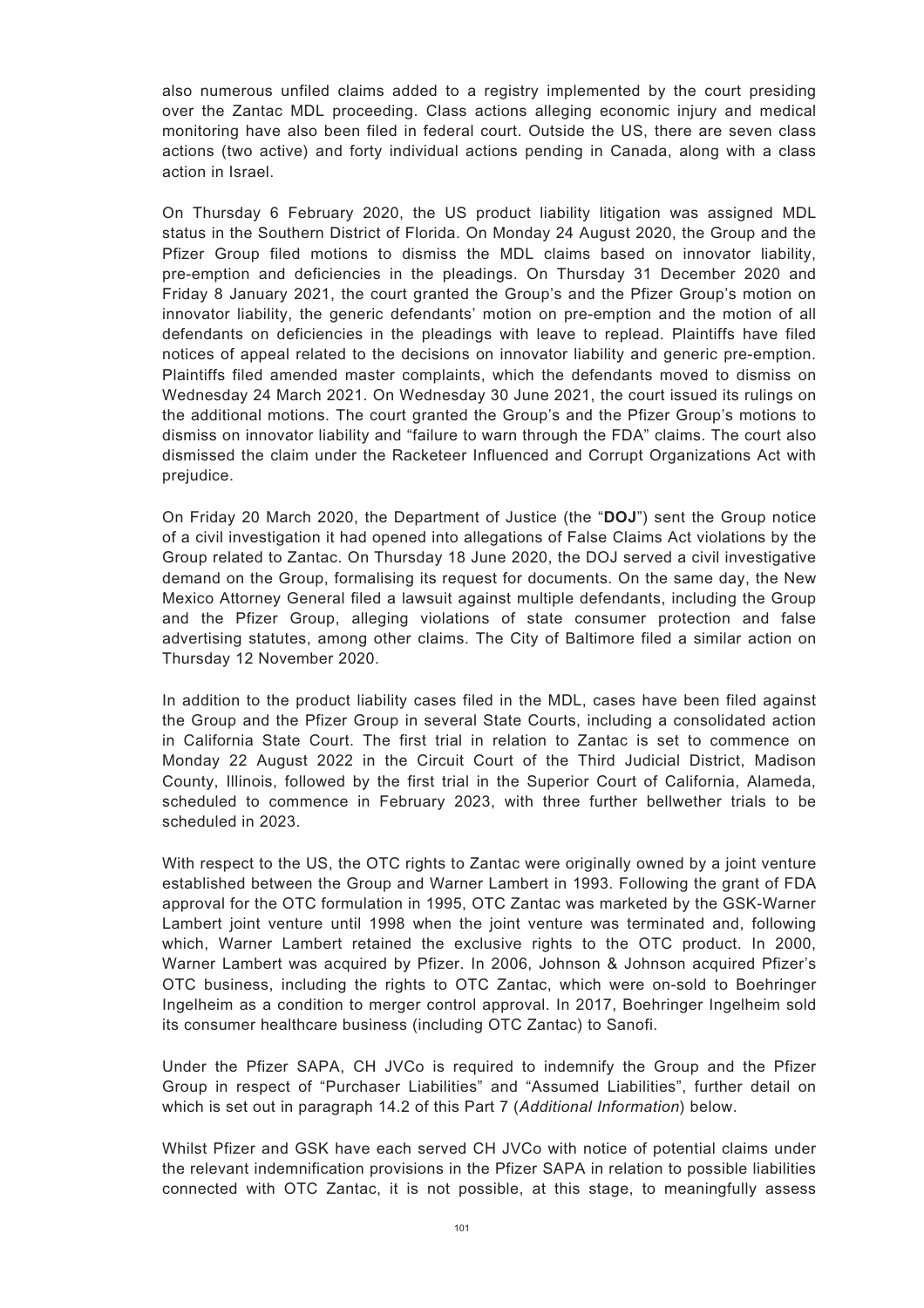also numerous unfiled claims added to a registry implemented by the court presiding over the Zantac MDL proceeding. Class actions alleging economic injury and medical monitoring have also been filed in federal court. Outside the US, there are seven class actions (two active) and forty individual actions pending in Canada, along with a class action in Israel.

On Thursday 6 February 2020, the US product liability litigation was assigned MDL status in the Southern District of Florida. On Monday 24 August 2020, the Group and the Pfizer Group filed motions to dismiss the MDL claims based on innovator liability, pre-emption and deficiencies in the pleadings. On Thursday 31 December 2020 and Friday 8 January 2021, the court granted the Group's and the Pfizer Group's motion on innovator liability, the generic defendants' motion on pre-emption and the motion of all defendants on deficiencies in the pleadings with leave to replead. Plaintiffs have filed notices of appeal related to the decisions on innovator liability and generic pre-emption. Plaintiffs filed amended master complaints, which the defendants moved to dismiss on Wednesday 24 March 2021. On Wednesday 30 June 2021, the court issued its rulings on the additional motions. The court granted the Group's and the Pfizer Group's motions to dismiss on innovator liability and "failure to warn through the FDA" claims. The court also dismissed the claim under the Racketeer Influenced and Corrupt Organizations Act with prejudice.

On Friday 20 March 2020, the Department of Justice (the "**DOJ**") sent the Group notice of a civil investigation it had opened into allegations of False Claims Act violations by the Group related to Zantac. On Thursday 18 June 2020, the DOJ served a civil investigative demand on the Group, formalising its request for documents. On the same day, the New Mexico Attorney General filed a lawsuit against multiple defendants, including the Group and the Pfizer Group, alleging violations of state consumer protection and false advertising statutes, among other claims. The City of Baltimore filed a similar action on Thursday 12 November 2020.

In addition to the product liability cases filed in the MDL, cases have been filed against the Group and the Pfizer Group in several State Courts, including a consolidated action in California State Court. The first trial in relation to Zantac is set to commence on Monday 22 August 2022 in the Circuit Court of the Third Judicial District, Madison County, Illinois, followed by the first trial in the Superior Court of California, Alameda, scheduled to commence in February 2023, with three further bellwether trials to be scheduled in 2023.

With respect to the US, the OTC rights to Zantac were originally owned by a joint venture established between the Group and Warner Lambert in 1993. Following the grant of FDA approval for the OTC formulation in 1995, OTC Zantac was marketed by the GSK-Warner Lambert joint venture until 1998 when the joint venture was terminated and, following which, Warner Lambert retained the exclusive rights to the OTC product. In 2000, Warner Lambert was acquired by Pfizer. In 2006, Johnson & Johnson acquired Pfizer's OTC business, including the rights to OTC Zantac, which were on-sold to Boehringer Ingelheim as a condition to merger control approval. In 2017, Boehringer Ingelheim sold its consumer healthcare business (including OTC Zantac) to Sanofi.

Under the Pfizer SAPA, CH JVCo is required to indemnify the Group and the Pfizer Group in respect of "Purchaser Liabilities" and "Assumed Liabilities", further detail on which is set out in paragraph 14.2 of this Part 7 (*Additional Information*) below.

Whilst Pfizer and GSK have each served CH JVCo with notice of potential claims under the relevant indemnification provisions in the Pfizer SAPA in relation to possible liabilities connected with OTC Zantac, it is not possible, at this stage, to meaningfully assess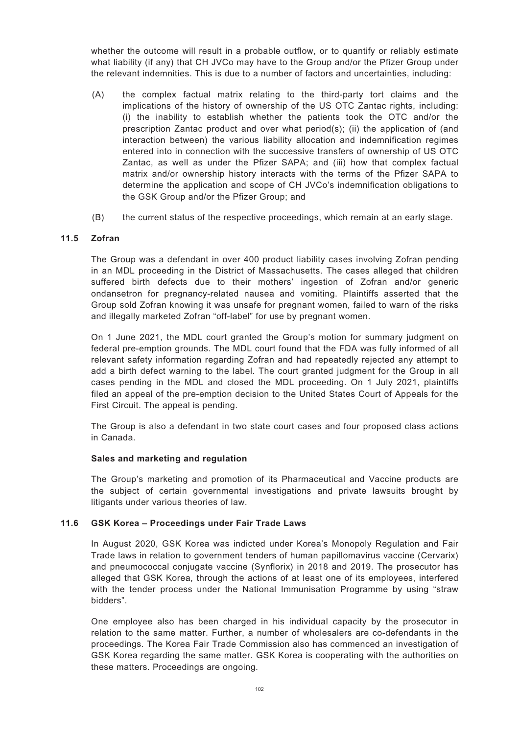whether the outcome will result in a probable outflow, or to quantify or reliably estimate what liability (if any) that CH JVCo may have to the Group and/or the Pfizer Group under the relevant indemnities. This is due to a number of factors and uncertainties, including:

(A) the complex factual matrix relating to the third-party tort claims and the implications of the history of ownership of the US OTC Zantac rights, including: (i) the inability to establish whether the patients took the OTC and/or the prescription Zantac product and over what period(s); (ii) the application of (and interaction between) the various liability allocation and indemnification regimes entered into in connection with the successive transfers of ownership of US OTC Zantac, as well as under the Pfizer SAPA; and (iii) how that complex factual matrix and/or ownership history interacts with the terms of the Pfizer SAPA to determine the application and scope of CH JVCo's indemnification obligations to the GSK Group and/or the Pfizer Group; and

(B) the current status of the respective proceedings, which remain at an early stage.

### 11.5 Zofran

The Group was a defendant in over 400 product liability cases involving Zofran pending in an MDL proceeding in the District of Massachusetts. The cases alleged that children suffered birth defects due to their mothers' ingestion of Zofran and/or generic ondansetron for pregnancy-related nausea and vomiting. Plaintiffs asserted that the Group sold Zofran knowing it was unsafe for pregnant women, failed to warn of the risks and illegally marketed Zofran "off-label" for use by pregnant women.

On 1 June 2021, the MDL court granted the Group's motion for summary judgment on federal pre-emption grounds. The MDL court found that the FDA was fully informed of all relevant safety information regarding Zofran and had repeatedly rejected any attempt to add a birth defect warning to the label. The court granted judgment for the Group in all cases pending in the MDL and closed the MDL proceeding. On 1 July 2021, plaintiffs filed an appeal of the pre-emption decision to the United States Court of Appeals for the First Circuit. The appeal is pending.

The Group is also a defendant in two state court cases and four proposed class actions in Canada.

**Sales and marketing and regulation**

The Group's marketing and promotion of its Pharmaceutical and Vaccine products are the subject of certain governmental investigations and private lawsuits brought by litigants under various theories of law.

### 11.6 GSK Korea – Proceedings under Fair Trade Laws

In August 2020, GSK Korea was indicted under Korea's Monopoly Regulation and Fair Trade laws in relation to government tenders of human papillomavirus vaccine (Cervarix) and pneumococcal conjugate vaccine (Synflorix) in 2018 and 2019. The prosecutor has alleged that GSK Korea, through the actions of at least one of its employees, interfered with the tender process under the National Immunisation Programme by using "straw bidders".

One employee also has been charged in his individual capacity by the prosecutor in relation to the same matter. Further, a number of wholesalers are co-defendants in the proceedings. The Korea Fair Trade Commission also has commenced an investigation of GSK Korea regarding the same matter. GSK Korea is cooperating with the authorities on these matters. Proceedings are ongoing.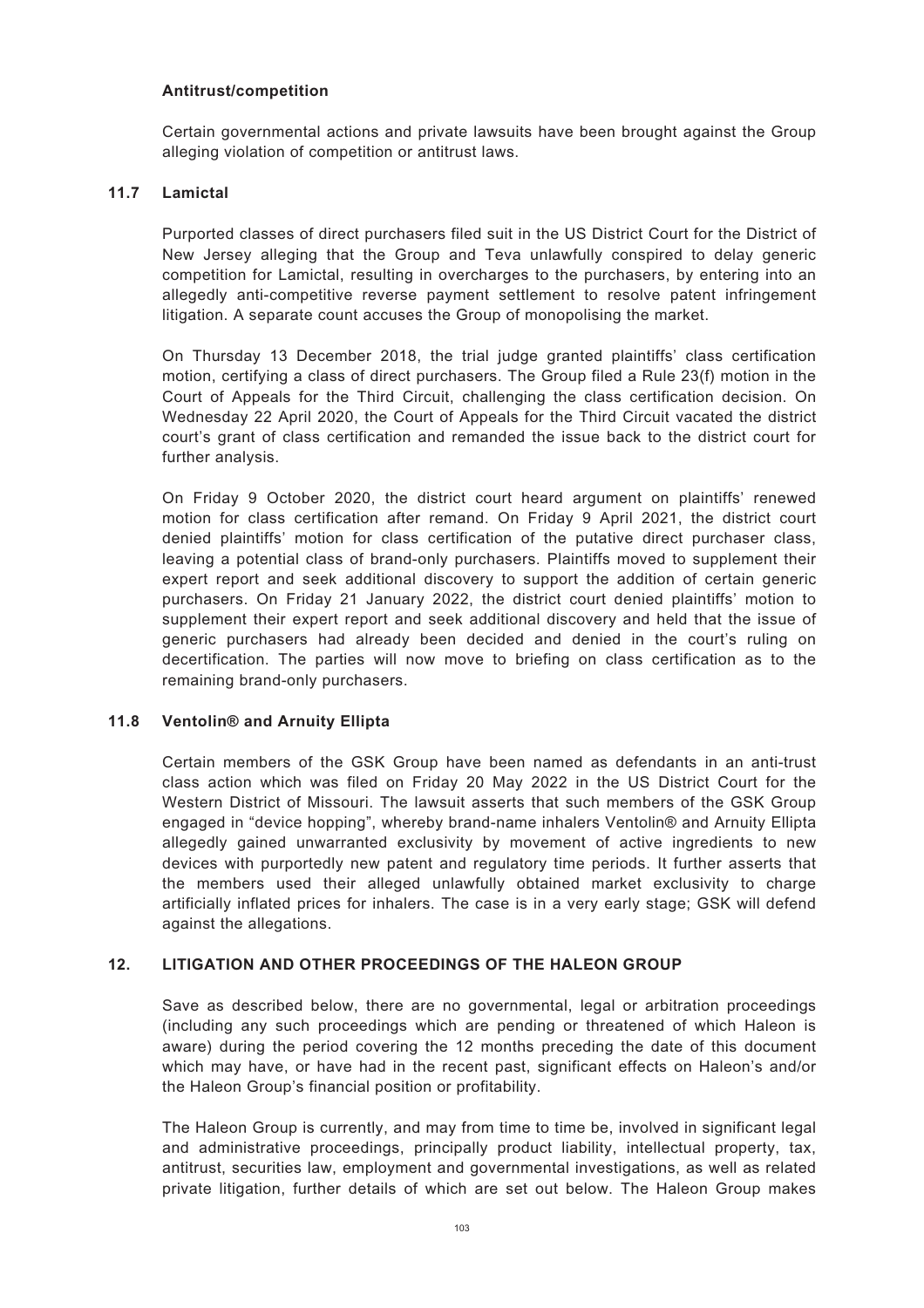### Antitrust/competition

Certain governmental actions and private lawsuits have been brought against the Group alleging violation of competition or antitrust laws.

### 11.7 Lamictal

Purported classes of direct purchasers filed suit in the US District Court for the District of New Jersey alleging that the Group and Teva unlawfully conspired to delay generic competition for Lamictal, resulting in overcharges to the purchasers, by entering into an allegedly anti-competitive reverse payment settlement to resolve patent infringement litigation. A separate count accuses the Group of monopolising the market.

On Thursday 13 December 2018, the trial judge granted plaintiffs' class certification motion, certifying a class of direct purchasers. The Group filed a Rule 23(f) motion in the Court of Appeals for the Third Circuit, challenging the class certification decision. On Wednesday 22 April 2020, the Court of Appeals for the Third Circuit vacated the district court's grant of class certification and remanded the issue back to the district court for further analysis.

On Friday 9 October 2020, the district court heard argument on plaintiffs' renewed motion for class certification after remand. On Friday 9 April 2021, the district court denied plaintiffs' motion for class certification of the putative direct purchaser class, leaving a potential class of brand-only purchasers. Plaintiffs moved to supplement their expert report and seek additional discovery to support the addition of certain generic purchasers. On Friday 21 January 2022, the district court denied plaintiffs' motion to supplement their expert report and seek additional discovery and held that the issue of generic purchasers had already been decided and denied in the court's ruling on decertification. The parties will now move to briefing on class certification as to the remaining brand-only purchasers.

### 11.8 Ventolin® and Arnuity Ellipta

Certain members of the GSK Group have been named as defendants in an anti-trust class action which was filed on Friday 20 May 2022 in the US District Court for the Western District of Missouri. The lawsuit asserts that such members of the GSK Group engaged in "device hopping", whereby brand-name inhalers Ventolin® and Arnuity Ellipta allegedly gained unwarranted exclusivity by movement of active ingredients to new devices with purportedly new patent and regulatory time periods. It further asserts that the members used their alleged unlawfully obtained market exclusivity to charge artificially inflated prices for inhalers. The case is in a very early stage; GSK will defend against the allegations.

## 12. LITIGATION AND OTHER PROCEEDINGS OF THE HALEON GROUP

Save as described below, there are no governmental, legal or arbitration proceedings (including any such proceedings which are pending or threatened of which Haleon is aware) during the period covering the 12 months preceding the date of this document which may have, or have had in the recent past, significant effects on Haleon's and/or the Haleon Group's financial position or profitability.

The Haleon Group is currently, and may from time to time be, involved in significant legal and administrative proceedings, principally product liability, intellectual property, tax, antitrust, securities law, employment and governmental investigations, as well as related private litigation, further details of which are set out below. The Haleon Group makes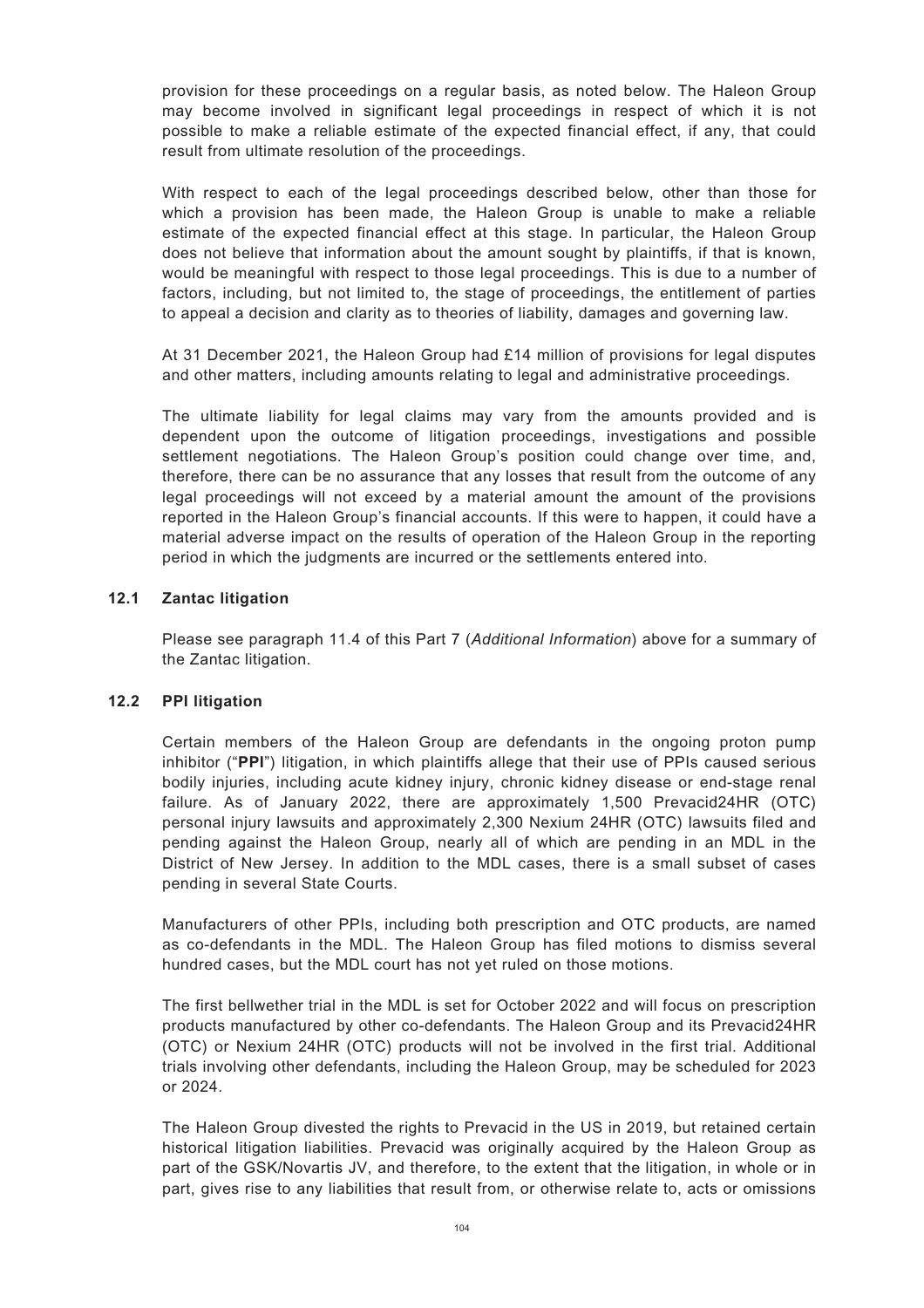provision for these proceedings on a regular basis, as noted below. The Haleon Group may become involved in significant legal proceedings in respect of which it is not possible to make a reliable estimate of the expected financial effect, if any, that could result from ultimate resolution of the proceedings.

With respect to each of the legal proceedings described below, other than those for which a provision has been made, the Haleon Group is unable to make a reliable estimate of the expected financial effect at this stage. In particular, the Haleon Group does not believe that information about the amount sought by plaintiffs, if that is known, would be meaningful with respect to those legal proceedings. This is due to a number of factors, including, but not limited to, the stage of proceedings, the entitlement of parties to appeal a decision and clarity as to theories of liability, damages and governing law.

At 31 December 2021, the Haleon Group had £14 million of provisions for legal disputes and other matters, including amounts relating to legal and administrative proceedings.

The ultimate liability for legal claims may vary from the amounts provided and is dependent upon the outcome of litigation proceedings, investigations and possible settlement negotiations. The Haleon Group's position could change over time, and, therefore, there can be no assurance that any losses that result from the outcome of any legal proceedings will not exceed by a material amount the amount of the provisions reported in the Haleon Group's financial accounts. If this were to happen, it could have a material adverse impact on the results of operation of the Haleon Group in the reporting period in which the judgments are incurred or the settlements entered into.

### 12.1 Zantac litigation

Please see paragraph 11.4 of this Part 7 (*Additional Information*) above for a summary of the Zantac litigation.

### 12.2 PPI litigation

Certain members of the Haleon Group are defendants in the ongoing proton pump inhibitor ("**PPI**") litigation, in which plaintiffs allege that their use of PPIs caused serious bodily injuries, including acute kidney injury, chronic kidney disease or end-stage renal failure. As of January 2022, there are approximately 1,500 Prevacid24HR (OTC) personal injury lawsuits and approximately 2,300 Nexium 24HR (OTC) lawsuits filed and pending against the Haleon Group, nearly all of which are pending in an MDL in the District of New Jersey. In addition to the MDL cases, there is a small subset of cases pending in several State Courts.

Manufacturers of other PPIs, including both prescription and OTC products, are named as co-defendants in the MDL. The Haleon Group has filed motions to dismiss several hundred cases, but the MDL court has not yet ruled on those motions.

The first bellwether trial in the MDL is set for October 2022 and will focus on prescription products manufactured by other co-defendants. The Haleon Group and its Prevacid24HR (OTC) or Nexium 24HR (OTC) products will not be involved in the first trial. Additional trials involving other defendants, including the Haleon Group, may be scheduled for 2023 or 2024.

The Haleon Group divested the rights to Prevacid in the US in 2019, but retained certain historical litigation liabilities. Prevacid was originally acquired by the Haleon Group as part of the GSK/Novartis JV, and therefore, to the extent that the litigation, in whole or in part, gives rise to any liabilities that result from, or otherwise relate to, acts or omissions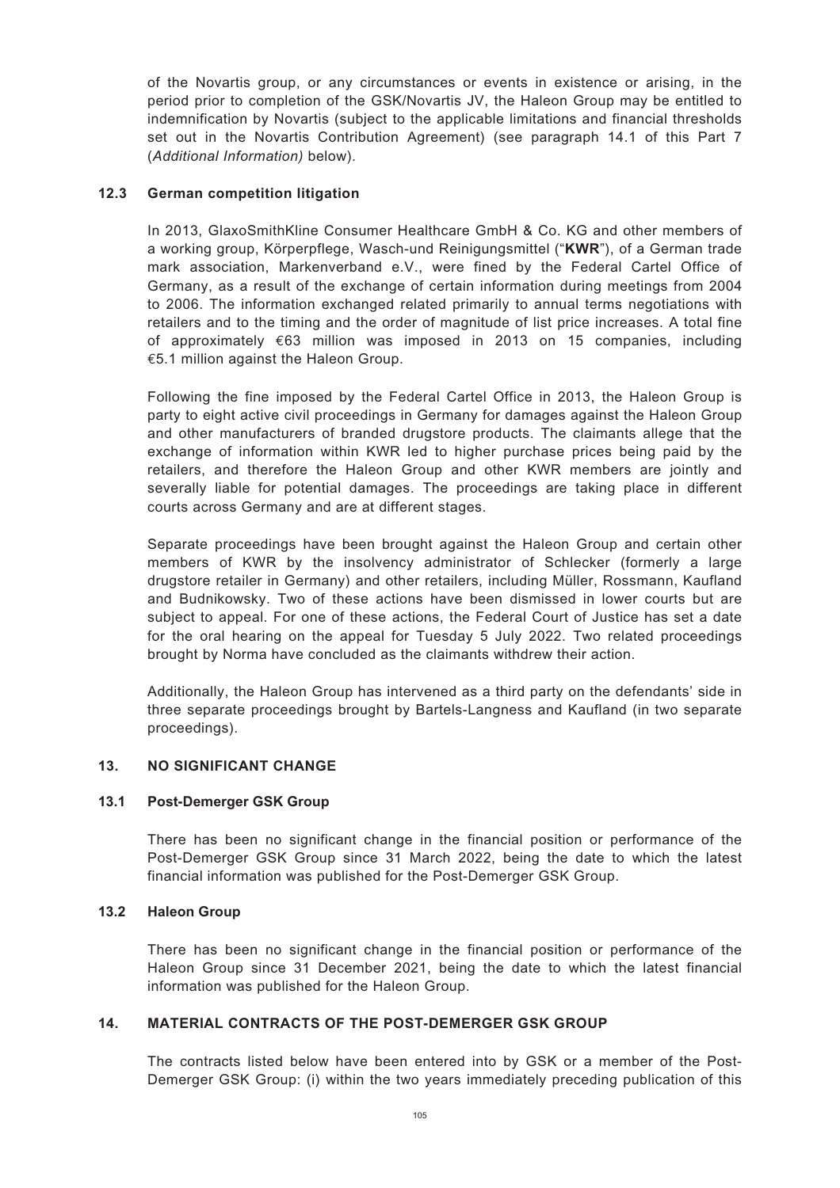of the Novartis group, or any circumstances or events in existence or arising, in the period prior to completion of the GSK/Novartis JV, the Haleon Group may be entitled to indemnification by Novartis (subject to the applicable limitations and financial thresholds set out in the Novartis Contribution Agreement) (see paragraph 14.1 of this Part 7 (*Additional Information)* below).

### 12.3 German competition litigation

In 2013, GlaxoSmithKline Consumer Healthcare GmbH & Co. KG and other members of a working group, Körperpflege, Wasch-und Reinigungsmittel ("**KWR**"), of a German trade mark association, Markenverband e.V., were fined by the Federal Cartel Office of Germany, as a result of the exchange of certain information during meetings from 2004 to 2006. The information exchanged related primarily to annual terms negotiations with retailers and to the timing and the order of magnitude of list price increases. A total fine of approximately €63 million was imposed in 2013 on 15 companies, including €5.1 million against the Haleon Group.

Following the fine imposed by the Federal Cartel Office in 2013, the Haleon Group is party to eight active civil proceedings in Germany for damages against the Haleon Group and other manufacturers of branded drugstore products. The claimants allege that the exchange of information within KWR led to higher purchase prices being paid by the retailers, and therefore the Haleon Group and other KWR members are jointly and severally liable for potential damages. The proceedings are taking place in different courts across Germany and are at different stages.

Separate proceedings have been brought against the Haleon Group and certain other members of KWR by the insolvency administrator of Schlecker (formerly a large drugstore retailer in Germany) and other retailers, including Müller, Rossmann, Kaufland and Budnikowsky. Two of these actions have been dismissed in lower courts but are subject to appeal. For one of these actions, the Federal Court of Justice has set a date for the oral hearing on the appeal for Tuesday 5 July 2022. Two related proceedings brought by Norma have concluded as the claimants withdrew their action.

Additionally, the Haleon Group has intervened as a third party on the defendants' side in three separate proceedings brought by Bartels-Langness and Kaufland (in two separate proceedings).

## 13. NO SIGNIFICANT CHANGE

### 13.1 Post-Demerger GSK Group

There has been no significant change in the financial position or performance of the Post-Demerger GSK Group since 31 March 2022, being the date to which the latest financial information was published for the Post-Demerger GSK Group.

### 13.2 Haleon Group

There has been no significant change in the financial position or performance of the Haleon Group since 31 December 2021, being the date to which the latest financial information was published for the Haleon Group.

## 14. MATERIAL CONTRACTS OF THE POST-DEMERGER GSK GROUP

The contracts listed below have been entered into by GSK or a member of the Post-Demerger GSK Group: (i) within the two years immediately preceding publication of this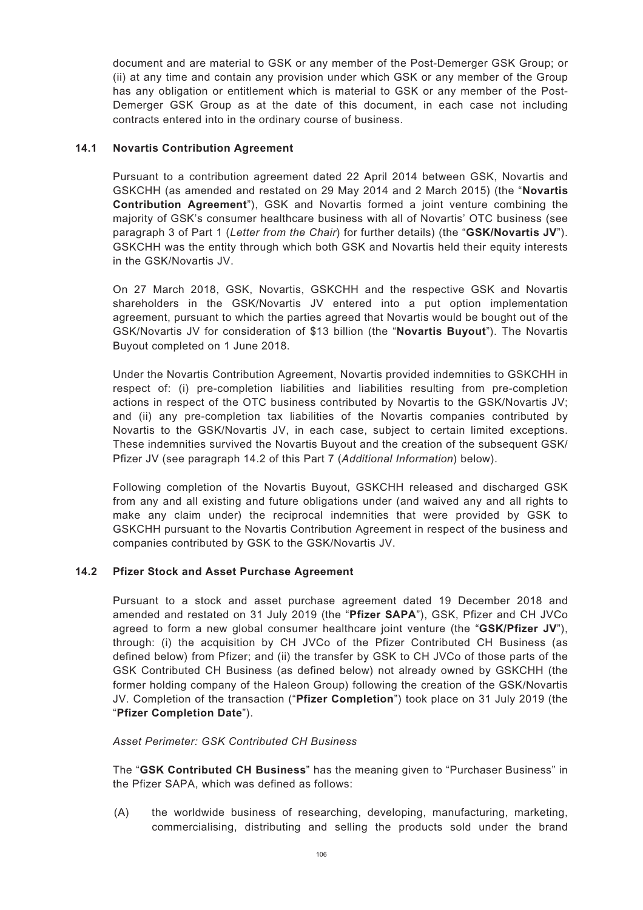document and are material to GSK or any member of the Post-Demerger GSK Group; or (ii) at any time and contain any provision under which GSK or any member of the Group has any obligation or entitlement which is material to GSK or any member of the Post-Demerger GSK Group as at the date of this document, in each case not including contracts entered into in the ordinary course of business.

### 14.1 Novartis Contribution Agreement

Pursuant to a contribution agreement dated 22 April 2014 between GSK, Novartis and GSKCHH (as amended and restated on 29 May 2014 and 2 March 2015) (the "**Novartis Contribution Agreement**"), GSK and Novartis formed a joint venture combining the majority of GSK's consumer healthcare business with all of Novartis' OTC business (see paragraph 3 of Part 1 (*Letter from the Chair*) for further details) (the "**GSK/Novartis JV**"). GSKCHH was the entity through which both GSK and Novartis held their equity interests in the GSK/Novartis JV.

On 27 March 2018, GSK, Novartis, GSKCHH and the respective GSK and Novartis shareholders in the GSK/Novartis JV entered into a put option implementation agreement, pursuant to which the parties agreed that Novartis would be bought out of the GSK/Novartis JV for consideration of $13 billion (the "**Novartis Buyout**"). The Novartis Buyout completed on 1 June 2018.

Under the Novartis Contribution Agreement, Novartis provided indemnities to GSKCHH in respect of: (i) pre-completion liabilities and liabilities resulting from pre-completion actions in respect of the OTC business contributed by Novartis to the GSK/Novartis JV; and (ii) any pre-completion tax liabilities of the Novartis companies contributed by Novartis to the GSK/Novartis JV, in each case, subject to certain limited exceptions. These indemnities survived the Novartis Buyout and the creation of the subsequent GSK/Pfizer JV (see paragraph 14.2 of this Part 7 (*Additional Information*) below).

Following completion of the Novartis Buyout, GSKCHH released and discharged GSK from any and all existing and future obligations under (and waived any and all rights to make any claim under) the reciprocal indemnities that were provided by GSK to GSKCHH pursuant to the Novartis Contribution Agreement in respect of the business and companies contributed by GSK to the GSK/Novartis JV.

### 14.2 Pfizer Stock and Asset Purchase Agreement

Pursuant to a stock and asset purchase agreement dated 19 December 2018 and amended and restated on 31 July 2019 (the "**Pfizer SAPA**"), GSK, Pfizer and CH JVCo agreed to form a new global consumer healthcare joint venture (the "**GSK/Pfizer JV**"), through: (i) the acquisition by CH JVCo of the Pfizer Contributed CH Business (as defined below) from Pfizer; and (ii) the transfer by GSK to CH JVCo of those parts of the GSK Contributed CH Business (as defined below) not already owned by GSKCHH (the former holding company of the Haleon Group) following the creation of the GSK/Novartis JV. Completion of the transaction ("**Pfizer Completion**") took place on 31 July 2019 (the "**Pfizer Completion Date**").

*Asset Perimeter: GSK Contributed CH Business*

The "**GSK Contributed CH Business**" has the meaning given to "Purchaser Business" in the Pfizer SAPA, which was defined as follows:

(A) the worldwide business of researching, developing, manufacturing, marketing, commercialising, distributing and selling the products sold under the brand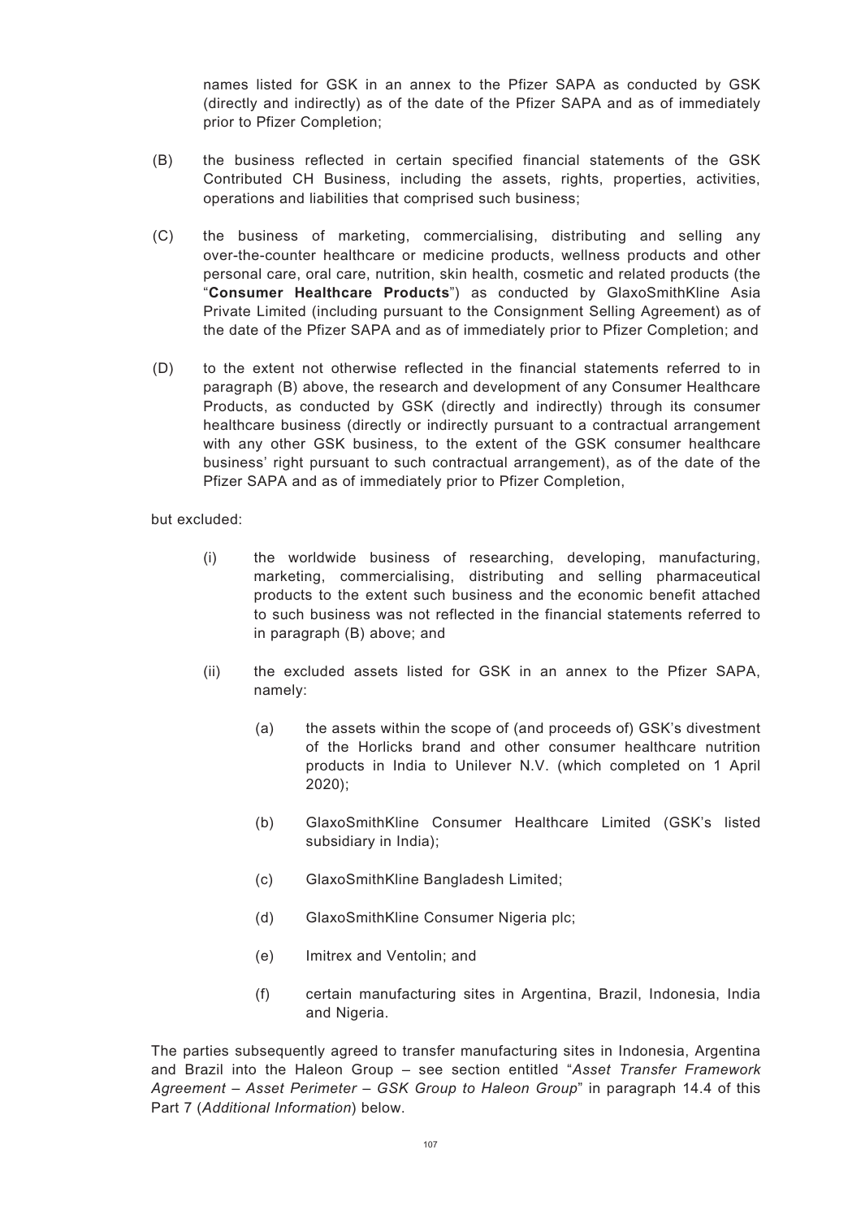names listed for GSK in an annex to the Pfizer SAPA as conducted by GSK (directly and indirectly) as of the date of the Pfizer SAPA and as of immediately prior to Pfizer Completion;

(B) the business reflected in certain specified financial statements of the GSK Contributed CH Business, including the assets, rights, properties, activities, operations and liabilities that comprised such business;

(C) the business of marketing, commercialising, distributing and selling any over-the-counter healthcare or medicine products, wellness products and other personal care, oral care, nutrition, skin health, cosmetic and related products (the "**Consumer Healthcare Products**") as conducted by GlaxoSmithKline Asia Private Limited (including pursuant to the Consignment Selling Agreement) as of the date of the Pfizer SAPA and as of immediately prior to Pfizer Completion; and

(D) to the extent not otherwise reflected in the financial statements referred to in paragraph (B) above, the research and development of any Consumer Healthcare Products, as conducted by GSK (directly and indirectly) through its consumer healthcare business (directly or indirectly pursuant to a contractual arrangement with any other GSK business, to the extent of the GSK consumer healthcare business' right pursuant to such contractual arrangement), as of the date of the Pfizer SAPA and as of immediately prior to Pfizer Completion,

but excluded:

(i) the worldwide business of researching, developing, manufacturing, marketing, commercialising, distributing and selling pharmaceutical products to the extent such business and the economic benefit attached to such business was not reflected in the financial statements referred to in paragraph (B) above; and

(ii) the excluded assets listed for GSK in an annex to the Pfizer SAPA, namely:

  (a) the assets within the scope of (and proceeds of) GSK's divestment of the Horlicks brand and other consumer healthcare nutrition products in India to Unilever N.V. (which completed on 1 April 2020);

  (b) GlaxoSmithKline Consumer Healthcare Limited (GSK's listed subsidiary in India);

  (c) GlaxoSmithKline Bangladesh Limited;

  (d) GlaxoSmithKline Consumer Nigeria plc;

  (e) Imitrex and Ventolin; and

  (f) certain manufacturing sites in Argentina, Brazil, Indonesia, India and Nigeria.

The parties subsequently agreed to transfer manufacturing sites in Indonesia, Argentina and Brazil into the Haleon Group – see section entitled "*Asset Transfer Framework Agreement – Asset Perimeter – GSK Group to Haleon Group*" in paragraph 14.4 of this Part 7 (*Additional Information*) below.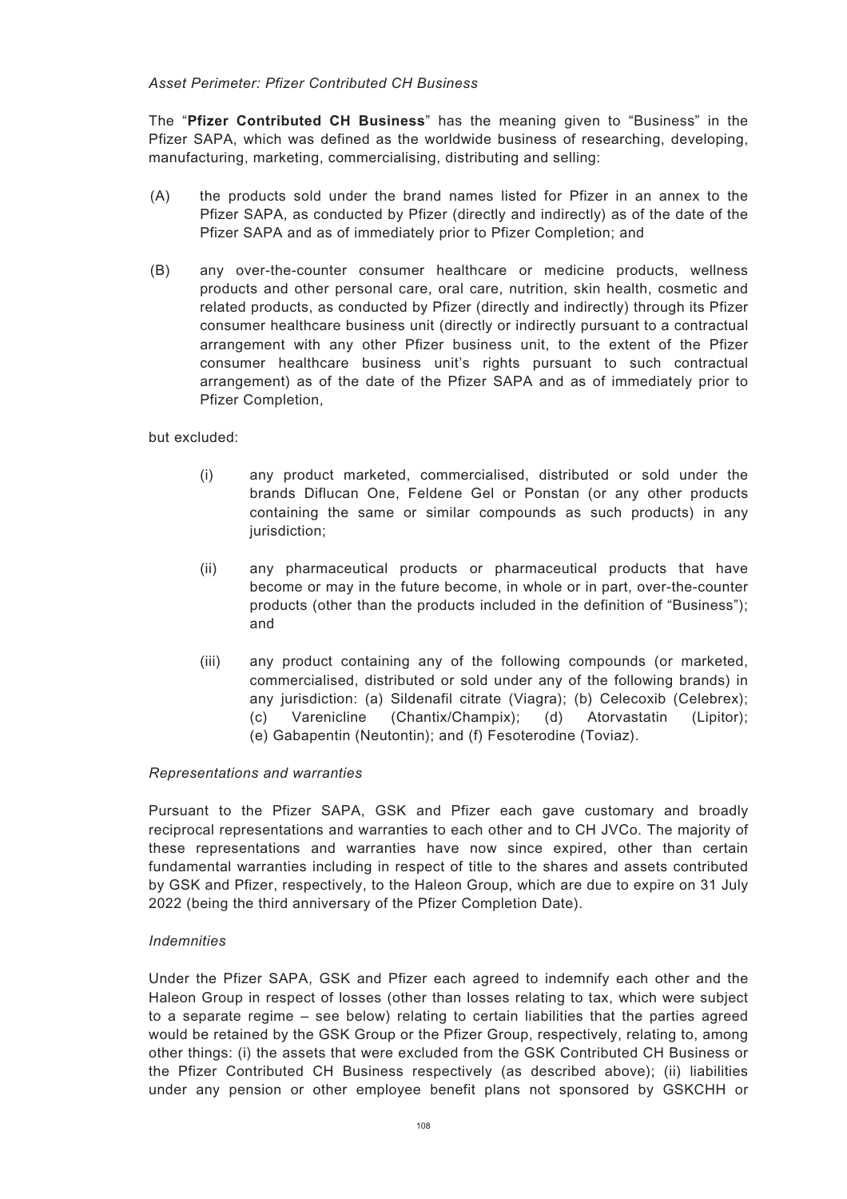*Asset Perimeter: Pfizer Contributed CH Business*

The "**Pfizer Contributed CH Business**" has the meaning given to "Business" in the Pfizer SAPA, which was defined as the worldwide business of researching, developing, manufacturing, marketing, commercialising, distributing and selling:

(A) the products sold under the brand names listed for Pfizer in an annex to the Pfizer SAPA, as conducted by Pfizer (directly and indirectly) as of the date of the Pfizer SAPA and as of immediately prior to Pfizer Completion; and

(B) any over-the-counter consumer healthcare or medicine products, wellness products and other personal care, oral care, nutrition, skin health, cosmetic and related products, as conducted by Pfizer (directly and indirectly) through its Pfizer consumer healthcare business unit (directly or indirectly pursuant to a contractual arrangement with any other Pfizer business unit, to the extent of the Pfizer consumer healthcare business unit's rights pursuant to such contractual arrangement) as of the date of the Pfizer SAPA and as of immediately prior to Pfizer Completion,

but excluded:

(i) any product marketed, commercialised, distributed or sold under the brands Diflucan One, Feldene Gel or Ponstan (or any other products containing the same or similar compounds as such products) in any jurisdiction;

(ii) any pharmaceutical products or pharmaceutical products that have become or may in the future become, in whole or in part, over-the-counter products (other than the products included in the definition of "Business"); and

(iii) any product containing any of the following compounds (or marketed, commercialised, distributed or sold under any of the following brands) in any jurisdiction: (a) Sildenafil citrate (Viagra); (b) Celecoxib (Celebrex); (c) Varenicline (Chantix/Champix); (d) Atorvastatin (Lipitor); (e) Gabapentin (Neutontin); and (f) Fesoterodine (Toviaz).

*Representations and warranties*

Pursuant to the Pfizer SAPA, GSK and Pfizer each gave customary and broadly reciprocal representations and warranties to each other and to CH JVCo. The majority of these representations and warranties have now since expired, other than certain fundamental warranties including in respect of title to the shares and assets contributed by GSK and Pfizer, respectively, to the Haleon Group, which are due to expire on 31 July 2022 (being the third anniversary of the Pfizer Completion Date).

*Indemnities*

Under the Pfizer SAPA, GSK and Pfizer each agreed to indemnify each other and the Haleon Group in respect of losses (other than losses relating to tax, which were subject to a separate regime – see below) relating to certain liabilities that the parties agreed would be retained by the GSK Group or the Pfizer Group, respectively, relating to, among other things: (i) the assets that were excluded from the GSK Contributed CH Business or the Pfizer Contributed CH Business respectively (as described above); (ii) liabilities under any pension or other employee benefit plans not sponsored by GSKCHH or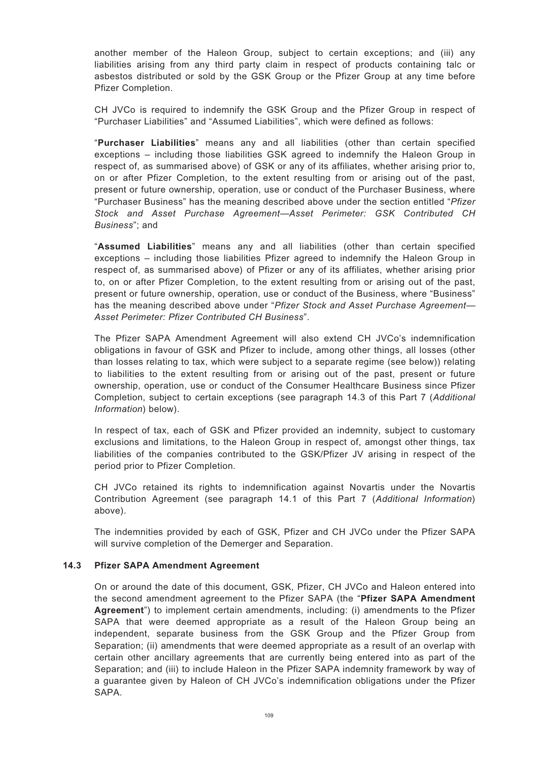another member of the Haleon Group, subject to certain exceptions; and (iii) any liabilities arising from any third party claim in respect of products containing talc or asbestos distributed or sold by the GSK Group or the Pfizer Group at any time before Pfizer Completion.

CH JVCo is required to indemnify the GSK Group and the Pfizer Group in respect of "Purchaser Liabilities" and "Assumed Liabilities", which were defined as follows:

"**Purchaser Liabilities**" means any and all liabilities (other than certain specified exceptions – including those liabilities GSK agreed to indemnify the Haleon Group in respect of, as summarised above) of GSK or any of its affiliates, whether arising prior to, on or after Pfizer Completion, to the extent resulting from or arising out of the past, present or future ownership, operation, use or conduct of the Purchaser Business, where "Purchaser Business" has the meaning described above under the section entitled "*Pfizer Stock and Asset Purchase Agreement—Asset Perimeter: GSK Contributed CH Business*"; and

"**Assumed Liabilities**" means any and all liabilities (other than certain specified exceptions – including those liabilities Pfizer agreed to indemnify the Haleon Group in respect of, as summarised above) of Pfizer or any of its affiliates, whether arising prior to, on or after Pfizer Completion, to the extent resulting from or arising out of the past, present or future ownership, operation, use or conduct of the Business, where "Business" has the meaning described above under "*Pfizer Stock and Asset Purchase Agreement—Asset Perimeter: Pfizer Contributed CH Business*".

The Pfizer SAPA Amendment Agreement will also extend CH JVCo's indemnification obligations in favour of GSK and Pfizer to include, among other things, all losses (other than losses relating to tax, which were subject to a separate regime (see below)) relating to liabilities to the extent resulting from or arising out of the past, present or future ownership, operation, use or conduct of the Consumer Healthcare Business since Pfizer Completion, subject to certain exceptions (see paragraph 14.3 of this Part 7 (*Additional Information*) below).

In respect of tax, each of GSK and Pfizer provided an indemnity, subject to customary exclusions and limitations, to the Haleon Group in respect of, amongst other things, tax liabilities of the companies contributed to the GSK/Pfizer JV arising in respect of the period prior to Pfizer Completion.

CH JVCo retained its rights to indemnification against Novartis under the Novartis Contribution Agreement (see paragraph 14.1 of this Part 7 (*Additional Information*) above).

The indemnities provided by each of GSK, Pfizer and CH JVCo under the Pfizer SAPA will survive completion of the Demerger and Separation.

### 14.3 Pfizer SAPA Amendment Agreement

On or around the date of this document, GSK, Pfizer, CH JVCo and Haleon entered into the second amendment agreement to the Pfizer SAPA (the "**Pfizer SAPA Amendment Agreement**") to implement certain amendments, including: (i) amendments to the Pfizer SAPA that were deemed appropriate as a result of the Haleon Group being an independent, separate business from the GSK Group and the Pfizer Group from Separation; (ii) amendments that were deemed appropriate as a result of an overlap with certain other ancillary agreements that are currently being entered into as part of the Separation; and (iii) to include Haleon in the Pfizer SAPA indemnity framework by way of a guarantee given by Haleon of CH JVCo's indemnification obligations under the Pfizer SAPA.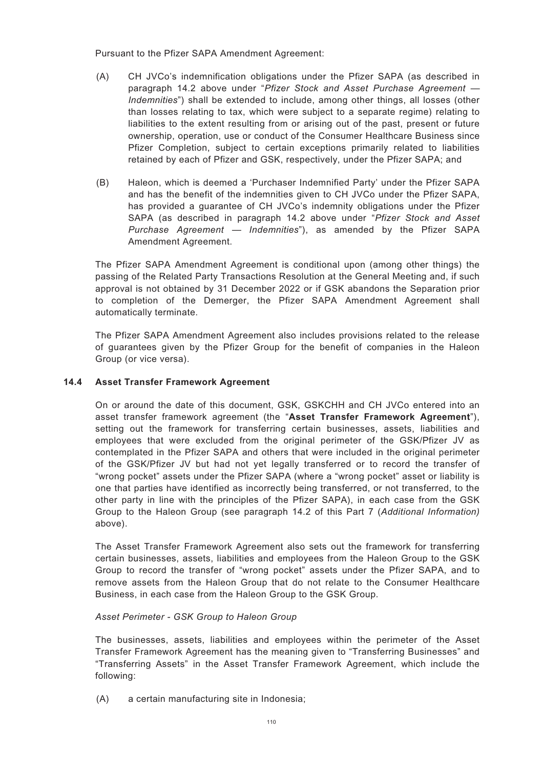Pursuant to the Pfizer SAPA Amendment Agreement:

(A) CH JVCo's indemnification obligations under the Pfizer SAPA (as described in paragraph 14.2 above under "*Pfizer Stock and Asset Purchase Agreement — Indemnities*") shall be extended to include, among other things, all losses (other than losses relating to tax, which were subject to a separate regime) relating to liabilities to the extent resulting from or arising out of the past, present or future ownership, operation, use or conduct of the Consumer Healthcare Business since Pfizer Completion, subject to certain exceptions primarily related to liabilities retained by each of Pfizer and GSK, respectively, under the Pfizer SAPA; and

(B) Haleon, which is deemed a 'Purchaser Indemnified Party' under the Pfizer SAPA and has the benefit of the indemnities given to CH JVCo under the Pfizer SAPA, has provided a guarantee of CH JVCo's indemnity obligations under the Pfizer SAPA (as described in paragraph 14.2 above under "*Pfizer Stock and Asset Purchase Agreement — Indemnities*"), as amended by the Pfizer SAPA Amendment Agreement.

The Pfizer SAPA Amendment Agreement is conditional upon (among other things) the passing of the Related Party Transactions Resolution at the General Meeting and, if such approval is not obtained by 31 December 2022 or if GSK abandons the Separation prior to completion of the Demerger, the Pfizer SAPA Amendment Agreement shall automatically terminate.

The Pfizer SAPA Amendment Agreement also includes provisions related to the release of guarantees given by the Pfizer Group for the benefit of companies in the Haleon Group (or vice versa).

### 14.4 Asset Transfer Framework Agreement

On or around the date of this document, GSK, GSKCHH and CH JVCo entered into an asset transfer framework agreement (the "**Asset Transfer Framework Agreement**"), setting out the framework for transferring certain businesses, assets, liabilities and employees that were excluded from the original perimeter of the GSK/Pfizer JV as contemplated in the Pfizer SAPA and others that were included in the original perimeter of the GSK/Pfizer JV but had not yet legally transferred or to record the transfer of "wrong pocket" assets under the Pfizer SAPA (where a "wrong pocket" asset or liability is one that parties have identified as incorrectly being transferred, or not transferred, to the other party in line with the principles of the Pfizer SAPA), in each case from the GSK Group to the Haleon Group (see paragraph 14.2 of this Part 7 (*Additional Information)* above).

The Asset Transfer Framework Agreement also sets out the framework for transferring certain businesses, assets, liabilities and employees from the Haleon Group to the GSK Group to record the transfer of "wrong pocket" assets under the Pfizer SAPA, and to remove assets from the Haleon Group that do not relate to the Consumer Healthcare Business, in each case from the Haleon Group to the GSK Group.

*Asset Perimeter - GSK Group to Haleon Group*

The businesses, assets, liabilities and employees within the perimeter of the Asset Transfer Framework Agreement has the meaning given to "Transferring Businesses" and "Transferring Assets" in the Asset Transfer Framework Agreement, which include the following:

(A) a certain manufacturing site in Indonesia;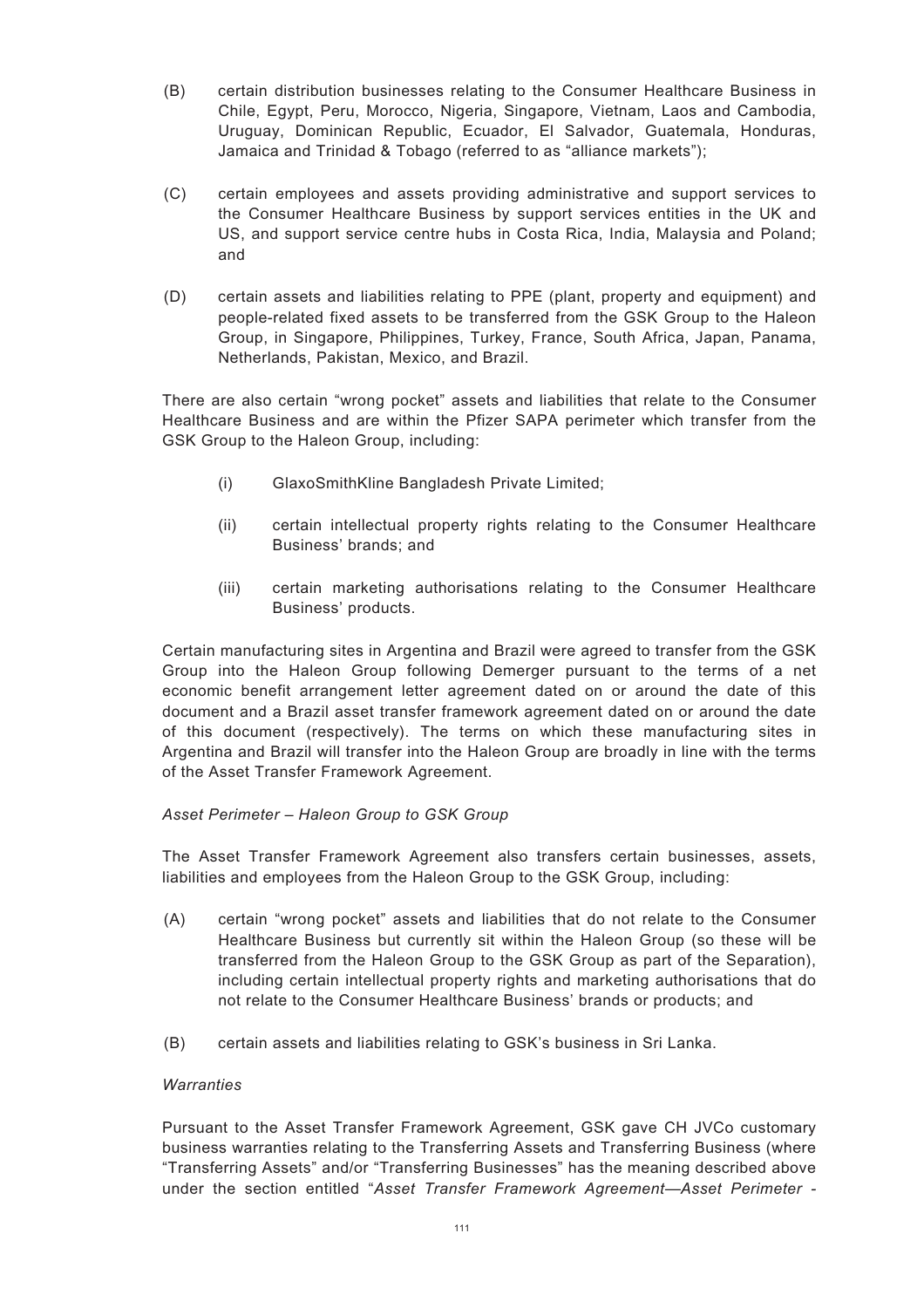(B) certain distribution businesses relating to the Consumer Healthcare Business in Chile, Egypt, Peru, Morocco, Nigeria, Singapore, Vietnam, Laos and Cambodia, Uruguay, Dominican Republic, Ecuador, El Salvador, Guatemala, Honduras, Jamaica and Trinidad & Tobago (referred to as "alliance markets");

(C) certain employees and assets providing administrative and support services to the Consumer Healthcare Business by support services entities in the UK and US, and support service centre hubs in Costa Rica, India, Malaysia and Poland; and

(D) certain assets and liabilities relating to PPE (plant, property and equipment) and people-related fixed assets to be transferred from the GSK Group to the Haleon Group, in Singapore, Philippines, Turkey, France, South Africa, Japan, Panama, Netherlands, Pakistan, Mexico, and Brazil.

There are also certain "wrong pocket" assets and liabilities that relate to the Consumer Healthcare Business and are within the Pfizer SAPA perimeter which transfer from the GSK Group to the Haleon Group, including:

(i) GlaxoSmithKline Bangladesh Private Limited;

(ii) certain intellectual property rights relating to the Consumer Healthcare Business' brands; and

(iii) certain marketing authorisations relating to the Consumer Healthcare Business' products.

Certain manufacturing sites in Argentina and Brazil were agreed to transfer from the GSK Group into the Haleon Group following Demerger pursuant to the terms of a net economic benefit arrangement letter agreement dated on or around the date of this document and a Brazil asset transfer framework agreement dated on or around the date of this document (respectively). The terms on which these manufacturing sites in Argentina and Brazil will transfer into the Haleon Group are broadly in line with the terms of the Asset Transfer Framework Agreement.

*Asset Perimeter – Haleon Group to GSK Group*

The Asset Transfer Framework Agreement also transfers certain businesses, assets, liabilities and employees from the Haleon Group to the GSK Group, including:

(A) certain "wrong pocket" assets and liabilities that do not relate to the Consumer Healthcare Business but currently sit within the Haleon Group (so these will be transferred from the Haleon Group to the GSK Group as part of the Separation), including certain intellectual property rights and marketing authorisations that do not relate to the Consumer Healthcare Business' brands or products; and

(B) certain assets and liabilities relating to GSK's business in Sri Lanka.

*Warranties*

Pursuant to the Asset Transfer Framework Agreement, GSK gave CH JVCo customary business warranties relating to the Transferring Assets and Transferring Business (where "Transferring Assets" and/or "Transferring Businesses" has the meaning described above under the section entitled "*Asset Transfer Framework Agreement—Asset Perimeter -*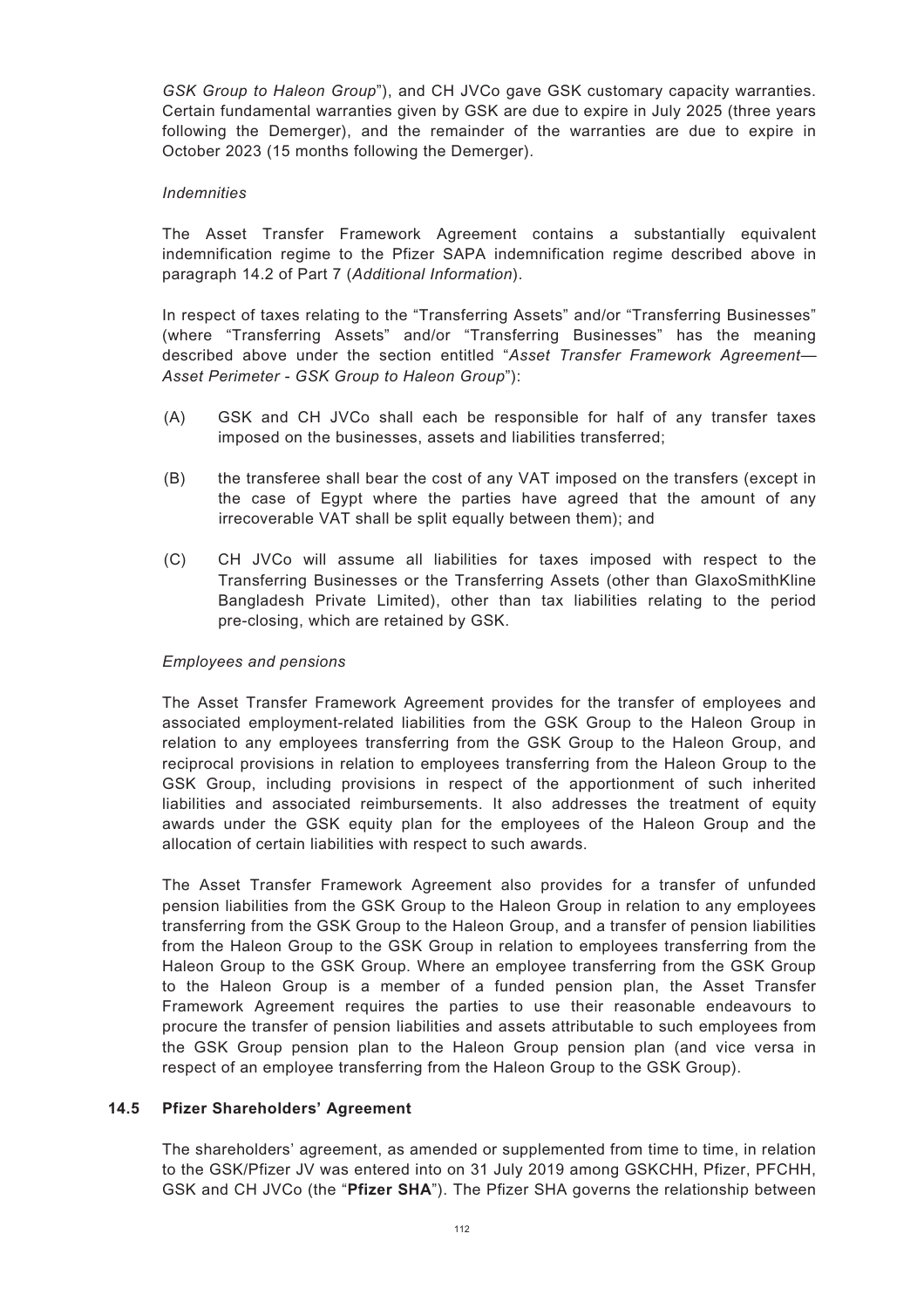*GSK Group to Haleon Group*"), and CH JVCo gave GSK customary capacity warranties. Certain fundamental warranties given by GSK are due to expire in July 2025 (three years following the Demerger), and the remainder of the warranties are due to expire in October 2023 (15 months following the Demerger).

*Indemnities*

The Asset Transfer Framework Agreement contains a substantially equivalent indemnification regime to the Pfizer SAPA indemnification regime described above in paragraph 14.2 of Part 7 (*Additional Information*).

In respect of taxes relating to the "Transferring Assets" and/or "Transferring Businesses" (where "Transferring Assets" and/or "Transferring Businesses" has the meaning described above under the section entitled "*Asset Transfer Framework Agreement—Asset Perimeter - GSK Group to Haleon Group*"):

(A) GSK and CH JVCo shall each be responsible for half of any transfer taxes imposed on the businesses, assets and liabilities transferred;

(B) the transferee shall bear the cost of any VAT imposed on the transfers (except in the case of Egypt where the parties have agreed that the amount of any irrecoverable VAT shall be split equally between them); and

(C) CH JVCo will assume all liabilities for taxes imposed with respect to the Transferring Businesses or the Transferring Assets (other than GlaxoSmithKline Bangladesh Private Limited), other than tax liabilities relating to the period pre-closing, which are retained by GSK.

*Employees and pensions*

The Asset Transfer Framework Agreement provides for the transfer of employees and associated employment-related liabilities from the GSK Group to the Haleon Group in relation to any employees transferring from the GSK Group to the Haleon Group, and reciprocal provisions in relation to employees transferring from the Haleon Group to the GSK Group, including provisions in respect of the apportionment of such inherited liabilities and associated reimbursements. It also addresses the treatment of equity awards under the GSK equity plan for the employees of the Haleon Group and the allocation of certain liabilities with respect to such awards.

The Asset Transfer Framework Agreement also provides for a transfer of unfunded pension liabilities from the GSK Group to the Haleon Group in relation to any employees transferring from the GSK Group to the Haleon Group, and a transfer of pension liabilities from the Haleon Group to the GSK Group in relation to employees transferring from the Haleon Group to the GSK Group. Where an employee transferring from the GSK Group to the Haleon Group is a member of a funded pension plan, the Asset Transfer Framework Agreement requires the parties to use their reasonable endeavours to procure the transfer of pension liabilities and assets attributable to such employees from the GSK Group pension plan to the Haleon Group pension plan (and vice versa in respect of an employee transferring from the Haleon Group to the GSK Group).

### 14.5 Pfizer Shareholders' Agreement

The shareholders' agreement, as amended or supplemented from time to time, in relation to the GSK/Pfizer JV was entered into on 31 July 2019 among GSKCHH, Pfizer, PFCHH, GSK and CH JVCo (the "**Pfizer SHA**"). The Pfizer SHA governs the relationship between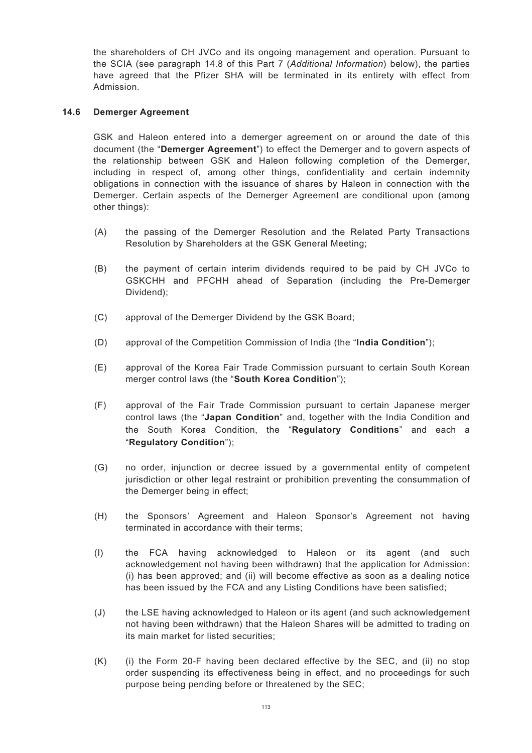the shareholders of CH JVCo and its ongoing management and operation. Pursuant to the SCIA (see paragraph 14.8 of this Part 7 (*Additional Information*) below), the parties have agreed that the Pfizer SHA will be terminated in its entirety with effect from Admission.

### 14.6 Demerger Agreement

GSK and Haleon entered into a demerger agreement on or around the date of this document (the "**Demerger Agreement**") to effect the Demerger and to govern aspects of the relationship between GSK and Haleon following completion of the Demerger, including in respect of, among other things, confidentiality and certain indemnity obligations in connection with the issuance of shares by Haleon in connection with the Demerger. Certain aspects of the Demerger Agreement are conditional upon (among other things):

(A) the passing of the Demerger Resolution and the Related Party Transactions Resolution by Shareholders at the GSK General Meeting;

(B) the payment of certain interim dividends required to be paid by CH JVCo to GSKCHH and PFCHH ahead of Separation (including the Pre-Demerger Dividend);

(C) approval of the Demerger Dividend by the GSK Board;

(D) approval of the Competition Commission of India (the "**India Condition**");

(E) approval of the Korea Fair Trade Commission pursuant to certain South Korean merger control laws (the "**South Korea Condition**");

(F) approval of the Fair Trade Commission pursuant to certain Japanese merger control laws (the "**Japan Condition**" and, together with the India Condition and the South Korea Condition, the "**Regulatory Conditions**" and each a "**Regulatory Condition**");

(G) no order, injunction or decree issued by a governmental entity of competent jurisdiction or other legal restraint or prohibition preventing the consummation of the Demerger being in effect;

(H) the Sponsors' Agreement and Haleon Sponsor's Agreement not having terminated in accordance with their terms;

(I) the FCA having acknowledged to Haleon or its agent (and such acknowledgement not having been withdrawn) that the application for Admission: (i) has been approved; and (ii) will become effective as soon as a dealing notice has been issued by the FCA and any Listing Conditions have been satisfied;

(J) the LSE having acknowledged to Haleon or its agent (and such acknowledgement not having been withdrawn) that the Haleon Shares will be admitted to trading on its main market for listed securities;

(K) (i) the Form 20-F having been declared effective by the SEC, and (ii) no stop order suspending its effectiveness being in effect, and no proceedings for such purpose being pending before or threatened by the SEC;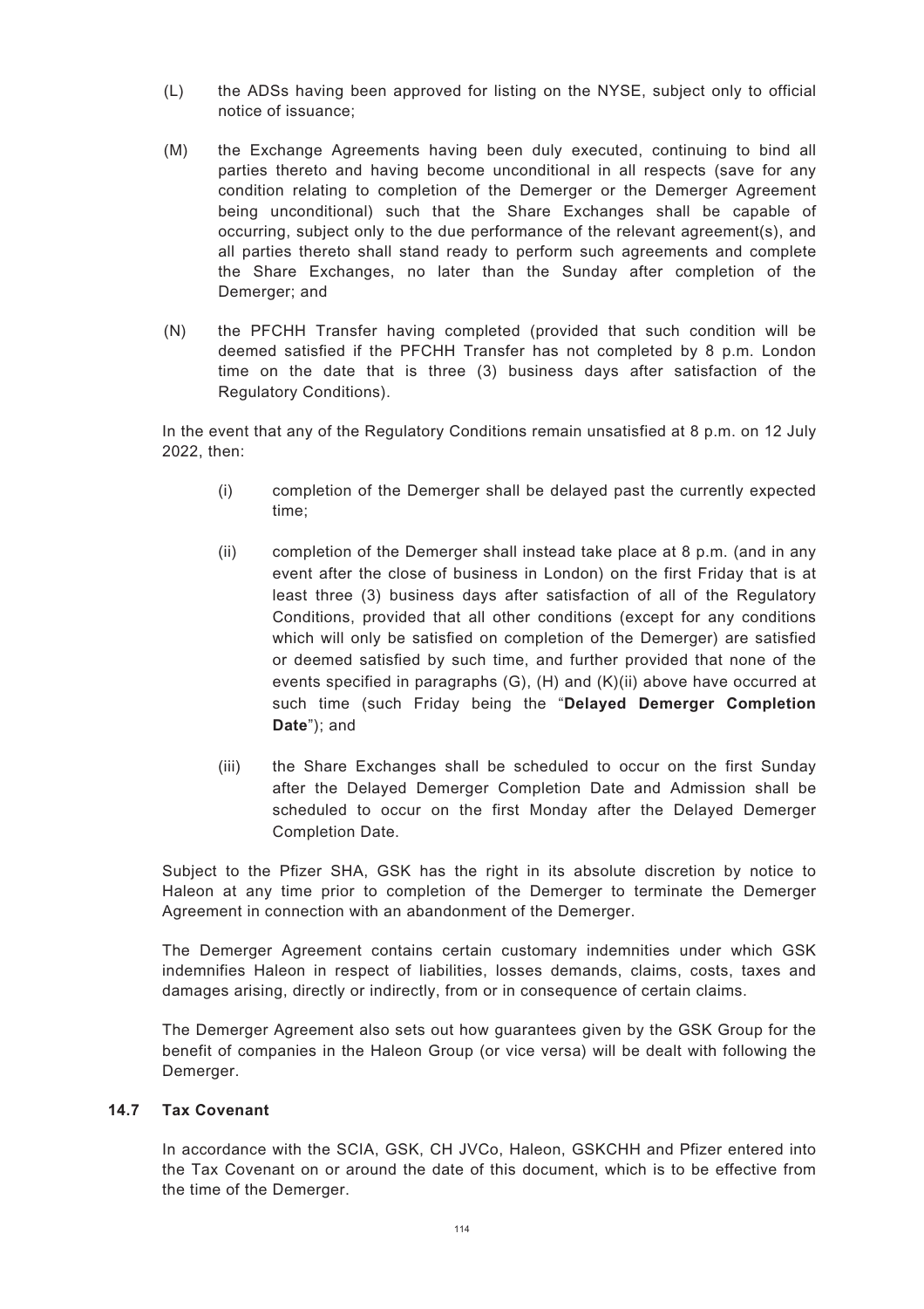(L) the ADSs having been approved for listing on the NYSE, subject only to official notice of issuance;

(M) the Exchange Agreements having been duly executed, continuing to bind all parties thereto and having become unconditional in all respects (save for any condition relating to completion of the Demerger or the Demerger Agreement being unconditional) such that the Share Exchanges shall be capable of occurring, subject only to the due performance of the relevant agreement(s), and all parties thereto shall stand ready to perform such agreements and complete the Share Exchanges, no later than the Sunday after completion of the Demerger; and

(N) the PFCHH Transfer having completed (provided that such condition will be deemed satisfied if the PFCHH Transfer has not completed by 8 p.m. London time on the date that is three (3) business days after satisfaction of the Regulatory Conditions).

In the event that any of the Regulatory Conditions remain unsatisfied at 8 p.m. on 12 July 2022, then:

(i) completion of the Demerger shall be delayed past the currently expected time;

(ii) completion of the Demerger shall instead take place at 8 p.m. (and in any event after the close of business in London) on the first Friday that is at least three (3) business days after satisfaction of all of the Regulatory Conditions, provided that all other conditions (except for any conditions which will only be satisfied on completion of the Demerger) are satisfied or deemed satisfied by such time, and further provided that none of the events specified in paragraphs (G), (H) and (K)(ii) above have occurred at such time (such Friday being the "**Delayed Demerger Completion Date**"); and

(iii) the Share Exchanges shall be scheduled to occur on the first Sunday after the Delayed Demerger Completion Date and Admission shall be scheduled to occur on the first Monday after the Delayed Demerger Completion Date.

Subject to the Pfizer SHA, GSK has the right in its absolute discretion by notice to Haleon at any time prior to completion of the Demerger to terminate the Demerger Agreement in connection with an abandonment of the Demerger.

The Demerger Agreement contains certain customary indemnities under which GSK indemnifies Haleon in respect of liabilities, losses demands, claims, costs, taxes and damages arising, directly or indirectly, from or in consequence of certain claims.

The Demerger Agreement also sets out how guarantees given by the GSK Group for the benefit of companies in the Haleon Group (or vice versa) will be dealt with following the Demerger.

### 14.7 Tax Covenant

In accordance with the SCIA, GSK, CH JVCo, Haleon, GSKCHH and Pfizer entered into the Tax Covenant on or around the date of this document, which is to be effective from the time of the Demerger.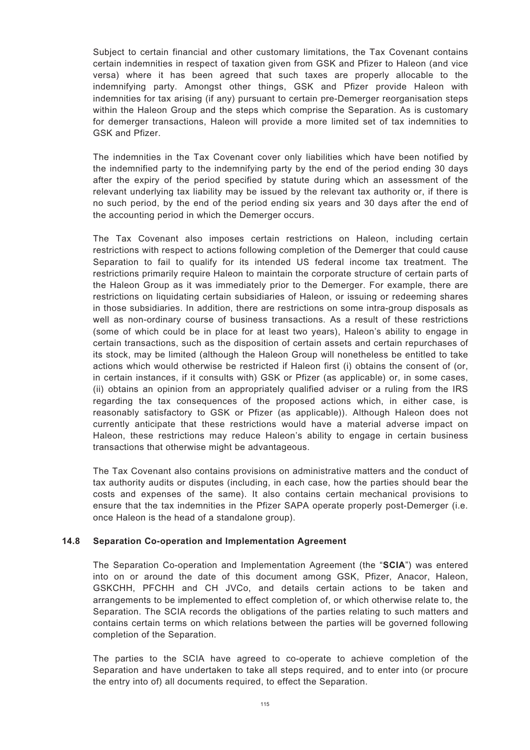Subject to certain financial and other customary limitations, the Tax Covenant contains certain indemnities in respect of taxation given from GSK and Pfizer to Haleon (and vice versa) where it has been agreed that such taxes are properly allocable to the indemnifying party. Amongst other things, GSK and Pfizer provide Haleon with indemnities for tax arising (if any) pursuant to certain pre-Demerger reorganisation steps within the Haleon Group and the steps which comprise the Separation. As is customary for demerger transactions, Haleon will provide a more limited set of tax indemnities to GSK and Pfizer.

The indemnities in the Tax Covenant cover only liabilities which have been notified by the indemnified party to the indemnifying party by the end of the period ending 30 days after the expiry of the period specified by statute during which an assessment of the relevant underlying tax liability may be issued by the relevant tax authority or, if there is no such period, by the end of the period ending six years and 30 days after the end of the accounting period in which the Demerger occurs.

The Tax Covenant also imposes certain restrictions on Haleon, including certain restrictions with respect to actions following completion of the Demerger that could cause Separation to fail to qualify for its intended US federal income tax treatment. The restrictions primarily require Haleon to maintain the corporate structure of certain parts of the Haleon Group as it was immediately prior to the Demerger. For example, there are restrictions on liquidating certain subsidiaries of Haleon, or issuing or redeeming shares in those subsidiaries. In addition, there are restrictions on some intra-group disposals as well as non-ordinary course of business transactions. As a result of these restrictions (some of which could be in place for at least two years), Haleon's ability to engage in certain transactions, such as the disposition of certain assets and certain repurchases of its stock, may be limited (although the Haleon Group will nonetheless be entitled to take actions which would otherwise be restricted if Haleon first (i) obtains the consent of (or, in certain instances, if it consults with) GSK or Pfizer (as applicable) or, in some cases, (ii) obtains an opinion from an appropriately qualified adviser or a ruling from the IRS regarding the tax consequences of the proposed actions which, in either case, is reasonably satisfactory to GSK or Pfizer (as applicable)). Although Haleon does not currently anticipate that these restrictions would have a material adverse impact on Haleon, these restrictions may reduce Haleon's ability to engage in certain business transactions that otherwise might be advantageous.

The Tax Covenant also contains provisions on administrative matters and the conduct of tax authority audits or disputes (including, in each case, how the parties should bear the costs and expenses of the same). It also contains certain mechanical provisions to ensure that the tax indemnities in the Pfizer SAPA operate properly post-Demerger (i.e. once Haleon is the head of a standalone group).

### 14.8 Separation Co-operation and Implementation Agreement

The Separation Co-operation and Implementation Agreement (the "**SCIA**") was entered into on or around the date of this document among GSK, Pfizer, Anacor, Haleon, GSKCHH, PFCHH and CH JVCo, and details certain actions to be taken and arrangements to be implemented to effect completion of, or which otherwise relate to, the Separation. The SCIA records the obligations of the parties relating to such matters and contains certain terms on which relations between the parties will be governed following completion of the Separation.

The parties to the SCIA have agreed to co-operate to achieve completion of the Separation and have undertaken to take all steps required, and to enter into (or procure the entry into of) all documents required, to effect the Separation.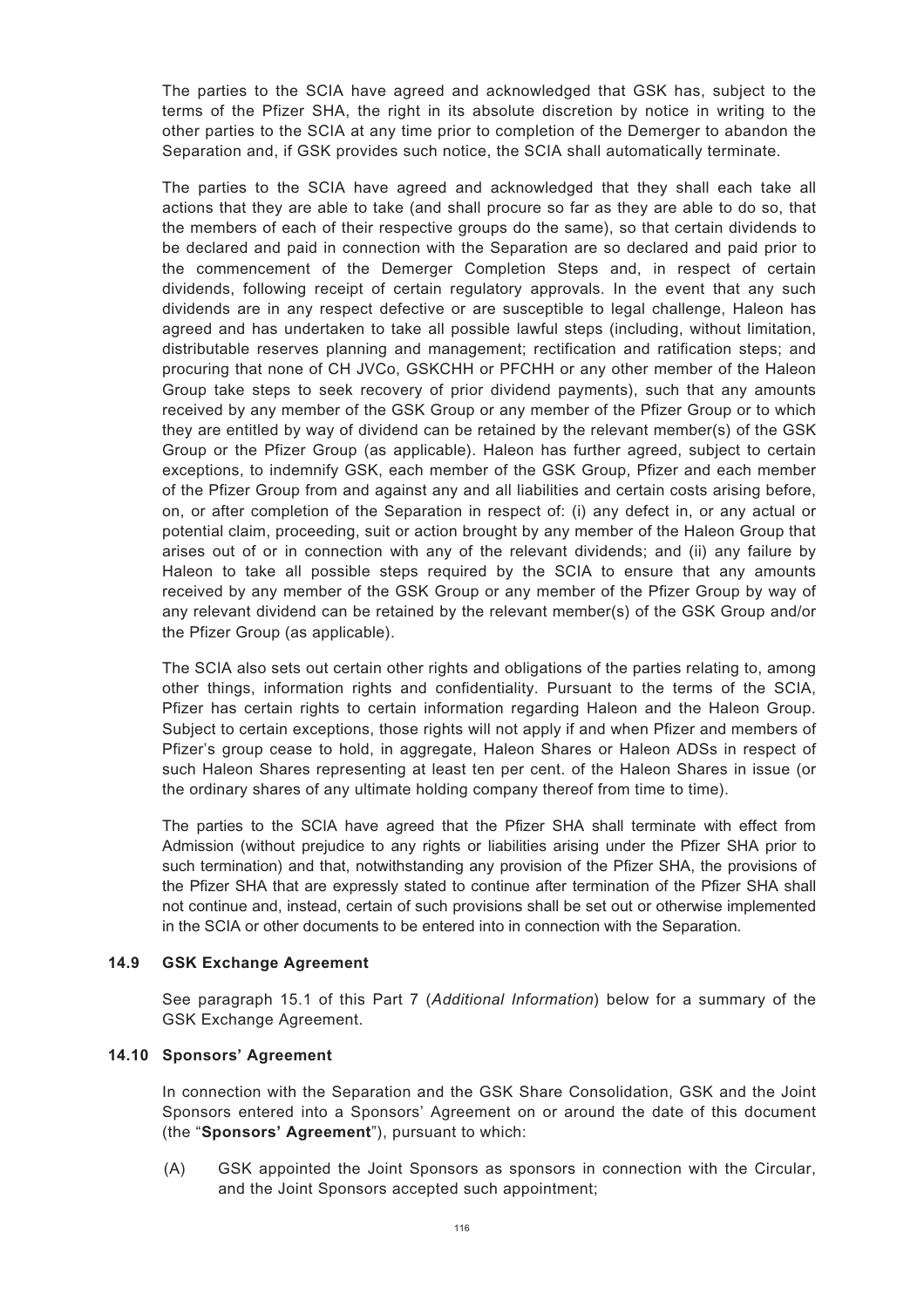The parties to the SCIA have agreed and acknowledged that GSK has, subject to the terms of the Pfizer SHA, the right in its absolute discretion by notice in writing to the other parties to the SCIA at any time prior to completion of the Demerger to abandon the Separation and, if GSK provides such notice, the SCIA shall automatically terminate.

The parties to the SCIA have agreed and acknowledged that they shall each take all actions that they are able to take (and shall procure so far as they are able to do so, that the members of each of their respective groups do the same), so that certain dividends to be declared and paid in connection with the Separation are so declared and paid prior to the commencement of the Demerger Completion Steps and, in respect of certain dividends, following receipt of certain regulatory approvals. In the event that any such dividends are in any respect defective or are susceptible to legal challenge, Haleon has agreed and has undertaken to take all possible lawful steps (including, without limitation, distributable reserves planning and management; rectification and ratification steps; and procuring that none of CH JVCo, GSKCHH or PFCHH or any other member of the Haleon Group take steps to seek recovery of prior dividend payments), such that any amounts received by any member of the GSK Group or any member of the Pfizer Group or to which they are entitled by way of dividend can be retained by the relevant member(s) of the GSK Group or the Pfizer Group (as applicable). Haleon has further agreed, subject to certain exceptions, to indemnify GSK, each member of the GSK Group, Pfizer and each member of the Pfizer Group from and against any and all liabilities and certain costs arising before, on, or after completion of the Separation in respect of: (i) any defect in, or any actual or potential claim, proceeding, suit or action brought by any member of the Haleon Group that arises out of or in connection with any of the relevant dividends; and (ii) any failure by Haleon to take all possible steps required by the SCIA to ensure that any amounts received by any member of the GSK Group or any member of the Pfizer Group by way of any relevant dividend can be retained by the relevant member(s) of the GSK Group and/or the Pfizer Group (as applicable).

The SCIA also sets out certain other rights and obligations of the parties relating to, among other things, information rights and confidentiality. Pursuant to the terms of the SCIA, Pfizer has certain rights to certain information regarding Haleon and the Haleon Group. Subject to certain exceptions, those rights will not apply if and when Pfizer and members of Pfizer's group cease to hold, in aggregate, Haleon Shares or Haleon ADSs in respect of such Haleon Shares representing at least ten per cent. of the Haleon Shares in issue (or the ordinary shares of any ultimate holding company thereof from time to time).

The parties to the SCIA have agreed that the Pfizer SHA shall terminate with effect from Admission (without prejudice to any rights or liabilities arising under the Pfizer SHA prior to such termination) and that, notwithstanding any provision of the Pfizer SHA, the provisions of the Pfizer SHA that are expressly stated to continue after termination of the Pfizer SHA shall not continue and, instead, certain of such provisions shall be set out or otherwise implemented in the SCIA or other documents to be entered into in connection with the Separation.

### 14.9 GSK Exchange Agreement

See paragraph 15.1 of this Part 7 (*Additional Information*) below for a summary of the GSK Exchange Agreement.

### 14.10 Sponsors' Agreement

In connection with the Separation and the GSK Share Consolidation, GSK and the Joint Sponsors entered into a Sponsors' Agreement on or around the date of this document (the "**Sponsors' Agreement**"), pursuant to which:

(A) GSK appointed the Joint Sponsors as sponsors in connection with the Circular, and the Joint Sponsors accepted such appointment;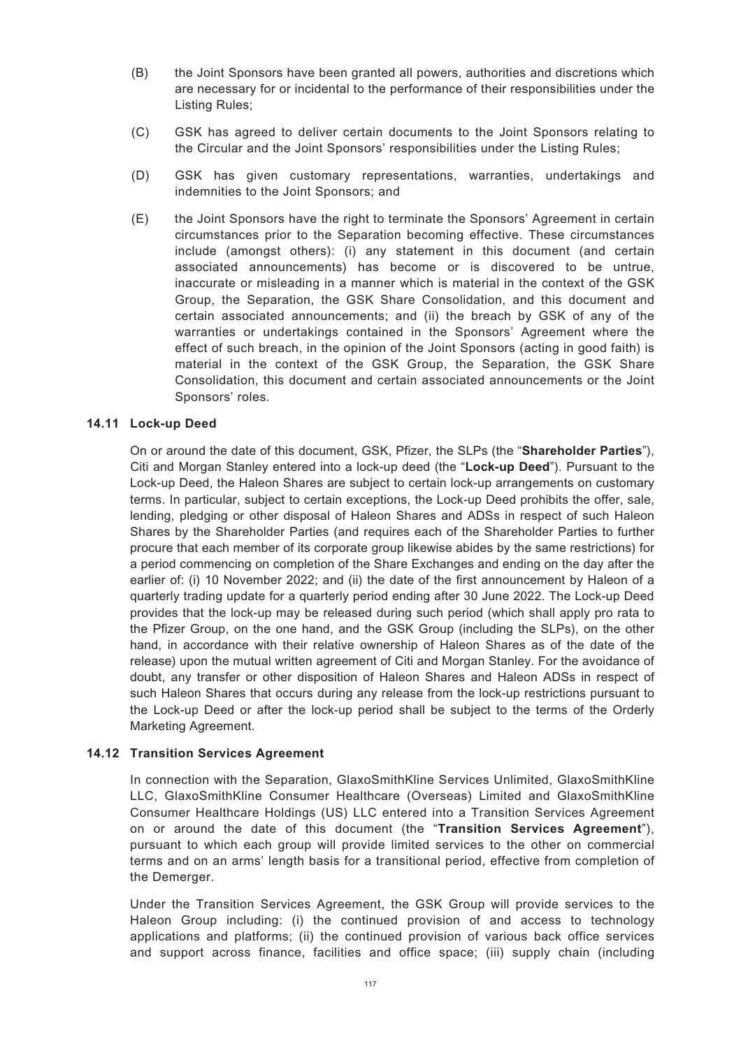(B) the Joint Sponsors have been granted all powers, authorities and discretions which are necessary for or incidental to the performance of their responsibilities under the Listing Rules;

(C) GSK has agreed to deliver certain documents to the Joint Sponsors relating to the Circular and the Joint Sponsors' responsibilities under the Listing Rules;

(D) GSK has given customary representations, warranties, undertakings and indemnities to the Joint Sponsors; and

(E) the Joint Sponsors have the right to terminate the Sponsors' Agreement in certain circumstances prior to the Separation becoming effective. These circumstances include (amongst others): (i) any statement in this document (and certain associated announcements) has become or is discovered to be untrue, inaccurate or misleading in a manner which is material in the context of the GSK Group, the Separation, the GSK Share Consolidation, and this document and certain associated announcements; and (ii) the breach by GSK of any of the warranties or undertakings contained in the Sponsors' Agreement where the effect of such breach, in the opinion of the Joint Sponsors (acting in good faith) is material in the context of the GSK Group, the Separation, the GSK Share Consolidation, this document and certain associated announcements or the Joint Sponsors' roles.

### 14.11 Lock-up Deed

On or around the date of this document, GSK, Pfizer, the SLPs (the "**Shareholder Parties**"), Citi and Morgan Stanley entered into a lock-up deed (the "**Lock-up Deed**"). Pursuant to the Lock-up Deed, the Haleon Shares are subject to certain lock-up arrangements on customary terms. In particular, subject to certain exceptions, the Lock-up Deed prohibits the offer, sale, lending, pledging or other disposal of Haleon Shares and ADSs in respect of such Haleon Shares by the Shareholder Parties (and requires each of the Shareholder Parties to further procure that each member of its corporate group likewise abides by the same restrictions) for a period commencing on completion of the Share Exchanges and ending on the day after the earlier of: (i) 10 November 2022; and (ii) the date of the first announcement by Haleon of a quarterly trading update for a quarterly period ending after 30 June 2022. The Lock-up Deed provides that the lock-up may be released during such period (which shall apply pro rata to the Pfizer Group, on the one hand, and the GSK Group (including the SLPs), on the other hand, in accordance with their relative ownership of Haleon Shares as of the date of the release) upon the mutual written agreement of Citi and Morgan Stanley. For the avoidance of doubt, any transfer or other disposition of Haleon Shares and Haleon ADSs in respect of such Haleon Shares that occurs during any release from the lock-up restrictions pursuant to the Lock-up Deed or after the lock-up period shall be subject to the terms of the Orderly Marketing Agreement.

### 14.12 Transition Services Agreement

In connection with the Separation, GlaxoSmithKline Services Unlimited, GlaxoSmithKline LLC, GlaxoSmithKline Consumer Healthcare (Overseas) Limited and GlaxoSmithKline Consumer Healthcare Holdings (US) LLC entered into a Transition Services Agreement on or around the date of this document (the "**Transition Services Agreement**"), pursuant to which each group will provide limited services to the other on commercial terms and on an arms' length basis for a transitional period, effective from completion of the Demerger.

Under the Transition Services Agreement, the GSK Group will provide services to the Haleon Group including: (i) the continued provision of and access to technology applications and platforms; (ii) the continued provision of various back office services and support across finance, facilities and office space; (iii) supply chain (including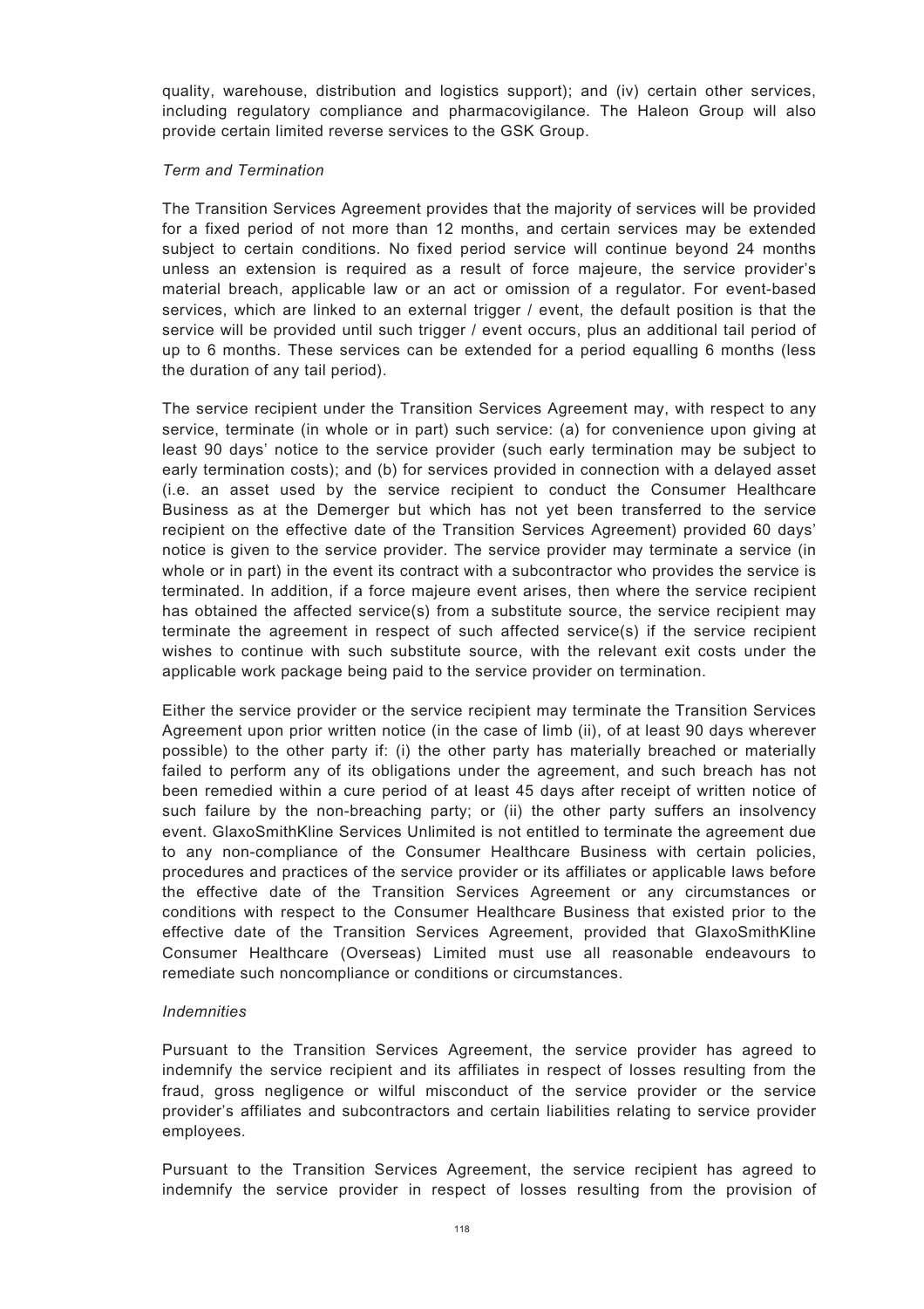quality, warehouse, distribution and logistics support); and (iv) certain other services, including regulatory compliance and pharmacovigilance. The Haleon Group will also provide certain limited reverse services to the GSK Group.

*Term and Termination*

The Transition Services Agreement provides that the majority of services will be provided for a fixed period of not more than 12 months, and certain services may be extended subject to certain conditions. No fixed period service will continue beyond 24 months unless an extension is required as a result of force majeure, the service provider's material breach, applicable law or an act or omission of a regulator. For event-based services, which are linked to an external trigger / event, the default position is that the service will be provided until such trigger / event occurs, plus an additional tail period of up to 6 months. These services can be extended for a period equalling 6 months (less the duration of any tail period).

The service recipient under the Transition Services Agreement may, with respect to any service, terminate (in whole or in part) such service: (a) for convenience upon giving at least 90 days' notice to the service provider (such early termination may be subject to early termination costs); and (b) for services provided in connection with a delayed asset (i.e. an asset used by the service recipient to conduct the Consumer Healthcare Business as at the Demerger but which has not yet been transferred to the service recipient on the effective date of the Transition Services Agreement) provided 60 days' notice is given to the service provider. The service provider may terminate a service (in whole or in part) in the event its contract with a subcontractor who provides the service is terminated. In addition, if a force majeure event arises, then where the service recipient has obtained the affected service(s) from a substitute source, the service recipient may terminate the agreement in respect of such affected service(s) if the service recipient wishes to continue with such substitute source, with the relevant exit costs under the applicable work package being paid to the service provider on termination.

Either the service provider or the service recipient may terminate the Transition Services Agreement upon prior written notice (in the case of limb (ii), of at least 90 days wherever possible) to the other party if: (i) the other party has materially breached or materially failed to perform any of its obligations under the agreement, and such breach has not been remedied within a cure period of at least 45 days after receipt of written notice of such failure by the non-breaching party; or (ii) the other party suffers an insolvency event. GlaxoSmithKline Services Unlimited is not entitled to terminate the agreement due to any non-compliance of the Consumer Healthcare Business with certain policies, procedures and practices of the service provider or its affiliates or applicable laws before the effective date of the Transition Services Agreement or any circumstances or conditions with respect to the Consumer Healthcare Business that existed prior to the effective date of the Transition Services Agreement, provided that GlaxoSmithKline Consumer Healthcare (Overseas) Limited must use all reasonable endeavours to remediate such noncompliance or conditions or circumstances.

*Indemnities*

Pursuant to the Transition Services Agreement, the service provider has agreed to indemnify the service recipient and its affiliates in respect of losses resulting from the fraud, gross negligence or wilful misconduct of the service provider or the service provider's affiliates and subcontractors and certain liabilities relating to service provider employees.

Pursuant to the Transition Services Agreement, the service recipient has agreed to indemnify the service provider in respect of losses resulting from the provision of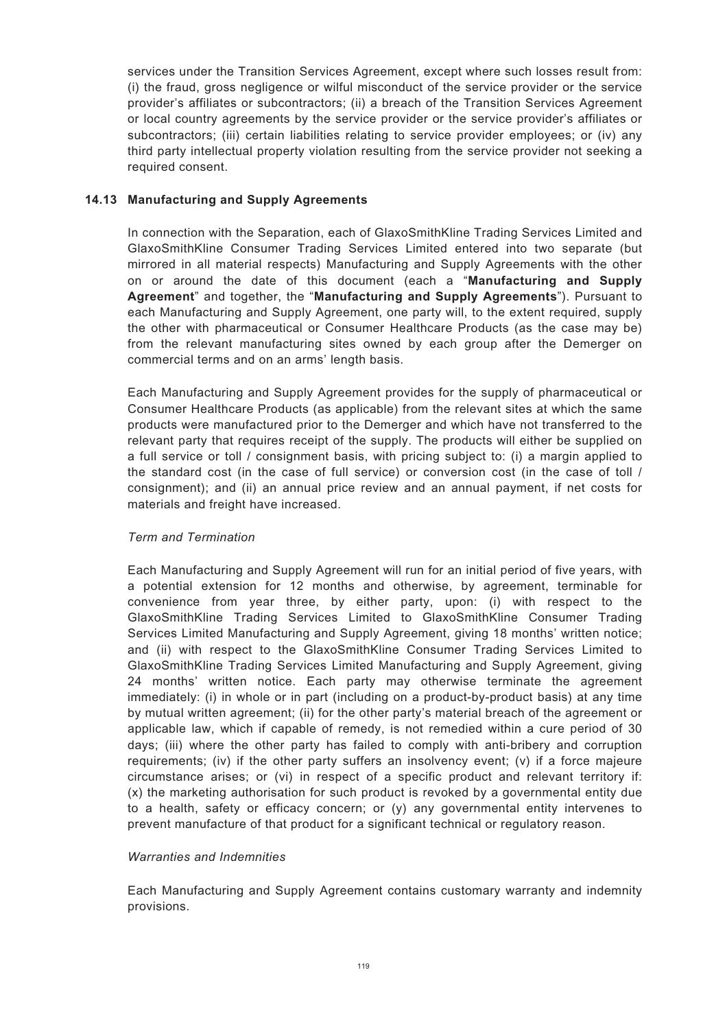services under the Transition Services Agreement, except where such losses result from: (i) the fraud, gross negligence or wilful misconduct of the service provider or the service provider's affiliates or subcontractors; (ii) a breach of the Transition Services Agreement or local country agreements by the service provider or the service provider's affiliates or subcontractors; (iii) certain liabilities relating to service provider employees; or (iv) any third party intellectual property violation resulting from the service provider not seeking a required consent.

### 14.13 Manufacturing and Supply Agreements

In connection with the Separation, each of GlaxoSmithKline Trading Services Limited and GlaxoSmithKline Consumer Trading Services Limited entered into two separate (but mirrored in all material respects) Manufacturing and Supply Agreements with the other on or around the date of this document (each a "**Manufacturing and Supply Agreement**" and together, the "**Manufacturing and Supply Agreements**"). Pursuant to each Manufacturing and Supply Agreement, one party will, to the extent required, supply the other with pharmaceutical or Consumer Healthcare Products (as the case may be) from the relevant manufacturing sites owned by each group after the Demerger on commercial terms and on an arms' length basis.

Each Manufacturing and Supply Agreement provides for the supply of pharmaceutical or Consumer Healthcare Products (as applicable) from the relevant sites at which the same products were manufactured prior to the Demerger and which have not transferred to the relevant party that requires receipt of the supply. The products will either be supplied on a full service or toll / consignment basis, with pricing subject to: (i) a margin applied to the standard cost (in the case of full service) or conversion cost (in the case of toll / consignment); and (ii) an annual price review and an annual payment, if net costs for materials and freight have increased.

*Term and Termination*

Each Manufacturing and Supply Agreement will run for an initial period of five years, with a potential extension for 12 months and otherwise, by agreement, terminable for convenience from year three, by either party, upon: (i) with respect to the GlaxoSmithKline Trading Services Limited to GlaxoSmithKline Consumer Trading Services Limited Manufacturing and Supply Agreement, giving 18 months' written notice; and (ii) with respect to the GlaxoSmithKline Consumer Trading Services Limited to GlaxoSmithKline Trading Services Limited Manufacturing and Supply Agreement, giving 24 months' written notice. Each party may otherwise terminate the agreement immediately: (i) in whole or in part (including on a product-by-product basis) at any time by mutual written agreement; (ii) for the other party's material breach of the agreement or applicable law, which if capable of remedy, is not remedied within a cure period of 30 days; (iii) where the other party has failed to comply with anti-bribery and corruption requirements; (iv) if the other party suffers an insolvency event; (v) if a force majeure circumstance arises; or (vi) in respect of a specific product and relevant territory if: (x) the marketing authorisation for such product is revoked by a governmental entity due to a health, safety or efficacy concern; or (y) any governmental entity intervenes to prevent manufacture of that product for a significant technical or regulatory reason.

*Warranties and Indemnities*

Each Manufacturing and Supply Agreement contains customary warranty and indemnity provisions.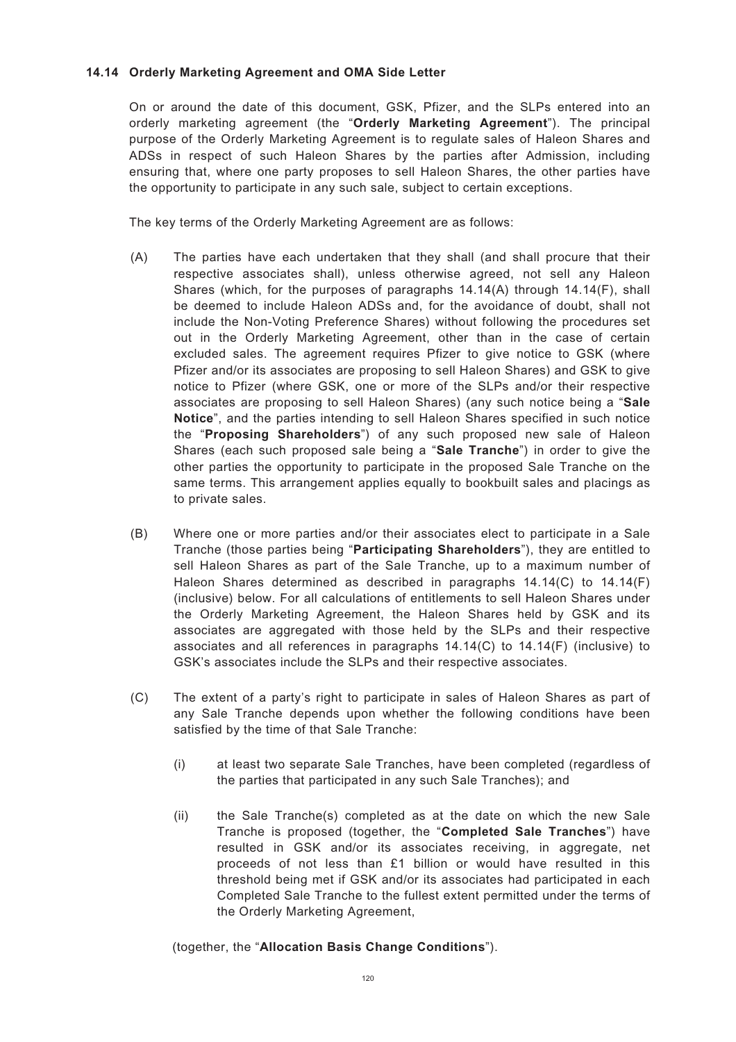### 14.14 Orderly Marketing Agreement and OMA Side Letter

On or around the date of this document, GSK, Pfizer, and the SLPs entered into an orderly marketing agreement (the "**Orderly Marketing Agreement**"). The principal purpose of the Orderly Marketing Agreement is to regulate sales of Haleon Shares and ADSs in respect of such Haleon Shares by the parties after Admission, including ensuring that, where one party proposes to sell Haleon Shares, the other parties have the opportunity to participate in any such sale, subject to certain exceptions.

The key terms of the Orderly Marketing Agreement are as follows:

(A) The parties have each undertaken that they shall (and shall procure that their respective associates shall), unless otherwise agreed, not sell any Haleon Shares (which, for the purposes of paragraphs 14.14(A) through 14.14(F), shall be deemed to include Haleon ADSs and, for the avoidance of doubt, shall not include the Non-Voting Preference Shares) without following the procedures set out in the Orderly Marketing Agreement, other than in the case of certain excluded sales. The agreement requires Pfizer to give notice to GSK (where Pfizer and/or its associates are proposing to sell Haleon Shares) and GSK to give notice to Pfizer (where GSK, one or more of the SLPs and/or their respective associates are proposing to sell Haleon Shares) (any such notice being a "**Sale Notice**", and the parties intending to sell Haleon Shares specified in such notice the "**Proposing Shareholders**") of any such proposed new sale of Haleon Shares (each such proposed sale being a "**Sale Tranche**") in order to give the other parties the opportunity to participate in the proposed Sale Tranche on the same terms. This arrangement applies equally to bookbuilt sales and placings as to private sales.

(B) Where one or more parties and/or their associates elect to participate in a Sale Tranche (those parties being "**Participating Shareholders**"), they are entitled to sell Haleon Shares as part of the Sale Tranche, up to a maximum number of Haleon Shares determined as described in paragraphs 14.14(C) to 14.14(F) (inclusive) below. For all calculations of entitlements to sell Haleon Shares under the Orderly Marketing Agreement, the Haleon Shares held by GSK and its associates are aggregated with those held by the SLPs and their respective associates and all references in paragraphs 14.14(C) to 14.14(F) (inclusive) to GSK's associates include the SLPs and their respective associates.

(C) The extent of a party's right to participate in sales of Haleon Shares as part of any Sale Tranche depends upon whether the following conditions have been satisfied by the time of that Sale Tranche:

  (i) at least two separate Sale Tranches, have been completed (regardless of the parties that participated in any such Sale Tranches); and

  (ii) the Sale Tranche(s) completed as at the date on which the new Sale Tranche is proposed (together, the "**Completed Sale Tranches**") have resulted in GSK and/or its associates receiving, in aggregate, net proceeds of not less than £1 billion or would have resulted in this threshold being met if GSK and/or its associates had participated in each Completed Sale Tranche to the fullest extent permitted under the terms of the Orderly Marketing Agreement,

  (together, the "**Allocation Basis Change Conditions**").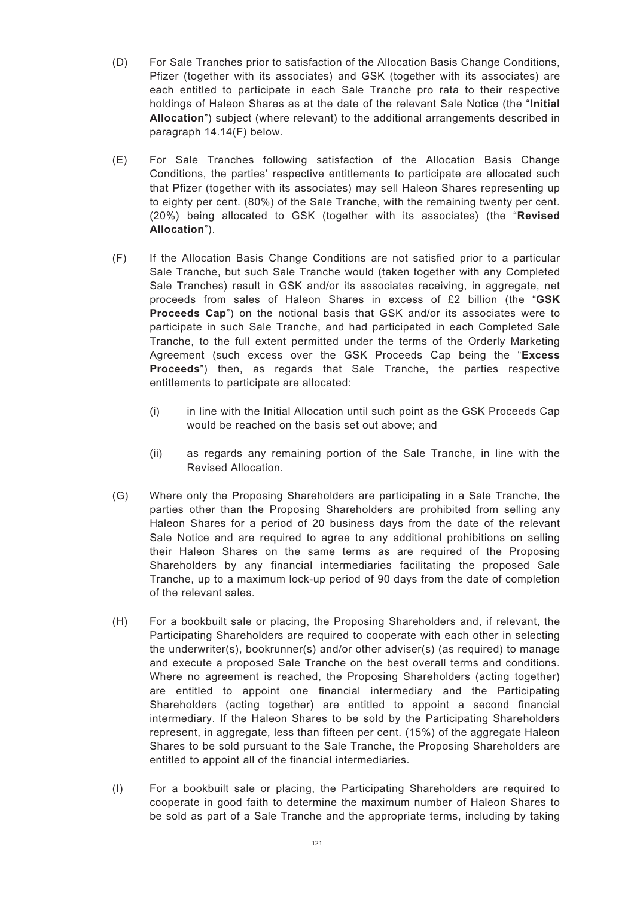(D) For Sale Tranches prior to satisfaction of the Allocation Basis Change Conditions, Pfizer (together with its associates) and GSK (together with its associates) are each entitled to participate in each Sale Tranche pro rata to their respective holdings of Haleon Shares as at the date of the relevant Sale Notice (the "**Initial Allocation**") subject (where relevant) to the additional arrangements described in paragraph 14.14(F) below.

(E) For Sale Tranches following satisfaction of the Allocation Basis Change Conditions, the parties' respective entitlements to participate are allocated such that Pfizer (together with its associates) may sell Haleon Shares representing up to eighty per cent. (80%) of the Sale Tranche, with the remaining twenty per cent. (20%) being allocated to GSK (together with its associates) (the "**Revised Allocation**").

(F) If the Allocation Basis Change Conditions are not satisfied prior to a particular Sale Tranche, but such Sale Tranche would (taken together with any Completed Sale Tranches) result in GSK and/or its associates receiving, in aggregate, net proceeds from sales of Haleon Shares in excess of £2 billion (the "**GSK Proceeds Cap**") on the notional basis that GSK and/or its associates were to participate in such Sale Tranche, and had participated in each Completed Sale Tranche, to the full extent permitted under the terms of the Orderly Marketing Agreement (such excess over the GSK Proceeds Cap being the "**Excess Proceeds**") then, as regards that Sale Tranche, the parties respective entitlements to participate are allocated:

   (i) in line with the Initial Allocation until such point as the GSK Proceeds Cap would be reached on the basis set out above; and

   (ii) as regards any remaining portion of the Sale Tranche, in line with the Revised Allocation.

(G) Where only the Proposing Shareholders are participating in a Sale Tranche, the parties other than the Proposing Shareholders are prohibited from selling any Haleon Shares for a period of 20 business days from the date of the relevant Sale Notice and are required to agree to any additional prohibitions on selling their Haleon Shares on the same terms as are required of the Proposing Shareholders by any financial intermediaries facilitating the proposed Sale Tranche, up to a maximum lock-up period of 90 days from the date of completion of the relevant sales.

(H) For a bookbuilt sale or placing, the Proposing Shareholders and, if relevant, the Participating Shareholders are required to cooperate with each other in selecting the underwriter(s), bookrunner(s) and/or other adviser(s) (as required) to manage and execute a proposed Sale Tranche on the best overall terms and conditions. Where no agreement is reached, the Proposing Shareholders (acting together) are entitled to appoint one financial intermediary and the Participating Shareholders (acting together) are entitled to appoint a second financial intermediary. If the Haleon Shares to be sold by the Participating Shareholders represent, in aggregate, less than fifteen per cent. (15%) of the aggregate Haleon Shares to be sold pursuant to the Sale Tranche, the Proposing Shareholders are entitled to appoint all of the financial intermediaries.

(I) For a bookbuilt sale or placing, the Participating Shareholders are required to cooperate in good faith to determine the maximum number of Haleon Shares to be sold as part of a Sale Tranche and the appropriate terms, including by taking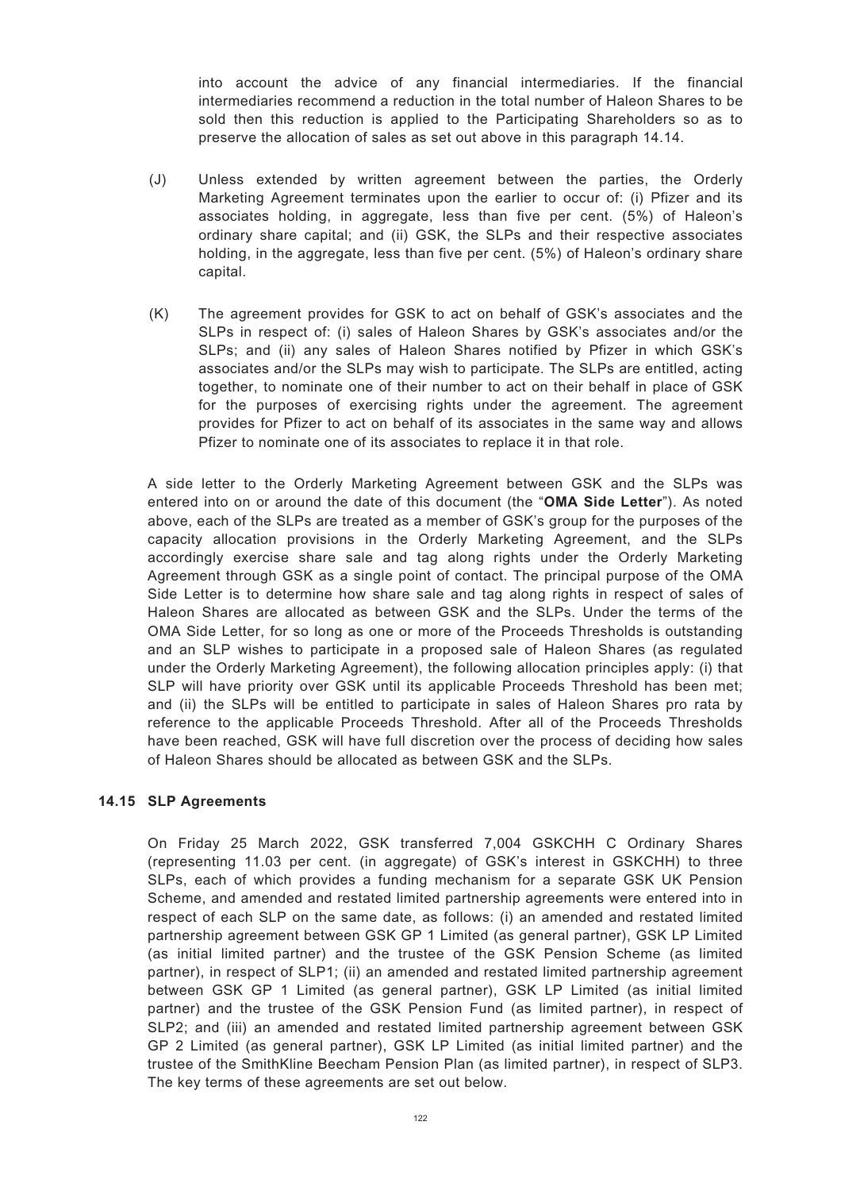into account the advice of any financial intermediaries. If the financial intermediaries recommend a reduction in the total number of Haleon Shares to be sold then this reduction is applied to the Participating Shareholders so as to preserve the allocation of sales as set out above in this paragraph 14.14.

(J) Unless extended by written agreement between the parties, the Orderly Marketing Agreement terminates upon the earlier to occur of: (i) Pfizer and its associates holding, in aggregate, less than five per cent. (5%) of Haleon's ordinary share capital; and (ii) GSK, the SLPs and their respective associates holding, in the aggregate, less than five per cent. (5%) of Haleon's ordinary share capital.

(K) The agreement provides for GSK to act on behalf of GSK's associates and the SLPs in respect of: (i) sales of Haleon Shares by GSK's associates and/or the SLPs; and (ii) any sales of Haleon Shares notified by Pfizer in which GSK's associates and/or the SLPs may wish to participate. The SLPs are entitled, acting together, to nominate one of their number to act on their behalf in place of GSK for the purposes of exercising rights under the agreement. The agreement provides for Pfizer to act on behalf of its associates in the same way and allows Pfizer to nominate one of its associates to replace it in that role.

A side letter to the Orderly Marketing Agreement between GSK and the SLPs was entered into on or around the date of this document (the "**OMA Side Letter**"). As noted above, each of the SLPs are treated as a member of GSK's group for the purposes of the capacity allocation provisions in the Orderly Marketing Agreement, and the SLPs accordingly exercise share sale and tag along rights under the Orderly Marketing Agreement through GSK as a single point of contact. The principal purpose of the OMA Side Letter is to determine how share sale and tag along rights in respect of sales of Haleon Shares are allocated as between GSK and the SLPs. Under the terms of the OMA Side Letter, for so long as one or more of the Proceeds Thresholds is outstanding and an SLP wishes to participate in a proposed sale of Haleon Shares (as regulated under the Orderly Marketing Agreement), the following allocation principles apply: (i) that SLP will have priority over GSK until its applicable Proceeds Threshold has been met; and (ii) the SLPs will be entitled to participate in sales of Haleon Shares pro rata by reference to the applicable Proceeds Threshold. After all of the Proceeds Thresholds have been reached, GSK will have full discretion over the process of deciding how sales of Haleon Shares should be allocated as between GSK and the SLPs.

### 14.15 SLP Agreements

On Friday 25 March 2022, GSK transferred 7,004 GSKCHH C Ordinary Shares (representing 11.03 per cent. (in aggregate) of GSK's interest in GSKCHH) to three SLPs, each of which provides a funding mechanism for a separate GSK UK Pension Scheme, and amended and restated limited partnership agreements were entered into in respect of each SLP on the same date, as follows: (i) an amended and restated limited partnership agreement between GSK GP 1 Limited (as general partner), GSK LP Limited (as initial limited partner) and the trustee of the GSK Pension Scheme (as limited partner), in respect of SLP1; (ii) an amended and restated limited partnership agreement between GSK GP 1 Limited (as general partner), GSK LP Limited (as initial limited partner) and the trustee of the GSK Pension Fund (as limited partner), in respect of SLP2; and (iii) an amended and restated limited partnership agreement between GSK GP 2 Limited (as general partner), GSK LP Limited (as initial limited partner) and the trustee of the SmithKline Beecham Pension Plan (as limited partner), in respect of SLP3. The key terms of these agreements are set out below.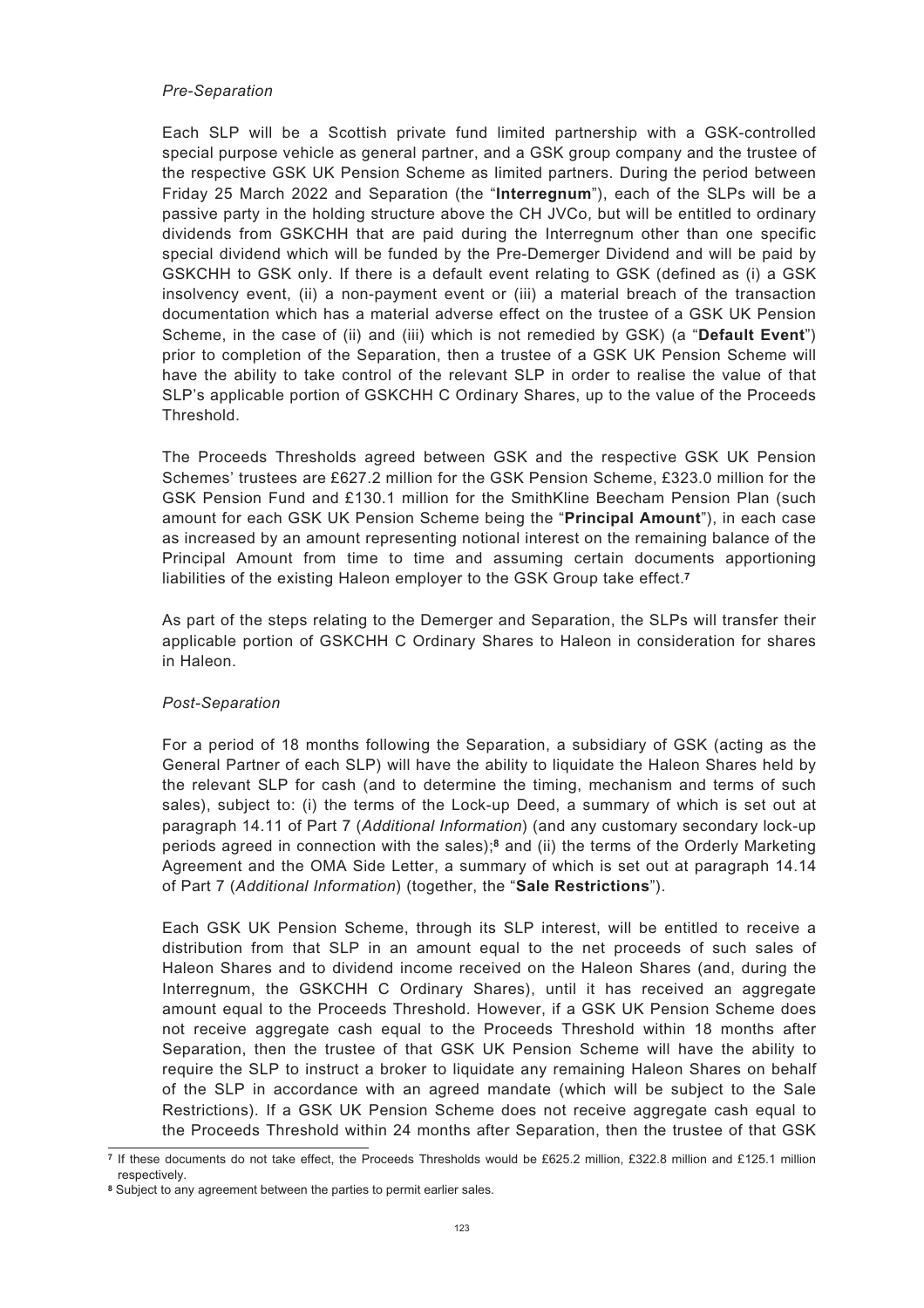*Pre-Separation*

Each SLP will be a Scottish private fund limited partnership with a GSK-controlled special purpose vehicle as general partner, and a GSK group company and the trustee of the respective GSK UK Pension Scheme as limited partners. During the period between Friday 25 March 2022 and Separation (the "**Interregnum**"), each of the SLPs will be a passive party in the holding structure above the CH JVCo, but will be entitled to ordinary dividends from GSKCHH that are paid during the Interregnum other than one specific special dividend which will be funded by the Pre-Demerger Dividend and will be paid by GSKCHH to GSK only. If there is a default event relating to GSK (defined as (i) a GSK insolvency event, (ii) a non-payment event or (iii) a material breach of the transaction documentation which has a material adverse effect on the trustee of a GSK UK Pension Scheme, in the case of (ii) and (iii) which is not remedied by GSK) (a "**Default Event**") prior to completion of the Separation, then a trustee of a GSK UK Pension Scheme will have the ability to take control of the relevant SLP in order to realise the value of that SLP's applicable portion of GSKCHH C Ordinary Shares, up to the value of the Proceeds Threshold.

The Proceeds Thresholds agreed between GSK and the respective GSK UK Pension Schemes' trustees are £627.2 million for the GSK Pension Scheme, £323.0 million for the GSK Pension Fund and £130.1 million for the SmithKline Beecham Pension Plan (such amount for each GSK UK Pension Scheme being the "**Principal Amount**"), in each case as increased by an amount representing notional interest on the remaining balance of the Principal Amount from time to time and assuming certain documents apportioning liabilities of the existing Haleon employer to the GSK Group take effect.[7]

As part of the steps relating to the Demerger and Separation, the SLPs will transfer their applicable portion of GSKCHH C Ordinary Shares to Haleon in consideration for shares in Haleon.

*Post-Separation*

For a period of 18 months following the Separation, a subsidiary of GSK (acting as the General Partner of each SLP) will have the ability to liquidate the Haleon Shares held by the relevant SLP for cash (and to determine the timing, mechanism and terms of such sales), subject to: (i) the terms of the Lock-up Deed, a summary of which is set out at paragraph 14.11 of Part 7 (*Additional Information*) (and any customary secondary lock-up periods agreed in connection with the sales);[8] and (ii) the terms of the Orderly Marketing Agreement and the OMA Side Letter, a summary of which is set out at paragraph 14.14 of Part 7 (*Additional Information*) (together, the "**Sale Restrictions**").

Each GSK UK Pension Scheme, through its SLP interest, will be entitled to receive a distribution from that SLP in an amount equal to the net proceeds of such sales of Haleon Shares and to dividend income received on the Haleon Shares (and, during the Interregnum, the GSKCHH C Ordinary Shares), until it has received an aggregate amount equal to the Proceeds Threshold. However, if a GSK UK Pension Scheme does not receive aggregate cash equal to the Proceeds Threshold within 18 months after Separation, then the trustee of that GSK UK Pension Scheme will have the ability to require the SLP to instruct a broker to liquidate any remaining Haleon Shares on behalf of the SLP in accordance with an agreed mandate (which will be subject to the Sale Restrictions). If a GSK UK Pension Scheme does not receive aggregate cash equal to the Proceeds Threshold within 24 months after Separation, then the trustee of that GSK

---

[7] If these documents do not take effect, the Proceeds Thresholds would be £625.2 million, £322.8 million and £125.1 million respectively.

[8] Subject to any agreement between the parties to permit earlier sales.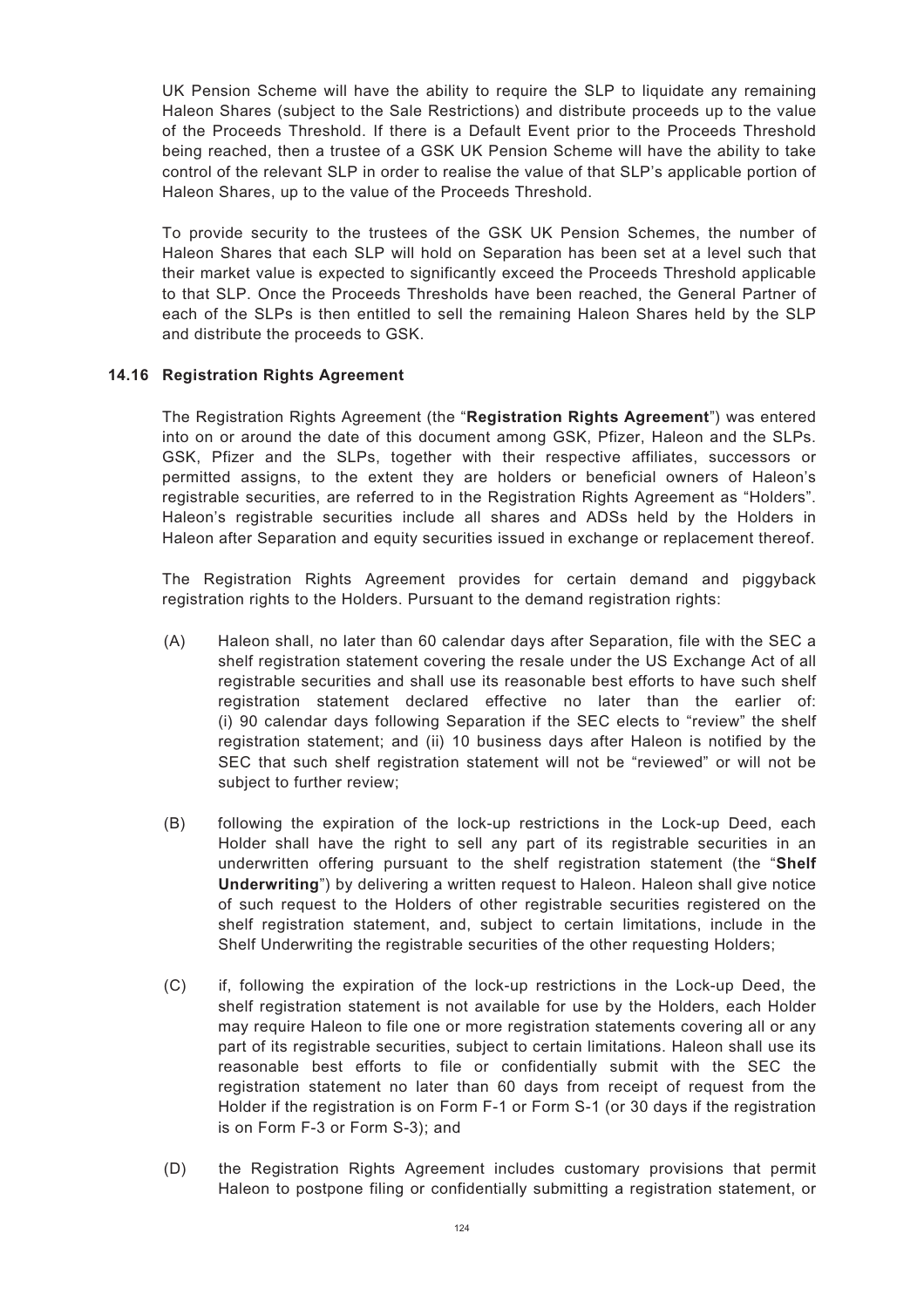UK Pension Scheme will have the ability to require the SLP to liquidate any remaining Haleon Shares (subject to the Sale Restrictions) and distribute proceeds up to the value of the Proceeds Threshold. If there is a Default Event prior to the Proceeds Threshold being reached, then a trustee of a GSK UK Pension Scheme will have the ability to take control of the relevant SLP in order to realise the value of that SLP's applicable portion of Haleon Shares, up to the value of the Proceeds Threshold.

To provide security to the trustees of the GSK UK Pension Schemes, the number of Haleon Shares that each SLP will hold on Separation has been set at a level such that their market value is expected to significantly exceed the Proceeds Threshold applicable to that SLP. Once the Proceeds Thresholds have been reached, the General Partner of each of the SLPs is then entitled to sell the remaining Haleon Shares held by the SLP and distribute the proceeds to GSK.

### 14.16 Registration Rights Agreement

The Registration Rights Agreement (the "**Registration Rights Agreement**") was entered into on or around the date of this document among GSK, Pfizer, Haleon and the SLPs. GSK, Pfizer and the SLPs, together with their respective affiliates, successors or permitted assigns, to the extent they are holders or beneficial owners of Haleon's registrable securities, are referred to in the Registration Rights Agreement as "Holders". Haleon's registrable securities include all shares and ADSs held by the Holders in Haleon after Separation and equity securities issued in exchange or replacement thereof.

The Registration Rights Agreement provides for certain demand and piggyback registration rights to the Holders. Pursuant to the demand registration rights:

(A) Haleon shall, no later than 60 calendar days after Separation, file with the SEC a shelf registration statement covering the resale under the US Exchange Act of all registrable securities and shall use its reasonable best efforts to have such shelf registration statement declared effective no later than the earlier of: (i) 90 calendar days following Separation if the SEC elects to "review" the shelf registration statement; and (ii) 10 business days after Haleon is notified by the SEC that such shelf registration statement will not be "reviewed" or will not be subject to further review;

(B) following the expiration of the lock-up restrictions in the Lock-up Deed, each Holder shall have the right to sell any part of its registrable securities in an underwritten offering pursuant to the shelf registration statement (the "**Shelf Underwriting**") by delivering a written request to Haleon. Haleon shall give notice of such request to the Holders of other registrable securities registered on the shelf registration statement, and, subject to certain limitations, include in the Shelf Underwriting the registrable securities of the other requesting Holders;

(C) if, following the expiration of the lock-up restrictions in the Lock-up Deed, the shelf registration statement is not available for use by the Holders, each Holder may require Haleon to file one or more registration statements covering all or any part of its registrable securities, subject to certain limitations. Haleon shall use its reasonable best efforts to file or confidentially submit with the SEC the registration statement no later than 60 days from receipt of request from the Holder if the registration is on Form F-1 or Form S-1 (or 30 days if the registration is on Form F-3 or Form S-3); and

(D) the Registration Rights Agreement includes customary provisions that permit Haleon to postpone filing or confidentially submitting a registration statement, or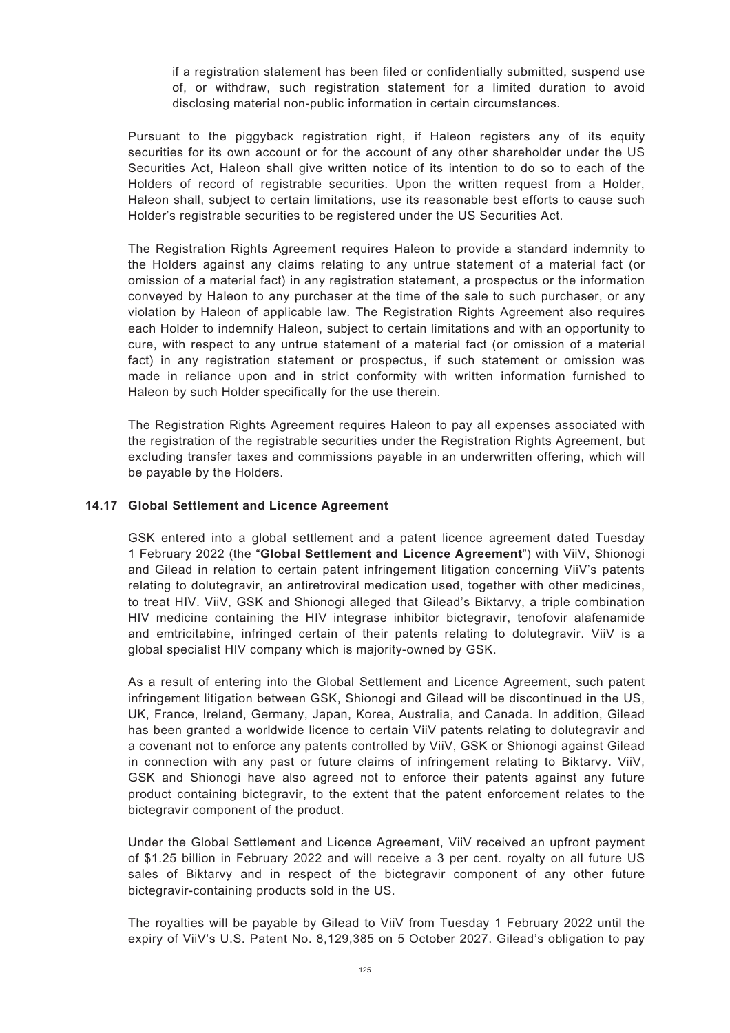if a registration statement has been filed or confidentially submitted, suspend use of, or withdraw, such registration statement for a limited duration to avoid disclosing material non-public information in certain circumstances.

Pursuant to the piggyback registration right, if Haleon registers any of its equity securities for its own account or for the account of any other shareholder under the US Securities Act, Haleon shall give written notice of its intention to do so to each of the Holders of record of registrable securities. Upon the written request from a Holder, Haleon shall, subject to certain limitations, use its reasonable best efforts to cause such Holder's registrable securities to be registered under the US Securities Act.

The Registration Rights Agreement requires Haleon to provide a standard indemnity to the Holders against any claims relating to any untrue statement of a material fact (or omission of a material fact) in any registration statement, a prospectus or the information conveyed by Haleon to any purchaser at the time of the sale to such purchaser, or any violation by Haleon of applicable law. The Registration Rights Agreement also requires each Holder to indemnify Haleon, subject to certain limitations and with an opportunity to cure, with respect to any untrue statement of a material fact (or omission of a material fact) in any registration statement or prospectus, if such statement or omission was made in reliance upon and in strict conformity with written information furnished to Haleon by such Holder specifically for the use therein.

The Registration Rights Agreement requires Haleon to pay all expenses associated with the registration of the registrable securities under the Registration Rights Agreement, but excluding transfer taxes and commissions payable in an underwritten offering, which will be payable by the Holders.

### 14.17 Global Settlement and Licence Agreement

GSK entered into a global settlement and a patent licence agreement dated Tuesday 1 February 2022 (the "**Global Settlement and Licence Agreement**") with ViiV, Shionogi and Gilead in relation to certain patent infringement litigation concerning ViiV's patents relating to dolutegravir, an antiretroviral medication used, together with other medicines, to treat HIV. ViiV, GSK and Shionogi alleged that Gilead's Biktarvy, a triple combination HIV medicine containing the HIV integrase inhibitor bictegravir, tenofovir alafenamide and emtricitabine, infringed certain of their patents relating to dolutegravir. ViiV is a global specialist HIV company which is majority-owned by GSK.

As a result of entering into the Global Settlement and Licence Agreement, such patent infringement litigation between GSK, Shionogi and Gilead will be discontinued in the US, UK, France, Ireland, Germany, Japan, Korea, Australia, and Canada. In addition, Gilead has been granted a worldwide licence to certain ViiV patents relating to dolutegravir and a covenant not to enforce any patents controlled by ViiV, GSK or Shionogi against Gilead in connection with any past or future claims of infringement relating to Biktarvy. ViiV, GSK and Shionogi have also agreed not to enforce their patents against any future product containing bictegravir, to the extent that the patent enforcement relates to the bictegravir component of the product.

Under the Global Settlement and Licence Agreement, ViiV received an upfront payment of $1.25 billion in February 2022 and will receive a 3 per cent. royalty on all future US sales of Biktarvy and in respect of the bictegravir component of any other future bictegravir-containing products sold in the US.

The royalties will be payable by Gilead to ViiV from Tuesday 1 February 2022 until the expiry of ViiV's U.S. Patent No. 8,129,385 on 5 October 2027. Gilead's obligation to pay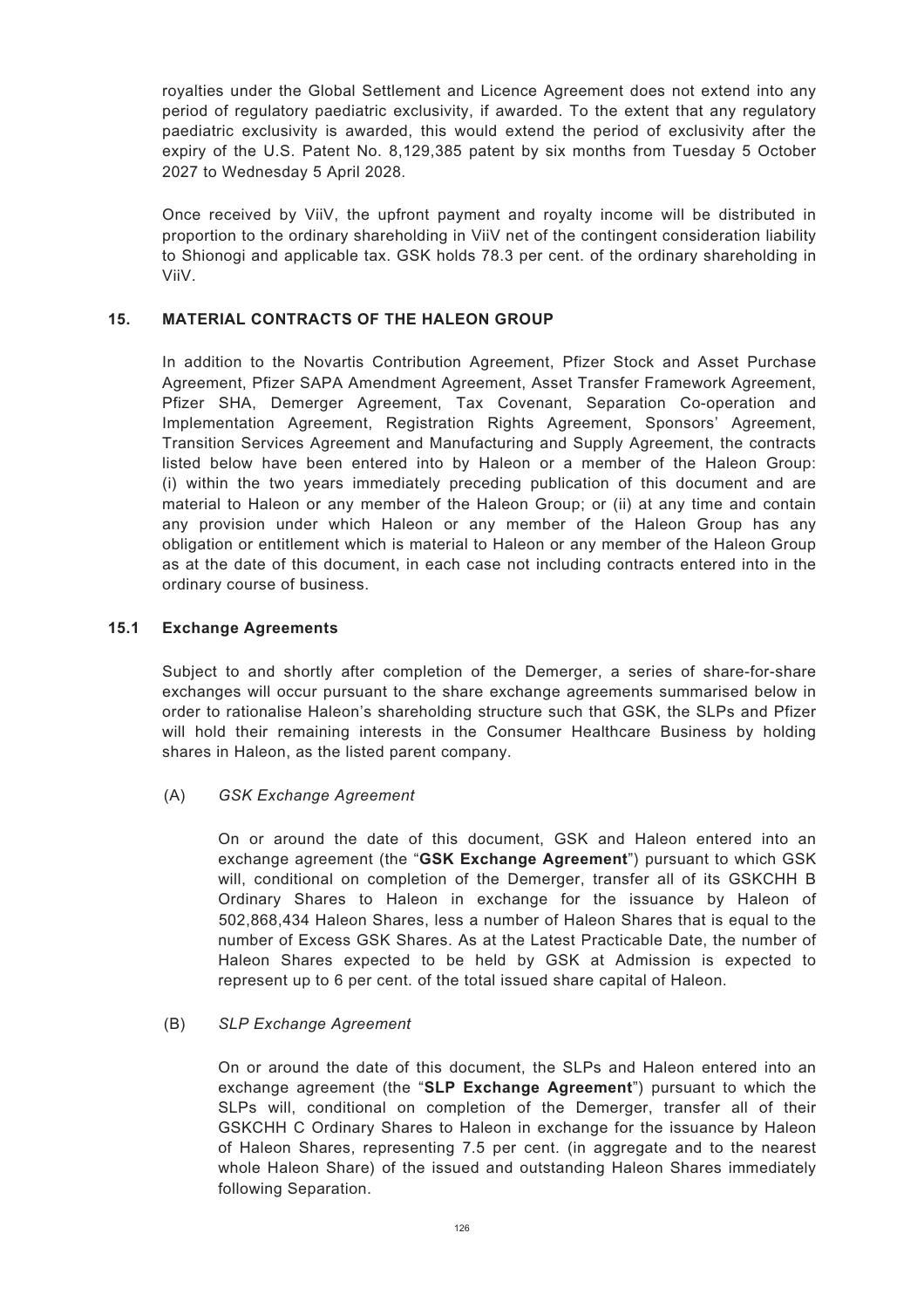royalties under the Global Settlement and Licence Agreement does not extend into any period of regulatory paediatric exclusivity, if awarded. To the extent that any regulatory paediatric exclusivity is awarded, this would extend the period of exclusivity after the expiry of the U.S. Patent No. 8,129,385 patent by six months from Tuesday 5 October 2027 to Wednesday 5 April 2028.

Once received by ViiV, the upfront payment and royalty income will be distributed in proportion to the ordinary shareholding in ViiV net of the contingent consideration liability to Shionogi and applicable tax. GSK holds 78.3 per cent. of the ordinary shareholding in ViiV.

## 15. MATERIAL CONTRACTS OF THE HALEON GROUP

In addition to the Novartis Contribution Agreement, Pfizer Stock and Asset Purchase Agreement, Pfizer SAPA Amendment Agreement, Asset Transfer Framework Agreement, Pfizer SHA, Demerger Agreement, Tax Covenant, Separation Co-operation and Implementation Agreement, Registration Rights Agreement, Sponsors' Agreement, Transition Services Agreement and Manufacturing and Supply Agreement, the contracts listed below have been entered into by Haleon or a member of the Haleon Group: (i) within the two years immediately preceding publication of this document and are material to Haleon or any member of the Haleon Group; or (ii) at any time and contain any provision under which Haleon or any member of the Haleon Group has any obligation or entitlement which is material to Haleon or any member of the Haleon Group as at the date of this document, in each case not including contracts entered into in the ordinary course of business.

### 15.1 Exchange Agreements

Subject to and shortly after completion of the Demerger, a series of share-for-share exchanges will occur pursuant to the share exchange agreements summarised below in order to rationalise Haleon's shareholding structure such that GSK, the SLPs and Pfizer will hold their remaining interests in the Consumer Healthcare Business by holding shares in Haleon, as the listed parent company.

(A) *GSK Exchange Agreement*

On or around the date of this document, GSK and Haleon entered into an exchange agreement (the "**GSK Exchange Agreement**") pursuant to which GSK will, conditional on completion of the Demerger, transfer all of its GSKCHH B Ordinary Shares to Haleon in exchange for the issuance by Haleon of 502,868,434 Haleon Shares, less a number of Haleon Shares that is equal to the number of Excess GSK Shares. As at the Latest Practicable Date, the number of Haleon Shares expected to be held by GSK at Admission is expected to represent up to 6 per cent. of the total issued share capital of Haleon.

(B) *SLP Exchange Agreement*

On or around the date of this document, the SLPs and Haleon entered into an exchange agreement (the "**SLP Exchange Agreement**") pursuant to which the SLPs will, conditional on completion of the Demerger, transfer all of their GSKCHH C Ordinary Shares to Haleon in exchange for the issuance by Haleon of Haleon Shares, representing 7.5 per cent. (in aggregate and to the nearest whole Haleon Share) of the issued and outstanding Haleon Shares immediately following Separation.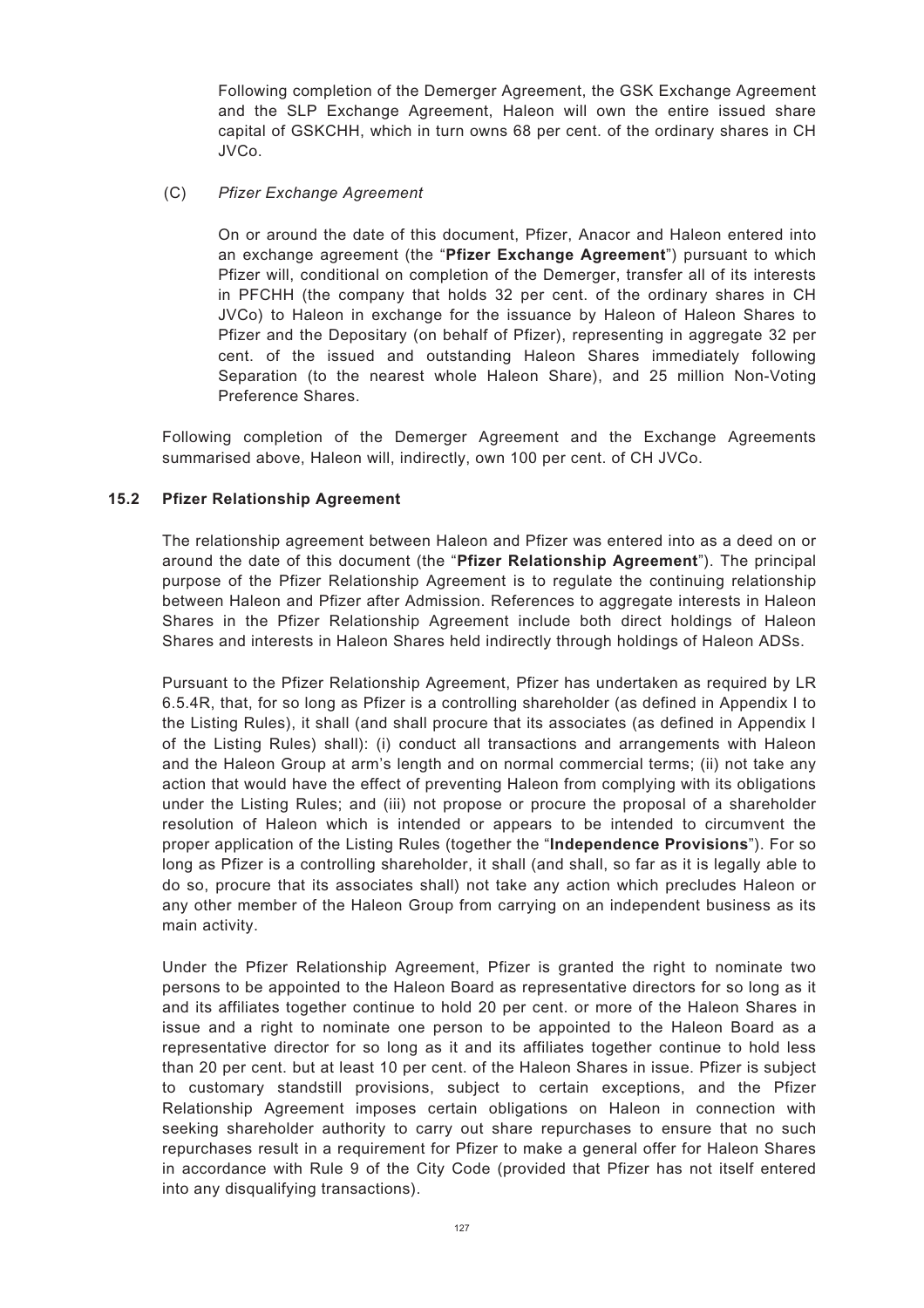Following completion of the Demerger Agreement, the GSK Exchange Agreement and the SLP Exchange Agreement, Haleon will own the entire issued share capital of GSKCHH, which in turn owns 68 per cent. of the ordinary shares in CH JVCo.

(C) *Pfizer Exchange Agreement*

On or around the date of this document, Pfizer, Anacor and Haleon entered into an exchange agreement (the "**Pfizer Exchange Agreement**") pursuant to which Pfizer will, conditional on completion of the Demerger, transfer all of its interests in PFCHH (the company that holds 32 per cent. of the ordinary shares in CH JVCo) to Haleon in exchange for the issuance by Haleon of Haleon Shares to Pfizer and the Depositary (on behalf of Pfizer), representing in aggregate 32 per cent. of the issued and outstanding Haleon Shares immediately following Separation (to the nearest whole Haleon Share), and 25 million Non-Voting Preference Shares.

Following completion of the Demerger Agreement and the Exchange Agreements summarised above, Haleon will, indirectly, own 100 per cent. of CH JVCo.

### 15.2 Pfizer Relationship Agreement

The relationship agreement between Haleon and Pfizer was entered into as a deed on or around the date of this document (the "**Pfizer Relationship Agreement**"). The principal purpose of the Pfizer Relationship Agreement is to regulate the continuing relationship between Haleon and Pfizer after Admission. References to aggregate interests in Haleon Shares in the Pfizer Relationship Agreement include both direct holdings of Haleon Shares and interests in Haleon Shares held indirectly through holdings of Haleon ADSs.

Pursuant to the Pfizer Relationship Agreement, Pfizer has undertaken as required by LR 6.5.4R, that, for so long as Pfizer is a controlling shareholder (as defined in Appendix I to the Listing Rules), it shall (and shall procure that its associates (as defined in Appendix I of the Listing Rules) shall): (i) conduct all transactions and arrangements with Haleon and the Haleon Group at arm's length and on normal commercial terms; (ii) not take any action that would have the effect of preventing Haleon from complying with its obligations under the Listing Rules; and (iii) not propose or procure the proposal of a shareholder resolution of Haleon which is intended or appears to be intended to circumvent the proper application of the Listing Rules (together the "**Independence Provisions**"). For so long as Pfizer is a controlling shareholder, it shall (and shall, so far as it is legally able to do so, procure that its associates shall) not take any action which precludes Haleon or any other member of the Haleon Group from carrying on an independent business as its main activity.

Under the Pfizer Relationship Agreement, Pfizer is granted the right to nominate two persons to be appointed to the Haleon Board as representative directors for so long as it and its affiliates together continue to hold 20 per cent. or more of the Haleon Shares in issue and a right to nominate one person to be appointed to the Haleon Board as a representative director for so long as it and its affiliates together continue to hold less than 20 per cent. but at least 10 per cent. of the Haleon Shares in issue. Pfizer is subject to customary standstill provisions, subject to certain exceptions, and the Pfizer Relationship Agreement imposes certain obligations on Haleon in connection with seeking shareholder authority to carry out share repurchases to ensure that no such repurchases result in a requirement for Pfizer to make a general offer for Haleon Shares in accordance with Rule 9 of the City Code (provided that Pfizer has not itself entered into any disqualifying transactions).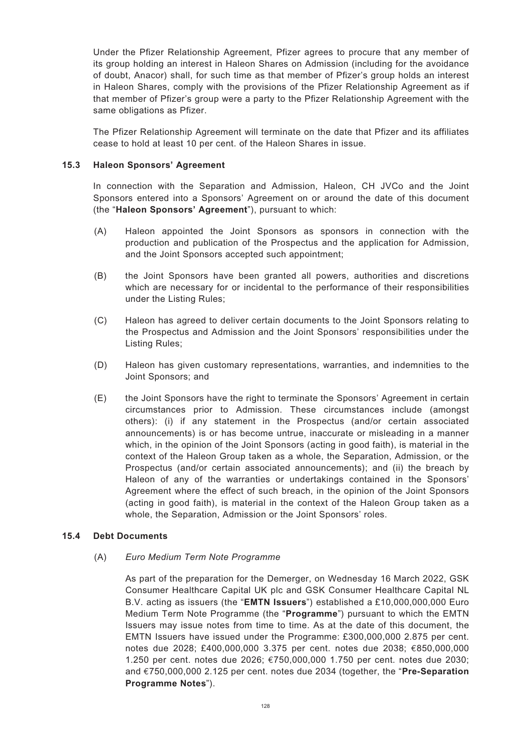Under the Pfizer Relationship Agreement, Pfizer agrees to procure that any member of its group holding an interest in Haleon Shares on Admission (including for the avoidance of doubt, Anacor) shall, for such time as that member of Pfizer's group holds an interest in Haleon Shares, comply with the provisions of the Pfizer Relationship Agreement as if that member of Pfizer's group were a party to the Pfizer Relationship Agreement with the same obligations as Pfizer.

The Pfizer Relationship Agreement will terminate on the date that Pfizer and its affiliates cease to hold at least 10 per cent. of the Haleon Shares in issue.

### 15.3 Haleon Sponsors' Agreement

In connection with the Separation and Admission, Haleon, CH JVCo and the Joint Sponsors entered into a Sponsors' Agreement on or around the date of this document (the "**Haleon Sponsors' Agreement**"), pursuant to which:

(A) Haleon appointed the Joint Sponsors as sponsors in connection with the production and publication of the Prospectus and the application for Admission, and the Joint Sponsors accepted such appointment;

(B) the Joint Sponsors have been granted all powers, authorities and discretions which are necessary for or incidental to the performance of their responsibilities under the Listing Rules;

(C) Haleon has agreed to deliver certain documents to the Joint Sponsors relating to the Prospectus and Admission and the Joint Sponsors' responsibilities under the Listing Rules;

(D) Haleon has given customary representations, warranties, and indemnities to the Joint Sponsors; and

(E) the Joint Sponsors have the right to terminate the Sponsors' Agreement in certain circumstances prior to Admission. These circumstances include (amongst others): (i) if any statement in the Prospectus (and/or certain associated announcements) is or has become untrue, inaccurate or misleading in a manner which, in the opinion of the Joint Sponsors (acting in good faith), is material in the context of the Haleon Group taken as a whole, the Separation, Admission, or the Prospectus (and/or certain associated announcements); and (ii) the breach by Haleon of any of the warranties or undertakings contained in the Sponsors' Agreement where the effect of such breach, in the opinion of the Joint Sponsors (acting in good faith), is material in the context of the Haleon Group taken as a whole, the Separation, Admission or the Joint Sponsors' roles.

### 15.4 Debt Documents

(A) *Euro Medium Term Note Programme*

As part of the preparation for the Demerger, on Wednesday 16 March 2022, GSK Consumer Healthcare Capital UK plc and GSK Consumer Healthcare Capital NL B.V. acting as issuers (the "**EMTN Issuers**") established a £10,000,000,000 Euro Medium Term Note Programme (the "**Programme**") pursuant to which the EMTN Issuers may issue notes from time to time. As at the date of this document, the EMTN Issuers have issued under the Programme: £300,000,000 2.875 per cent. notes due 2028; £400,000,000 3.375 per cent. notes due 2038; €850,000,000 1.250 per cent. notes due 2026; €750,000,000 1.750 per cent. notes due 2030; and €750,000,000 2.125 per cent. notes due 2034 (together, the "**Pre-Separation Programme Notes**").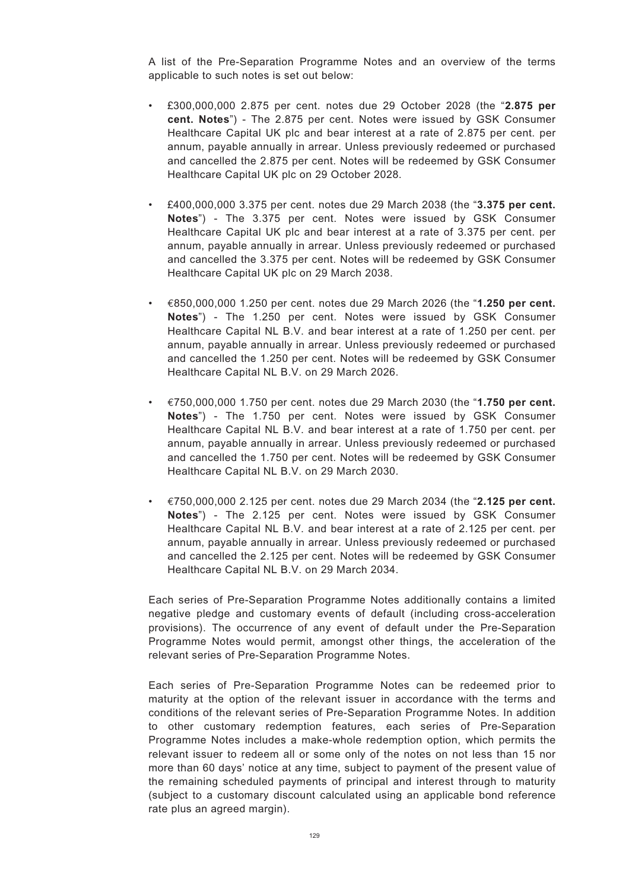A list of the Pre-Separation Programme Notes and an overview of the terms applicable to such notes is set out below:

- £300,000,000 2.875 per cent. notes due 29 October 2028 (the "**2.875 per cent. Notes**") - The 2.875 per cent. Notes were issued by GSK Consumer Healthcare Capital UK plc and bear interest at a rate of 2.875 per cent. per annum, payable annually in arrear. Unless previously redeemed or purchased and cancelled the 2.875 per cent. Notes will be redeemed by GSK Consumer Healthcare Capital UK plc on 29 October 2028.

- £400,000,000 3.375 per cent. notes due 29 March 2038 (the "**3.375 per cent. Notes**") - The 3.375 per cent. Notes were issued by GSK Consumer Healthcare Capital UK plc and bear interest at a rate of 3.375 per cent. per annum, payable annually in arrear. Unless previously redeemed or purchased and cancelled the 3.375 per cent. Notes will be redeemed by GSK Consumer Healthcare Capital UK plc on 29 March 2038.

- €850,000,000 1.250 per cent. notes due 29 March 2026 (the "**1.250 per cent. Notes**") - The 1.250 per cent. Notes were issued by GSK Consumer Healthcare Capital NL B.V. and bear interest at a rate of 1.250 per cent. per annum, payable annually in arrear. Unless previously redeemed or purchased and cancelled the 1.250 per cent. Notes will be redeemed by GSK Consumer Healthcare Capital NL B.V. on 29 March 2026.

- €750,000,000 1.750 per cent. notes due 29 March 2030 (the "**1.750 per cent. Notes**") - The 1.750 per cent. Notes were issued by GSK Consumer Healthcare Capital NL B.V. and bear interest at a rate of 1.750 per cent. per annum, payable annually in arrear. Unless previously redeemed or purchased and cancelled the 1.750 per cent. Notes will be redeemed by GSK Consumer Healthcare Capital NL B.V. on 29 March 2030.

- €750,000,000 2.125 per cent. notes due 29 March 2034 (the "**2.125 per cent. Notes**") - The 2.125 per cent. Notes were issued by GSK Consumer Healthcare Capital NL B.V. and bear interest at a rate of 2.125 per cent. per annum, payable annually in arrear. Unless previously redeemed or purchased and cancelled the 2.125 per cent. Notes will be redeemed by GSK Consumer Healthcare Capital NL B.V. on 29 March 2034.

Each series of Pre-Separation Programme Notes additionally contains a limited negative pledge and customary events of default (including cross-acceleration provisions). The occurrence of any event of default under the Pre-Separation Programme Notes would permit, amongst other things, the acceleration of the relevant series of Pre-Separation Programme Notes.

Each series of Pre-Separation Programme Notes can be redeemed prior to maturity at the option of the relevant issuer in accordance with the terms and conditions of the relevant series of Pre-Separation Programme Notes. In addition to other customary redemption features, each series of Pre-Separation Programme Notes includes a make-whole redemption option, which permits the relevant issuer to redeem all or some only of the notes on not less than 15 nor more than 60 days' notice at any time, subject to payment of the present value of the remaining scheduled payments of principal and interest through to maturity (subject to a customary discount calculated using an applicable bond reference rate plus an agreed margin).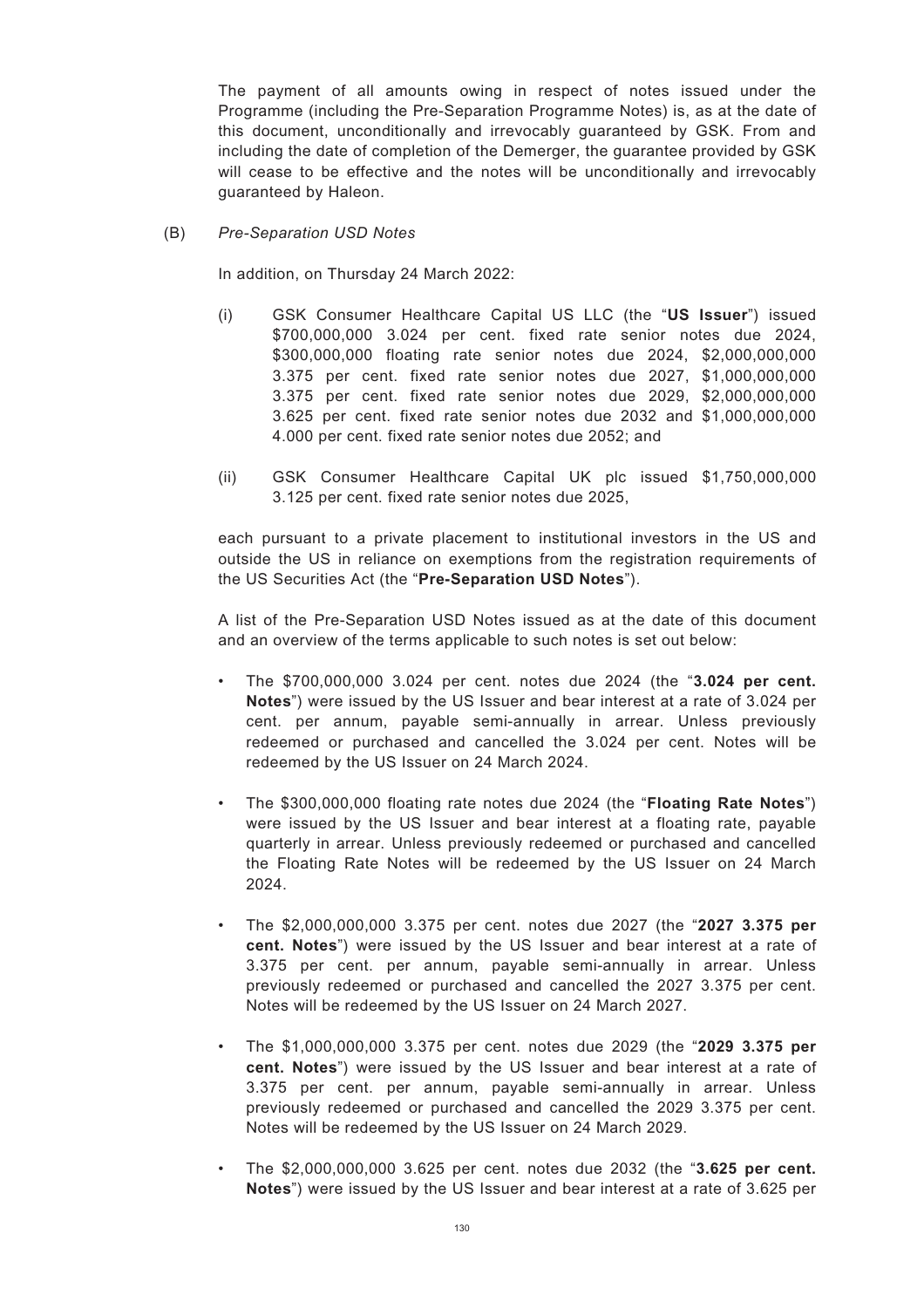The payment of all amounts owing in respect of notes issued under the Programme (including the Pre-Separation Programme Notes) is, as at the date of this document, unconditionally and irrevocably guaranteed by GSK. From and including the date of completion of the Demerger, the guarantee provided by GSK will cease to be effective and the notes will be unconditionally and irrevocably guaranteed by Haleon.

(B) *Pre-Separation USD Notes*

In addition, on Thursday 24 March 2022:

(i) GSK Consumer Healthcare Capital US LLC (the "**US Issuer**") issued $700,000,000 3.024 per cent. fixed rate senior notes due 2024, $300,000,000 floating rate senior notes due 2024, $2,000,000,000 3.375 per cent. fixed rate senior notes due 2027, $1,000,000,000 3.375 per cent. fixed rate senior notes due 2029, $2,000,000,000 3.625 per cent. fixed rate senior notes due 2032 and $1,000,000,000 4.000 per cent. fixed rate senior notes due 2052; and

(ii) GSK Consumer Healthcare Capital UK plc issued $1,750,000,000 3.125 per cent. fixed rate senior notes due 2025,

each pursuant to a private placement to institutional investors in the US and outside the US in reliance on exemptions from the registration requirements of the US Securities Act (the "**Pre-Separation USD Notes**").

A list of the Pre-Separation USD Notes issued as at the date of this document and an overview of the terms applicable to such notes is set out below:

- The $700,000,000 3.024 per cent. notes due 2024 (the "**3.024 per cent. Notes**") were issued by the US Issuer and bear interest at a rate of 3.024 per cent. per annum, payable semi-annually in arrear. Unless previously redeemed or purchased and cancelled the 3.024 per cent. Notes will be redeemed by the US Issuer on 24 March 2024.
- The $300,000,000 floating rate notes due 2024 (the "**Floating Rate Notes**") were issued by the US Issuer and bear interest at a floating rate, payable quarterly in arrear. Unless previously redeemed or purchased and cancelled the Floating Rate Notes will be redeemed by the US Issuer on 24 March 2024.
- The $2,000,000,000 3.375 per cent. notes due 2027 (the "**2027 3.375 per cent. Notes**") were issued by the US Issuer and bear interest at a rate of 3.375 per cent. per annum, payable semi-annually in arrear. Unless previously redeemed or purchased and cancelled the 2027 3.375 per cent. Notes will be redeemed by the US Issuer on 24 March 2027.
- The $1,000,000,000 3.375 per cent. notes due 2029 (the "**2029 3.375 per cent. Notes**") were issued by the US Issuer and bear interest at a rate of 3.375 per cent. per annum, payable semi-annually in arrear. Unless previously redeemed or purchased and cancelled the 2029 3.375 per cent. Notes will be redeemed by the US Issuer on 24 March 2029.
- The $2,000,000,000 3.625 per cent. notes due 2032 (the "**3.625 per cent. Notes**") were issued by the US Issuer and bear interest at a rate of 3.625 per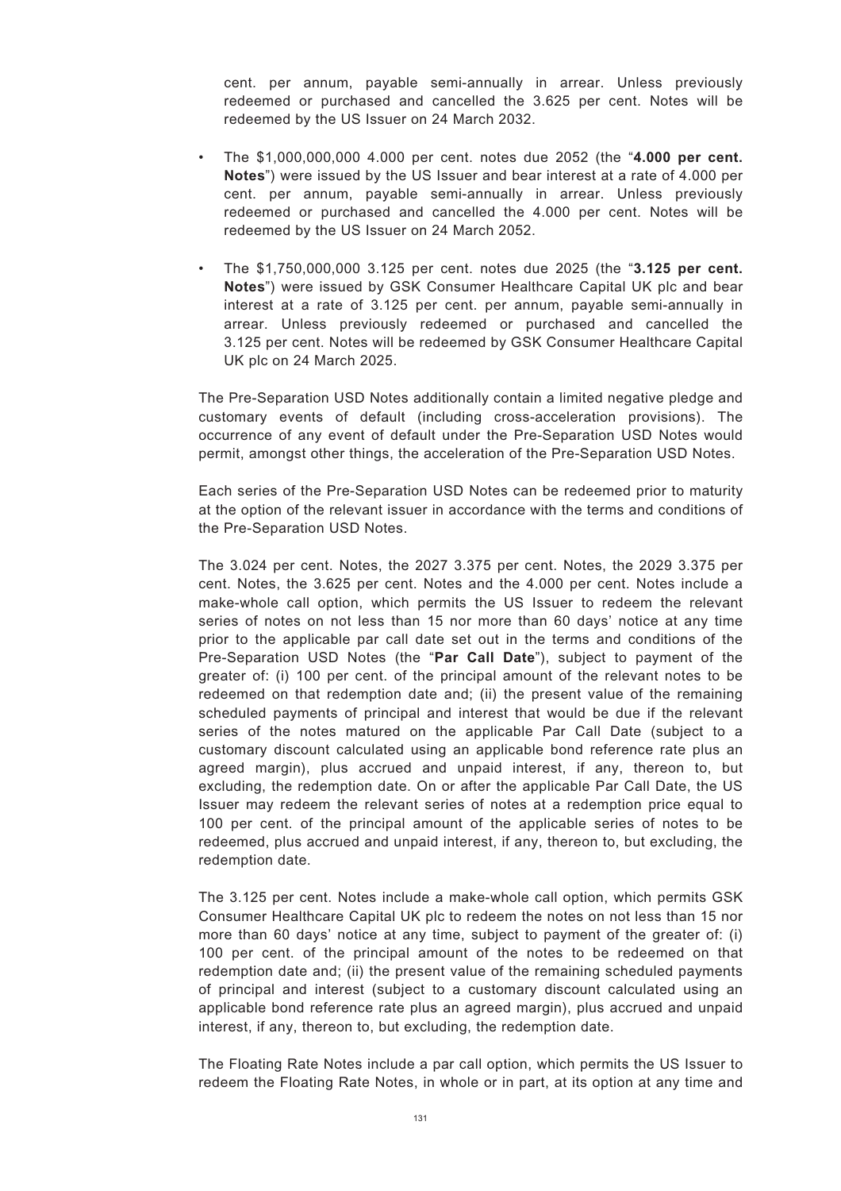cent. per annum, payable semi-annually in arrear. Unless previously redeemed or purchased and cancelled the 3.625 per cent. Notes will be redeemed by the US Issuer on 24 March 2032.

- The $1,000,000,000 4.000 per cent. notes due 2052 (the "**4.000 per cent. Notes**") were issued by the US Issuer and bear interest at a rate of 4.000 per cent. per annum, payable semi-annually in arrear. Unless previously redeemed or purchased and cancelled the 4.000 per cent. Notes will be redeemed by the US Issuer on 24 March 2052.

- The $1,750,000,000 3.125 per cent. notes due 2025 (the "**3.125 per cent. Notes**") were issued by GSK Consumer Healthcare Capital UK plc and bear interest at a rate of 3.125 per cent. per annum, payable semi-annually in arrear. Unless previously redeemed or purchased and cancelled the 3.125 per cent. Notes will be redeemed by GSK Consumer Healthcare Capital UK plc on 24 March 2025.

The Pre-Separation USD Notes additionally contain a limited negative pledge and customary events of default (including cross-acceleration provisions). The occurrence of any event of default under the Pre-Separation USD Notes would permit, amongst other things, the acceleration of the Pre-Separation USD Notes.

Each series of the Pre-Separation USD Notes can be redeemed prior to maturity at the option of the relevant issuer in accordance with the terms and conditions of the Pre-Separation USD Notes.

The 3.024 per cent. Notes, the 2027 3.375 per cent. Notes, the 2029 3.375 per cent. Notes, the 3.625 per cent. Notes and the 4.000 per cent. Notes include a make-whole call option, which permits the US Issuer to redeem the relevant series of notes on not less than 15 nor more than 60 days' notice at any time prior to the applicable par call date set out in the terms and conditions of the Pre-Separation USD Notes (the "**Par Call Date**"), subject to payment of the greater of: (i) 100 per cent. of the principal amount of the relevant notes to be redeemed on that redemption date and; (ii) the present value of the remaining scheduled payments of principal and interest that would be due if the relevant series of the notes matured on the applicable Par Call Date (subject to a customary discount calculated using an applicable bond reference rate plus an agreed margin), plus accrued and unpaid interest, if any, thereon to, but excluding, the redemption date. On or after the applicable Par Call Date, the US Issuer may redeem the relevant series of notes at a redemption price equal to 100 per cent. of the principal amount of the applicable series of notes to be redeemed, plus accrued and unpaid interest, if any, thereon to, but excluding, the redemption date.

The 3.125 per cent. Notes include a make-whole call option, which permits GSK Consumer Healthcare Capital UK plc to redeem the notes on not less than 15 nor more than 60 days' notice at any time, subject to payment of the greater of: (i) 100 per cent. of the principal amount of the notes to be redeemed on that redemption date and; (ii) the present value of the remaining scheduled payments of principal and interest (subject to a customary discount calculated using an applicable bond reference rate plus an agreed margin), plus accrued and unpaid interest, if any, thereon to, but excluding, the redemption date.

The Floating Rate Notes include a par call option, which permits the US Issuer to redeem the Floating Rate Notes, in whole or in part, at its option at any time and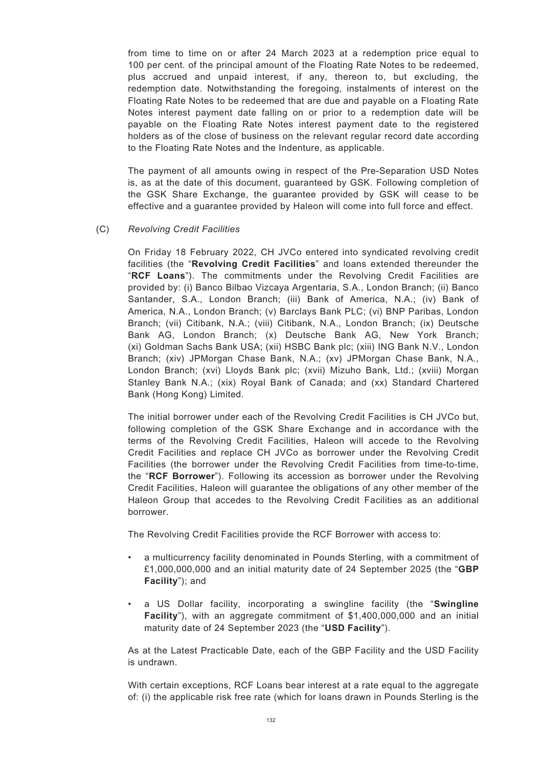from time to time on or after 24 March 2023 at a redemption price equal to 100 per cent. of the principal amount of the Floating Rate Notes to be redeemed, plus accrued and unpaid interest, if any, thereon to, but excluding, the redemption date. Notwithstanding the foregoing, instalments of interest on the Floating Rate Notes to be redeemed that are due and payable on a Floating Rate Notes interest payment date falling on or prior to a redemption date will be payable on the Floating Rate Notes interest payment date to the registered holders as of the close of business on the relevant regular record date according to the Floating Rate Notes and the Indenture, as applicable.

The payment of all amounts owing in respect of the Pre-Separation USD Notes is, as at the date of this document, guaranteed by GSK. Following completion of the GSK Share Exchange, the guarantee provided by GSK will cease to be effective and a guarantee provided by Haleon will come into full force and effect.

(C) *Revolving Credit Facilities*

On Friday 18 February 2022, CH JVCo entered into syndicated revolving credit facilities (the "**Revolving Credit Facilities**" and loans extended thereunder the "**RCF Loans**"). The commitments under the Revolving Credit Facilities are provided by: (i) Banco Bilbao Vizcaya Argentaria, S.A., London Branch; (ii) Banco Santander, S.A., London Branch; (iii) Bank of America, N.A.; (iv) Bank of America, N.A., London Branch; (v) Barclays Bank PLC; (vi) BNP Paribas, London Branch; (vii) Citibank, N.A.; (viii) Citibank, N.A., London Branch; (ix) Deutsche Bank AG, London Branch; (x) Deutsche Bank AG, New York Branch; (xi) Goldman Sachs Bank USA; (xii) HSBC Bank plc; (xiii) ING Bank N.V., London Branch; (xiv) JPMorgan Chase Bank, N.A.; (xv) JPMorgan Chase Bank, N.A., London Branch; (xvi) Lloyds Bank plc; (xvii) Mizuho Bank, Ltd.; (xviii) Morgan Stanley Bank N.A.; (xix) Royal Bank of Canada; and (xx) Standard Chartered Bank (Hong Kong) Limited.

The initial borrower under each of the Revolving Credit Facilities is CH JVCo but, following completion of the GSK Share Exchange and in accordance with the terms of the Revolving Credit Facilities, Haleon will accede to the Revolving Credit Facilities and replace CH JVCo as borrower under the Revolving Credit Facilities (the borrower under the Revolving Credit Facilities from time-to-time, the "**RCF Borrower**"). Following its accession as borrower under the Revolving Credit Facilities, Haleon will guarantee the obligations of any other member of the Haleon Group that accedes to the Revolving Credit Facilities as an additional borrower.

The Revolving Credit Facilities provide the RCF Borrower with access to:

- a multicurrency facility denominated in Pounds Sterling, with a commitment of £1,000,000,000 and an initial maturity date of 24 September 2025 (the "**GBP Facility**"); and
- a US Dollar facility, incorporating a swingline facility (the "**Swingline Facility**"), with an aggregate commitment of $1,400,000,000 and an initial maturity date of 24 September 2023 (the "**USD Facility**").

As at the Latest Practicable Date, each of the GBP Facility and the USD Facility is undrawn.

With certain exceptions, RCF Loans bear interest at a rate equal to the aggregate of: (i) the applicable risk free rate (which for loans drawn in Pounds Sterling is the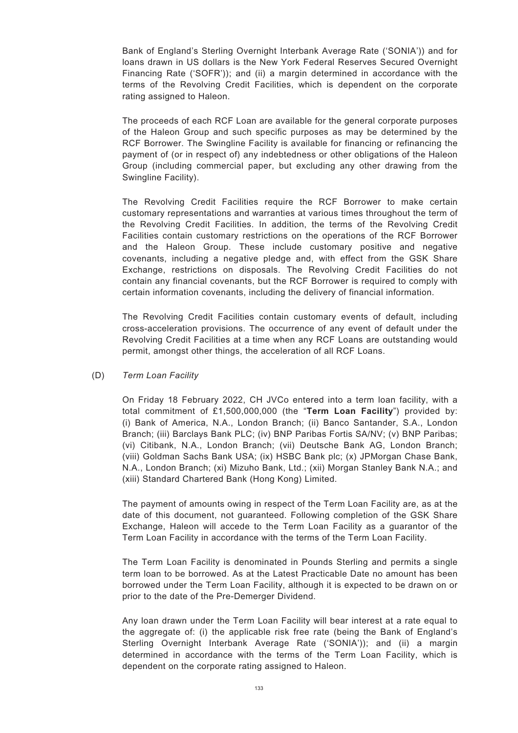Bank of England's Sterling Overnight Interbank Average Rate ('SONIA')) and for loans drawn in US dollars is the New York Federal Reserves Secured Overnight Financing Rate ('SOFR')); and (ii) a margin determined in accordance with the terms of the Revolving Credit Facilities, which is dependent on the corporate rating assigned to Haleon.

The proceeds of each RCF Loan are available for the general corporate purposes of the Haleon Group and such specific purposes as may be determined by the RCF Borrower. The Swingline Facility is available for financing or refinancing the payment of (or in respect of) any indebtedness or other obligations of the Haleon Group (including commercial paper, but excluding any other drawing from the Swingline Facility).

The Revolving Credit Facilities require the RCF Borrower to make certain customary representations and warranties at various times throughout the term of the Revolving Credit Facilities. In addition, the terms of the Revolving Credit Facilities contain customary restrictions on the operations of the RCF Borrower and the Haleon Group. These include customary positive and negative covenants, including a negative pledge and, with effect from the GSK Share Exchange, restrictions on disposals. The Revolving Credit Facilities do not contain any financial covenants, but the RCF Borrower is required to comply with certain information covenants, including the delivery of financial information.

The Revolving Credit Facilities contain customary events of default, including cross-acceleration provisions. The occurrence of any event of default under the Revolving Credit Facilities at a time when any RCF Loans are outstanding would permit, amongst other things, the acceleration of all RCF Loans.

(D) *Term Loan Facility*

On Friday 18 February 2022, CH JVCo entered into a term loan facility, with a total commitment of £1,500,000,000 (the "**Term Loan Facility**") provided by: (i) Bank of America, N.A., London Branch; (ii) Banco Santander, S.A., London Branch; (iii) Barclays Bank PLC; (iv) BNP Paribas Fortis SA/NV; (v) BNP Paribas; (vi) Citibank, N.A., London Branch; (vii) Deutsche Bank AG, London Branch; (viii) Goldman Sachs Bank USA; (ix) HSBC Bank plc; (x) JPMorgan Chase Bank, N.A., London Branch; (xi) Mizuho Bank, Ltd.; (xii) Morgan Stanley Bank N.A.; and (xiii) Standard Chartered Bank (Hong Kong) Limited.

The payment of amounts owing in respect of the Term Loan Facility are, as at the date of this document, not guaranteed. Following completion of the GSK Share Exchange, Haleon will accede to the Term Loan Facility as a guarantor of the Term Loan Facility in accordance with the terms of the Term Loan Facility.

The Term Loan Facility is denominated in Pounds Sterling and permits a single term loan to be borrowed. As at the Latest Practicable Date no amount has been borrowed under the Term Loan Facility, although it is expected to be drawn on or prior to the date of the Pre-Demerger Dividend.

Any loan drawn under the Term Loan Facility will bear interest at a rate equal to the aggregate of: (i) the applicable risk free rate (being the Bank of England's Sterling Overnight Interbank Average Rate ('SONIA')); and (ii) a margin determined in accordance with the terms of the Term Loan Facility, which is dependent on the corporate rating assigned to Haleon.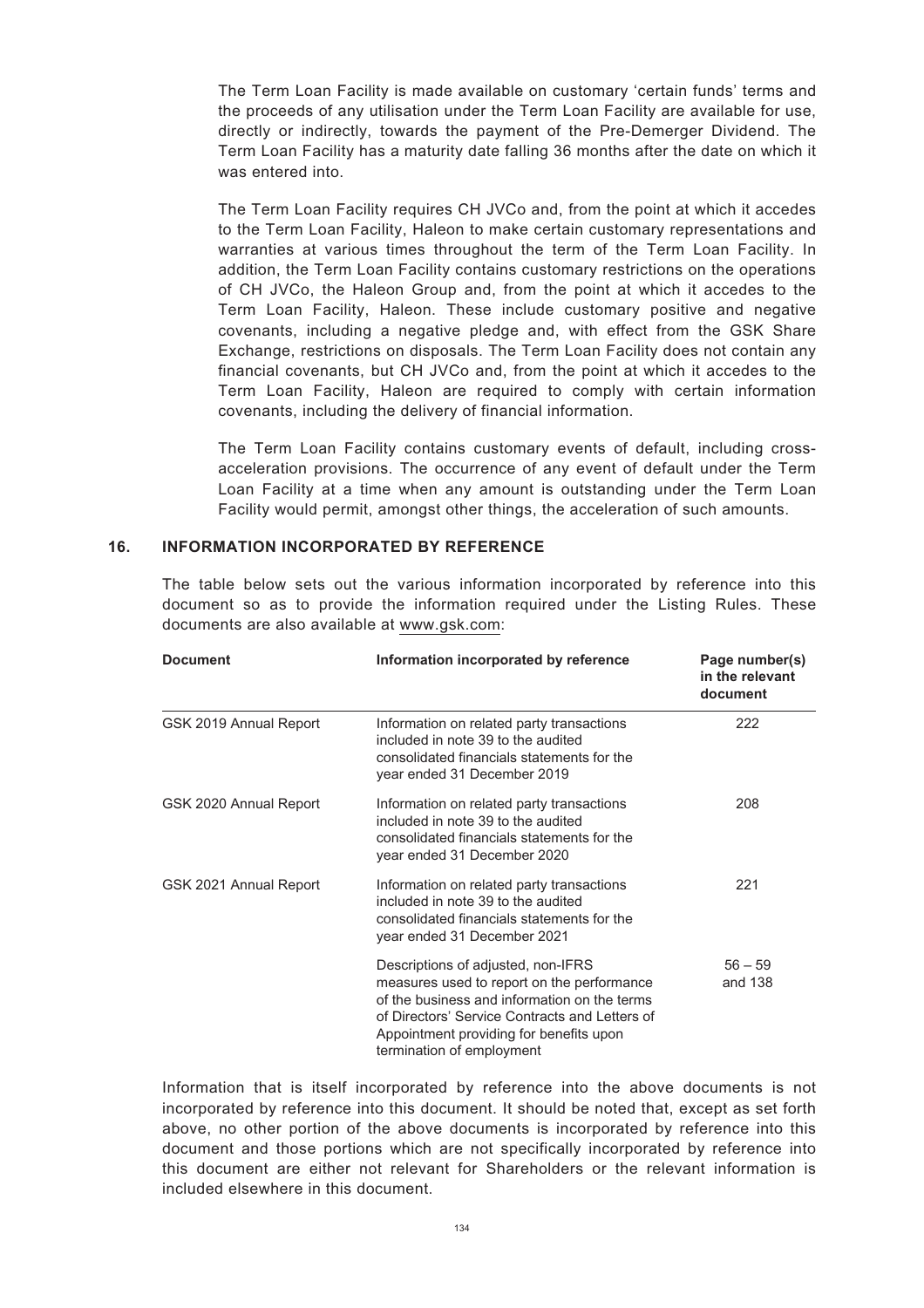The Term Loan Facility is made available on customary 'certain funds' terms and the proceeds of any utilisation under the Term Loan Facility are available for use, directly or indirectly, towards the payment of the Pre-Demerger Dividend. The Term Loan Facility has a maturity date falling 36 months after the date on which it was entered into.

The Term Loan Facility requires CH JVCo and, from the point at which it accedes to the Term Loan Facility, Haleon to make certain customary representations and warranties at various times throughout the term of the Term Loan Facility. In addition, the Term Loan Facility contains customary restrictions on the operations of CH JVCo, the Haleon Group and, from the point at which it accedes to the Term Loan Facility, Haleon. These include customary positive and negative covenants, including a negative pledge and, with effect from the GSK Share Exchange, restrictions on disposals. The Term Loan Facility does not contain any financial covenants, but CH JVCo and, from the point at which it accedes to the Term Loan Facility, Haleon are required to comply with certain information covenants, including the delivery of financial information.

The Term Loan Facility contains customary events of default, including cross-acceleration provisions. The occurrence of any event of default under the Term Loan Facility at a time when any amount is outstanding under the Term Loan Facility would permit, amongst other things, the acceleration of such amounts.

## 16. INFORMATION INCORPORATED BY REFERENCE

The table below sets out the various information incorporated by reference into this document so as to provide the information required under the Listing Rules. These documents are also available at www.gsk.com:

| Document | Information incorporated by reference | Page number(s) in the relevant document |
|---|---|---|
| GSK 2019 Annual Report | Information on related party transactions included in note 39 to the audited consolidated financials statements for the year ended 31 December 2019 | 222 |
| GSK 2020 Annual Report | Information on related party transactions included in note 39 to the audited consolidated financials statements for the year ended 31 December 2020 | 208 |
| GSK 2021 Annual Report | Information on related party transactions included in note 39 to the audited consolidated financials statements for the year ended 31 December 2021 | 221 |
| | Descriptions of adjusted, non-IFRS measures used to report on the performance of the business and information on the terms of Directors' Service Contracts and Letters of Appointment providing for benefits upon termination of employment | 56 – 59 and 138 |

Information that is itself incorporated by reference into the above documents is not incorporated by reference into this document. It should be noted that, except as set forth above, no other portion of the above documents is incorporated by reference into this document and those portions which are not specifically incorporated by reference into this document are either not relevant for Shareholders or the relevant information is included elsewhere in this document.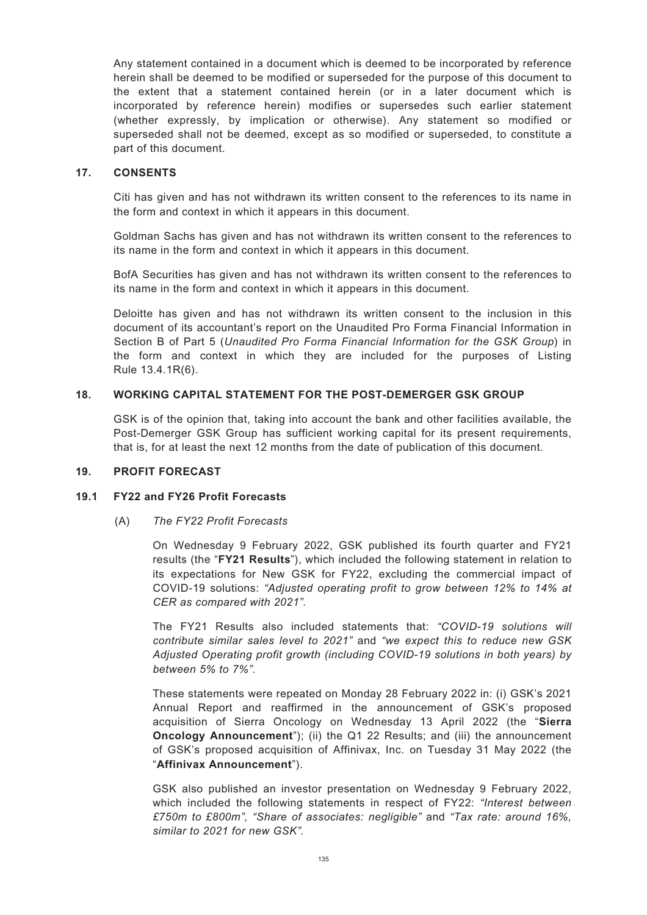Any statement contained in a document which is deemed to be incorporated by reference herein shall be deemed to be modified or superseded for the purpose of this document to the extent that a statement contained herein (or in a later document which is incorporated by reference herein) modifies or supersedes such earlier statement (whether expressly, by implication or otherwise). Any statement so modified or superseded shall not be deemed, except as so modified or superseded, to constitute a part of this document.

## 17. CONSENTS

Citi has given and has not withdrawn its written consent to the references to its name in the form and context in which it appears in this document.

Goldman Sachs has given and has not withdrawn its written consent to the references to its name in the form and context in which it appears in this document.

BofA Securities has given and has not withdrawn its written consent to the references to its name in the form and context in which it appears in this document.

Deloitte has given and has not withdrawn its written consent to the inclusion in this document of its accountant's report on the Unaudited Pro Forma Financial Information in Section B of Part 5 (*Unaudited Pro Forma Financial Information for the GSK Group*) in the form and context in which they are included for the purposes of Listing Rule 13.4.1R(6).

## 18. WORKING CAPITAL STATEMENT FOR THE POST-DEMERGER GSK GROUP

GSK is of the opinion that, taking into account the bank and other facilities available, the Post-Demerger GSK Group has sufficient working capital for its present requirements, that is, for at least the next 12 months from the date of publication of this document.

## 19. PROFIT FORECAST

### 19.1 FY22 and FY26 Profit Forecasts

(A) *The FY22 Profit Forecasts*

On Wednesday 9 February 2022, GSK published its fourth quarter and FY21 results (the "**FY21 Results**"), which included the following statement in relation to its expectations for New GSK for FY22, excluding the commercial impact of COVID-19 solutions: *"Adjusted operating profit to grow between 12% to 14% at CER as compared with 2021".*

The FY21 Results also included statements that: *"COVID-19 solutions will contribute similar sales level to 2021"* and *"we expect this to reduce new GSK Adjusted Operating profit growth (including COVID-19 solutions in both years) by between 5% to 7%".*

These statements were repeated on Monday 28 February 2022 in: (i) GSK's 2021 Annual Report and reaffirmed in the announcement of GSK's proposed acquisition of Sierra Oncology on Wednesday 13 April 2022 (the "**Sierra Oncology Announcement**"); (ii) the Q1 22 Results; and (iii) the announcement of GSK's proposed acquisition of Affinivax, Inc. on Tuesday 31 May 2022 (the "**Affinivax Announcement**").

GSK also published an investor presentation on Wednesday 9 February 2022, which included the following statements in respect of FY22: *"Interest between £750m to £800m", "Share of associates: negligible"* and *"Tax rate: around 16%, similar to 2021 for new GSK".*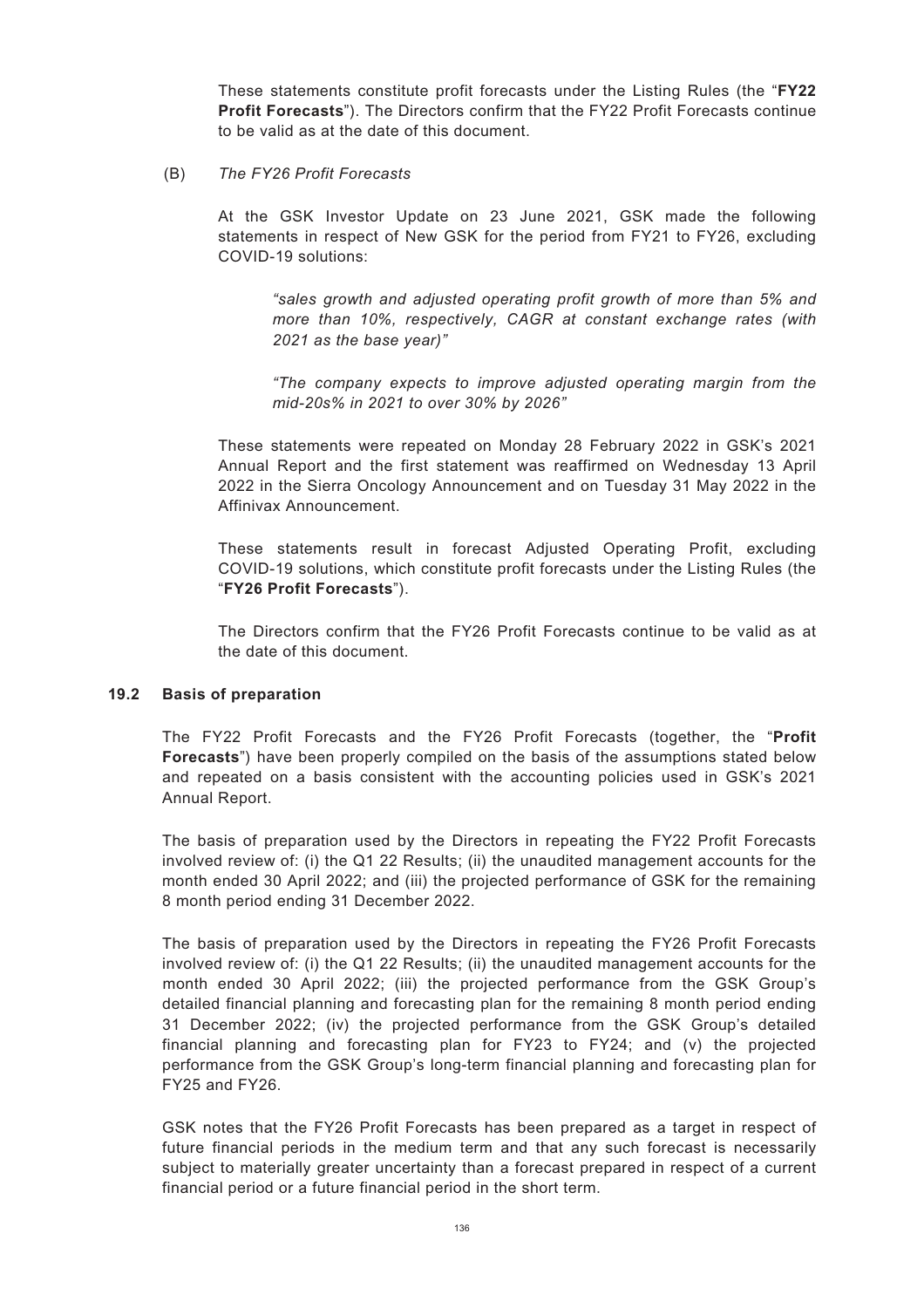These statements constitute profit forecasts under the Listing Rules (the "**FY22 Profit Forecasts**"). The Directors confirm that the FY22 Profit Forecasts continue to be valid as at the date of this document.

(B) *The FY26 Profit Forecasts*

At the GSK Investor Update on 23 June 2021, GSK made the following statements in respect of New GSK for the period from FY21 to FY26, excluding COVID-19 solutions:

> *"sales growth and adjusted operating profit growth of more than 5% and more than 10%, respectively, CAGR at constant exchange rates (with 2021 as the base year)"*
>
> *"The company expects to improve adjusted operating margin from the mid-20s% in 2021 to over 30% by 2026"*

These statements were repeated on Monday 28 February 2022 in GSK's 2021 Annual Report and the first statement was reaffirmed on Wednesday 13 April 2022 in the Sierra Oncology Announcement and on Tuesday 31 May 2022 in the Affinivax Announcement.

These statements result in forecast Adjusted Operating Profit, excluding COVID-19 solutions, which constitute profit forecasts under the Listing Rules (the "**FY26 Profit Forecasts**").

The Directors confirm that the FY26 Profit Forecasts continue to be valid as at the date of this document.

### 19.2 Basis of preparation

The FY22 Profit Forecasts and the FY26 Profit Forecasts (together, the "**Profit Forecasts**") have been properly compiled on the basis of the assumptions stated below and repeated on a basis consistent with the accounting policies used in GSK's 2021 Annual Report.

The basis of preparation used by the Directors in repeating the FY22 Profit Forecasts involved review of: (i) the Q1 22 Results; (ii) the unaudited management accounts for the month ended 30 April 2022; and (iii) the projected performance of GSK for the remaining 8 month period ending 31 December 2022.

The basis of preparation used by the Directors in repeating the FY26 Profit Forecasts involved review of: (i) the Q1 22 Results; (ii) the unaudited management accounts for the month ended 30 April 2022; (iii) the projected performance from the GSK Group's detailed financial planning and forecasting plan for the remaining 8 month period ending 31 December 2022; (iv) the projected performance from the GSK Group's detailed financial planning and forecasting plan for FY23 to FY24; and (v) the projected performance from the GSK Group's long-term financial planning and forecasting plan for FY25 and FY26.

GSK notes that the FY26 Profit Forecasts has been prepared as a target in respect of future financial periods in the medium term and that any such forecast is necessarily subject to materially greater uncertainty than a forecast prepared in respect of a current financial period or a future financial period in the short term.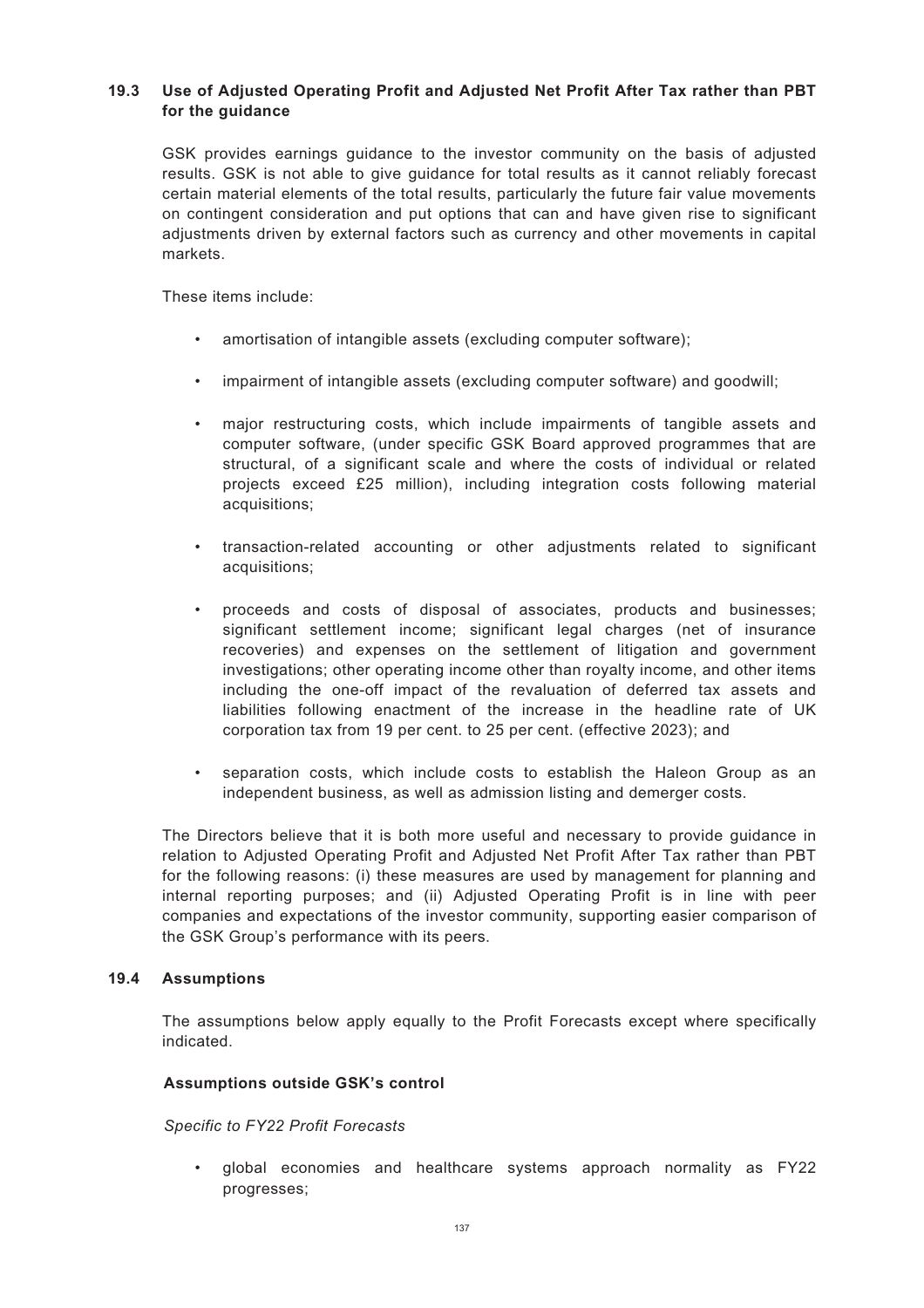### 19.3 Use of Adjusted Operating Profit and Adjusted Net Profit After Tax rather than PBT for the guidance

GSK provides earnings guidance to the investor community on the basis of adjusted results. GSK is not able to give guidance for total results as it cannot reliably forecast certain material elements of the total results, particularly the future fair value movements on contingent consideration and put options that can and have given rise to significant adjustments driven by external factors such as currency and other movements in capital markets.

These items include:

- amortisation of intangible assets (excluding computer software);
- impairment of intangible assets (excluding computer software) and goodwill;
- major restructuring costs, which include impairments of tangible assets and computer software, (under specific GSK Board approved programmes that are structural, of a significant scale and where the costs of individual or related projects exceed £25 million), including integration costs following material acquisitions;
- transaction-related accounting or other adjustments related to significant acquisitions;
- proceeds and costs of disposal of associates, products and businesses; significant settlement income; significant legal charges (net of insurance recoveries) and expenses on the settlement of litigation and government investigations; other operating income other than royalty income, and other items including the one-off impact of the revaluation of deferred tax assets and liabilities following enactment of the increase in the headline rate of UK corporation tax from 19 per cent. to 25 per cent. (effective 2023); and
- separation costs, which include costs to establish the Haleon Group as an independent business, as well as admission listing and demerger costs.

The Directors believe that it is both more useful and necessary to provide guidance in relation to Adjusted Operating Profit and Adjusted Net Profit After Tax rather than PBT for the following reasons: (i) these measures are used by management for planning and internal reporting purposes; and (ii) Adjusted Operating Profit is in line with peer companies and expectations of the investor community, supporting easier comparison of the GSK Group's performance with its peers.

### 19.4 Assumptions

The assumptions below apply equally to the Profit Forecasts except where specifically indicated.

**Assumptions outside GSK's control**

*Specific to FY22 Profit Forecasts*

- global economies and healthcare systems approach normality as FY22 progresses;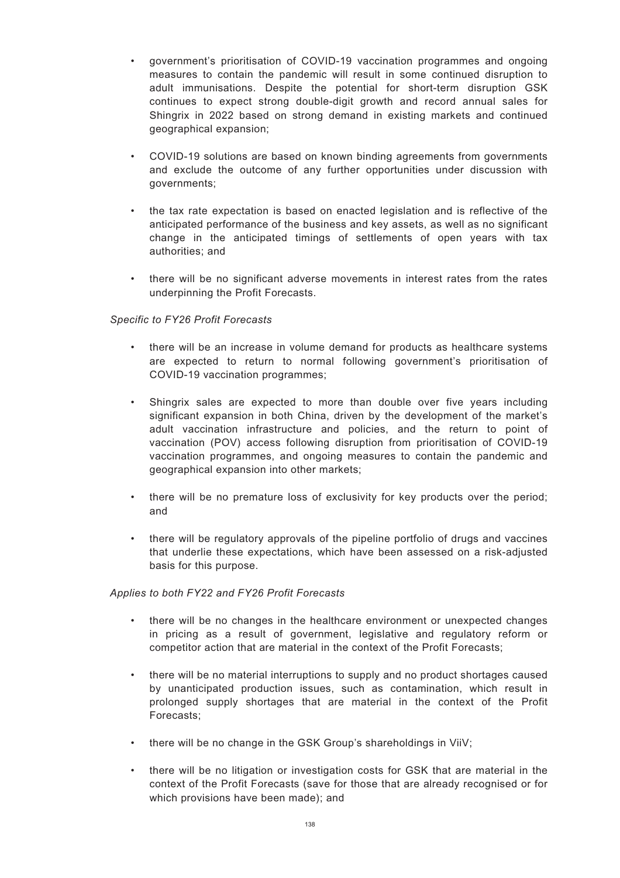- government's prioritisation of COVID-19 vaccination programmes and ongoing measures to contain the pandemic will result in some continued disruption to adult immunisations. Despite the potential for short-term disruption GSK continues to expect strong double-digit growth and record annual sales for Shingrix in 2022 based on strong demand in existing markets and continued geographical expansion;

- COVID-19 solutions are based on known binding agreements from governments and exclude the outcome of any further opportunities under discussion with governments;

- the tax rate expectation is based on enacted legislation and is reflective of the anticipated performance of the business and key assets, as well as no significant change in the anticipated timings of settlements of open years with tax authorities; and

- there will be no significant adverse movements in interest rates from the rates underpinning the Profit Forecasts.

*Specific to FY26 Profit Forecasts*

- there will be an increase in volume demand for products as healthcare systems are expected to return to normal following government's prioritisation of COVID-19 vaccination programmes;

- Shingrix sales are expected to more than double over five years including significant expansion in both China, driven by the development of the market's adult vaccination infrastructure and policies, and the return to point of vaccination (POV) access following disruption from prioritisation of COVID-19 vaccination programmes, and ongoing measures to contain the pandemic and geographical expansion into other markets;

- there will be no premature loss of exclusivity for key products over the period; and

- there will be regulatory approvals of the pipeline portfolio of drugs and vaccines that underlie these expectations, which have been assessed on a risk-adjusted basis for this purpose.

*Applies to both FY22 and FY26 Profit Forecasts*

- there will be no changes in the healthcare environment or unexpected changes in pricing as a result of government, legislative and regulatory reform or competitor action that are material in the context of the Profit Forecasts;

- there will be no material interruptions to supply and no product shortages caused by unanticipated production issues, such as contamination, which result in prolonged supply shortages that are material in the context of the Profit Forecasts;

- there will be no change in the GSK Group's shareholdings in ViiV;

- there will be no litigation or investigation costs for GSK that are material in the context of the Profit Forecasts (save for those that are already recognised or for which provisions have been made); and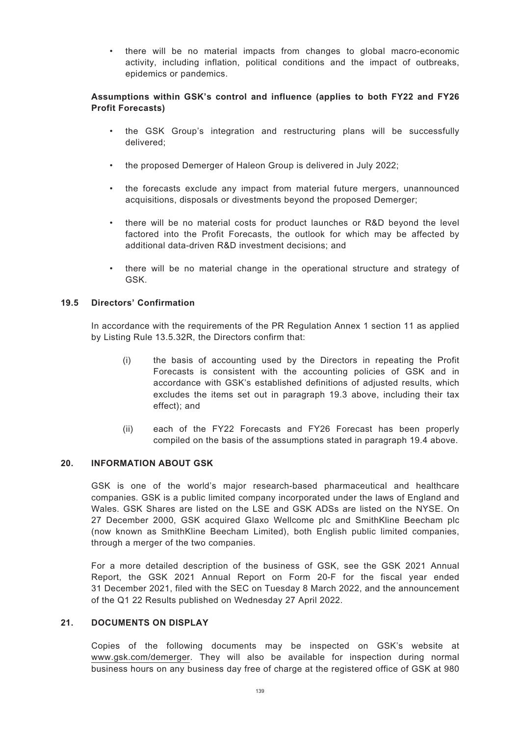- there will be no material impacts from changes to global macro-economic activity, including inflation, political conditions and the impact of outbreaks, epidemics or pandemics.

**Assumptions within GSK's control and influence (applies to both FY22 and FY26 Profit Forecasts)**

- the GSK Group's integration and restructuring plans will be successfully delivered;
- the proposed Demerger of Haleon Group is delivered in July 2022;
- the forecasts exclude any impact from material future mergers, unannounced acquisitions, disposals or divestments beyond the proposed Demerger;
- there will be no material costs for product launches or R&D beyond the level factored into the Profit Forecasts, the outlook for which may be affected by additional data-driven R&D investment decisions; and
- there will be no material change in the operational structure and strategy of GSK.

### 19.5 Directors' Confirmation

In accordance with the requirements of the PR Regulation Annex 1 section 11 as applied by Listing Rule 13.5.32R, the Directors confirm that:

(i) the basis of accounting used by the Directors in repeating the Profit Forecasts is consistent with the accounting policies of GSK and in accordance with GSK's established definitions of adjusted results, which excludes the items set out in paragraph 19.3 above, including their tax effect); and

(ii) each of the FY22 Forecasts and FY26 Forecast has been properly compiled on the basis of the assumptions stated in paragraph 19.4 above.

## 20. INFORMATION ABOUT GSK

GSK is one of the world's major research-based pharmaceutical and healthcare companies. GSK is a public limited company incorporated under the laws of England and Wales. GSK Shares are listed on the LSE and GSK ADSs are listed on the NYSE. On 27 December 2000, GSK acquired Glaxo Wellcome plc and SmithKline Beecham plc (now known as SmithKline Beecham Limited), both English public limited companies, through a merger of the two companies.

For a more detailed description of the business of GSK, see the GSK 2021 Annual Report, the GSK 2021 Annual Report on Form 20-F for the fiscal year ended 31 December 2021, filed with the SEC on Tuesday 8 March 2022, and the announcement of the Q1 22 Results published on Wednesday 27 April 2022.

## 21. DOCUMENTS ON DISPLAY

Copies of the following documents may be inspected on GSK's website at www.gsk.com/demerger. They will also be available for inspection during normal business hours on any business day free of charge at the registered office of GSK at 980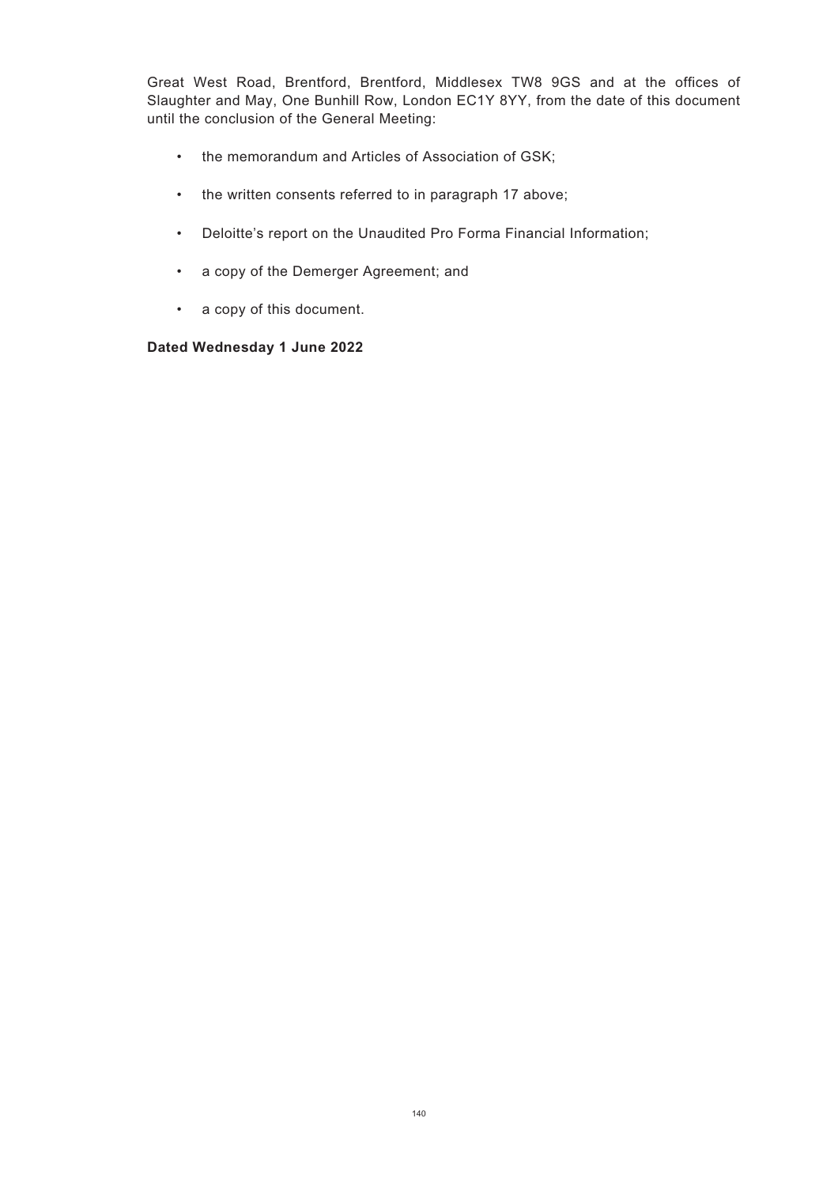Great West Road, Brentford, Brentford, Middlesex TW8 9GS and at the offices of Slaughter and May, One Bunhill Row, London EC1Y 8YY, from the date of this document until the conclusion of the General Meeting:

- the memorandum and Articles of Association of GSK;
- the written consents referred to in paragraph 17 above;
- Deloitte's report on the Unaudited Pro Forma Financial Information;
- a copy of the Demerger Agreement; and
- a copy of this document.

**Dated Wednesday 1 June 2022**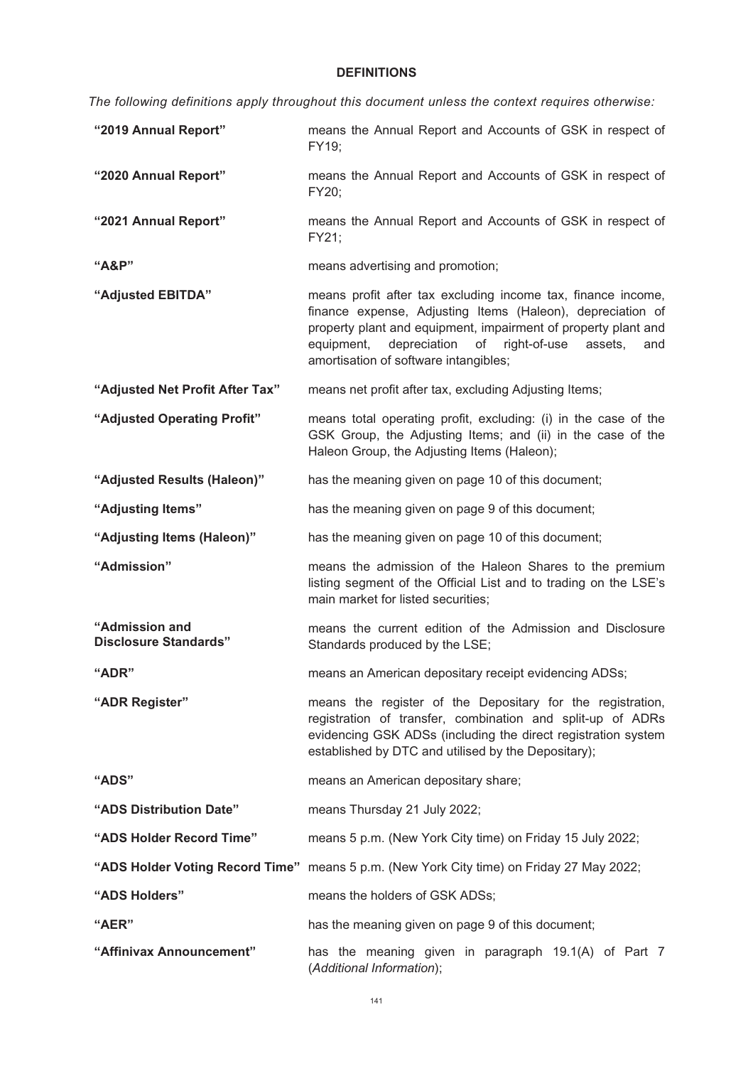## DEFINITIONS

*The following definitions apply throughout this document unless the context requires otherwise:*

| | |
|---|---|
| **"2019 Annual Report"** | means the Annual Report and Accounts of GSK in respect of FY19; |
| **"2020 Annual Report"** | means the Annual Report and Accounts of GSK in respect of FY20; |
| **"2021 Annual Report"** | means the Annual Report and Accounts of GSK in respect of FY21; |
| **"A&P"** | means advertising and promotion; |
| **"Adjusted EBITDA"** | means profit after tax excluding income tax, finance income, finance expense, Adjusting Items (Haleon), depreciation of property plant and equipment, impairment of property plant and equipment, depreciation of right-of-use assets, and amortisation of software intangibles; |
| **"Adjusted Net Profit After Tax"** | means net profit after tax, excluding Adjusting Items; |
| **"Adjusted Operating Profit"** | means total operating profit, excluding: (i) in the case of the GSK Group, the Adjusting Items; and (ii) in the case of the Haleon Group, the Adjusting Items (Haleon); |
| **"Adjusted Results (Haleon)"** | has the meaning given on page 10 of this document; |
| **"Adjusting Items"** | has the meaning given on page 9 of this document; |
| **"Adjusting Items (Haleon)"** | has the meaning given on page 10 of this document; |
| **"Admission"** | means the admission of the Haleon Shares to the premium listing segment of the Official List and to trading on the LSE's main market for listed securities; |
| **"Admission and Disclosure Standards"** | means the current edition of the Admission and Disclosure Standards produced by the LSE; |
| **"ADR"** | means an American depositary receipt evidencing ADSs; |
| **"ADR Register"** | means the register of the Depositary for the registration, registration of transfer, combination and split-up of ADRs evidencing GSK ADSs (including the direct registration system established by DTC and utilised by the Depositary); |
| **"ADS"** | means an American depositary share; |
| **"ADS Distribution Date"** | means Thursday 21 July 2022; |
| **"ADS Holder Record Time"** | means 5 p.m. (New York City time) on Friday 15 July 2022; |
| **"ADS Holder Voting Record Time"** | means 5 p.m. (New York City time) on Friday 27 May 2022; |
| **"ADS Holders"** | means the holders of GSK ADSs; |
| **"AER"** | has the meaning given on page 9 of this document; |
| **"Affinivax Announcement"** | has the meaning given in paragraph 19.1(A) of Part 7 (*Additional Information*); |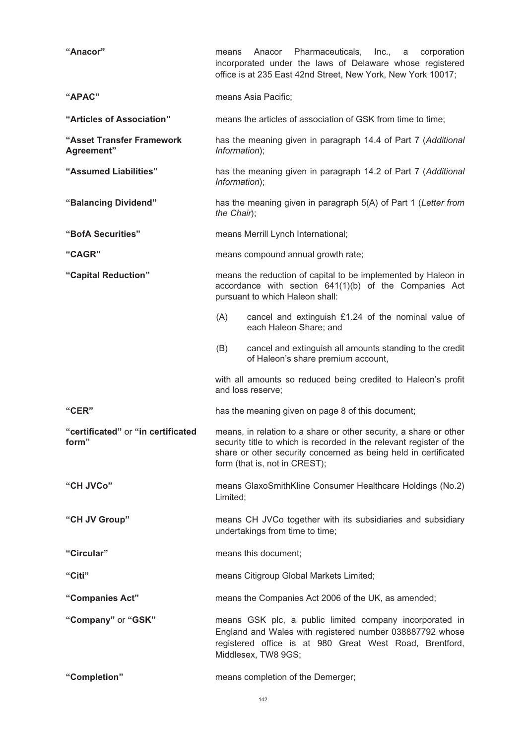**"Anacor"** means Anacor Pharmaceuticals, Inc., a corporation incorporated under the laws of Delaware whose registered office is at 235 East 42nd Street, New York, New York 10017;

**"APAC"** means Asia Pacific;

**"Articles of Association"** means the articles of association of GSK from time to time;

**"Asset Transfer Framework Agreement"** has the meaning given in paragraph 14.4 of Part 7 (*Additional Information*);

**"Assumed Liabilities"** has the meaning given in paragraph 14.2 of Part 7 (*Additional Information*);

**"Balancing Dividend"** has the meaning given in paragraph 5(A) of Part 1 (*Letter from the Chair*);

**"BofA Securities"** means Merrill Lynch International;

**"CAGR"** means compound annual growth rate;

**"Capital Reduction"** means the reduction of capital to be implemented by Haleon in accordance with section 641(1)(b) of the Companies Act pursuant to which Haleon shall:

(A) cancel and extinguish £1.24 of the nominal value of each Haleon Share; and

(B) cancel and extinguish all amounts standing to the credit of Haleon's share premium account,

with all amounts so reduced being credited to Haleon's profit and loss reserve;

**"CER"** has the meaning given on page 8 of this document;

**"certificated"** or **"in certificated form"** means, in relation to a share or other security, a share or other security title to which is recorded in the relevant register of the share or other security concerned as being held in certificated form (that is, not in CREST);

**"CH JVCo"** means GlaxoSmithKline Consumer Healthcare Holdings (No.2) Limited;

**"CH JV Group"** means CH JVCo together with its subsidiaries and subsidiary undertakings from time to time;

**"Circular"** means this document;

**"Citi"** means Citigroup Global Markets Limited;

**"Companies Act"** means the Companies Act 2006 of the UK, as amended;

**"Company"** or **"GSK"** means GSK plc, a public limited company incorporated in England and Wales with registered number 038887792 whose registered office is at 980 Great West Road, Brentford, Middlesex, TW8 9GS;

**"Completion"** means completion of the Demerger;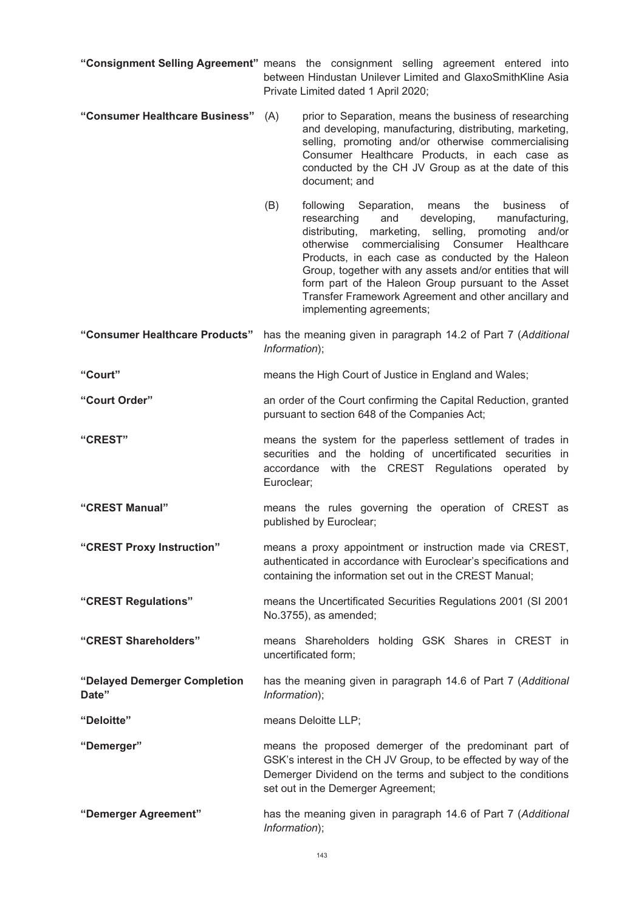**"Consignment Selling Agreement"** means the consignment selling agreement entered into between Hindustan Unilever Limited and GlaxoSmithKline Asia Private Limited dated 1 April 2020;

**"Consumer Healthcare Business"**

(A) prior to Separation, means the business of researching and developing, manufacturing, distributing, marketing, selling, promoting and/or otherwise commercialising Consumer Healthcare Products, in each case as conducted by the CH JV Group as at the date of this document; and

(B) following Separation, means the business of researching and developing, manufacturing, distributing, marketing, selling, promoting and/or otherwise commercialising Consumer Healthcare Products, in each case as conducted by the Haleon Group, together with any assets and/or entities that will form part of the Haleon Group pursuant to the Asset Transfer Framework Agreement and other ancillary and implementing agreements;

**"Consumer Healthcare Products"** has the meaning given in paragraph 14.2 of Part 7 (*Additional Information*);

**"Court"** means the High Court of Justice in England and Wales;

**"Court Order"** an order of the Court confirming the Capital Reduction, granted pursuant to section 648 of the Companies Act;

**"CREST"** means the system for the paperless settlement of trades in securities and the holding of uncertificated securities in accordance with the CREST Regulations operated by Euroclear;

**"CREST Manual"** means the rules governing the operation of CREST as published by Euroclear;

**"CREST Proxy Instruction"** means a proxy appointment or instruction made via CREST, authenticated in accordance with Euroclear's specifications and containing the information set out in the CREST Manual;

**"CREST Regulations"** means the Uncertificated Securities Regulations 2001 (SI 2001 No.3755), as amended;

**"CREST Shareholders"** means Shareholders holding GSK Shares in CREST in uncertificated form;

**"Delayed Demerger Completion Date"** has the meaning given in paragraph 14.6 of Part 7 (*Additional Information*);

**"Deloitte"** means Deloitte LLP;

**"Demerger"** means the proposed demerger of the predominant part of GSK's interest in the CH JV Group, to be effected by way of the Demerger Dividend on the terms and subject to the conditions set out in the Demerger Agreement;

**"Demerger Agreement"** has the meaning given in paragraph 14.6 of Part 7 (*Additional Information*);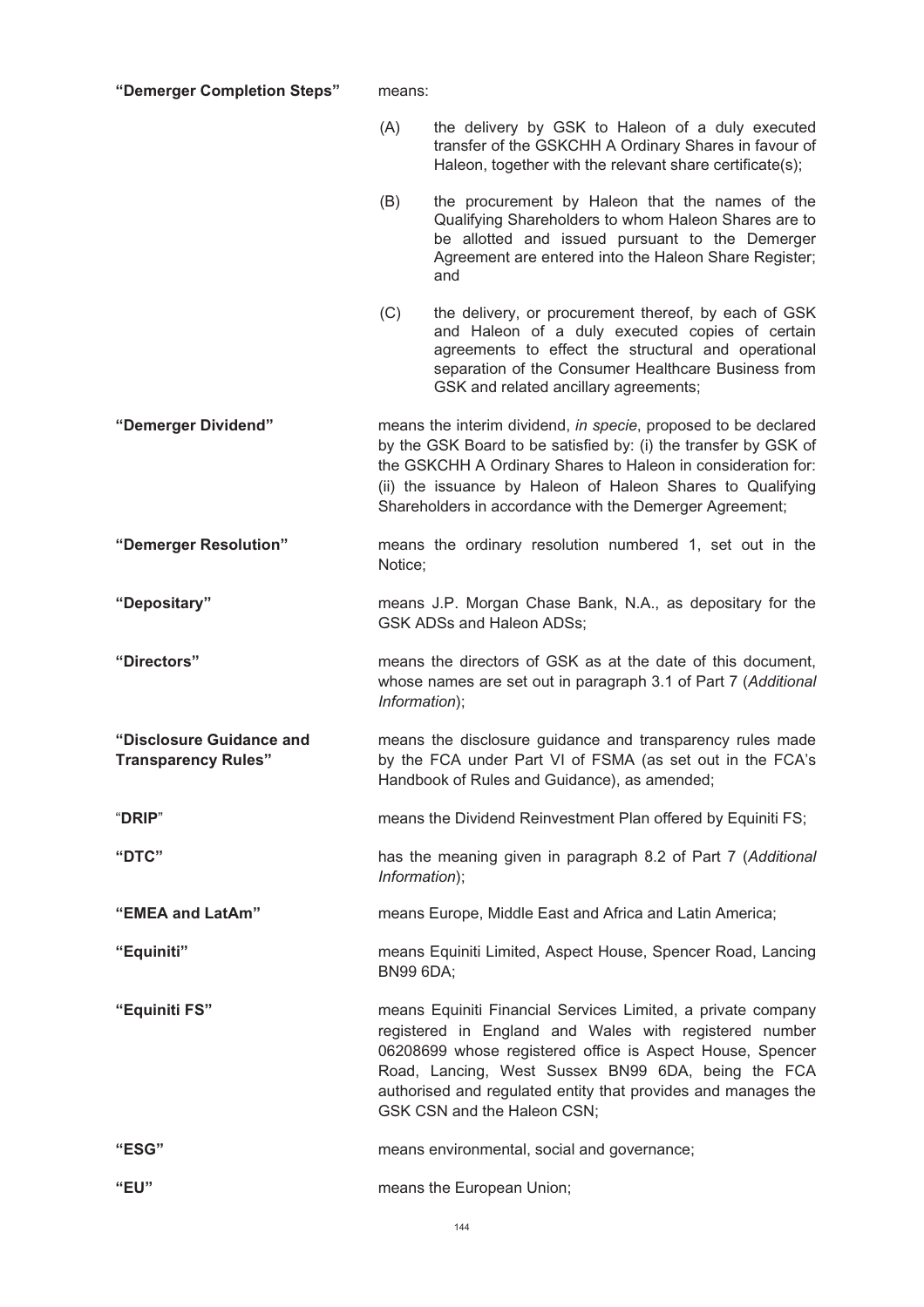**"Demerger Completion Steps"** means:

(A) the delivery by GSK to Haleon of a duly executed transfer of the GSKCHH A Ordinary Shares in favour of Haleon, together with the relevant share certificate(s);

(B) the procurement by Haleon that the names of the Qualifying Shareholders to whom Haleon Shares are to be allotted and issued pursuant to the Demerger Agreement are entered into the Haleon Share Register; and

(C) the delivery, or procurement thereof, by each of GSK and Haleon of a duly executed copies of certain agreements to effect the structural and operational separation of the Consumer Healthcare Business from GSK and related ancillary agreements;

**"Demerger Dividend"** means the interim dividend, *in specie*, proposed to be declared by the GSK Board to be satisfied by: (i) the transfer by GSK of the GSKCHH A Ordinary Shares to Haleon in consideration for: (ii) the issuance by Haleon of Haleon Shares to Qualifying Shareholders in accordance with the Demerger Agreement;

**"Demerger Resolution"** means the ordinary resolution numbered 1, set out in the Notice;

**"Depositary"** means J.P. Morgan Chase Bank, N.A., as depositary for the GSK ADSs and Haleon ADSs;

**"Directors"** means the directors of GSK as at the date of this document, whose names are set out in paragraph 3.1 of Part 7 (*Additional Information*);

**"Disclosure Guidance and Transparency Rules"** means the disclosure guidance and transparency rules made by the FCA under Part VI of FSMA (as set out in the FCA's Handbook of Rules and Guidance), as amended;

"**DRIP**" means the Dividend Reinvestment Plan offered by Equiniti FS;

**"DTC"** has the meaning given in paragraph 8.2 of Part 7 (*Additional Information*);

**"EMEA and LatAm"** means Europe, Middle East and Africa and Latin America;

**"Equiniti"** means Equiniti Limited, Aspect House, Spencer Road, Lancing BN99 6DA;

**"Equiniti FS"** means Equiniti Financial Services Limited, a private company registered in England and Wales with registered number 06208699 whose registered office is Aspect House, Spencer Road, Lancing, West Sussex BN99 6DA, being the FCA authorised and regulated entity that provides and manages the GSK CSN and the Haleon CSN;

**"ESG"** means environmental, social and governance;

**"EU"** means the European Union;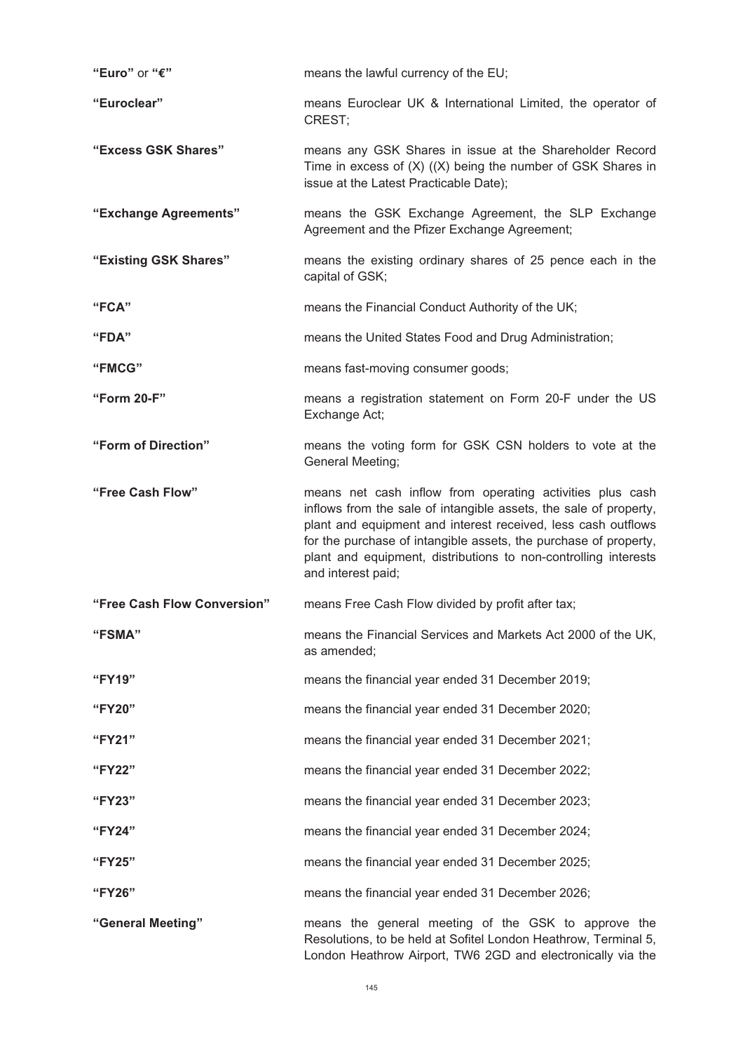| | |
|---|---|
| **"Euro"** or **"€"** | means the lawful currency of the EU; |
| **"Euroclear"** | means Euroclear UK & International Limited, the operator of CREST; |
| **"Excess GSK Shares"** | means any GSK Shares in issue at the Shareholder Record Time in excess of (X) ((X) being the number of GSK Shares in issue at the Latest Practicable Date); |
| **"Exchange Agreements"** | means the GSK Exchange Agreement, the SLP Exchange Agreement and the Pfizer Exchange Agreement; |
| **"Existing GSK Shares"** | means the existing ordinary shares of 25 pence each in the capital of GSK; |
| **"FCA"** | means the Financial Conduct Authority of the UK; |
| **"FDA"** | means the United States Food and Drug Administration; |
| **"FMCG"** | means fast-moving consumer goods; |
| **"Form 20-F"** | means a registration statement on Form 20-F under the US Exchange Act; |
| **"Form of Direction"** | means the voting form for GSK CSN holders to vote at the General Meeting; |
| **"Free Cash Flow"** | means net cash inflow from operating activities plus cash inflows from the sale of intangible assets, the sale of property, plant and equipment and interest received, less cash outflows for the purchase of intangible assets, the purchase of property, plant and equipment, distributions to non-controlling interests and interest paid; |
| **"Free Cash Flow Conversion"** | means Free Cash Flow divided by profit after tax; |
| **"FSMA"** | means the Financial Services and Markets Act 2000 of the UK, as amended; |
| **"FY19"** | means the financial year ended 31 December 2019; |
| **"FY20"** | means the financial year ended 31 December 2020; |
| **"FY21"** | means the financial year ended 31 December 2021; |
| **"FY22"** | means the financial year ended 31 December 2022; |
| **"FY23"** | means the financial year ended 31 December 2023; |
| **"FY24"** | means the financial year ended 31 December 2024; |
| **"FY25"** | means the financial year ended 31 December 2025; |
| **"FY26"** | means the financial year ended 31 December 2026; |
| **"General Meeting"** | means the general meeting of the GSK to approve the Resolutions, to be held at Sofitel London Heathrow, Terminal 5, London Heathrow Airport, TW6 2GD and electronically via the |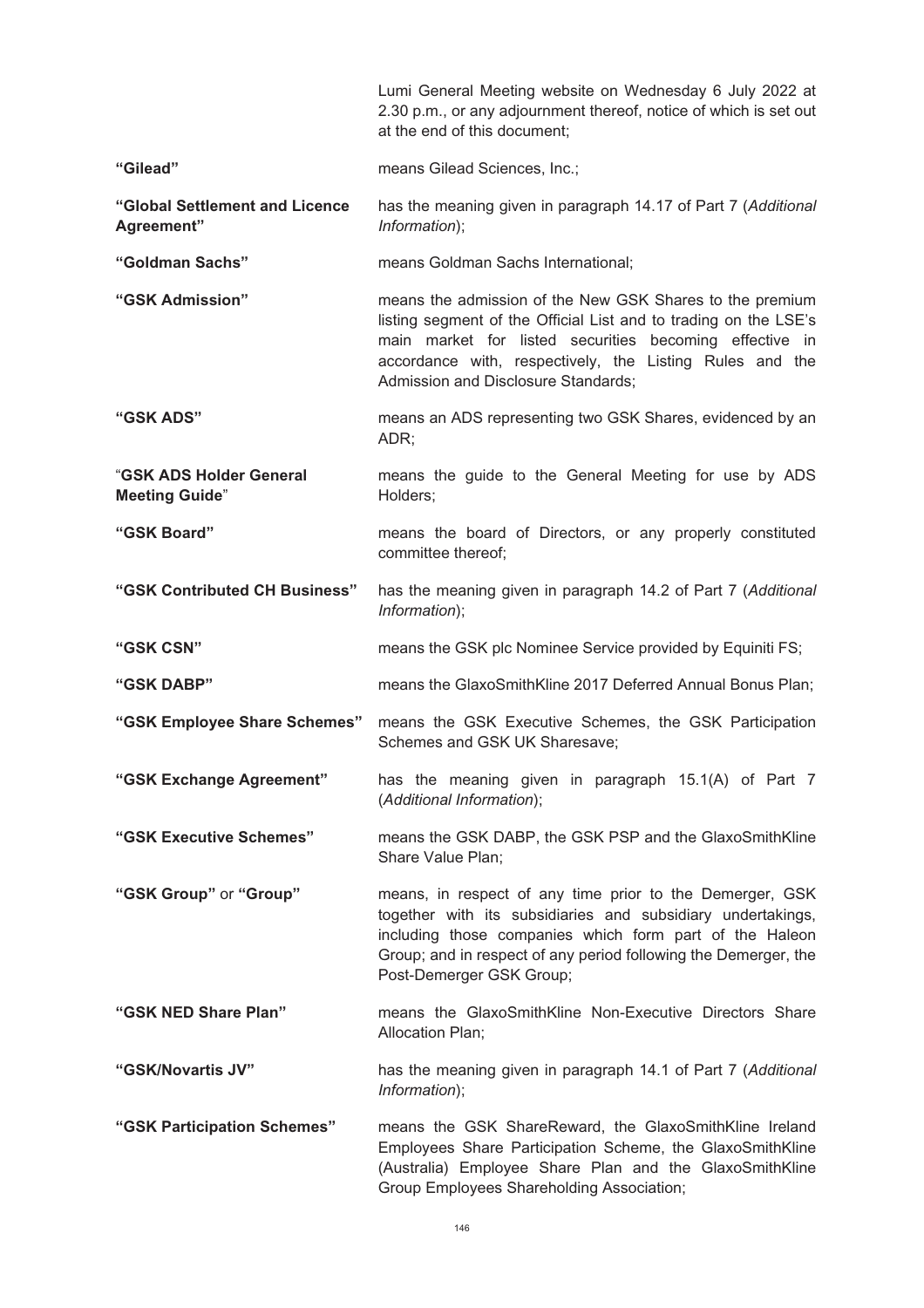| | |
|---|---|
| | Lumi General Meeting website on Wednesday 6 July 2022 at 2.30 p.m., or any adjournment thereof, notice of which is set out at the end of this document; |
| **"Gilead"** | means Gilead Sciences, Inc.; |
| **"Global Settlement and Licence Agreement"** | has the meaning given in paragraph 14.17 of Part 7 (*Additional Information*); |
| **"Goldman Sachs"** | means Goldman Sachs International; |
| **"GSK Admission"** | means the admission of the New GSK Shares to the premium listing segment of the Official List and to trading on the LSE's main market for listed securities becoming effective in accordance with, respectively, the Listing Rules and the Admission and Disclosure Standards; |
| **"GSK ADS"** | means an ADS representing two GSK Shares, evidenced by an ADR; |
| **"GSK ADS Holder General Meeting Guide"** | means the guide to the General Meeting for use by ADS Holders; |
| **"GSK Board"** | means the board of Directors, or any properly constituted committee thereof; |
| **"GSK Contributed CH Business"** | has the meaning given in paragraph 14.2 of Part 7 (*Additional Information*); |
| **"GSK CSN"** | means the GSK plc Nominee Service provided by Equiniti FS; |
| **"GSK DABP"** | means the GlaxoSmithKline 2017 Deferred Annual Bonus Plan; |
| **"GSK Employee Share Schemes"** | means the GSK Executive Schemes, the GSK Participation Schemes and GSK UK Sharesave; |
| **"GSK Exchange Agreement"** | has the meaning given in paragraph 15.1(A) of Part 7 (*Additional Information*); |
| **"GSK Executive Schemes"** | means the GSK DABP, the GSK PSP and the GlaxoSmithKline Share Value Plan; |
| **"GSK Group"** or **"Group"** | means, in respect of any time prior to the Demerger, GSK together with its subsidiaries and subsidiary undertakings, including those companies which form part of the Haleon Group; and in respect of any period following the Demerger, the Post-Demerger GSK Group; |
| **"GSK NED Share Plan"** | means the GlaxoSmithKline Non-Executive Directors Share Allocation Plan; |
| **"GSK/Novartis JV"** | has the meaning given in paragraph 14.1 of Part 7 (*Additional Information*); |
| **"GSK Participation Schemes"** | means the GSK ShareReward, the GlaxoSmithKline Ireland Employees Share Participation Scheme, the GlaxoSmithKline (Australia) Employee Share Plan and the GlaxoSmithKline Group Employees Shareholding Association; |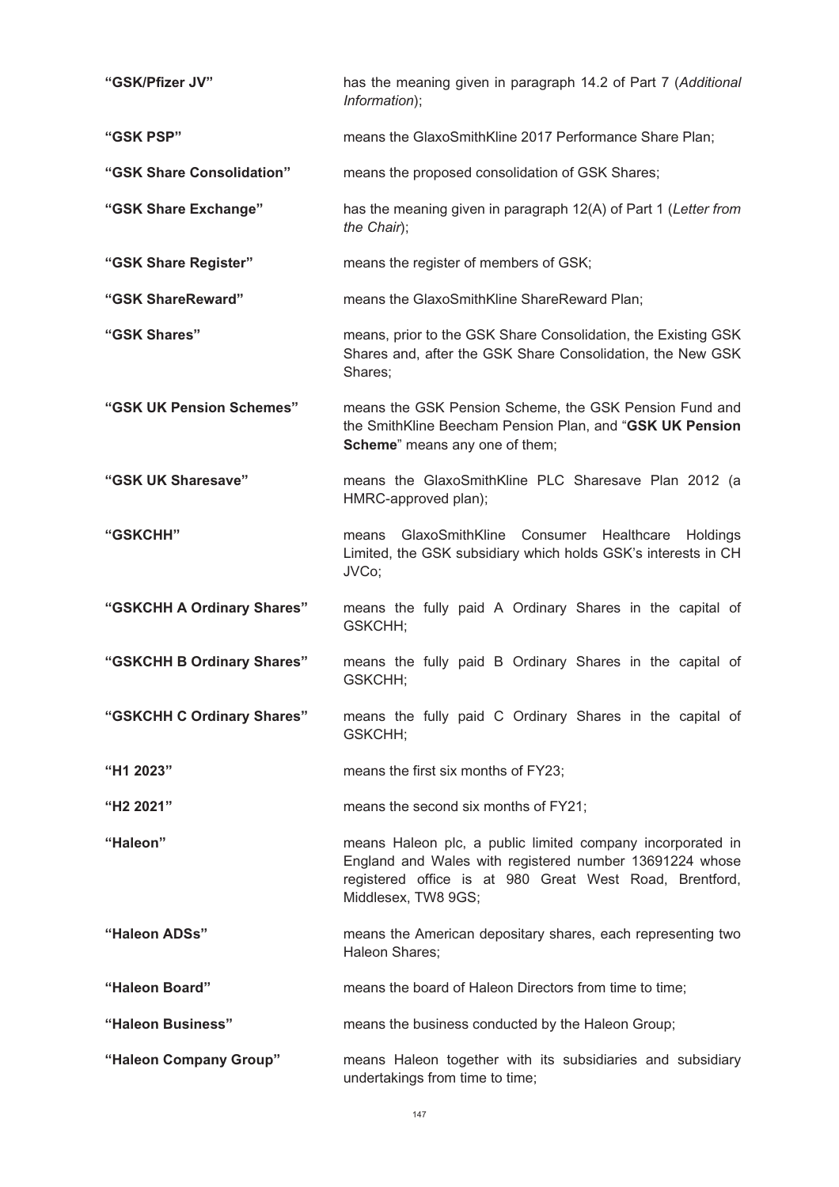| | |
|---|---|
| **"GSK/Pfizer JV"** | has the meaning given in paragraph 14.2 of Part 7 (*Additional Information*); |
| **"GSK PSP"** | means the GlaxoSmithKline 2017 Performance Share Plan; |
| **"GSK Share Consolidation"** | means the proposed consolidation of GSK Shares; |
| **"GSK Share Exchange"** | has the meaning given in paragraph 12(A) of Part 1 (*Letter from the Chair*); |
| **"GSK Share Register"** | means the register of members of GSK; |
| **"GSK ShareReward"** | means the GlaxoSmithKline ShareReward Plan; |
| **"GSK Shares"** | means, prior to the GSK Share Consolidation, the Existing GSK Shares and, after the GSK Share Consolidation, the New GSK Shares; |
| **"GSK UK Pension Schemes"** | means the GSK Pension Scheme, the GSK Pension Fund and the SmithKline Beecham Pension Plan, and "**GSK UK Pension Scheme**" means any one of them; |
| **"GSK UK Sharesave"** | means the GlaxoSmithKline PLC Sharesave Plan 2012 (a HMRC-approved plan); |
| **"GSKCHH"** | means GlaxoSmithKline Consumer Healthcare Holdings Limited, the GSK subsidiary which holds GSK's interests in CH JVCo; |
| **"GSKCHH A Ordinary Shares"** | means the fully paid A Ordinary Shares in the capital of GSKCHH; |
| **"GSKCHH B Ordinary Shares"** | means the fully paid B Ordinary Shares in the capital of GSKCHH; |
| **"GSKCHH C Ordinary Shares"** | means the fully paid C Ordinary Shares in the capital of GSKCHH; |
| **"H1 2023"** | means the first six months of FY23; |
| **"H2 2021"** | means the second six months of FY21; |
| **"Haleon"** | means Haleon plc, a public limited company incorporated in England and Wales with registered number 13691224 whose registered office is at 980 Great West Road, Brentford, Middlesex, TW8 9GS; |
| **"Haleon ADSs"** | means the American depositary shares, each representing two Haleon Shares; |
| **"Haleon Board"** | means the board of Haleon Directors from time to time; |
| **"Haleon Business"** | means the business conducted by the Haleon Group; |
| **"Haleon Company Group"** | means Haleon together with its subsidiaries and subsidiary undertakings from time to time; |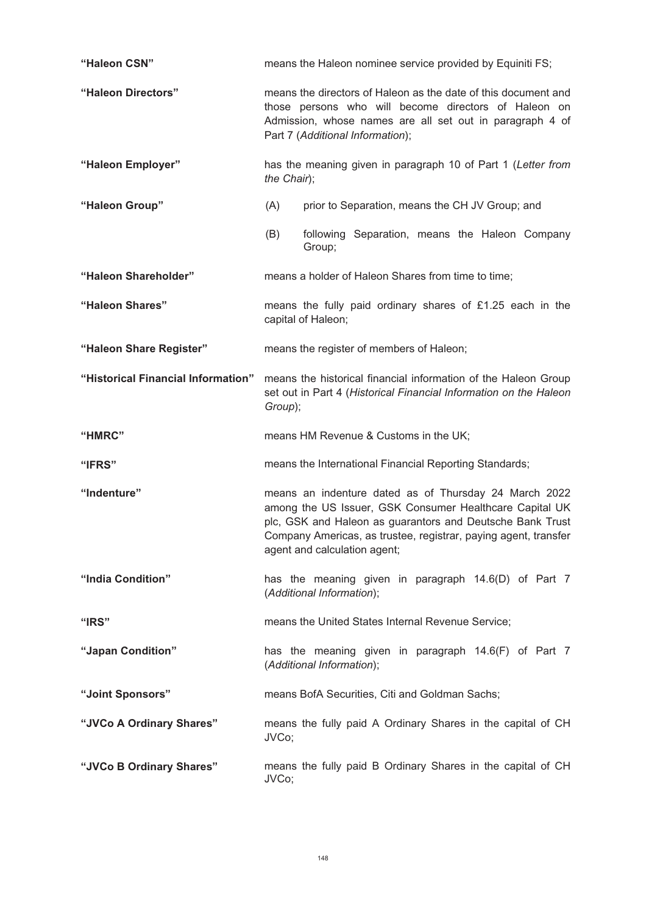**"Haleon CSN"** means the Haleon nominee service provided by Equiniti FS;

**"Haleon Directors"** means the directors of Haleon as the date of this document and those persons who will become directors of Haleon on Admission, whose names are all set out in paragraph 4 of Part 7 (*Additional Information*);

**"Haleon Employer"** has the meaning given in paragraph 10 of Part 1 (*Letter from the Chair*);

**"Haleon Group"**

(A) prior to Separation, means the CH JV Group; and

(B) following Separation, means the Haleon Company Group;

**"Haleon Shareholder"** means a holder of Haleon Shares from time to time;

**"Haleon Shares"** means the fully paid ordinary shares of £1.25 each in the capital of Haleon;

**"Haleon Share Register"** means the register of members of Haleon;

**"Historical Financial Information"** means the historical financial information of the Haleon Group set out in Part 4 (*Historical Financial Information on the Haleon Group*);

**"HMRC"** means HM Revenue & Customs in the UK;

**"IFRS"** means the International Financial Reporting Standards;

**"Indenture"** means an indenture dated as of Thursday 24 March 2022 among the US Issuer, GSK Consumer Healthcare Capital UK plc, GSK and Haleon as guarantors and Deutsche Bank Trust Company Americas, as trustee, registrar, paying agent, transfer agent and calculation agent;

**"India Condition"** has the meaning given in paragraph 14.6(D) of Part 7 (*Additional Information*);

**"IRS"** means the United States Internal Revenue Service;

**"Japan Condition"** has the meaning given in paragraph 14.6(F) of Part 7 (*Additional Information*);

**"Joint Sponsors"** means BofA Securities, Citi and Goldman Sachs;

**"JVCo A Ordinary Shares"** means the fully paid A Ordinary Shares in the capital of CH JVCo;

**"JVCo B Ordinary Shares"** means the fully paid B Ordinary Shares in the capital of CH JVCo;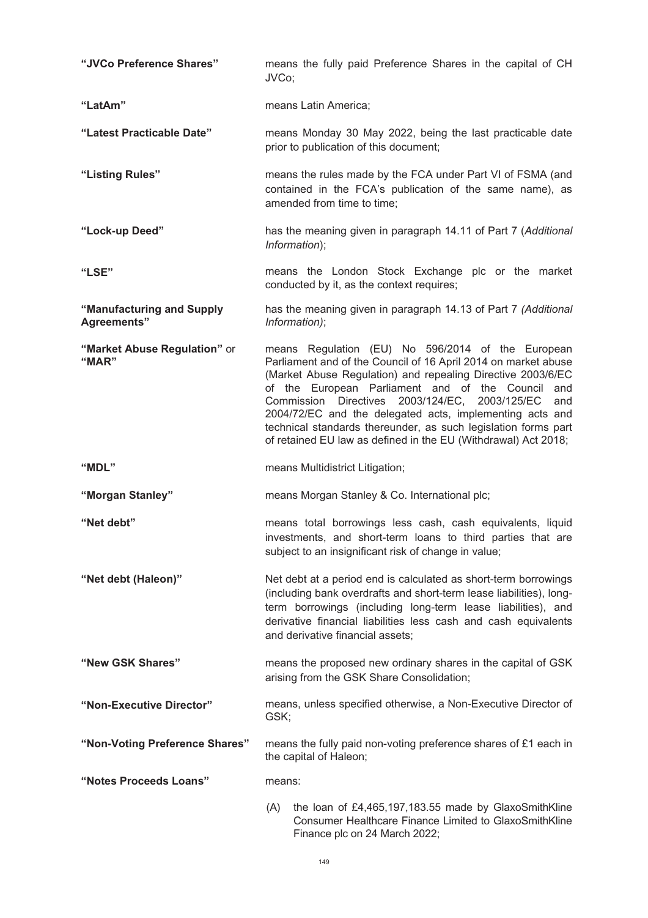**"JVCo Preference Shares"** means the fully paid Preference Shares in the capital of CH JVCo;

**"LatAm"** means Latin America;

**"Latest Practicable Date"** means Monday 30 May 2022, being the last practicable date prior to publication of this document;

**"Listing Rules"** means the rules made by the FCA under Part VI of FSMA (and contained in the FCA's publication of the same name), as amended from time to time;

**"Lock-up Deed"** has the meaning given in paragraph 14.11 of Part 7 (*Additional Information*);

**"LSE"** means the London Stock Exchange plc or the market conducted by it, as the context requires;

**"Manufacturing and Supply Agreements"** has the meaning given in paragraph 14.13 of Part 7 *(Additional Information)*;

**"Market Abuse Regulation"** or **"MAR"** means Regulation (EU) No 596/2014 of the European Parliament and of the Council of 16 April 2014 on market abuse (Market Abuse Regulation) and repealing Directive 2003/6/EC of the European Parliament and of the Council and Commission Directives 2003/124/EC, 2003/125/EC and 2004/72/EC and the delegated acts, implementing acts and technical standards thereunder, as such legislation forms part of retained EU law as defined in the EU (Withdrawal) Act 2018;

**"MDL"** means Multidistrict Litigation;

**"Morgan Stanley"** means Morgan Stanley & Co. International plc;

**"Net debt"** means total borrowings less cash, cash equivalents, liquid investments, and short-term loans to third parties that are subject to an insignificant risk of change in value;

**"Net debt (Haleon)"** Net debt at a period end is calculated as short-term borrowings (including bank overdrafts and short-term lease liabilities), long-term borrowings (including long-term lease liabilities), and derivative financial liabilities less cash and cash equivalents and derivative financial assets;

**"New GSK Shares"** means the proposed new ordinary shares in the capital of GSK arising from the GSK Share Consolidation;

**"Non-Executive Director"** means, unless specified otherwise, a Non-Executive Director of GSK;

**"Non-Voting Preference Shares"** means the fully paid non-voting preference shares of £1 each in the capital of Haleon;

**"Notes Proceeds Loans"** means:

(A) the loan of £4,465,197,183.55 made by GlaxoSmithKline Consumer Healthcare Finance Limited to GlaxoSmithKline Finance plc on 24 March 2022;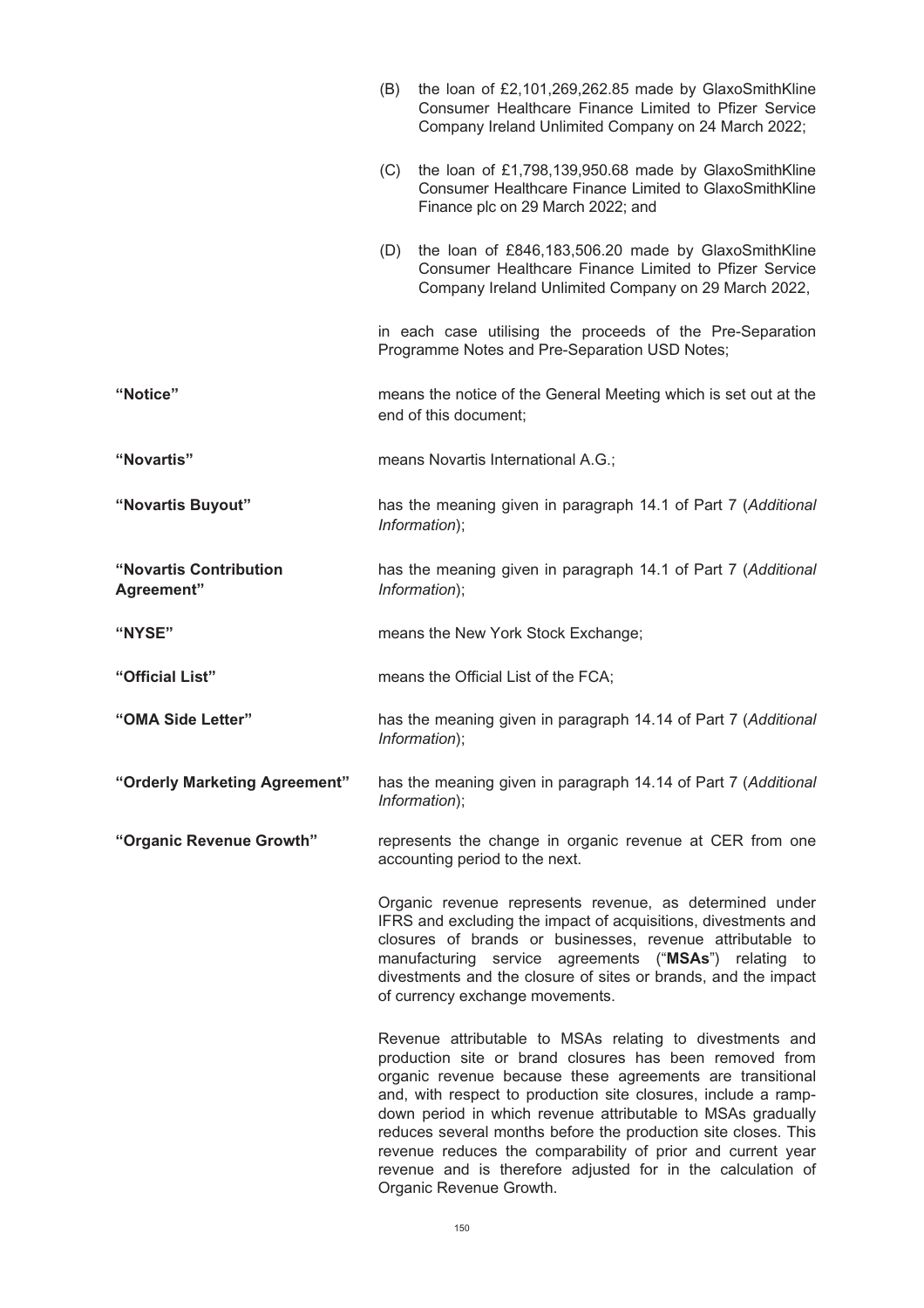(B) the loan of £2,101,269,262.85 made by GlaxoSmithKline Consumer Healthcare Finance Limited to Pfizer Service Company Ireland Unlimited Company on 24 March 2022;

(C) the loan of £1,798,139,950.68 made by GlaxoSmithKline Consumer Healthcare Finance Limited to GlaxoSmithKline Finance plc on 29 March 2022; and

(D) the loan of £846,183,506.20 made by GlaxoSmithKline Consumer Healthcare Finance Limited to Pfizer Service Company Ireland Unlimited Company on 29 March 2022,

in each case utilising the proceeds of the Pre-Separation Programme Notes and Pre-Separation USD Notes;

**"Notice"** means the notice of the General Meeting which is set out at the end of this document;

**"Novartis"** means Novartis International A.G.;

**"Novartis Buyout"** has the meaning given in paragraph 14.1 of Part 7 (*Additional Information*);

**"Novartis Contribution Agreement"** has the meaning given in paragraph 14.1 of Part 7 (*Additional Information*);

**"NYSE"** means the New York Stock Exchange;

**"Official List"** means the Official List of the FCA;

**"OMA Side Letter"** has the meaning given in paragraph 14.14 of Part 7 (*Additional Information*);

**"Orderly Marketing Agreement"** has the meaning given in paragraph 14.14 of Part 7 (*Additional Information*);

**"Organic Revenue Growth"** represents the change in organic revenue at CER from one accounting period to the next.

Organic revenue represents revenue, as determined under IFRS and excluding the impact of acquisitions, divestments and closures of brands or businesses, revenue attributable to manufacturing service agreements ("**MSAs**") relating to divestments and the closure of sites or brands, and the impact of currency exchange movements.

Revenue attributable to MSAs relating to divestments and production site or brand closures has been removed from organic revenue because these agreements are transitional and, with respect to production site closures, include a ramp-down period in which revenue attributable to MSAs gradually reduces several months before the production site closes. This revenue reduces the comparability of prior and current year revenue and is therefore adjusted for in the calculation of Organic Revenue Growth.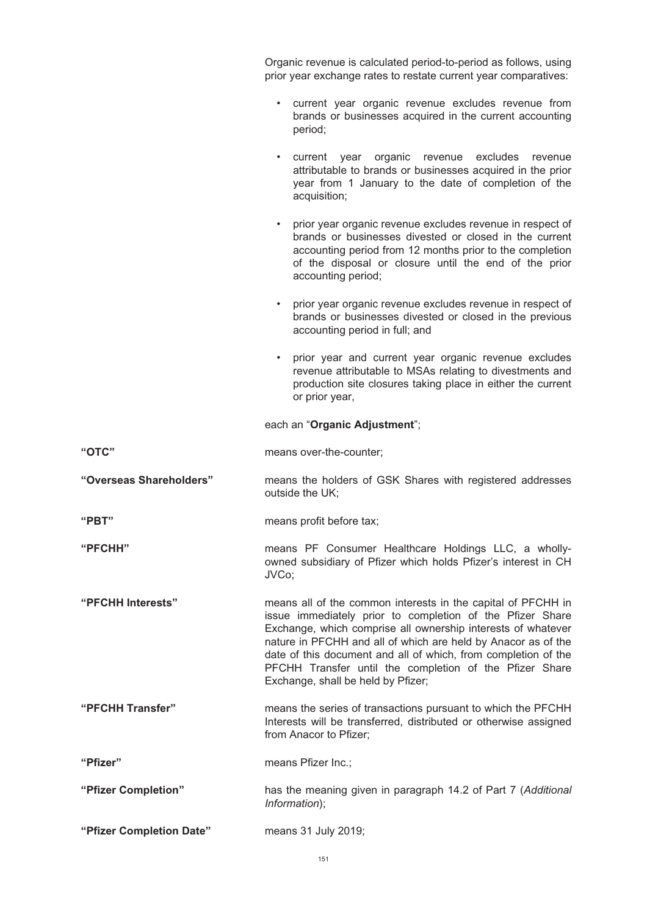Organic revenue is calculated period-to-period as follows, using prior year exchange rates to restate current year comparatives:

- current year organic revenue excludes revenue from brands or businesses acquired in the current accounting period;
- current year organic revenue excludes revenue attributable to brands or businesses acquired in the prior year from 1 January to the date of completion of the acquisition;
- prior year organic revenue excludes revenue in respect of brands or businesses divested or closed in the current accounting period from 12 months prior to the completion of the disposal or closure until the end of the prior accounting period;
- prior year organic revenue excludes revenue in respect of brands or businesses divested or closed in the previous accounting period in full; and
- prior year and current year organic revenue excludes revenue attributable to MSAs relating to divestments and production site closures taking place in either the current or prior year,

each an "**Organic Adjustment**";

**"OTC"** means over-the-counter;

**"Overseas Shareholders"** means the holders of GSK Shares with registered addresses outside the UK;

**"PBT"** means profit before tax;

**"PFCHH"** means PF Consumer Healthcare Holdings LLC, a wholly-owned subsidiary of Pfizer which holds Pfizer's interest in CH JVCo;

**"PFCHH Interests"** means all of the common interests in the capital of PFCHH in issue immediately prior to completion of the Pfizer Share Exchange, which comprise all ownership interests of whatever nature in PFCHH and all of which are held by Anacor as of the date of this document and all of which, from completion of the PFCHH Transfer until the completion of the Pfizer Share Exchange, shall be held by Pfizer;

**"PFCHH Transfer"** means the series of transactions pursuant to which the PFCHH Interests will be transferred, distributed or otherwise assigned from Anacor to Pfizer;

**"Pfizer"** means Pfizer Inc.;

**"Pfizer Completion"** has the meaning given in paragraph 14.2 of Part 7 (*Additional Information*);

**"Pfizer Completion Date"** means 31 July 2019;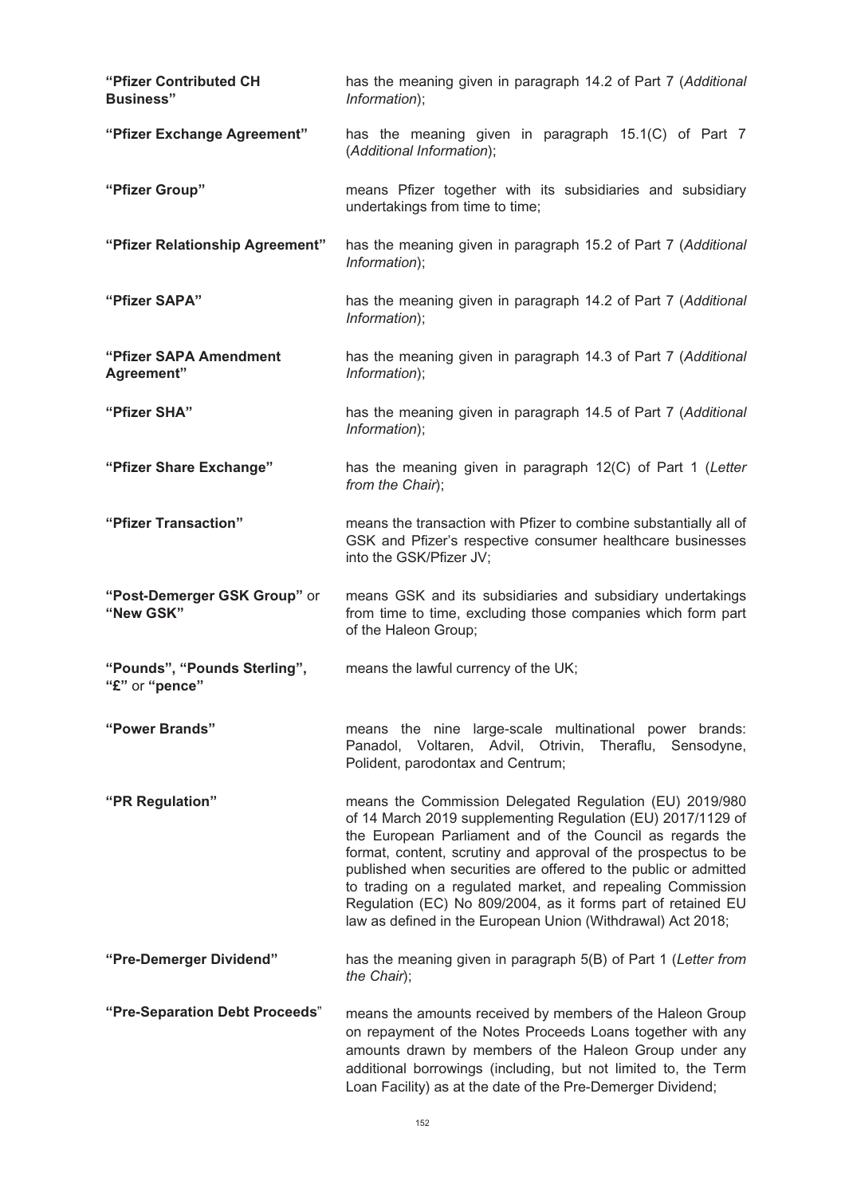| | |
|---|---|
| **"Pfizer Contributed CH Business"** | has the meaning given in paragraph 14.2 of Part 7 (*Additional Information*); |
| **"Pfizer Exchange Agreement"** | has the meaning given in paragraph 15.1(C) of Part 7 (*Additional Information*); |
| **"Pfizer Group"** | means Pfizer together with its subsidiaries and subsidiary undertakings from time to time; |
| **"Pfizer Relationship Agreement"** | has the meaning given in paragraph 15.2 of Part 7 (*Additional Information*); |
| **"Pfizer SAPA"** | has the meaning given in paragraph 14.2 of Part 7 (*Additional Information*); |
| **"Pfizer SAPA Amendment Agreement"** | has the meaning given in paragraph 14.3 of Part 7 (*Additional Information*); |
| **"Pfizer SHA"** | has the meaning given in paragraph 14.5 of Part 7 (*Additional Information*); |
| **"Pfizer Share Exchange"** | has the meaning given in paragraph 12(C) of Part 1 (*Letter from the Chair*); |
| **"Pfizer Transaction"** | means the transaction with Pfizer to combine substantially all of GSK and Pfizer's respective consumer healthcare businesses into the GSK/Pfizer JV; |
| **"Post-Demerger GSK Group"** or **"New GSK"** | means GSK and its subsidiaries and subsidiary undertakings from time to time, excluding those companies which form part of the Haleon Group; |
| **"Pounds", "Pounds Sterling", "£"** or **"pence"** | means the lawful currency of the UK; |
| **"Power Brands"** | means the nine large-scale multinational power brands: Panadol, Voltaren, Advil, Otrivin, Theraflu, Sensodyne, Polident, parodontax and Centrum; |
| **"PR Regulation"** | means the Commission Delegated Regulation (EU) 2019/980 of 14 March 2019 supplementing Regulation (EU) 2017/1129 of the European Parliament and of the Council as regards the format, content, scrutiny and approval of the prospectus to be published when securities are offered to the public or admitted to trading on a regulated market, and repealing Commission Regulation (EC) No 809/2004, as it forms part of retained EU law as defined in the European Union (Withdrawal) Act 2018; |
| **"Pre-Demerger Dividend"** | has the meaning given in paragraph 5(B) of Part 1 (*Letter from the Chair*); |
| **"Pre-Separation Debt Proceeds"** | means the amounts received by members of the Haleon Group on repayment of the Notes Proceeds Loans together with any amounts drawn by members of the Haleon Group under any additional borrowings (including, but not limited to, the Term Loan Facility) as at the date of the Pre-Demerger Dividend; |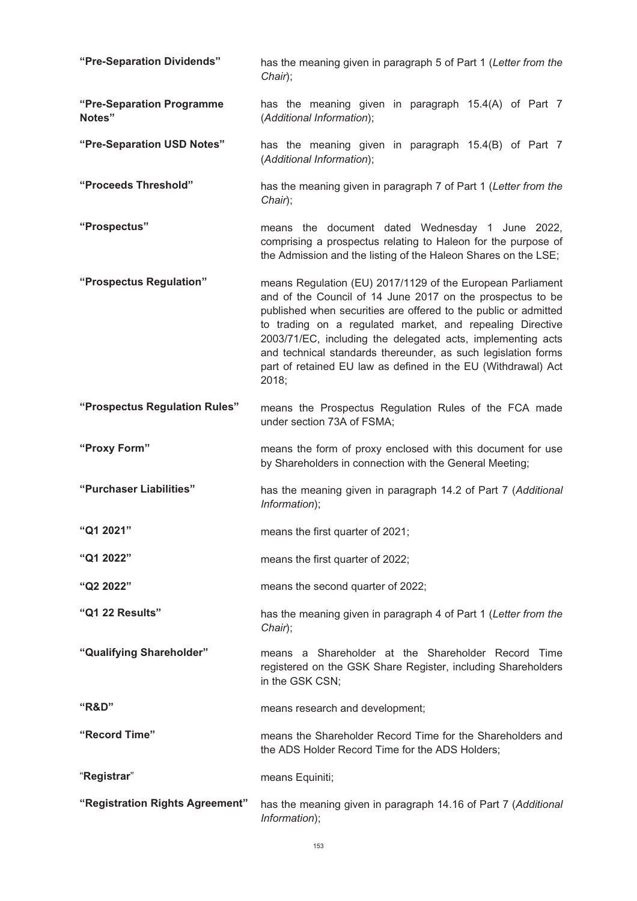| | |
|---|---|
| **"Pre-Separation Dividends"** | has the meaning given in paragraph 5 of Part 1 (*Letter from the Chair*); |
| **"Pre-Separation Programme Notes"** | has the meaning given in paragraph 15.4(A) of Part 7 (*Additional Information*); |
| **"Pre-Separation USD Notes"** | has the meaning given in paragraph 15.4(B) of Part 7 (*Additional Information*); |
| **"Proceeds Threshold"** | has the meaning given in paragraph 7 of Part 1 (*Letter from the Chair*); |
| **"Prospectus"** | means the document dated Wednesday 1 June 2022, comprising a prospectus relating to Haleon for the purpose of the Admission and the listing of the Haleon Shares on the LSE; |
| **"Prospectus Regulation"** | means Regulation (EU) 2017/1129 of the European Parliament and of the Council of 14 June 2017 on the prospectus to be published when securities are offered to the public or admitted to trading on a regulated market, and repealing Directive 2003/71/EC, including the delegated acts, implementing acts and technical standards thereunder, as such legislation forms part of retained EU law as defined in the EU (Withdrawal) Act 2018; |
| **"Prospectus Regulation Rules"** | means the Prospectus Regulation Rules of the FCA made under section 73A of FSMA; |
| **"Proxy Form"** | means the form of proxy enclosed with this document for use by Shareholders in connection with the General Meeting; |
| **"Purchaser Liabilities"** | has the meaning given in paragraph 14.2 of Part 7 (*Additional Information*); |
| **"Q1 2021"** | means the first quarter of 2021; |
| **"Q1 2022"** | means the first quarter of 2022; |
| **"Q2 2022"** | means the second quarter of 2022; |
| **"Q1 22 Results"** | has the meaning given in paragraph 4 of Part 1 (*Letter from the Chair*); |
| **"Qualifying Shareholder"** | means a Shareholder at the Shareholder Record Time registered on the GSK Share Register, including Shareholders in the GSK CSN; |
| **"R&D"** | means research and development; |
| **"Record Time"** | means the Shareholder Record Time for the Shareholders and the ADS Holder Record Time for the ADS Holders; |
| "**Registrar**" | means Equiniti; |
| **"Registration Rights Agreement"** | has the meaning given in paragraph 14.16 of Part 7 (*Additional Information*); |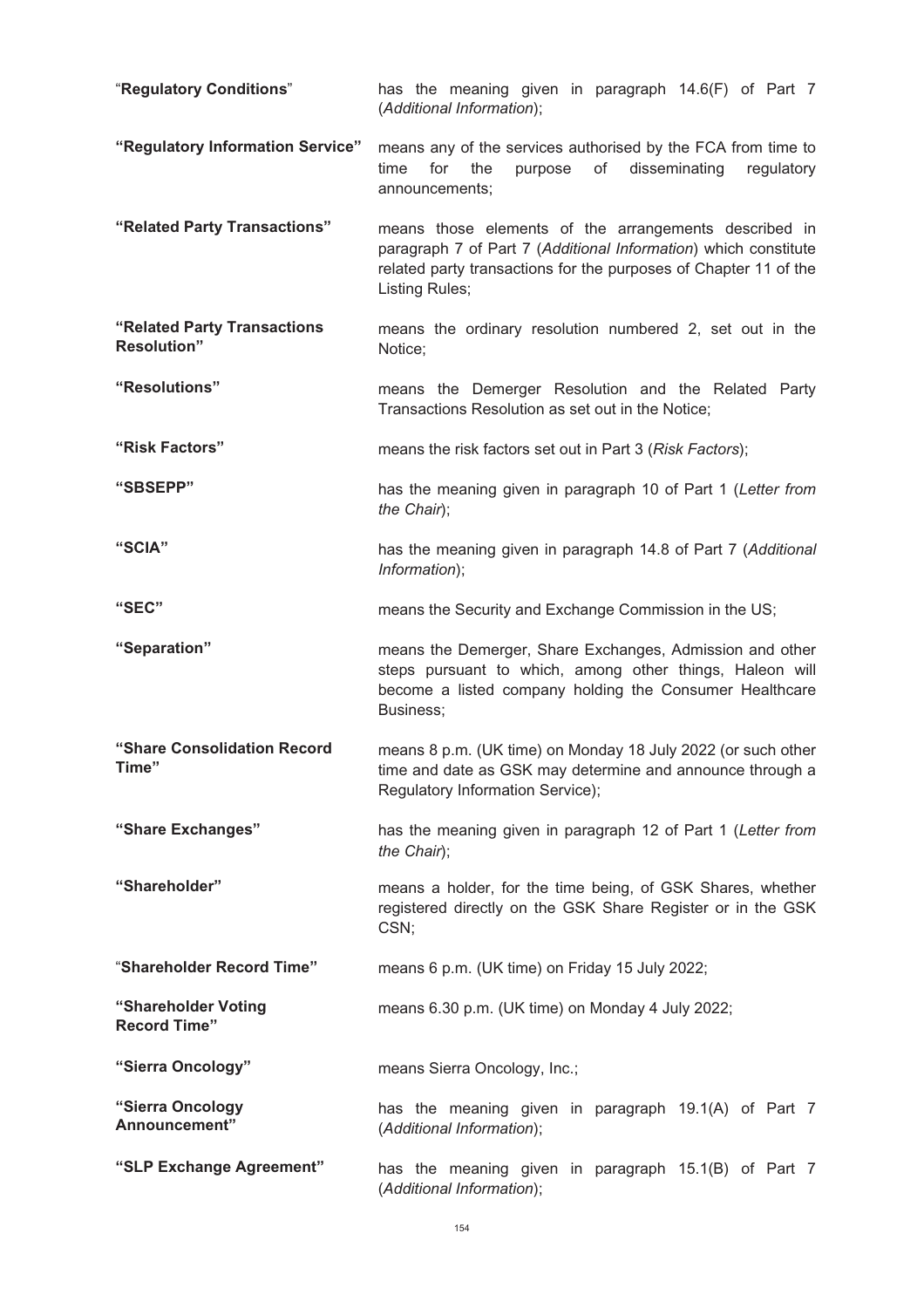| | |
|---|---|
| "**Regulatory Conditions**" | has the meaning given in paragraph 14.6(F) of Part 7 (*Additional Information*); |
| **"Regulatory Information Service"** | means any of the services authorised by the FCA from time to time for the purpose of disseminating regulatory announcements; |
| **"Related Party Transactions"** | means those elements of the arrangements described in paragraph 7 of Part 7 (*Additional Information*) which constitute related party transactions for the purposes of Chapter 11 of the Listing Rules; |
| **"Related Party Transactions Resolution"** | means the ordinary resolution numbered 2, set out in the Notice; |
| **"Resolutions"** | means the Demerger Resolution and the Related Party Transactions Resolution as set out in the Notice; |
| **"Risk Factors"** | means the risk factors set out in Part 3 (*Risk Factors*); |
| **"SBSEPP"** | has the meaning given in paragraph 10 of Part 1 (*Letter from the Chair*); |
| **"SCIA"** | has the meaning given in paragraph 14.8 of Part 7 (*Additional Information*); |
| **"SEC"** | means the Security and Exchange Commission in the US; |
| **"Separation"** | means the Demerger, Share Exchanges, Admission and other steps pursuant to which, among other things, Haleon will become a listed company holding the Consumer Healthcare Business; |
| **"Share Consolidation Record Time"** | means 8 p.m. (UK time) on Monday 18 July 2022 (or such other time and date as GSK may determine and announce through a Regulatory Information Service); |
| **"Share Exchanges"** | has the meaning given in paragraph 12 of Part 1 (*Letter from the Chair*); |
| **"Shareholder"** | means a holder, for the time being, of GSK Shares, whether registered directly on the GSK Share Register or in the GSK CSN; |
| "**Shareholder Record Time"** | means 6 p.m. (UK time) on Friday 15 July 2022; |
| **"Shareholder Voting Record Time"** | means 6.30 p.m. (UK time) on Monday 4 July 2022; |
| **"Sierra Oncology"** | means Sierra Oncology, Inc.; |
| **"Sierra Oncology Announcement"** | has the meaning given in paragraph 19.1(A) of Part 7 (*Additional Information*); |
| **"SLP Exchange Agreement"** | has the meaning given in paragraph 15.1(B) of Part 7 (*Additional Information*); |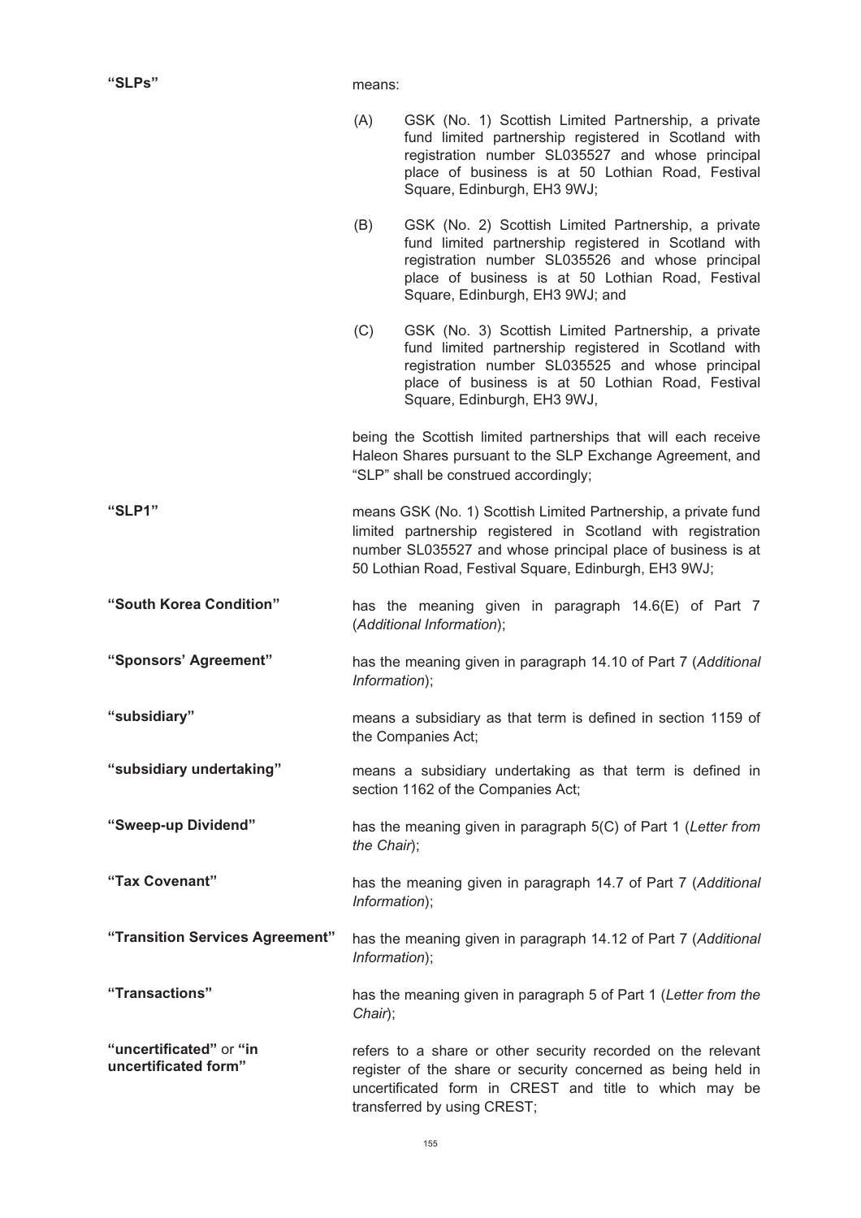**"SLPs"** means:

(A) GSK (No. 1) Scottish Limited Partnership, a private fund limited partnership registered in Scotland with registration number SL035527 and whose principal place of business is at 50 Lothian Road, Festival Square, Edinburgh, EH3 9WJ;

(B) GSK (No. 2) Scottish Limited Partnership, a private fund limited partnership registered in Scotland with registration number SL035526 and whose principal place of business is at 50 Lothian Road, Festival Square, Edinburgh, EH3 9WJ; and

(C) GSK (No. 3) Scottish Limited Partnership, a private fund limited partnership registered in Scotland with registration number SL035525 and whose principal place of business is at 50 Lothian Road, Festival Square, Edinburgh, EH3 9WJ,

being the Scottish limited partnerships that will each receive Haleon Shares pursuant to the SLP Exchange Agreement, and "SLP" shall be construed accordingly;

**"SLP1"** means GSK (No. 1) Scottish Limited Partnership, a private fund limited partnership registered in Scotland with registration number SL035527 and whose principal place of business is at 50 Lothian Road, Festival Square, Edinburgh, EH3 9WJ;

**"South Korea Condition"** has the meaning given in paragraph 14.6(E) of Part 7 (*Additional Information*);

**"Sponsors' Agreement"** has the meaning given in paragraph 14.10 of Part 7 (*Additional Information*);

**"subsidiary"** means a subsidiary as that term is defined in section 1159 of the Companies Act;

**"subsidiary undertaking"** means a subsidiary undertaking as that term is defined in section 1162 of the Companies Act;

**"Sweep-up Dividend"** has the meaning given in paragraph 5(C) of Part 1 (*Letter from the Chair*);

**"Tax Covenant"** has the meaning given in paragraph 14.7 of Part 7 (*Additional Information*);

**"Transition Services Agreement"** has the meaning given in paragraph 14.12 of Part 7 (*Additional Information*);

**"Transactions"** has the meaning given in paragraph 5 of Part 1 (*Letter from the Chair*);

**"uncertificated"** or **"in uncertificated form"** refers to a share or other security recorded on the relevant register of the share or security concerned as being held in uncertificated form in CREST and title to which may be transferred by using CREST;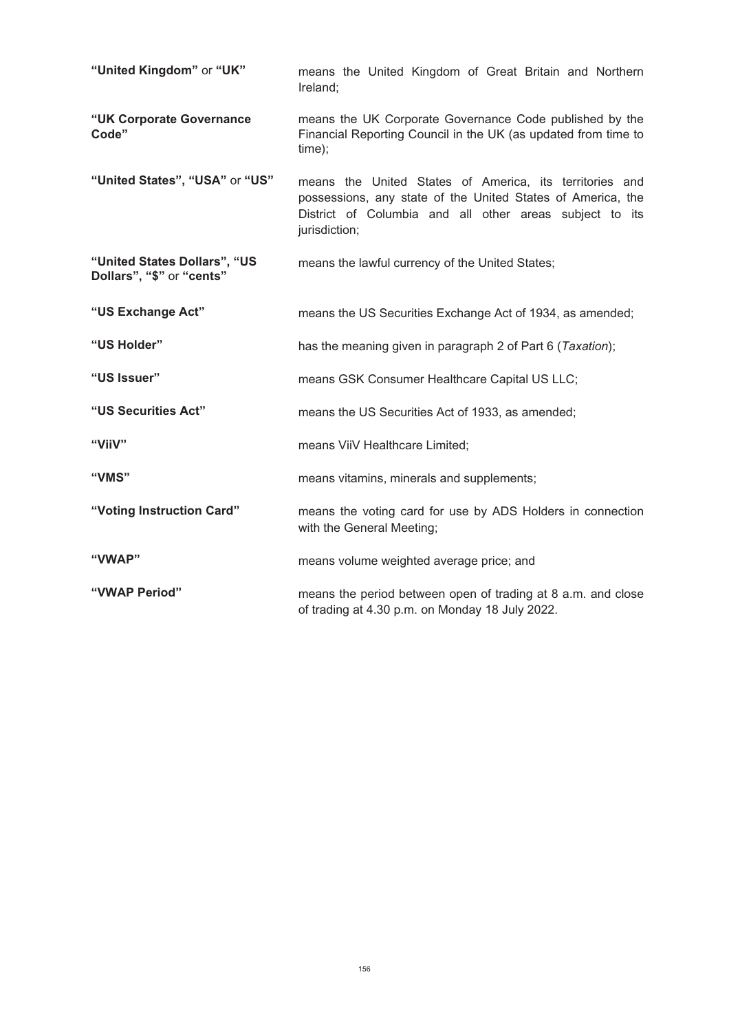| | |
|---|---|
| **"United Kingdom"** or **"UK"** | means the United Kingdom of Great Britain and Northern Ireland; |
| **"UK Corporate Governance Code"** | means the UK Corporate Governance Code published by the Financial Reporting Council in the UK (as updated from time to time); |
| **"United States", "USA"** or **"US"** | means the United States of America, its territories and possessions, any state of the United States of America, the District of Columbia and all other areas subject to its jurisdiction; |
| **"United States Dollars", "US Dollars", "$"** or **"cents"** | means the lawful currency of the United States; |
| **"US Exchange Act"** | means the US Securities Exchange Act of 1934, as amended; |
| **"US Holder"** | has the meaning given in paragraph 2 of Part 6 (*Taxation*); |
| **"US Issuer"** | means GSK Consumer Healthcare Capital US LLC; |
| **"US Securities Act"** | means the US Securities Act of 1933, as amended; |
| **"ViiV"** | means ViiV Healthcare Limited; |
| **"VMS"** | means vitamins, minerals and supplements; |
| **"Voting Instruction Card"** | means the voting card for use by ADS Holders in connection with the General Meeting; |
| **"VWAP"** | means volume weighted average price; and |
| **"VWAP Period"** | means the period between open of trading at 8 a.m. and close of trading at 4.30 p.m. on Monday 18 July 2022. |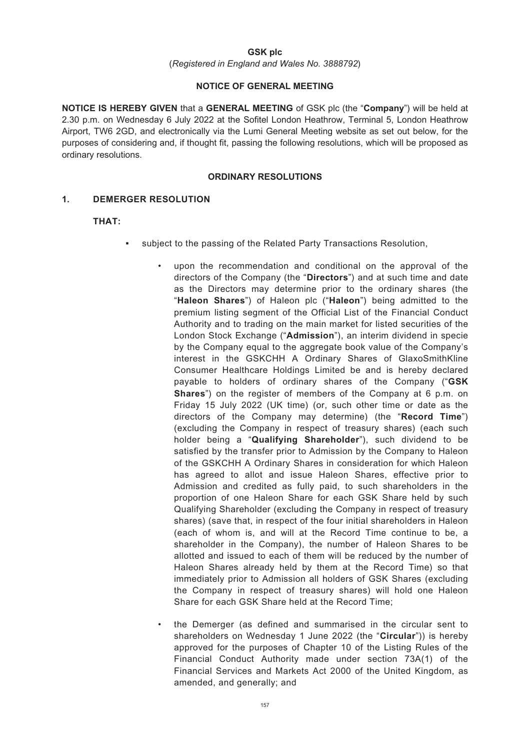**GSK plc**

(*Registered in England and Wales No. 3888792*)

**NOTICE OF GENERAL MEETING**

**NOTICE IS HEREBY GIVEN** that a **GENERAL MEETING** of GSK plc (the "**Company**") will be held at 2.30 p.m. on Wednesday 6 July 2022 at the Sofitel London Heathrow, Terminal 5, London Heathrow Airport, TW6 2GD, and electronically via the Lumi General Meeting website as set out below, for the purposes of considering and, if thought fit, passing the following resolutions, which will be proposed as ordinary resolutions.

**ORDINARY RESOLUTIONS**

**1. DEMERGER RESOLUTION**

**THAT:**

- subject to the passing of the Related Party Transactions Resolution,

  - upon the recommendation and conditional on the approval of the directors of the Company (the "**Directors**") and at such time and date as the Directors may determine prior to the ordinary shares (the "**Haleon Shares**") of Haleon plc ("**Haleon**") being admitted to the premium listing segment of the Official List of the Financial Conduct Authority and to trading on the main market for listed securities of the London Stock Exchange ("**Admission**"), an interim dividend in specie by the Company equal to the aggregate book value of the Company's interest in the GSKCHH A Ordinary Shares of GlaxoSmithKline Consumer Healthcare Holdings Limited be and is hereby declared payable to holders of ordinary shares of the Company ("**GSK Shares**") on the register of members of the Company at 6 p.m. on Friday 15 July 2022 (UK time) (or, such other time or date as the directors of the Company may determine) (the "**Record Time**") (excluding the Company in respect of treasury shares) (each such holder being a "**Qualifying Shareholder**"), such dividend to be satisfied by the transfer prior to Admission by the Company to Haleon of the GSKCHH A Ordinary Shares in consideration for which Haleon has agreed to allot and issue Haleon Shares, effective prior to Admission and credited as fully paid, to such shareholders in the proportion of one Haleon Share for each GSK Share held by such Qualifying Shareholder (excluding the Company in respect of treasury shares) (save that, in respect of the four initial shareholders in Haleon (each of whom is, and will at the Record Time continue to be, a shareholder in the Company), the number of Haleon Shares to be allotted and issued to each of them will be reduced by the number of Haleon Shares already held by them at the Record Time) so that immediately prior to Admission all holders of GSK Shares (excluding the Company in respect of treasury shares) will hold one Haleon Share for each GSK Share held at the Record Time;

  - the Demerger (as defined and summarised in the circular sent to shareholders on Wednesday 1 June 2022 (the "**Circular**")) is hereby approved for the purposes of Chapter 10 of the Listing Rules of the Financial Conduct Authority made under section 73A(1) of the Financial Services and Markets Act 2000 of the United Kingdom, as amended, and generally; and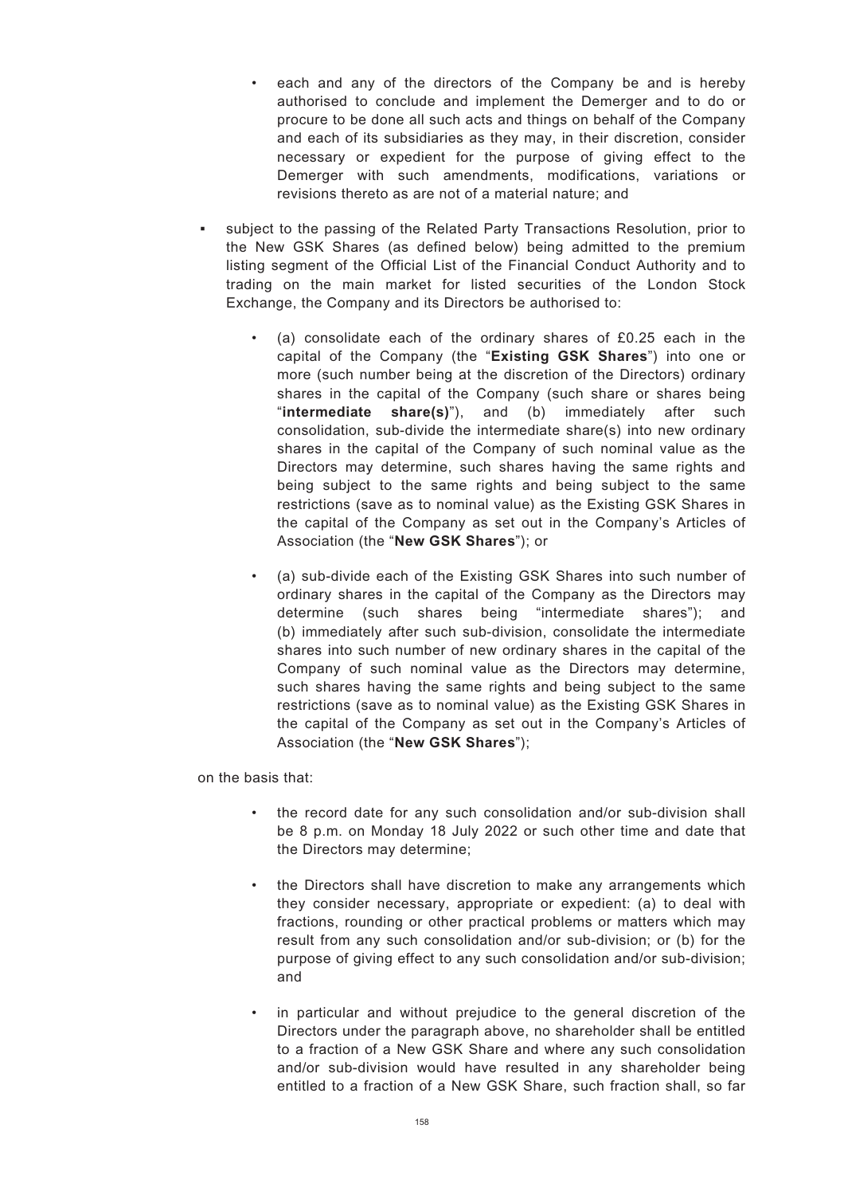- each and any of the directors of the Company be and is hereby authorised to conclude and implement the Demerger and to do or procure to be done all such acts and things on behalf of the Company and each of its subsidiaries as they may, in their discretion, consider necessary or expedient for the purpose of giving effect to the Demerger with such amendments, modifications, variations or revisions thereto as are not of a material nature; and

- subject to the passing of the Related Party Transactions Resolution, prior to the New GSK Shares (as defined below) being admitted to the premium listing segment of the Official List of the Financial Conduct Authority and to trading on the main market for listed securities of the London Stock Exchange, the Company and its Directors be authorised to:

  - (a) consolidate each of the ordinary shares of £0.25 each in the capital of the Company (the "**Existing GSK Shares**") into one or more (such number being at the discretion of the Directors) ordinary shares in the capital of the Company (such share or shares being "**intermediate share(s)**"), and (b) immediately after such consolidation, sub-divide the intermediate share(s) into new ordinary shares in the capital of the Company of such nominal value as the Directors may determine, such shares having the same rights and being subject to the same rights and being subject to the same restrictions (save as to nominal value) as the Existing GSK Shares in the capital of the Company as set out in the Company's Articles of Association (the "**New GSK Shares**"); or

  - (a) sub-divide each of the Existing GSK Shares into such number of ordinary shares in the capital of the Company as the Directors may determine (such shares being "intermediate shares"); and (b) immediately after such sub-division, consolidate the intermediate shares into such number of new ordinary shares in the capital of the Company of such nominal value as the Directors may determine, such shares having the same rights and being subject to the same restrictions (save as to nominal value) as the Existing GSK Shares in the capital of the Company as set out in the Company's Articles of Association (the "**New GSK Shares**");

on the basis that:

- the record date for any such consolidation and/or sub-division shall be 8 p.m. on Monday 18 July 2022 or such other time and date that the Directors may determine;

- the Directors shall have discretion to make any arrangements which they consider necessary, appropriate or expedient: (a) to deal with fractions, rounding or other practical problems or matters which may result from any such consolidation and/or sub-division; or (b) for the purpose of giving effect to any such consolidation and/or sub-division; and

- in particular and without prejudice to the general discretion of the Directors under the paragraph above, no shareholder shall be entitled to a fraction of a New GSK Share and where any such consolidation and/or sub-division would have resulted in any shareholder being entitled to a fraction of a New GSK Share, such fraction shall, so far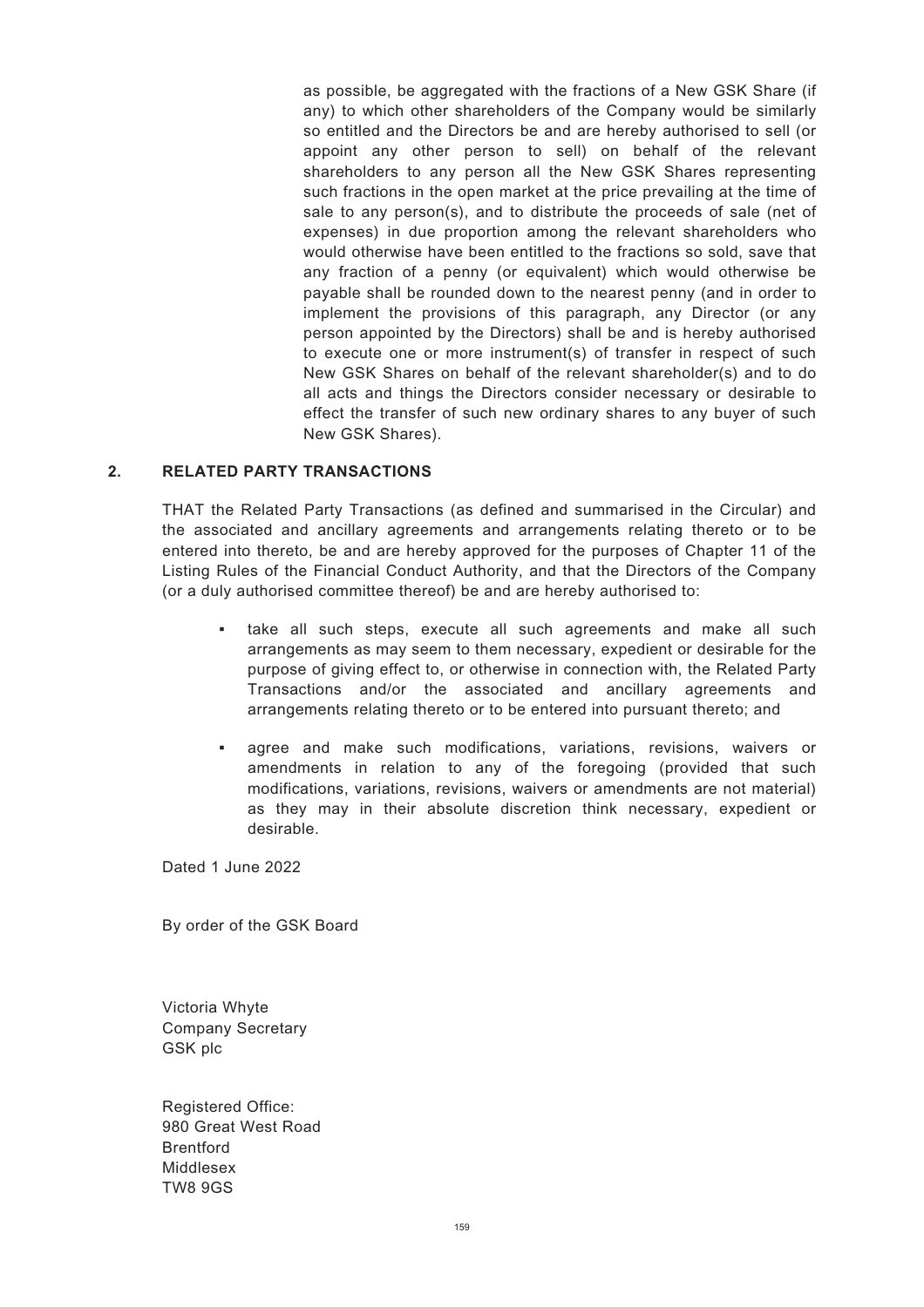as possible, be aggregated with the fractions of a New GSK Share (if any) to which other shareholders of the Company would be similarly so entitled and the Directors be and are hereby authorised to sell (or appoint any other person to sell) on behalf of the relevant shareholders to any person all the New GSK Shares representing such fractions in the open market at the price prevailing at the time of sale to any person(s), and to distribute the proceeds of sale (net of expenses) in due proportion among the relevant shareholders who would otherwise have been entitled to the fractions so sold, save that any fraction of a penny (or equivalent) which would otherwise be payable shall be rounded down to the nearest penny (and in order to implement the provisions of this paragraph, any Director (or any person appointed by the Directors) shall be and is hereby authorised to execute one or more instrument(s) of transfer in respect of such New GSK Shares on behalf of the relevant shareholder(s) and to do all acts and things the Directors consider necessary or desirable to effect the transfer of such new ordinary shares to any buyer of such New GSK Shares).

## 2. RELATED PARTY TRANSACTIONS

THAT the Related Party Transactions (as defined and summarised in the Circular) and the associated and ancillary agreements and arrangements relating thereto or to be entered into thereto, be and are hereby approved for the purposes of Chapter 11 of the Listing Rules of the Financial Conduct Authority, and that the Directors of the Company (or a duly authorised committee thereof) be and are hereby authorised to:

- take all such steps, execute all such agreements and make all such arrangements as may seem to them necessary, expedient or desirable for the purpose of giving effect to, or otherwise in connection with, the Related Party Transactions and/or the associated and ancillary agreements and arrangements relating thereto or to be entered into pursuant thereto; and
- agree and make such modifications, variations, revisions, waivers or amendments in relation to any of the foregoing (provided that such modifications, variations, revisions, waivers or amendments are not material) as they may in their absolute discretion think necessary, expedient or desirable.

Dated 1 June 2022

By order of the GSK Board

Victoria Whyte
Company Secretary
GSK plc

Registered Office:
980 Great West Road
Brentford
Middlesex
TW8 9GS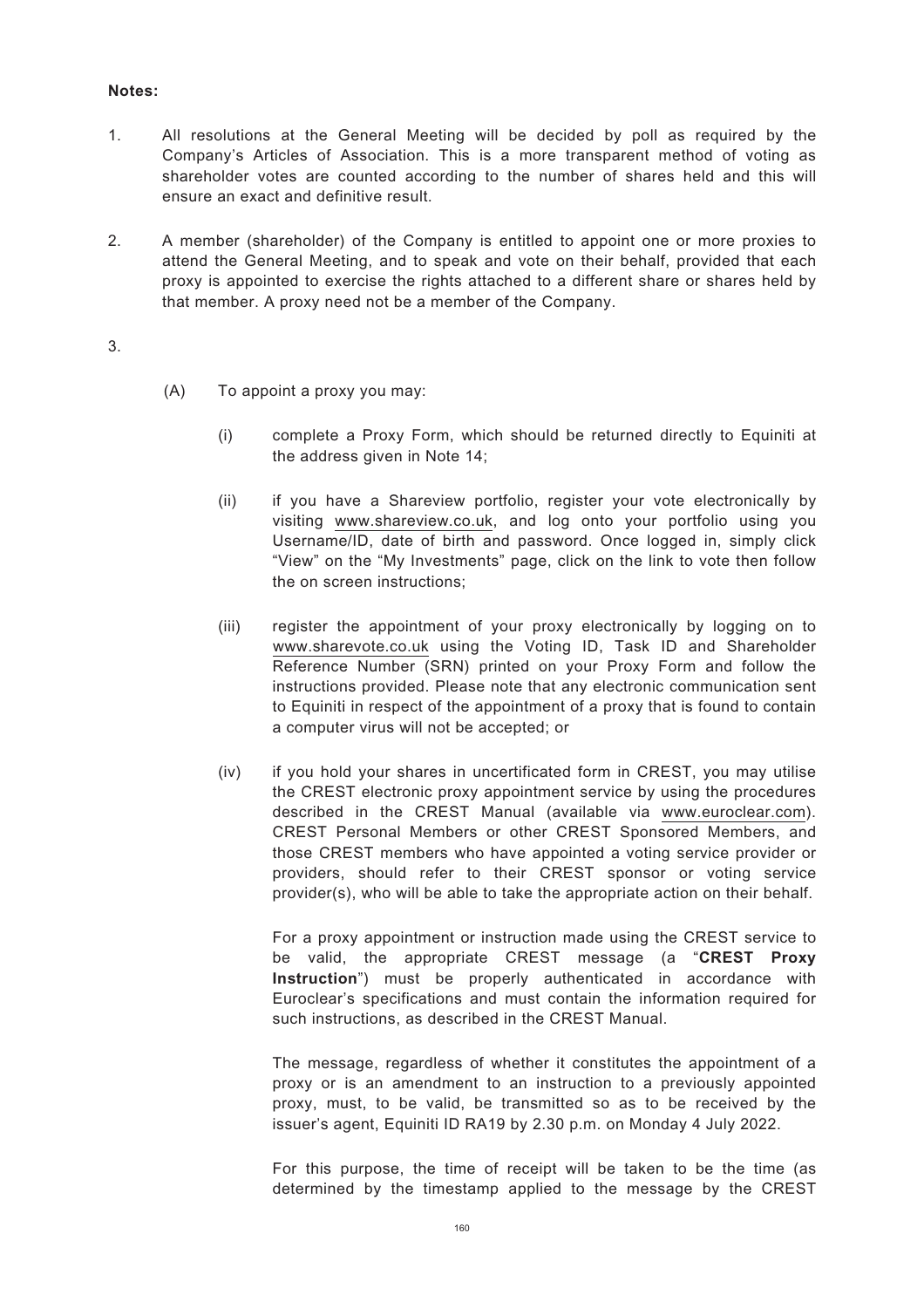**Notes:**

1. All resolutions at the General Meeting will be decided by poll as required by the Company's Articles of Association. This is a more transparent method of voting as shareholder votes are counted according to the number of shares held and this will ensure an exact and definitive result.

2. A member (shareholder) of the Company is entitled to appoint one or more proxies to attend the General Meeting, and to speak and vote on their behalf, provided that each proxy is appointed to exercise the rights attached to a different share or shares held by that member. A proxy need not be a member of the Company.

3.

   (A) To appoint a proxy you may:

      (i) complete a Proxy Form, which should be returned directly to Equiniti at the address given in Note 14;

      (ii) if you have a Shareview portfolio, register your vote electronically by visiting www.shareview.co.uk, and log onto your portfolio using you Username/ID, date of birth and password. Once logged in, simply click "View" on the "My Investments" page, click on the link to vote then follow the on screen instructions;

      (iii) register the appointment of your proxy electronically by logging on to www.sharevote.co.uk using the Voting ID, Task ID and Shareholder Reference Number (SRN) printed on your Proxy Form and follow the instructions provided. Please note that any electronic communication sent to Equiniti in respect of the appointment of a proxy that is found to contain a computer virus will not be accepted; or

      (iv) if you hold your shares in uncertificated form in CREST, you may utilise the CREST electronic proxy appointment service by using the procedures described in the CREST Manual (available via www.euroclear.com). CREST Personal Members or other CREST Sponsored Members, and those CREST members who have appointed a voting service provider or providers, should refer to their CREST sponsor or voting service provider(s), who will be able to take the appropriate action on their behalf.

      For a proxy appointment or instruction made using the CREST service to be valid, the appropriate CREST message (a "**CREST Proxy Instruction**") must be properly authenticated in accordance with Euroclear's specifications and must contain the information required for such instructions, as described in the CREST Manual.

      The message, regardless of whether it constitutes the appointment of a proxy or is an amendment to an instruction to a previously appointed proxy, must, to be valid, be transmitted so as to be received by the issuer's agent, Equiniti ID RA19 by 2.30 p.m. on Monday 4 July 2022.

      For this purpose, the time of receipt will be taken to be the time (as determined by the timestamp applied to the message by the CREST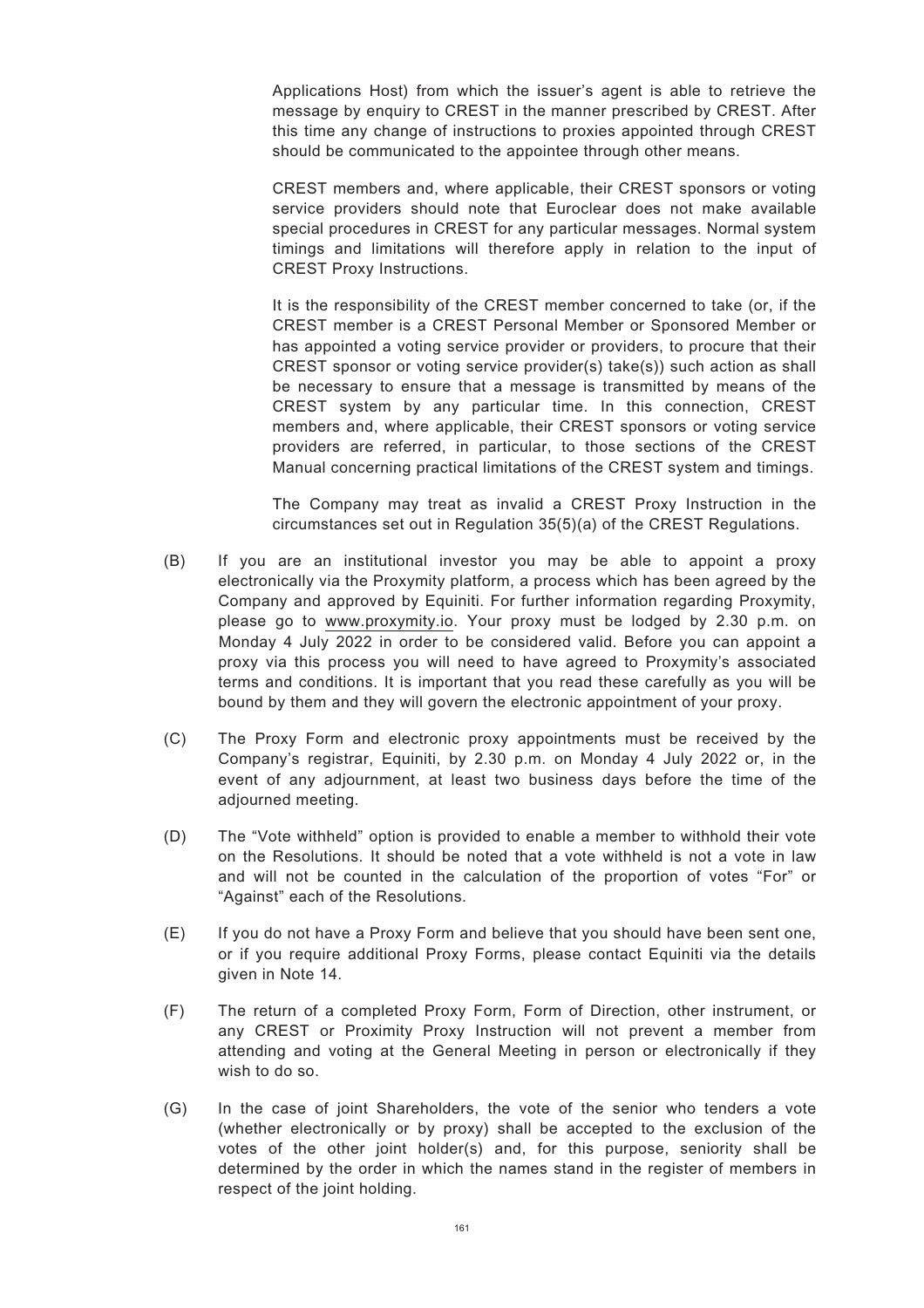Applications Host) from which the issuer's agent is able to retrieve the message by enquiry to CREST in the manner prescribed by CREST. After this time any change of instructions to proxies appointed through CREST should be communicated to the appointee through other means.

CREST members and, where applicable, their CREST sponsors or voting service providers should note that Euroclear does not make available special procedures in CREST for any particular messages. Normal system timings and limitations will therefore apply in relation to the input of CREST Proxy Instructions.

It is the responsibility of the CREST member concerned to take (or, if the CREST member is a CREST Personal Member or Sponsored Member or has appointed a voting service provider or providers, to procure that their CREST sponsor or voting service provider(s) take(s)) such action as shall be necessary to ensure that a message is transmitted by means of the CREST system by any particular time. In this connection, CREST members and, where applicable, their CREST sponsors or voting service providers are referred, in particular, to those sections of the CREST Manual concerning practical limitations of the CREST system and timings.

The Company may treat as invalid a CREST Proxy Instruction in the circumstances set out in Regulation 35(5)(a) of the CREST Regulations.

(B) If you are an institutional investor you may be able to appoint a proxy electronically via the Proxymity platform, a process which has been agreed by the Company and approved by Equiniti. For further information regarding Proxymity, please go to www.proxymity.io. Your proxy must be lodged by 2.30 p.m. on Monday 4 July 2022 in order to be considered valid. Before you can appoint a proxy via this process you will need to have agreed to Proxymity's associated terms and conditions. It is important that you read these carefully as you will be bound by them and they will govern the electronic appointment of your proxy.

(C) The Proxy Form and electronic proxy appointments must be received by the Company's registrar, Equiniti, by 2.30 p.m. on Monday 4 July 2022 or, in the event of any adjournment, at least two business days before the time of the adjourned meeting.

(D) The "Vote withheld" option is provided to enable a member to withhold their vote on the Resolutions. It should be noted that a vote withheld is not a vote in law and will not be counted in the calculation of the proportion of votes "For" or "Against" each of the Resolutions.

(E) If you do not have a Proxy Form and believe that you should have been sent one, or if you require additional Proxy Forms, please contact Equiniti via the details given in Note 14.

(F) The return of a completed Proxy Form, Form of Direction, other instrument, or any CREST or Proximity Proxy Instruction will not prevent a member from attending and voting at the General Meeting in person or electronically if they wish to do so.

(G) In the case of joint Shareholders, the vote of the senior who tenders a vote (whether electronically or by proxy) shall be accepted to the exclusion of the votes of the other joint holder(s) and, for this purpose, seniority shall be determined by the order in which the names stand in the register of members in respect of the joint holding.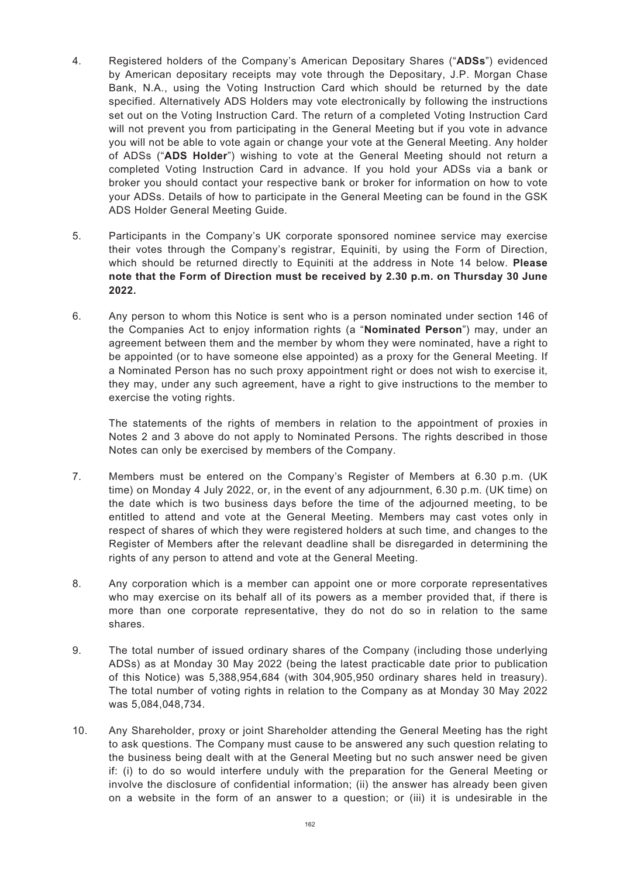4. Registered holders of the Company's American Depositary Shares ("**ADSs**") evidenced by American depositary receipts may vote through the Depositary, J.P. Morgan Chase Bank, N.A., using the Voting Instruction Card which should be returned by the date specified. Alternatively ADS Holders may vote electronically by following the instructions set out on the Voting Instruction Card. The return of a completed Voting Instruction Card will not prevent you from participating in the General Meeting but if you vote in advance you will not be able to vote again or change your vote at the General Meeting. Any holder of ADSs ("**ADS Holder**") wishing to vote at the General Meeting should not return a completed Voting Instruction Card in advance. If you hold your ADSs via a bank or broker you should contact your respective bank or broker for information on how to vote your ADSs. Details of how to participate in the General Meeting can be found in the GSK ADS Holder General Meeting Guide.

5. Participants in the Company's UK corporate sponsored nominee service may exercise their votes through the Company's registrar, Equiniti, by using the Form of Direction, which should be returned directly to Equiniti at the address in Note 14 below. **Please note that the Form of Direction must be received by 2.30 p.m. on Thursday 30 June 2022.**

6. Any person to whom this Notice is sent who is a person nominated under section 146 of the Companies Act to enjoy information rights (a "**Nominated Person**") may, under an agreement between them and the member by whom they were nominated, have a right to be appointed (or to have someone else appointed) as a proxy for the General Meeting. If a Nominated Person has no such proxy appointment right or does not wish to exercise it, they may, under any such agreement, have a right to give instructions to the member to exercise the voting rights.

   The statements of the rights of members in relation to the appointment of proxies in Notes 2 and 3 above do not apply to Nominated Persons. The rights described in those Notes can only be exercised by members of the Company.

7. Members must be entered on the Company's Register of Members at 6.30 p.m. (UK time) on Monday 4 July 2022, or, in the event of any adjournment, 6.30 p.m. (UK time) on the date which is two business days before the time of the adjourned meeting, to be entitled to attend and vote at the General Meeting. Members may cast votes only in respect of shares of which they were registered holders at such time, and changes to the Register of Members after the relevant deadline shall be disregarded in determining the rights of any person to attend and vote at the General Meeting.

8. Any corporation which is a member can appoint one or more corporate representatives who may exercise on its behalf all of its powers as a member provided that, if there is more than one corporate representative, they do not do so in relation to the same shares.

9. The total number of issued ordinary shares of the Company (including those underlying ADSs) as at Monday 30 May 2022 (being the latest practicable date prior to publication of this Notice) was 5,388,954,684 (with 304,905,950 ordinary shares held in treasury). The total number of voting rights in relation to the Company as at Monday 30 May 2022 was 5,084,048,734.

10. Any Shareholder, proxy or joint Shareholder attending the General Meeting has the right to ask questions. The Company must cause to be answered any such question relating to the business being dealt with at the General Meeting but no such answer need be given if: (i) to do so would interfere unduly with the preparation for the General Meeting or involve the disclosure of confidential information; (ii) the answer has already been given on a website in the form of an answer to a question; or (iii) it is undesirable in the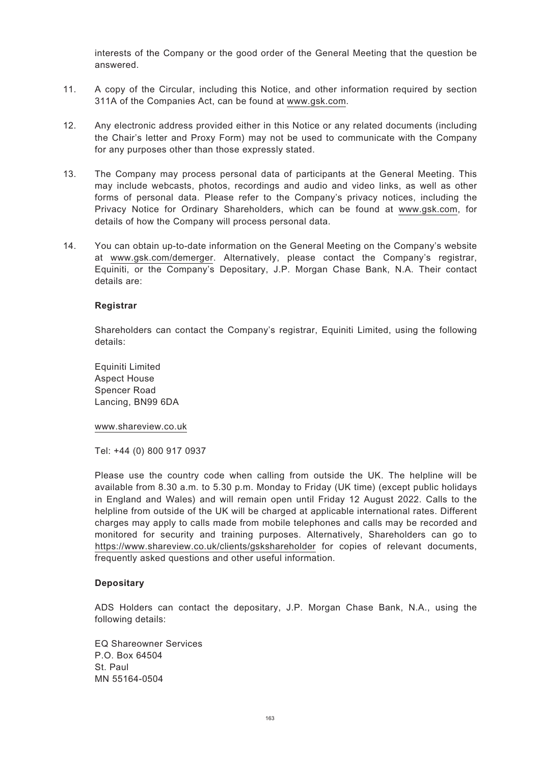interests of the Company or the good order of the General Meeting that the question be answered.

11. A copy of the Circular, including this Notice, and other information required by section 311A of the Companies Act, can be found at www.gsk.com.

12. Any electronic address provided either in this Notice or any related documents (including the Chair's letter and Proxy Form) may not be used to communicate with the Company for any purposes other than those expressly stated.

13. The Company may process personal data of participants at the General Meeting. This may include webcasts, photos, recordings and audio and video links, as well as other forms of personal data. Please refer to the Company's privacy notices, including the Privacy Notice for Ordinary Shareholders, which can be found at www.gsk.com, for details of how the Company will process personal data.

14. You can obtain up-to-date information on the General Meeting on the Company's website at www.gsk.com/demerger. Alternatively, please contact the Company's registrar, Equiniti, or the Company's Depositary, J.P. Morgan Chase Bank, N.A. Their contact details are:

    **Registrar**

    Shareholders can contact the Company's registrar, Equiniti Limited, using the following details:

    Equiniti Limited
    Aspect House
    Spencer Road
    Lancing, BN99 6DA

    www.shareview.co.uk

    Tel: +44 (0) 800 917 0937

    Please use the country code when calling from outside the UK. The helpline will be available from 8.30 a.m. to 5.30 p.m. Monday to Friday (UK time) (except public holidays in England and Wales) and will remain open until Friday 12 August 2022. Calls to the helpline from outside of the UK will be charged at applicable international rates. Different charges may apply to calls made from mobile telephones and calls may be recorded and monitored for security and training purposes. Alternatively, Shareholders can go to https://www.shareview.co.uk/clients/gskshareholder for copies of relevant documents, frequently asked questions and other useful information.

    **Depositary**

    ADS Holders can contact the depositary, J.P. Morgan Chase Bank, N.A., using the following details:

    EQ Shareowner Services
    P.O. Box 64504
    St. Paul
    MN 55164-0504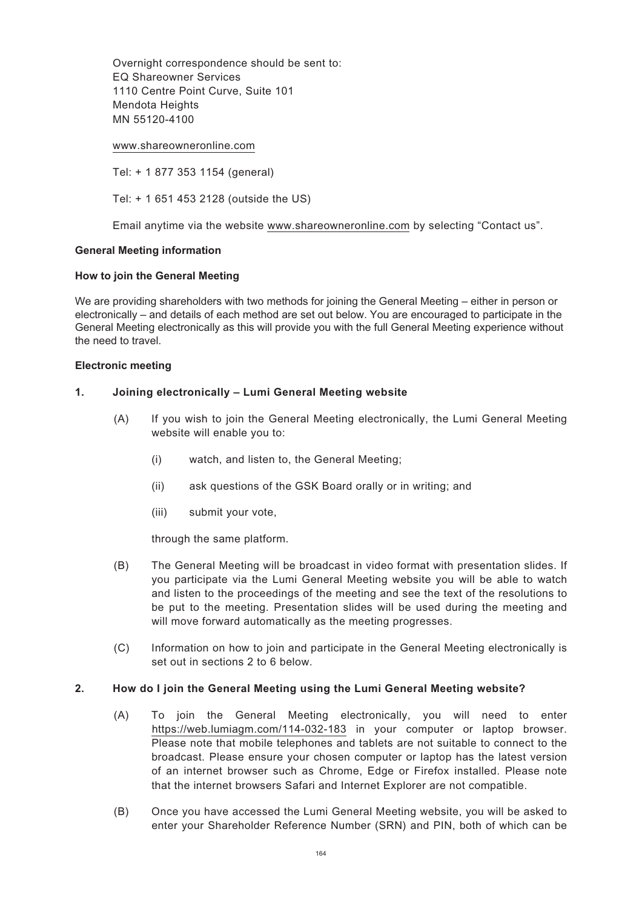Overnight correspondence should be sent to:
EQ Shareowner Services
1110 Centre Point Curve, Suite 101
Mendota Heights
MN 55120-4100

www.shareowneronline.com

Tel: + 1 877 353 1154 (general)

Tel: + 1 651 453 2128 (outside the US)

Email anytime via the website www.shareowneronline.com by selecting "Contact us".

**General Meeting information**

**How to join the General Meeting**

We are providing shareholders with two methods for joining the General Meeting – either in person or electronically – and details of each method are set out below. You are encouraged to participate in the General Meeting electronically as this will provide you with the full General Meeting experience without the need to travel.

**Electronic meeting**

**1. Joining electronically – Lumi General Meeting website**

(A) If you wish to join the General Meeting electronically, the Lumi General Meeting website will enable you to:

(i) watch, and listen to, the General Meeting;

(ii) ask questions of the GSK Board orally or in writing; and

(iii) submit your vote,

through the same platform.

(B) The General Meeting will be broadcast in video format with presentation slides. If you participate via the Lumi General Meeting website you will be able to watch and listen to the proceedings of the meeting and see the text of the resolutions to be put to the meeting. Presentation slides will be used during the meeting and will move forward automatically as the meeting progresses.

(C) Information on how to join and participate in the General Meeting electronically is set out in sections 2 to 6 below.

**2. How do I join the General Meeting using the Lumi General Meeting website?**

(A) To join the General Meeting electronically, you will need to enter https://web.lumiagm.com/114-032-183 in your computer or laptop browser. Please note that mobile telephones and tablets are not suitable to connect to the broadcast. Please ensure your chosen computer or laptop has the latest version of an internet browser such as Chrome, Edge or Firefox installed. Please note that the internet browsers Safari and Internet Explorer are not compatible.

(B) Once you have accessed the Lumi General Meeting website, you will be asked to enter your Shareholder Reference Number (SRN) and PIN, both of which can be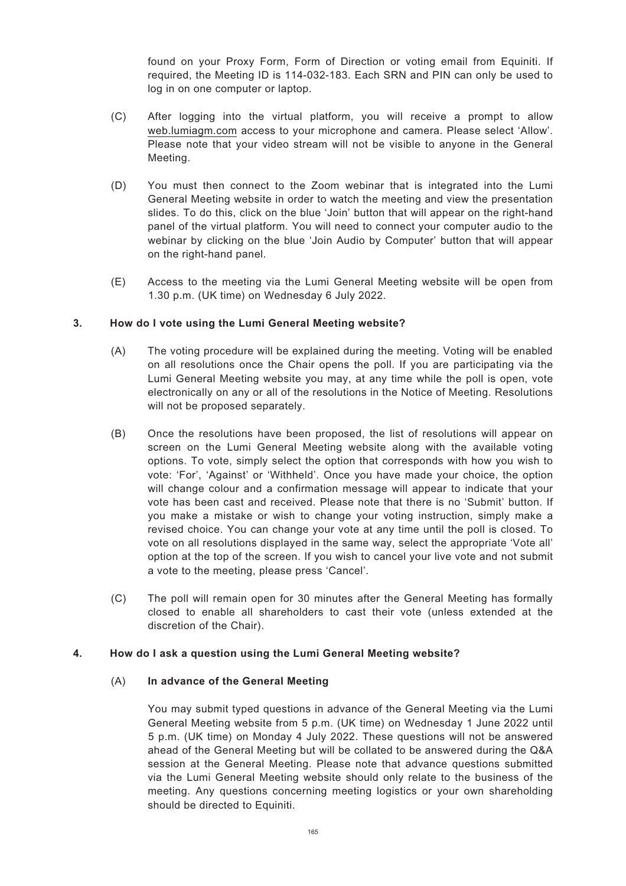found on your Proxy Form, Form of Direction or voting email from Equiniti. If required, the Meeting ID is 114-032-183. Each SRN and PIN can only be used to log in on one computer or laptop.

(C) After logging into the virtual platform, you will receive a prompt to allow web.lumiagm.com access to your microphone and camera. Please select 'Allow'. Please note that your video stream will not be visible to anyone in the General Meeting.

(D) You must then connect to the Zoom webinar that is integrated into the Lumi General Meeting website in order to watch the meeting and view the presentation slides. To do this, click on the blue 'Join' button that will appear on the right-hand panel of the virtual platform. You will need to connect your computer audio to the webinar by clicking on the blue 'Join Audio by Computer' button that will appear on the right-hand panel.

(E) Access to the meeting via the Lumi General Meeting website will be open from 1.30 p.m. (UK time) on Wednesday 6 July 2022.

**3. How do I vote using the Lumi General Meeting website?**

(A) The voting procedure will be explained during the meeting. Voting will be enabled on all resolutions once the Chair opens the poll. If you are participating via the Lumi General Meeting website you may, at any time while the poll is open, vote electronically on any or all of the resolutions in the Notice of Meeting. Resolutions will not be proposed separately.

(B) Once the resolutions have been proposed, the list of resolutions will appear on screen on the Lumi General Meeting website along with the available voting options. To vote, simply select the option that corresponds with how you wish to vote: 'For', 'Against' or 'Withheld'. Once you have made your choice, the option will change colour and a confirmation message will appear to indicate that your vote has been cast and received. Please note that there is no 'Submit' button. If you make a mistake or wish to change your voting instruction, simply make a revised choice. You can change your vote at any time until the poll is closed. To vote on all resolutions displayed in the same way, select the appropriate 'Vote all' option at the top of the screen. If you wish to cancel your live vote and not submit a vote to the meeting, please press 'Cancel'.

(C) The poll will remain open for 30 minutes after the General Meeting has formally closed to enable all shareholders to cast their vote (unless extended at the discretion of the Chair).

**4. How do I ask a question using the Lumi General Meeting website?**

(A) **In advance of the General Meeting**

You may submit typed questions in advance of the General Meeting via the Lumi General Meeting website from 5 p.m. (UK time) on Wednesday 1 June 2022 until 5 p.m. (UK time) on Monday 4 July 2022. These questions will not be answered ahead of the General Meeting but will be collated to be answered during the Q&A session at the General Meeting. Please note that advance questions submitted via the Lumi General Meeting website should only relate to the business of the meeting. Any questions concerning meeting logistics or your own shareholding should be directed to Equiniti.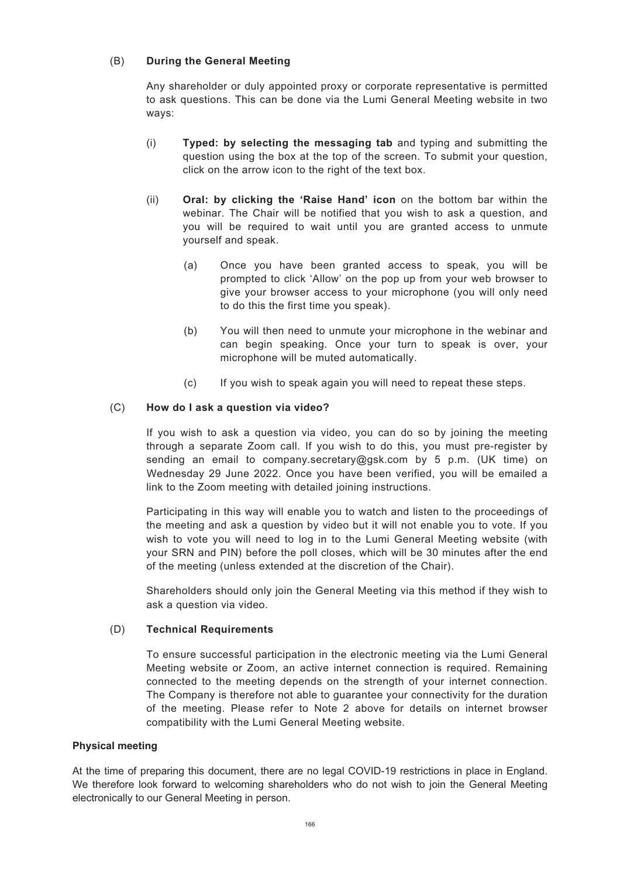(B) **During the General Meeting**

Any shareholder or duly appointed proxy or corporate representative is permitted to ask questions. This can be done via the Lumi General Meeting website in two ways:

(i) **Typed: by selecting the messaging tab** and typing and submitting the question using the box at the top of the screen. To submit your question, click on the arrow icon to the right of the text box.

(ii) **Oral: by clicking the 'Raise Hand' icon** on the bottom bar within the webinar. The Chair will be notified that you wish to ask a question, and you will be required to wait until you are granted access to unmute yourself and speak.

(a) Once you have been granted access to speak, you will be prompted to click 'Allow' on the pop up from your web browser to give your browser access to your microphone (you will only need to do this the first time you speak).

(b) You will then need to unmute your microphone in the webinar and can begin speaking. Once your turn to speak is over, your microphone will be muted automatically.

(c) If you wish to speak again you will need to repeat these steps.

(C) **How do I ask a question via video?**

If you wish to ask a question via video, you can do so by joining the meeting through a separate Zoom call. If you wish to do this, you must pre-register by sending an email to company.secretary@gsk.com by 5 p.m. (UK time) on Wednesday 29 June 2022. Once you have been verified, you will be emailed a link to the Zoom meeting with detailed joining instructions.

Participating in this way will enable you to watch and listen to the proceedings of the meeting and ask a question by video but it will not enable you to vote. If you wish to vote you will need to log in to the Lumi General Meeting website (with your SRN and PIN) before the poll closes, which will be 30 minutes after the end of the meeting (unless extended at the discretion of the Chair).

Shareholders should only join the General Meeting via this method if they wish to ask a question via video.

(D) **Technical Requirements**

To ensure successful participation in the electronic meeting via the Lumi General Meeting website or Zoom, an active internet connection is required. Remaining connected to the meeting depends on the strength of your internet connection. The Company is therefore not able to guarantee your connectivity for the duration of the meeting. Please refer to Note 2 above for details on internet browser compatibility with the Lumi General Meeting website.

**Physical meeting**

At the time of preparing this document, there are no legal COVID-19 restrictions in place in England. We therefore look forward to welcoming shareholders who do not wish to join the General Meeting electronically to our General Meeting in person.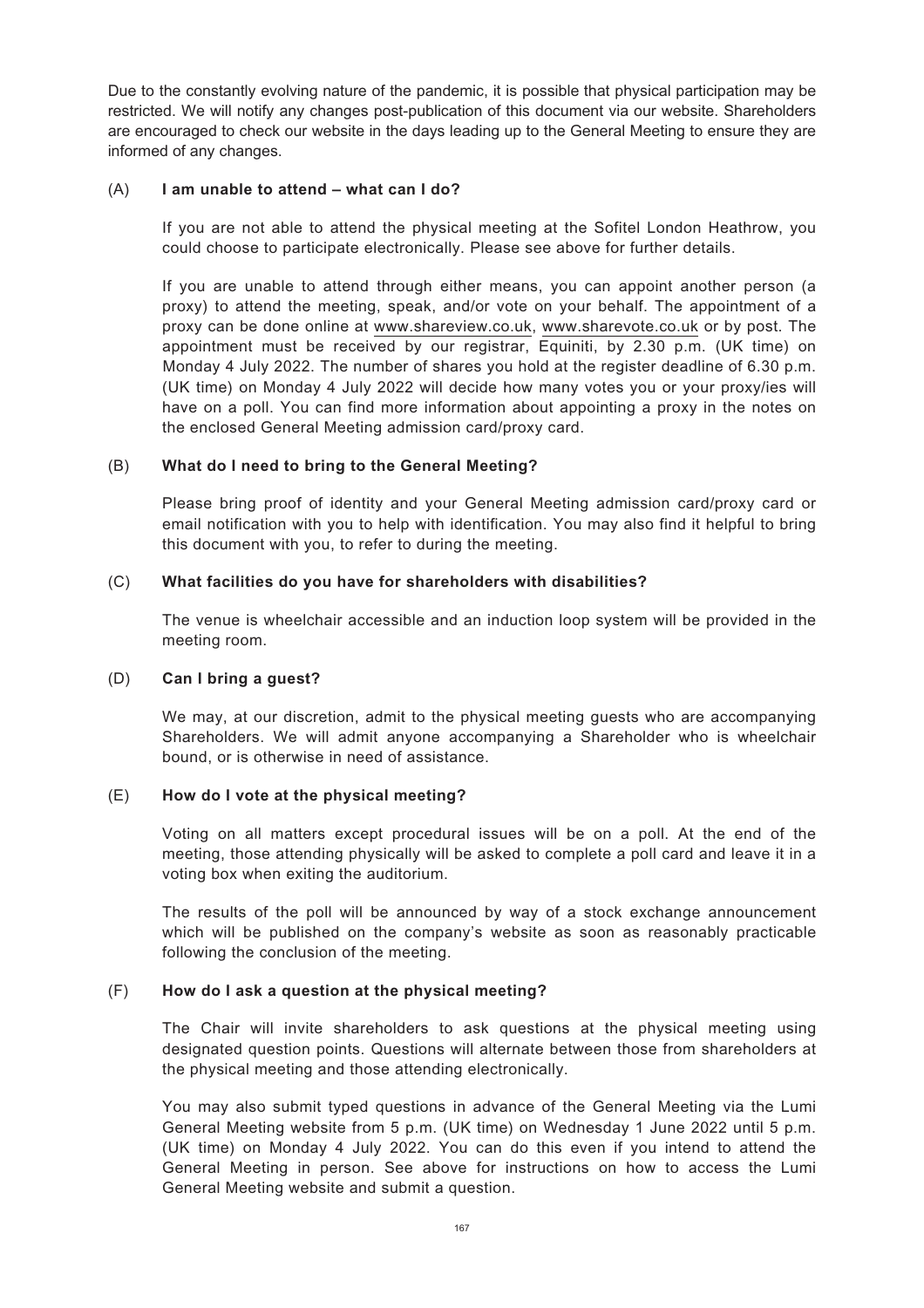Due to the constantly evolving nature of the pandemic, it is possible that physical participation may be restricted. We will notify any changes post-publication of this document via our website. Shareholders are encouraged to check our website in the days leading up to the General Meeting to ensure they are informed of any changes.

(A) **I am unable to attend – what can I do?**

If you are not able to attend the physical meeting at the Sofitel London Heathrow, you could choose to participate electronically. Please see above for further details.

If you are unable to attend through either means, you can appoint another person (a proxy) to attend the meeting, speak, and/or vote on your behalf. The appointment of a proxy can be done online at www.shareview.co.uk, www.sharevote.co.uk or by post. The appointment must be received by our registrar, Equiniti, by 2.30 p.m. (UK time) on Monday 4 July 2022. The number of shares you hold at the register deadline of 6.30 p.m. (UK time) on Monday 4 July 2022 will decide how many votes you or your proxy/ies will have on a poll. You can find more information about appointing a proxy in the notes on the enclosed General Meeting admission card/proxy card.

(B) **What do I need to bring to the General Meeting?**

Please bring proof of identity and your General Meeting admission card/proxy card or email notification with you to help with identification. You may also find it helpful to bring this document with you, to refer to during the meeting.

(C) **What facilities do you have for shareholders with disabilities?**

The venue is wheelchair accessible and an induction loop system will be provided in the meeting room.

(D) **Can I bring a guest?**

We may, at our discretion, admit to the physical meeting guests who are accompanying Shareholders. We will admit anyone accompanying a Shareholder who is wheelchair bound, or is otherwise in need of assistance.

(E) **How do I vote at the physical meeting?**

Voting on all matters except procedural issues will be on a poll. At the end of the meeting, those attending physically will be asked to complete a poll card and leave it in a voting box when exiting the auditorium.

The results of the poll will be announced by way of a stock exchange announcement which will be published on the company's website as soon as reasonably practicable following the conclusion of the meeting.

(F) **How do I ask a question at the physical meeting?**

The Chair will invite shareholders to ask questions at the physical meeting using designated question points. Questions will alternate between those from shareholders at the physical meeting and those attending electronically.

You may also submit typed questions in advance of the General Meeting via the Lumi General Meeting website from 5 p.m. (UK time) on Wednesday 1 June 2022 until 5 p.m. (UK time) on Monday 4 July 2022. You can do this even if you intend to attend the General Meeting in person. See above for instructions on how to access the Lumi General Meeting website and submit a question.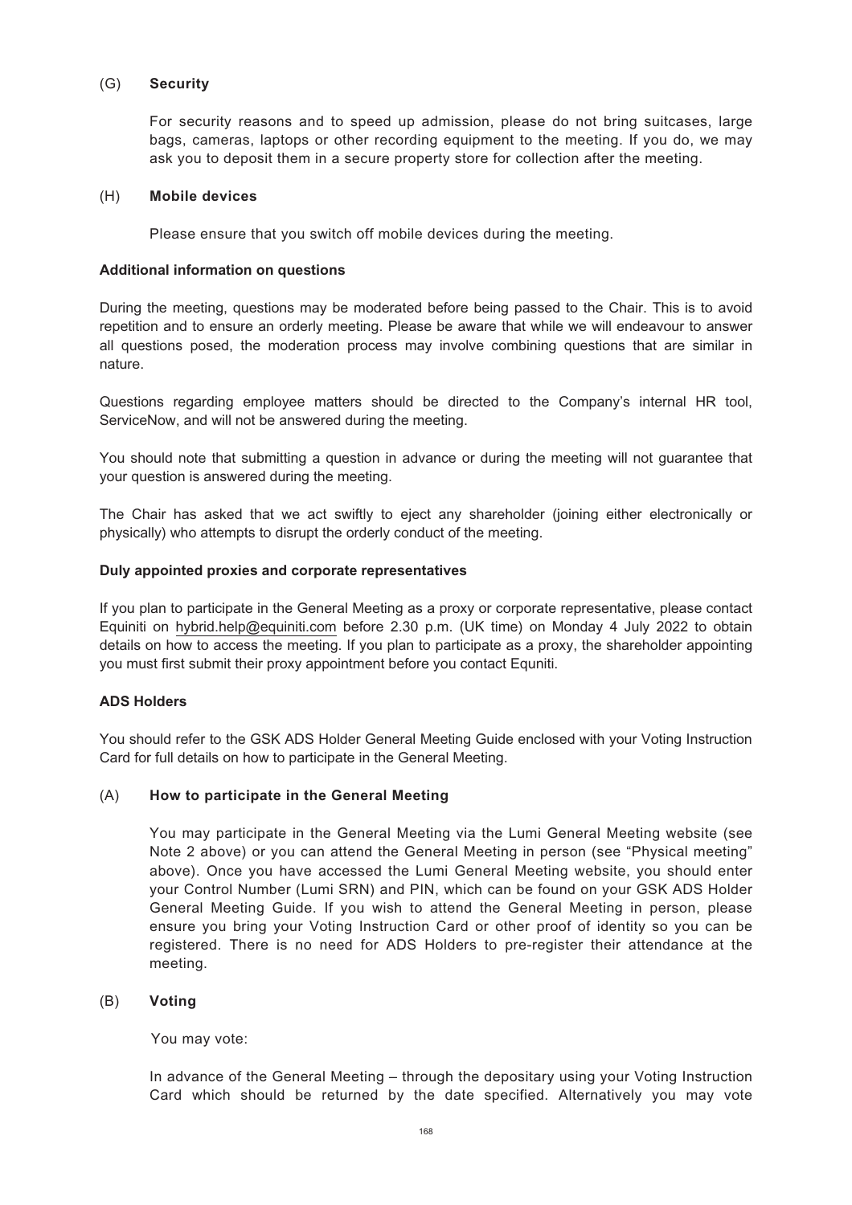(G) **Security**

For security reasons and to speed up admission, please do not bring suitcases, large bags, cameras, laptops or other recording equipment to the meeting. If you do, we may ask you to deposit them in a secure property store for collection after the meeting.

(H) **Mobile devices**

Please ensure that you switch off mobile devices during the meeting.

**Additional information on questions**

During the meeting, questions may be moderated before being passed to the Chair. This is to avoid repetition and to ensure an orderly meeting. Please be aware that while we will endeavour to answer all questions posed, the moderation process may involve combining questions that are similar in nature.

Questions regarding employee matters should be directed to the Company's internal HR tool, ServiceNow, and will not be answered during the meeting.

You should note that submitting a question in advance or during the meeting will not guarantee that your question is answered during the meeting.

The Chair has asked that we act swiftly to eject any shareholder (joining either electronically or physically) who attempts to disrupt the orderly conduct of the meeting.

**Duly appointed proxies and corporate representatives**

If you plan to participate in the General Meeting as a proxy or corporate representative, please contact Equiniti on hybrid.help@equiniti.com before 2.30 p.m. (UK time) on Monday 4 July 2022 to obtain details on how to access the meeting. If you plan to participate as a proxy, the shareholder appointing you must first submit their proxy appointment before you contact Equniti.

**ADS Holders**

You should refer to the GSK ADS Holder General Meeting Guide enclosed with your Voting Instruction Card for full details on how to participate in the General Meeting.

(A) **How to participate in the General Meeting**

You may participate in the General Meeting via the Lumi General Meeting website (see Note 2 above) or you can attend the General Meeting in person (see "Physical meeting" above). Once you have accessed the Lumi General Meeting website, you should enter your Control Number (Lumi SRN) and PIN, which can be found on your GSK ADS Holder General Meeting Guide. If you wish to attend the General Meeting in person, please ensure you bring your Voting Instruction Card or other proof of identity so you can be registered. There is no need for ADS Holders to pre-register their attendance at the meeting.

(B) **Voting**

You may vote:

In advance of the General Meeting – through the depositary using your Voting Instruction Card which should be returned by the date specified. Alternatively you may vote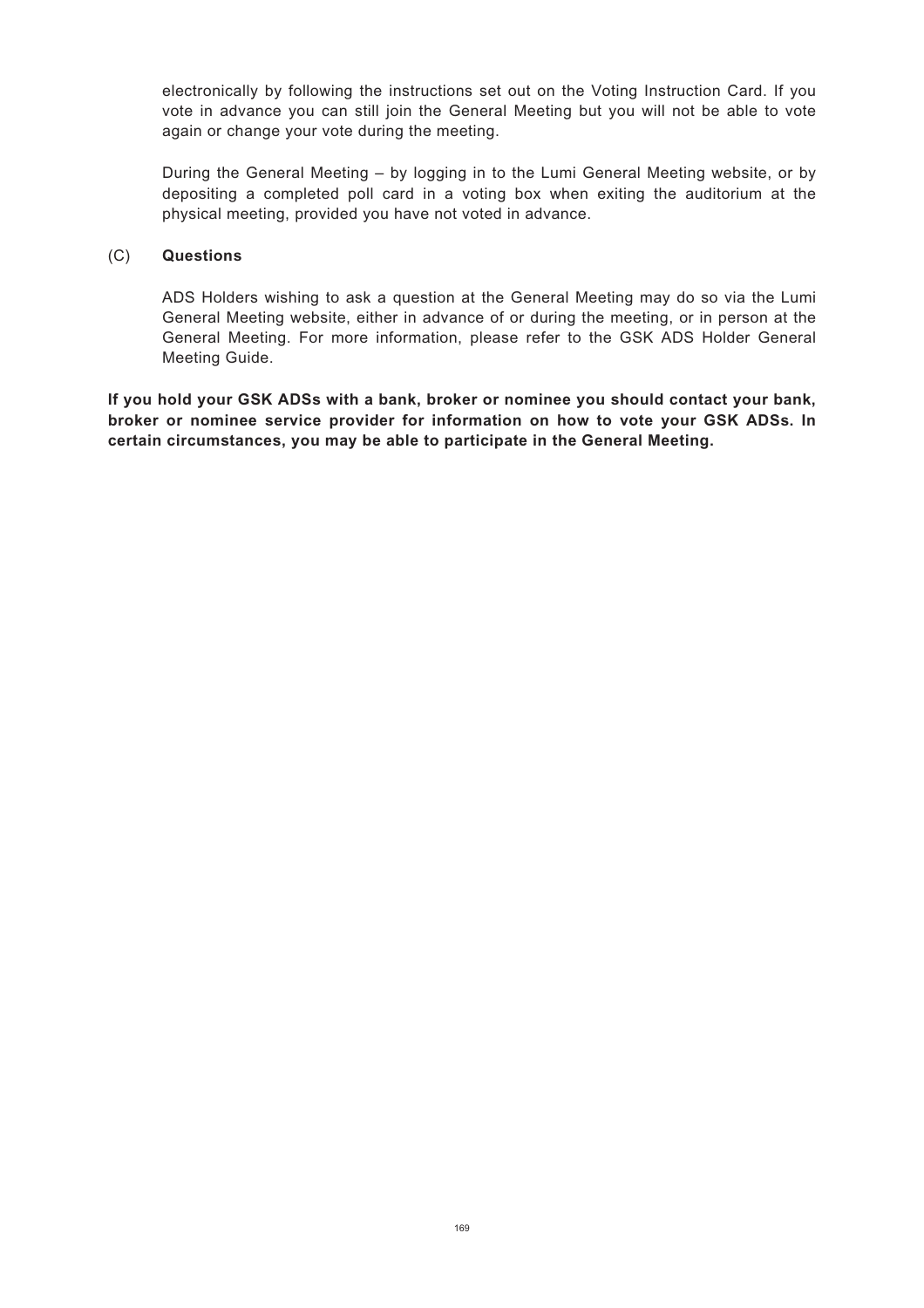electronically by following the instructions set out on the Voting Instruction Card. If you vote in advance you can still join the General Meeting but you will not be able to vote again or change your vote during the meeting.

During the General Meeting – by logging in to the Lumi General Meeting website, or by depositing a completed poll card in a voting box when exiting the auditorium at the physical meeting, provided you have not voted in advance.

(C) **Questions**

ADS Holders wishing to ask a question at the General Meeting may do so via the Lumi General Meeting website, either in advance of or during the meeting, or in person at the General Meeting. For more information, please refer to the GSK ADS Holder General Meeting Guide.

**If you hold your GSK ADSs with a bank, broker or nominee you should contact your bank, broker or nominee service provider for information on how to vote your GSK ADSs. In certain circumstances, you may be able to participate in the General Meeting.**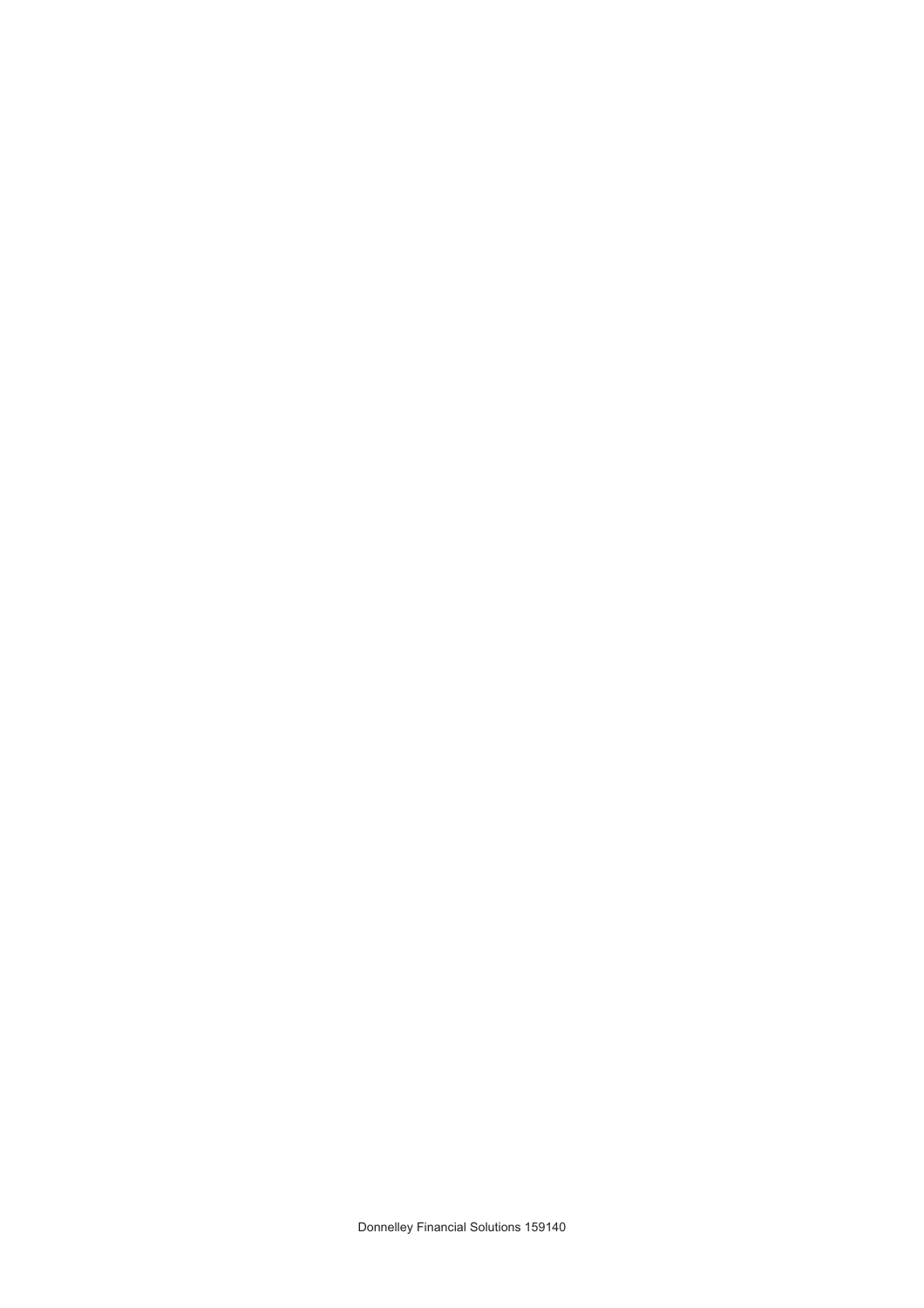Donnelley Financial Solutions 159140